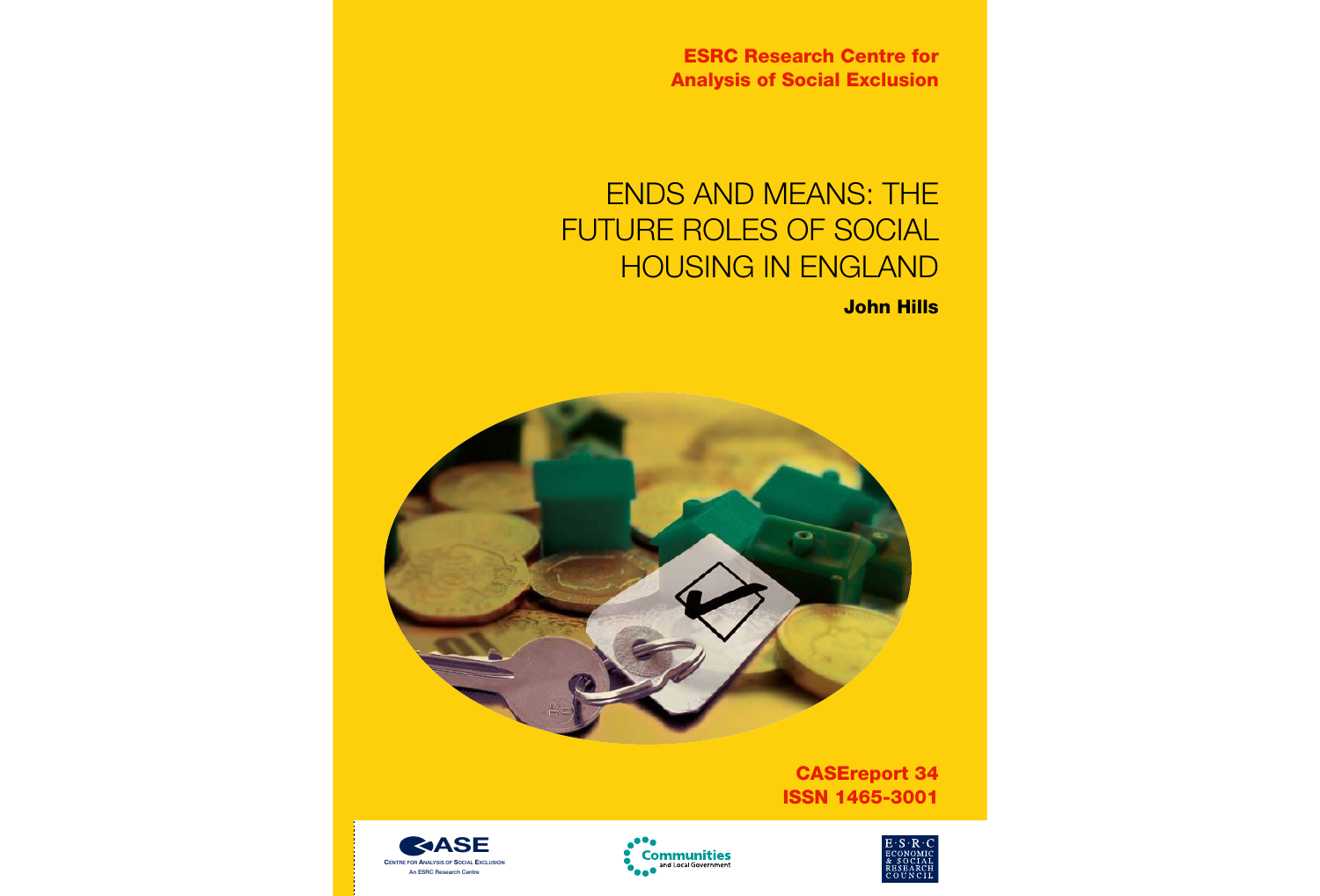**ESRC Research Centre for Analysis of Social Exclusion**

# ENDS AND MEANS: THE FUTURE ROLES OF SOCIAL HOUSING IN ENGLAND

**John Hills**

**CASEreport 34**
**ISSN 1465-3001**

CASE
CENTRE FOR ANALYSIS OF SOCIAL EXCLUSION
An ESRC Research Centre

Communities and Local Government

E·S·R·C
ECONOMIC & SOCIAL RESEARCH COUNCIL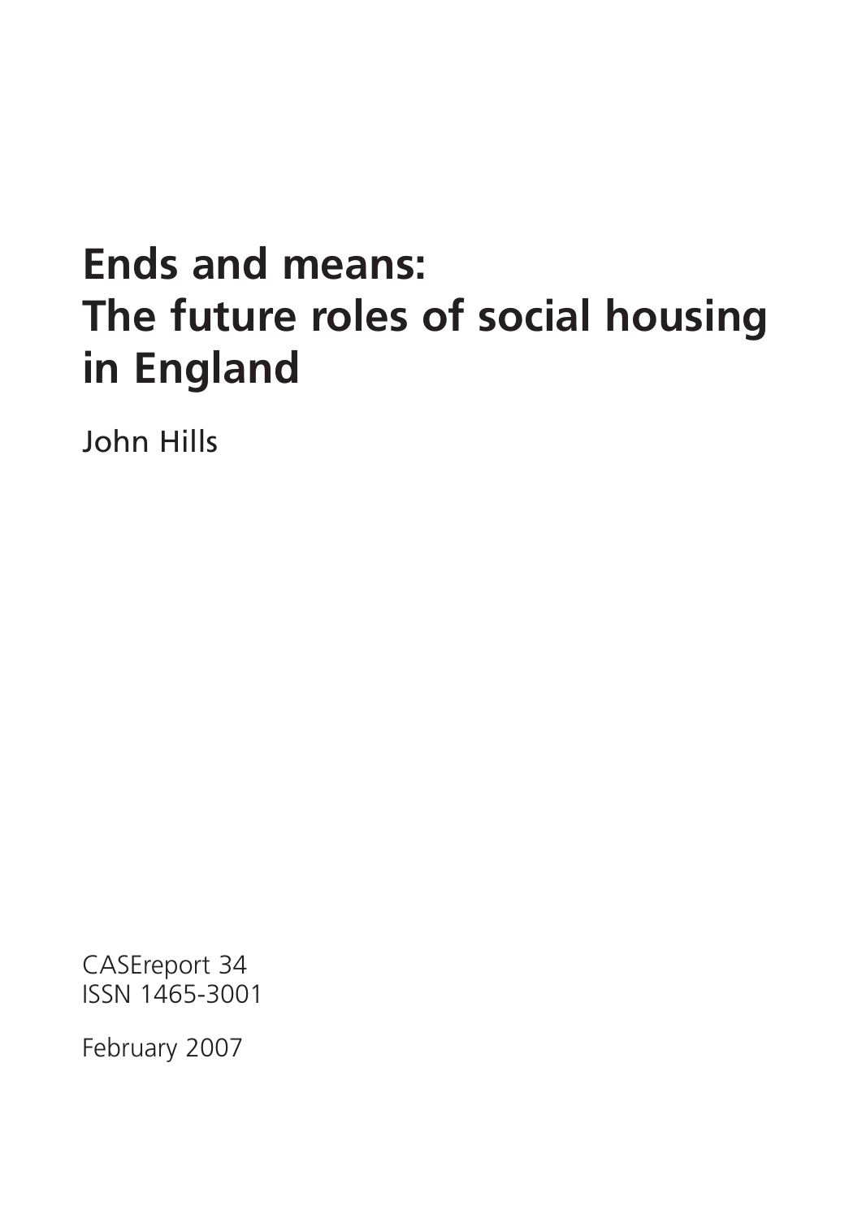# Ends and means: The future roles of social housing in England

John Hills

CASEreport 34
ISSN 1465-3001

February 2007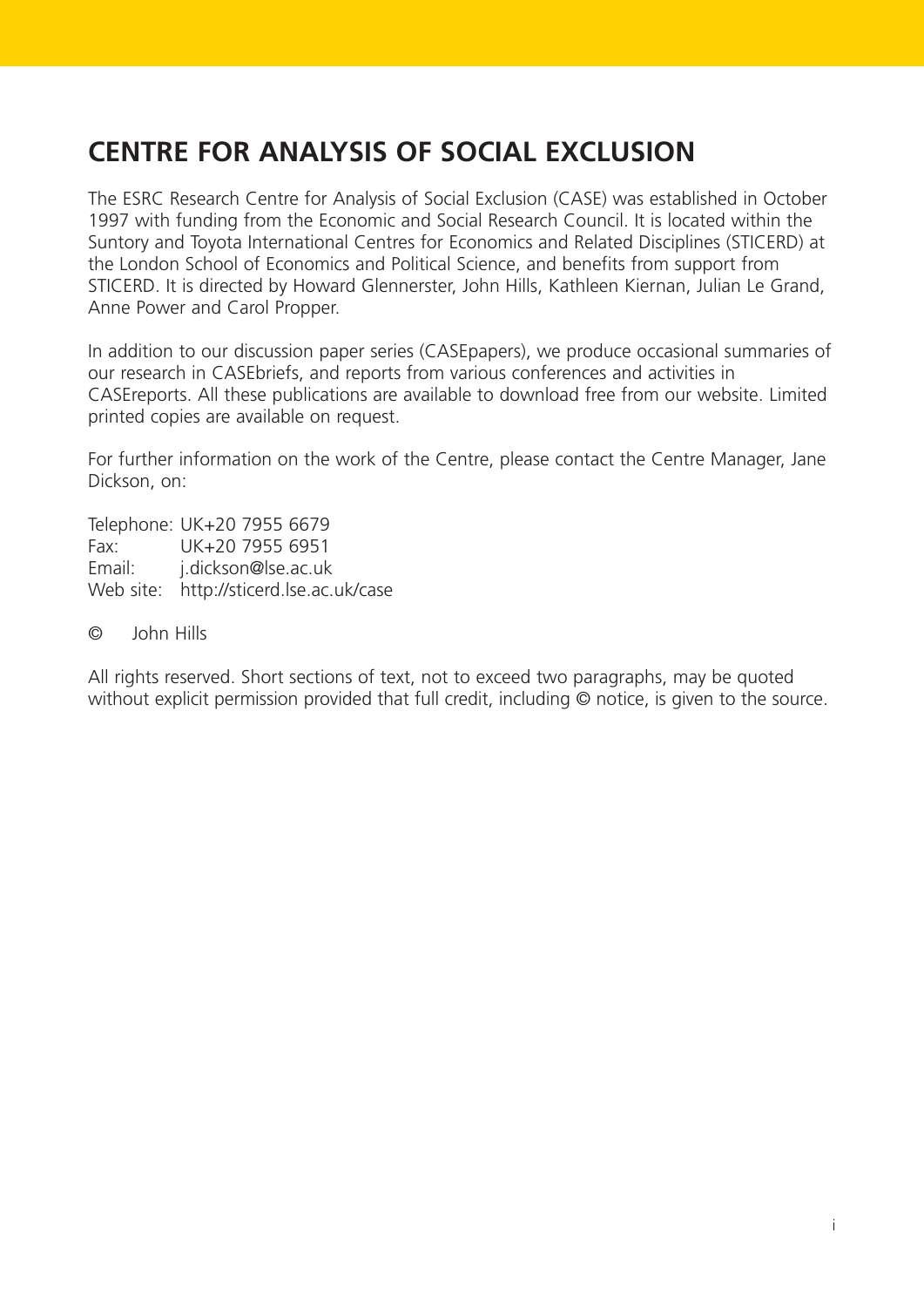## CENTRE FOR ANALYSIS OF SOCIAL EXCLUSION

The ESRC Research Centre for Analysis of Social Exclusion (CASE) was established in October 1997 with funding from the Economic and Social Research Council. It is located within the Suntory and Toyota International Centres for Economics and Related Disciplines (STICERD) at the London School of Economics and Political Science, and benefits from support from STICERD. It is directed by Howard Glennerster, John Hills, Kathleen Kiernan, Julian Le Grand, Anne Power and Carol Propper.

In addition to our discussion paper series (CASEpapers), we produce occasional summaries of our research in CASEbriefs, and reports from various conferences and activities in CASEreports. All these publications are available to download free from our website. Limited printed copies are available on request.

For further information on the work of the Centre, please contact the Centre Manager, Jane Dickson, on:

Telephone: UK+20 7955 6679
Fax: UK+20 7955 6951
Email: j.dickson@lse.ac.uk
Web site: http://sticerd.lse.ac.uk/case

© John Hills

All rights reserved. Short sections of text, not to exceed two paragraphs, may be quoted without explicit permission provided that full credit, including © notice, is given to the source.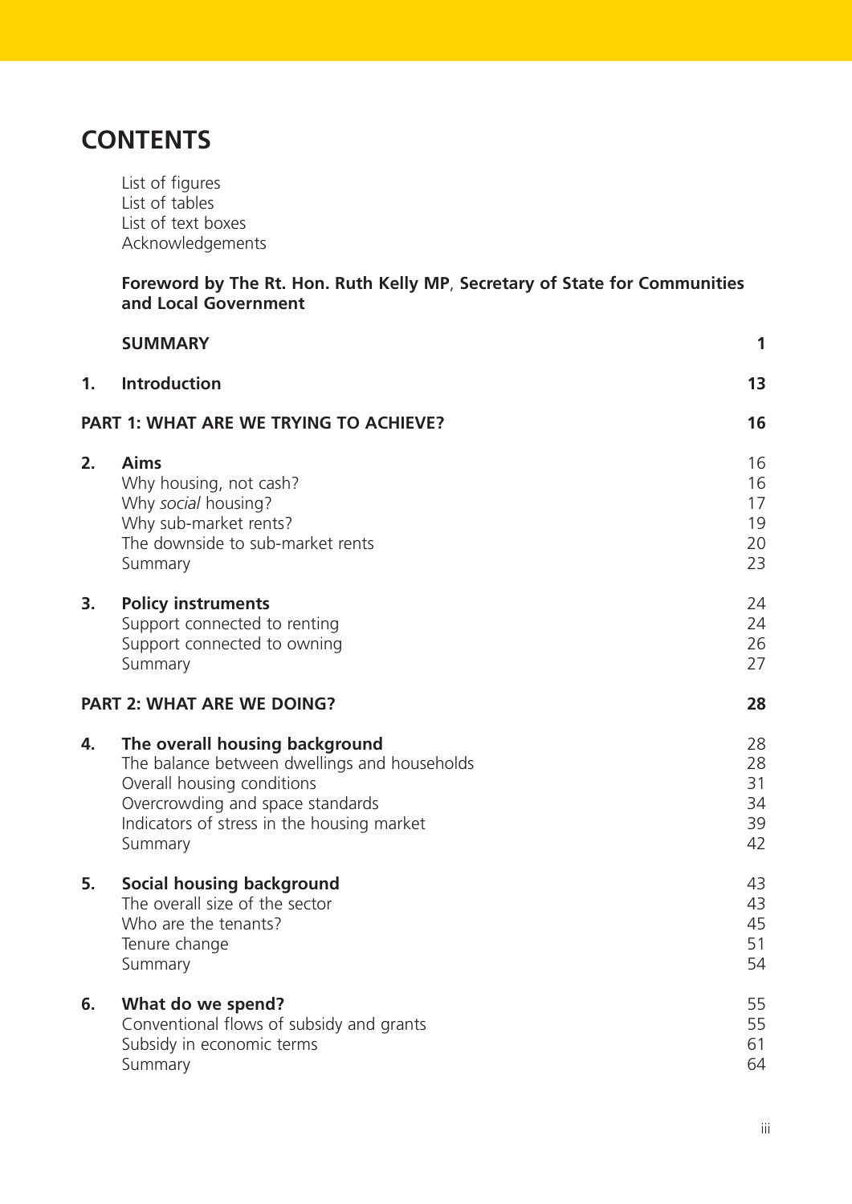# CONTENTS

List of figures
List of tables
List of text boxes
Acknowledgements

**Foreword by The Rt. Hon. Ruth Kelly MP, Secretary of State for Communities and Local Government**

| | | |
|---|---|---|
| | **SUMMARY** | **1** |
| **1.** | **Introduction** | **13** |
| **PART 1: WHAT ARE WE TRYING TO ACHIEVE?** | | **16** |
| **2.** | **Aims** | 16 |
| | Why housing, not cash? | 16 |
| | Why *social* housing? | 17 |
| | Why sub-market rents? | 19 |
| | The downside to sub-market rents | 20 |
| | Summary | 23 |
| **3.** | **Policy instruments** | 24 |
| | Support connected to renting | 24 |
| | Support connected to owning | 26 |
| | Summary | 27 |
| **PART 2: WHAT ARE WE DOING?** | | **28** |
| **4.** | **The overall housing background** | 28 |
| | The balance between dwellings and households | 28 |
| | Overall housing conditions | 31 |
| | Overcrowding and space standards | 34 |
| | Indicators of stress in the housing market | 39 |
| | Summary | 42 |
| **5.** | **Social housing background** | 43 |
| | The overall size of the sector | 43 |
| | Who are the tenants? | 45 |
| | Tenure change | 51 |
| | Summary | 54 |
| **6.** | **What do we spend?** | 55 |
| | Conventional flows of subsidy and grants | 55 |
| | Subsidy in economic terms | 61 |
| | Summary | 64 |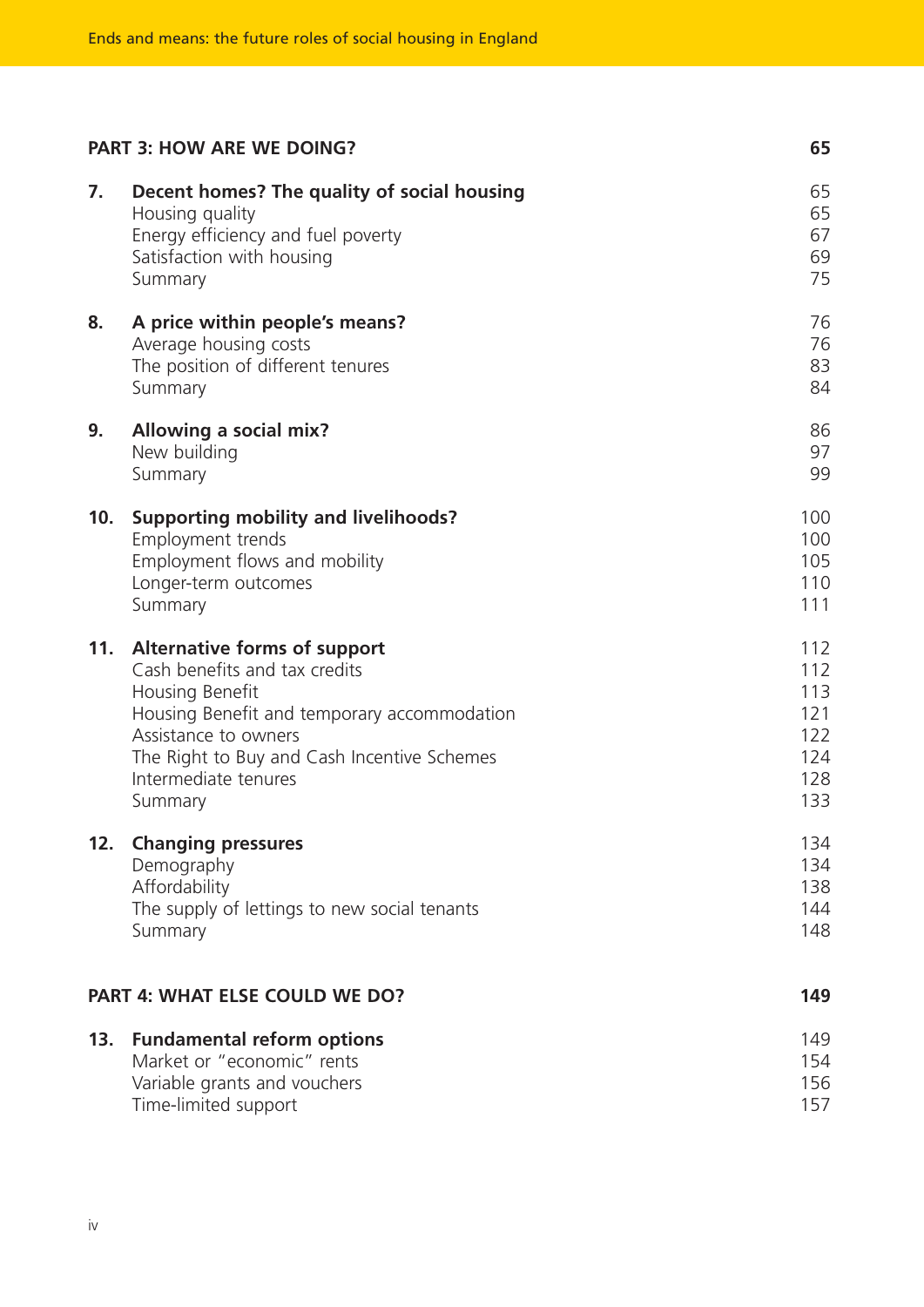| | | |
|---|---|---|
| **PART 3: HOW ARE WE DOING?** | | **65** |
| **7.** | **Decent homes? The quality of social housing** | 65 |
| | Housing quality | 65 |
| | Energy efficiency and fuel poverty | 67 |
| | Satisfaction with housing | 69 |
| | Summary | 75 |
| **8.** | **A price within people's means?** | 76 |
| | Average housing costs | 76 |
| | The position of different tenures | 83 |
| | Summary | 84 |
| **9.** | **Allowing a social mix?** | 86 |
| | New building | 97 |
| | Summary | 99 |
| **10.** | **Supporting mobility and livelihoods?** | 100 |
| | Employment trends | 100 |
| | Employment flows and mobility | 105 |
| | Longer-term outcomes | 110 |
| | Summary | 111 |
| **11.** | **Alternative forms of support** | 112 |
| | Cash benefits and tax credits | 112 |
| | Housing Benefit | 113 |
| | Housing Benefit and temporary accommodation | 121 |
| | Assistance to owners | 122 |
| | The Right to Buy and Cash Incentive Schemes | 124 |
| | Intermediate tenures | 128 |
| | Summary | 133 |
| **12.** | **Changing pressures** | 134 |
| | Demography | 134 |
| | Affordability | 138 |
| | The supply of lettings to new social tenants | 144 |
| | Summary | 148 |
| **PART 4: WHAT ELSE COULD WE DO?** | | **149** |
| **13.** | **Fundamental reform options** | 149 |
| | Market or "economic" rents | 154 |
| | Variable grants and vouchers | 156 |
| | Time-limited support | 157 |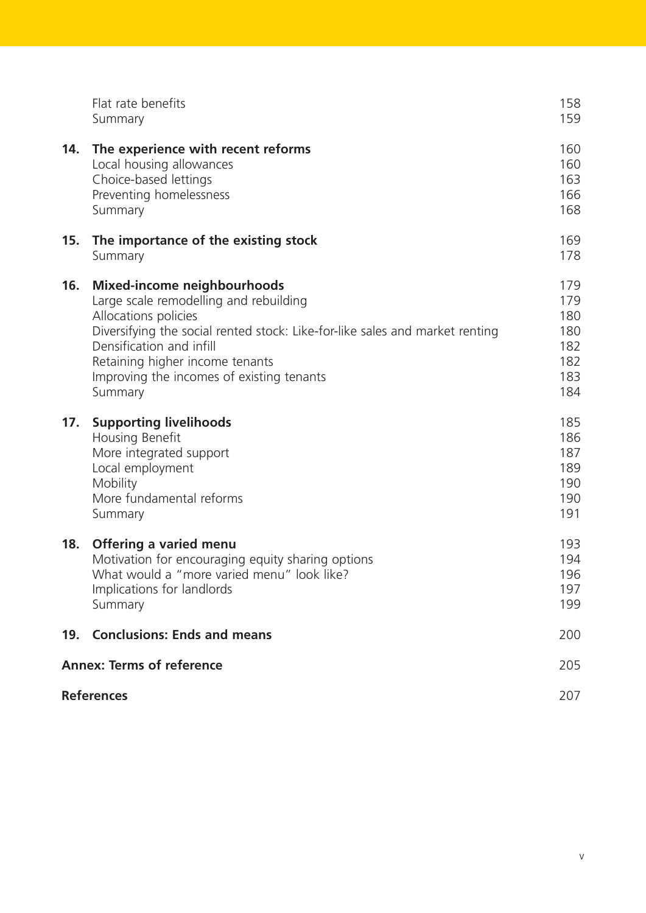| | | |
|---|---|---|
| | Flat rate benefits | 158 |
| | Summary | 159 |
| **14.** | **The experience with recent reforms** | 160 |
| | Local housing allowances | 160 |
| | Choice-based lettings | 163 |
| | Preventing homelessness | 166 |
| | Summary | 168 |
| **15.** | **The importance of the existing stock** | 169 |
| | Summary | 178 |
| **16.** | **Mixed-income neighbourhoods** | 179 |
| | Large scale remodelling and rebuilding | 179 |
| | Allocations policies | 180 |
| | Diversifying the social rented stock: Like-for-like sales and market renting | 180 |
| | Densification and infill | 182 |
| | Retaining higher income tenants | 182 |
| | Improving the incomes of existing tenants | 183 |
| | Summary | 184 |
| **17.** | **Supporting livelihoods** | 185 |
| | Housing Benefit | 186 |
| | More integrated support | 187 |
| | Local employment | 189 |
| | Mobility | 190 |
| | More fundamental reforms | 190 |
| | Summary | 191 |
| **18.** | **Offering a varied menu** | 193 |
| | Motivation for encouraging equity sharing options | 194 |
| | What would a "more varied menu" look like? | 196 |
| | Implications for landlords | 197 |
| | Summary | 199 |
| **19.** | **Conclusions: Ends and means** | 200 |
| **Annex: Terms of reference** | | 205 |
| **References** | | 207 |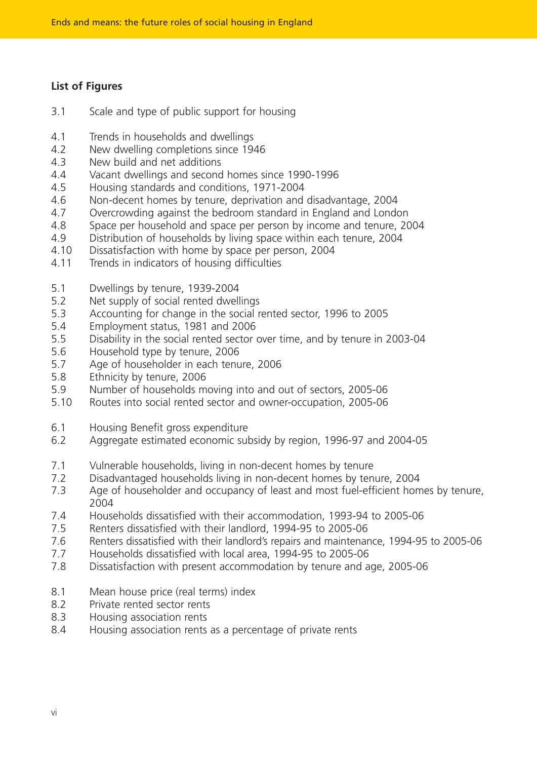## List of Figures

3.1 Scale and type of public support for housing

4.1 Trends in households and dwellings
4.2 New dwelling completions since 1946
4.3 New build and net additions
4.4 Vacant dwellings and second homes since 1990-1996
4.5 Housing standards and conditions, 1971-2004
4.6 Non-decent homes by tenure, deprivation and disadvantage, 2004
4.7 Overcrowding against the bedroom standard in England and London
4.8 Space per household and space per person by income and tenure, 2004
4.9 Distribution of households by living space within each tenure, 2004
4.10 Dissatisfaction with home by space per person, 2004
4.11 Trends in indicators of housing difficulties

5.1 Dwellings by tenure, 1939-2004
5.2 Net supply of social rented dwellings
5.3 Accounting for change in the social rented sector, 1996 to 2005
5.4 Employment status, 1981 and 2006
5.5 Disability in the social rented sector over time, and by tenure in 2003-04
5.6 Household type by tenure, 2006
5.7 Age of householder in each tenure, 2006
5.8 Ethnicity by tenure, 2006
5.9 Number of households moving into and out of sectors, 2005-06
5.10 Routes into social rented sector and owner-occupation, 2005-06

6.1 Housing Benefit gross expenditure
6.2 Aggregate estimated economic subsidy by region, 1996-97 and 2004-05

7.1 Vulnerable households, living in non-decent homes by tenure
7.2 Disadvantaged households living in non-decent homes by tenure, 2004
7.3 Age of householder and occupancy of least and most fuel-efficient homes by tenure, 2004
7.4 Households dissatisfied with their accommodation, 1993-94 to 2005-06
7.5 Renters dissatisfied with their landlord, 1994-95 to 2005-06
7.6 Renters dissatisfied with their landlord's repairs and maintenance, 1994-95 to 2005-06
7.7 Households dissatisfied with local area, 1994-95 to 2005-06
7.8 Dissatisfaction with present accommodation by tenure and age, 2005-06

8.1 Mean house price (real terms) index
8.2 Private rented sector rents
8.3 Housing association rents
8.4 Housing association rents as a percentage of private rents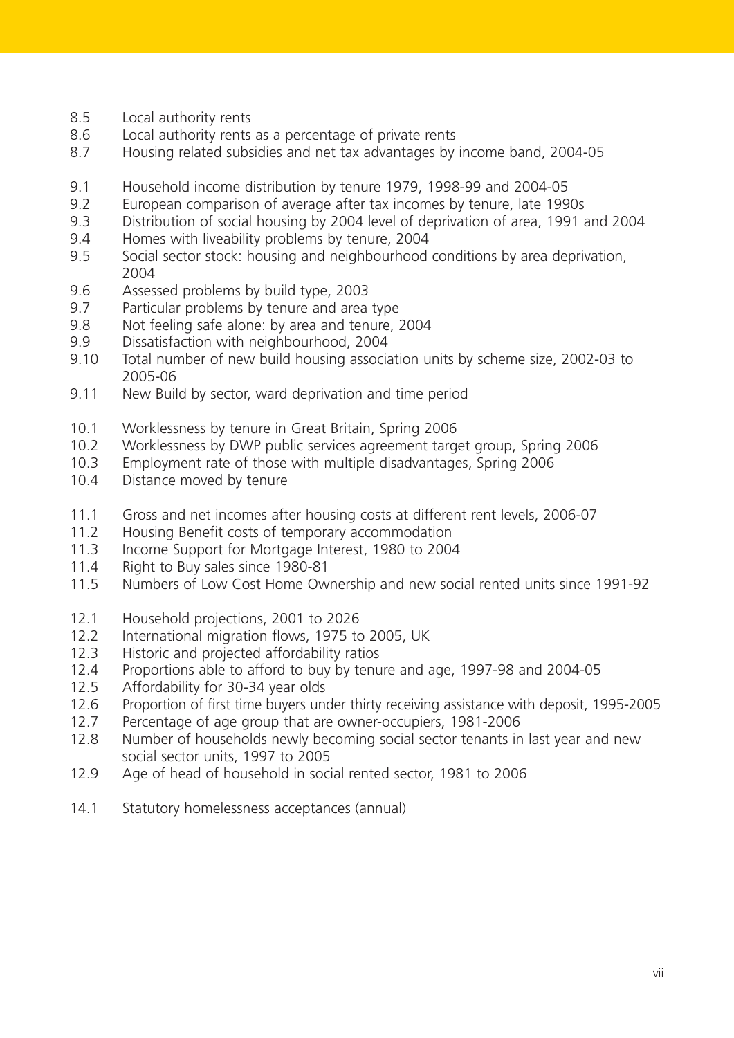8.5 Local authority rents
8.6 Local authority rents as a percentage of private rents
8.7 Housing related subsidies and net tax advantages by income band, 2004-05

9.1 Household income distribution by tenure 1979, 1998-99 and 2004-05
9.2 European comparison of average after tax incomes by tenure, late 1990s
9.3 Distribution of social housing by 2004 level of deprivation of area, 1991 and 2004
9.4 Homes with liveability problems by tenure, 2004
9.5 Social sector stock: housing and neighbourhood conditions by area deprivation, 2004
9.6 Assessed problems by build type, 2003
9.7 Particular problems by tenure and area type
9.8 Not feeling safe alone: by area and tenure, 2004
9.9 Dissatisfaction with neighbourhood, 2004
9.10 Total number of new build housing association units by scheme size, 2002-03 to 2005-06
9.11 New Build by sector, ward deprivation and time period

10.1 Worklessness by tenure in Great Britain, Spring 2006
10.2 Worklessness by DWP public services agreement target group, Spring 2006
10.3 Employment rate of those with multiple disadvantages, Spring 2006
10.4 Distance moved by tenure

11.1 Gross and net incomes after housing costs at different rent levels, 2006-07
11.2 Housing Benefit costs of temporary accommodation
11.3 Income Support for Mortgage Interest, 1980 to 2004
11.4 Right to Buy sales since 1980-81
11.5 Numbers of Low Cost Home Ownership and new social rented units since 1991-92

12.1 Household projections, 2001 to 2026
12.2 International migration flows, 1975 to 2005, UK
12.3 Historic and projected affordability ratios
12.4 Proportions able to afford to buy by tenure and age, 1997-98 and 2004-05
12.5 Affordability for 30-34 year olds
12.6 Proportion of first time buyers under thirty receiving assistance with deposit, 1995-2005
12.7 Percentage of age group that are owner-occupiers, 1981-2006
12.8 Number of households newly becoming social sector tenants in last year and new social sector units, 1997 to 2005
12.9 Age of head of household in social rented sector, 1981 to 2006

14.1 Statutory homelessness acceptances (annual)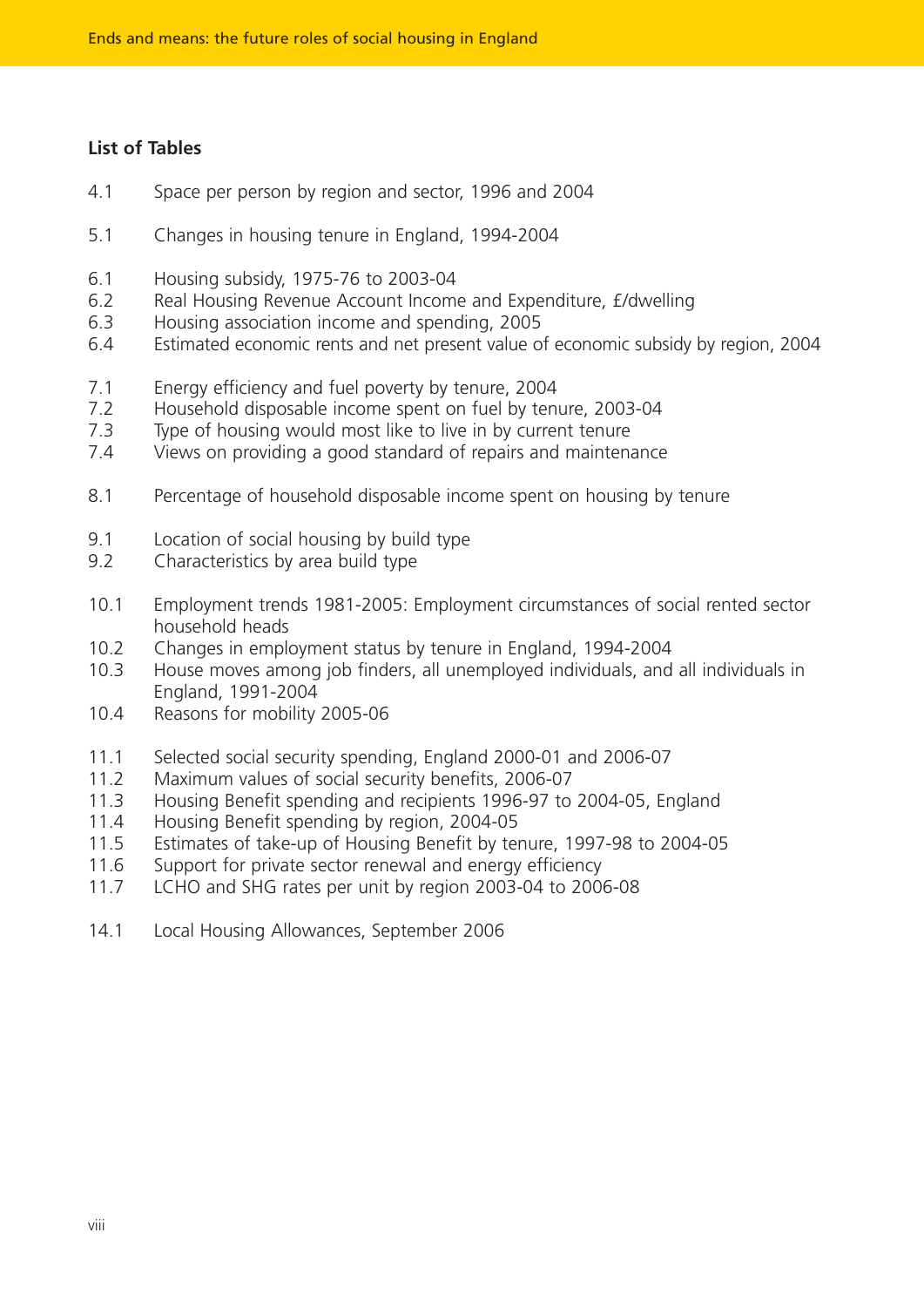## List of Tables

4.1 Space per person by region and sector, 1996 and 2004

5.1 Changes in housing tenure in England, 1994-2004

6.1 Housing subsidy, 1975-76 to 2003-04
6.2 Real Housing Revenue Account Income and Expenditure, £/dwelling
6.3 Housing association income and spending, 2005
6.4 Estimated economic rents and net present value of economic subsidy by region, 2004

7.1 Energy efficiency and fuel poverty by tenure, 2004
7.2 Household disposable income spent on fuel by tenure, 2003-04
7.3 Type of housing would most like to live in by current tenure
7.4 Views on providing a good standard of repairs and maintenance

8.1 Percentage of household disposable income spent on housing by tenure

9.1 Location of social housing by build type
9.2 Characteristics by area build type

10.1 Employment trends 1981-2005: Employment circumstances of social rented sector household heads
10.2 Changes in employment status by tenure in England, 1994-2004
10.3 House moves among job finders, all unemployed individuals, and all individuals in England, 1991-2004
10.4 Reasons for mobility 2005-06

11.1 Selected social security spending, England 2000-01 and 2006-07
11.2 Maximum values of social security benefits, 2006-07
11.3 Housing Benefit spending and recipients 1996-97 to 2004-05, England
11.4 Housing Benefit spending by region, 2004-05
11.5 Estimates of take-up of Housing Benefit by tenure, 1997-98 to 2004-05
11.6 Support for private sector renewal and energy efficiency
11.7 LCHO and SHG rates per unit by region 2003-04 to 2006-08

14.1 Local Housing Allowances, September 2006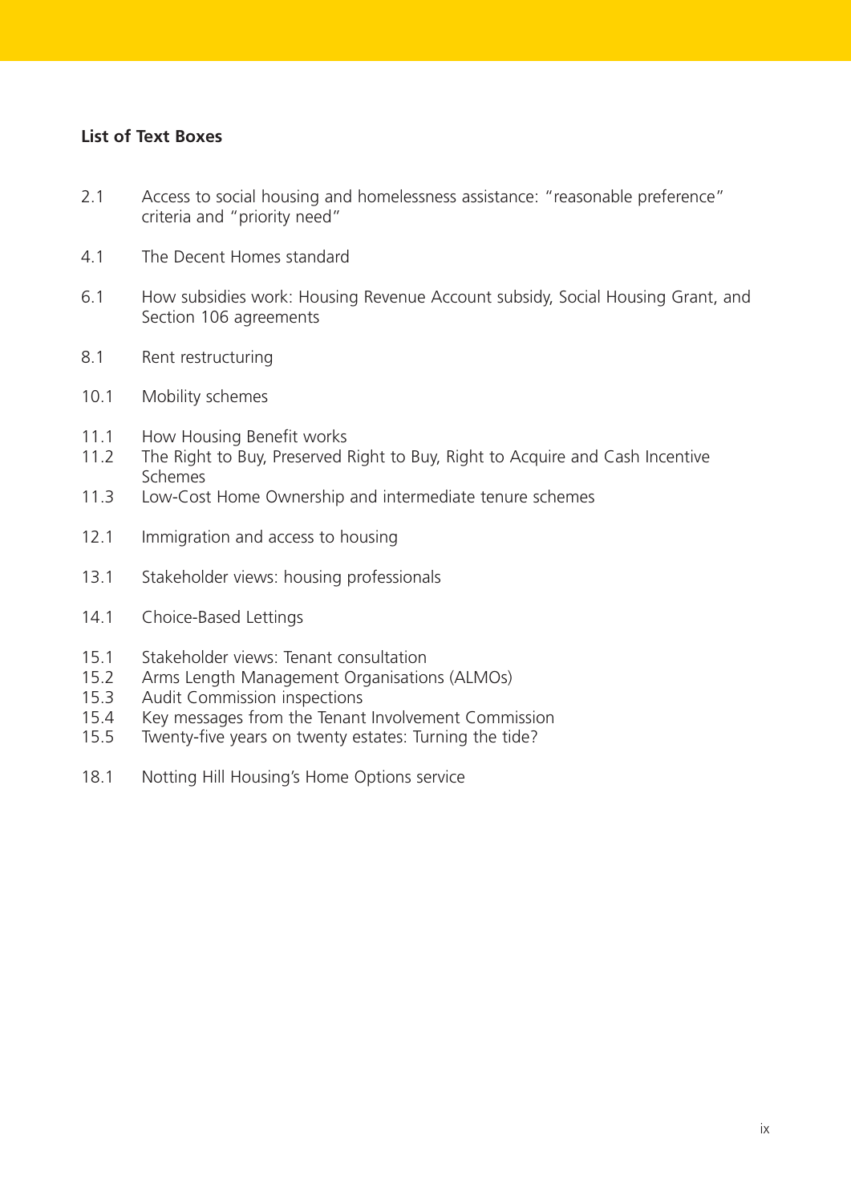**List of Text Boxes**

2.1 Access to social housing and homelessness assistance: "reasonable preference" criteria and "priority need"

4.1 The Decent Homes standard

6.1 How subsidies work: Housing Revenue Account subsidy, Social Housing Grant, and Section 106 agreements

8.1 Rent restructuring

10.1 Mobility schemes

11.1 How Housing Benefit works
11.2 The Right to Buy, Preserved Right to Buy, Right to Acquire and Cash Incentive Schemes
11.3 Low-Cost Home Ownership and intermediate tenure schemes

12.1 Immigration and access to housing

13.1 Stakeholder views: housing professionals

14.1 Choice-Based Lettings

15.1 Stakeholder views: Tenant consultation
15.2 Arms Length Management Organisations (ALMOs)
15.3 Audit Commission inspections
15.4 Key messages from the Tenant Involvement Commission
15.5 Twenty-five years on twenty estates: Turning the tide?

18.1 Notting Hill Housing's Home Options service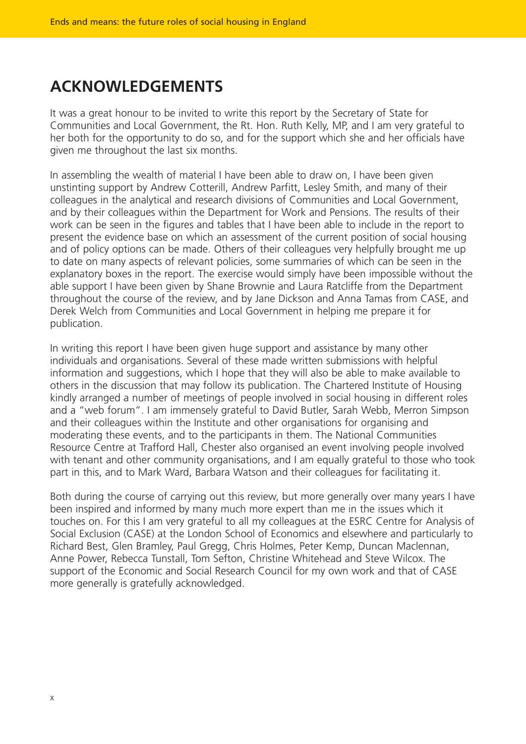## ACKNOWLEDGEMENTS

It was a great honour to be invited to write this report by the Secretary of State for Communities and Local Government, the Rt. Hon. Ruth Kelly, MP, and I am very grateful to her both for the opportunity to do so, and for the support which she and her officials have given me throughout the last six months.

In assembling the wealth of material I have been able to draw on, I have been given unstinting support by Andrew Cotterill, Andrew Parfitt, Lesley Smith, and many of their colleagues in the analytical and research divisions of Communities and Local Government, and by their colleagues within the Department for Work and Pensions. The results of their work can be seen in the figures and tables that I have been able to include in the report to present the evidence base on which an assessment of the current position of social housing and of policy options can be made. Others of their colleagues very helpfully brought me up to date on many aspects of relevant policies, some summaries of which can be seen in the explanatory boxes in the report. The exercise would simply have been impossible without the able support I have been given by Shane Brownie and Laura Ratcliffe from the Department throughout the course of the review, and by Jane Dickson and Anna Tamas from CASE, and Derek Welch from Communities and Local Government in helping me prepare it for publication.

In writing this report I have been given huge support and assistance by many other individuals and organisations. Several of these made written submissions with helpful information and suggestions, which I hope that they will also be able to make available to others in the discussion that may follow its publication. The Chartered Institute of Housing kindly arranged a number of meetings of people involved in social housing in different roles and a "web forum". I am immensely grateful to David Butler, Sarah Webb, Merron Simpson and their colleagues within the Institute and other organisations for organising and moderating these events, and to the participants in them. The National Communities Resource Centre at Trafford Hall, Chester also organised an event involving people involved with tenant and other community organisations, and I am equally grateful to those who took part in this, and to Mark Ward, Barbara Watson and their colleagues for facilitating it.

Both during the course of carrying out this review, but more generally over many years I have been inspired and informed by many much more expert than me in the issues which it touches on. For this I am very grateful to all my colleagues at the ESRC Centre for Analysis of Social Exclusion (CASE) at the London School of Economics and elsewhere and particularly to Richard Best, Glen Bramley, Paul Gregg, Chris Holmes, Peter Kemp, Duncan Maclennan, Anne Power, Rebecca Tunstall, Tom Sefton, Christine Whitehead and Steve Wilcox. The support of the Economic and Social Research Council for my own work and that of CASE more generally is gratefully acknowledged.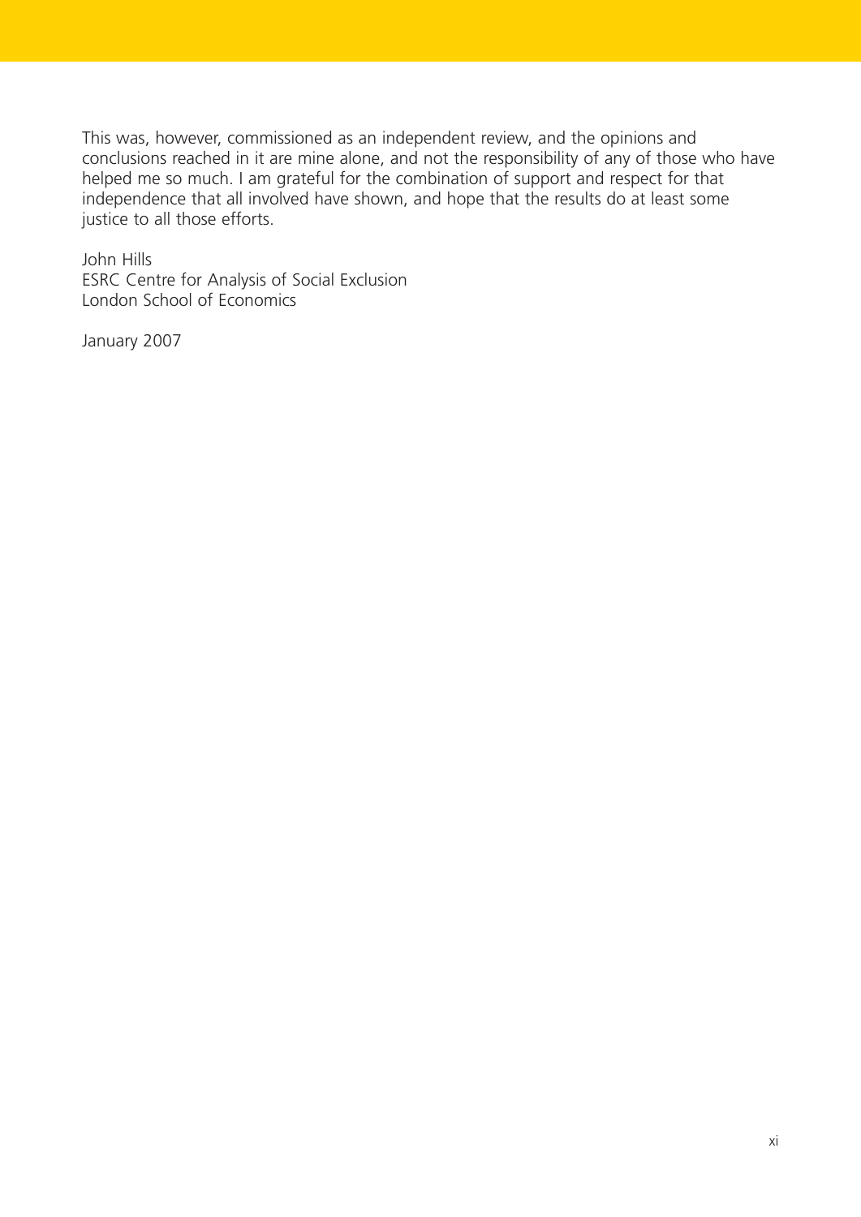This was, however, commissioned as an independent review, and the opinions and conclusions reached in it are mine alone, and not the responsibility of any of those who have helped me so much. I am grateful for the combination of support and respect for that independence that all involved have shown, and hope that the results do at least some justice to all those efforts.

John Hills
ESRC Centre for Analysis of Social Exclusion
London School of Economics

January 2007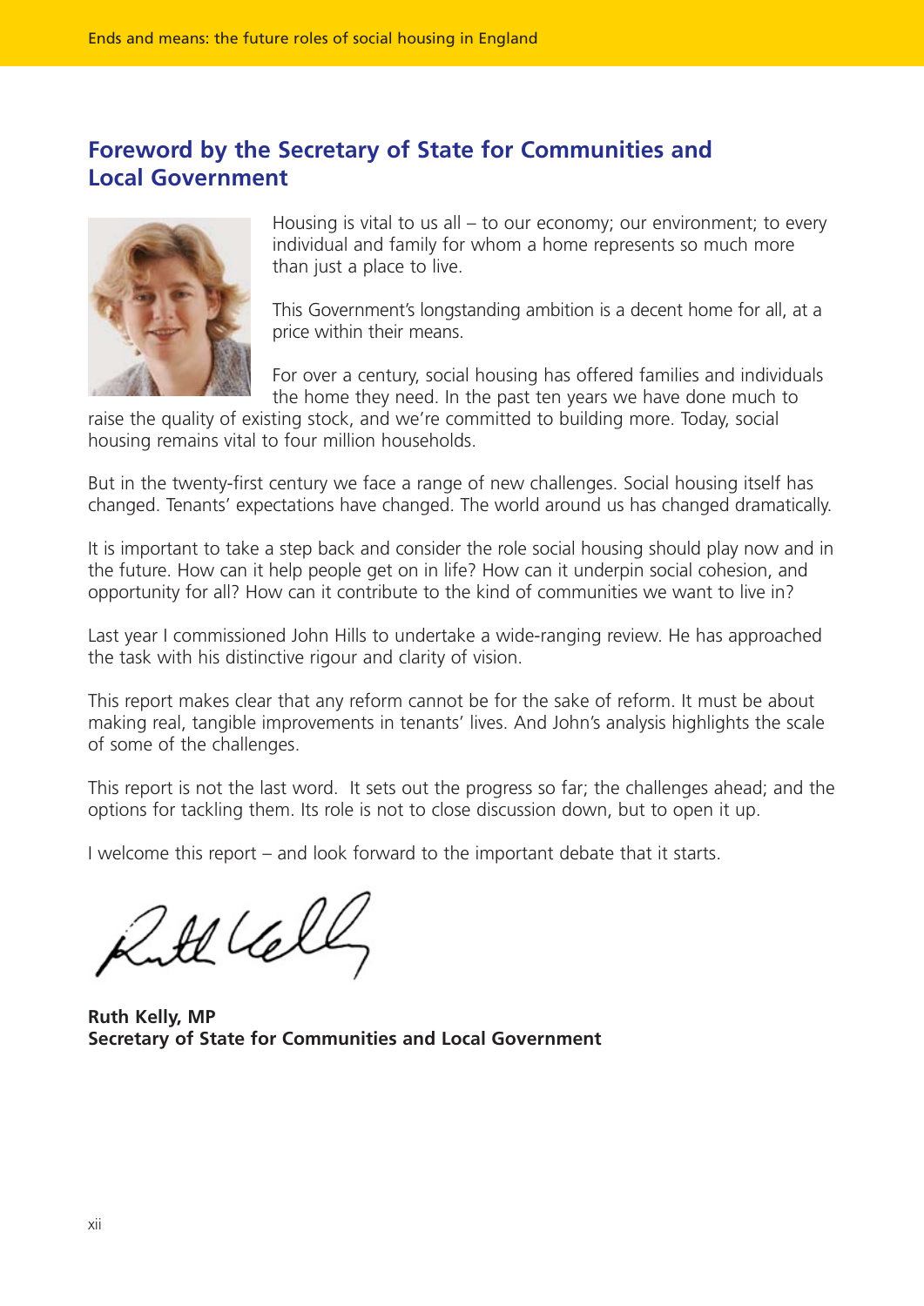## Foreword by the Secretary of State for Communities and Local Government

Housing is vital to us all – to our economy; our environment; to every individual and family for whom a home represents so much more than just a place to live.

This Government's longstanding ambition is a decent home for all, at a price within their means.

For over a century, social housing has offered families and individuals the home they need. In the past ten years we have done much to raise the quality of existing stock, and we're committed to building more. Today, social housing remains vital to four million households.

But in the twenty-first century we face a range of new challenges. Social housing itself has changed. Tenants' expectations have changed. The world around us has changed dramatically.

It is important to take a step back and consider the role social housing should play now and in the future. How can it help people get on in life? How can it underpin social cohesion, and opportunity for all? How can it contribute to the kind of communities we want to live in?

Last year I commissioned John Hills to undertake a wide-ranging review. He has approached the task with his distinctive rigour and clarity of vision.

This report makes clear that any reform cannot be for the sake of reform. It must be about making real, tangible improvements in tenants' lives. And John's analysis highlights the scale of some of the challenges.

This report is not the last word. It sets out the progress so far; the challenges ahead; and the options for tackling them. Its role is not to close discussion down, but to open it up.

I welcome this report – and look forward to the important debate that it starts.

**Ruth Kelly, MP**
**Secretary of State for Communities and Local Government**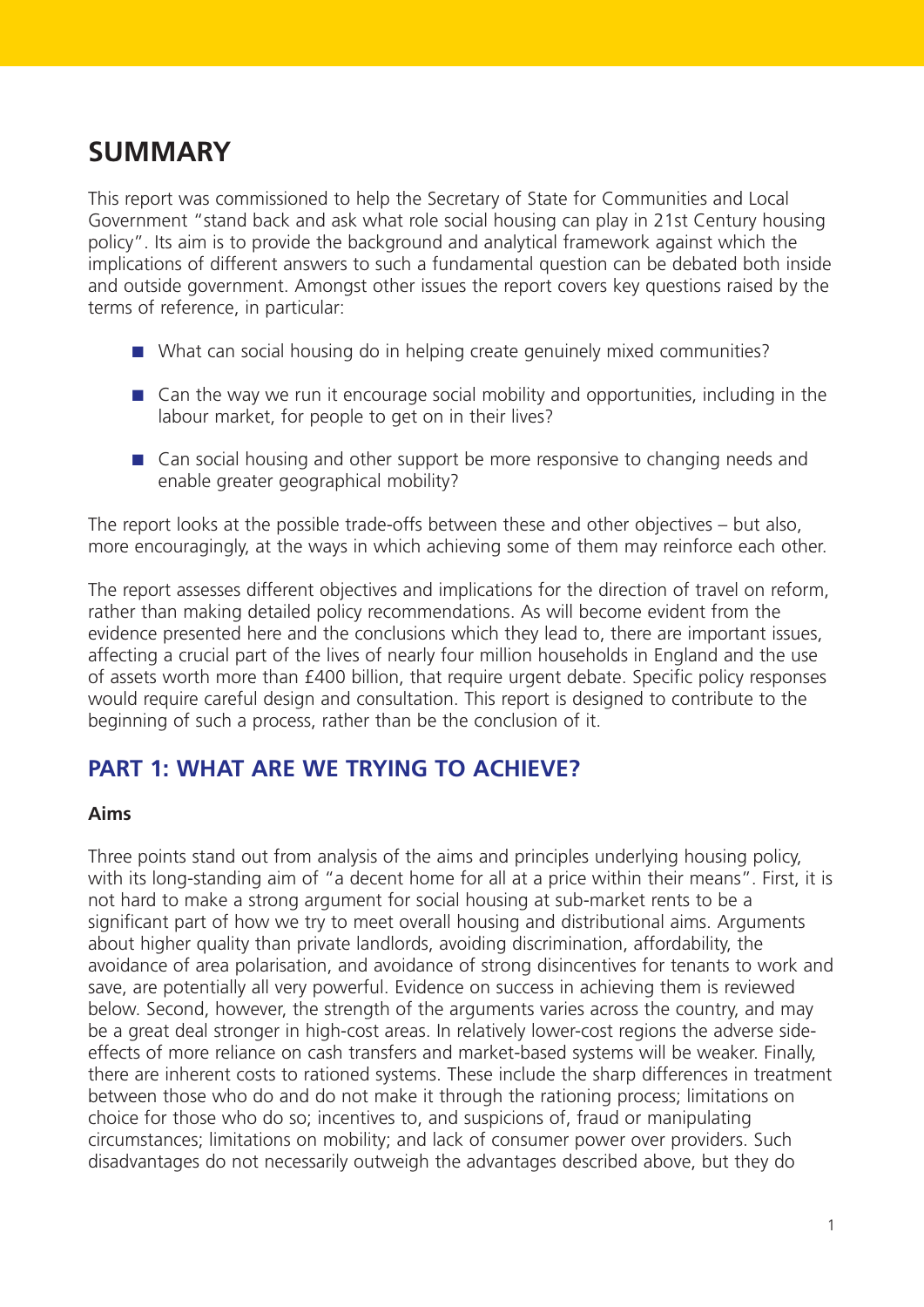# SUMMARY

This report was commissioned to help the Secretary of State for Communities and Local Government "stand back and ask what role social housing can play in 21st Century housing policy". Its aim is to provide the background and analytical framework against which the implications of different answers to such a fundamental question can be debated both inside and outside government. Amongst other issues the report covers key questions raised by the terms of reference, in particular:

- What can social housing do in helping create genuinely mixed communities?
- Can the way we run it encourage social mobility and opportunities, including in the labour market, for people to get on in their lives?
- Can social housing and other support be more responsive to changing needs and enable greater geographical mobility?

The report looks at the possible trade-offs between these and other objectives – but also, more encouragingly, at the ways in which achieving some of them may reinforce each other.

The report assesses different objectives and implications for the direction of travel on reform, rather than making detailed policy recommendations. As will become evident from the evidence presented here and the conclusions which they lead to, there are important issues, affecting a crucial part of the lives of nearly four million households in England and the use of assets worth more than £400 billion, that require urgent debate. Specific policy responses would require careful design and consultation. This report is designed to contribute to the beginning of such a process, rather than be the conclusion of it.

## PART 1: WHAT ARE WE TRYING TO ACHIEVE?

### Aims

Three points stand out from analysis of the aims and principles underlying housing policy, with its long-standing aim of "a decent home for all at a price within their means". First, it is not hard to make a strong argument for social housing at sub-market rents to be a significant part of how we try to meet overall housing and distributional aims. Arguments about higher quality than private landlords, avoiding discrimination, affordability, the avoidance of area polarisation, and avoidance of strong disincentives for tenants to work and save, are potentially all very powerful. Evidence on success in achieving them is reviewed below. Second, however, the strength of the arguments varies across the country, and may be a great deal stronger in high-cost areas. In relatively lower-cost regions the adverse side-effects of more reliance on cash transfers and market-based systems will be weaker. Finally, there are inherent costs to rationed systems. These include the sharp differences in treatment between those who do and do not make it through the rationing process; limitations on choice for those who do so; incentives to, and suspicions of, fraud or manipulating circumstances; limitations on mobility; and lack of consumer power over providers. Such disadvantages do not necessarily outweigh the advantages described above, but they do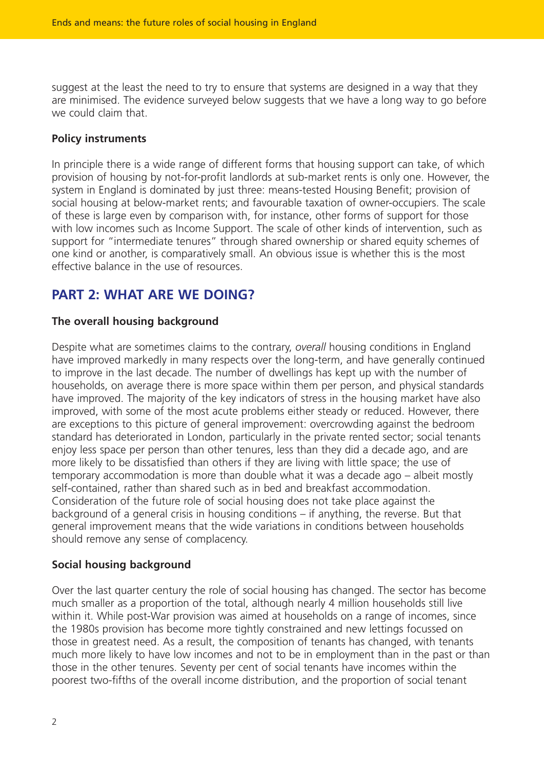suggest at the least the need to try to ensure that systems are designed in a way that they are minimised. The evidence surveyed below suggests that we have a long way to go before we could claim that.

**Policy instruments**

In principle there is a wide range of different forms that housing support can take, of which provision of housing by not-for-profit landlords at sub-market rents is only one. However, the system in England is dominated by just three: means-tested Housing Benefit; provision of social housing at below-market rents; and favourable taxation of owner-occupiers. The scale of these is large even by comparison with, for instance, other forms of support for those with low incomes such as Income Support. The scale of other kinds of intervention, such as support for "intermediate tenures" through shared ownership or shared equity schemes of one kind or another, is comparatively small. An obvious issue is whether this is the most effective balance in the use of resources.

## PART 2: WHAT ARE WE DOING?

**The overall housing background**

Despite what are sometimes claims to the contrary, *overall* housing conditions in England have improved markedly in many respects over the long-term, and have generally continued to improve in the last decade. The number of dwellings has kept up with the number of households, on average there is more space within them per person, and physical standards have improved. The majority of the key indicators of stress in the housing market have also improved, with some of the most acute problems either steady or reduced. However, there are exceptions to this picture of general improvement: overcrowding against the bedroom standard has deteriorated in London, particularly in the private rented sector; social tenants enjoy less space per person than other tenures, less than they did a decade ago, and are more likely to be dissatisfied than others if they are living with little space; the use of temporary accommodation is more than double what it was a decade ago – albeit mostly self-contained, rather than shared such as in bed and breakfast accommodation. Consideration of the future role of social housing does not take place against the background of a general crisis in housing conditions – if anything, the reverse. But that general improvement means that the wide variations in conditions between households should remove any sense of complacency.

**Social housing background**

Over the last quarter century the role of social housing has changed. The sector has become much smaller as a proportion of the total, although nearly 4 million households still live within it. While post-War provision was aimed at households on a range of incomes, since the 1980s provision has become more tightly constrained and new lettings focussed on those in greatest need. As a result, the composition of tenants has changed, with tenants much more likely to have low incomes and not to be in employment than in the past or than those in the other tenures. Seventy per cent of social tenants have incomes within the poorest two-fifths of the overall income distribution, and the proportion of social tenant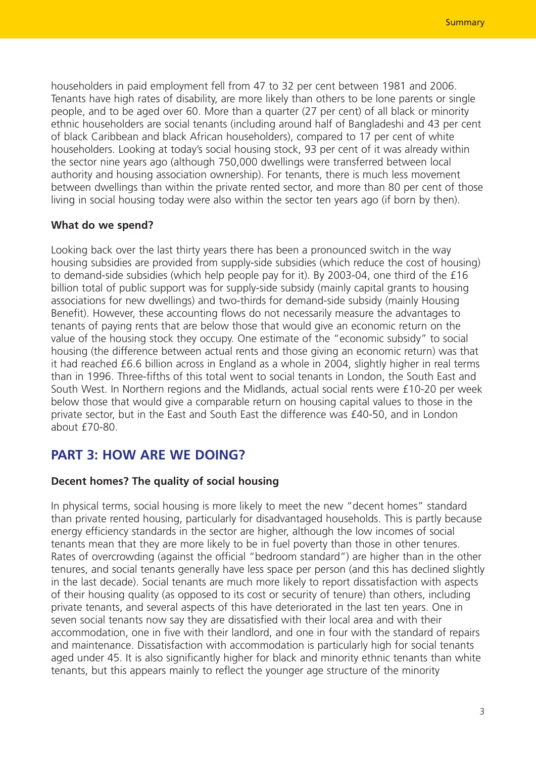householders in paid employment fell from 47 to 32 per cent between 1981 and 2006. Tenants have high rates of disability, are more likely than others to be lone parents or single people, and to be aged over 60. More than a quarter (27 per cent) of all black or minority ethnic householders are social tenants (including around half of Bangladeshi and 43 per cent of black Caribbean and black African householders), compared to 17 per cent of white householders. Looking at today's social housing stock, 93 per cent of it was already within the sector nine years ago (although 750,000 dwellings were transferred between local authority and housing association ownership). For tenants, there is much less movement between dwellings than within the private rented sector, and more than 80 per cent of those living in social housing today were also within the sector ten years ago (if born by then).

**What do we spend?**

Looking back over the last thirty years there has been a pronounced switch in the way housing subsidies are provided from supply-side subsidies (which reduce the cost of housing) to demand-side subsidies (which help people pay for it). By 2003-04, one third of the £16 billion total of public support was for supply-side subsidy (mainly capital grants to housing associations for new dwellings) and two-thirds for demand-side subsidy (mainly Housing Benefit). However, these accounting flows do not necessarily measure the advantages to tenants of paying rents that are below those that would give an economic return on the value of the housing stock they occupy. One estimate of the "economic subsidy" to social housing (the difference between actual rents and those giving an economic return) was that it had reached £6.6 billion across in England as a whole in 2004, slightly higher in real terms than in 1996. Three-fifths of this total went to social tenants in London, the South East and South West. In Northern regions and the Midlands, actual social rents were £10-20 per week below those that would give a comparable return on housing capital values to those in the private sector, but in the East and South East the difference was £40-50, and in London about £70-80.

## PART 3: HOW ARE WE DOING?

**Decent homes? The quality of social housing**

In physical terms, social housing is more likely to meet the new "decent homes" standard than private rented housing, particularly for disadvantaged households. This is partly because energy efficiency standards in the sector are higher, although the low incomes of social tenants mean that they are more likely to be in fuel poverty than those in other tenures. Rates of overcrowding (against the official "bedroom standard") are higher than in the other tenures, and social tenants generally have less space per person (and this has declined slightly in the last decade). Social tenants are much more likely to report dissatisfaction with aspects of their housing quality (as opposed to its cost or security of tenure) than others, including private tenants, and several aspects of this have deteriorated in the last ten years. One in seven social tenants now say they are dissatisfied with their local area and with their accommodation, one in five with their landlord, and one in four with the standard of repairs and maintenance. Dissatisfaction with accommodation is particularly high for social tenants aged under 45. It is also significantly higher for black and minority ethnic tenants than white tenants, but this appears mainly to reflect the younger age structure of the minority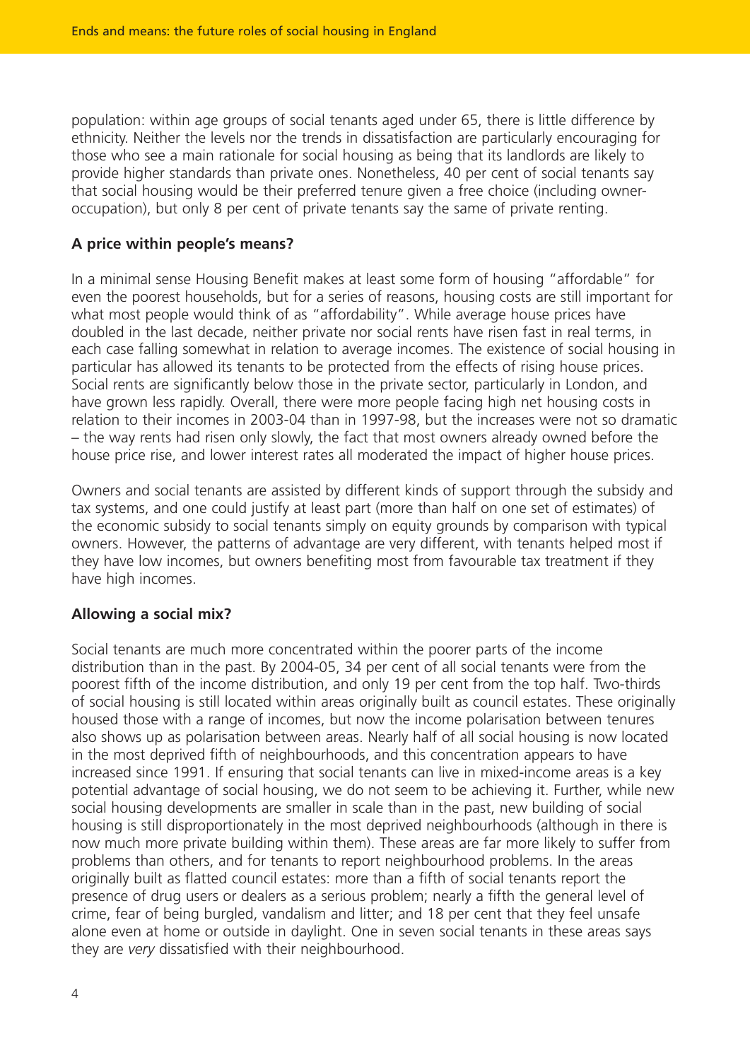population: within age groups of social tenants aged under 65, there is little difference by ethnicity. Neither the levels nor the trends in dissatisfaction are particularly encouraging for those who see a main rationale for social housing as being that its landlords are likely to provide higher standards than private ones. Nonetheless, 40 per cent of social tenants say that social housing would be their preferred tenure given a free choice (including owner-occupation), but only 8 per cent of private tenants say the same of private renting.

### A price within people's means?

In a minimal sense Housing Benefit makes at least some form of housing "affordable" for even the poorest households, but for a series of reasons, housing costs are still important for what most people would think of as "affordability". While average house prices have doubled in the last decade, neither private nor social rents have risen fast in real terms, in each case falling somewhat in relation to average incomes. The existence of social housing in particular has allowed its tenants to be protected from the effects of rising house prices. Social rents are significantly below those in the private sector, particularly in London, and have grown less rapidly. Overall, there were more people facing high net housing costs in relation to their incomes in 2003-04 than in 1997-98, but the increases were not so dramatic – the way rents had risen only slowly, the fact that most owners already owned before the house price rise, and lower interest rates all moderated the impact of higher house prices.

Owners and social tenants are assisted by different kinds of support through the subsidy and tax systems, and one could justify at least part (more than half on one set of estimates) of the economic subsidy to social tenants simply on equity grounds by comparison with typical owners. However, the patterns of advantage are very different, with tenants helped most if they have low incomes, but owners benefiting most from favourable tax treatment if they have high incomes.

### Allowing a social mix?

Social tenants are much more concentrated within the poorer parts of the income distribution than in the past. By 2004-05, 34 per cent of all social tenants were from the poorest fifth of the income distribution, and only 19 per cent from the top half. Two-thirds of social housing is still located within areas originally built as council estates. These originally housed those with a range of incomes, but now the income polarisation between tenures also shows up as polarisation between areas. Nearly half of all social housing is now located in the most deprived fifth of neighbourhoods, and this concentration appears to have increased since 1991. If ensuring that social tenants can live in mixed-income areas is a key potential advantage of social housing, we do not seem to be achieving it. Further, while new social housing developments are smaller in scale than in the past, new building of social housing is still disproportionately in the most deprived neighbourhoods (although in there is now much more private building within them). These areas are far more likely to suffer from problems than others, and for tenants to report neighbourhood problems. In the areas originally built as flatted council estates: more than a fifth of social tenants report the presence of drug users or dealers as a serious problem; nearly a fifth the general level of crime, fear of being burgled, vandalism and litter; and 18 per cent that they feel unsafe alone even at home or outside in daylight. One in seven social tenants in these areas says they are *very* dissatisfied with their neighbourhood.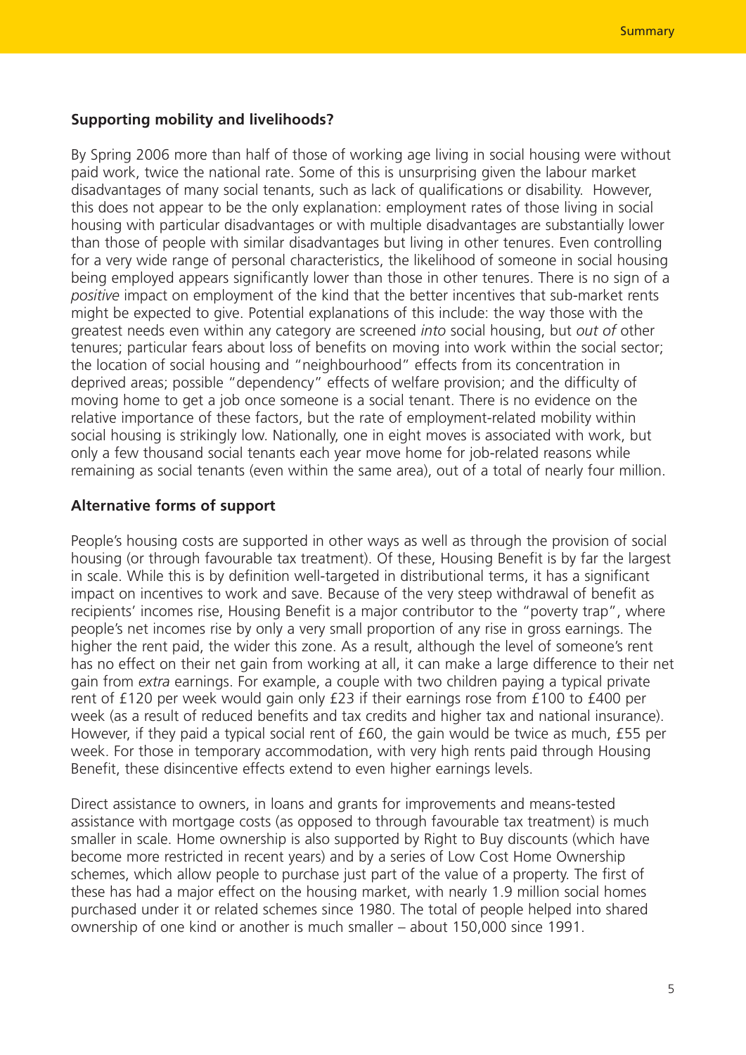### Supporting mobility and livelihoods?

By Spring 2006 more than half of those of working age living in social housing were without paid work, twice the national rate. Some of this is unsurprising given the labour market disadvantages of many social tenants, such as lack of qualifications or disability. However, this does not appear to be the only explanation: employment rates of those living in social housing with particular disadvantages or with multiple disadvantages are substantially lower than those of people with similar disadvantages but living in other tenures. Even controlling for a very wide range of personal characteristics, the likelihood of someone in social housing being employed appears significantly lower than those in other tenures. There is no sign of a *positive* impact on employment of the kind that the better incentives that sub-market rents might be expected to give. Potential explanations of this include: the way those with the greatest needs even within any category are screened *into* social housing, but *out of* other tenures; particular fears about loss of benefits on moving into work within the social sector; the location of social housing and "neighbourhood" effects from its concentration in deprived areas; possible "dependency" effects of welfare provision; and the difficulty of moving home to get a job once someone is a social tenant. There is no evidence on the relative importance of these factors, but the rate of employment-related mobility within social housing is strikingly low. Nationally, one in eight moves is associated with work, but only a few thousand social tenants each year move home for job-related reasons while remaining as social tenants (even within the same area), out of a total of nearly four million.

### Alternative forms of support

People's housing costs are supported in other ways as well as through the provision of social housing (or through favourable tax treatment). Of these, Housing Benefit is by far the largest in scale. While this is by definition well-targeted in distributional terms, it has a significant impact on incentives to work and save. Because of the very steep withdrawal of benefit as recipients' incomes rise, Housing Benefit is a major contributor to the "poverty trap", where people's net incomes rise by only a very small proportion of any rise in gross earnings. The higher the rent paid, the wider this zone. As a result, although the level of someone's rent has no effect on their net gain from working at all, it can make a large difference to their net gain from *extra* earnings. For example, a couple with two children paying a typical private rent of £120 per week would gain only £23 if their earnings rose from £100 to £400 per week (as a result of reduced benefits and tax credits and higher tax and national insurance). However, if they paid a typical social rent of £60, the gain would be twice as much, £55 per week. For those in temporary accommodation, with very high rents paid through Housing Benefit, these disincentive effects extend to even higher earnings levels.

Direct assistance to owners, in loans and grants for improvements and means-tested assistance with mortgage costs (as opposed to through favourable tax treatment) is much smaller in scale. Home ownership is also supported by Right to Buy discounts (which have become more restricted in recent years) and by a series of Low Cost Home Ownership schemes, which allow people to purchase just part of the value of a property. The first of these has had a major effect on the housing market, with nearly 1.9 million social homes purchased under it or related schemes since 1980. The total of people helped into shared ownership of one kind or another is much smaller – about 150,000 since 1991.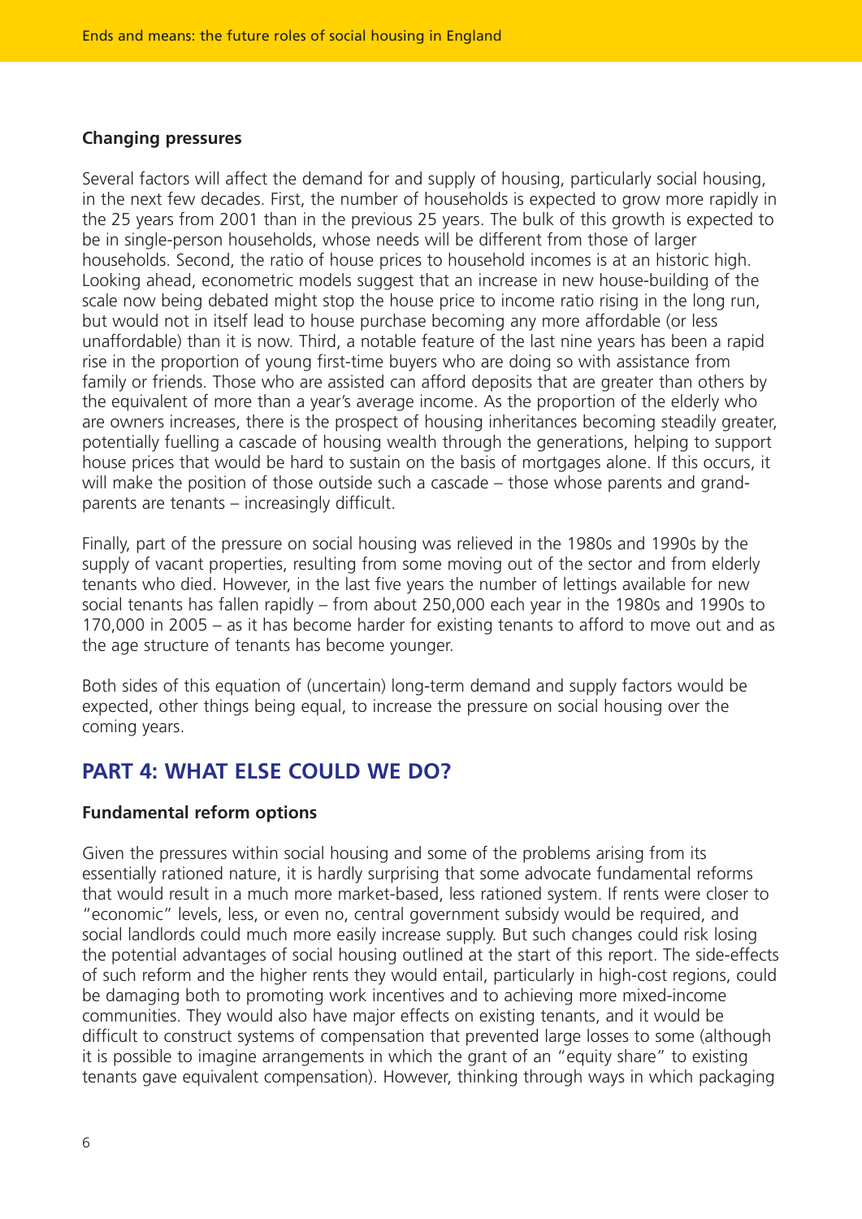**Changing pressures**

Several factors will affect the demand for and supply of housing, particularly social housing, in the next few decades. First, the number of households is expected to grow more rapidly in the 25 years from 2001 than in the previous 25 years. The bulk of this growth is expected to be in single-person households, whose needs will be different from those of larger households. Second, the ratio of house prices to household incomes is at an historic high. Looking ahead, econometric models suggest that an increase in new house-building of the scale now being debated might stop the house price to income ratio rising in the long run, but would not in itself lead to house purchase becoming any more affordable (or less unaffordable) than it is now. Third, a notable feature of the last nine years has been a rapid rise in the proportion of young first-time buyers who are doing so with assistance from family or friends. Those who are assisted can afford deposits that are greater than others by the equivalent of more than a year's average income. As the proportion of the elderly who are owners increases, there is the prospect of housing inheritances becoming steadily greater, potentially fuelling a cascade of housing wealth through the generations, helping to support house prices that would be hard to sustain on the basis of mortgages alone. If this occurs, it will make the position of those outside such a cascade – those whose parents and grand-parents are tenants – increasingly difficult.

Finally, part of the pressure on social housing was relieved in the 1980s and 1990s by the supply of vacant properties, resulting from some moving out of the sector and from elderly tenants who died. However, in the last five years the number of lettings available for new social tenants has fallen rapidly – from about 250,000 each year in the 1980s and 1990s to 170,000 in 2005 – as it has become harder for existing tenants to afford to move out and as the age structure of tenants has become younger.

Both sides of this equation of (uncertain) long-term demand and supply factors would be expected, other things being equal, to increase the pressure on social housing over the coming years.

## PART 4: WHAT ELSE COULD WE DO?

**Fundamental reform options**

Given the pressures within social housing and some of the problems arising from its essentially rationed nature, it is hardly surprising that some advocate fundamental reforms that would result in a much more market-based, less rationed system. If rents were closer to "economic" levels, less, or even no, central government subsidy would be required, and social landlords could much more easily increase supply. But such changes could risk losing the potential advantages of social housing outlined at the start of this report. The side-effects of such reform and the higher rents they would entail, particularly in high-cost regions, could be damaging both to promoting work incentives and to achieving more mixed-income communities. They would also have major effects on existing tenants, and it would be difficult to construct systems of compensation that prevented large losses to some (although it is possible to imagine arrangements in which the grant of an "equity share" to existing tenants gave equivalent compensation). However, thinking through ways in which packaging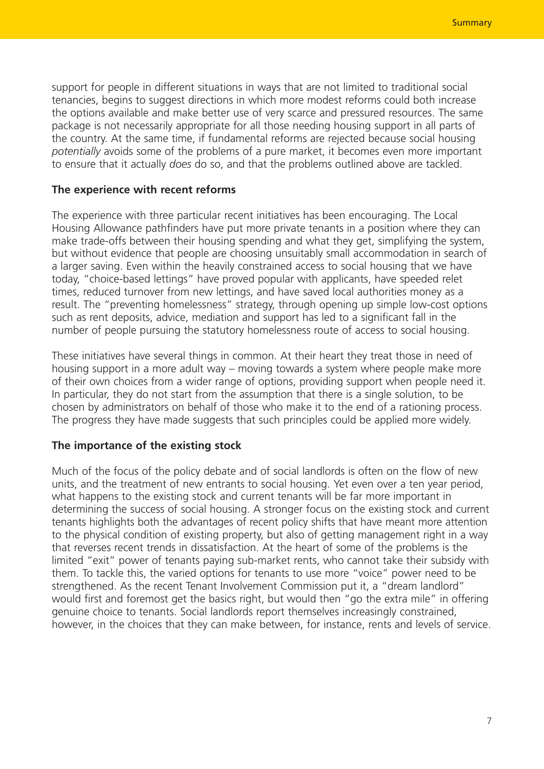support for people in different situations in ways that are not limited to traditional social tenancies, begins to suggest directions in which more modest reforms could both increase the options available and make better use of very scarce and pressured resources. The same package is not necessarily appropriate for all those needing housing support in all parts of the country. At the same time, if fundamental reforms are rejected because social housing *potentially* avoids some of the problems of a pure market, it becomes even more important to ensure that it actually *does* do so, and that the problems outlined above are tackled.

**The experience with recent reforms**

The experience with three particular recent initiatives has been encouraging. The Local Housing Allowance pathfinders have put more private tenants in a position where they can make trade-offs between their housing spending and what they get, simplifying the system, but without evidence that people are choosing unsuitably small accommodation in search of a larger saving. Even within the heavily constrained access to social housing that we have today, "choice-based lettings" have proved popular with applicants, have speeded relet times, reduced turnover from new lettings, and have saved local authorities money as a result. The "preventing homelessness" strategy, through opening up simple low-cost options such as rent deposits, advice, mediation and support has led to a significant fall in the number of people pursuing the statutory homelessness route of access to social housing.

These initiatives have several things in common. At their heart they treat those in need of housing support in a more adult way – moving towards a system where people make more of their own choices from a wider range of options, providing support when people need it. In particular, they do not start from the assumption that there is a single solution, to be chosen by administrators on behalf of those who make it to the end of a rationing process. The progress they have made suggests that such principles could be applied more widely.

**The importance of the existing stock**

Much of the focus of the policy debate and of social landlords is often on the flow of new units, and the treatment of new entrants to social housing. Yet even over a ten year period, what happens to the existing stock and current tenants will be far more important in determining the success of social housing. A stronger focus on the existing stock and current tenants highlights both the advantages of recent policy shifts that have meant more attention to the physical condition of existing property, but also of getting management right in a way that reverses recent trends in dissatisfaction. At the heart of some of the problems is the limited "exit" power of tenants paying sub-market rents, who cannot take their subsidy with them. To tackle this, the varied options for tenants to use more "voice" power need to be strengthened. As the recent Tenant Involvement Commission put it, a "dream landlord" would first and foremost get the basics right, but would then "go the extra mile" in offering genuine choice to tenants. Social landlords report themselves increasingly constrained, however, in the choices that they can make between, for instance, rents and levels of service.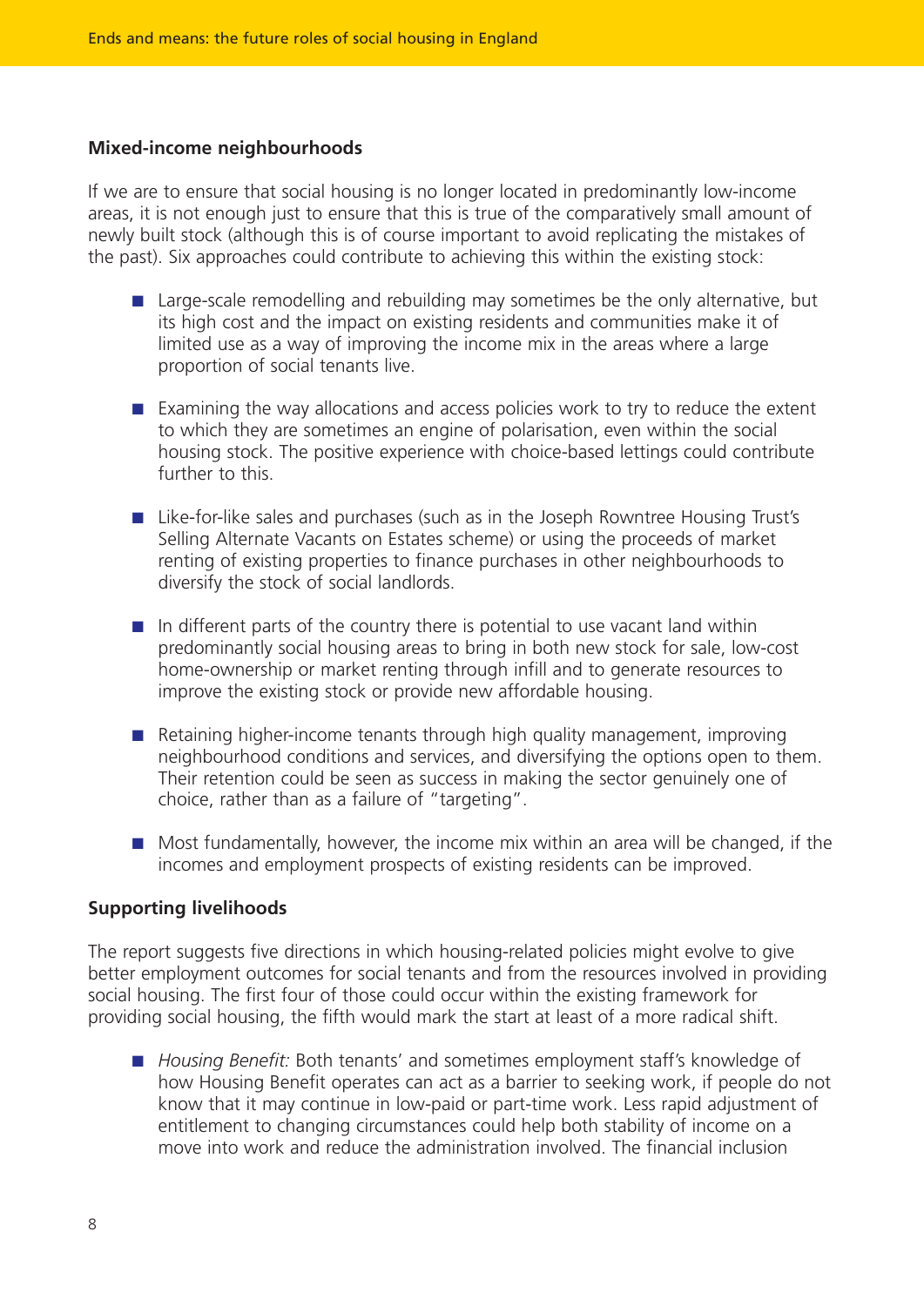### Mixed-income neighbourhoods

If we are to ensure that social housing is no longer located in predominantly low-income areas, it is not enough just to ensure that this is true of the comparatively small amount of newly built stock (although this is of course important to avoid replicating the mistakes of the past). Six approaches could contribute to achieving this within the existing stock:

- Large-scale remodelling and rebuilding may sometimes be the only alternative, but its high cost and the impact on existing residents and communities make it of limited use as a way of improving the income mix in the areas where a large proportion of social tenants live.
- Examining the way allocations and access policies work to try to reduce the extent to which they are sometimes an engine of polarisation, even within the social housing stock. The positive experience with choice-based lettings could contribute further to this.
- Like-for-like sales and purchases (such as in the Joseph Rowntree Housing Trust's Selling Alternate Vacants on Estates scheme) or using the proceeds of market renting of existing properties to finance purchases in other neighbourhoods to diversify the stock of social landlords.
- In different parts of the country there is potential to use vacant land within predominantly social housing areas to bring in both new stock for sale, low-cost home-ownership or market renting through infill and to generate resources to improve the existing stock or provide new affordable housing.
- Retaining higher-income tenants through high quality management, improving neighbourhood conditions and services, and diversifying the options open to them. Their retention could be seen as success in making the sector genuinely one of choice, rather than as a failure of "targeting".
- Most fundamentally, however, the income mix within an area will be changed, if the incomes and employment prospects of existing residents can be improved.

### Supporting livelihoods

The report suggests five directions in which housing-related policies might evolve to give better employment outcomes for social tenants and from the resources involved in providing social housing. The first four of those could occur within the existing framework for providing social housing, the fifth would mark the start at least of a more radical shift.

- *Housing Benefit:* Both tenants' and sometimes employment staff's knowledge of how Housing Benefit operates can act as a barrier to seeking work, if people do not know that it may continue in low-paid or part-time work. Less rapid adjustment of entitlement to changing circumstances could help both stability of income on a move into work and reduce the administration involved. The financial inclusion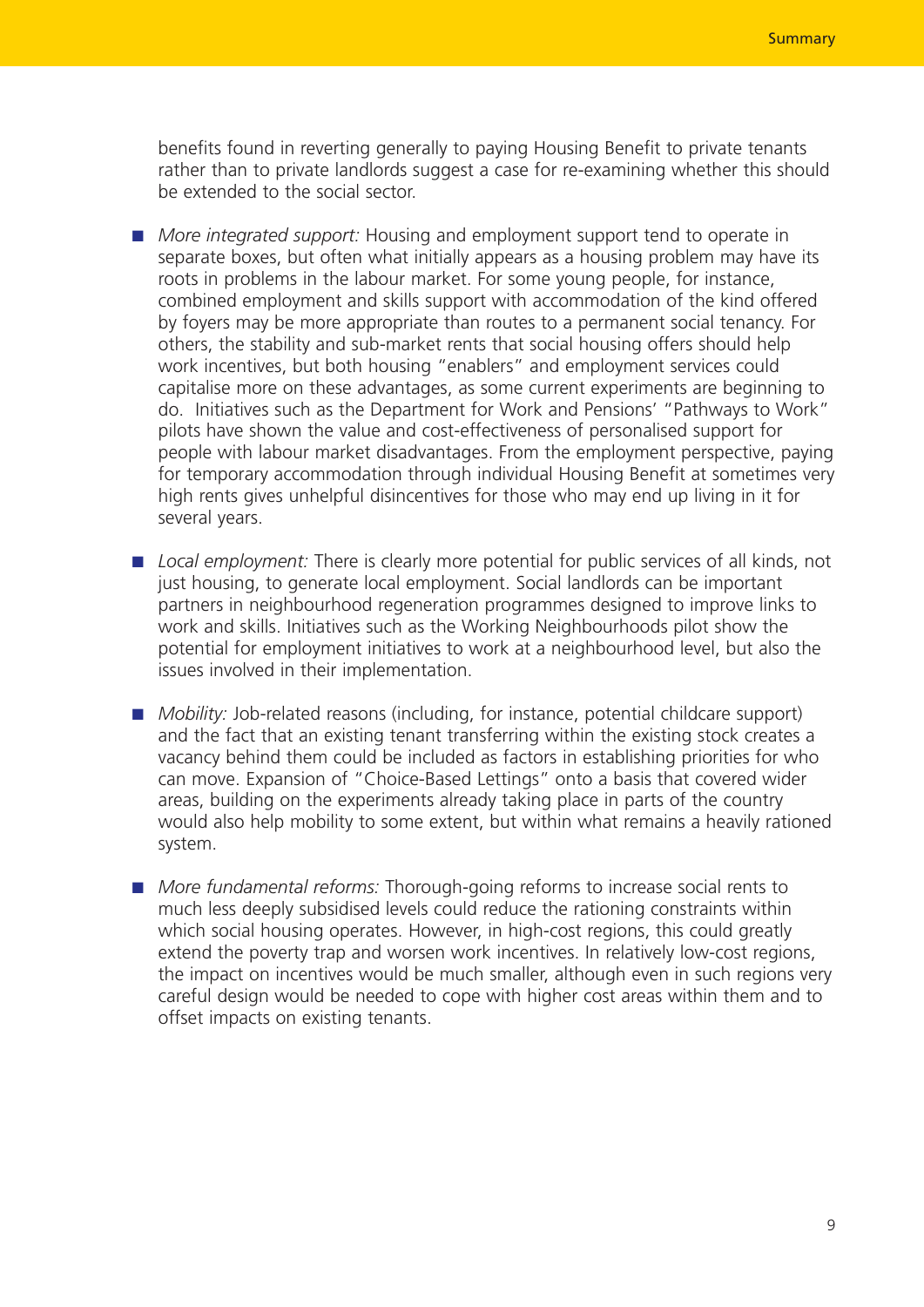benefits found in reverting generally to paying Housing Benefit to private tenants rather than to private landlords suggest a case for re-examining whether this should be extended to the social sector.

- *More integrated support:* Housing and employment support tend to operate in separate boxes, but often what initially appears as a housing problem may have its roots in problems in the labour market. For some young people, for instance, combined employment and skills support with accommodation of the kind offered by foyers may be more appropriate than routes to a permanent social tenancy. For others, the stability and sub-market rents that social housing offers should help work incentives, but both housing "enablers" and employment services could capitalise more on these advantages, as some current experiments are beginning to do. Initiatives such as the Department for Work and Pensions' "Pathways to Work" pilots have shown the value and cost-effectiveness of personalised support for people with labour market disadvantages. From the employment perspective, paying for temporary accommodation through individual Housing Benefit at sometimes very high rents gives unhelpful disincentives for those who may end up living in it for several years.

- *Local employment:* There is clearly more potential for public services of all kinds, not just housing, to generate local employment. Social landlords can be important partners in neighbourhood regeneration programmes designed to improve links to work and skills. Initiatives such as the Working Neighbourhoods pilot show the potential for employment initiatives to work at a neighbourhood level, but also the issues involved in their implementation.

- *Mobility:* Job-related reasons (including, for instance, potential childcare support) and the fact that an existing tenant transferring within the existing stock creates a vacancy behind them could be included as factors in establishing priorities for who can move. Expansion of "Choice-Based Lettings" onto a basis that covered wider areas, building on the experiments already taking place in parts of the country would also help mobility to some extent, but within what remains a heavily rationed system.

- *More fundamental reforms:* Thorough-going reforms to increase social rents to much less deeply subsidised levels could reduce the rationing constraints within which social housing operates. However, in high-cost regions, this could greatly extend the poverty trap and worsen work incentives. In relatively low-cost regions, the impact on incentives would be much smaller, although even in such regions very careful design would be needed to cope with higher cost areas within them and to offset impacts on existing tenants.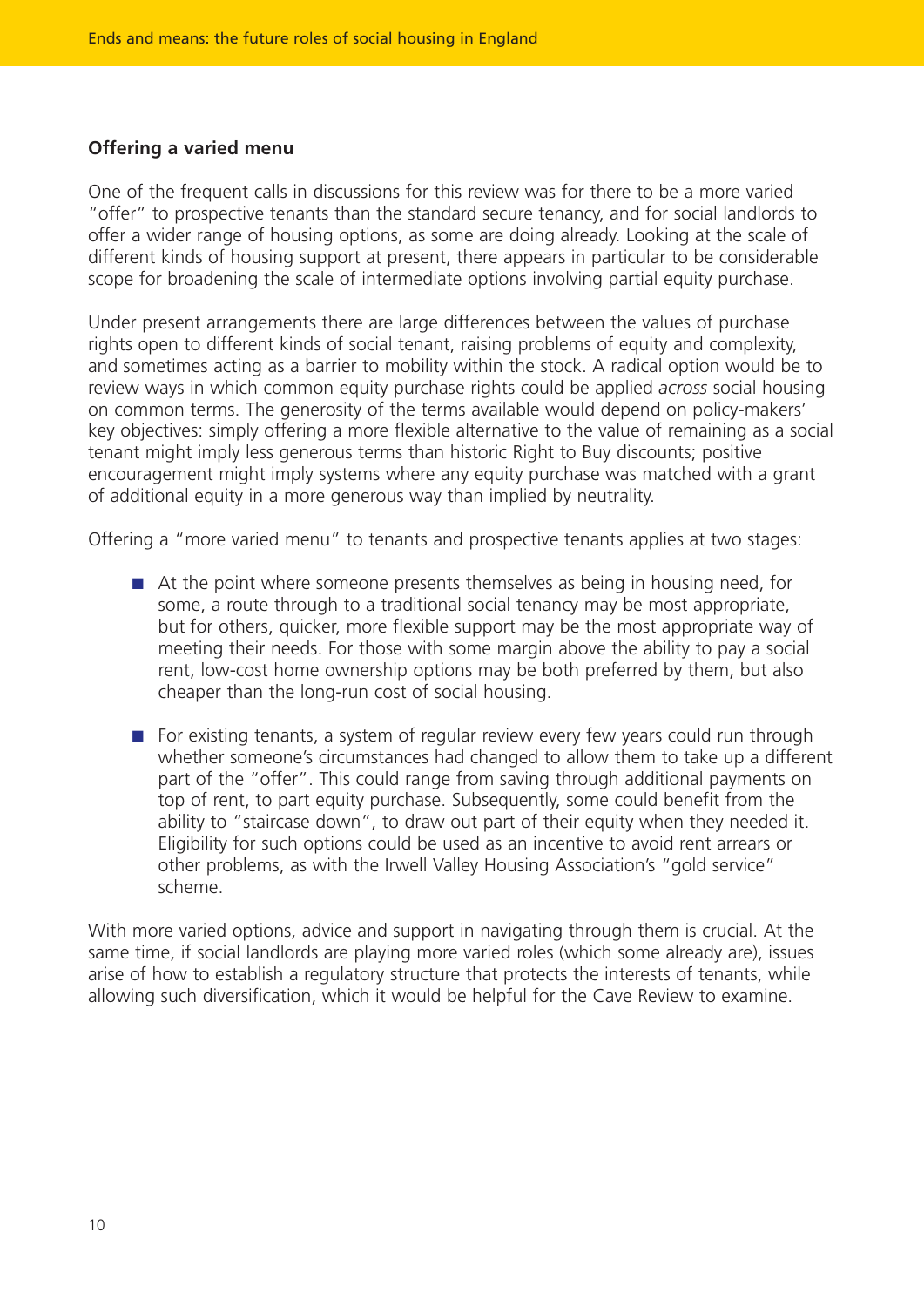### Offering a varied menu

One of the frequent calls in discussions for this review was for there to be a more varied "offer" to prospective tenants than the standard secure tenancy, and for social landlords to offer a wider range of housing options, as some are doing already. Looking at the scale of different kinds of housing support at present, there appears in particular to be considerable scope for broadening the scale of intermediate options involving partial equity purchase.

Under present arrangements there are large differences between the values of purchase rights open to different kinds of social tenant, raising problems of equity and complexity, and sometimes acting as a barrier to mobility within the stock. A radical option would be to review ways in which common equity purchase rights could be applied *across* social housing on common terms. The generosity of the terms available would depend on policy-makers' key objectives: simply offering a more flexible alternative to the value of remaining as a social tenant might imply less generous terms than historic Right to Buy discounts; positive encouragement might imply systems where any equity purchase was matched with a grant of additional equity in a more generous way than implied by neutrality.

Offering a "more varied menu" to tenants and prospective tenants applies at two stages:

- At the point where someone presents themselves as being in housing need, for some, a route through to a traditional social tenancy may be most appropriate, but for others, quicker, more flexible support may be the most appropriate way of meeting their needs. For those with some margin above the ability to pay a social rent, low-cost home ownership options may be both preferred by them, but also cheaper than the long-run cost of social housing.

- For existing tenants, a system of regular review every few years could run through whether someone's circumstances had changed to allow them to take up a different part of the "offer". This could range from saving through additional payments on top of rent, to part equity purchase. Subsequently, some could benefit from the ability to "staircase down", to draw out part of their equity when they needed it. Eligibility for such options could be used as an incentive to avoid rent arrears or other problems, as with the Irwell Valley Housing Association's "gold service" scheme.

With more varied options, advice and support in navigating through them is crucial. At the same time, if social landlords are playing more varied roles (which some already are), issues arise of how to establish a regulatory structure that protects the interests of tenants, while allowing such diversification, which it would be helpful for the Cave Review to examine.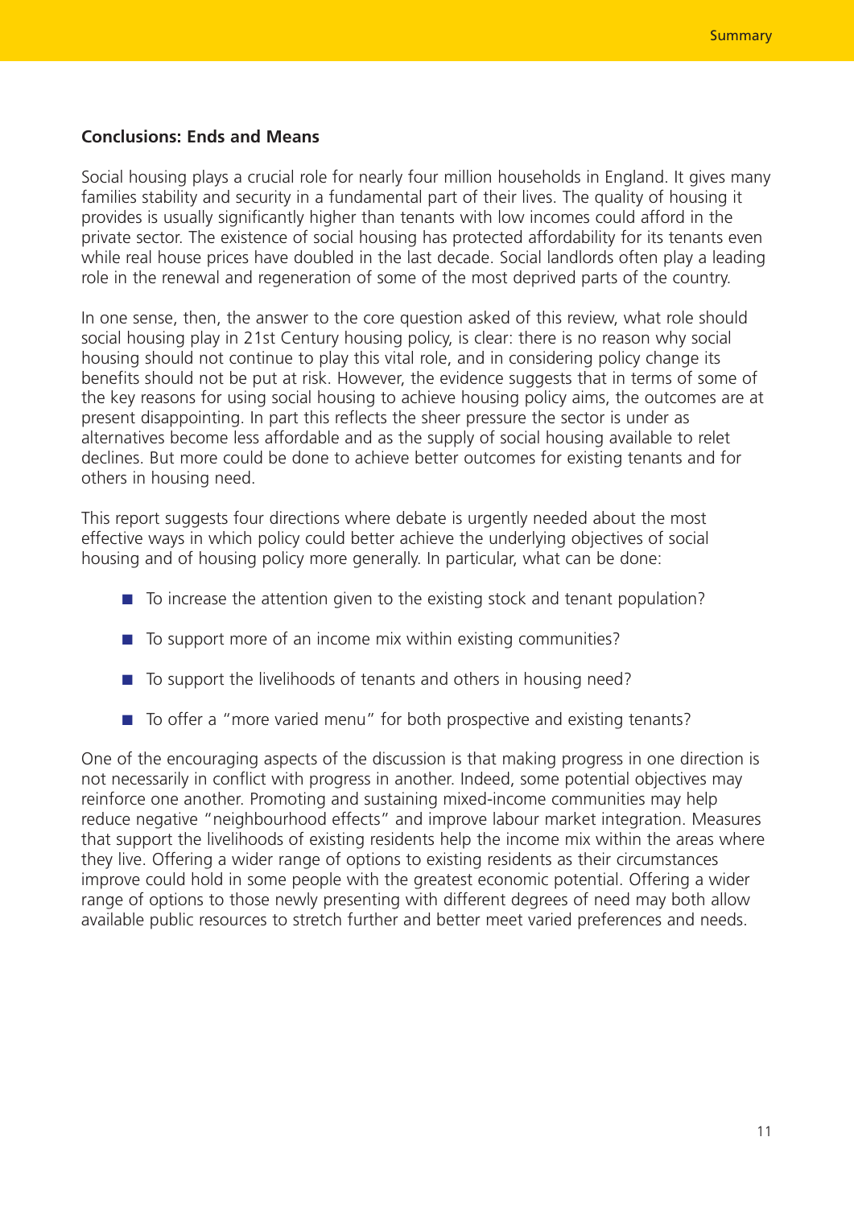**Conclusions: Ends and Means**

Social housing plays a crucial role for nearly four million households in England. It gives many families stability and security in a fundamental part of their lives. The quality of housing it provides is usually significantly higher than tenants with low incomes could afford in the private sector. The existence of social housing has protected affordability for its tenants even while real house prices have doubled in the last decade. Social landlords often play a leading role in the renewal and regeneration of some of the most deprived parts of the country.

In one sense, then, the answer to the core question asked of this review, what role should social housing play in 21st Century housing policy, is clear: there is no reason why social housing should not continue to play this vital role, and in considering policy change its benefits should not be put at risk. However, the evidence suggests that in terms of some of the key reasons for using social housing to achieve housing policy aims, the outcomes are at present disappointing. In part this reflects the sheer pressure the sector is under as alternatives become less affordable and as the supply of social housing available to relet declines. But more could be done to achieve better outcomes for existing tenants and for others in housing need.

This report suggests four directions where debate is urgently needed about the most effective ways in which policy could better achieve the underlying objectives of social housing and of housing policy more generally. In particular, what can be done:

- To increase the attention given to the existing stock and tenant population?
- To support more of an income mix within existing communities?
- To support the livelihoods of tenants and others in housing need?
- To offer a "more varied menu" for both prospective and existing tenants?

One of the encouraging aspects of the discussion is that making progress in one direction is not necessarily in conflict with progress in another. Indeed, some potential objectives may reinforce one another. Promoting and sustaining mixed-income communities may help reduce negative "neighbourhood effects" and improve labour market integration. Measures that support the livelihoods of existing residents help the income mix within the areas where they live. Offering a wider range of options to existing residents as their circumstances improve could hold in some people with the greatest economic potential. Offering a wider range of options to those newly presenting with different degrees of need may both allow available public resources to stretch further and better meet varied preferences and needs.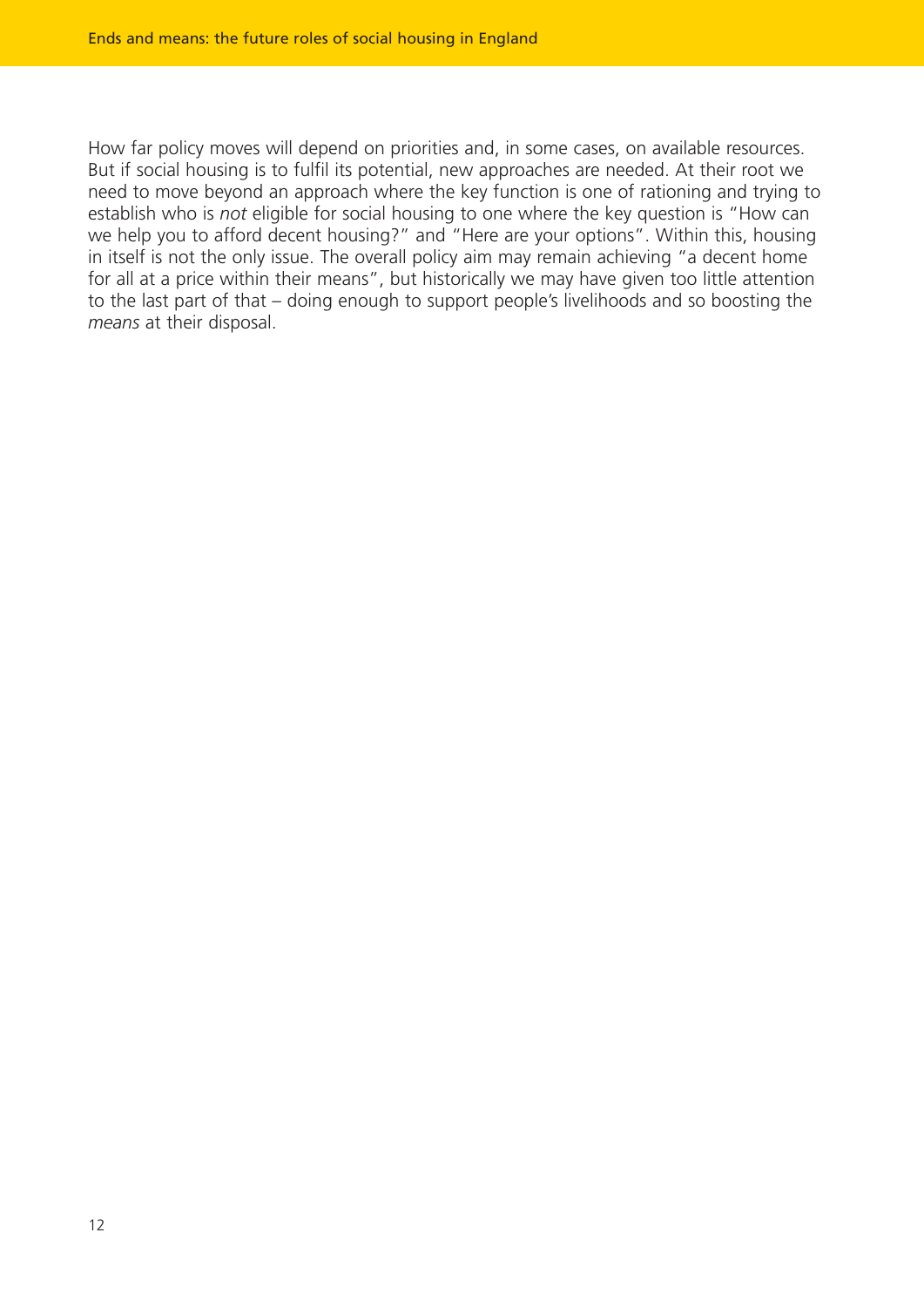How far policy moves will depend on priorities and, in some cases, on available resources. But if social housing is to fulfil its potential, new approaches are needed. At their root we need to move beyond an approach where the key function is one of rationing and trying to establish who is *not* eligible for social housing to one where the key question is "How can we help you to afford decent housing?" and "Here are your options". Within this, housing in itself is not the only issue. The overall policy aim may remain achieving "a decent home for all at a price within their means", but historically we may have given too little attention to the last part of that – doing enough to support people's livelihoods and so boosting the *means* at their disposal.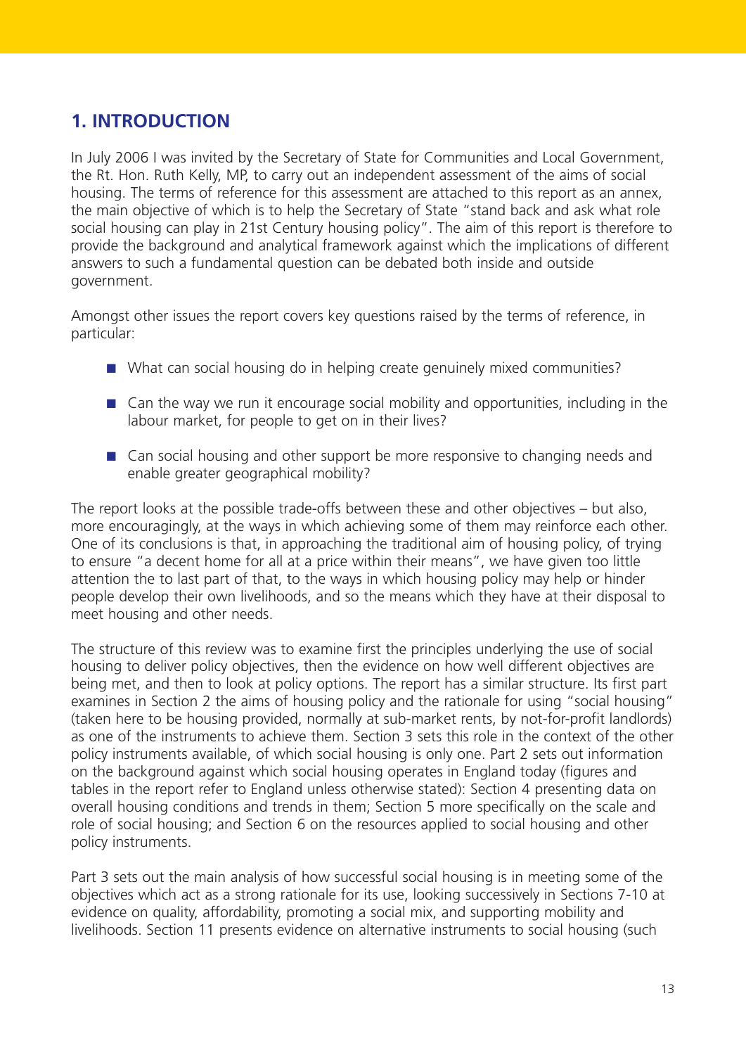# 1. INTRODUCTION

In July 2006 I was invited by the Secretary of State for Communities and Local Government, the Rt. Hon. Ruth Kelly, MP, to carry out an independent assessment of the aims of social housing. The terms of reference for this assessment are attached to this report as an annex, the main objective of which is to help the Secretary of State "stand back and ask what role social housing can play in 21st Century housing policy". The aim of this report is therefore to provide the background and analytical framework against which the implications of different answers to such a fundamental question can be debated both inside and outside government.

Amongst other issues the report covers key questions raised by the terms of reference, in particular:

- What can social housing do in helping create genuinely mixed communities?
- Can the way we run it encourage social mobility and opportunities, including in the labour market, for people to get on in their lives?
- Can social housing and other support be more responsive to changing needs and enable greater geographical mobility?

The report looks at the possible trade-offs between these and other objectives – but also, more encouragingly, at the ways in which achieving some of them may reinforce each other. One of its conclusions is that, in approaching the traditional aim of housing policy, of trying to ensure "a decent home for all at a price within their means", we have given too little attention the to last part of that, to the ways in which housing policy may help or hinder people develop their own livelihoods, and so the means which they have at their disposal to meet housing and other needs.

The structure of this review was to examine first the principles underlying the use of social housing to deliver policy objectives, then the evidence on how well different objectives are being met, and then to look at policy options. The report has a similar structure. Its first part examines in Section 2 the aims of housing policy and the rationale for using "social housing" (taken here to be housing provided, normally at sub-market rents, by not-for-profit landlords) as one of the instruments to achieve them. Section 3 sets this role in the context of the other policy instruments available, of which social housing is only one. Part 2 sets out information on the background against which social housing operates in England today (figures and tables in the report refer to England unless otherwise stated): Section 4 presenting data on overall housing conditions and trends in them; Section 5 more specifically on the scale and role of social housing; and Section 6 on the resources applied to social housing and other policy instruments.

Part 3 sets out the main analysis of how successful social housing is in meeting some of the objectives which act as a strong rationale for its use, looking successively in Sections 7-10 at evidence on quality, affordability, promoting a social mix, and supporting mobility and livelihoods. Section 11 presents evidence on alternative instruments to social housing (such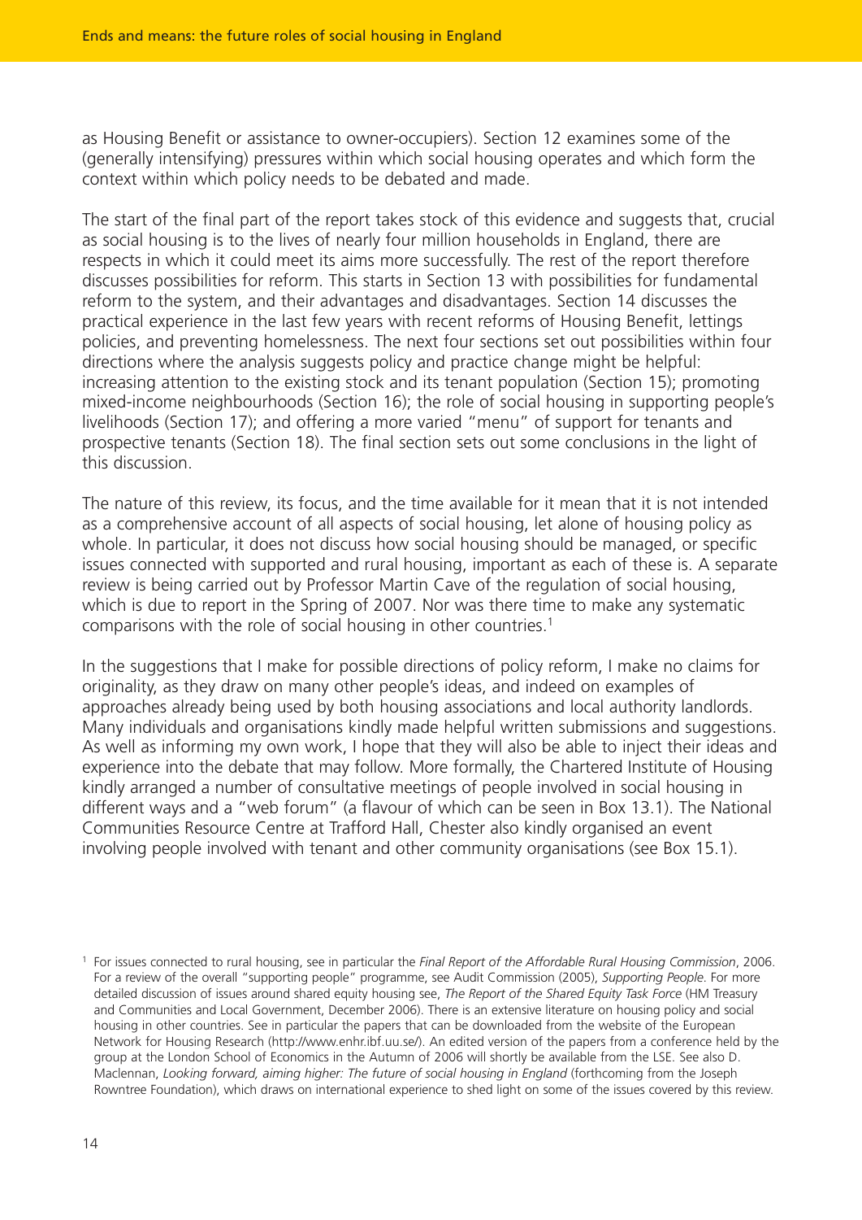as Housing Benefit or assistance to owner-occupiers). Section 12 examines some of the (generally intensifying) pressures within which social housing operates and which form the context within which policy needs to be debated and made.

The start of the final part of the report takes stock of this evidence and suggests that, crucial as social housing is to the lives of nearly four million households in England, there are respects in which it could meet its aims more successfully. The rest of the report therefore discusses possibilities for reform. This starts in Section 13 with possibilities for fundamental reform to the system, and their advantages and disadvantages. Section 14 discusses the practical experience in the last few years with recent reforms of Housing Benefit, lettings policies, and preventing homelessness. The next four sections set out possibilities within four directions where the analysis suggests policy and practice change might be helpful: increasing attention to the existing stock and its tenant population (Section 15); promoting mixed-income neighbourhoods (Section 16); the role of social housing in supporting people's livelihoods (Section 17); and offering a more varied "menu" of support for tenants and prospective tenants (Section 18). The final section sets out some conclusions in the light of this discussion.

The nature of this review, its focus, and the time available for it mean that it is not intended as a comprehensive account of all aspects of social housing, let alone of housing policy as whole. In particular, it does not discuss how social housing should be managed, or specific issues connected with supported and rural housing, important as each of these is. A separate review is being carried out by Professor Martin Cave of the regulation of social housing, which is due to report in the Spring of 2007. Nor was there time to make any systematic comparisons with the role of social housing in other countries.[1]

In the suggestions that I make for possible directions of policy reform, I make no claims for originality, as they draw on many other people's ideas, and indeed on examples of approaches already being used by both housing associations and local authority landlords. Many individuals and organisations kindly made helpful written submissions and suggestions. As well as informing my own work, I hope that they will also be able to inject their ideas and experience into the debate that may follow. More formally, the Chartered Institute of Housing kindly arranged a number of consultative meetings of people involved in social housing in different ways and a "web forum" (a flavour of which can be seen in Box 13.1). The National Communities Resource Centre at Trafford Hall, Chester also kindly organised an event involving people involved with tenant and other community organisations (see Box 15.1).

[1] For issues connected to rural housing, see in particular the *Final Report of the Affordable Rural Housing Commission*, 2006. For a review of the overall "supporting people" programme, see Audit Commission (2005), *Supporting People*. For more detailed discussion of issues around shared equity housing see, *The Report of the Shared Equity Task Force* (HM Treasury and Communities and Local Government, December 2006). There is an extensive literature on housing policy and social housing in other countries. See in particular the papers that can be downloaded from the website of the European Network for Housing Research (http://www.enhr.ibf.uu.se/). An edited version of the papers from a conference held by the group at the London School of Economics in the Autumn of 2006 will shortly be available from the LSE. See also D. Maclennan, *Looking forward, aiming higher: The future of social housing in England* (forthcoming from the Joseph Rowntree Foundation), which draws on international experience to shed light on some of the issues covered by this review.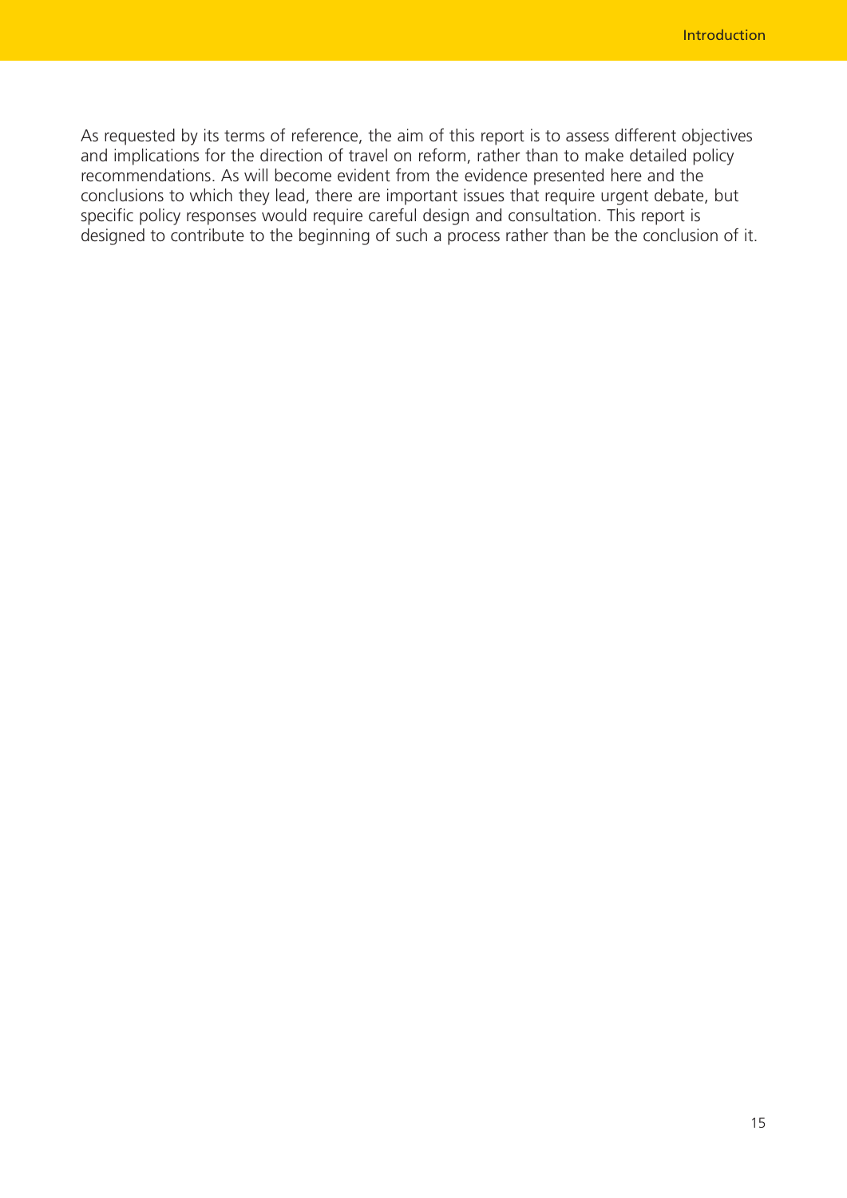As requested by its terms of reference, the aim of this report is to assess different objectives and implications for the direction of travel on reform, rather than to make detailed policy recommendations. As will become evident from the evidence presented here and the conclusions to which they lead, there are important issues that require urgent debate, but specific policy responses would require careful design and consultation. This report is designed to contribute to the beginning of such a process rather than be the conclusion of it.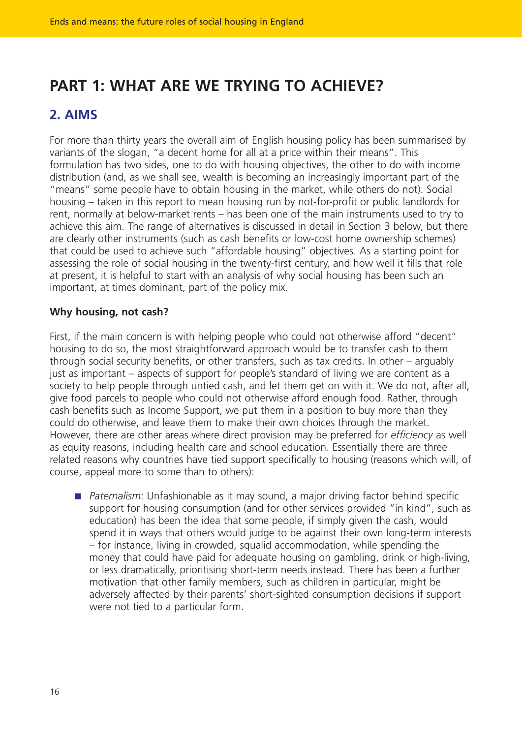# PART 1: WHAT ARE WE TRYING TO ACHIEVE?

## 2. AIMS

For more than thirty years the overall aim of English housing policy has been summarised by variants of the slogan, "a decent home for all at a price within their means". This formulation has two sides, one to do with housing objectives, the other to do with income distribution (and, as we shall see, wealth is becoming an increasingly important part of the "means" some people have to obtain housing in the market, while others do not). Social housing – taken in this report to mean housing run by not-for-profit or public landlords for rent, normally at below-market rents – has been one of the main instruments used to try to achieve this aim. The range of alternatives is discussed in detail in Section 3 below, but there are clearly other instruments (such as cash benefits or low-cost home ownership schemes) that could be used to achieve such "affordable housing" objectives. As a starting point for assessing the role of social housing in the twenty-first century, and how well it fills that role at present, it is helpful to start with an analysis of why social housing has been such an important, at times dominant, part of the policy mix.

**Why housing, not cash?**

First, if the main concern is with helping people who could not otherwise afford "decent" housing to do so, the most straightforward approach would be to transfer cash to them through social security benefits, or other transfers, such as tax credits. In other – arguably just as important – aspects of support for people's standard of living we are content as a society to help people through untied cash, and let them get on with it. We do not, after all, give food parcels to people who could not otherwise afford enough food. Rather, through cash benefits such as Income Support, we put them in a position to buy more than they could do otherwise, and leave them to make their own choices through the market. However, there are other areas where direct provision may be preferred for *efficiency* as well as equity reasons, including health care and school education. Essentially there are three related reasons why countries have tied support specifically to housing (reasons which will, of course, appeal more to some than to others):

- *Paternalism*: Unfashionable as it may sound, a major driving factor behind specific support for housing consumption (and for other services provided "in kind", such as education) has been the idea that some people, if simply given the cash, would spend it in ways that others would judge to be against their own long-term interests – for instance, living in crowded, squalid accommodation, while spending the money that could have paid for adequate housing on gambling, drink or high-living, or less dramatically, prioritising short-term needs instead. There has been a further motivation that other family members, such as children in particular, might be adversely affected by their parents' short-sighted consumption decisions if support were not tied to a particular form.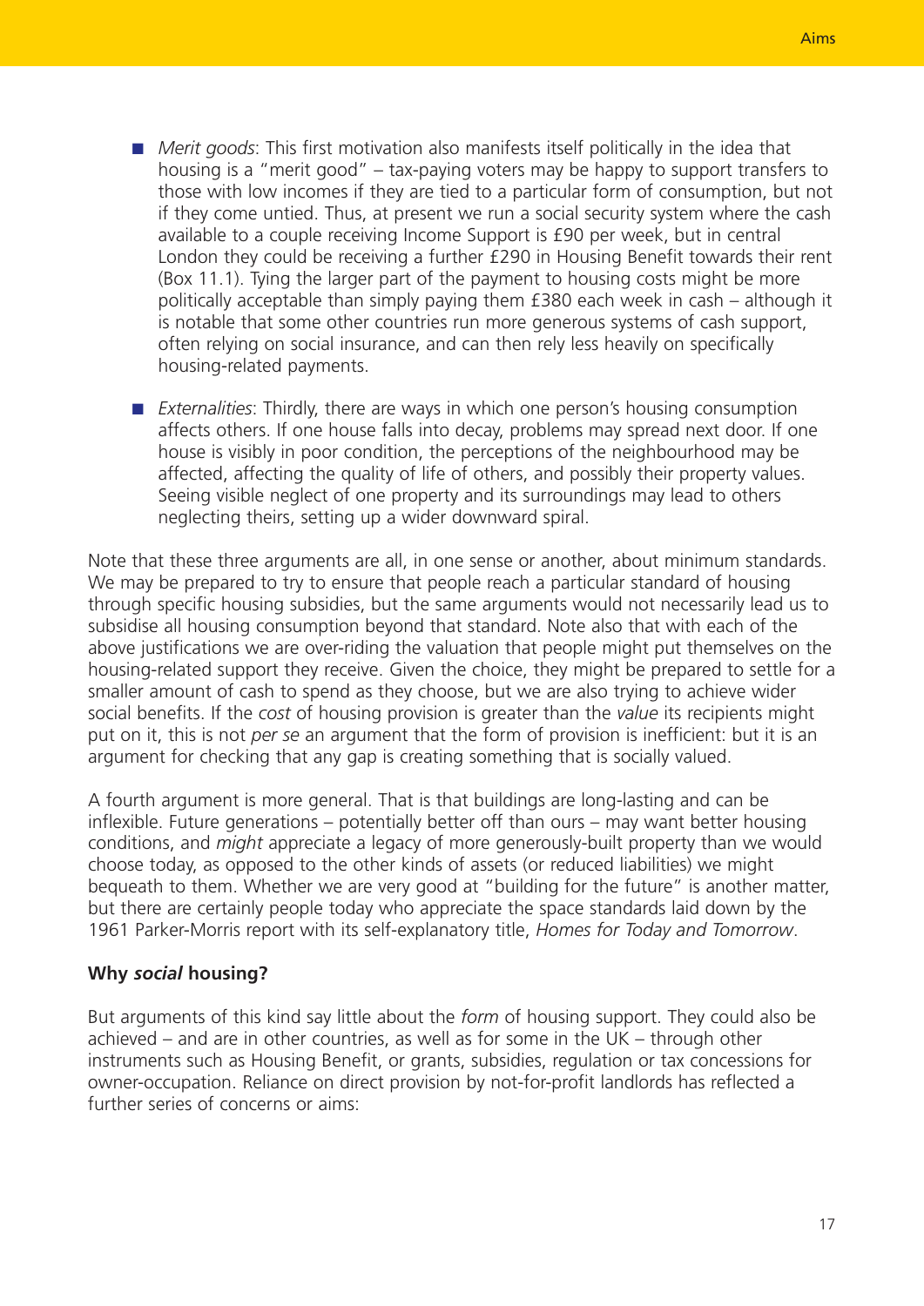- *Merit goods*: This first motivation also manifests itself politically in the idea that housing is a "merit good" – tax-paying voters may be happy to support transfers to those with low incomes if they are tied to a particular form of consumption, but not if they come untied. Thus, at present we run a social security system where the cash available to a couple receiving Income Support is £90 per week, but in central London they could be receiving a further £290 in Housing Benefit towards their rent (Box 11.1). Tying the larger part of the payment to housing costs might be more politically acceptable than simply paying them £380 each week in cash – although it is notable that some other countries run more generous systems of cash support, often relying on social insurance, and can then rely less heavily on specifically housing-related payments.

- *Externalities*: Thirdly, there are ways in which one person's housing consumption affects others. If one house falls into decay, problems may spread next door. If one house is visibly in poor condition, the perceptions of the neighbourhood may be affected, affecting the quality of life of others, and possibly their property values. Seeing visible neglect of one property and its surroundings may lead to others neglecting theirs, setting up a wider downward spiral.

Note that these three arguments are all, in one sense or another, about minimum standards. We may be prepared to try to ensure that people reach a particular standard of housing through specific housing subsidies, but the same arguments would not necessarily lead us to subsidise all housing consumption beyond that standard. Note also that with each of the above justifications we are over-riding the valuation that people might put themselves on the housing-related support they receive. Given the choice, they might be prepared to settle for a smaller amount of cash to spend as they choose, but we are also trying to achieve wider social benefits. If the *cost* of housing provision is greater than the *value* its recipients might put on it, this is not *per se* an argument that the form of provision is inefficient: but it is an argument for checking that any gap is creating something that is socially valued.

A fourth argument is more general. That is that buildings are long-lasting and can be inflexible. Future generations – potentially better off than ours – may want better housing conditions, and *might* appreciate a legacy of more generously-built property than we would choose today, as opposed to the other kinds of assets (or reduced liabilities) we might bequeath to them. Whether we are very good at "building for the future" is another matter, but there are certainly people today who appreciate the space standards laid down by the 1961 Parker-Morris report with its self-explanatory title, *Homes for Today and Tomorrow*.

**Why *social* housing?**

But arguments of this kind say little about the *form* of housing support. They could also be achieved – and are in other countries, as well as for some in the UK – through other instruments such as Housing Benefit, or grants, subsidies, regulation or tax concessions for owner-occupation. Reliance on direct provision by not-for-profit landlords has reflected a further series of concerns or aims: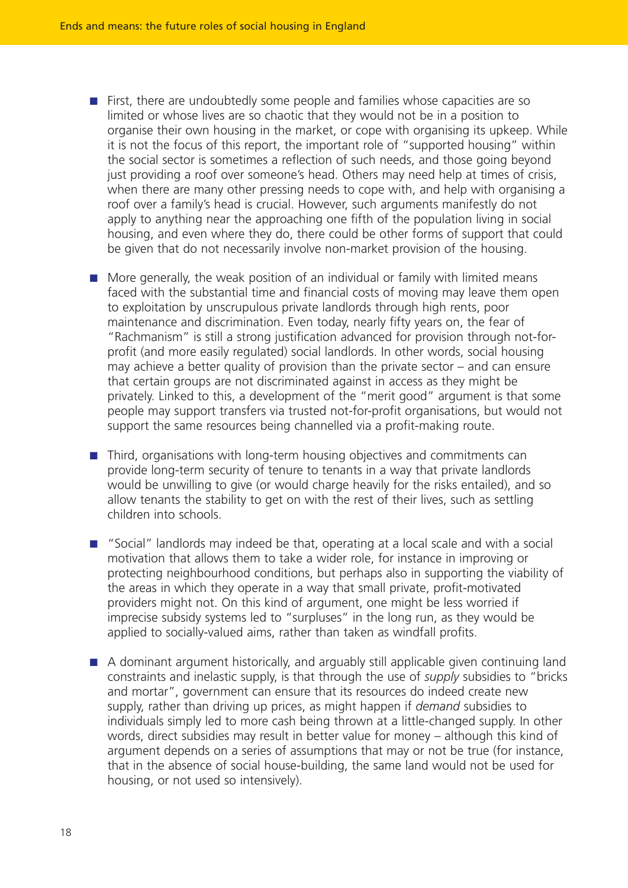- First, there are undoubtedly some people and families whose capacities are so limited or whose lives are so chaotic that they would not be in a position to organise their own housing in the market, or cope with organising its upkeep. While it is not the focus of this report, the important role of "supported housing" within the social sector is sometimes a reflection of such needs, and those going beyond just providing a roof over someone's head. Others may need help at times of crisis, when there are many other pressing needs to cope with, and help with organising a roof over a family's head is crucial. However, such arguments manifestly do not apply to anything near the approaching one fifth of the population living in social housing, and even where they do, there could be other forms of support that could be given that do not necessarily involve non-market provision of the housing.

- More generally, the weak position of an individual or family with limited means faced with the substantial time and financial costs of moving may leave them open to exploitation by unscrupulous private landlords through high rents, poor maintenance and discrimination. Even today, nearly fifty years on, the fear of "Rachmanism" is still a strong justification advanced for provision through not-for-profit (and more easily regulated) social landlords. In other words, social housing may achieve a better quality of provision than the private sector – and can ensure that certain groups are not discriminated against in access as they might be privately. Linked to this, a development of the "merit good" argument is that some people may support transfers via trusted not-for-profit organisations, but would not support the same resources being channelled via a profit-making route.

- Third, organisations with long-term housing objectives and commitments can provide long-term security of tenure to tenants in a way that private landlords would be unwilling to give (or would charge heavily for the risks entailed), and so allow tenants the stability to get on with the rest of their lives, such as settling children into schools.

- "Social" landlords may indeed be that, operating at a local scale and with a social motivation that allows them to take a wider role, for instance in improving or protecting neighbourhood conditions, but perhaps also in supporting the viability of the areas in which they operate in a way that small private, profit-motivated providers might not. On this kind of argument, one might be less worried if imprecise subsidy systems led to "surpluses" in the long run, as they would be applied to socially-valued aims, rather than taken as windfall profits.

- A dominant argument historically, and arguably still applicable given continuing land constraints and inelastic supply, is that through the use of *supply* subsidies to "bricks and mortar", government can ensure that its resources do indeed create new supply, rather than driving up prices, as might happen if *demand* subsidies to individuals simply led to more cash being thrown at a little-changed supply. In other words, direct subsidies may result in better value for money – although this kind of argument depends on a series of assumptions that may or not be true (for instance, that in the absence of social house-building, the same land would not be used for housing, or not used so intensively).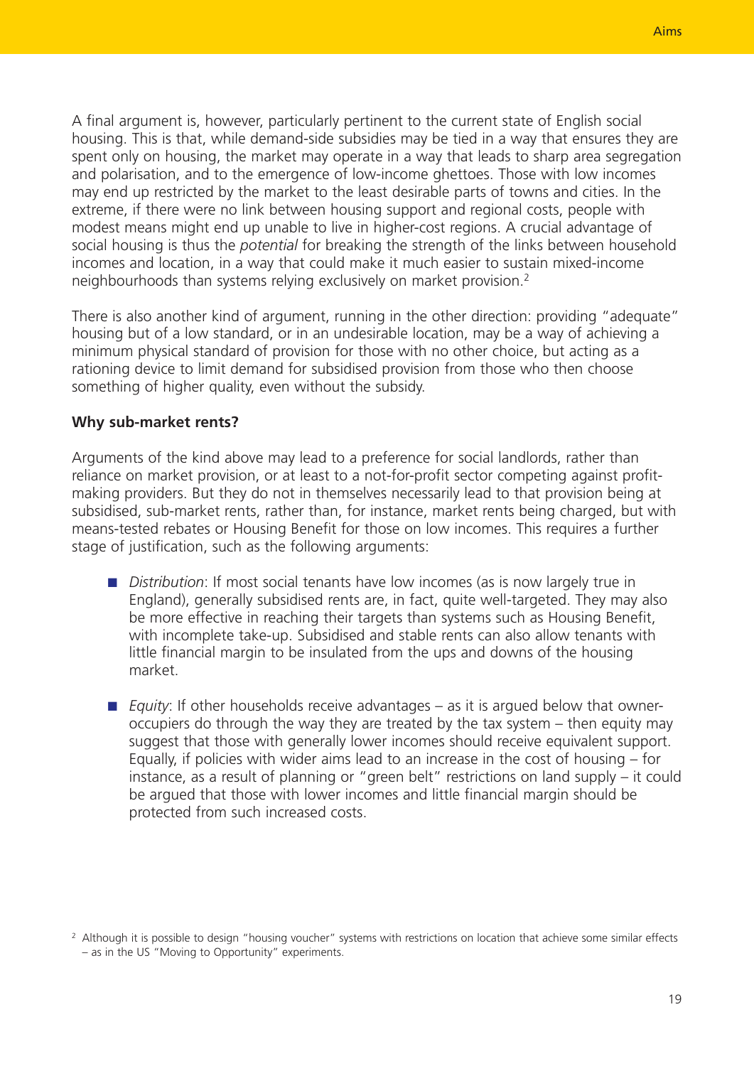A final argument is, however, particularly pertinent to the current state of English social housing. This is that, while demand-side subsidies may be tied in a way that ensures they are spent only on housing, the market may operate in a way that leads to sharp area segregation and polarisation, and to the emergence of low-income ghettoes. Those with low incomes may end up restricted by the market to the least desirable parts of towns and cities. In the extreme, if there were no link between housing support and regional costs, people with modest means might end up unable to live in higher-cost regions. A crucial advantage of social housing is thus the *potential* for breaking the strength of the links between household incomes and location, in a way that could make it much easier to sustain mixed-income neighbourhoods than systems relying exclusively on market provision.[2]

There is also another kind of argument, running in the other direction: providing "adequate" housing but of a low standard, or in an undesirable location, may be a way of achieving a minimum physical standard of provision for those with no other choice, but acting as a rationing device to limit demand for subsidised provision from those who then choose something of higher quality, even without the subsidy.

**Why sub-market rents?**

Arguments of the kind above may lead to a preference for social landlords, rather than reliance on market provision, or at least to a not-for-profit sector competing against profit-making providers. But they do not in themselves necessarily lead to that provision being at subsidised, sub-market rents, rather than, for instance, market rents being charged, but with means-tested rebates or Housing Benefit for those on low incomes. This requires a further stage of justification, such as the following arguments:

- *Distribution*: If most social tenants have low incomes (as is now largely true in England), generally subsidised rents are, in fact, quite well-targeted. They may also be more effective in reaching their targets than systems such as Housing Benefit, with incomplete take-up. Subsidised and stable rents can also allow tenants with little financial margin to be insulated from the ups and downs of the housing market.

- *Equity*: If other households receive advantages – as it is argued below that owner-occupiers do through the way they are treated by the tax system – then equity may suggest that those with generally lower incomes should receive equivalent support. Equally, if policies with wider aims lead to an increase in the cost of housing – for instance, as a result of planning or "green belt" restrictions on land supply – it could be argued that those with lower incomes and little financial margin should be protected from such increased costs.

[2] Although it is possible to design "housing voucher" systems with restrictions on location that achieve some similar effects – as in the US "Moving to Opportunity" experiments.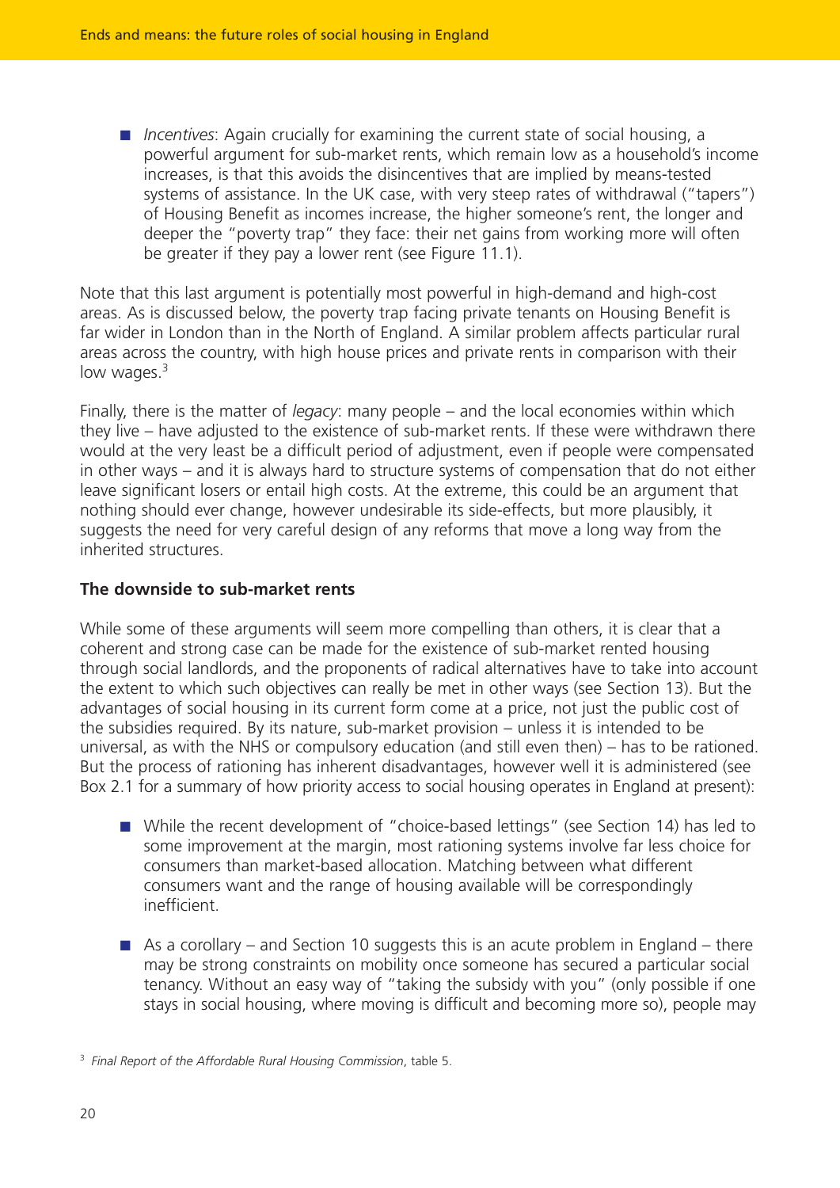- *Incentives*: Again crucially for examining the current state of social housing, a powerful argument for sub-market rents, which remain low as a household's income increases, is that this avoids the disincentives that are implied by means-tested systems of assistance. In the UK case, with very steep rates of withdrawal ("tapers") of Housing Benefit as incomes increase, the higher someone's rent, the longer and deeper the "poverty trap" they face: their net gains from working more will often be greater if they pay a lower rent (see Figure 11.1).

Note that this last argument is potentially most powerful in high-demand and high-cost areas. As is discussed below, the poverty trap facing private tenants on Housing Benefit is far wider in London than in the North of England. A similar problem affects particular rural areas across the country, with high house prices and private rents in comparison with their low wages.[3]

Finally, there is the matter of *legacy*: many people – and the local economies within which they live – have adjusted to the existence of sub-market rents. If these were withdrawn there would at the very least be a difficult period of adjustment, even if people were compensated in other ways – and it is always hard to structure systems of compensation that do not either leave significant losers or entail high costs. At the extreme, this could be an argument that nothing should ever change, however undesirable its side-effects, but more plausibly, it suggests the need for very careful design of any reforms that move a long way from the inherited structures.

**The downside to sub-market rents**

While some of these arguments will seem more compelling than others, it is clear that a coherent and strong case can be made for the existence of sub-market rented housing through social landlords, and the proponents of radical alternatives have to take into account the extent to which such objectives can really be met in other ways (see Section 13). But the advantages of social housing in its current form come at a price, not just the public cost of the subsidies required. By its nature, sub-market provision – unless it is intended to be universal, as with the NHS or compulsory education (and still even then) – has to be rationed. But the process of rationing has inherent disadvantages, however well it is administered (see Box 2.1 for a summary of how priority access to social housing operates in England at present):

- While the recent development of "choice-based lettings" (see Section 14) has led to some improvement at the margin, most rationing systems involve far less choice for consumers than market-based allocation. Matching between what different consumers want and the range of housing available will be correspondingly inefficient.

- As a corollary – and Section 10 suggests this is an acute problem in England – there may be strong constraints on mobility once someone has secured a particular social tenancy. Without an easy way of "taking the subsidy with you" (only possible if one stays in social housing, where moving is difficult and becoming more so), people may

[3] *Final Report of the Affordable Rural Housing Commission*, table 5.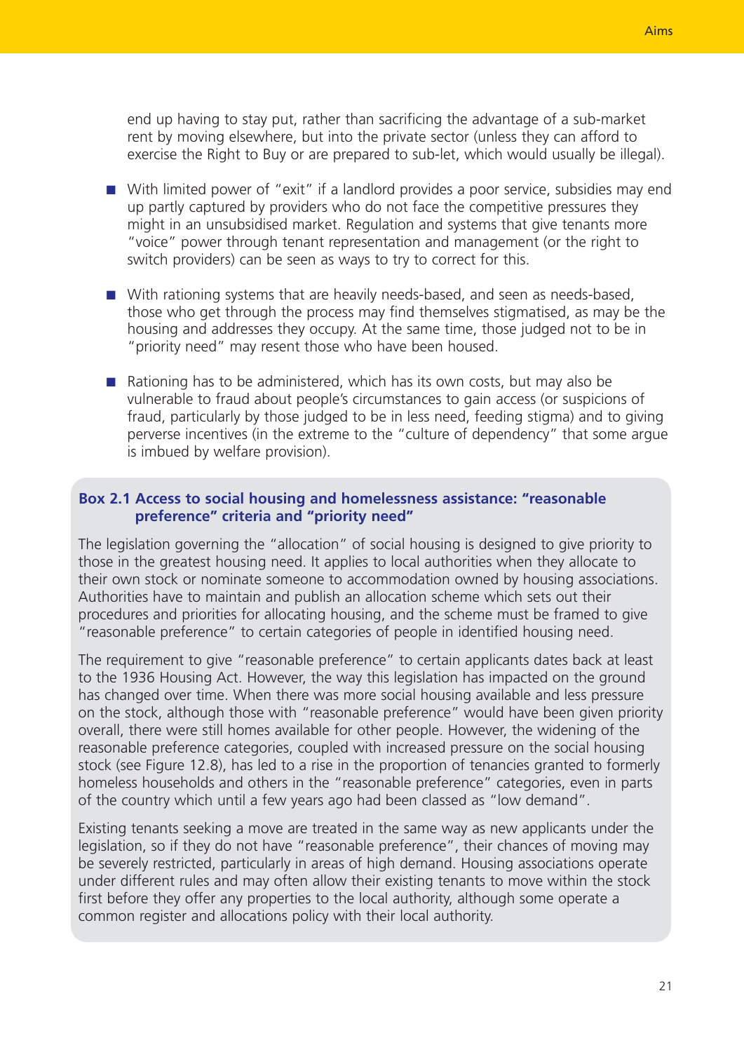end up having to stay put, rather than sacrificing the advantage of a sub-market rent by moving elsewhere, but into the private sector (unless they can afford to exercise the Right to Buy or are prepared to sub-let, which would usually be illegal).

- With limited power of "exit" if a landlord provides a poor service, subsidies may end up partly captured by providers who do not face the competitive pressures they might in an unsubsidised market. Regulation and systems that give tenants more "voice" power through tenant representation and management (or the right to switch providers) can be seen as ways to try to correct for this.

- With rationing systems that are heavily needs-based, and seen as needs-based, those who get through the process may find themselves stigmatised, as may be the housing and addresses they occupy. At the same time, those judged not to be in "priority need" may resent those who have been housed.

- Rationing has to be administered, which has its own costs, but may also be vulnerable to fraud about people's circumstances to gain access (or suspicions of fraud, particularly by those judged to be in less need, feeding stigma) and to giving perverse incentives (in the extreme to the "culture of dependency" that some argue is imbued by welfare provision).

**Box 2.1 Access to social housing and homelessness assistance: "reasonable preference" criteria and "priority need"**

The legislation governing the "allocation" of social housing is designed to give priority to those in the greatest housing need. It applies to local authorities when they allocate to their own stock or nominate someone to accommodation owned by housing associations. Authorities have to maintain and publish an allocation scheme which sets out their procedures and priorities for allocating housing, and the scheme must be framed to give "reasonable preference" to certain categories of people in identified housing need.

The requirement to give "reasonable preference" to certain applicants dates back at least to the 1936 Housing Act. However, the way this legislation has impacted on the ground has changed over time. When there was more social housing available and less pressure on the stock, although those with "reasonable preference" would have been given priority overall, there were still homes available for other people. However, the widening of the reasonable preference categories, coupled with increased pressure on the social housing stock (see Figure 12.8), has led to a rise in the proportion of tenancies granted to formerly homeless households and others in the "reasonable preference" categories, even in parts of the country which until a few years ago had been classed as "low demand".

Existing tenants seeking a move are treated in the same way as new applicants under the legislation, so if they do not have "reasonable preference", their chances of moving may be severely restricted, particularly in areas of high demand. Housing associations operate under different rules and may often allow their existing tenants to move within the stock first before they offer any properties to the local authority, although some operate a common register and allocations policy with their local authority.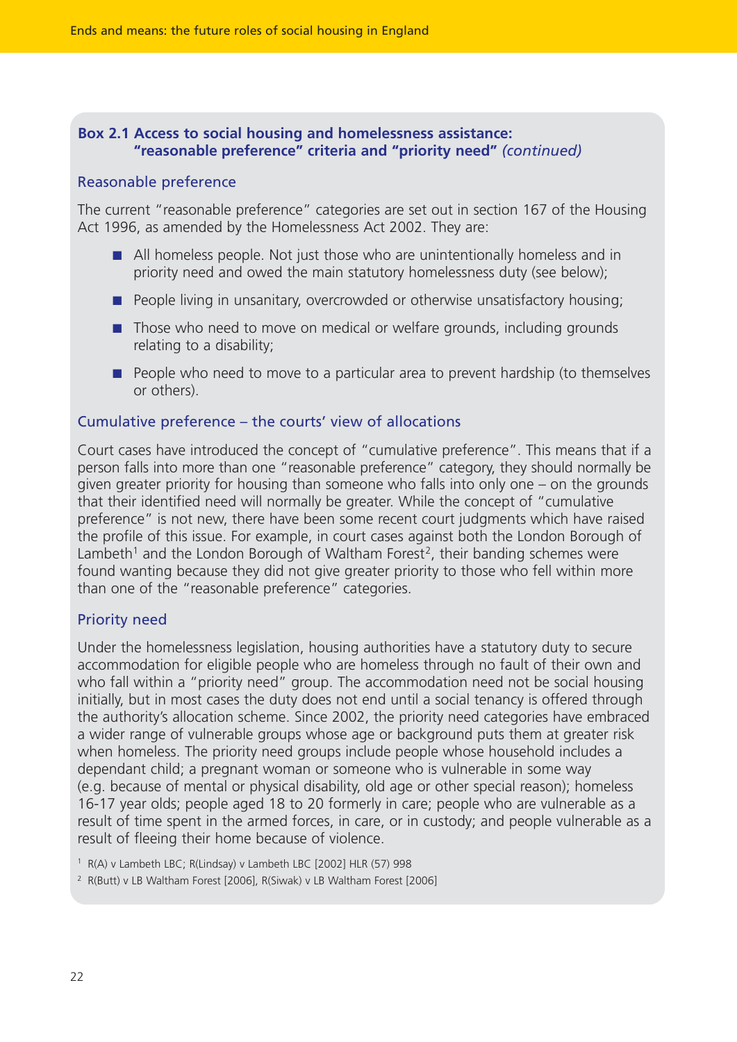### Box 2.1 Access to social housing and homelessness assistance: "reasonable preference" criteria and "priority need" *(continued)*

#### Reasonable preference

The current "reasonable preference" categories are set out in section 167 of the Housing Act 1996, as amended by the Homelessness Act 2002. They are:

- All homeless people. Not just those who are unintentionally homeless and in priority need and owed the main statutory homelessness duty (see below);
- People living in unsanitary, overcrowded or otherwise unsatisfactory housing;
- Those who need to move on medical or welfare grounds, including grounds relating to a disability;
- People who need to move to a particular area to prevent hardship (to themselves or others).

#### Cumulative preference – the courts' view of allocations

Court cases have introduced the concept of "cumulative preference". This means that if a person falls into more than one "reasonable preference" category, they should normally be given greater priority for housing than someone who falls into only one – on the grounds that their identified need will normally be greater. While the concept of "cumulative preference" is not new, there have been some recent court judgments which have raised the profile of this issue. For example, in court cases against both the London Borough of Lambeth[1] and the London Borough of Waltham Forest[2], their banding schemes were found wanting because they did not give greater priority to those who fell within more than one of the "reasonable preference" categories.

#### Priority need

Under the homelessness legislation, housing authorities have a statutory duty to secure accommodation for eligible people who are homeless through no fault of their own and who fall within a "priority need" group. The accommodation need not be social housing initially, but in most cases the duty does not end until a social tenancy is offered through the authority's allocation scheme. Since 2002, the priority need categories have embraced a wider range of vulnerable groups whose age or background puts them at greater risk when homeless. The priority need groups include people whose household includes a dependant child; a pregnant woman or someone who is vulnerable in some way (e.g. because of mental or physical disability, old age or other special reason); homeless 16-17 year olds; people aged 18 to 20 formerly in care; people who are vulnerable as a result of time spent in the armed forces, in care, or in custody; and people vulnerable as a result of fleeing their home because of violence.

[1] R(A) v Lambeth LBC; R(Lindsay) v Lambeth LBC [2002] HLR (57) 998

[2] R(Butt) v LB Waltham Forest [2006], R(Siwak) v LB Waltham Forest [2006]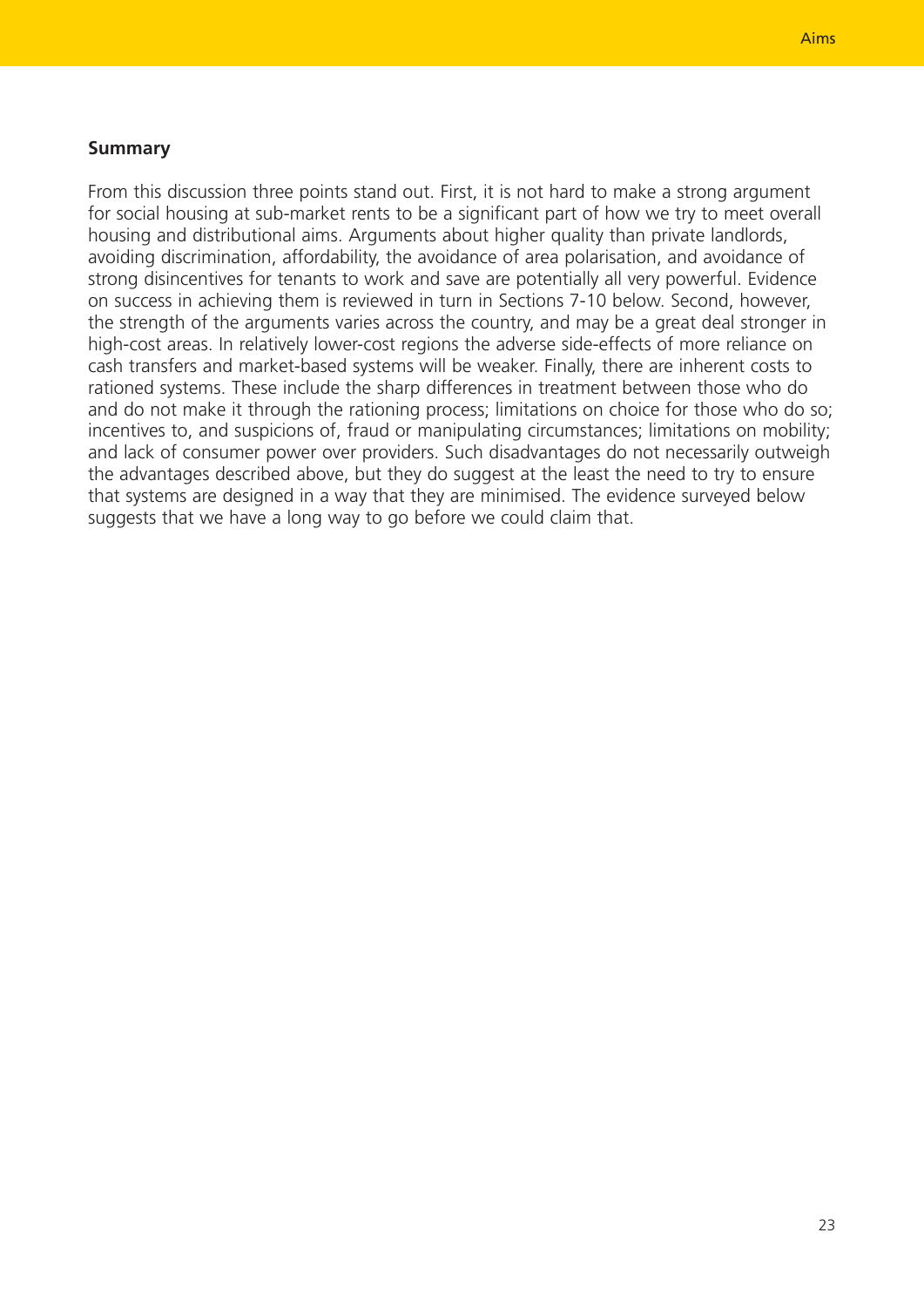### Summary

From this discussion three points stand out. First, it is not hard to make a strong argument for social housing at sub-market rents to be a significant part of how we try to meet overall housing and distributional aims. Arguments about higher quality than private landlords, avoiding discrimination, affordability, the avoidance of area polarisation, and avoidance of strong disincentives for tenants to work and save are potentially all very powerful. Evidence on success in achieving them is reviewed in turn in Sections 7-10 below. Second, however, the strength of the arguments varies across the country, and may be a great deal stronger in high-cost areas. In relatively lower-cost regions the adverse side-effects of more reliance on cash transfers and market-based systems will be weaker. Finally, there are inherent costs to rationed systems. These include the sharp differences in treatment between those who do and do not make it through the rationing process; limitations on choice for those who do so; incentives to, and suspicions of, fraud or manipulating circumstances; limitations on mobility; and lack of consumer power over providers. Such disadvantages do not necessarily outweigh the advantages described above, but they do suggest at the least the need to try to ensure that systems are designed in a way that they are minimised. The evidence surveyed below suggests that we have a long way to go before we could claim that.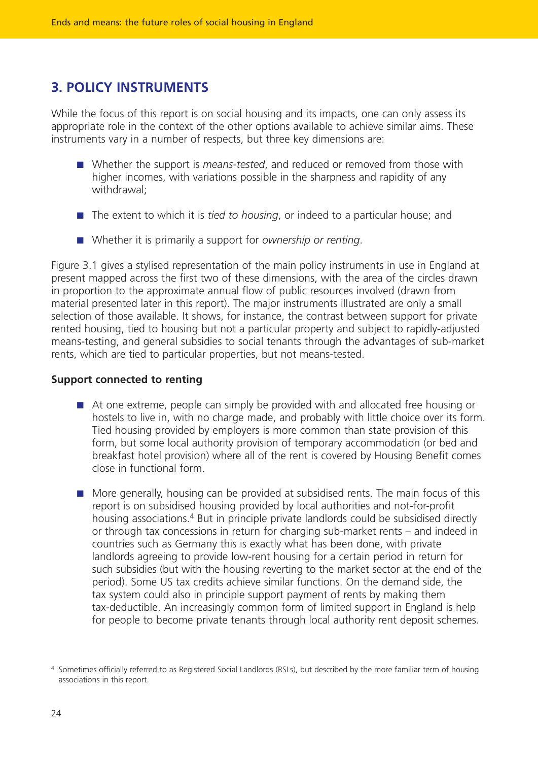## 3. POLICY INSTRUMENTS

While the focus of this report is on social housing and its impacts, one can only assess its appropriate role in the context of the other options available to achieve similar aims. These instruments vary in a number of respects, but three key dimensions are:

- Whether the support is *means-tested*, and reduced or removed from those with higher incomes, with variations possible in the sharpness and rapidity of any withdrawal;
- The extent to which it is *tied to housing*, or indeed to a particular house; and
- Whether it is primarily a support for *ownership or renting*.

Figure 3.1 gives a stylised representation of the main policy instruments in use in England at present mapped across the first two of these dimensions, with the area of the circles drawn in proportion to the approximate annual flow of public resources involved (drawn from material presented later in this report). The major instruments illustrated are only a small selection of those available. It shows, for instance, the contrast between support for private rented housing, tied to housing but not a particular property and subject to rapidly-adjusted means-testing, and general subsidies to social tenants through the advantages of sub-market rents, which are tied to particular properties, but not means-tested.

**Support connected to renting**

- At one extreme, people can simply be provided with and allocated free housing or hostels to live in, with no charge made, and probably with little choice over its form. Tied housing provided by employers is more common than state provision of this form, but some local authority provision of temporary accommodation (or bed and breakfast hotel provision) where all of the rent is covered by Housing Benefit comes close in functional form.
- More generally, housing can be provided at subsidised rents. The main focus of this report is on subsidised housing provided by local authorities and not-for-profit housing associations.[4] But in principle private landlords could be subsidised directly or through tax concessions in return for charging sub-market rents – and indeed in countries such as Germany this is exactly what has been done, with private landlords agreeing to provide low-rent housing for a certain period in return for such subsidies (but with the housing reverting to the market sector at the end of the period). Some US tax credits achieve similar functions. On the demand side, the tax system could also in principle support payment of rents by making them tax-deductible. An increasingly common form of limited support in England is help for people to become private tenants through local authority rent deposit schemes.

[4] Sometimes officially referred to as Registered Social Landlords (RSLs), but described by the more familiar term of housing associations in this report.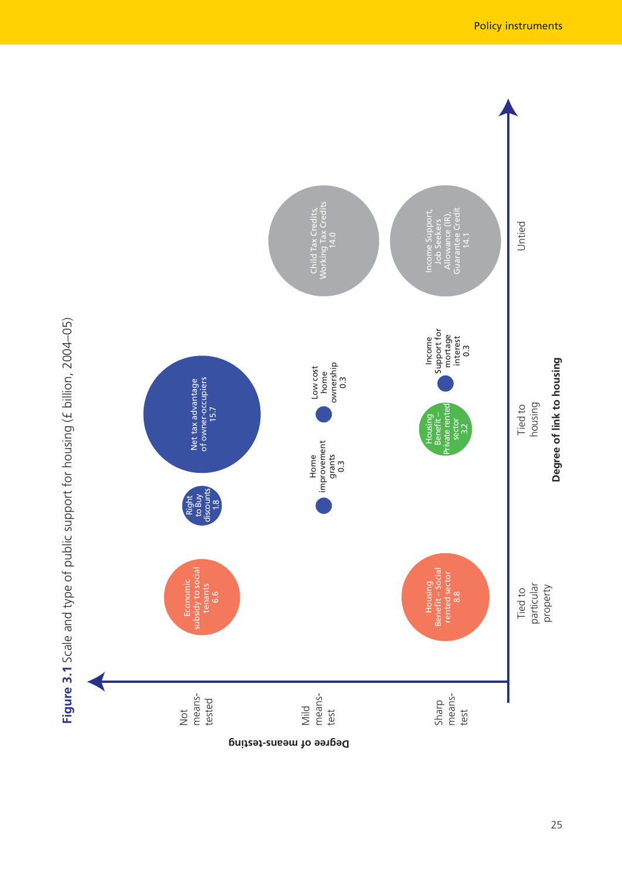**Figure 3.1** Scale and type of public support for housing (£ billion, 2004–05)

Degree of means-testing

Not means-tested

Mild means-test

Sharp means-test

Degree of link to housing

Tied to particular property

Tied to housing

Untied

Economic subsidy to social tenants 6.6

Housing Benefit – Social rented sector 8.8

Right to Buy discounts 1.8

Net tax advantage of owner-occupiers 15.7

Home improvement grants 0.3

Low cost home ownership 0.3

Housing Benefit – Private rented sector 3.2

Income Support for mortage interest 0.3

Child Tax Credits, Working Tax Credits 14.0

Income Support, Job Seekers Allowance (IR), Guarantee Credit 14.1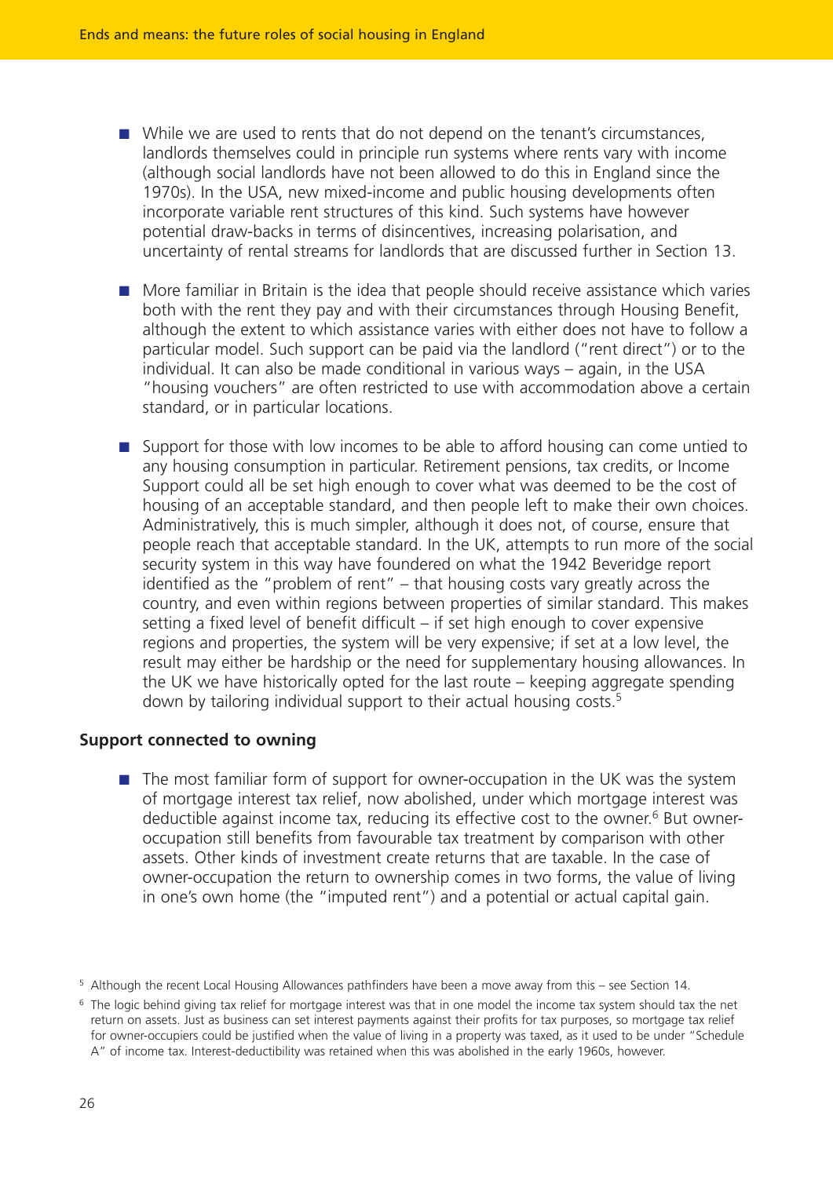- While we are used to rents that do not depend on the tenant's circumstances, landlords themselves could in principle run systems where rents vary with income (although social landlords have not been allowed to do this in England since the 1970s). In the USA, new mixed-income and public housing developments often incorporate variable rent structures of this kind. Such systems have however potential draw-backs in terms of disincentives, increasing polarisation, and uncertainty of rental streams for landlords that are discussed further in Section 13.

- More familiar in Britain is the idea that people should receive assistance which varies both with the rent they pay and with their circumstances through Housing Benefit, although the extent to which assistance varies with either does not have to follow a particular model. Such support can be paid via the landlord ("rent direct") or to the individual. It can also be made conditional in various ways – again, in the USA "housing vouchers" are often restricted to use with accommodation above a certain standard, or in particular locations.

- Support for those with low incomes to be able to afford housing can come untied to any housing consumption in particular. Retirement pensions, tax credits, or Income Support could all be set high enough to cover what was deemed to be the cost of housing of an acceptable standard, and then people left to make their own choices. Administratively, this is much simpler, although it does not, of course, ensure that people reach that acceptable standard. In the UK, attempts to run more of the social security system in this way have foundered on what the 1942 Beveridge report identified as the "problem of rent" – that housing costs vary greatly across the country, and even within regions between properties of similar standard. This makes setting a fixed level of benefit difficult – if set high enough to cover expensive regions and properties, the system will be very expensive; if set at a low level, the result may either be hardship or the need for supplementary housing allowances. In the UK we have historically opted for the last route – keeping aggregate spending down by tailoring individual support to their actual housing costs.[5]

### Support connected to owning

- The most familiar form of support for owner-occupation in the UK was the system of mortgage interest tax relief, now abolished, under which mortgage interest was deductible against income tax, reducing its effective cost to the owner.[6] But owner-occupation still benefits from favourable tax treatment by comparison with other assets. Other kinds of investment create returns that are taxable. In the case of owner-occupation the return to ownership comes in two forms, the value of living in one's own home (the "imputed rent") and a potential or actual capital gain.

[5] Although the recent Local Housing Allowances pathfinders have been a move away from this – see Section 14.

[6] The logic behind giving tax relief for mortgage interest was that in one model the income tax system should tax the net return on assets. Just as business can set interest payments against their profits for tax purposes, so mortgage tax relief for owner-occupiers could be justified when the value of living in a property was taxed, as it used to be under "Schedule A" of income tax. Interest-deductibility was retained when this was abolished in the early 1960s, however.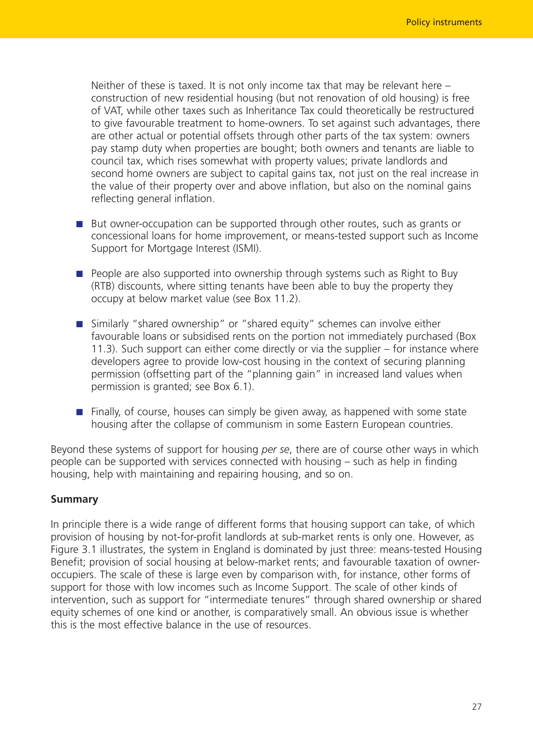Neither of these is taxed. It is not only income tax that may be relevant here – construction of new residential housing (but not renovation of old housing) is free of VAT, while other taxes such as Inheritance Tax could theoretically be restructured to give favourable treatment to home-owners. To set against such advantages, there are other actual or potential offsets through other parts of the tax system: owners pay stamp duty when properties are bought; both owners and tenants are liable to council tax, which rises somewhat with property values; private landlords and second home owners are subject to capital gains tax, not just on the real increase in the value of their property over and above inflation, but also on the nominal gains reflecting general inflation.

- But owner-occupation can be supported through other routes, such as grants or concessional loans for home improvement, or means-tested support such as Income Support for Mortgage Interest (ISMI).
- People are also supported into ownership through systems such as Right to Buy (RTB) discounts, where sitting tenants have been able to buy the property they occupy at below market value (see Box 11.2).
- Similarly "shared ownership" or "shared equity" schemes can involve either favourable loans or subsidised rents on the portion not immediately purchased (Box 11.3). Such support can either come directly or via the supplier – for instance where developers agree to provide low-cost housing in the context of securing planning permission (offsetting part of the "planning gain" in increased land values when permission is granted; see Box 6.1).
- Finally, of course, houses can simply be given away, as happened with some state housing after the collapse of communism in some Eastern European countries.

Beyond these systems of support for housing *per se*, there are of course other ways in which people can be supported with services connected with housing – such as help in finding housing, help with maintaining and repairing housing, and so on.

### Summary

In principle there is a wide range of different forms that housing support can take, of which provision of housing by not-for-profit landlords at sub-market rents is only one. However, as Figure 3.1 illustrates, the system in England is dominated by just three: means-tested Housing Benefit; provision of social housing at below-market rents; and favourable taxation of owner-occupiers. The scale of these is large even by comparison with, for instance, other forms of support for those with low incomes such as Income Support. The scale of other kinds of intervention, such as support for "intermediate tenures" through shared ownership or shared equity schemes of one kind or another, is comparatively small. An obvious issue is whether this is the most effective balance in the use of resources.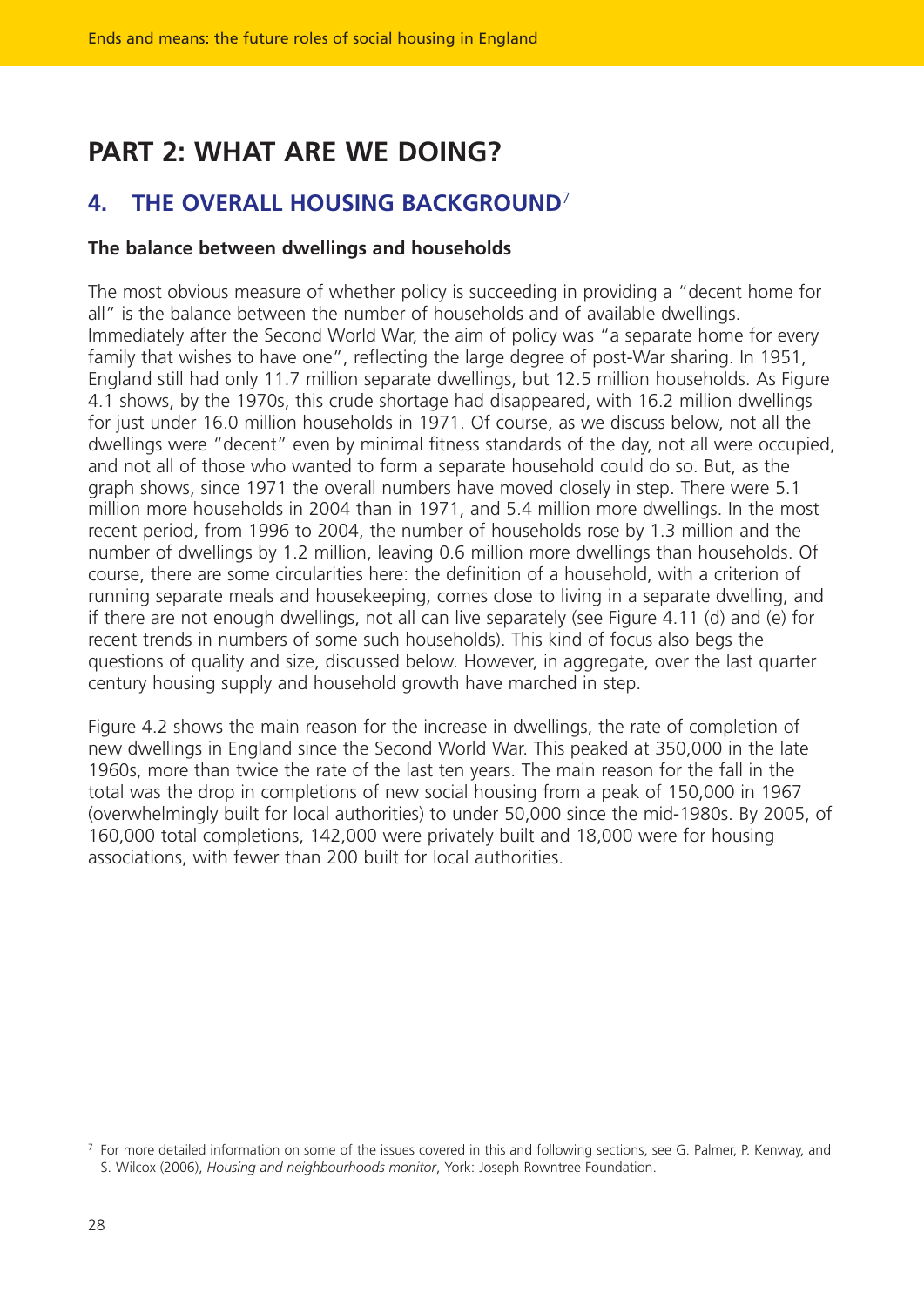# PART 2: WHAT ARE WE DOING?

## 4. THE OVERALL HOUSING BACKGROUND[7]

### The balance between dwellings and households

The most obvious measure of whether policy is succeeding in providing a "decent home for all" is the balance between the number of households and of available dwellings. Immediately after the Second World War, the aim of policy was "a separate home for every family that wishes to have one", reflecting the large degree of post-War sharing. In 1951, England still had only 11.7 million separate dwellings, but 12.5 million households. As Figure 4.1 shows, by the 1970s, this crude shortage had disappeared, with 16.2 million dwellings for just under 16.0 million households in 1971. Of course, as we discuss below, not all the dwellings were "decent" even by minimal fitness standards of the day, not all were occupied, and not all of those who wanted to form a separate household could do so. But, as the graph shows, since 1971 the overall numbers have moved closely in step. There were 5.1 million more households in 2004 than in 1971, and 5.4 million more dwellings. In the most recent period, from 1996 to 2004, the number of households rose by 1.3 million and the number of dwellings by 1.2 million, leaving 0.6 million more dwellings than households. Of course, there are some circularities here: the definition of a household, with a criterion of running separate meals and housekeeping, comes close to living in a separate dwelling, and if there are not enough dwellings, not all can live separately (see Figure 4.11 (d) and (e) for recent trends in numbers of some such households). This kind of focus also begs the questions of quality and size, discussed below. However, in aggregate, over the last quarter century housing supply and household growth have marched in step.

Figure 4.2 shows the main reason for the increase in dwellings, the rate of completion of new dwellings in England since the Second World War. This peaked at 350,000 in the late 1960s, more than twice the rate of the last ten years. The main reason for the fall in the total was the drop in completions of new social housing from a peak of 150,000 in 1967 (overwhelmingly built for local authorities) to under 50,000 since the mid-1980s. By 2005, of 160,000 total completions, 142,000 were privately built and 18,000 were for housing associations, with fewer than 200 built for local authorities.

[7] For more detailed information on some of the issues covered in this and following sections, see G. Palmer, P. Kenway, and S. Wilcox (2006), *Housing and neighbourhoods monitor*, York: Joseph Rowntree Foundation.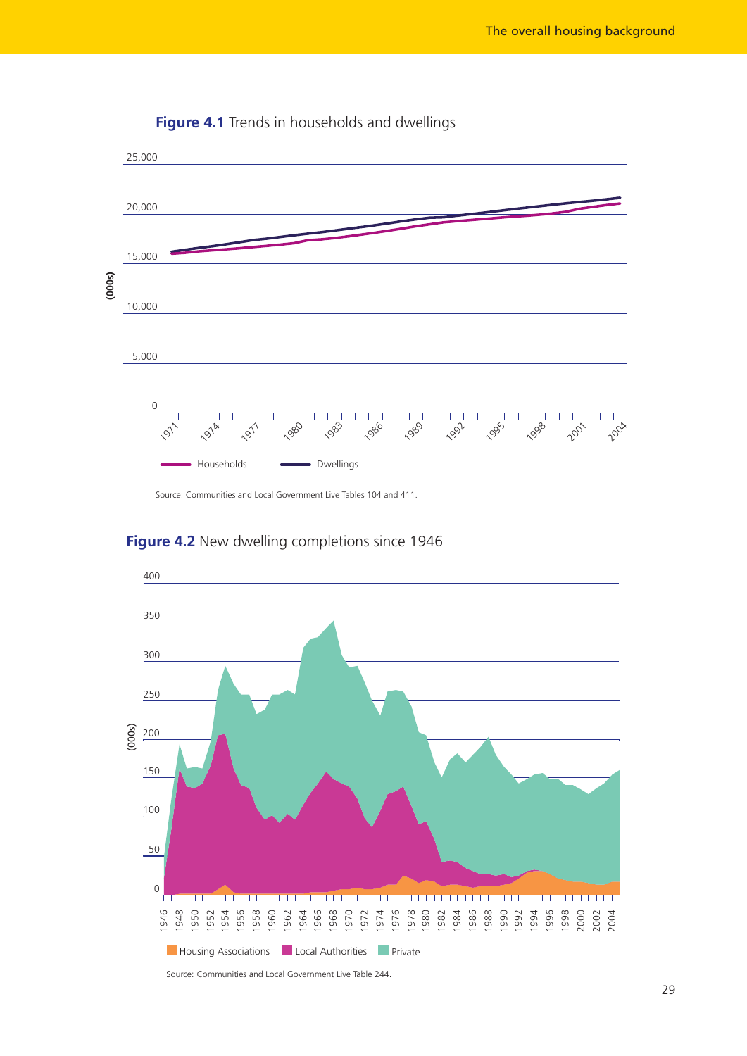**Figure 4.1** Trends in households and dwellings

25,000
20,000
15,000
10,000
5,000
0

(000s)

1971 1974 1977 1980 1983 1986 1989 1992 1995 1998 2001 2004

Households
Dwellings

Source: Communities and Local Government Live Tables 104 and 411.

**Figure 4.2** New dwelling completions since 1946

400
350
300
250
200
150
100
50
0

(000s)

1946 1948 1950 1952 1954 1956 1958 1960 1962 1964 1966 1968 1970 1972 1974 1976 1978 1980 1982 1984 1986 1988 1990 1992 1994 1996 1998 2000 2002 2004

Housing Associations
Local Authorities
Private

Source: Communities and Local Government Live Table 244.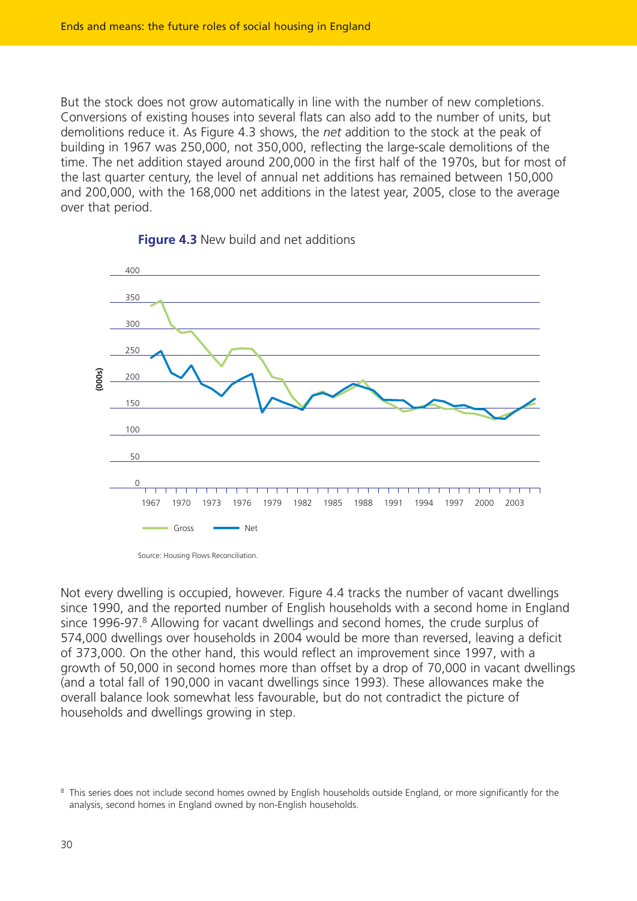But the stock does not grow automatically in line with the number of new completions. Conversions of existing houses into several flats can also add to the number of units, but demolitions reduce it. As Figure 4.3 shows, the *net* addition to the stock at the peak of building in 1967 was 250,000, not 350,000, reflecting the large-scale demolitions of the time. The net addition stayed around 200,000 in the first half of the 1970s, but for most of the last quarter century, the level of annual net additions has remained between 150,000 and 200,000, with the 168,000 net additions in the latest year, 2005, close to the average over that period.

**Figure 4.3** New build and net additions

(000s)

400
350
300
250
200
150
100
50
0

1967 1970 1973 1976 1979 1982 1985 1988 1991 1994 1997 2000 2003

Gross
Net

Source: Housing Flows Reconciliation.

Not every dwelling is occupied, however. Figure 4.4 tracks the number of vacant dwellings since 1990, and the reported number of English households with a second home in England since 1996-97.[8] Allowing for vacant dwellings and second homes, the crude surplus of 574,000 dwellings over households in 2004 would be more than reversed, leaving a deficit of 373,000. On the other hand, this would reflect an improvement since 1997, with a growth of 50,000 in second homes more than offset by a drop of 70,000 in vacant dwellings (and a total fall of 190,000 in vacant dwellings since 1993). These allowances make the overall balance look somewhat less favourable, but do not contradict the picture of households and dwellings growing in step.

[8] This series does not include second homes owned by English households outside England, or more significantly for the analysis, second homes in England owned by non-English households.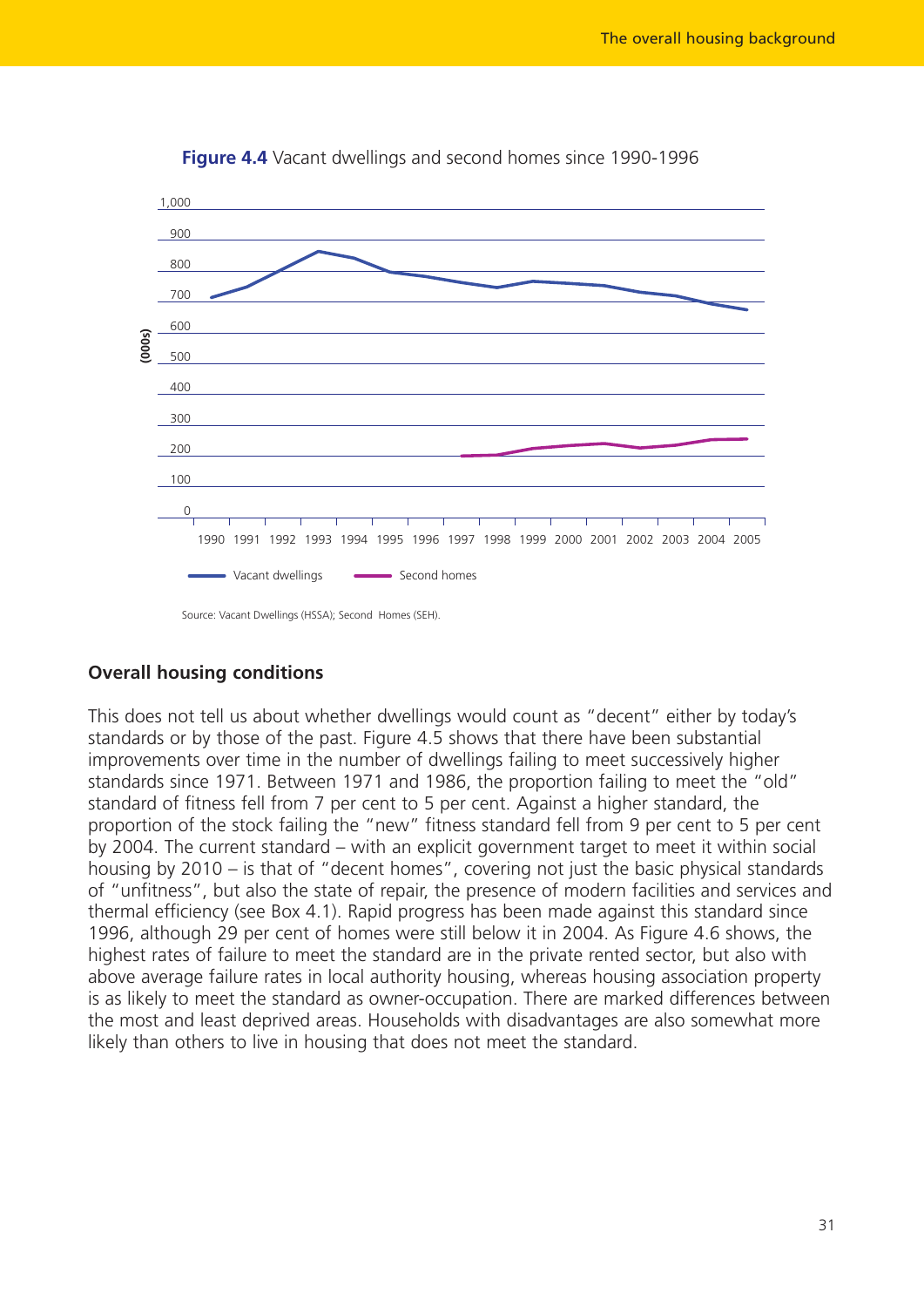**Figure 4.4** Vacant dwellings and second homes since 1990-1996

(000s)

1,000
900
800
700
600
500
400
300
200
100
0

1990 1991 1992 1993 1994 1995 1996 1997 1998 1999 2000 2001 2002 2003 2004 2005

Vacant dwellings
Second homes

Source: Vacant Dwellings (HSSA); Second Homes (SEH).

## Overall housing conditions

This does not tell us about whether dwellings would count as "decent" either by today's standards or by those of the past. Figure 4.5 shows that there have been substantial improvements over time in the number of dwellings failing to meet successively higher standards since 1971. Between 1971 and 1986, the proportion failing to meet the "old" standard of fitness fell from 7 per cent to 5 per cent. Against a higher standard, the proportion of the stock failing the "new" fitness standard fell from 9 per cent to 5 per cent by 2004. The current standard – with an explicit government target to meet it within social housing by 2010 – is that of "decent homes", covering not just the basic physical standards of "unfitness", but also the state of repair, the presence of modern facilities and services and thermal efficiency (see Box 4.1). Rapid progress has been made against this standard since 1996, although 29 per cent of homes were still below it in 2004. As Figure 4.6 shows, the highest rates of failure to meet the standard are in the private rented sector, but also with above average failure rates in local authority housing, whereas housing association property is as likely to meet the standard as owner-occupation. There are marked differences between the most and least deprived areas. Households with disadvantages are also somewhat more likely than others to live in housing that does not meet the standard.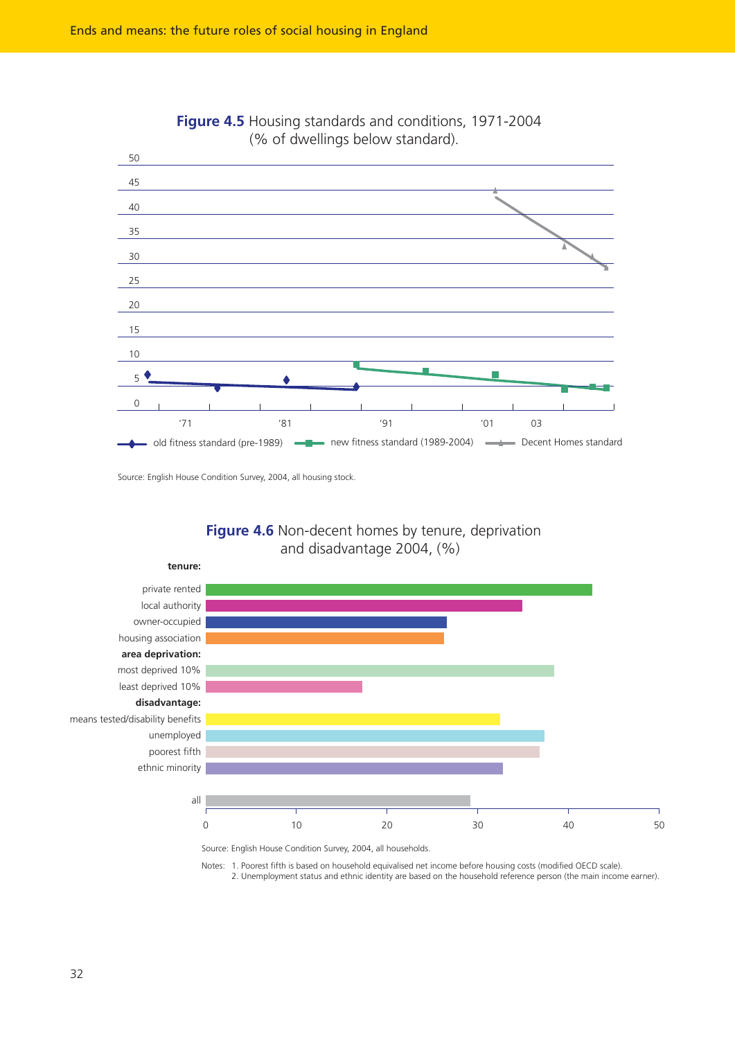**Figure 4.5** Housing standards and conditions, 1971-2004 (% of dwellings below standard).

50
45
40
35
30
25
20
15
10
5
0

'71 '81 '91 '01 03

old fitness standard (pre-1989) new fitness standard (1989-2004) Decent Homes standard

Source: English House Condition Survey, 2004, all housing stock.

**Figure 4.6** Non-decent homes by tenure, deprivation and disadvantage 2004, (%)

**tenure:**
private rented
local authority
owner-occupied
housing association
**area deprivation:**
most deprived 10%
least deprived 10%
**disadvantage:**
means tested/disability benefits
unemployed
poorest fifth
ethnic minority

all

0 10 20 30 40 50

Source: English House Condition Survey, 2004, all households.

Notes: 1. Poorest fifth is based on household equivalised net income before housing costs (modified OECD scale).
2. Unemployment status and ethnic identity are based on the household reference person (the main income earner).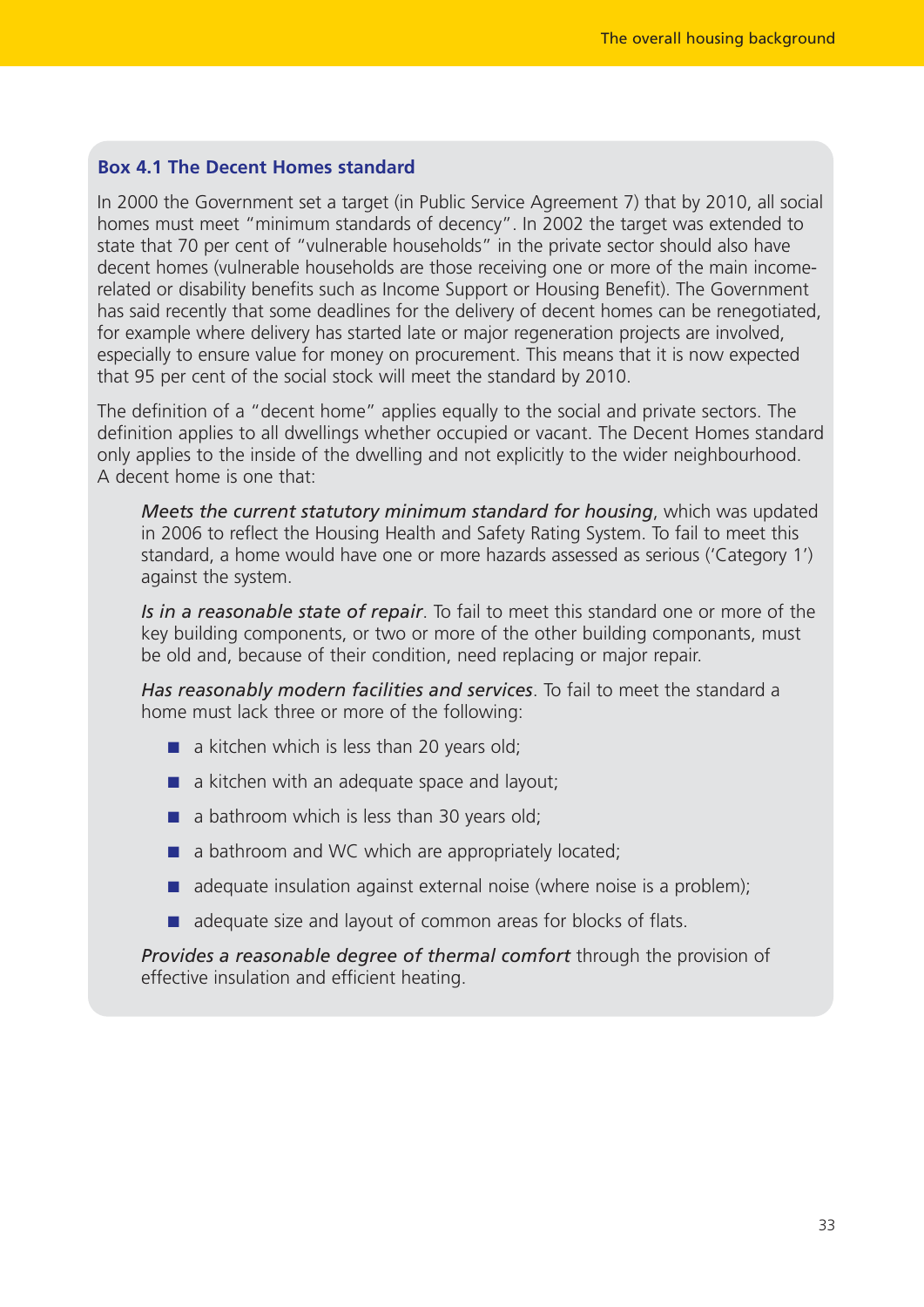### Box 4.1 The Decent Homes standard

In 2000 the Government set a target (in Public Service Agreement 7) that by 2010, all social homes must meet "minimum standards of decency". In 2002 the target was extended to state that 70 per cent of "vulnerable households" in the private sector should also have decent homes (vulnerable households are those receiving one or more of the main income-related or disability benefits such as Income Support or Housing Benefit). The Government has said recently that some deadlines for the delivery of decent homes can be renegotiated, for example where delivery has started late or major regeneration projects are involved, especially to ensure value for money on procurement. This means that it is now expected that 95 per cent of the social stock will meet the standard by 2010.

The definition of a "decent home" applies equally to the social and private sectors. The definition applies to all dwellings whether occupied or vacant. The Decent Homes standard only applies to the inside of the dwelling and not explicitly to the wider neighbourhood. A decent home is one that:

*Meets the current statutory minimum standard for housing*, which was updated in 2006 to reflect the Housing Health and Safety Rating System. To fail to meet this standard, a home would have one or more hazards assessed as serious ('Category 1') against the system.

*Is in a reasonable state of repair*. To fail to meet this standard one or more of the key building components, or two or more of the other building componants, must be old and, because of their condition, need replacing or major repair.

*Has reasonably modern facilities and services*. To fail to meet the standard a home must lack three or more of the following:

- a kitchen which is less than 20 years old;
- a kitchen with an adequate space and layout;
- a bathroom which is less than 30 years old;
- a bathroom and WC which are appropriately located;
- adequate insulation against external noise (where noise is a problem);
- adequate size and layout of common areas for blocks of flats.

*Provides a reasonable degree of thermal comfort* through the provision of effective insulation and efficient heating.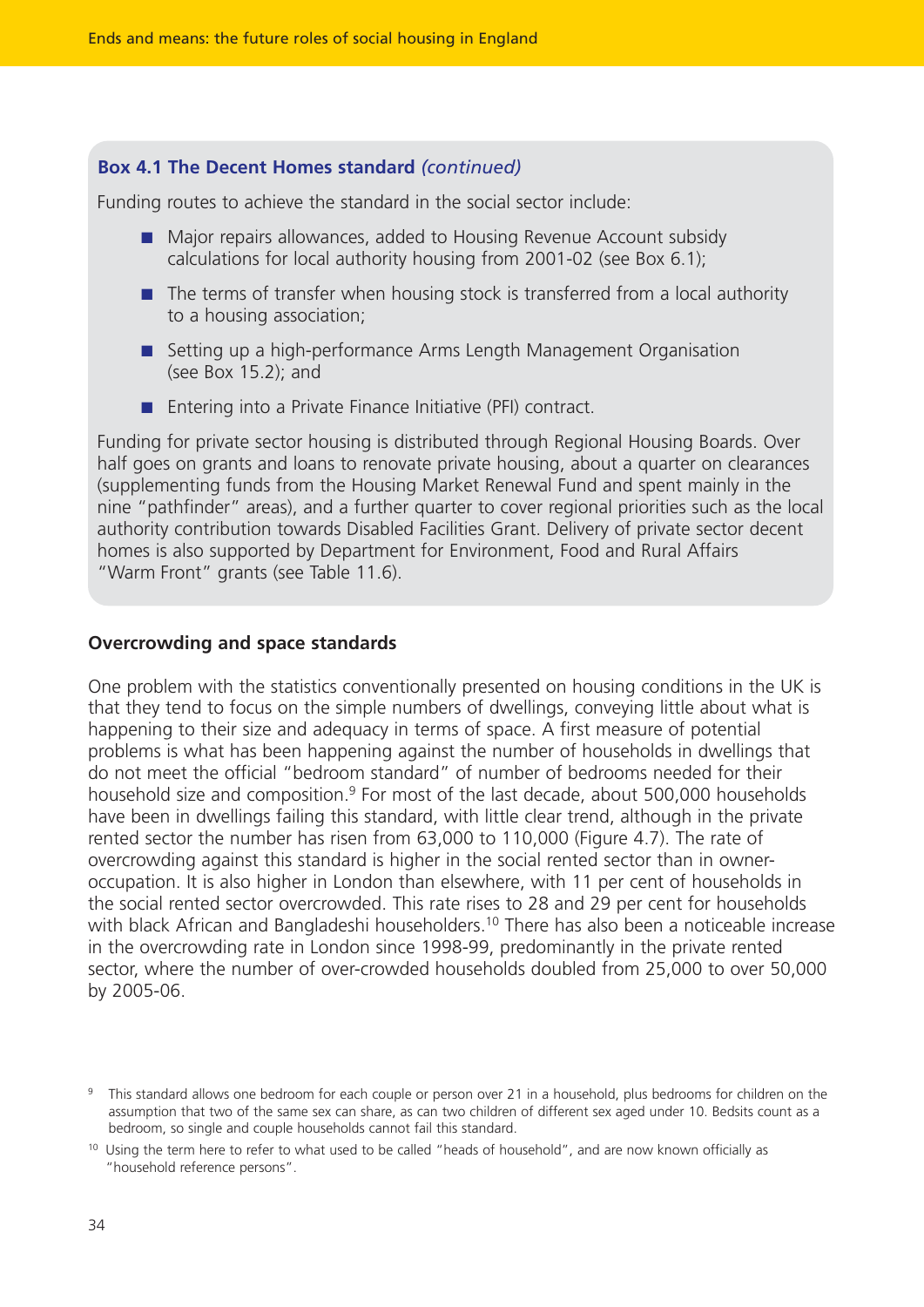**Box 4.1 The Decent Homes standard** *(continued)*

Funding routes to achieve the standard in the social sector include:

- Major repairs allowances, added to Housing Revenue Account subsidy calculations for local authority housing from 2001-02 (see Box 6.1);
- The terms of transfer when housing stock is transferred from a local authority to a housing association;
- Setting up a high-performance Arms Length Management Organisation (see Box 15.2); and
- Entering into a Private Finance Initiative (PFI) contract.

Funding for private sector housing is distributed through Regional Housing Boards. Over half goes on grants and loans to renovate private housing, about a quarter on clearances (supplementing funds from the Housing Market Renewal Fund and spent mainly in the nine "pathfinder" areas), and a further quarter to cover regional priorities such as the local authority contribution towards Disabled Facilities Grant. Delivery of private sector decent homes is also supported by Department for Environment, Food and Rural Affairs "Warm Front" grants (see Table 11.6).

### Overcrowding and space standards

One problem with the statistics conventionally presented on housing conditions in the UK is that they tend to focus on the simple numbers of dwellings, conveying little about what is happening to their size and adequacy in terms of space. A first measure of potential problems is what has been happening against the number of households in dwellings that do not meet the official "bedroom standard" of number of bedrooms needed for their household size and composition.[9] For most of the last decade, about 500,000 households have been in dwellings failing this standard, with little clear trend, although in the private rented sector the number has risen from 63,000 to 110,000 (Figure 4.7). The rate of overcrowding against this standard is higher in the social rented sector than in owner-occupation. It is also higher in London than elsewhere, with 11 per cent of households in the social rented sector overcrowded. This rate rises to 28 and 29 per cent for households with black African and Bangladeshi householders.[10] There has also been a noticeable increase in the overcrowding rate in London since 1998-99, predominantly in the private rented sector, where the number of over-crowded households doubled from 25,000 to over 50,000 by 2005-06.

[9] This standard allows one bedroom for each couple or person over 21 in a household, plus bedrooms for children on the assumption that two of the same sex can share, as can two children of different sex aged under 10. Bedsits count as a bedroom, so single and couple households cannot fail this standard.

[10] Using the term here to refer to what used to be called "heads of household", and are now known officially as "household reference persons".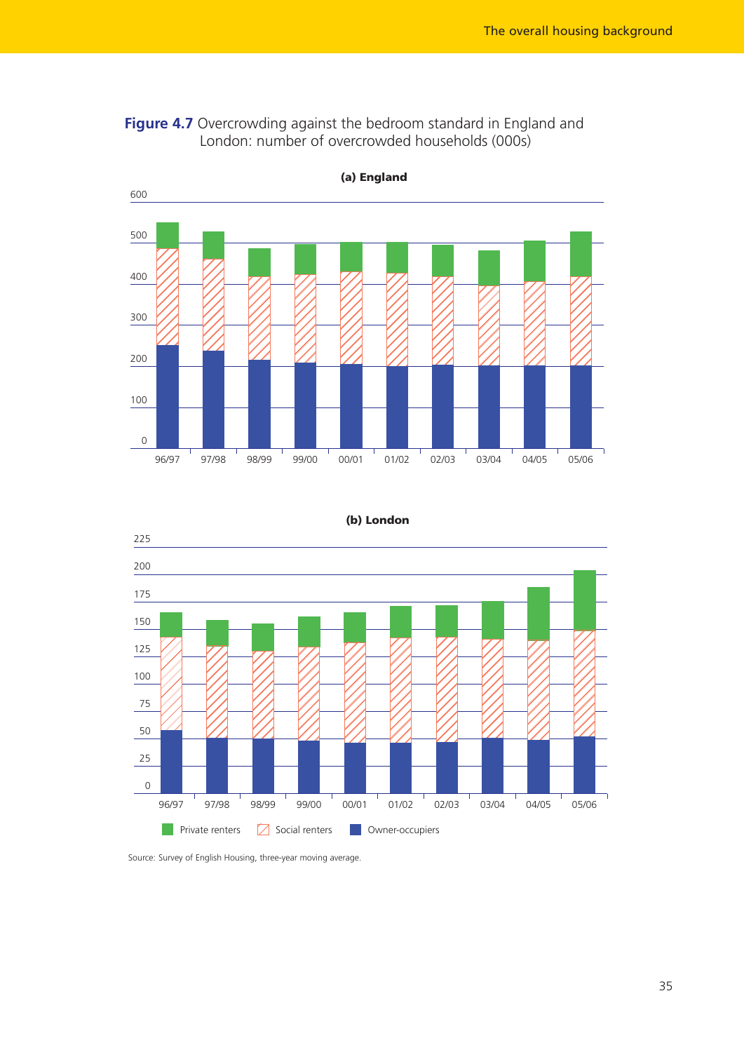**Figure 4.7** Overcrowding against the bedroom standard in England and London: number of overcrowded households (000s)

**(a) England**

600
500
400
300
200
100
0

96/97 97/98 98/99 99/00 00/01 01/02 02/03 03/04 04/05 05/06

**(b) London**

225
200
175
150
125
100
75
50
25
0

96/97 97/98 98/99 99/00 00/01 01/02 02/03 03/04 04/05 05/06

Private renters Social renters Owner-occupiers

Source: Survey of English Housing, three-year moving average.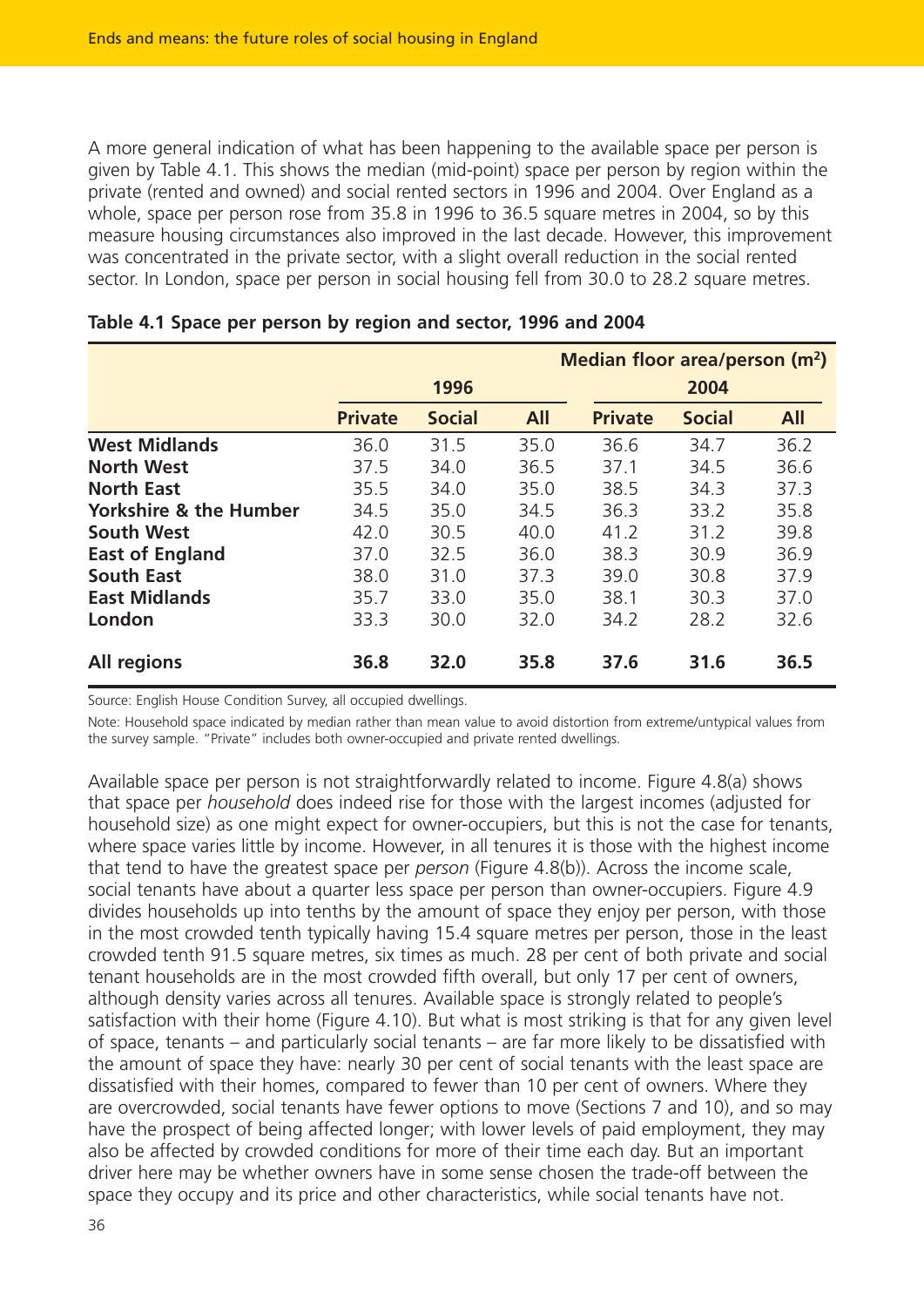A more general indication of what has been happening to the available space per person is given by Table 4.1. This shows the median (mid-point) space per person by region within the private (rented and owned) and social rented sectors in 1996 and 2004. Over England as a whole, space per person rose from 35.8 in 1996 to 36.5 square metres in 2004, so by this measure housing circumstances also improved in the last decade. However, this improvement was concentrated in the private sector, with a slight overall reduction in the social rented sector. In London, space per person in social housing fell from 30.0 to 28.2 square metres.

**Table 4.1 Space per person by region and sector, 1996 and 2004**

| | Median floor area/person ($m^2$) | | | | | |
|---|---|---|---|---|---|---|
| | 1996 | | | 2004 | | |
| | **Private** | **Social** | **All** | **Private** | **Social** | **All** |
| **West Midlands** | 36.0 | 31.5 | 35.0 | 36.6 | 34.7 | 36.2 |
| **North West** | 37.5 | 34.0 | 36.5 | 37.1 | 34.5 | 36.6 |
| **North East** | 35.5 | 34.0 | 35.0 | 38.5 | 34.3 | 37.3 |
| **Yorkshire & the Humber** | 34.5 | 35.0 | 34.5 | 36.3 | 33.2 | 35.8 |
| **South West** | 42.0 | 30.5 | 40.0 | 41.2 | 31.2 | 39.8 |
| **East of England** | 37.0 | 32.5 | 36.0 | 38.3 | 30.9 | 36.9 |
| **South East** | 38.0 | 31.0 | 37.3 | 39.0 | 30.8 | 37.9 |
| **East Midlands** | 35.7 | 33.0 | 35.0 | 38.1 | 30.3 | 37.0 |
| **London** | 33.3 | 30.0 | 32.0 | 34.2 | 28.2 | 32.6 |
| **All regions** | **36.8** | **32.0** | **35.8** | **37.6** | **31.6** | **36.5** |

Source: English House Condition Survey, all occupied dwellings.

Note: Household space indicated by median rather than mean value to avoid distortion from extreme/untypical values from the survey sample. "Private" includes both owner-occupied and private rented dwellings.

Available space per person is not straightforwardly related to income. Figure 4.8(a) shows that space per *household* does indeed rise for those with the largest incomes (adjusted for household size) as one might expect for owner-occupiers, but this is not the case for tenants, where space varies little by income. However, in all tenures it is those with the highest income that tend to have the greatest space per *person* (Figure 4.8(b)). Across the income scale, social tenants have about a quarter less space per person than owner-occupiers. Figure 4.9 divides households up into tenths by the amount of space they enjoy per person, with those in the most crowded tenth typically having 15.4 square metres per person, those in the least crowded tenth 91.5 square metres, six times as much. 28 per cent of both private and social tenant households are in the most crowded fifth overall, but only 17 per cent of owners, although density varies across all tenures. Available space is strongly related to people's satisfaction with their home (Figure 4.10). But what is most striking is that for any given level of space, tenants – and particularly social tenants – are far more likely to be dissatisfied with the amount of space they have: nearly 30 per cent of social tenants with the least space are dissatisfied with their homes, compared to fewer than 10 per cent of owners. Where they are overcrowded, social tenants have fewer options to move (Sections 7 and 10), and so may have the prospect of being affected longer; with lower levels of paid employment, they may also be affected by crowded conditions for more of their time each day. But an important driver here may be whether owners have in some sense chosen the trade-off between the space they occupy and its price and other characteristics, while social tenants have not.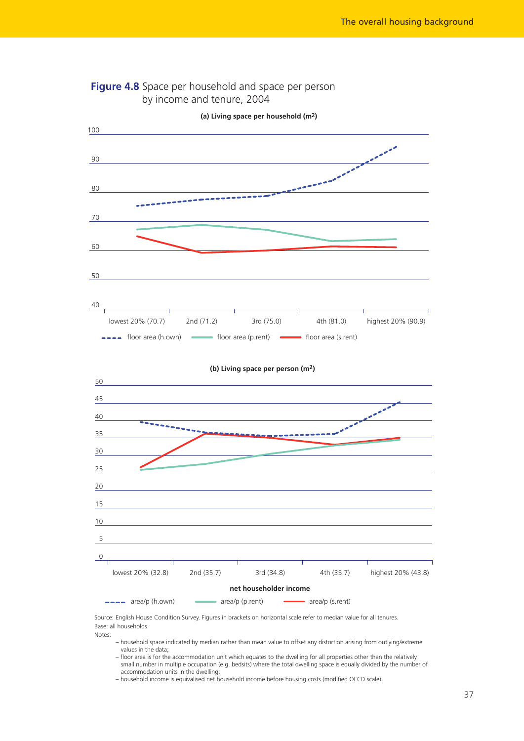**Figure 4.8** Space per household and space per person by income and tenure, 2004

**(a) Living space per household (m²)**

100
90
80
70
60
50
40

lowest 20% (70.7) | 2nd (71.2) | 3rd (75.0) | 4th (81.0) | highest 20% (90.9)

floor area (h.own) | floor area (p.rent) | floor area (s.rent)

**(b) Living space per person (m²)**

50
45
40
35
30
25
20
15
10
5
0

lowest 20% (32.8) | 2nd (35.7) | 3rd (34.8) | 4th (35.7) | highest 20% (43.8)

**net householder income**

area/p (h.own) | area/p (p.rent) | area/p (s.rent)

Source: English House Condition Survey. Figures in brackets on horizontal scale refer to median value for all tenures.
Base: all households.
Notes:

- household space indicated by median rather than mean value to offset any distortion arising from outlying/extreme values in the data;
- floor area is for the accommodation unit which equates to the dwelling for all properties other than the relatively small number in multiple occupation (e.g. bedsits) where the total dwelling space is equally divided by the number of accommodation units in the dwelling;
- household income is equivalised net household income before housing costs (modified OECD scale).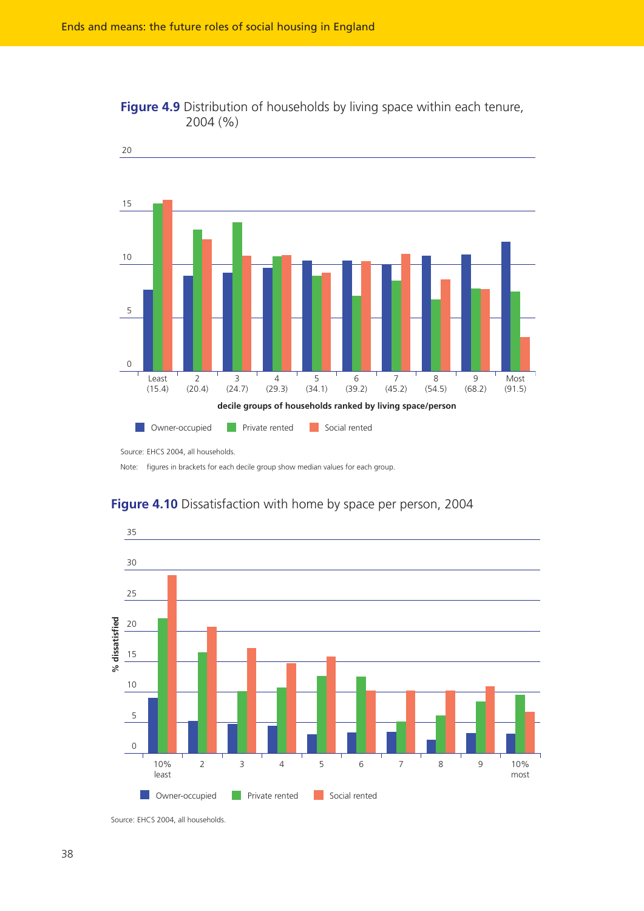**Figure 4.9** Distribution of households by living space within each tenure, 2004 (%)

20
15
10
5
0

Least (15.4)
2 (20.4)
3 (24.7)
4 (29.3)
5 (34.1)
6 (39.2)
7 (45.2)
8 (54.5)
9 (68.2)
Most (91.5)

**decile groups of households ranked by living space/person**

Owner-occupied
Private rented
Social rented

Source: EHCS 2004, all households.

Note: figures in brackets for each decile group show median values for each group.

**Figure 4.10** Dissatisfaction with home by space per person, 2004

**% dissatisfied**

35
30
25
20
15
10
5
0

10% least
2
3
4
5
6
7
8
9
10% most

Owner-occupied
Private rented
Social rented

Source: EHCS 2004, all households.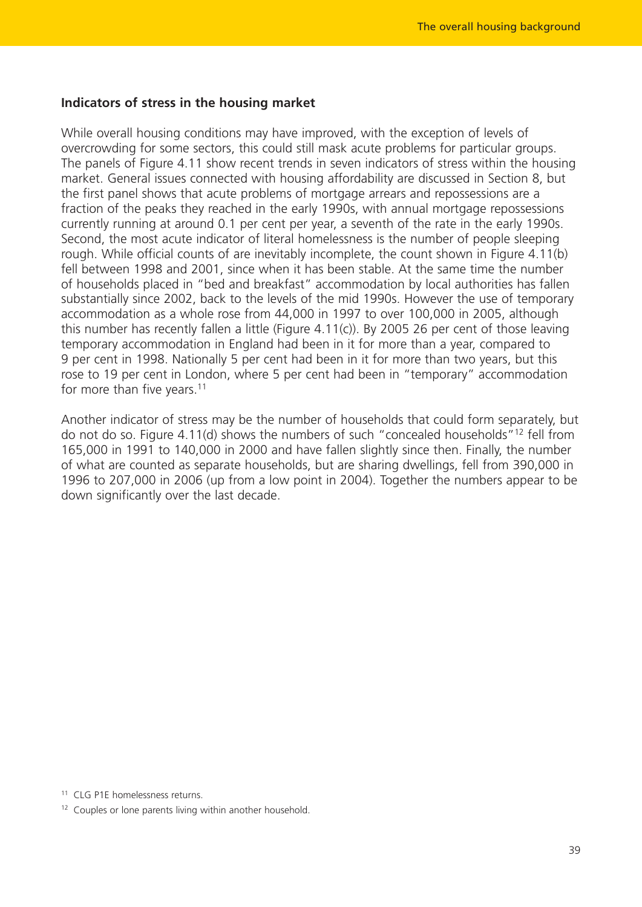### Indicators of stress in the housing market

While overall housing conditions may have improved, with the exception of levels of overcrowding for some sectors, this could still mask acute problems for particular groups. The panels of Figure 4.11 show recent trends in seven indicators of stress within the housing market. General issues connected with housing affordability are discussed in Section 8, but the first panel shows that acute problems of mortgage arrears and repossessions are a fraction of the peaks they reached in the early 1990s, with annual mortgage repossessions currently running at around 0.1 per cent per year, a seventh of the rate in the early 1990s. Second, the most acute indicator of literal homelessness is the number of people sleeping rough. While official counts of are inevitably incomplete, the count shown in Figure 4.11(b) fell between 1998 and 2001, since when it has been stable. At the same time the number of households placed in "bed and breakfast" accommodation by local authorities has fallen substantially since 2002, back to the levels of the mid 1990s. However the use of temporary accommodation as a whole rose from 44,000 in 1997 to over 100,000 in 2005, although this number has recently fallen a little (Figure 4.11(c)). By 2005 26 per cent of those leaving temporary accommodation in England had been in it for more than a year, compared to 9 per cent in 1998. Nationally 5 per cent had been in it for more than two years, but this rose to 19 per cent in London, where 5 per cent had been in "temporary" accommodation for more than five years.[11]

Another indicator of stress may be the number of households that could form separately, but do not do so. Figure 4.11(d) shows the numbers of such "concealed households"[12] fell from 165,000 in 1991 to 140,000 in 2000 and have fallen slightly since then. Finally, the number of what are counted as separate households, but are sharing dwellings, fell from 390,000 in 1996 to 207,000 in 2006 (up from a low point in 2004). Together the numbers appear to be down significantly over the last decade.

[11] CLG P1E homelessness returns.

[12] Couples or lone parents living within another household.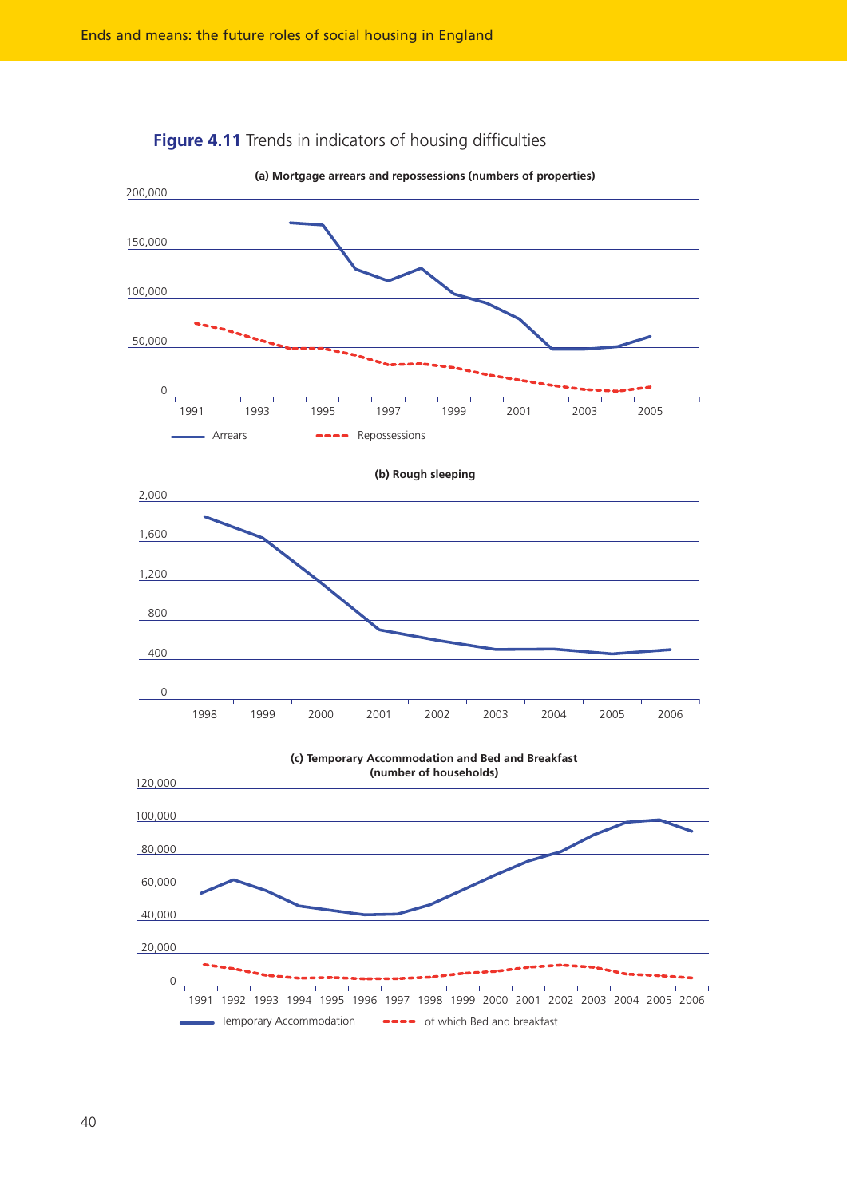**Figure 4.11** Trends in indicators of housing difficulties

**(a) Mortgage arrears and repossessions (numbers of properties)**

200,000
150,000
100,000
50,000
0

1991 1993 1995 1997 1999 2001 2003 2005

Arrears
Repossessions

**(b) Rough sleeping**

2,000
1,600
1,200
800
400
0

1998 1999 2000 2001 2002 2003 2004 2005 2006

**(c) Temporary Accommodation and Bed and Breakfast (number of households)**

120,000
100,000
80,000
60,000
40,000
20,000
0

1991 1992 1993 1994 1995 1996 1997 1998 1999 2000 2001 2002 2003 2004 2005 2006

Temporary Accommodation
of which Bed and breakfast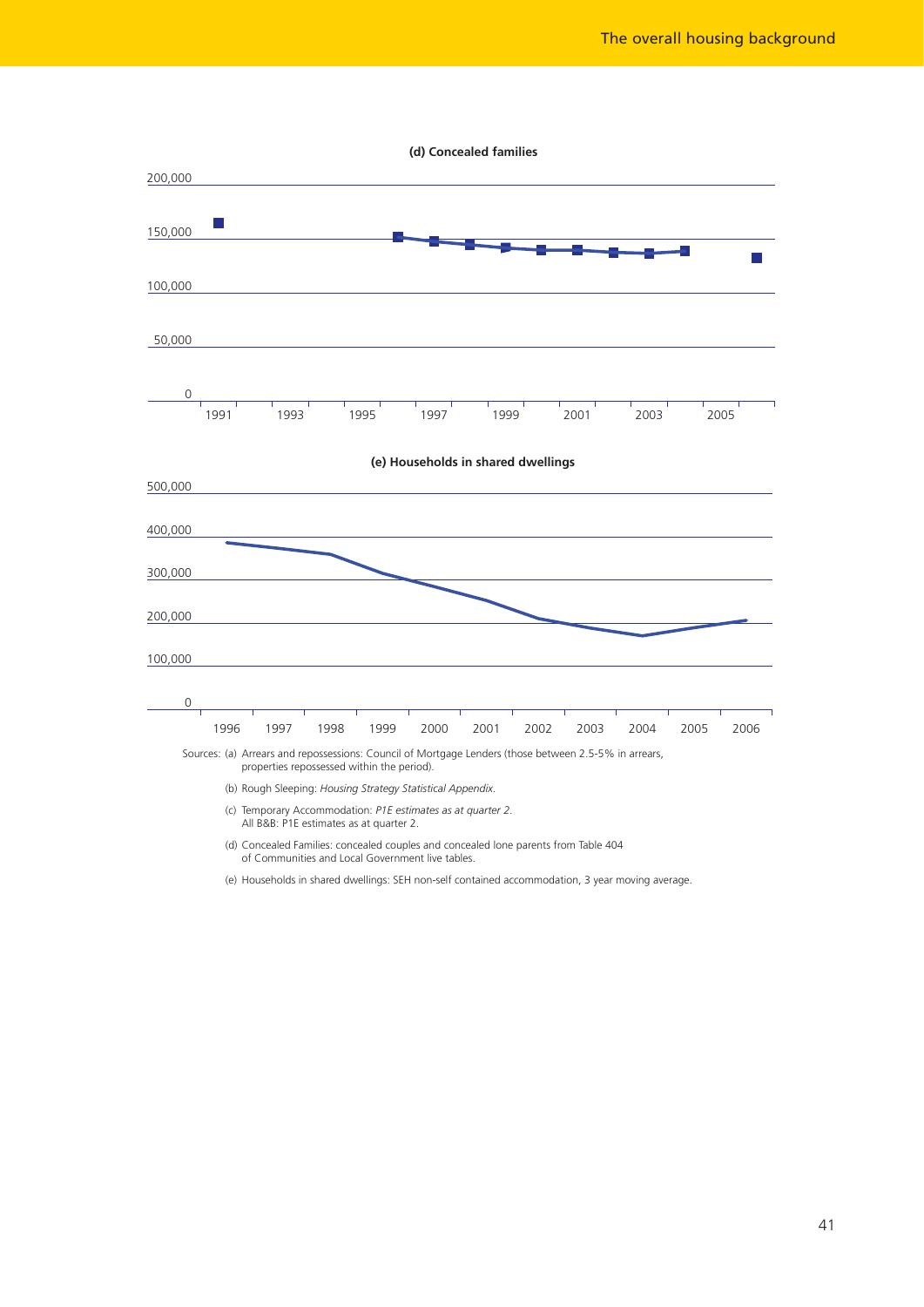**(d) Concealed families**

200,000
150,000
100,000
50,000
0

1991 1993 1995 1997 1999 2001 2003 2005

**(e) Households in shared dwellings**

500,000
400,000
300,000
200,000
100,000
0

1996 1997 1998 1999 2000 2001 2002 2003 2004 2005 2006

Sources: (a) Arrears and repossessions: Council of Mortgage Lenders (those between 2.5-5% in arrears, properties repossessed within the period).

(b) Rough Sleeping: *Housing Strategy Statistical Appendix*.

(c) Temporary Accommodation: *P1E estimates as at quarter 2*.
All B&B: P1E estimates as at quarter 2.

(d) Concealed Families: concealed couples and concealed lone parents from Table 404 of Communities and Local Government live tables.

(e) Households in shared dwellings: SEH non-self contained accommodation, 3 year moving average.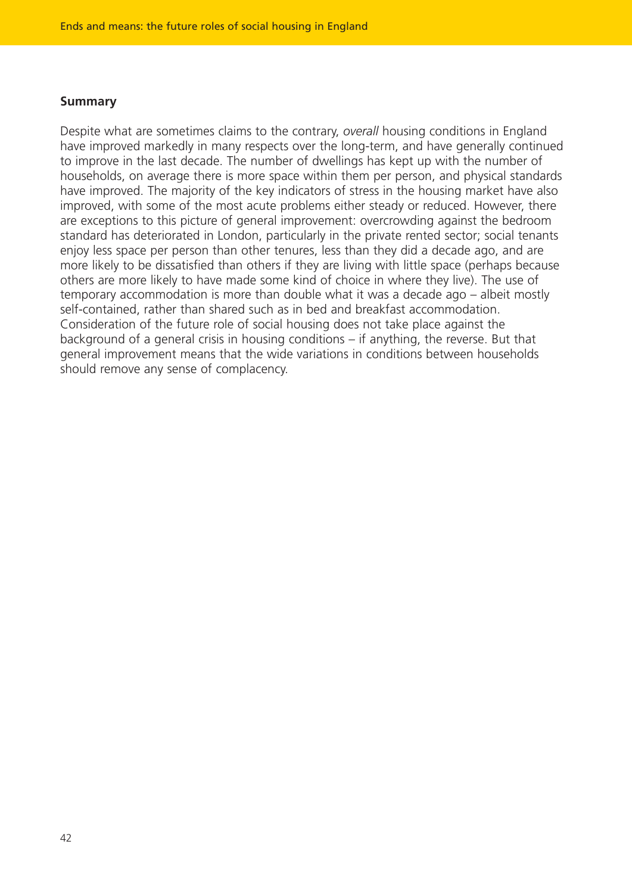### Summary

Despite what are sometimes claims to the contrary, *overall* housing conditions in England have improved markedly in many respects over the long-term, and have generally continued to improve in the last decade. The number of dwellings has kept up with the number of households, on average there is more space within them per person, and physical standards have improved. The majority of the key indicators of stress in the housing market have also improved, with some of the most acute problems either steady or reduced. However, there are exceptions to this picture of general improvement: overcrowding against the bedroom standard has deteriorated in London, particularly in the private rented sector; social tenants enjoy less space per person than other tenures, less than they did a decade ago, and are more likely to be dissatisfied than others if they are living with little space (perhaps because others are more likely to have made some kind of choice in where they live). The use of temporary accommodation is more than double what it was a decade ago – albeit mostly self-contained, rather than shared such as in bed and breakfast accommodation. Consideration of the future role of social housing does not take place against the background of a general crisis in housing conditions – if anything, the reverse. But that general improvement means that the wide variations in conditions between households should remove any sense of complacency.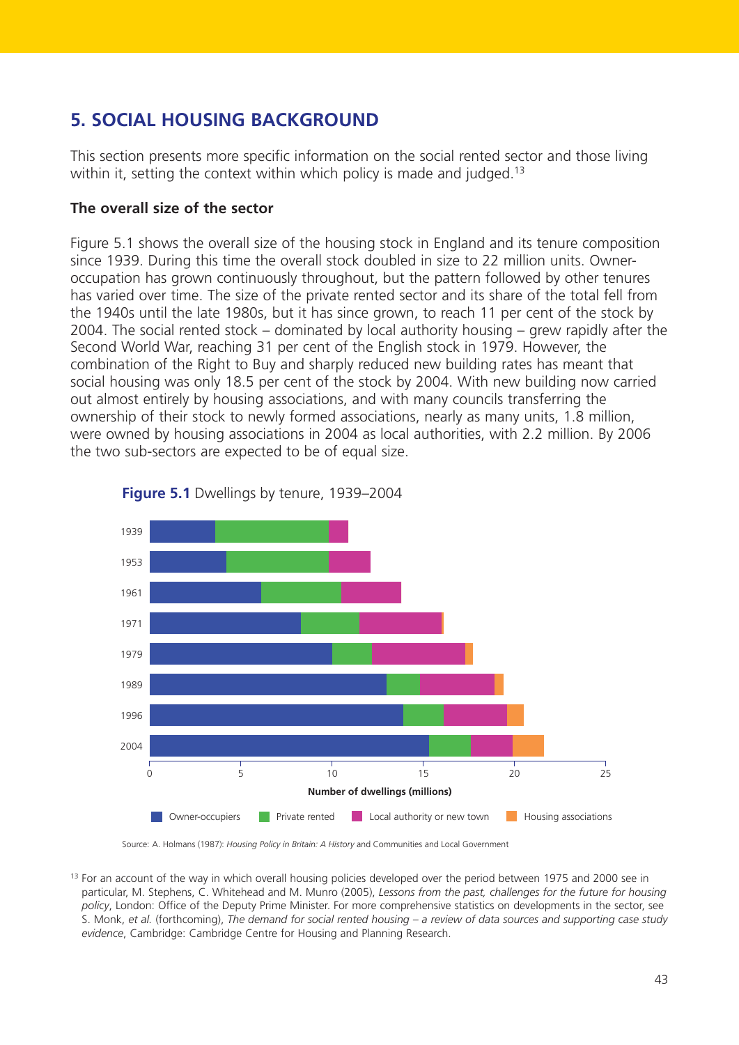## 5. SOCIAL HOUSING BACKGROUND

This section presents more specific information on the social rented sector and those living within it, setting the context within which policy is made and judged.[13]

### The overall size of the sector

Figure 5.1 shows the overall size of the housing stock in England and its tenure composition since 1939. During this time the overall stock doubled in size to 22 million units. Owner-occupation has grown continuously throughout, but the pattern followed by other tenures has varied over time. The size of the private rented sector and its share of the total fell from the 1940s until the late 1980s, but it has since grown, to reach 11 per cent of the stock by 2004. The social rented stock – dominated by local authority housing – grew rapidly after the Second World War, reaching 31 per cent of the English stock in 1979. However, the combination of the Right to Buy and sharply reduced new building rates has meant that social housing was only 18.5 per cent of the stock by 2004. With new building now carried out almost entirely by housing associations, and with many councils transferring the ownership of their stock to newly formed associations, nearly as many units, 1.8 million, were owned by housing associations in 2004 as local authorities, with 2.2 million. By 2006 the two sub-sectors are expected to be of equal size.

**Figure 5.1** Dwellings by tenure, 1939–2004

1939
1953
1961
1971
1979
1989
1996
2004

0 5 10 15 20 25

Number of dwellings (millions)

Owner-occupiers | Private rented | Local authority or new town | Housing associations

Source: A. Holmans (1987): *Housing Policy in Britain: A History* and Communities and Local Government

[13] For an account of the way in which overall housing policies developed over the period between 1975 and 2000 see in particular, M. Stephens, C. Whitehead and M. Munro (2005), *Lessons from the past, challenges for the future for housing policy*, London: Office of the Deputy Prime Minister. For more comprehensive statistics on developments in the sector, see S. Monk, *et al.* (forthcoming), *The demand for social rented housing – a review of data sources and supporting case study evidence*, Cambridge: Cambridge Centre for Housing and Planning Research.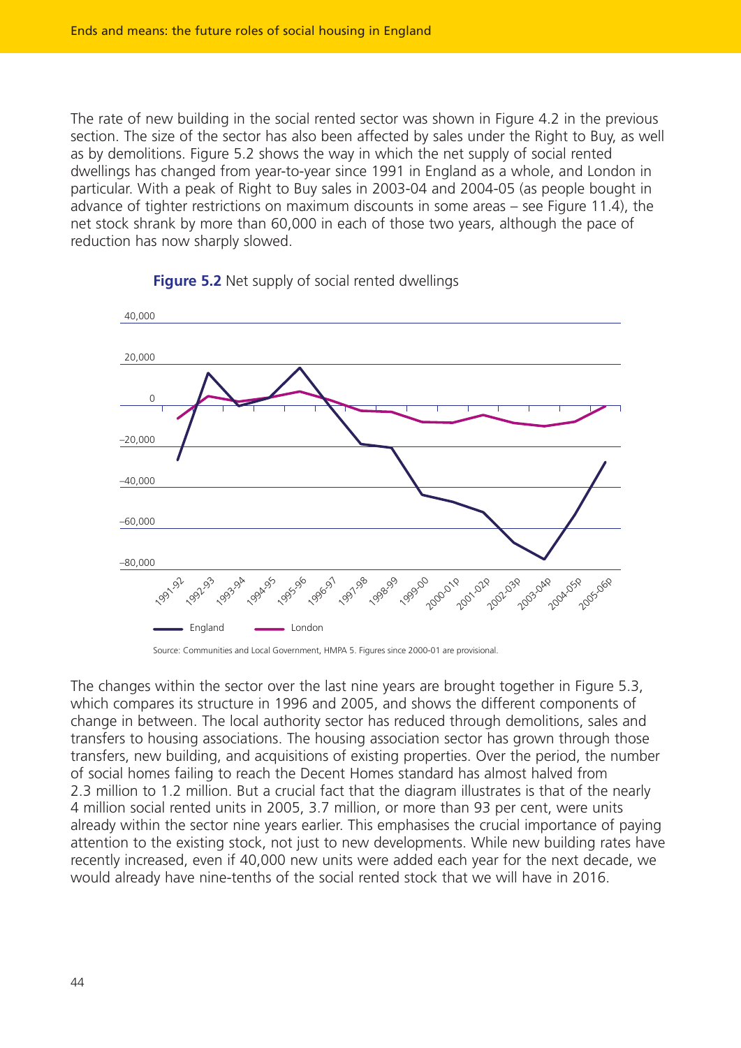The rate of new building in the social rented sector was shown in Figure 4.2 in the previous section. The size of the sector has also been affected by sales under the Right to Buy, as well as by demolitions. Figure 5.2 shows the way in which the net supply of social rented dwellings has changed from year-to-year since 1991 in England as a whole, and London in particular. With a peak of Right to Buy sales in 2003-04 and 2004-05 (as people bought in advance of tighter restrictions on maximum discounts in some areas – see Figure 11.4), the net stock shrank by more than 60,000 in each of those two years, although the pace of reduction has now sharply slowed.

**Figure 5.2** Net supply of social rented dwellings

40,000
20,000
0
–20,000
–40,000
–60,000
–80,000

1991-92
1992-93
1993-94
1994-95
1995-96
1996-97
1997-98
1998-99
1999-00
2000-01p
2001-02p
2002-03p
2003-04p
2004-05p
2005-06p

England
London

Source: Communities and Local Government, HMPA 5. Figures since 2000-01 are provisional.

The changes within the sector over the last nine years are brought together in Figure 5.3, which compares its structure in 1996 and 2005, and shows the different components of change in between. The local authority sector has reduced through demolitions, sales and transfers to housing associations. The housing association sector has grown through those transfers, new building, and acquisitions of existing properties. Over the period, the number of social homes failing to reach the Decent Homes standard has almost halved from 2.3 million to 1.2 million. But a crucial fact that the diagram illustrates is that of the nearly 4 million social rented units in 2005, 3.7 million, or more than 93 per cent, were units already within the sector nine years earlier. This emphasises the crucial importance of paying attention to the existing stock, not just to new developments. While new building rates have recently increased, even if 40,000 new units were added each year for the next decade, we would already have nine-tenths of the social rented stock that we will have in 2016.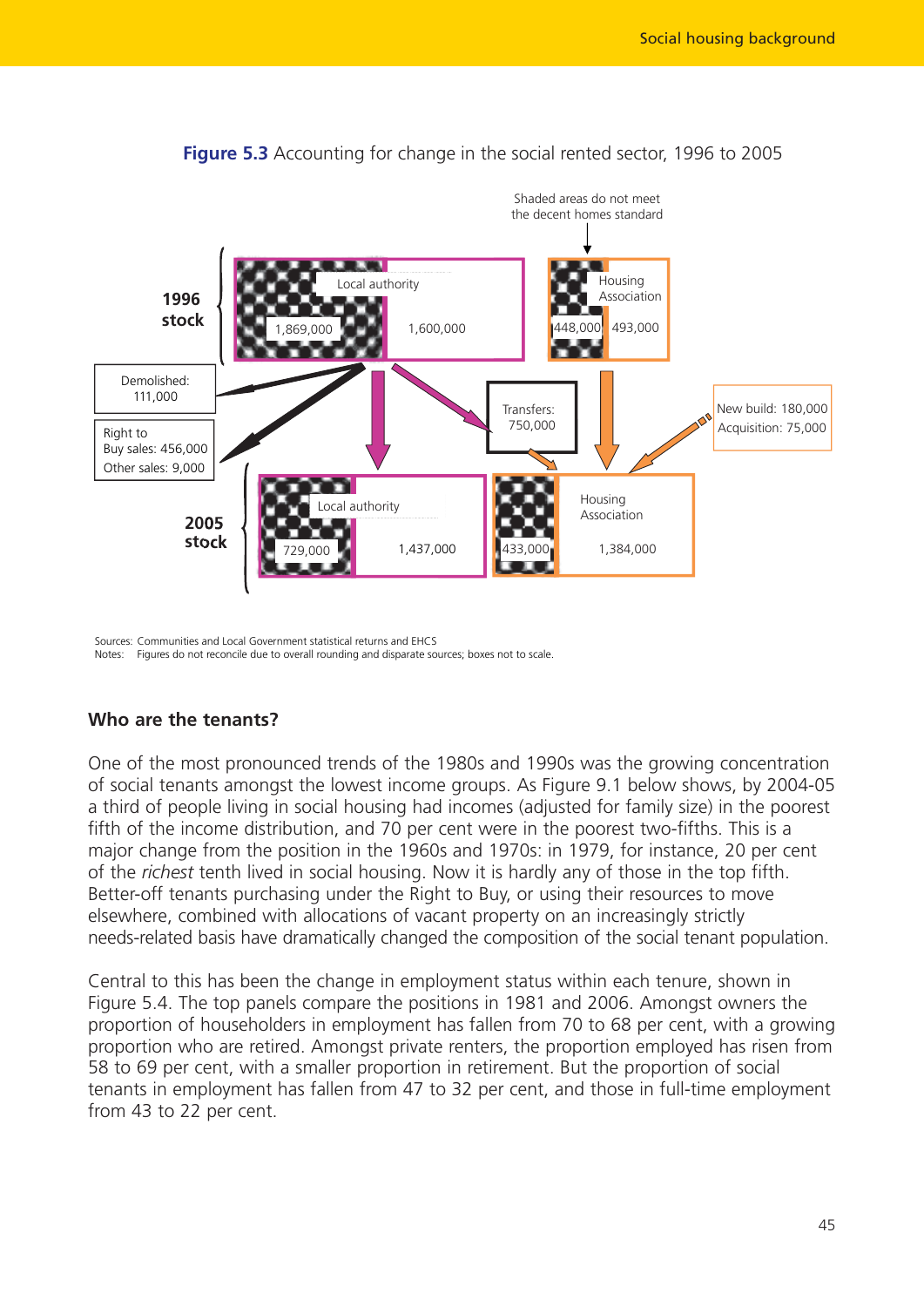**Figure 5.3** Accounting for change in the social rented sector, 1996 to 2005

Shaded areas do not meet the decent homes standard

1996 stock

Local authority

1,869,000

1,600,000

Housing Association

448,000

493,000

Demolished: 111,000

Right to Buy sales: 456,000

Other sales: 9,000

Transfers: 750,000

New build: 180,000

Acquisition: 75,000

2005 stock

Local authority

729,000

1,437,000

Housing Association

433,000

1,384,000

Sources: Communities and Local Government statistical returns and EHCS

Notes: Figures do not reconcile due to overall rounding and disparate sources; boxes not to scale.

### Who are the tenants?

One of the most pronounced trends of the 1980s and 1990s was the growing concentration of social tenants amongst the lowest income groups. As Figure 9.1 below shows, by 2004-05 a third of people living in social housing had incomes (adjusted for family size) in the poorest fifth of the income distribution, and 70 per cent were in the poorest two-fifths. This is a major change from the position in the 1960s and 1970s: in 1979, for instance, 20 per cent of the *richest* tenth lived in social housing. Now it is hardly any of those in the top fifth. Better-off tenants purchasing under the Right to Buy, or using their resources to move elsewhere, combined with allocations of vacant property on an increasingly strictly needs-related basis have dramatically changed the composition of the social tenant population.

Central to this has been the change in employment status within each tenure, shown in Figure 5.4. The top panels compare the positions in 1981 and 2006. Amongst owners the proportion of householders in employment has fallen from 70 to 68 per cent, with a growing proportion who are retired. Amongst private renters, the proportion employed has risen from 58 to 69 per cent, with a smaller proportion in retirement. But the proportion of social tenants in employment has fallen from 47 to 32 per cent, and those in full-time employment from 43 to 22 per cent.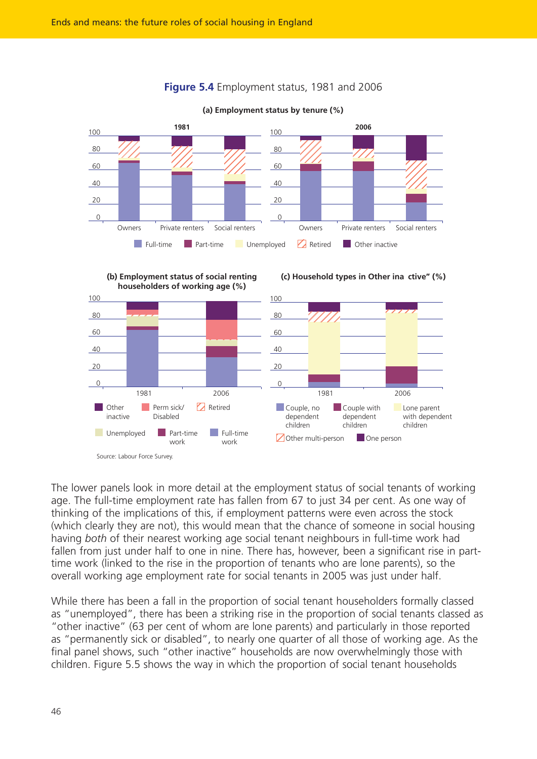**Figure 5.4** Employment status, 1981 and 2006

**(a) Employment status by tenure (%)**

1981

100
80
60
40
20
0

Owners
Private renters
Social renters

2006

100
80
60
40
20
0

Owners
Private renters
Social renters

Full-time
Part-time
Unemployed
Retired
Other inactive

**(b) Employment status of social renting householders of working age (%)**

100
80
60
40
20
0

1981
2006

Other inactive
Perm sick/ Disabled
Retired
Unemployed
Part-time work
Full-time work

**(c) Household types in Other ina ctive" (%)**

100
80
60
40
20
0

1981
2006

Couple, no dependent children
Couple with dependent children
Lone parent with dependent children
Other multi-person
One person

Source: Labour Force Survey.

The lower panels look in more detail at the employment status of social tenants of working age. The full-time employment rate has fallen from 67 to just 34 per cent. As one way of thinking of the implications of this, if employment patterns were even across the stock (which clearly they are not), this would mean that the chance of someone in social housing having *both* of their nearest working age social tenant neighbours in full-time work had fallen from just under half to one in nine. There has, however, been a significant rise in part-time work (linked to the rise in the proportion of tenants who are lone parents), so the overall working age employment rate for social tenants in 2005 was just under half.

While there has been a fall in the proportion of social tenant householders formally classed as "unemployed", there has been a striking rise in the proportion of social tenants classed as "other inactive" (63 per cent of whom are lone parents) and particularly in those reported as "permanently sick or disabled", to nearly one quarter of all those of working age. As the final panel shows, such "other inactive" households are now overwhelmingly those with children. Figure 5.5 shows the way in which the proportion of social tenant households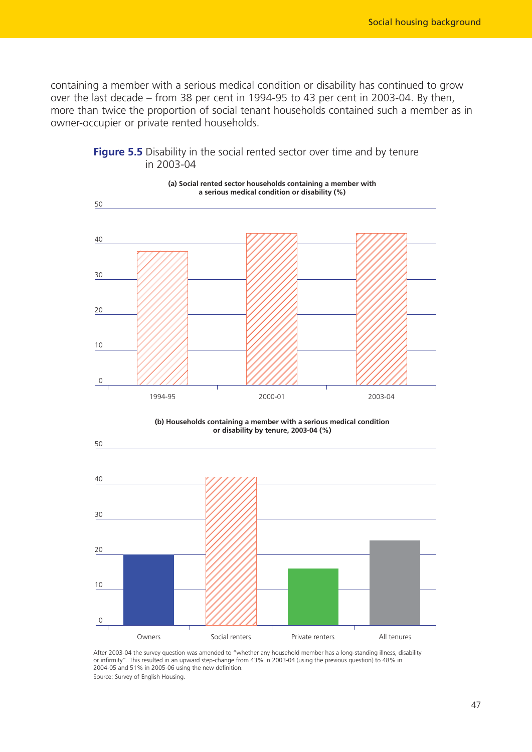containing a member with a serious medical condition or disability has continued to grow over the last decade – from 38 per cent in 1994-95 to 43 per cent in 2003-04. By then, more than twice the proportion of social tenant households contained such a member as in owner-occupier or private rented households.

**Figure 5.5** Disability in the social rented sector over time and by tenure in 2003-04

**(a) Social rented sector households containing a member with a serious medical condition or disability (%)**

50
40
30
20
10
0

1994-95
2000-01
2003-04

**(b) Households containing a member with a serious medical condition or disability by tenure, 2003-04 (%)**

50
40
30
20
10
0

Owners
Social renters
Private renters
All tenures

After 2003-04 the survey question was amended to "whether any household member has a long-standing illness, disability or infirmity". This resulted in an upward step-change from 43% in 2003-04 (using the previous question) to 48% in 2004-05 and 51% in 2005-06 using the new definition.

Source: Survey of English Housing.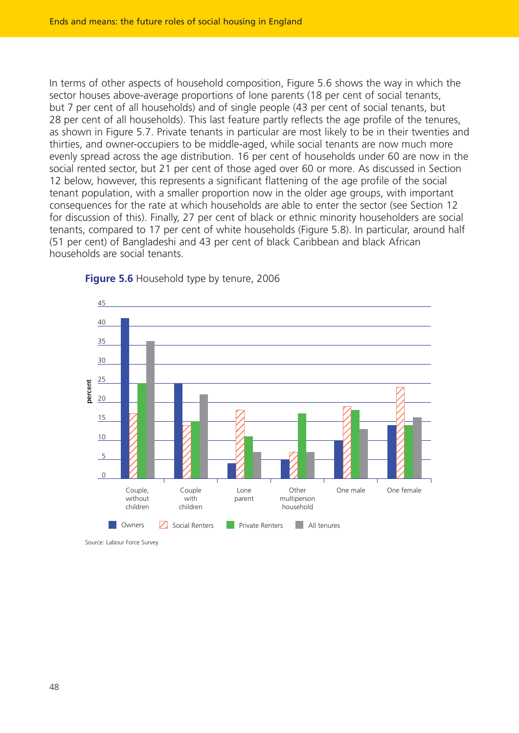In terms of other aspects of household composition, Figure 5.6 shows the way in which the sector houses above-average proportions of lone parents (18 per cent of social tenants, but 7 per cent of all households) and of single people (43 per cent of social tenants, but 28 per cent of all households). This last feature partly reflects the age profile of the tenures, as shown in Figure 5.7. Private tenants in particular are most likely to be in their twenties and thirties, and owner-occupiers to be middle-aged, while social tenants are now much more evenly spread across the age distribution. 16 per cent of households under 60 are now in the social rented sector, but 21 per cent of those aged over 60 or more. As discussed in Section 12 below, however, this represents a significant flattening of the age profile of the social tenant population, with a smaller proportion now in the older age groups, with important consequences for the rate at which households are able to enter the sector (see Section 12 for discussion of this). Finally, 27 per cent of black or ethnic minority householders are social tenants, compared to 17 per cent of white households (Figure 5.8). In particular, around half (51 per cent) of Bangladeshi and 43 per cent of black Caribbean and black African households are social tenants.

**Figure 5.6** Household type by tenure, 2006

Source: Labour Force Survey.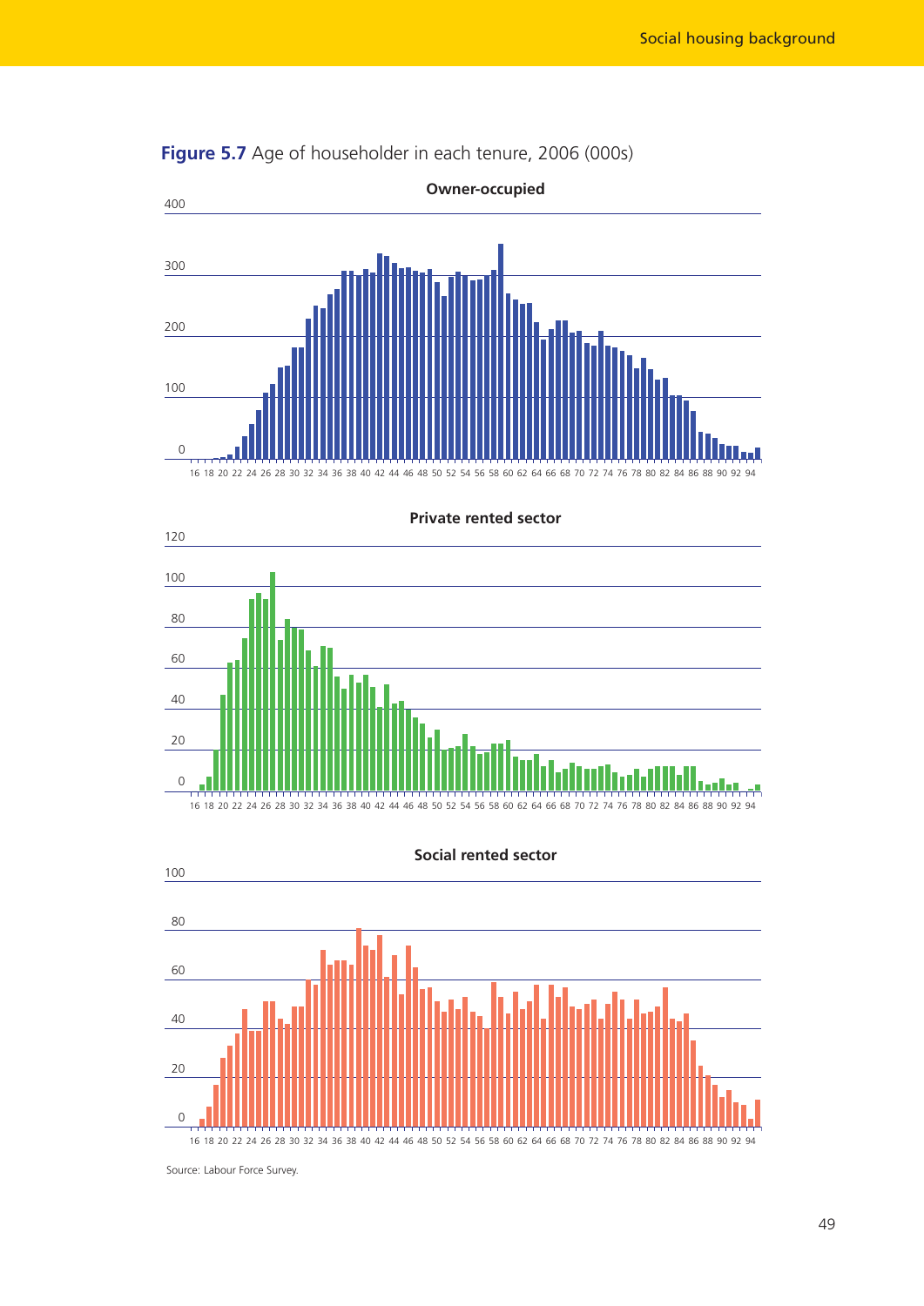**Figure 5.7** Age of householder in each tenure, 2006 (000s)

**Owner-occupied**

**Private rented sector**

**Social rented sector**

Source: Labour Force Survey.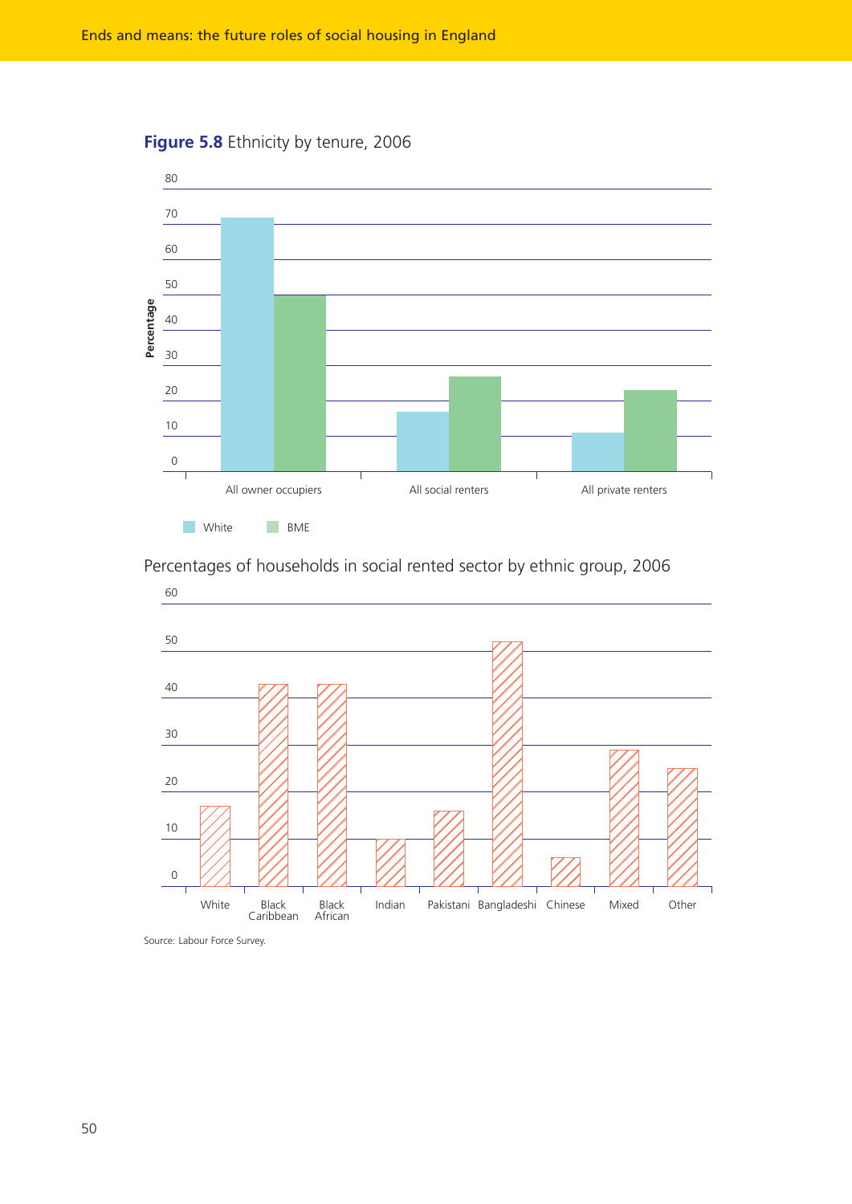**Figure 5.8** Ethnicity by tenure, 2006

Percentage

80
70
60
50
40
30
20
10
0

All owner occupiers
All social renters
All private renters

White
BME

Percentages of households in social rented sector by ethnic group, 2006

60
50
40
30
20
10
0

White
Black Caribbean
Black African
Indian
Pakistani
Bangladeshi
Chinese
Mixed
Other

Source: Labour Force Survey.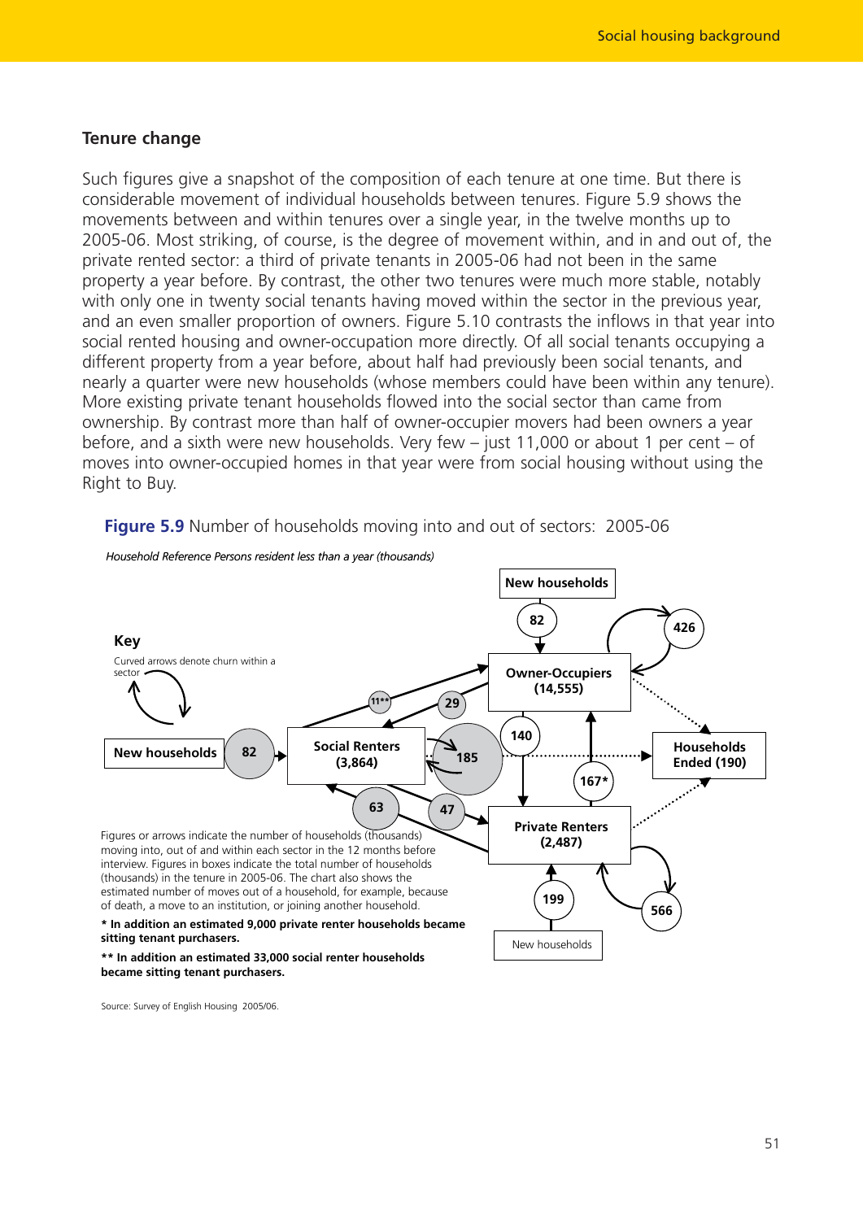### Tenure change

Such figures give a snapshot of the composition of each tenure at one time. But there is considerable movement of individual households between tenures. Figure 5.9 shows the movements between and within tenures over a single year, in the twelve months up to 2005-06. Most striking, of course, is the degree of movement within, and in and out of, the private rented sector: a third of private tenants in 2005-06 had not been in the same property a year before. By contrast, the other two tenures were much more stable, notably with only one in twenty social tenants having moved within the sector in the previous year, and an even smaller proportion of owners. Figure 5.10 contrasts the inflows in that year into social rented housing and owner-occupation more directly. Of all social tenants occupying a different property from a year before, about half had previously been social tenants, and nearly a quarter were new households (whose members could have been within any tenure). More existing private tenant households flowed into the social sector than came from ownership. By contrast more than half of owner-occupier movers had been owners a year before, and a sixth were new households. Very few – just 11,000 or about 1 per cent – of moves into owner-occupied homes in that year were from social housing without using the Right to Buy.

**Figure 5.9** Number of households moving into and out of sectors: 2005-06

*Household Reference Persons resident less than a year (thousands)*

Key

Curved arrows denote churn within a sector

New households

82

426

Owner-Occupiers (14,555)

11**

29

New households

82

Social Renters (3,864)

185

140

Households Ended (190)

167*

63

47

Private Renters (2,487)

199

566

New households

Figures or arrows indicate the number of households (thousands) moving into, out of and within each sector in the 12 months before interview. Figures in boxes indicate the total number of households (thousands) in the tenure in 2005-06. The chart also shows the estimated number of moves out of a household, for example, because of death, a move to an institution, or joining another household.

**\* In addition an estimated 9,000 private renter households became sitting tenant purchasers.**

**\*\* In addition an estimated 33,000 social renter households became sitting tenant purchasers.**

Source: Survey of English Housing 2005/06.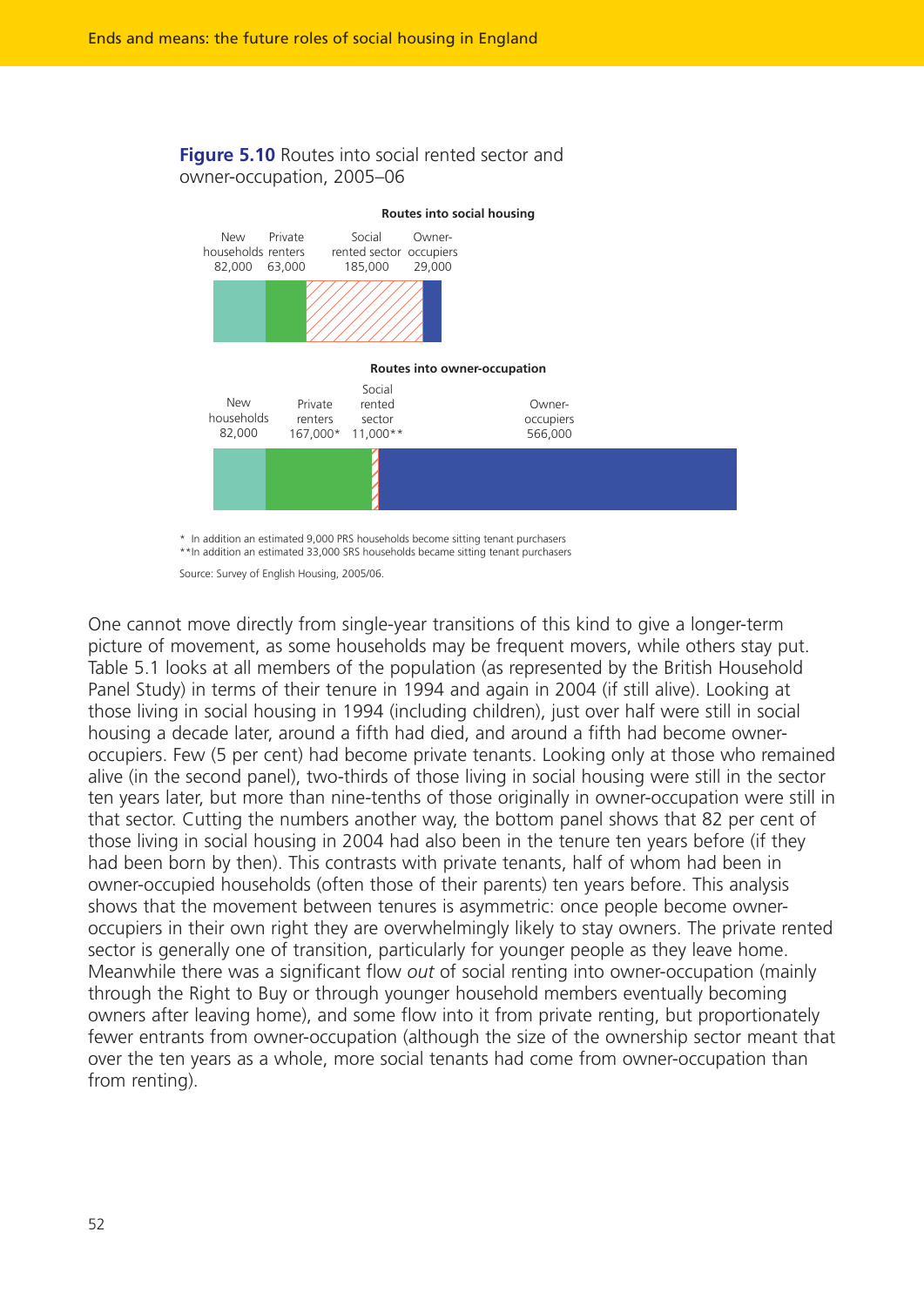**Figure 5.10** Routes into social rented sector and owner-occupation, 2005–06

**Routes into social housing**

New households 82,000
Private renters 63,000
Social rented sector 185,000
Owner-occupiers 29,000

**Routes into owner-occupation**

New households 82,000
Private renters 167,000*
Social rented sector 11,000**
Owner-occupiers 566,000

\* In addition an estimated 9,000 PRS households become sitting tenant purchasers
\*\*In addition an estimated 33,000 SRS households became sitting tenant purchasers

Source: Survey of English Housing, 2005/06.

One cannot move directly from single-year transitions of this kind to give a longer-term picture of movement, as some households may be frequent movers, while others stay put. Table 5.1 looks at all members of the population (as represented by the British Household Panel Study) in terms of their tenure in 1994 and again in 2004 (if still alive). Looking at those living in social housing in 1994 (including children), just over half were still in social housing a decade later, around a fifth had died, and around a fifth had become owner-occupiers. Few (5 per cent) had become private tenants. Looking only at those who remained alive (in the second panel), two-thirds of those living in social housing were still in the sector ten years later, but more than nine-tenths of those originally in owner-occupation were still in that sector. Cutting the numbers another way, the bottom panel shows that 82 per cent of those living in social housing in 2004 had also been in the tenure ten years before (if they had been born by then). This contrasts with private tenants, half of whom had been in owner-occupied households (often those of their parents) ten years before. This analysis shows that the movement between tenures is asymmetric: once people become owner-occupiers in their own right they are overwhelmingly likely to stay owners. The private rented sector is generally one of transition, particularly for younger people as they leave home. Meanwhile there was a significant flow *out* of social renting into owner-occupation (mainly through the Right to Buy or through younger household members eventually becoming owners after leaving home), and some flow into it from private renting, but proportionately fewer entrants from owner-occupation (although the size of the ownership sector meant that over the ten years as a whole, more social tenants had come from owner-occupation than from renting).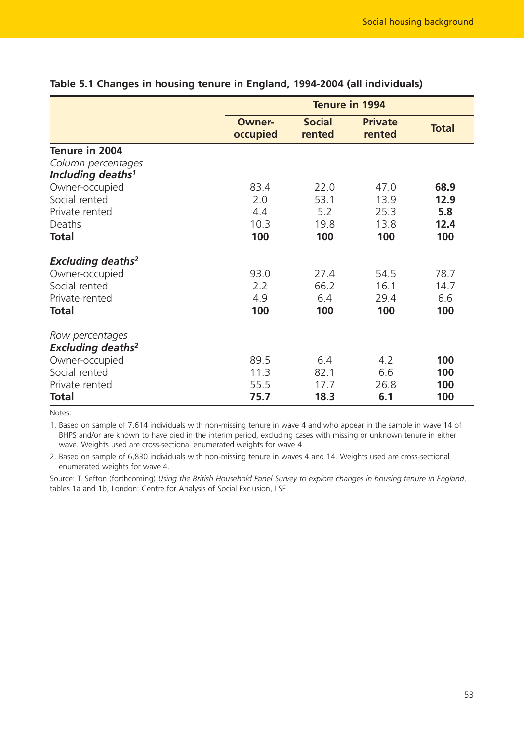**Table 5.1 Changes in housing tenure in England, 1994-2004 (all individuals)**

| | Tenure in 1994 | | | |
|---|---|---|---|---|
| | Owner-occupied | Social rented | Private rented | Total |
| **Tenure in 2004** | | | | |
| *Column percentages* | | | | |
| ***Including deaths***[1] | | | | |
| Owner-occupied | 83.4 | 22.0 | 47.0 | **68.9** |
| Social rented | 2.0 | 53.1 | 13.9 | **12.9** |
| Private rented | 4.4 | 5.2 | 25.3 | **5.8** |
| Deaths | 10.3 | 19.8 | 13.8 | **12.4** |
| **Total** | **100** | **100** | **100** | **100** |
| ***Excluding deaths***[2] | | | | |
| Owner-occupied | 93.0 | 27.4 | 54.5 | 78.7 |
| Social rented | 2.2 | 66.2 | 16.1 | 14.7 |
| Private rented | 4.9 | 6.4 | 29.4 | 6.6 |
| **Total** | **100** | **100** | **100** | **100** |
| *Row percentages* | | | | |
| ***Excluding deaths***[2] | | | | |
| Owner-occupied | 89.5 | 6.4 | 4.2 | **100** |
| Social rented | 11.3 | 82.1 | 6.6 | **100** |
| Private rented | 55.5 | 17.7 | 26.8 | **100** |
| **Total** | **75.7** | **18.3** | **6.1** | **100** |

Notes:

1. Based on sample of 7,614 individuals with non-missing tenure in wave 4 and who appear in the sample in wave 14 of BHPS and/or are known to have died in the interim period, excluding cases with missing or unknown tenure in either wave. Weights used are cross-sectional enumerated weights for wave 4.

2. Based on sample of 6,830 individuals with non-missing tenure in waves 4 and 14. Weights used are cross-sectional enumerated weights for wave 4.

Source: T. Sefton (forthcoming) *Using the British Household Panel Survey to explore changes in housing tenure in England*, tables 1a and 1b, London: Centre for Analysis of Social Exclusion, LSE.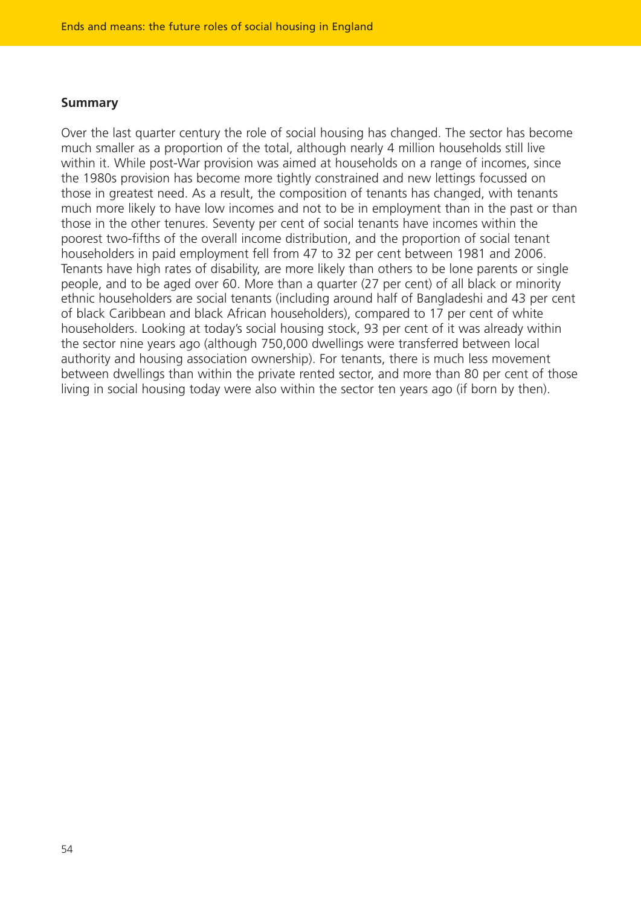**Summary**

Over the last quarter century the role of social housing has changed. The sector has become much smaller as a proportion of the total, although nearly 4 million households still live within it. While post-War provision was aimed at households on a range of incomes, since the 1980s provision has become more tightly constrained and new lettings focussed on those in greatest need. As a result, the composition of tenants has changed, with tenants much more likely to have low incomes and not to be in employment than in the past or than those in the other tenures. Seventy per cent of social tenants have incomes within the poorest two-fifths of the overall income distribution, and the proportion of social tenant householders in paid employment fell from 47 to 32 per cent between 1981 and 2006. Tenants have high rates of disability, are more likely than others to be lone parents or single people, and to be aged over 60. More than a quarter (27 per cent) of all black or minority ethnic householders are social tenants (including around half of Bangladeshi and 43 per cent of black Caribbean and black African householders), compared to 17 per cent of white householders. Looking at today's social housing stock, 93 per cent of it was already within the sector nine years ago (although 750,000 dwellings were transferred between local authority and housing association ownership). For tenants, there is much less movement between dwellings than within the private rented sector, and more than 80 per cent of those living in social housing today were also within the sector ten years ago (if born by then).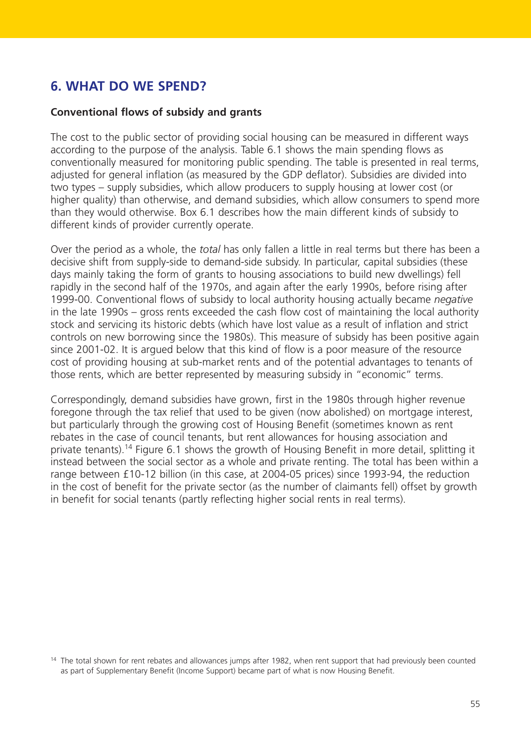## 6. WHAT DO WE SPEND?

### Conventional flows of subsidy and grants

The cost to the public sector of providing social housing can be measured in different ways according to the purpose of the analysis. Table 6.1 shows the main spending flows as conventionally measured for monitoring public spending. The table is presented in real terms, adjusted for general inflation (as measured by the GDP deflator). Subsidies are divided into two types – supply subsidies, which allow producers to supply housing at lower cost (or higher quality) than otherwise, and demand subsidies, which allow consumers to spend more than they would otherwise. Box 6.1 describes how the main different kinds of subsidy to different kinds of provider currently operate.

Over the period as a whole, the *total* has only fallen a little in real terms but there has been a decisive shift from supply-side to demand-side subsidy. In particular, capital subsidies (these days mainly taking the form of grants to housing associations to build new dwellings) fell rapidly in the second half of the 1970s, and again after the early 1990s, before rising after 1999-00. Conventional flows of subsidy to local authority housing actually became *negative* in the late 1990s – gross rents exceeded the cash flow cost of maintaining the local authority stock and servicing its historic debts (which have lost value as a result of inflation and strict controls on new borrowing since the 1980s). This measure of subsidy has been positive again since 2001-02. It is argued below that this kind of flow is a poor measure of the resource cost of providing housing at sub-market rents and of the potential advantages to tenants of those rents, which are better represented by measuring subsidy in "economic" terms.

Correspondingly, demand subsidies have grown, first in the 1980s through higher revenue foregone through the tax relief that used to be given (now abolished) on mortgage interest, but particularly through the growing cost of Housing Benefit (sometimes known as rent rebates in the case of council tenants, but rent allowances for housing association and private tenants).[14] Figure 6.1 shows the growth of Housing Benefit in more detail, splitting it instead between the social sector as a whole and private renting. The total has been within a range between £10-12 billion (in this case, at 2004-05 prices) since 1993-94, the reduction in the cost of benefit for the private sector (as the number of claimants fell) offset by growth in benefit for social tenants (partly reflecting higher social rents in real terms).

[14] The total shown for rent rebates and allowances jumps after 1982, when rent support that had previously been counted as part of Supplementary Benefit (Income Support) became part of what is now Housing Benefit.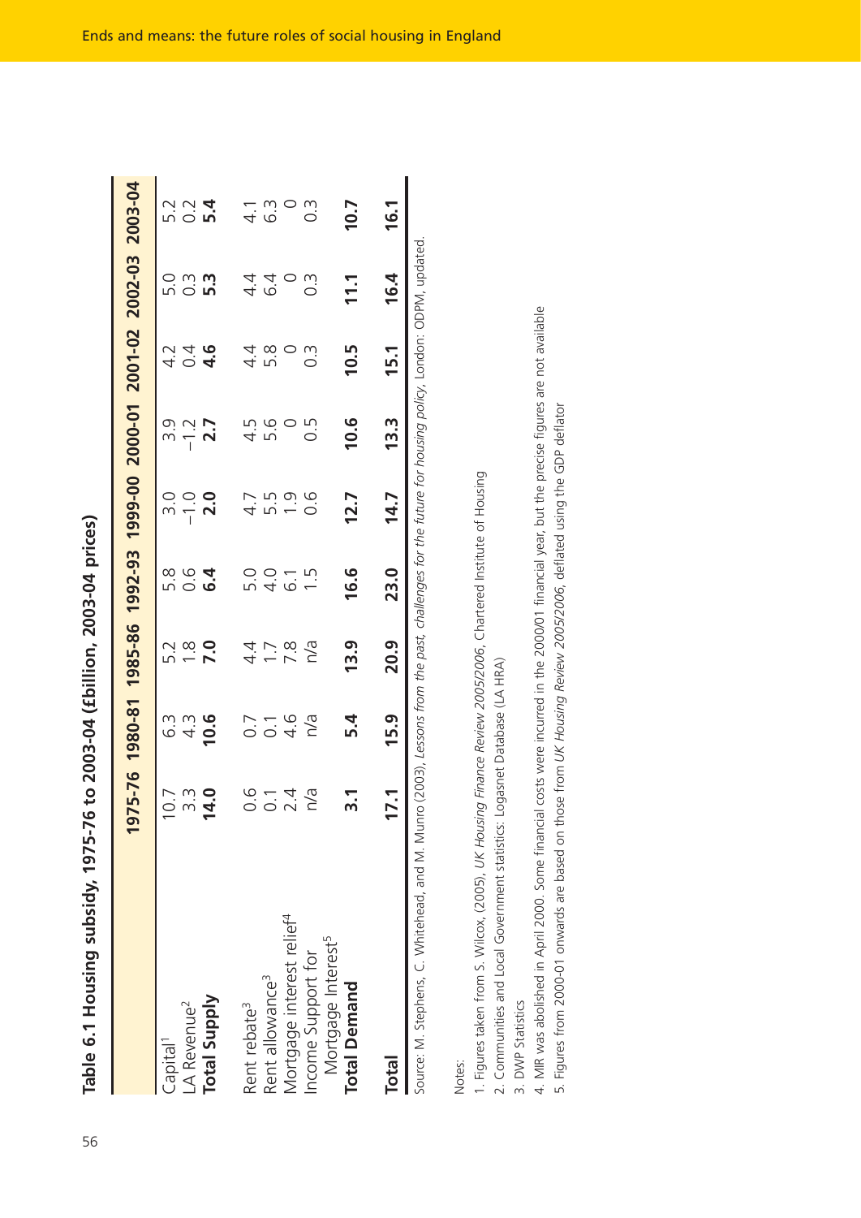**Table 6.1 Housing subsidy, 1975-76 to 2003-04 (£billion, 2003-04 prices)**

| | 1975-76 | 1980-81 | 1985-86 | 1992-93 | 1999-00 | 2000-01 | 2001-02 | 2002-03 | 2003-04 |
|---|---|---|---|---|---|---|---|---|---|
| Capital[1] | 10.7 | 6.3 | 5.2 | 5.8 | 3.0 | 3.9 | 4.2 | 5.0 | 5.2 |
| LA Revenue[2] | 3.3 | 4.3 | 1.8 | 0.6 | –1.0 | –1.2 | 0.4 | 0.3 | 0.2 |
| **Total Supply** | **14.0** | **10.6** | **7.0** | **6.4** | **2.0** | **2.7** | **4.6** | **5.3** | **5.4** |
| Rent rebate[3] | 0.6 | 0.7 | 4.4 | 5.0 | 4.7 | 4.5 | 4.4 | 4.4 | 4.1 |
| Rent allowance[3] | 0.1 | 0.1 | 1.7 | 4.0 | 5.5 | 5.6 | 5.8 | 6.4 | 6.3 |
| Mortgage interest relief[4] | 2.4 | 4.6 | 7.8 | 6.1 | 1.9 | 0 | 0 | 0 | 0 |
| Income Support for Mortgage Interest[5] | n/a | n/a | n/a | 1.5 | 0.6 | 0.5 | 0.3 | 0.3 | 0.3 |
| **Total Demand** | **3.1** | **5.4** | **13.9** | **16.6** | **12.7** | **10.6** | **10.5** | **11.1** | **10.7** |
| **Total** | **17.1** | **15.9** | **20.9** | **23.0** | **14.7** | **13.3** | **15.1** | **16.4** | **16.1** |

Source: M. Stephens, C. Whitehead, and M. Munro (2003), *Lessons from the past, challenges for the future for housing policy*, London: ODPM, updated.

Notes:

1. Figures taken from S. Wilcox, (2005), *UK Housing Finance Review 2005/2006*, Chartered Institute of Housing
2. Communities and Local Government statistics: Logasnet Database (LA HRA)
3. DWP Statistics
4. MIR was abolished in April 2000. Some financial costs were incurred in the 2000/01 financial year, but the precise figures are not available
5. Figures from 2000-01 onwards are based on those from *UK Housing Review 2005/2006*, deflated using the GDP deflator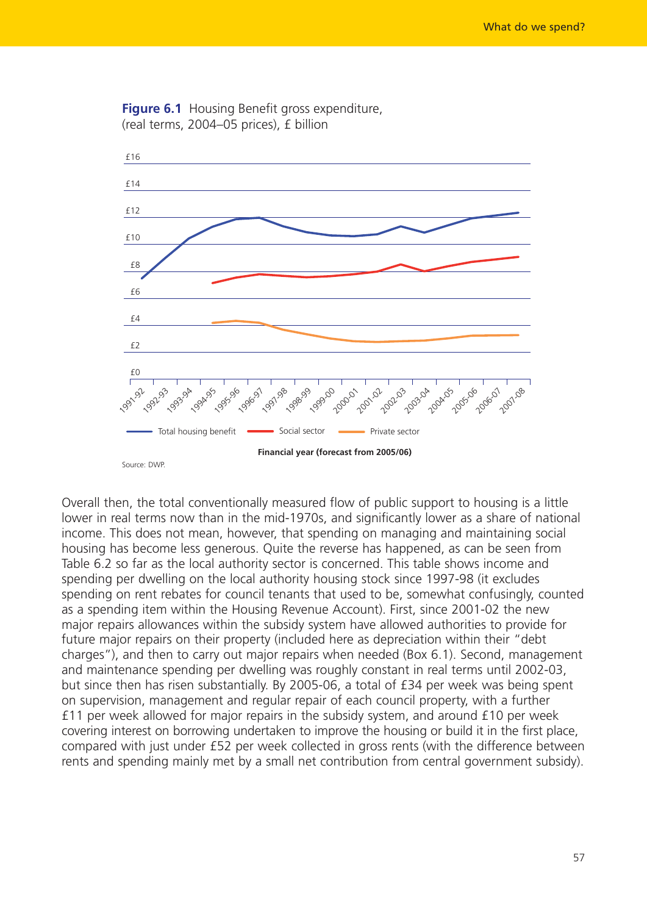**Figure 6.1** Housing Benefit gross expenditure, (real terms, 2004–05 prices), £ billion

£16
£14
£12
£10
£8
£6
£4
£2
£0

1991-92
1992-93
1993-94
1994-95
1995-96
1996-97
1997-98
1998-99
1999-00
2000-01
2001-02
2002-03
2003-04
2004-05
2005-06
2006-07
2007-08

Total housing benefit
Social sector
Private sector

Financial year (forecast from 2005/06)

Source: DWP.

Overall then, the total conventionally measured flow of public support to housing is a little lower in real terms now than in the mid-1970s, and significantly lower as a share of national income. This does not mean, however, that spending on managing and maintaining social housing has become less generous. Quite the reverse has happened, as can be seen from Table 6.2 so far as the local authority sector is concerned. This table shows income and spending per dwelling on the local authority housing stock since 1997-98 (it excludes spending on rent rebates for council tenants that used to be, somewhat confusingly, counted as a spending item within the Housing Revenue Account). First, since 2001-02 the new major repairs allowances within the subsidy system have allowed authorities to provide for future major repairs on their property (included here as depreciation within their "debt charges"), and then to carry out major repairs when needed (Box 6.1). Second, management and maintenance spending per dwelling was roughly constant in real terms until 2002-03, but since then has risen substantially. By 2005-06, a total of £34 per week was being spent on supervision, management and regular repair of each council property, with a further £11 per week allowed for major repairs in the subsidy system, and around £10 per week covering interest on borrowing undertaken to improve the housing or build it in the first place, compared with just under £52 per week collected in gross rents (with the difference between rents and spending mainly met by a small net contribution from central government subsidy).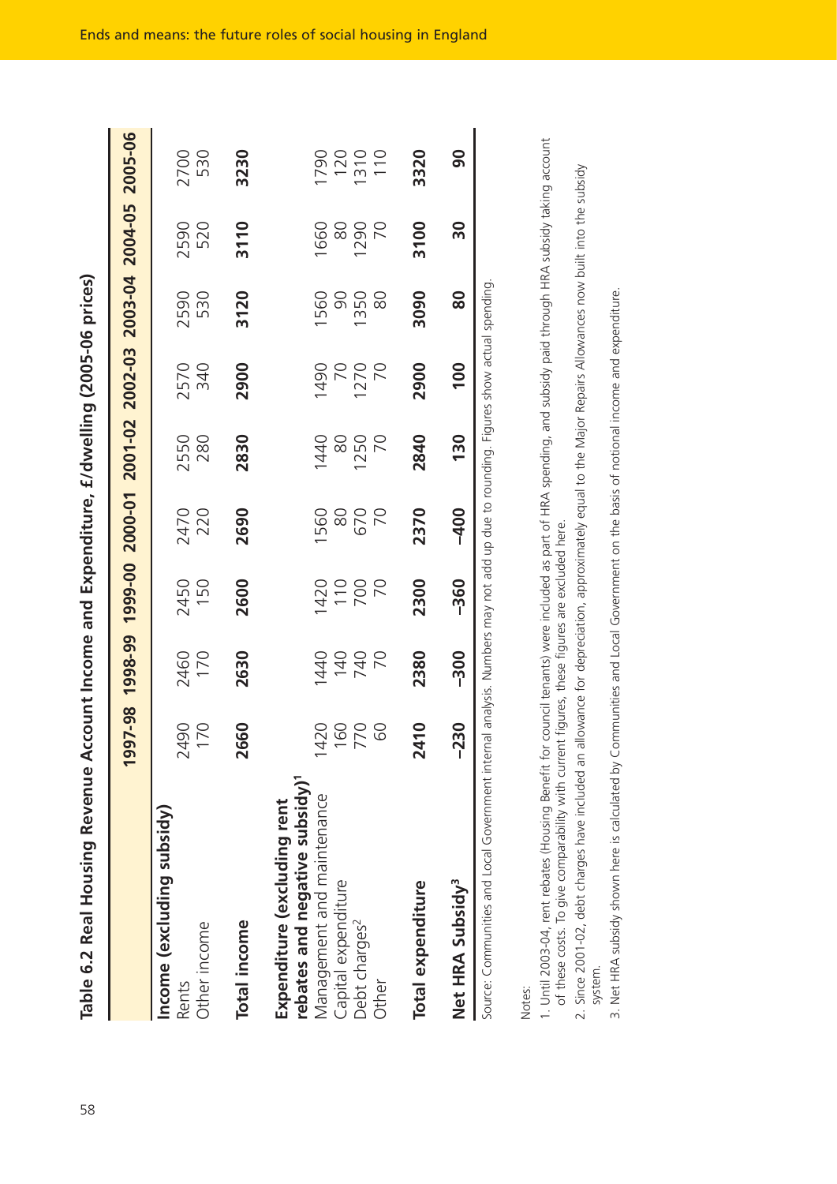**Table 6.2 Real Housing Revenue Account Income and Expenditure, £/dwelling (2005-06 prices)**

| | 1997-98 | 1998-99 | 1999-00 | 2000-01 | 2001-02 | 2002-03 | 2003-04 | 2004-05 | 2005-06 |
|---|---|---|---|---|---|---|---|---|---|
| **Income (excluding subsidy)** | | | | | | | | | |
| Rents | 2490 | 2460 | 2450 | 2470 | 2550 | 2570 | 2590 | 2590 | 2700 |
| Other income | 170 | 170 | 150 | 220 | 280 | 340 | 530 | 520 | 530 |
| **Total income** | **2660** | **2630** | **2600** | **2690** | **2830** | **2900** | **3120** | **3110** | **3230** |
| **Expenditure (excluding rent rebates and negative subsidy)**[1] | | | | | | | | | |
| Management and maintenance | 1420 | 1440 | 1420 | 1560 | 1440 | 1490 | 1560 | 1660 | 1790 |
| Capital expenditure | 160 | 140 | 110 | 80 | 80 | 70 | 90 | 80 | 120 |
| Debt charges[2] | 770 | 740 | 700 | 670 | 1250 | 1270 | 1350 | 1290 | 1310 |
| Other | 60 | 70 | 70 | 70 | 70 | 70 | 80 | 70 | 110 |
| **Total expenditure** | **2410** | **2380** | **2300** | **2370** | **2840** | **2900** | **3090** | **3100** | **3320** |
| **Net HRA Subsidy**[3] | **-230** | **-300** | **-360** | **-400** | **130** | **100** | **80** | **30** | **90** |

Source: Communities and Local Government internal analysis. Numbers may not add up due to rounding. Figures show actual spending.

Notes:

1. Until 2003-04, rent rebates (Housing Benefit for council tenants) were included as part of HRA spending, and subsidy paid through HRA subsidy taking account of these costs. To give comparability with current figures, these figures are excluded here.
2. Since 2001-02, debt charges have included an allowance for depreciation, approximately equal to the Major Repairs Allowances now built into the subsidy system.
3. Net HRA subsidy shown here is calculated by Communities and Local Government on the basis of notional income and expenditure.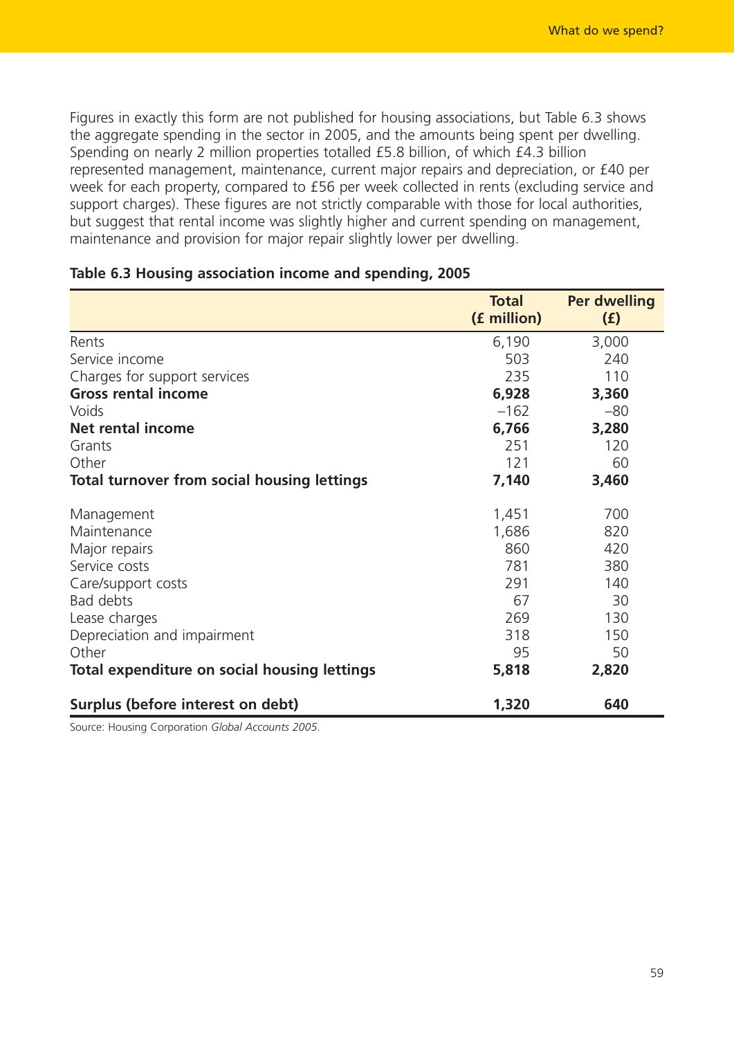Figures in exactly this form are not published for housing associations, but Table 6.3 shows the aggregate spending in the sector in 2005, and the amounts being spent per dwelling. Spending on nearly 2 million properties totalled £5.8 billion, of which £4.3 billion represented management, maintenance, current major repairs and depreciation, or £40 per week for each property, compared to £56 per week collected in rents (excluding service and support charges). These figures are not strictly comparable with those for local authorities, but suggest that rental income was slightly higher and current spending on management, maintenance and provision for major repair slightly lower per dwelling.

**Table 6.3 Housing association income and spending, 2005**

| | Total (£ million) | Per dwelling (£) |
|---|---|---|
| Rents | 6,190 | 3,000 |
| Service income | 503 | 240 |
| Charges for support services | 235 | 110 |
| **Gross rental income** | **6,928** | **3,360** |
| Voids | –162 | –80 |
| **Net rental income** | **6,766** | **3,280** |
| Grants | 251 | 120 |
| Other | 121 | 60 |
| **Total turnover from social housing lettings** | **7,140** | **3,460** |
| Management | 1,451 | 700 |
| Maintenance | 1,686 | 820 |
| Major repairs | 860 | 420 |
| Service costs | 781 | 380 |
| Care/support costs | 291 | 140 |
| Bad debts | 67 | 30 |
| Lease charges | 269 | 130 |
| Depreciation and impairment | 318 | 150 |
| Other | 95 | 50 |
| **Total expenditure on social housing lettings** | **5,818** | **2,820** |
| **Surplus (before interest on debt)** | **1,320** | **640** |

Source: Housing Corporation *Global Accounts 2005*.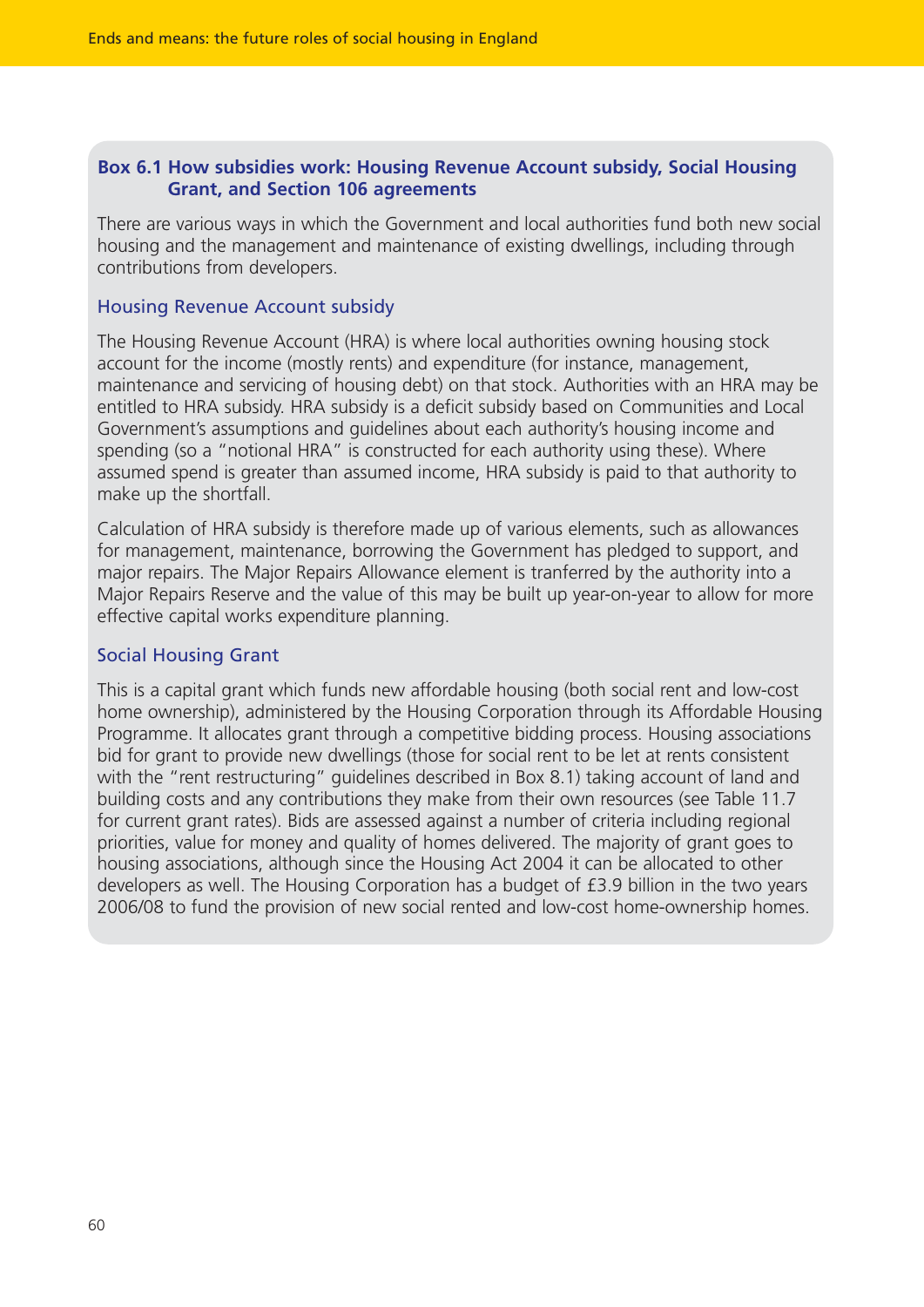### Box 6.1 How subsidies work: Housing Revenue Account subsidy, Social Housing Grant, and Section 106 agreements

There are various ways in which the Government and local authorities fund both new social housing and the management and maintenance of existing dwellings, including through contributions from developers.

#### Housing Revenue Account subsidy

The Housing Revenue Account (HRA) is where local authorities owning housing stock account for the income (mostly rents) and expenditure (for instance, management, maintenance and servicing of housing debt) on that stock. Authorities with an HRA may be entitled to HRA subsidy. HRA subsidy is a deficit subsidy based on Communities and Local Government's assumptions and guidelines about each authority's housing income and spending (so a "notional HRA" is constructed for each authority using these). Where assumed spend is greater than assumed income, HRA subsidy is paid to that authority to make up the shortfall.

Calculation of HRA subsidy is therefore made up of various elements, such as allowances for management, maintenance, borrowing the Government has pledged to support, and major repairs. The Major Repairs Allowance element is tranferred by the authority into a Major Repairs Reserve and the value of this may be built up year-on-year to allow for more effective capital works expenditure planning.

#### Social Housing Grant

This is a capital grant which funds new affordable housing (both social rent and low-cost home ownership), administered by the Housing Corporation through its Affordable Housing Programme. It allocates grant through a competitive bidding process. Housing associations bid for grant to provide new dwellings (those for social rent to be let at rents consistent with the "rent restructuring" guidelines described in Box 8.1) taking account of land and building costs and any contributions they make from their own resources (see Table 11.7 for current grant rates). Bids are assessed against a number of criteria including regional priorities, value for money and quality of homes delivered. The majority of grant goes to housing associations, although since the Housing Act 2004 it can be allocated to other developers as well. The Housing Corporation has a budget of £3.9 billion in the two years 2006/08 to fund the provision of new social rented and low-cost home-ownership homes.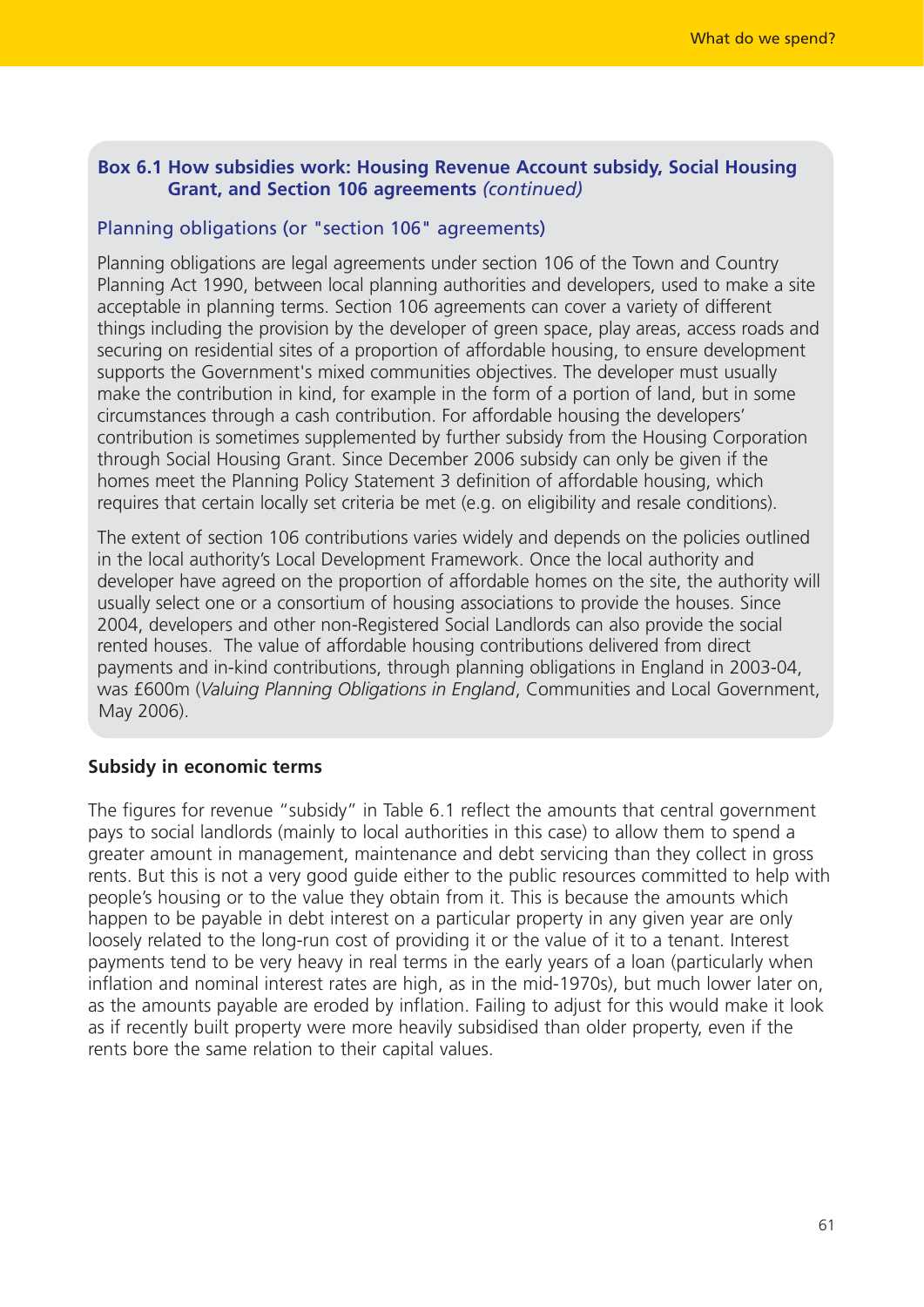**Box 6.1 How subsidies work: Housing Revenue Account subsidy, Social Housing Grant, and Section 106 agreements** *(continued)*

### Planning obligations (or "section 106" agreements)

Planning obligations are legal agreements under section 106 of the Town and Country Planning Act 1990, between local planning authorities and developers, used to make a site acceptable in planning terms. Section 106 agreements can cover a variety of different things including the provision by the developer of green space, play areas, access roads and securing on residential sites of a proportion of affordable housing, to ensure development supports the Government's mixed communities objectives. The developer must usually make the contribution in kind, for example in the form of a portion of land, but in some circumstances through a cash contribution. For affordable housing the developers' contribution is sometimes supplemented by further subsidy from the Housing Corporation through Social Housing Grant. Since December 2006 subsidy can only be given if the homes meet the Planning Policy Statement 3 definition of affordable housing, which requires that certain locally set criteria be met (e.g. on eligibility and resale conditions).

The extent of section 106 contributions varies widely and depends on the policies outlined in the local authority's Local Development Framework. Once the local authority and developer have agreed on the proportion of affordable homes on the site, the authority will usually select one or a consortium of housing associations to provide the houses. Since 2004, developers and other non-Registered Social Landlords can also provide the social rented houses. The value of affordable housing contributions delivered from direct payments and in-kind contributions, through planning obligations in England in 2003-04, was £600m (*Valuing Planning Obligations in England*, Communities and Local Government, May 2006).

## Subsidy in economic terms

The figures for revenue "subsidy" in Table 6.1 reflect the amounts that central government pays to social landlords (mainly to local authorities in this case) to allow them to spend a greater amount in management, maintenance and debt servicing than they collect in gross rents. But this is not a very good guide either to the public resources committed to help with people's housing or to the value they obtain from it. This is because the amounts which happen to be payable in debt interest on a particular property in any given year are only loosely related to the long-run cost of providing it or the value of it to a tenant. Interest payments tend to be very heavy in real terms in the early years of a loan (particularly when inflation and nominal interest rates are high, as in the mid-1970s), but much lower later on, as the amounts payable are eroded by inflation. Failing to adjust for this would make it look as if recently built property were more heavily subsidised than older property, even if the rents bore the same relation to their capital values.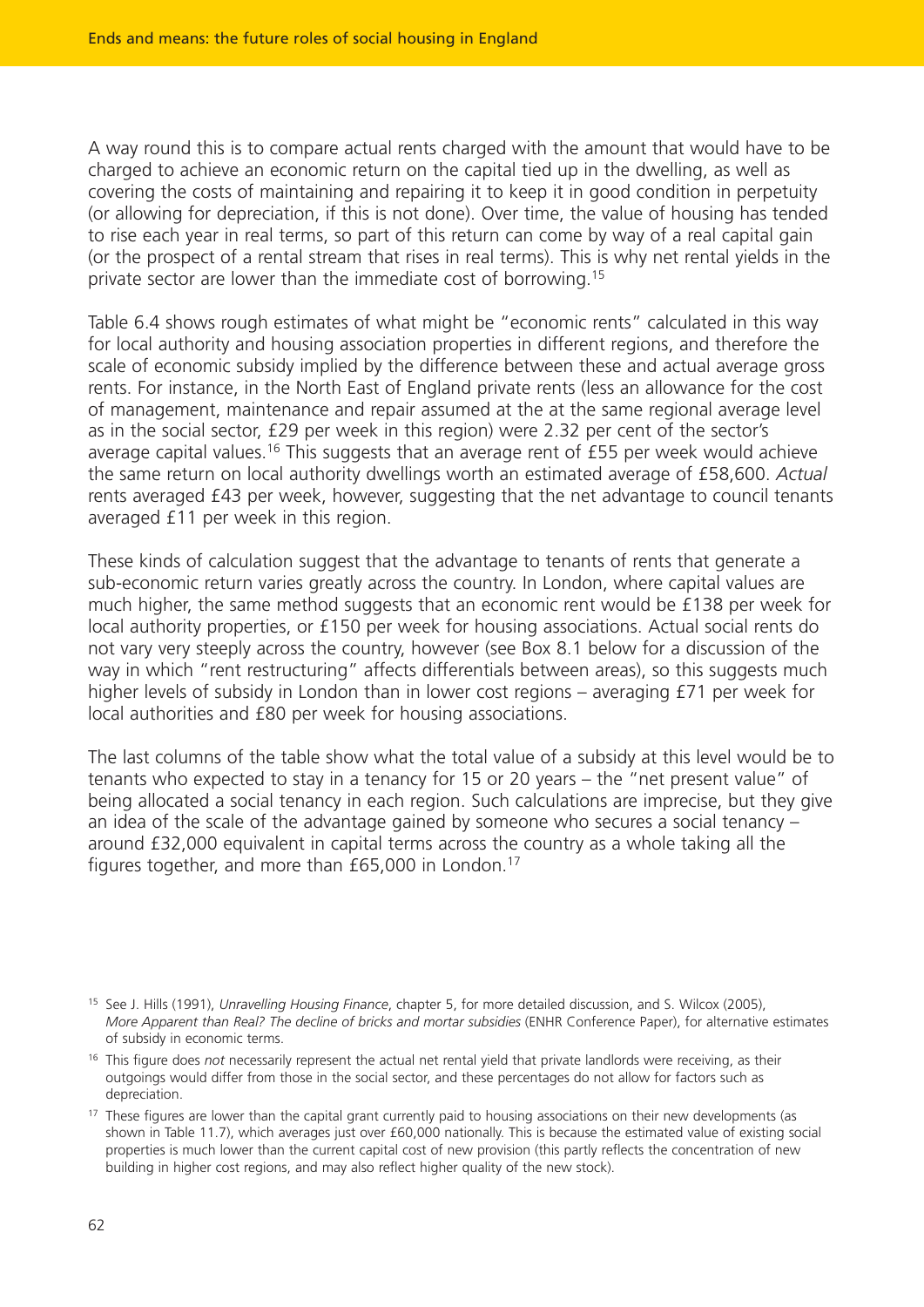A way round this is to compare actual rents charged with the amount that would have to be charged to achieve an economic return on the capital tied up in the dwelling, as well as covering the costs of maintaining and repairing it to keep it in good condition in perpetuity (or allowing for depreciation, if this is not done). Over time, the value of housing has tended to rise each year in real terms, so part of this return can come by way of a real capital gain (or the prospect of a rental stream that rises in real terms). This is why net rental yields in the private sector are lower than the immediate cost of borrowing.[15]

Table 6.4 shows rough estimates of what might be "economic rents" calculated in this way for local authority and housing association properties in different regions, and therefore the scale of economic subsidy implied by the difference between these and actual average gross rents. For instance, in the North East of England private rents (less an allowance for the cost of management, maintenance and repair assumed at the at the same regional average level as in the social sector, £29 per week in this region) were 2.32 per cent of the sector's average capital values.[16] This suggests that an average rent of £55 per week would achieve the same return on local authority dwellings worth an estimated average of £58,600. *Actual* rents averaged £43 per week, however, suggesting that the net advantage to council tenants averaged £11 per week in this region.

These kinds of calculation suggest that the advantage to tenants of rents that generate a sub-economic return varies greatly across the country. In London, where capital values are much higher, the same method suggests that an economic rent would be £138 per week for local authority properties, or £150 per week for housing associations. Actual social rents do not vary very steeply across the country, however (see Box 8.1 below for a discussion of the way in which "rent restructuring" affects differentials between areas), so this suggests much higher levels of subsidy in London than in lower cost regions – averaging £71 per week for local authorities and £80 per week for housing associations.

The last columns of the table show what the total value of a subsidy at this level would be to tenants who expected to stay in a tenancy for 15 or 20 years – the "net present value" of being allocated a social tenancy in each region. Such calculations are imprecise, but they give an idea of the scale of the advantage gained by someone who secures a social tenancy – around £32,000 equivalent in capital terms across the country as a whole taking all the figures together, and more than £65,000 in London.[17]

---

[15] See J. Hills (1991), *Unravelling Housing Finance*, chapter 5, for more detailed discussion, and S. Wilcox (2005), *More Apparent than Real? The decline of bricks and mortar subsidies* (ENHR Conference Paper), for alternative estimates of subsidy in economic terms.

[16] This figure does *not* necessarily represent the actual net rental yield that private landlords were receiving, as their outgoings would differ from those in the social sector, and these percentages do not allow for factors such as depreciation.

[17] These figures are lower than the capital grant currently paid to housing associations on their new developments (as shown in Table 11.7), which averages just over £60,000 nationally. This is because the estimated value of existing social properties is much lower than the current capital cost of new provision (this partly reflects the concentration of new building in higher cost regions, and may also reflect higher quality of the new stock).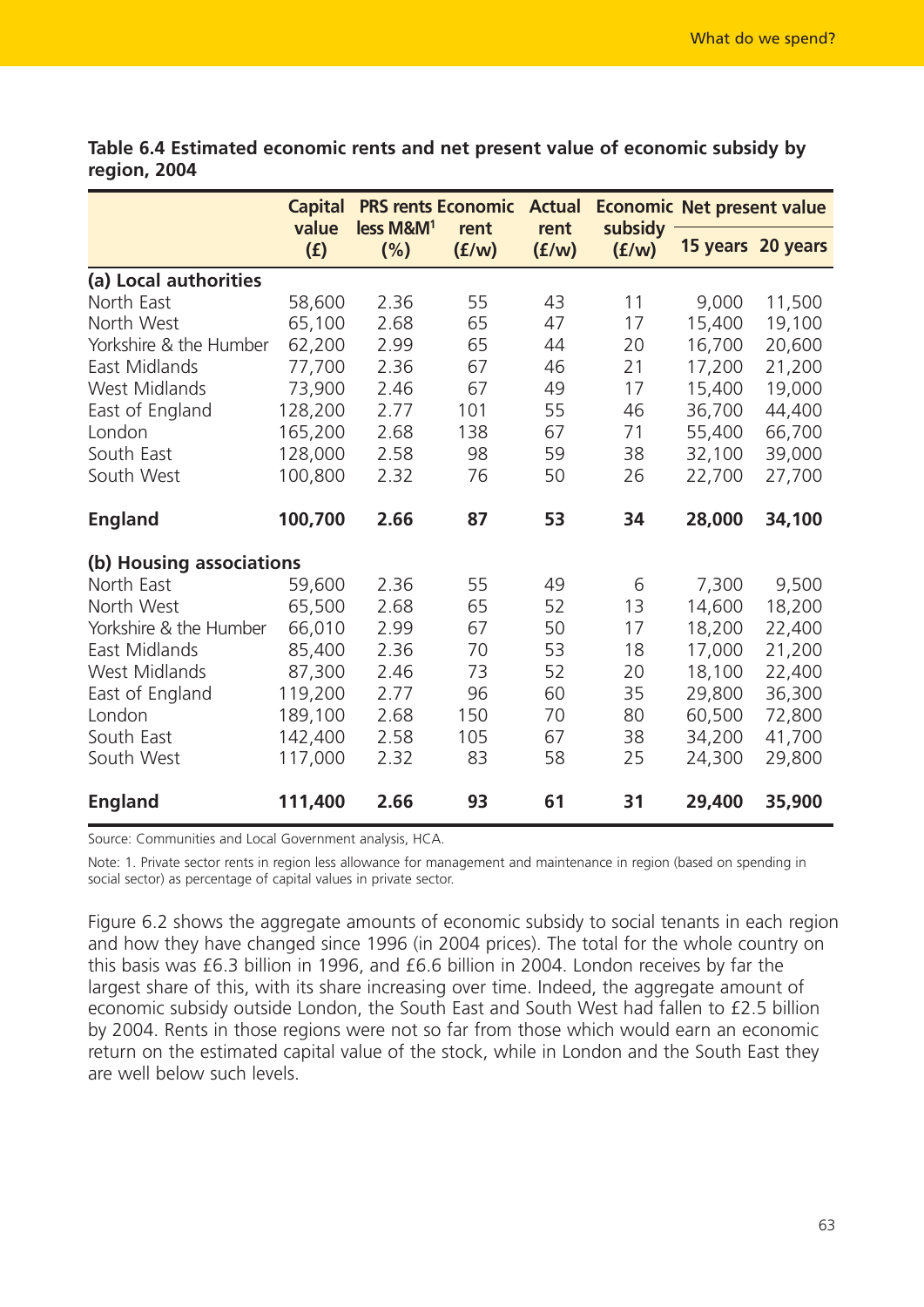**Table 6.4 Estimated economic rents and net present value of economic subsidy by region, 2004**

| | Capital value (£) | PRS rents less M&M[1] (%) | Economic rent (£/w) | Actual rent (£/w) | Economic subsidy (£/w) | Net present value | |
|---|---|---|---|---|---|---|---|
| | | | | | | 15 years | 20 years |
| **(a) Local authorities** | | | | | | | |
| North East | 58,600 | 2.36 | 55 | 43 | 11 | 9,000 | 11,500 |
| North West | 65,100 | 2.68 | 65 | 47 | 17 | 15,400 | 19,100 |
| Yorkshire & the Humber | 62,200 | 2.99 | 65 | 44 | 20 | 16,700 | 20,600 |
| East Midlands | 77,700 | 2.36 | 67 | 46 | 21 | 17,200 | 21,200 |
| West Midlands | 73,900 | 2.46 | 67 | 49 | 17 | 15,400 | 19,000 |
| East of England | 128,200 | 2.77 | 101 | 55 | 46 | 36,700 | 44,400 |
| London | 165,200 | 2.68 | 138 | 67 | 71 | 55,400 | 66,700 |
| South East | 128,000 | 2.58 | 98 | 59 | 38 | 32,100 | 39,000 |
| South West | 100,800 | 2.32 | 76 | 50 | 26 | 22,700 | 27,700 |
| **England** | **100,700** | **2.66** | **87** | **53** | **34** | **28,000** | **34,100** |
| **(b) Housing associations** | | | | | | | |
| North East | 59,600 | 2.36 | 55 | 49 | 6 | 7,300 | 9,500 |
| North West | 65,500 | 2.68 | 65 | 52 | 13 | 14,600 | 18,200 |
| Yorkshire & the Humber | 66,010 | 2.99 | 67 | 50 | 17 | 18,200 | 22,400 |
| East Midlands | 85,400 | 2.36 | 70 | 53 | 18 | 17,000 | 21,200 |
| West Midlands | 87,300 | 2.46 | 73 | 52 | 20 | 18,100 | 22,400 |
| East of England | 119,200 | 2.77 | 96 | 60 | 35 | 29,800 | 36,300 |
| London | 189,100 | 2.68 | 150 | 70 | 80 | 60,500 | 72,800 |
| South East | 142,400 | 2.58 | 105 | 67 | 38 | 34,200 | 41,700 |
| South West | 117,000 | 2.32 | 83 | 58 | 25 | 24,300 | 29,800 |
| **England** | **111,400** | **2.66** | **93** | **61** | **31** | **29,400** | **35,900** |

Source: Communities and Local Government analysis, HCA.

Note: 1. Private sector rents in region less allowance for management and maintenance in region (based on spending in social sector) as percentage of capital values in private sector.

Figure 6.2 shows the aggregate amounts of economic subsidy to social tenants in each region and how they have changed since 1996 (in 2004 prices). The total for the whole country on this basis was £6.3 billion in 1996, and £6.6 billion in 2004. London receives by far the largest share of this, with its share increasing over time. Indeed, the aggregate amount of economic subsidy outside London, the South East and South West had fallen to £2.5 billion by 2004. Rents in those regions were not so far from those which would earn an economic return on the estimated capital value of the stock, while in London and the South East they are well below such levels.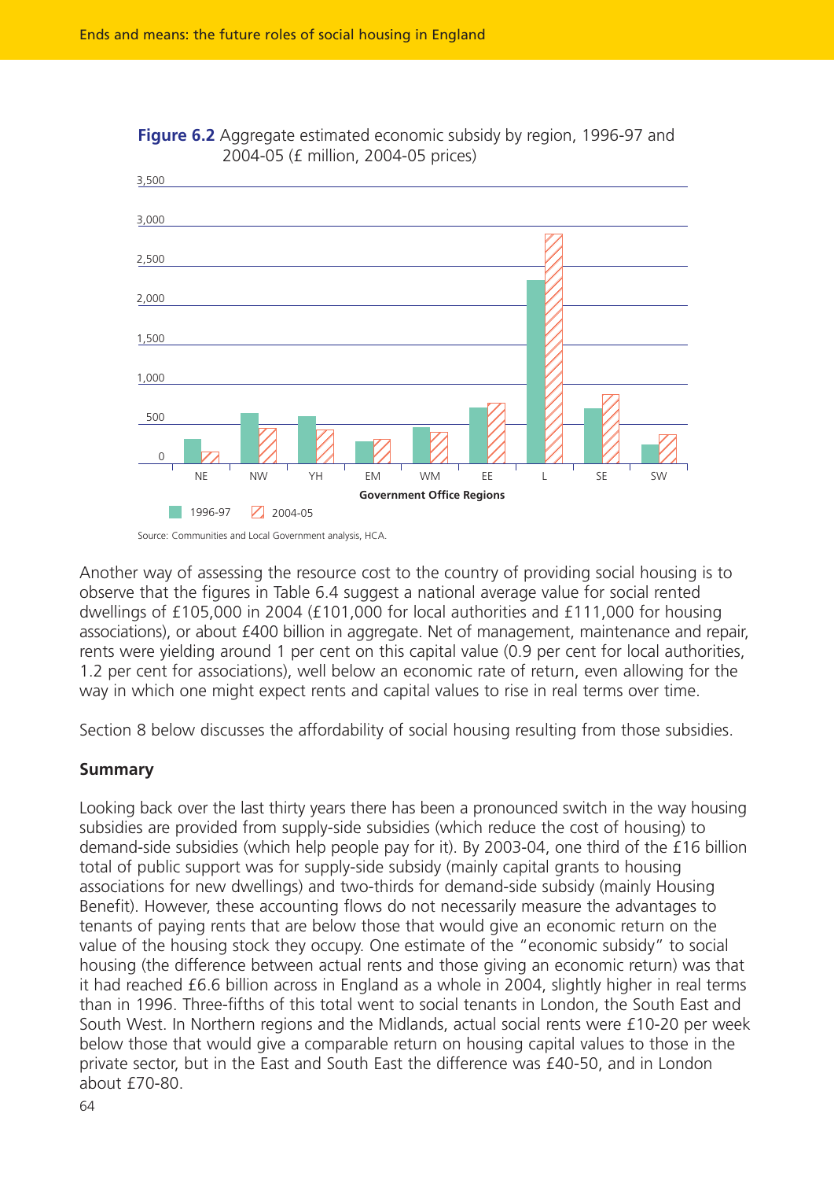**Figure 6.2** Aggregate estimated economic subsidy by region, 1996-97 and 2004-05 (£ million, 2004-05 prices)

3,500
3,000
2,500
2,000
1,500
1,000
500
0

NE NW YH EM WM EE L SE SW

Government Office Regions

1996-97 2004-05

Source: Communities and Local Government analysis, HCA.

Another way of assessing the resource cost to the country of providing social housing is to observe that the figures in Table 6.4 suggest a national average value for social rented dwellings of £105,000 in 2004 (£101,000 for local authorities and £111,000 for housing associations), or about £400 billion in aggregate. Net of management, maintenance and repair, rents were yielding around 1 per cent on this capital value (0.9 per cent for local authorities, 1.2 per cent for associations), well below an economic rate of return, even allowing for the way in which one might expect rents and capital values to rise in real terms over time.

Section 8 below discusses the affordability of social housing resulting from those subsidies.

**Summary**

Looking back over the last thirty years there has been a pronounced switch in the way housing subsidies are provided from supply-side subsidies (which reduce the cost of housing) to demand-side subsidies (which help people pay for it). By 2003-04, one third of the £16 billion total of public support was for supply-side subsidy (mainly capital grants to housing associations for new dwellings) and two-thirds for demand-side subsidy (mainly Housing Benefit). However, these accounting flows do not necessarily measure the advantages to tenants of paying rents that are below those that would give an economic return on the value of the housing stock they occupy. One estimate of the "economic subsidy" to social housing (the difference between actual rents and those giving an economic return) was that it had reached £6.6 billion across in England as a whole in 2004, slightly higher in real terms than in 1996. Three-fifths of this total went to social tenants in London, the South East and South West. In Northern regions and the Midlands, actual social rents were £10-20 per week below those that would give a comparable return on housing capital values to those in the private sector, but in the East and South East the difference was £40-50, and in London about £70-80.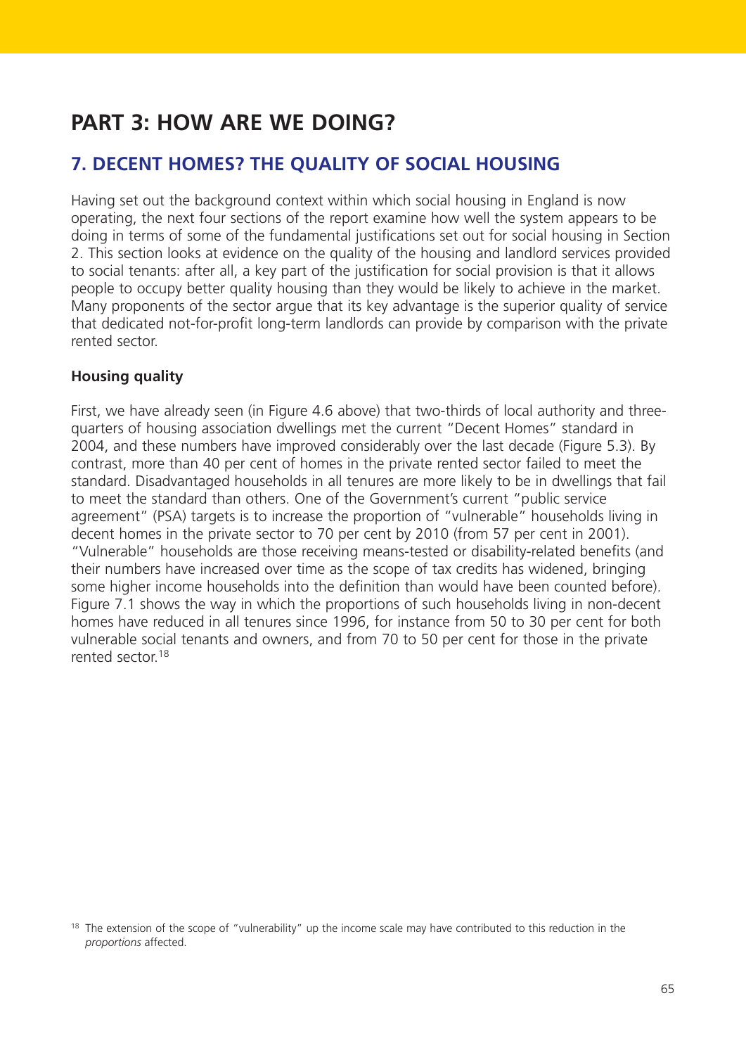# PART 3: HOW ARE WE DOING?

## 7. DECENT HOMES? THE QUALITY OF SOCIAL HOUSING

Having set out the background context within which social housing in England is now operating, the next four sections of the report examine how well the system appears to be doing in terms of some of the fundamental justifications set out for social housing in Section 2. This section looks at evidence on the quality of the housing and landlord services provided to social tenants: after all, a key part of the justification for social provision is that it allows people to occupy better quality housing than they would be likely to achieve in the market. Many proponents of the sector argue that its key advantage is the superior quality of service that dedicated not-for-profit long-term landlords can provide by comparison with the private rented sector.

**Housing quality**

First, we have already seen (in Figure 4.6 above) that two-thirds of local authority and three-quarters of housing association dwellings met the current "Decent Homes" standard in 2004, and these numbers have improved considerably over the last decade (Figure 5.3). By contrast, more than 40 per cent of homes in the private rented sector failed to meet the standard. Disadvantaged households in all tenures are more likely to be in dwellings that fail to meet the standard than others. One of the Government's current "public service agreement" (PSA) targets is to increase the proportion of "vulnerable" households living in decent homes in the private sector to 70 per cent by 2010 (from 57 per cent in 2001). "Vulnerable" households are those receiving means-tested or disability-related benefits (and their numbers have increased over time as the scope of tax credits has widened, bringing some higher income households into the definition than would have been counted before). Figure 7.1 shows the way in which the proportions of such households living in non-decent homes have reduced in all tenures since 1996, for instance from 50 to 30 per cent for both vulnerable social tenants and owners, and from 70 to 50 per cent for those in the private rented sector.[18]

[18] The extension of the scope of "vulnerability" up the income scale may have contributed to this reduction in the *proportions* affected.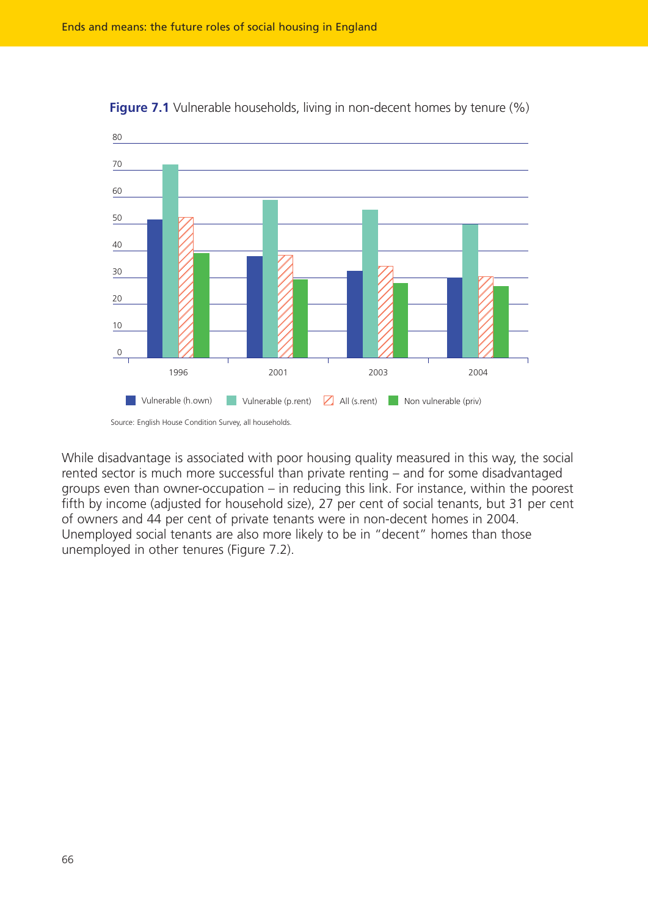**Figure 7.1** Vulnerable households, living in non-decent homes by tenure (%)

80
70
60
50
40
30
20
10
0

1996
2001
2003
2004

Vulnerable (h.own)
Vulnerable (p.rent)
All (s.rent)
Non vulnerable (priv)

Source: English House Condition Survey, all households.

While disadvantage is associated with poor housing quality measured in this way, the social rented sector is much more successful than private renting – and for some disadvantaged groups even than owner-occupation – in reducing this link. For instance, within the poorest fifth by income (adjusted for household size), 27 per cent of social tenants, but 31 per cent of owners and 44 per cent of private tenants were in non-decent homes in 2004. Unemployed social tenants are also more likely to be in "decent" homes than those unemployed in other tenures (Figure 7.2).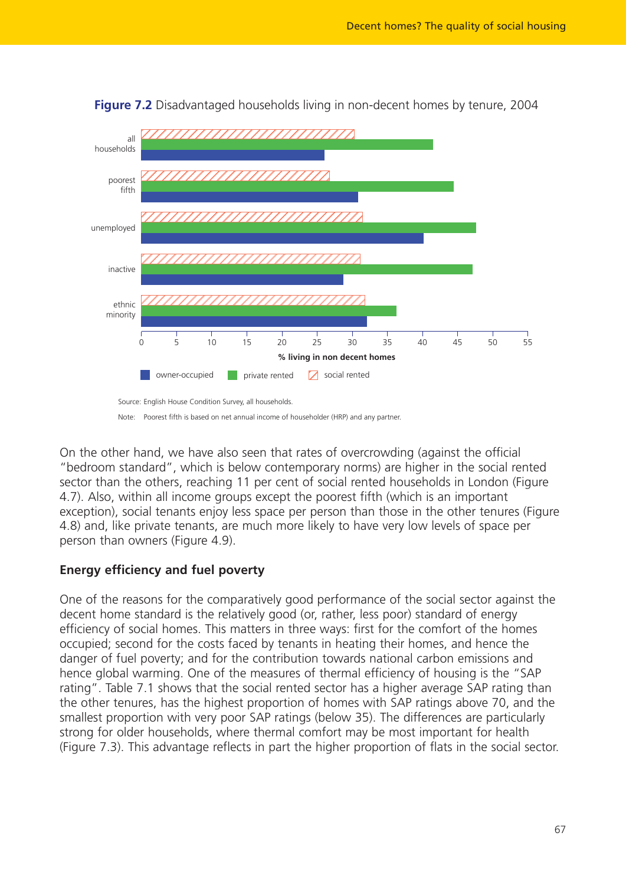**Figure 7.2** Disadvantaged households living in non-decent homes by tenure, 2004

all households
poorest fifth
unemployed
inactive
ethnic minority

0 5 10 15 20 25 30 35 40 45 50 55

% living in non decent homes

owner-occupied
private rented
social rented

Source: English House Condition Survey, all households.

Note: Poorest fifth is based on net annual income of householder (HRP) and any partner.

On the other hand, we have also seen that rates of overcrowding (against the official "bedroom standard", which is below contemporary norms) are higher in the social rented sector than the others, reaching 11 per cent of social rented households in London (Figure 4.7). Also, within all income groups except the poorest fifth (which is an important exception), social tenants enjoy less space per person than those in the other tenures (Figure 4.8) and, like private tenants, are much more likely to have very low levels of space per person than owners (Figure 4.9).

## Energy efficiency and fuel poverty

One of the reasons for the comparatively good performance of the social sector against the decent home standard is the relatively good (or, rather, less poor) standard of energy efficiency of social homes. This matters in three ways: first for the comfort of the homes occupied; second for the costs faced by tenants in heating their homes, and hence the danger of fuel poverty; and for the contribution towards national carbon emissions and hence global warming. One of the measures of thermal efficiency of housing is the "SAP rating". Table 7.1 shows that the social rented sector has a higher average SAP rating than the other tenures, has the highest proportion of homes with SAP ratings above 70, and the smallest proportion with very poor SAP ratings (below 35). The differences are particularly strong for older households, where thermal comfort may be most important for health (Figure 7.3). This advantage reflects in part the higher proportion of flats in the social sector.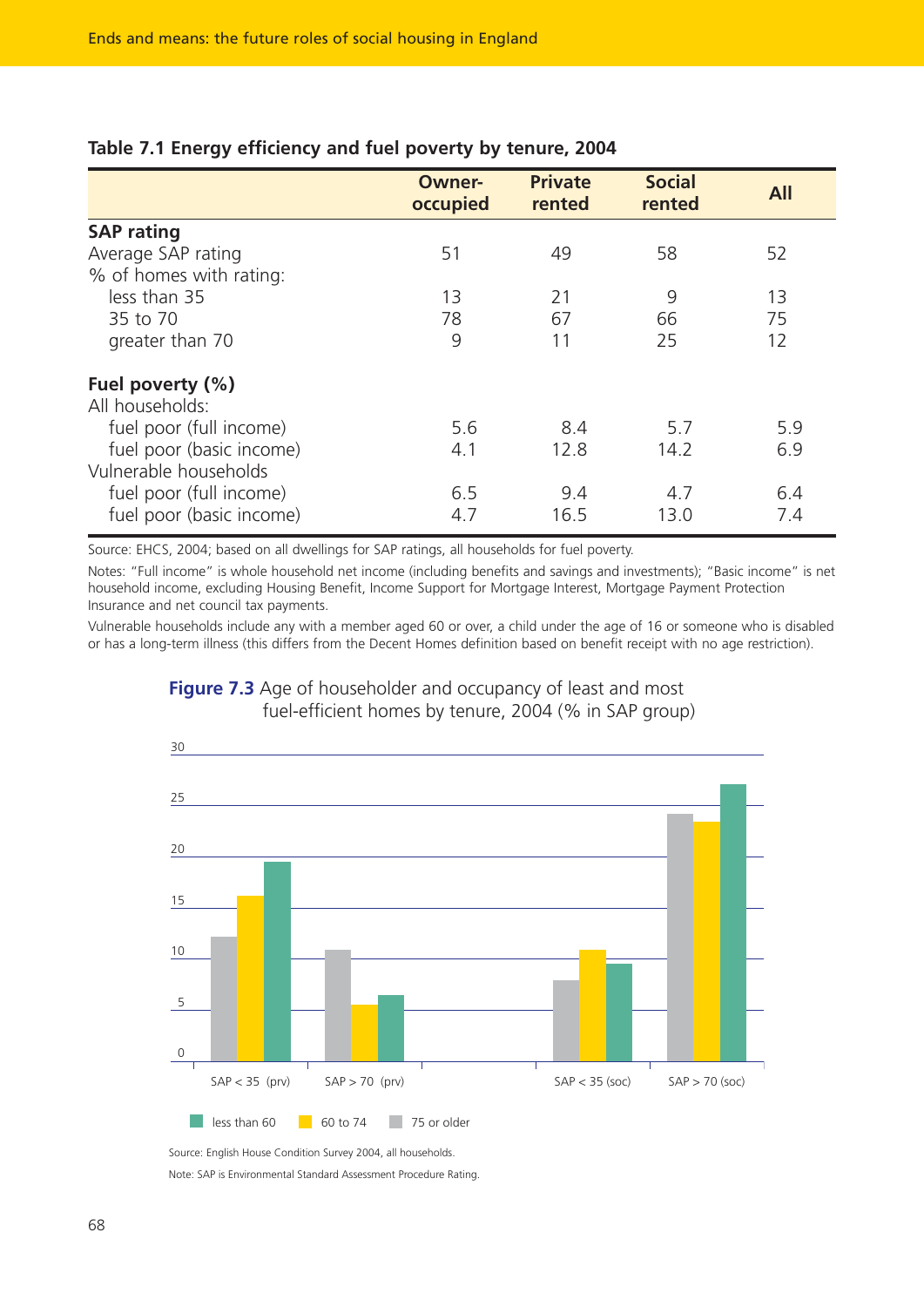**Table 7.1 Energy efficiency and fuel poverty by tenure, 2004**

| | Owner-occupied | Private rented | Social rented | All |
|---|---|---|---|---|
| **SAP rating** | | | | |
| Average SAP rating | 51 | 49 | 58 | 52 |
| % of homes with rating: | | | | |
| less than 35 | 13 | 21 | 9 | 13 |
| 35 to 70 | 78 | 67 | 66 | 75 |
| greater than 70 | 9 | 11 | 25 | 12 |
| **Fuel poverty (%)** | | | | |
| All households: | | | | |
| fuel poor (full income) | 5.6 | 8.4 | 5.7 | 5.9 |
| fuel poor (basic income) | 4.1 | 12.8 | 14.2 | 6.9 |
| Vulnerable households | | | | |
| fuel poor (full income) | 6.5 | 9.4 | 4.7 | 6.4 |
| fuel poor (basic income) | 4.7 | 16.5 | 13.0 | 7.4 |

Source: EHCS, 2004; based on all dwellings for SAP ratings, all households for fuel poverty.

Notes: "Full income" is whole household net income (including benefits and savings and investments); "Basic income" is net household income, excluding Housing Benefit, Income Support for Mortgage Interest, Mortgage Payment Protection Insurance and net council tax payments.

Vulnerable households include any with a member aged 60 or over, a child under the age of 16 or someone who is disabled or has a long-term illness (this differs from the Decent Homes definition based on benefit receipt with no age restriction).

**Figure 7.3** Age of householder and occupancy of least and most fuel-efficient homes by tenure, 2004 (% in SAP group)

30
25
20
15
10
5
0

SAP < 35 (prv)
SAP > 70 (prv)
SAP < 35 (soc)
SAP > 70 (soc)

less than 60
60 to 74
75 or older

Source: English House Condition Survey 2004, all households.

Note: SAP is Environmental Standard Assessment Procedure Rating.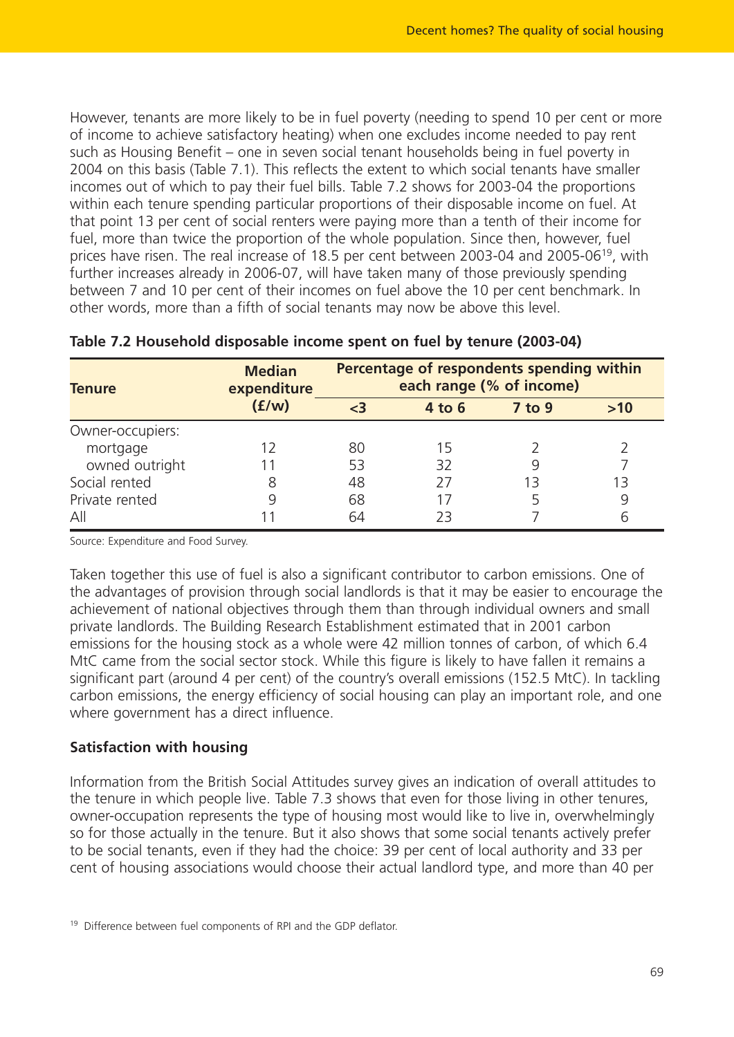However, tenants are more likely to be in fuel poverty (needing to spend 10 per cent or more of income to achieve satisfactory heating) when one excludes income needed to pay rent such as Housing Benefit – one in seven social tenant households being in fuel poverty in 2004 on this basis (Table 7.1). This reflects the extent to which social tenants have smaller incomes out of which to pay their fuel bills. Table 7.2 shows for 2003-04 the proportions within each tenure spending particular proportions of their disposable income on fuel. At that point 13 per cent of social renters were paying more than a tenth of their income for fuel, more than twice the proportion of the whole population. Since then, however, fuel prices have risen. The real increase of 18.5 per cent between 2003-04 and 2005-06[19], with further increases already in 2006-07, will have taken many of those previously spending between 7 and 10 per cent of their incomes on fuel above the 10 per cent benchmark. In other words, more than a fifth of social tenants may now be above this level.

**Table 7.2 Household disposable income spent on fuel by tenure (2003-04)**

| Tenure | Median expenditure (£/w) | Percentage of respondents spending within each range (% of income) | | | |
|---|---|---|---|---|---|
| | | <3 | 4 to 6 | 7 to 9 | >10 |
| Owner-occupiers: | | | | | |
| mortgage | 12 | 80 | 15 | 2 | 2 |
| owned outright | 11 | 53 | 32 | 9 | 7 |
| Social rented | 8 | 48 | 27 | 13 | 13 |
| Private rented | 9 | 68 | 17 | 5 | 9 |
| All | 11 | 64 | 23 | 7 | 6 |

Source: Expenditure and Food Survey.

Taken together this use of fuel is also a significant contributor to carbon emissions. One of the advantages of provision through social landlords is that it may be easier to encourage the achievement of national objectives through them than through individual owners and small private landlords. The Building Research Establishment estimated that in 2001 carbon emissions for the housing stock as a whole were 42 million tonnes of carbon, of which 6.4 MtC came from the social sector stock. While this figure is likely to have fallen it remains a significant part (around 4 per cent) of the country's overall emissions (152.5 MtC). In tackling carbon emissions, the energy efficiency of social housing can play an important role, and one where government has a direct influence.

### Satisfaction with housing

Information from the British Social Attitudes survey gives an indication of overall attitudes to the tenure in which people live. Table 7.3 shows that even for those living in other tenures, owner-occupation represents the type of housing most would like to live in, overwhelmingly so for those actually in the tenure. But it also shows that some social tenants actively prefer to be social tenants, even if they had the choice: 39 per cent of local authority and 33 per cent of housing associations would choose their actual landlord type, and more than 40 per

[19] Difference between fuel components of RPI and the GDP deflator.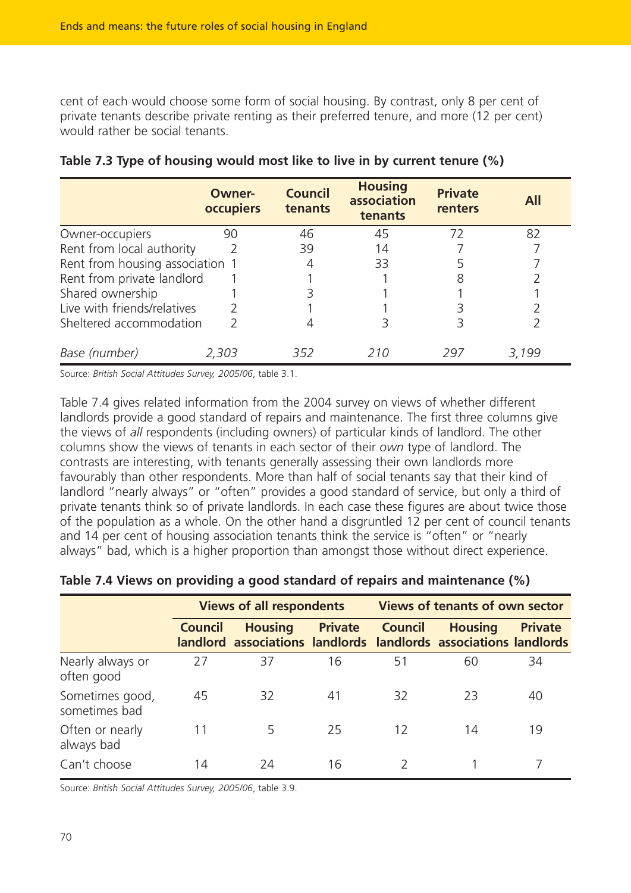cent of each would choose some form of social housing. By contrast, only 8 per cent of private tenants describe private renting as their preferred tenure, and more (12 per cent) would rather be social tenants.

**Table 7.3 Type of housing would most like to live in by current tenure (%)**

| | Owner-occupiers | Council tenants | Housing association tenants | Private renters | All |
|---|---|---|---|---|---|
| Owner-occupiers | 90 | 46 | 45 | 72 | 82 |
| Rent from local authority | 2 | 39 | 14 | 7 | 7 |
| Rent from housing association | 1 | 4 | 33 | 5 | 7 |
| Rent from private landlord | 1 | 1 | 1 | 8 | 2 |
| Shared ownership | 1 | 3 | 1 | 1 | 1 |
| Live with friends/relatives | 2 | 1 | 1 | 3 | 2 |
| Sheltered accommodation | 2 | 4 | 3 | 3 | 2 |
| *Base (number)* | *2,303* | *352* | *210* | *297* | *3,199* |

Source: *British Social Attitudes Survey, 2005/06*, table 3.1.

Table 7.4 gives related information from the 2004 survey on views of whether different landlords provide a good standard of repairs and maintenance. The first three columns give the views of *all* respondents (including owners) of particular kinds of landlord. The other columns show the views of tenants in each sector of their *own* type of landlord. The contrasts are interesting, with tenants generally assessing their own landlords more favourably than other respondents. More than half of social tenants say that their kind of landlord "nearly always" or "often" provides a good standard of service, but only a third of private tenants think so of private landlords. In each case these figures are about twice those of the population as a whole. On the other hand a disgruntled 12 per cent of council tenants and 14 per cent of housing association tenants think the service is "often" or "nearly always" bad, which is a higher proportion than amongst those without direct experience.

**Table 7.4 Views on providing a good standard of repairs and maintenance (%)**

| | Views of all respondents | | | Views of tenants of own sector | | |
|---|---|---|---|---|---|---|
| | Council landlord | Housing associations | Private landlords | Council landlords | Housing associations | Private landlords |
| Nearly always or often good | 27 | 37 | 16 | 51 | 60 | 34 |
| Sometimes good, sometimes bad | 45 | 32 | 41 | 32 | 23 | 40 |
| Often or nearly always bad | 11 | 5 | 25 | 12 | 14 | 19 |
| Can't choose | 14 | 24 | 16 | 2 | 1 | 7 |

Source: *British Social Attitudes Survey, 2005/06*, table 3.9.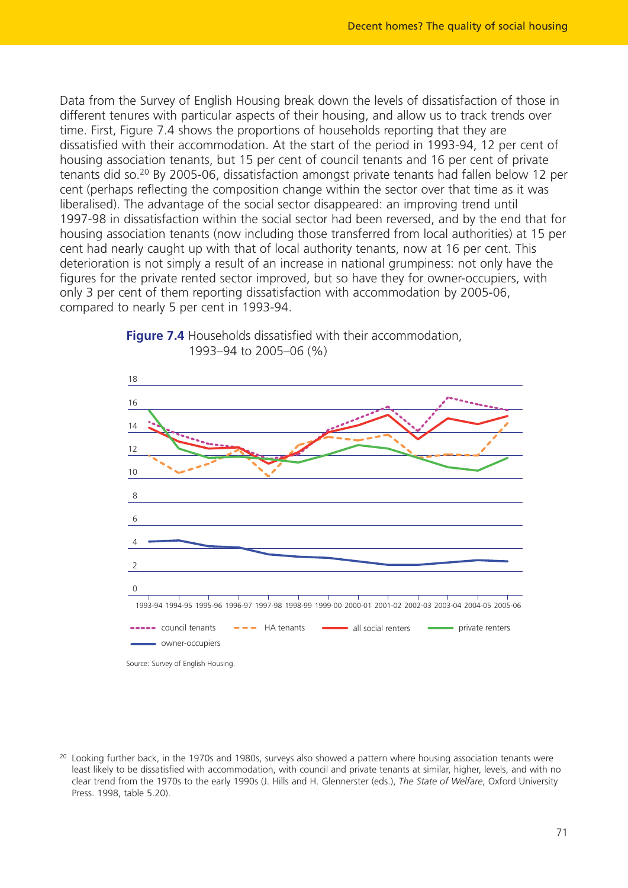Data from the Survey of English Housing break down the levels of dissatisfaction of those in different tenures with particular aspects of their housing, and allow us to track trends over time. First, Figure 7.4 shows the proportions of households reporting that they are dissatisfied with their accommodation. At the start of the period in 1993-94, 12 per cent of housing association tenants, but 15 per cent of council tenants and 16 per cent of private tenants did so.[20] By 2005-06, dissatisfaction amongst private tenants had fallen below 12 per cent (perhaps reflecting the composition change within the sector over that time as it was liberalised). The advantage of the social sector disappeared: an improving trend until 1997-98 in dissatisfaction within the social sector had been reversed, and by the end that for housing association tenants (now including those transferred from local authorities) at 15 per cent had nearly caught up with that of local authority tenants, now at 16 per cent. This deterioration is not simply a result of an increase in national grumpiness: not only have the figures for the private rented sector improved, but so have they for owner-occupiers, with only 3 per cent of them reporting dissatisfaction with accommodation by 2005-06, compared to nearly 5 per cent in 1993-94.

**Figure 7.4** Households dissatisfied with their accommodation, 1993–94 to 2005–06 (%)

18
16
14
12
10
8
6
4
2
0

1993-94 1994-95 1995-96 1996-97 1997-98 1998-99 1999-00 2000-01 2001-02 2002-03 2003-04 2004-05 2005-06

council tenants
HA tenants
all social renters
private renters
owner-occupiers

Source: Survey of English Housing.

[20] Looking further back, in the 1970s and 1980s, surveys also showed a pattern where housing association tenants were least likely to be dissatisfied with accommodation, with council and private tenants at similar, higher, levels, and with no clear trend from the 1970s to the early 1990s (J. Hills and H. Glennerster (eds.), *The State of Welfare*, Oxford University Press. 1998, table 5.20).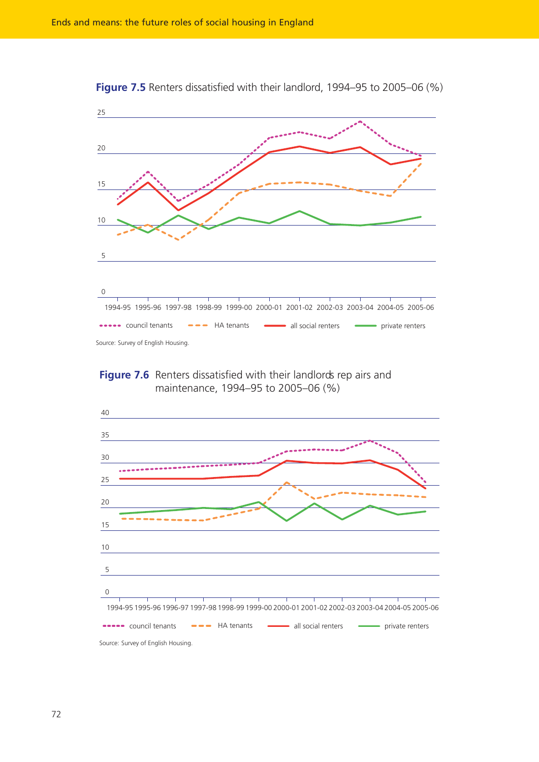**Figure 7.5** Renters dissatisfied with their landlord, 1994–95 to 2005–06 (%)

25
20
15
10
5
0

1994-95 1995-96 1997-98 1998-99 1999-00 2000-01 2001-02 2002-03 2003-04 2004-05 2005-06

council tenants
HA tenants
all social renters
private renters

Source: Survey of English Housing.

**Figure 7.6** Renters dissatisfied with their landlords rep airs and maintenance, 1994–95 to 2005–06 (%)

40
35
30
25
20
15
10
5
0

1994-95 1995-96 1996-97 1997-98 1998-99 1999-00 2000-01 2001-02 2002-03 2003-04 2004-05 2005-06

council tenants
HA tenants
all social renters
private renters

Source: Survey of English Housing.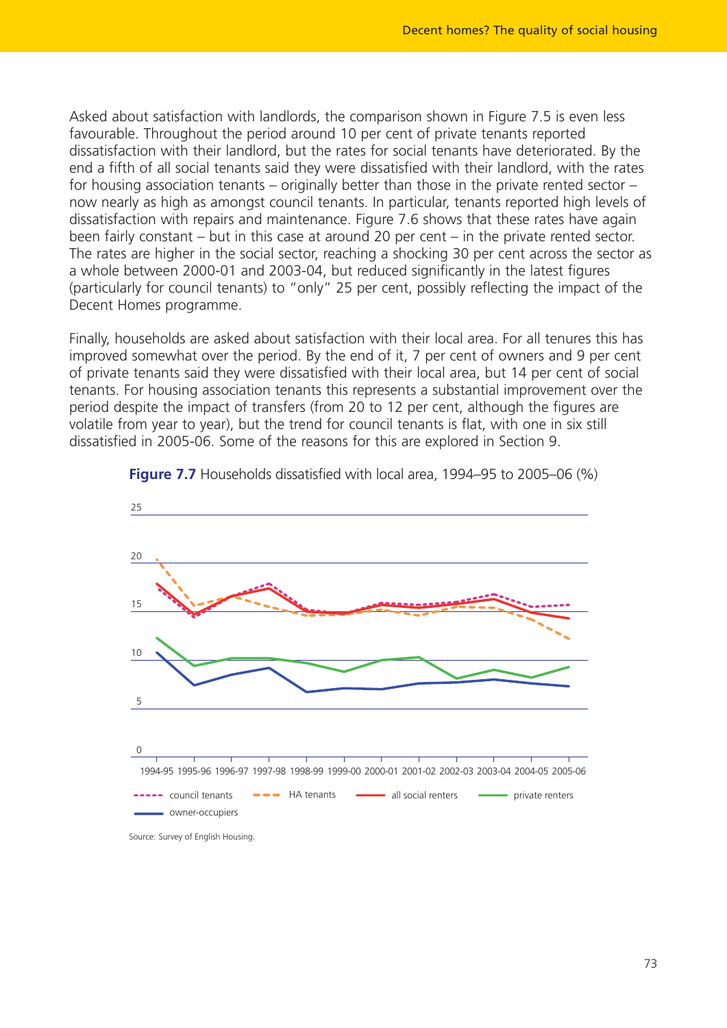Asked about satisfaction with landlords, the comparison shown in Figure 7.5 is even less favourable. Throughout the period around 10 per cent of private tenants reported dissatisfaction with their landlord, but the rates for social tenants have deteriorated. By the end a fifth of all social tenants said they were dissatisfied with their landlord, with the rates for housing association tenants – originally better than those in the private rented sector – now nearly as high as amongst council tenants. In particular, tenants reported high levels of dissatisfaction with repairs and maintenance. Figure 7.6 shows that these rates have again been fairly constant – but in this case at around 20 per cent – in the private rented sector. The rates are higher in the social sector, reaching a shocking 30 per cent across the sector as a whole between 2000-01 and 2003-04, but reduced significantly in the latest figures (particularly for council tenants) to "only" 25 per cent, possibly reflecting the impact of the Decent Homes programme.

Finally, households are asked about satisfaction with their local area. For all tenures this has improved somewhat over the period. By the end of it, 7 per cent of owners and 9 per cent of private tenants said they were dissatisfied with their local area, but 14 per cent of social tenants. For housing association tenants this represents a substantial improvement over the period despite the impact of transfers (from 20 to 12 per cent, although the figures are volatile from year to year), but the trend for council tenants is flat, with one in six still dissatisfied in 2005-06. Some of the reasons for this are explored in Section 9.

**Figure 7.7** Households dissatisfied with local area, 1994–95 to 2005–06 (%)

25
20
15
10
5
0

1994-95 1995-96 1996-97 1997-98 1998-99 1999-00 2000-01 2001-02 2002-03 2003-04 2004-05 2005-06

council tenants
HA tenants
all social renters
private renters
owner-occupiers

Source: Survey of English Housing.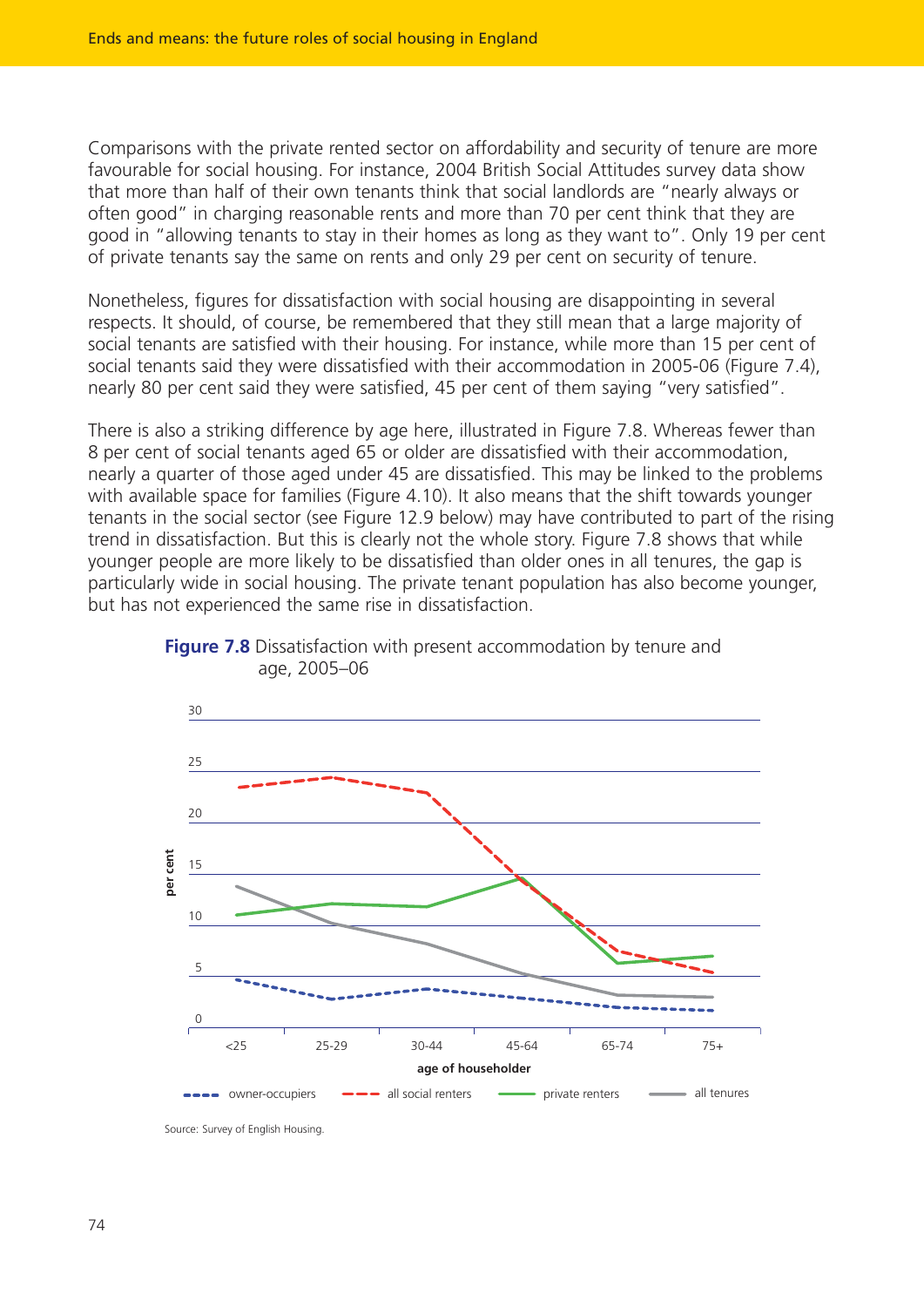Comparisons with the private rented sector on affordability and security of tenure are more favourable for social housing. For instance, 2004 British Social Attitudes survey data show that more than half of their own tenants think that social landlords are "nearly always or often good" in charging reasonable rents and more than 70 per cent think that they are good in "allowing tenants to stay in their homes as long as they want to". Only 19 per cent of private tenants say the same on rents and only 29 per cent on security of tenure.

Nonetheless, figures for dissatisfaction with social housing are disappointing in several respects. It should, of course, be remembered that they still mean that a large majority of social tenants are satisfied with their housing. For instance, while more than 15 per cent of social tenants said they were dissatisfied with their accommodation in 2005-06 (Figure 7.4), nearly 80 per cent said they were satisfied, 45 per cent of them saying "very satisfied".

There is also a striking difference by age here, illustrated in Figure 7.8. Whereas fewer than 8 per cent of social tenants aged 65 or older are dissatisfied with their accommodation, nearly a quarter of those aged under 45 are dissatisfied. This may be linked to the problems with available space for families (Figure 4.10). It also means that the shift towards younger tenants in the social sector (see Figure 12.9 below) may have contributed to part of the rising trend in dissatisfaction. But this is clearly not the whole story. Figure 7.8 shows that while younger people are more likely to be dissatisfied than older ones in all tenures, the gap is particularly wide in social housing. The private tenant population has also become younger, but has not experienced the same rise in dissatisfaction.

**Figure 7.8** Dissatisfaction with present accommodation by tenure and age, 2005–06

per cent

30
25
20
15
10
5
0

<25 25-29 30-44 45-64 65-74 75+

age of householder

owner-occupiers — all social renters — private renters — all tenures

Source: Survey of English Housing.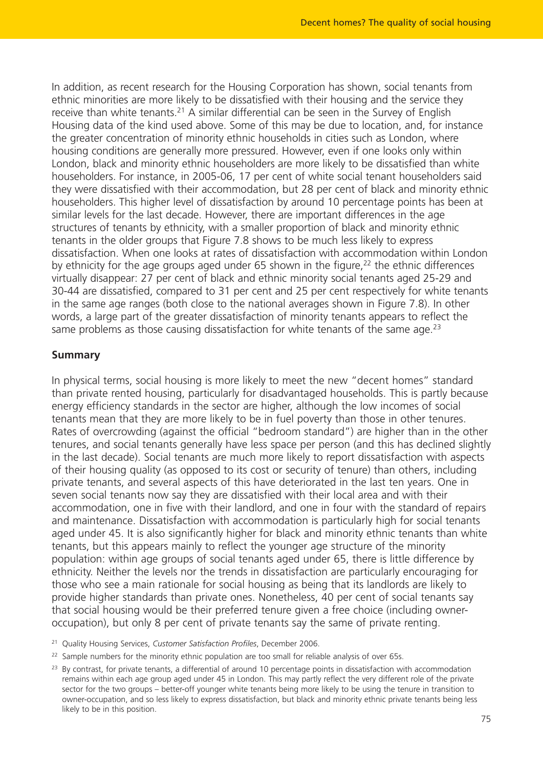In addition, as recent research for the Housing Corporation has shown, social tenants from ethnic minorities are more likely to be dissatisfied with their housing and the service they receive than white tenants.[21] A similar differential can be seen in the Survey of English Housing data of the kind used above. Some of this may be due to location, and, for instance the greater concentration of minority ethnic households in cities such as London, where housing conditions are generally more pressured. However, even if one looks only within London, black and minority ethnic householders are more likely to be dissatisfied than white householders. For instance, in 2005-06, 17 per cent of white social tenant householders said they were dissatisfied with their accommodation, but 28 per cent of black and minority ethnic householders. This higher level of dissatisfaction by around 10 percentage points has been at similar levels for the last decade. However, there are important differences in the age structures of tenants by ethnicity, with a smaller proportion of black and minority ethnic tenants in the older groups that Figure 7.8 shows to be much less likely to express dissatisfaction. When one looks at rates of dissatisfaction with accommodation within London by ethnicity for the age groups aged under 65 shown in the figure,[22] the ethnic differences virtually disappear: 27 per cent of black and ethnic minority social tenants aged 25-29 and 30-44 are dissatisfied, compared to 31 per cent and 25 per cent respectively for white tenants in the same age ranges (both close to the national averages shown in Figure 7.8). In other words, a large part of the greater dissatisfaction of minority tenants appears to reflect the same problems as those causing dissatisfaction for white tenants of the same age.[23]

**Summary**

In physical terms, social housing is more likely to meet the new "decent homes" standard than private rented housing, particularly for disadvantaged households. This is partly because energy efficiency standards in the sector are higher, although the low incomes of social tenants mean that they are more likely to be in fuel poverty than those in other tenures. Rates of overcrowding (against the official "bedroom standard") are higher than in the other tenures, and social tenants generally have less space per person (and this has declined slightly in the last decade). Social tenants are much more likely to report dissatisfaction with aspects of their housing quality (as opposed to its cost or security of tenure) than others, including private tenants, and several aspects of this have deteriorated in the last ten years. One in seven social tenants now say they are dissatisfied with their local area and with their accommodation, one in five with their landlord, and one in four with the standard of repairs and maintenance. Dissatisfaction with accommodation is particularly high for social tenants aged under 45. It is also significantly higher for black and minority ethnic tenants than white tenants, but this appears mainly to reflect the younger age structure of the minority population: within age groups of social tenants aged under 65, there is little difference by ethnicity. Neither the levels nor the trends in dissatisfaction are particularly encouraging for those who see a main rationale for social housing as being that its landlords are likely to provide higher standards than private ones. Nonetheless, 40 per cent of social tenants say that social housing would be their preferred tenure given a free choice (including owner-occupation), but only 8 per cent of private tenants say the same of private renting.

[21] Quality Housing Services, *Customer Satisfaction Profiles*, December 2006.

[22] Sample numbers for the minority ethnic population are too small for reliable analysis of over 65s.

[23] By contrast, for private tenants, a differential of around 10 percentage points in dissatisfaction with accommodation remains within each age group aged under 45 in London. This may partly reflect the very different role of the private sector for the two groups – better-off younger white tenants being more likely to be using the tenure in transition to owner-occupation, and so less likely to express dissatisfaction, but black and minority ethnic private tenants being less likely to be in this position.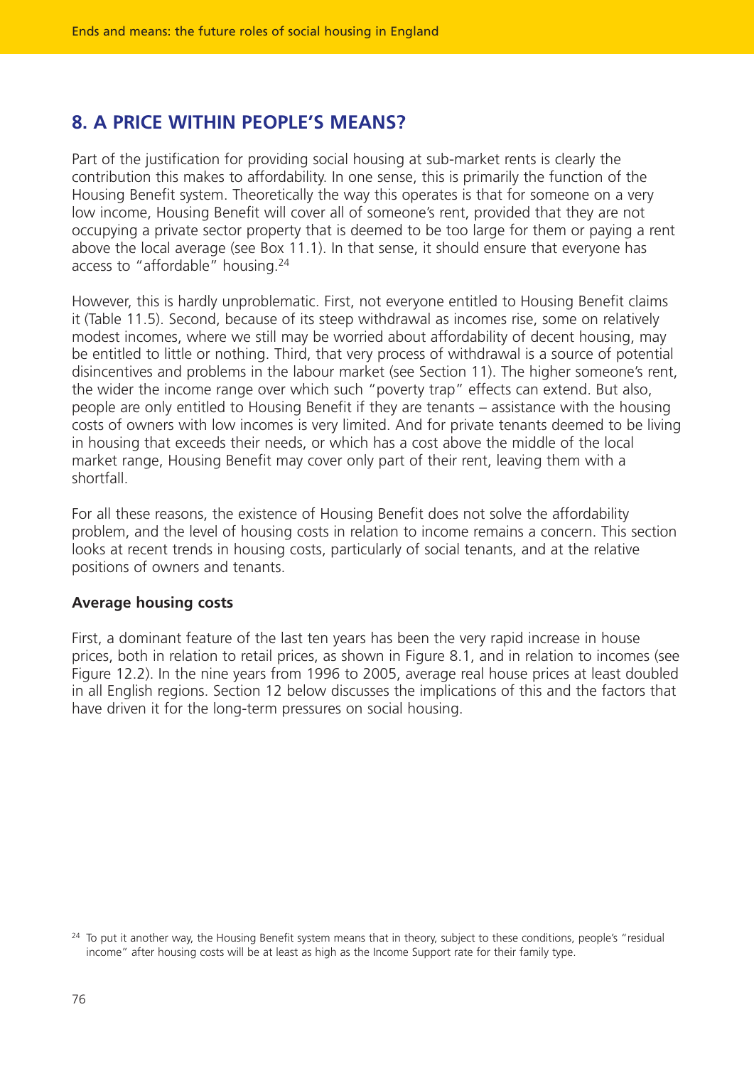## 8. A PRICE WITHIN PEOPLE'S MEANS?

Part of the justification for providing social housing at sub-market rents is clearly the contribution this makes to affordability. In one sense, this is primarily the function of the Housing Benefit system. Theoretically the way this operates is that for someone on a very low income, Housing Benefit will cover all of someone's rent, provided that they are not occupying a private sector property that is deemed to be too large for them or paying a rent above the local average (see Box 11.1). In that sense, it should ensure that everyone has access to "affordable" housing.[24]

However, this is hardly unproblematic. First, not everyone entitled to Housing Benefit claims it (Table 11.5). Second, because of its steep withdrawal as incomes rise, some on relatively modest incomes, where we still may be worried about affordability of decent housing, may be entitled to little or nothing. Third, that very process of withdrawal is a source of potential disincentives and problems in the labour market (see Section 11). The higher someone's rent, the wider the income range over which such "poverty trap" effects can extend. But also, people are only entitled to Housing Benefit if they are tenants – assistance with the housing costs of owners with low incomes is very limited. And for private tenants deemed to be living in housing that exceeds their needs, or which has a cost above the middle of the local market range, Housing Benefit may cover only part of their rent, leaving them with a shortfall.

For all these reasons, the existence of Housing Benefit does not solve the affordability problem, and the level of housing costs in relation to income remains a concern. This section looks at recent trends in housing costs, particularly of social tenants, and at the relative positions of owners and tenants.

**Average housing costs**

First, a dominant feature of the last ten years has been the very rapid increase in house prices, both in relation to retail prices, as shown in Figure 8.1, and in relation to incomes (see Figure 12.2). In the nine years from 1996 to 2005, average real house prices at least doubled in all English regions. Section 12 below discusses the implications of this and the factors that have driven it for the long-term pressures on social housing.

[24] To put it another way, the Housing Benefit system means that in theory, subject to these conditions, people's "residual income" after housing costs will be at least as high as the Income Support rate for their family type.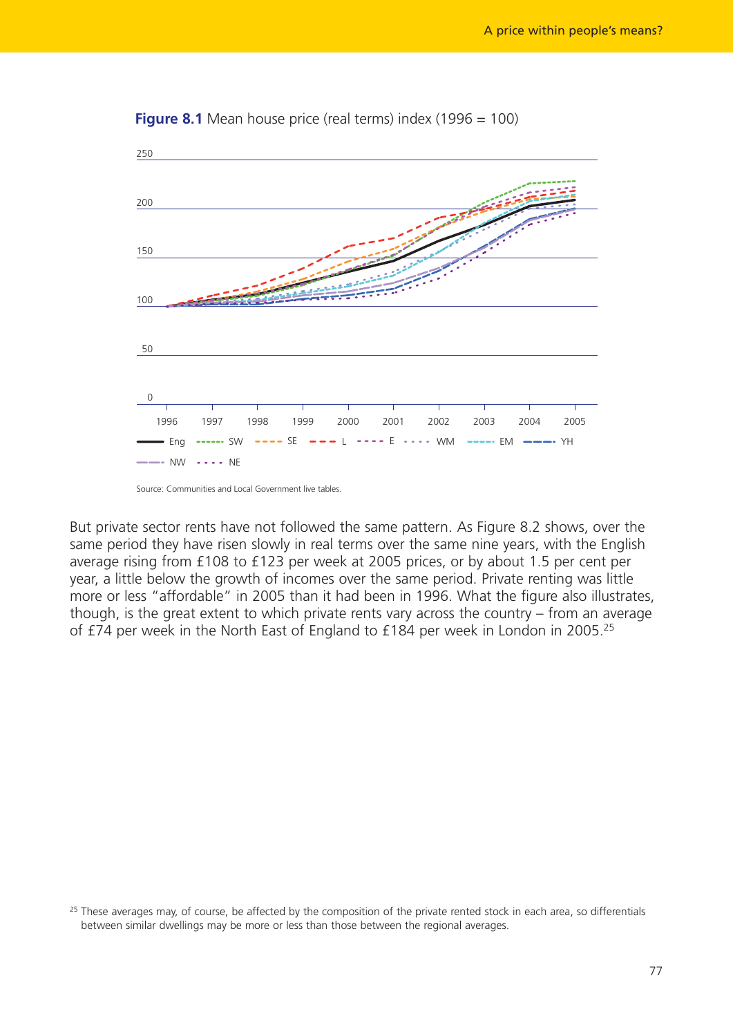**Figure 8.1** Mean house price (real terms) index (1996 = 100)

250
200
150
100
50
0

1996 1997 1998 1999 2000 2001 2002 2003 2004 2005

Eng SW SE L E WM EM YH NW NE

Source: Communities and Local Government live tables.

But private sector rents have not followed the same pattern. As Figure 8.2 shows, over the same period they have risen slowly in real terms over the same nine years, with the English average rising from £108 to £123 per week at 2005 prices, or by about 1.5 per cent per year, a little below the growth of incomes over the same period. Private renting was little more or less "affordable" in 2005 than it had been in 1996. What the figure also illustrates, though, is the great extent to which private rents vary across the country – from an average of £74 per week in the North East of England to £184 per week in London in 2005.[25]

[25] These averages may, of course, be affected by the composition of the private rented stock in each area, so differentials between similar dwellings may be more or less than those between the regional averages.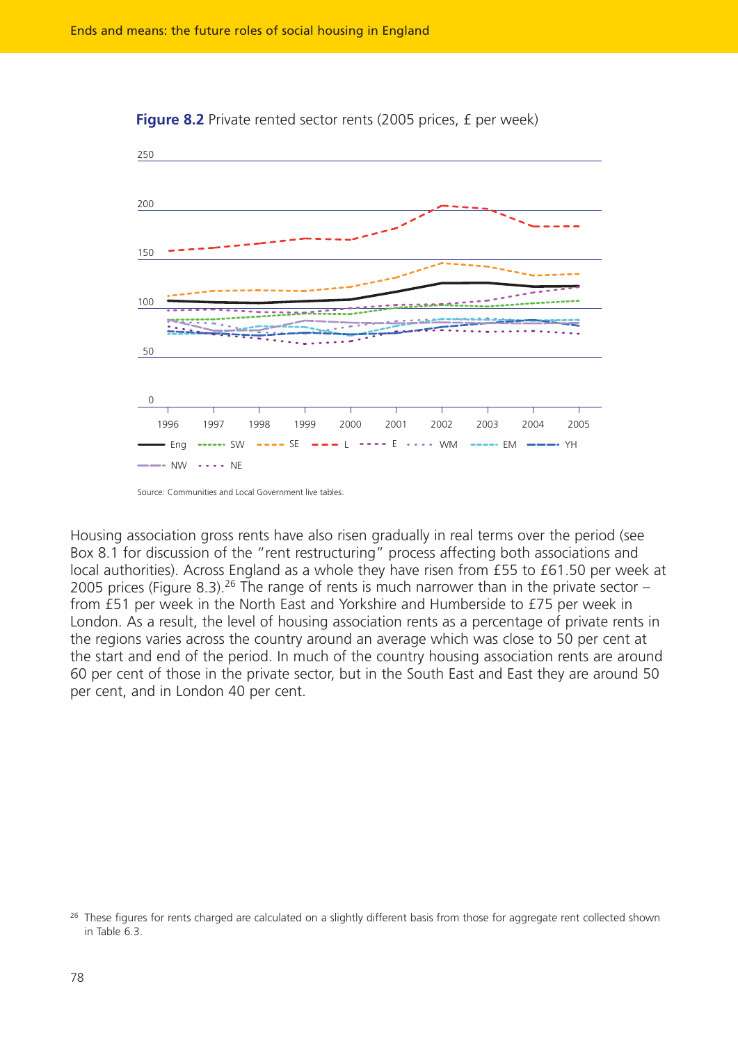**Figure 8.2** Private rented sector rents (2005 prices, £ per week)

250
200
150
100
50
0

1996 1997 1998 1999 2000 2001 2002 2003 2004 2005

Eng SW SE L E WM EM YH NW NE

Source: Communities and Local Government live tables.

Housing association gross rents have also risen gradually in real terms over the period (see Box 8.1 for discussion of the "rent restructuring" process affecting both associations and local authorities). Across England as a whole they have risen from £55 to £61.50 per week at 2005 prices (Figure 8.3).[26] The range of rents is much narrower than in the private sector – from £51 per week in the North East and Yorkshire and Humberside to £75 per week in London. As a result, the level of housing association rents as a percentage of private rents in the regions varies across the country around an average which was close to 50 per cent at the start and end of the period. In much of the country housing association rents are around 60 per cent of those in the private sector, but in the South East and East they are around 50 per cent, and in London 40 per cent.

[26] These figures for rents charged are calculated on a slightly different basis from those for aggregate rent collected shown in Table 6.3.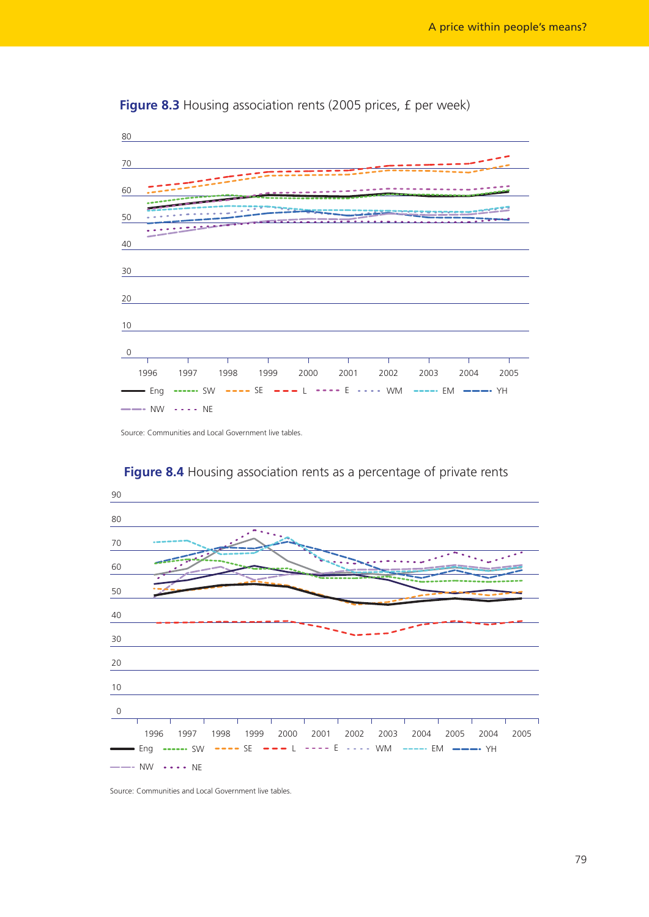**Figure 8.3** Housing association rents (2005 prices, £ per week)

80
70
60
50
40
30
20
10
0

1996 1997 1998 1999 2000 2001 2002 2003 2004 2005

Eng SW SE L E WM EM YH
NW NE

Source: Communities and Local Government live tables.

**Figure 8.4** Housing association rents as a percentage of private rents

90
80
70
60
50
40
30
20
10
0

1996 1997 1998 1999 2000 2001 2002 2003 2004 2005 2004 2005

Eng SW SE L E WM EM YH
NW NE

Source: Communities and Local Government live tables.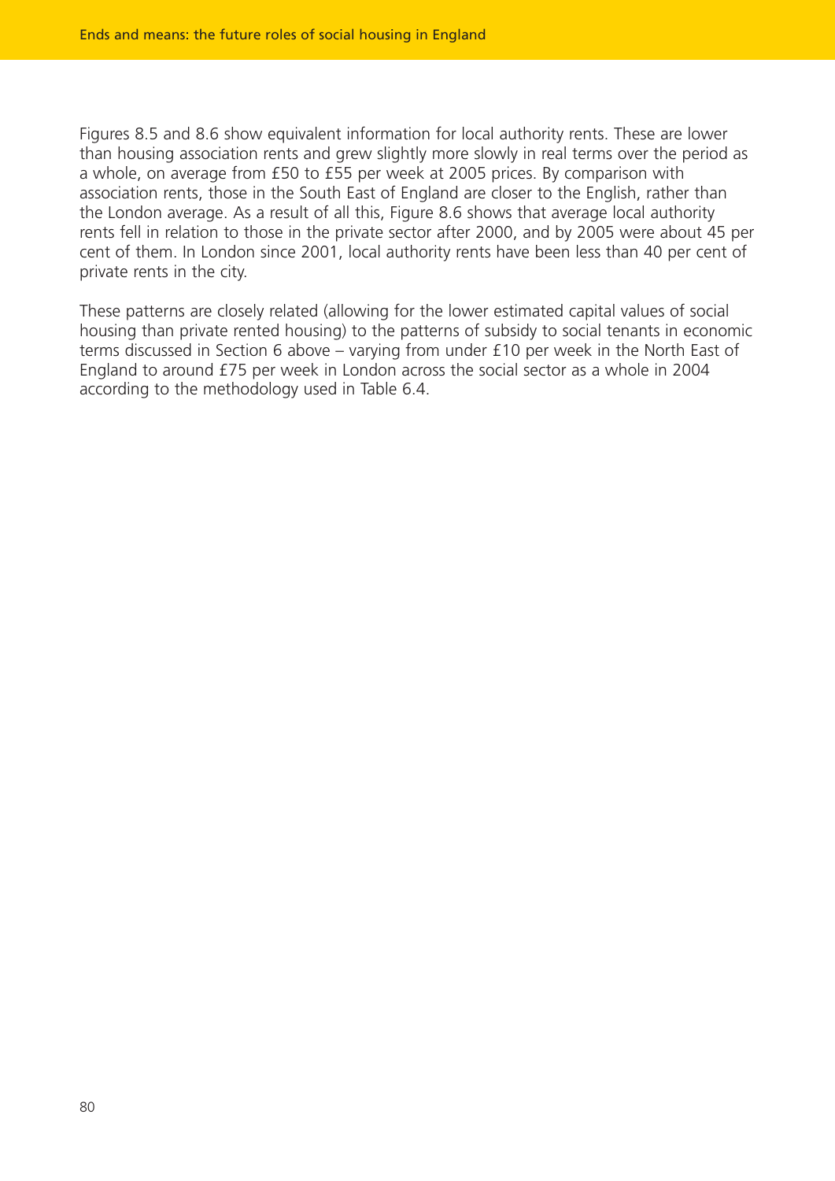Figures 8.5 and 8.6 show equivalent information for local authority rents. These are lower than housing association rents and grew slightly more slowly in real terms over the period as a whole, on average from £50 to £55 per week at 2005 prices. By comparison with association rents, those in the South East of England are closer to the English, rather than the London average. As a result of all this, Figure 8.6 shows that average local authority rents fell in relation to those in the private sector after 2000, and by 2005 were about 45 per cent of them. In London since 2001, local authority rents have been less than 40 per cent of private rents in the city.

These patterns are closely related (allowing for the lower estimated capital values of social housing than private rented housing) to the patterns of subsidy to social tenants in economic terms discussed in Section 6 above – varying from under £10 per week in the North East of England to around £75 per week in London across the social sector as a whole in 2004 according to the methodology used in Table 6.4.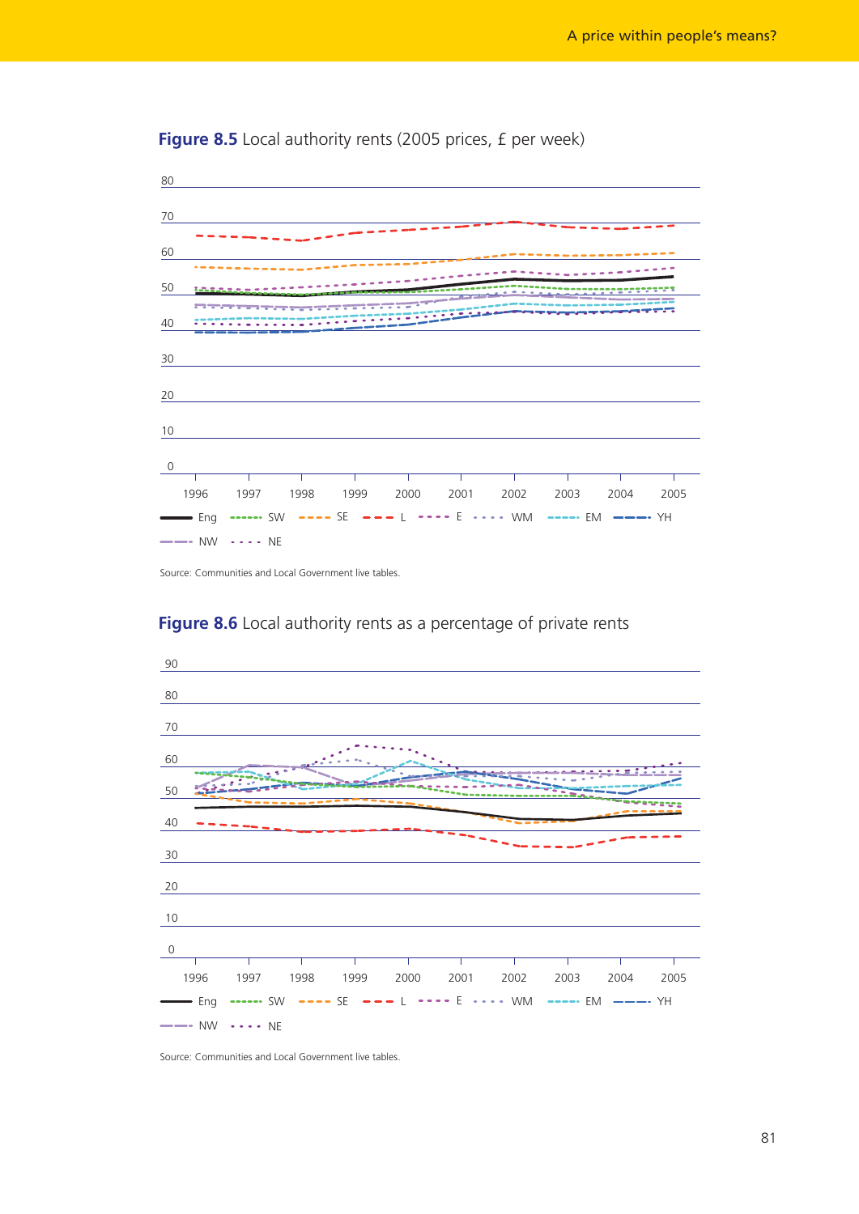**Figure 8.5** Local authority rents (2005 prices, £ per week)

80
70
60
50
40
30
20
10
0

1996 1997 1998 1999 2000 2001 2002 2003 2004 2005

Eng SW SE L E WM EM YH NW NE

Source: Communities and Local Government live tables.

**Figure 8.6** Local authority rents as a percentage of private rents

90
80
70
60
50
40
30
20
10
0

1996 1997 1998 1999 2000 2001 2002 2003 2004 2005

Eng SW SE L E WM EM YH NW NE

Source: Communities and Local Government live tables.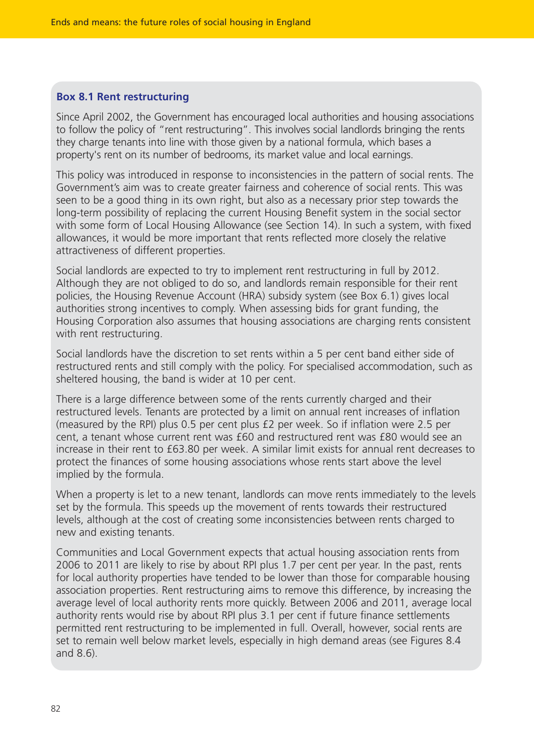### Box 8.1 Rent restructuring

Since April 2002, the Government has encouraged local authorities and housing associations to follow the policy of "rent restructuring". This involves social landlords bringing the rents they charge tenants into line with those given by a national formula, which bases a property's rent on its number of bedrooms, its market value and local earnings.

This policy was introduced in response to inconsistencies in the pattern of social rents. The Government's aim was to create greater fairness and coherence of social rents. This was seen to be a good thing in its own right, but also as a necessary prior step towards the long-term possibility of replacing the current Housing Benefit system in the social sector with some form of Local Housing Allowance (see Section 14). In such a system, with fixed allowances, it would be more important that rents reflected more closely the relative attractiveness of different properties.

Social landlords are expected to try to implement rent restructuring in full by 2012. Although they are not obliged to do so, and landlords remain responsible for their rent policies, the Housing Revenue Account (HRA) subsidy system (see Box 6.1) gives local authorities strong incentives to comply. When assessing bids for grant funding, the Housing Corporation also assumes that housing associations are charging rents consistent with rent restructuring.

Social landlords have the discretion to set rents within a 5 per cent band either side of restructured rents and still comply with the policy. For specialised accommodation, such as sheltered housing, the band is wider at 10 per cent.

There is a large difference between some of the rents currently charged and their restructured levels. Tenants are protected by a limit on annual rent increases of inflation (measured by the RPI) plus 0.5 per cent plus £2 per week. So if inflation were 2.5 per cent, a tenant whose current rent was £60 and restructured rent was £80 would see an increase in their rent to £63.80 per week. A similar limit exists for annual rent decreases to protect the finances of some housing associations whose rents start above the level implied by the formula.

When a property is let to a new tenant, landlords can move rents immediately to the levels set by the formula. This speeds up the movement of rents towards their restructured levels, although at the cost of creating some inconsistencies between rents charged to new and existing tenants.

Communities and Local Government expects that actual housing association rents from 2006 to 2011 are likely to rise by about RPI plus 1.7 per cent per year. In the past, rents for local authority properties have tended to be lower than those for comparable housing association properties. Rent restructuring aims to remove this difference, by increasing the average level of local authority rents more quickly. Between 2006 and 2011, average local authority rents would rise by about RPI plus 3.1 per cent if future finance settlements permitted rent restructuring to be implemented in full. Overall, however, social rents are set to remain well below market levels, especially in high demand areas (see Figures 8.4 and 8.6).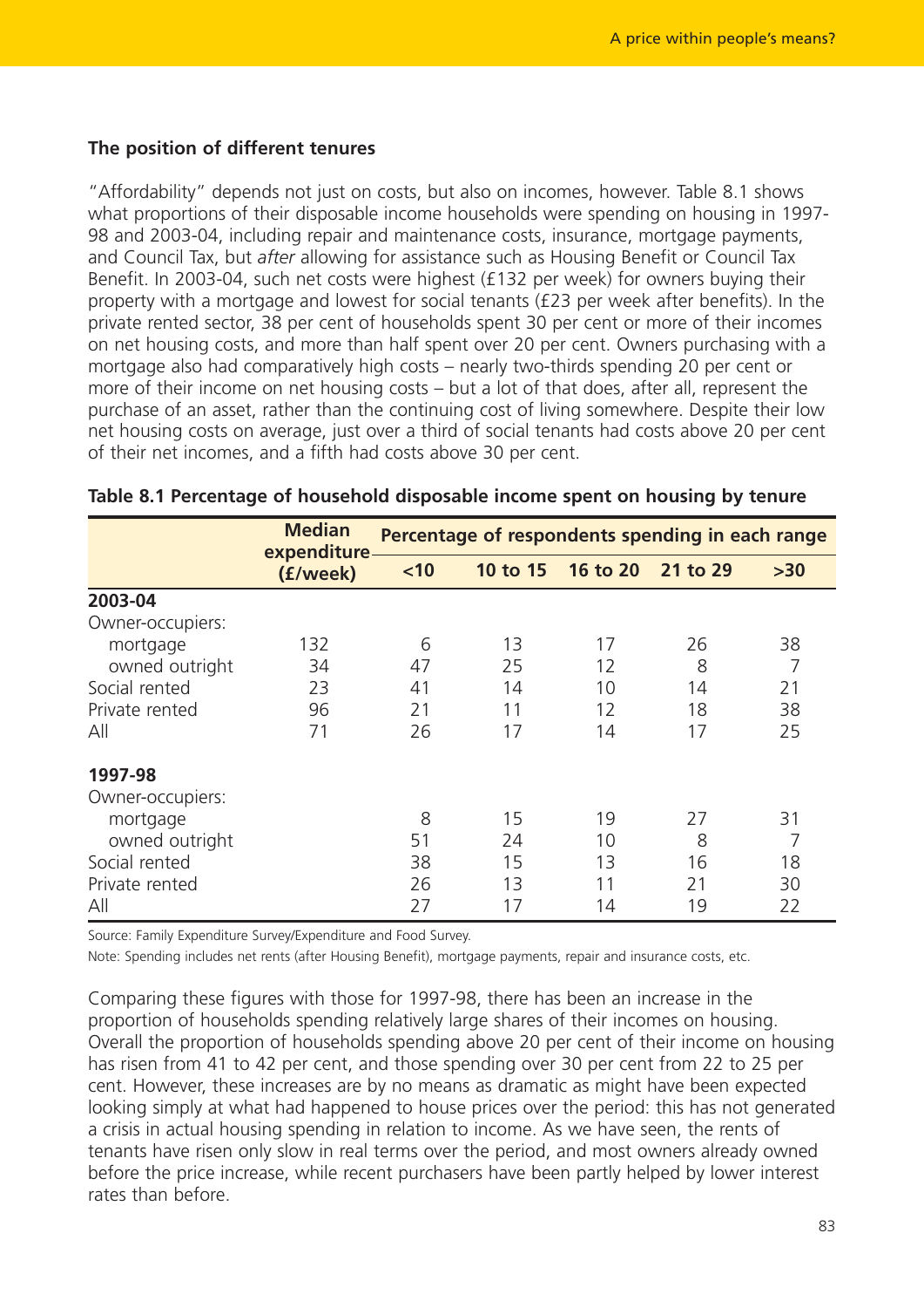### The position of different tenures

"Affordability" depends not just on costs, but also on incomes, however. Table 8.1 shows what proportions of their disposable income households were spending on housing in 1997-98 and 2003-04, including repair and maintenance costs, insurance, mortgage payments, and Council Tax, but *after* allowing for assistance such as Housing Benefit or Council Tax Benefit. In 2003-04, such net costs were highest (£132 per week) for owners buying their property with a mortgage and lowest for social tenants (£23 per week after benefits). In the private rented sector, 38 per cent of households spent 30 per cent or more of their incomes on net housing costs, and more than half spent over 20 per cent. Owners purchasing with a mortgage also had comparatively high costs – nearly two-thirds spending 20 per cent or more of their income on net housing costs – but a lot of that does, after all, represent the purchase of an asset, rather than the continuing cost of living somewhere. Despite their low net housing costs on average, just over a third of social tenants had costs above 20 per cent of their net incomes, and a fifth had costs above 30 per cent.

**Table 8.1 Percentage of household disposable income spent on housing by tenure**

| | Median expenditure (£/week) | Percentage of respondents spending in each range | | | | |
|---|---|---|---|---|---|---|
| | | <10 | 10 to 15 | 16 to 20 | 21 to 29 | >30 |
| **2003-04** | | | | | | |
| Owner-occupiers: | | | | | | |
| mortgage | 132 | 6 | 13 | 17 | 26 | 38 |
| owned outright | 34 | 47 | 25 | 12 | 8 | 7 |
| Social rented | 23 | 41 | 14 | 10 | 14 | 21 |
| Private rented | 96 | 21 | 11 | 12 | 18 | 38 |
| All | 71 | 26 | 17 | 14 | 17 | 25 |
| **1997-98** | | | | | | |
| Owner-occupiers: | | | | | | |
| mortgage | | 8 | 15 | 19 | 27 | 31 |
| owned outright | | 51 | 24 | 10 | 8 | 7 |
| Social rented | | 38 | 15 | 13 | 16 | 18 |
| Private rented | | 26 | 13 | 11 | 21 | 30 |
| All | | 27 | 17 | 14 | 19 | 22 |

Source: Family Expenditure Survey/Expenditure and Food Survey.

Note: Spending includes net rents (after Housing Benefit), mortgage payments, repair and insurance costs, etc.

Comparing these figures with those for 1997-98, there has been an increase in the proportion of households spending relatively large shares of their incomes on housing. Overall the proportion of households spending above 20 per cent of their income on housing has risen from 41 to 42 per cent, and those spending over 30 per cent from 22 to 25 per cent. However, these increases are by no means as dramatic as might have been expected looking simply at what had happened to house prices over the period: this has not generated a crisis in actual housing spending in relation to income. As we have seen, the rents of tenants have risen only slow in real terms over the period, and most owners already owned before the price increase, while recent purchasers have been partly helped by lower interest rates than before.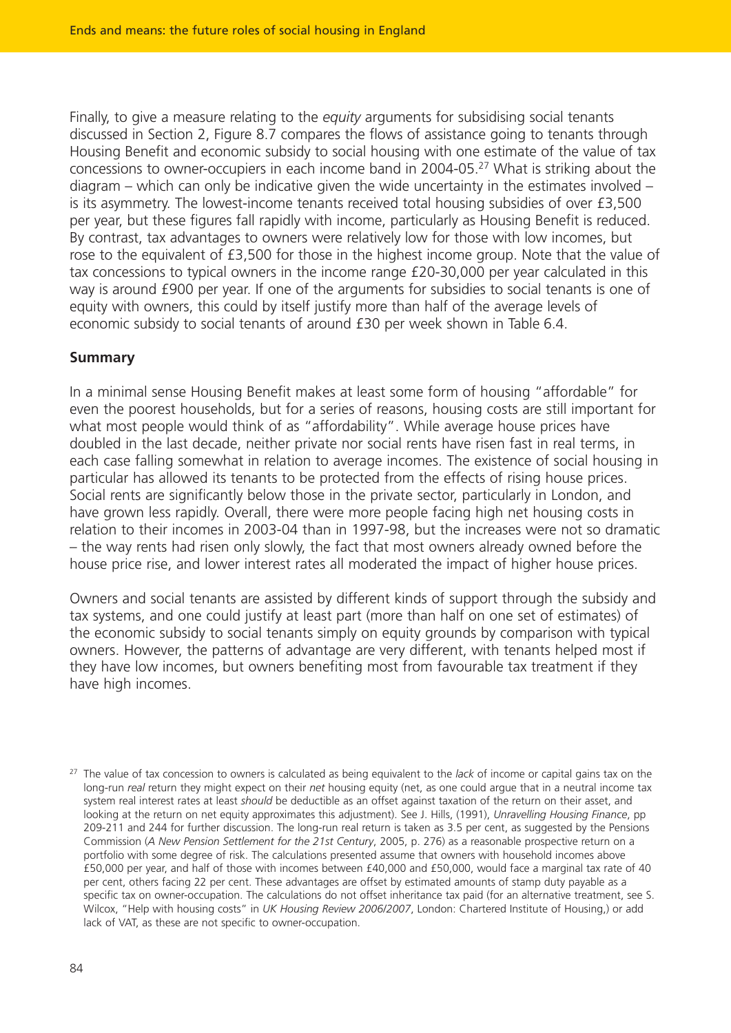Finally, to give a measure relating to the *equity* arguments for subsidising social tenants discussed in Section 2, Figure 8.7 compares the flows of assistance going to tenants through Housing Benefit and economic subsidy to social housing with one estimate of the value of tax concessions to owner-occupiers in each income band in 2004-05.[27] What is striking about the diagram – which can only be indicative given the wide uncertainty in the estimates involved – is its asymmetry. The lowest-income tenants received total housing subsidies of over £3,500 per year, but these figures fall rapidly with income, particularly as Housing Benefit is reduced. By contrast, tax advantages to owners were relatively low for those with low incomes, but rose to the equivalent of £3,500 for those in the highest income group. Note that the value of tax concessions to typical owners in the income range £20-30,000 per year calculated in this way is around £900 per year. If one of the arguments for subsidies to social tenants is one of equity with owners, this could by itself justify more than half of the average levels of economic subsidy to social tenants of around £30 per week shown in Table 6.4.

**Summary**

In a minimal sense Housing Benefit makes at least some form of housing "affordable" for even the poorest households, but for a series of reasons, housing costs are still important for what most people would think of as "affordability". While average house prices have doubled in the last decade, neither private nor social rents have risen fast in real terms, in each case falling somewhat in relation to average incomes. The existence of social housing in particular has allowed its tenants to be protected from the effects of rising house prices. Social rents are significantly below those in the private sector, particularly in London, and have grown less rapidly. Overall, there were more people facing high net housing costs in relation to their incomes in 2003-04 than in 1997-98, but the increases were not so dramatic – the way rents had risen only slowly, the fact that most owners already owned before the house price rise, and lower interest rates all moderated the impact of higher house prices.

Owners and social tenants are assisted by different kinds of support through the subsidy and tax systems, and one could justify at least part (more than half on one set of estimates) of the economic subsidy to social tenants simply on equity grounds by comparison with typical owners. However, the patterns of advantage are very different, with tenants helped most if they have low incomes, but owners benefiting most from favourable tax treatment if they have high incomes.

[27] The value of tax concession to owners is calculated as being equivalent to the *lack* of income or capital gains tax on the long-run *real* return they might expect on their *net* housing equity (net, as one could argue that in a neutral income tax system real interest rates at least *should* be deductible as an offset against taxation of the return on their asset, and looking at the return on net equity approximates this adjustment). See J. Hills, (1991), *Unravelling Housing Finance*, pp 209-211 and 244 for further discussion. The long-run real return is taken as 3.5 per cent, as suggested by the Pensions Commission (*A New Pension Settlement for the 21st Century*, 2005, p. 276) as a reasonable prospective return on a portfolio with some degree of risk. The calculations presented assume that owners with household incomes above £50,000 per year, and half of those with incomes between £40,000 and £50,000, would face a marginal tax rate of 40 per cent, others facing 22 per cent. These advantages are offset by estimated amounts of stamp duty payable as a specific tax on owner-occupation. The calculations do not offset inheritance tax paid (for an alternative treatment, see S. Wilcox, "Help with housing costs" in *UK Housing Review 2006/2007*, London: Chartered Institute of Housing,) or add lack of VAT, as these are not specific to owner-occupation.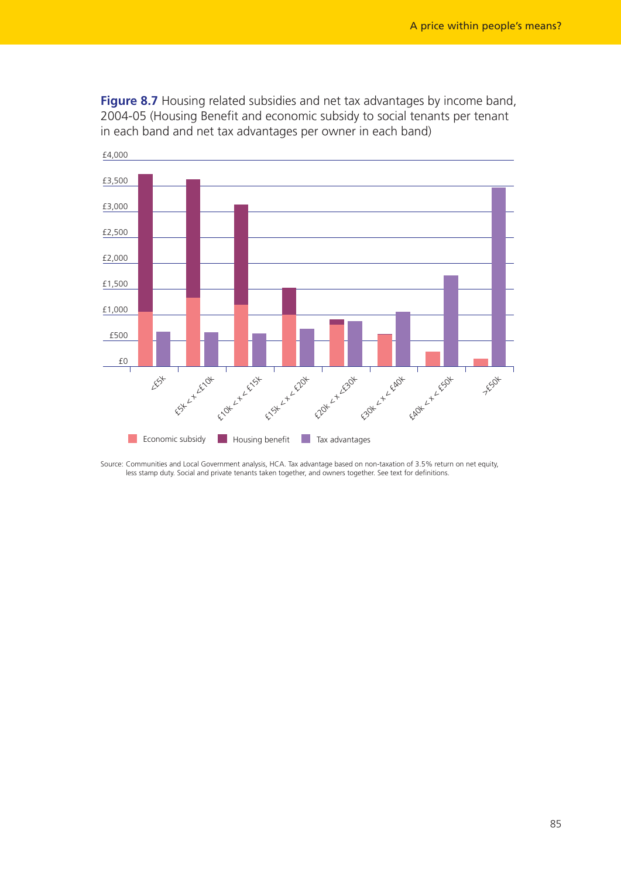**Figure 8.7** Housing related subsidies and net tax advantages by income band, 2004-05 (Housing Benefit and economic subsidy to social tenants per tenant in each band and net tax advantages per owner in each band)

£4,000
£3,500
£3,000
£2,500
£2,000
£1,500
£1,000
£500
£0

<£5k
£5k < x <£10k
£10k < x < £15k
£15k < x < £20k
£20k < x <£30k
£30k < x < £40k
£40k < x < £50k
>£50k

Economic subsidy
Housing benefit
Tax advantages

Source: Communities and Local Government analysis, HCA. Tax advantage based on non-taxation of 3.5% return on net equity, less stamp duty. Social and private tenants taken together, and owners together. See text for definitions.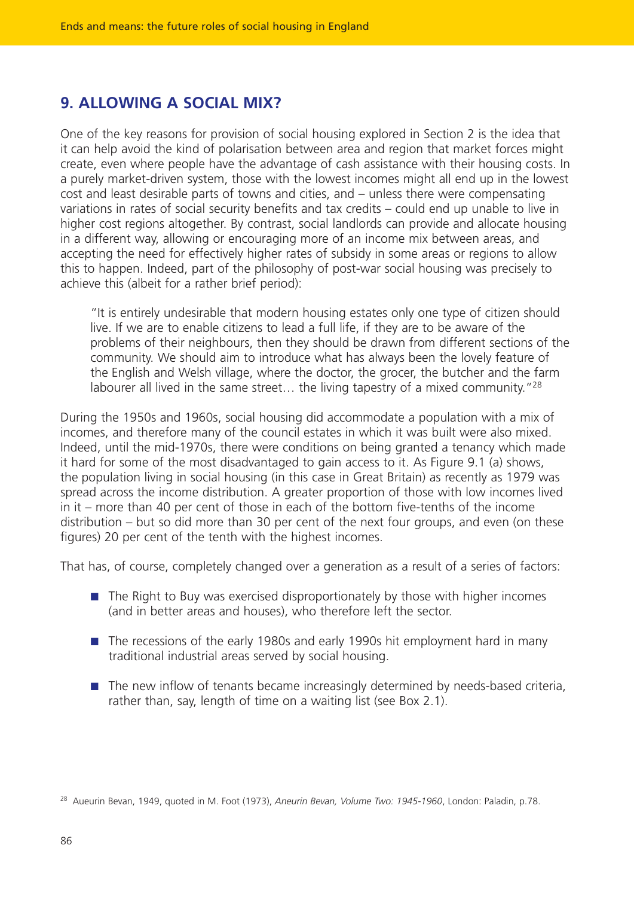## 9. ALLOWING A SOCIAL MIX?

One of the key reasons for provision of social housing explored in Section 2 is the idea that it can help avoid the kind of polarisation between area and region that market forces might create, even where people have the advantage of cash assistance with their housing costs. In a purely market-driven system, those with the lowest incomes might all end up in the lowest cost and least desirable parts of towns and cities, and – unless there were compensating variations in rates of social security benefits and tax credits – could end up unable to live in higher cost regions altogether. By contrast, social landlords can provide and allocate housing in a different way, allowing or encouraging more of an income mix between areas, and accepting the need for effectively higher rates of subsidy in some areas or regions to allow this to happen. Indeed, part of the philosophy of post-war social housing was precisely to achieve this (albeit for a rather brief period):

> "It is entirely undesirable that modern housing estates only one type of citizen should live. If we are to enable citizens to lead a full life, if they are to be aware of the problems of their neighbours, then they should be drawn from different sections of the community. We should aim to introduce what has always been the lovely feature of the English and Welsh village, where the doctor, the grocer, the butcher and the farm labourer all lived in the same street… the living tapestry of a mixed community."[28]

During the 1950s and 1960s, social housing did accommodate a population with a mix of incomes, and therefore many of the council estates in which it was built were also mixed. Indeed, until the mid-1970s, there were conditions on being granted a tenancy which made it hard for some of the most disadvantaged to gain access to it. As Figure 9.1 (a) shows, the population living in social housing (in this case in Great Britain) as recently as 1979 was spread across the income distribution. A greater proportion of those with low incomes lived in it – more than 40 per cent of those in each of the bottom five-tenths of the income distribution – but so did more than 30 per cent of the next four groups, and even (on these figures) 20 per cent of the tenth with the highest incomes.

That has, of course, completely changed over a generation as a result of a series of factors:

- The Right to Buy was exercised disproportionately by those with higher incomes (and in better areas and houses), who therefore left the sector.
- The recessions of the early 1980s and early 1990s hit employment hard in many traditional industrial areas served by social housing.
- The new inflow of tenants became increasingly determined by needs-based criteria, rather than, say, length of time on a waiting list (see Box 2.1).

[28] Aueurin Bevan, 1949, quoted in M. Foot (1973), *Aneurin Bevan, Volume Two: 1945-1960*, London: Paladin, p.78.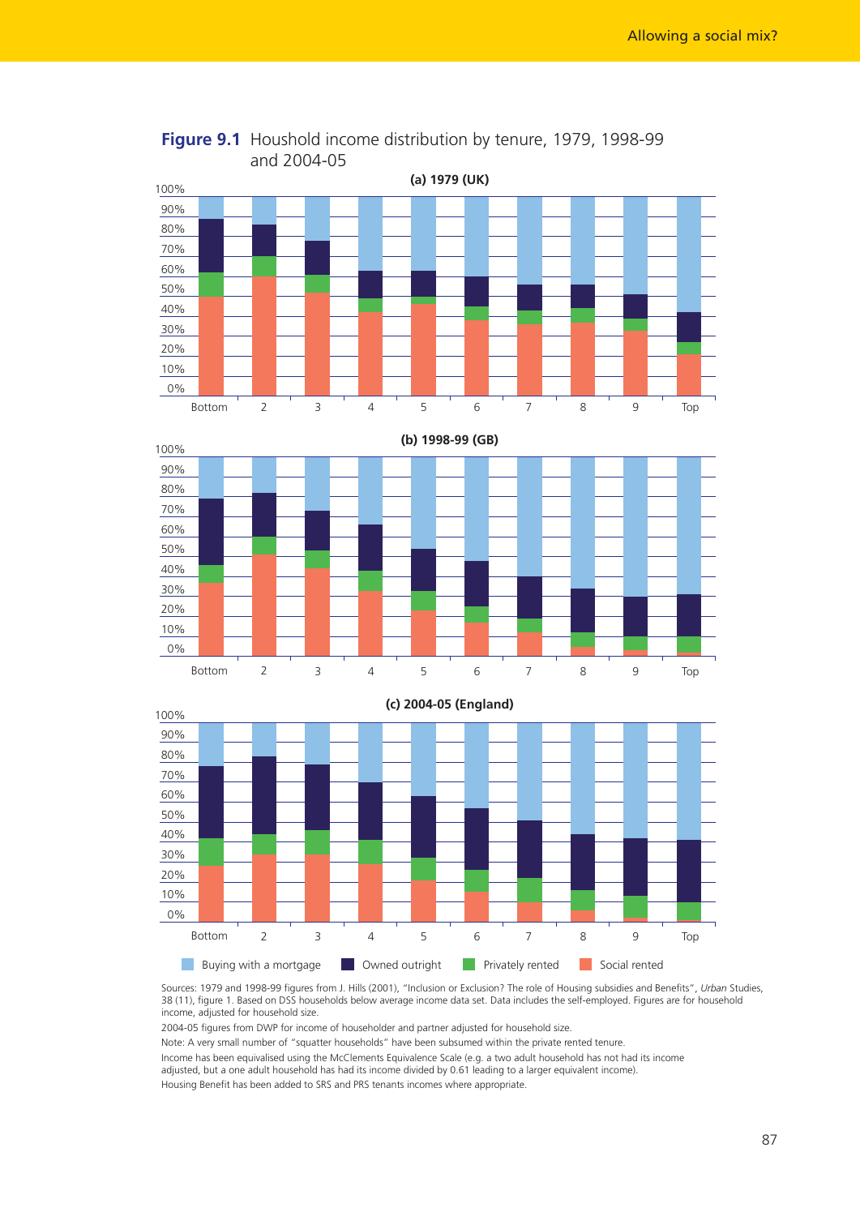**Figure 9.1** Houshold income distribution by tenure, 1979, 1998-99 and 2004-05

**(a) 1979 (UK)**

100%
90%
80%
70%
60%
50%
40%
30%
20%
10%
0%

Bottom 2 3 4 5 6 7 8 9 Top

**(b) 1998-99 (GB)**

100%
90%
80%
70%
60%
50%
40%
30%
20%
10%
0%

Bottom 2 3 4 5 6 7 8 9 Top

**(c) 2004-05 (England)**

100%
90%
80%
70%
60%
50%
40%
30%
20%
10%
0%

Bottom 2 3 4 5 6 7 8 9 Top

Buying with a mortgage | Owned outright | Privately rented | Social rented

Sources: 1979 and 1998-99 figures from J. Hills (2001), "Inclusion or Exclusion? The role of Housing subsidies and Benefits", *Urban* Studies, 38 (11), figure 1. Based on DSS households below average income data set. Data includes the self-employed. Figures are for household income, adjusted for household size.

2004-05 figures from DWP for income of householder and partner adjusted for household size.

Note: A very small number of "squatter households" have been subsumed within the private rented tenure.

Income has been equivalised using the McClements Equivalence Scale (e.g. a two adult household has not had its income adjusted, but a one adult household has had its income divided by 0.61 leading to a larger equivalent income).

Housing Benefit has been added to SRS and PRS tenants incomes where appropriate.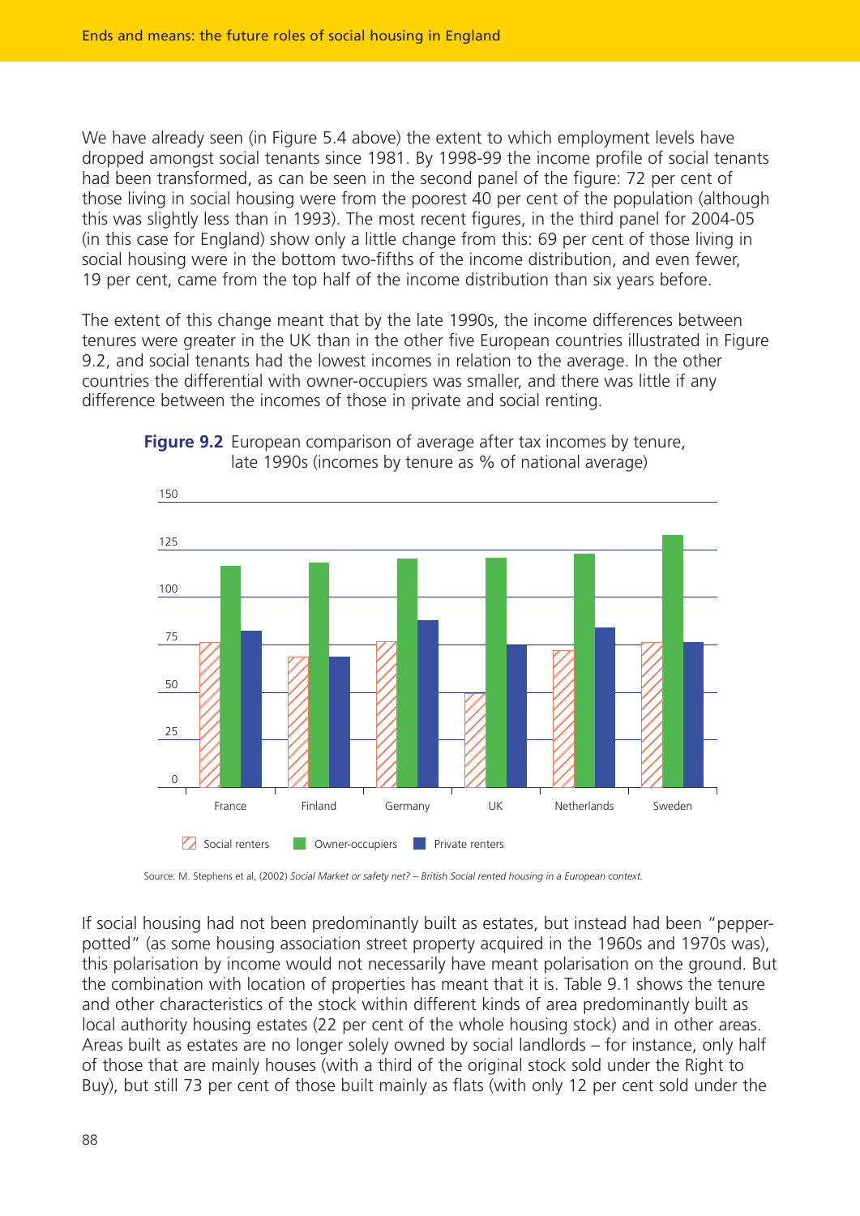We have already seen (in Figure 5.4 above) the extent to which employment levels have dropped amongst social tenants since 1981. By 1998-99 the income profile of social tenants had been transformed, as can be seen in the second panel of the figure: 72 per cent of those living in social housing were from the poorest 40 per cent of the population (although this was slightly less than in 1993). The most recent figures, in the third panel for 2004-05 (in this case for England) show only a little change from this: 69 per cent of those living in social housing were in the bottom two-fifths of the income distribution, and even fewer, 19 per cent, came from the top half of the income distribution than six years before.

The extent of this change meant that by the late 1990s, the income differences between tenures were greater in the UK than in the other five European countries illustrated in Figure 9.2, and social tenants had the lowest incomes in relation to the average. In the other countries the differential with owner-occupiers was smaller, and there was little if any difference between the incomes of those in private and social renting.

**Figure 9.2** European comparison of average after tax incomes by tenure, late 1990s (incomes by tenure as % of national average)

150
125
100
75
50
25
0

France
Finland
Germany
UK
Netherlands
Sweden

Social renters
Owner-occupiers
Private renters

Source: M. Stephens et al, (2002) *Social Market or safety net? – British Social rented housing in a European context.*

If social housing had not been predominantly built as estates, but instead had been "pepper-potted" (as some housing association street property acquired in the 1960s and 1970s was), this polarisation by income would not necessarily have meant polarisation on the ground. But the combination with location of properties has meant that it is. Table 9.1 shows the tenure and other characteristics of the stock within different kinds of area predominantly built as local authority housing estates (22 per cent of the whole housing stock) and in other areas. Areas built as estates are no longer solely owned by social landlords – for instance, only half of those that are mainly houses (with a third of the original stock sold under the Right to Buy), but still 73 per cent of those built mainly as flats (with only 12 per cent sold under the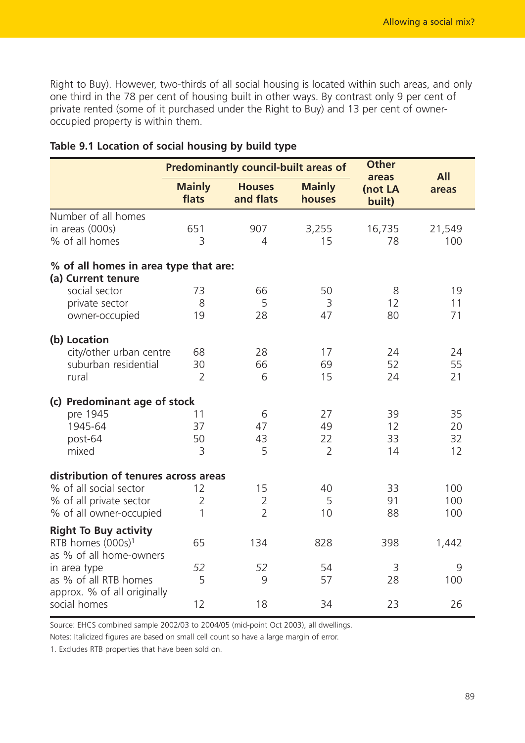Right to Buy). However, two-thirds of all social housing is located within such areas, and only one third in the 78 per cent of housing built in other ways. By contrast only 9 per cent of private rented (some of it purchased under the Right to Buy) and 13 per cent of owner-occupied property is within them.

**Table 9.1 Location of social housing by build type**

| | Predominantly council-built areas of | | | Other areas (not LA built) | All areas |
|---|---|---|---|---|---|
| | **Mainly flats** | **Houses and flats** | **Mainly houses** | | |
| Number of all homes in areas (000s) | 651 | 907 | 3,255 | 16,735 | 21,549 |
| % of all homes | 3 | 4 | 15 | 78 | 100 |
| **% of all homes in area type that are:** | | | | | |
| **(a) Current tenure** | | | | | |
| social sector | 73 | 66 | 50 | 8 | 19 |
| private sector | 8 | 5 | 3 | 12 | 11 |
| owner-occupied | 19 | 28 | 47 | 80 | 71 |
| **(b) Location** | | | | | |
| city/other urban centre | 68 | 28 | 17 | 24 | 24 |
| suburban residential | 30 | 66 | 69 | 52 | 55 |
| rural | 2 | 6 | 15 | 24 | 21 |
| **(c) Predominant age of stock** | | | | | |
| pre 1945 | 11 | 6 | 27 | 39 | 35 |
| 1945-64 | 37 | 47 | 49 | 12 | 20 |
| post-64 | 50 | 43 | 22 | 33 | 32 |
| mixed | 3 | 5 | 2 | 14 | 12 |
| **distribution of tenures across areas** | | | | | |
| % of all social sector | 12 | 15 | 40 | 33 | 100 |
| % of all private sector | 2 | 2 | 5 | 91 | 100 |
| % of all owner-occupied | 1 | 2 | 10 | 88 | 100 |
| **Right To Buy activity** | | | | | |
| RTB homes (000s)[1] | 65 | 134 | 828 | 398 | 1,442 |
| as % of all home-owners in area type | *52* | *52* | 54 | 3 | 9 |
| as % of all RTB homes | 5 | 9 | 57 | 28 | 100 |
| approx. % of all originally social homes | 12 | 18 | 34 | 23 | 26 |

Source: EHCS combined sample 2002/03 to 2004/05 (mid-point Oct 2003), all dwellings.

Notes: Italicized figures are based on small cell count so have a large margin of error.

1. Excludes RTB properties that have been sold on.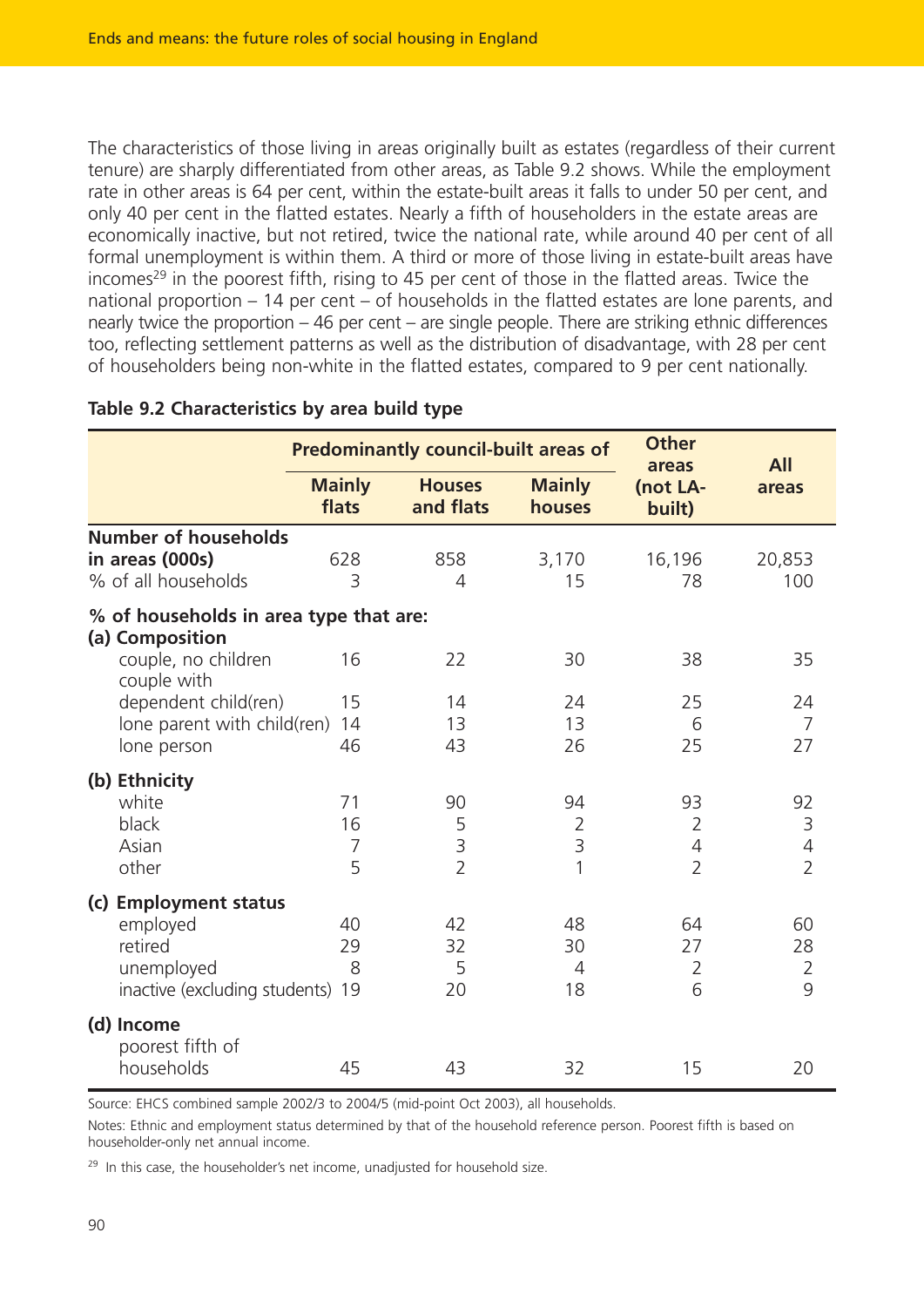The characteristics of those living in areas originally built as estates (regardless of their current tenure) are sharply differentiated from other areas, as Table 9.2 shows. While the employment rate in other areas is 64 per cent, within the estate-built areas it falls to under 50 per cent, and only 40 per cent in the flatted estates. Nearly a fifth of householders in the estate areas are economically inactive, but not retired, twice the national rate, while around 40 per cent of all formal unemployment is within them. A third or more of those living in estate-built areas have incomes[29] in the poorest fifth, rising to 45 per cent of those in the flatted areas. Twice the national proportion – 14 per cent – of households in the flatted estates are lone parents, and nearly twice the proportion – 46 per cent – are single people. There are striking ethnic differences too, reflecting settlement patterns as well as the distribution of disadvantage, with 28 per cent of householders being non-white in the flatted estates, compared to 9 per cent nationally.

**Table 9.2 Characteristics by area build type**

| | Predominantly council-built areas of | | | Other areas (not LA-built) | All areas |
|---|---|---|---|---|---|
| | **Mainly flats** | **Houses and flats** | **Mainly houses** | | |
| **Number of households in areas (000s)** | 628 | 858 | 3,170 | 16,196 | 20,853 |
| % of all households | 3 | 4 | 15 | 78 | 100 |
| **% of households in area type that are:** | | | | | |
| **(a) Composition** | | | | | |
| couple, no children | 16 | 22 | 30 | 38 | 35 |
| couple with dependent child(ren) | 15 | 14 | 24 | 25 | 24 |
| lone parent with child(ren) | 14 | 13 | 13 | 6 | 7 |
| lone person | 46 | 43 | 26 | 25 | 27 |
| **(b) Ethnicity** | | | | | |
| white | 71 | 90 | 94 | 93 | 92 |
| black | 16 | 5 | 2 | 2 | 3 |
| Asian | 7 | 3 | 3 | 4 | 4 |
| other | 5 | 2 | 1 | 2 | 2 |
| **(c) Employment status** | | | | | |
| employed | 40 | 42 | 48 | 64 | 60 |
| retired | 29 | 32 | 30 | 27 | 28 |
| unemployed | 8 | 5 | 4 | 2 | 2 |
| inactive (excluding students) | 19 | 20 | 18 | 6 | 9 |
| **(d) Income** | | | | | |
| poorest fifth of households | 45 | 43 | 32 | 15 | 20 |

Source: EHCS combined sample 2002/3 to 2004/5 (mid-point Oct 2003), all households.

Notes: Ethnic and employment status determined by that of the household reference person. Poorest fifth is based on householder-only net annual income.

[29] In this case, the householder's net income, unadjusted for household size.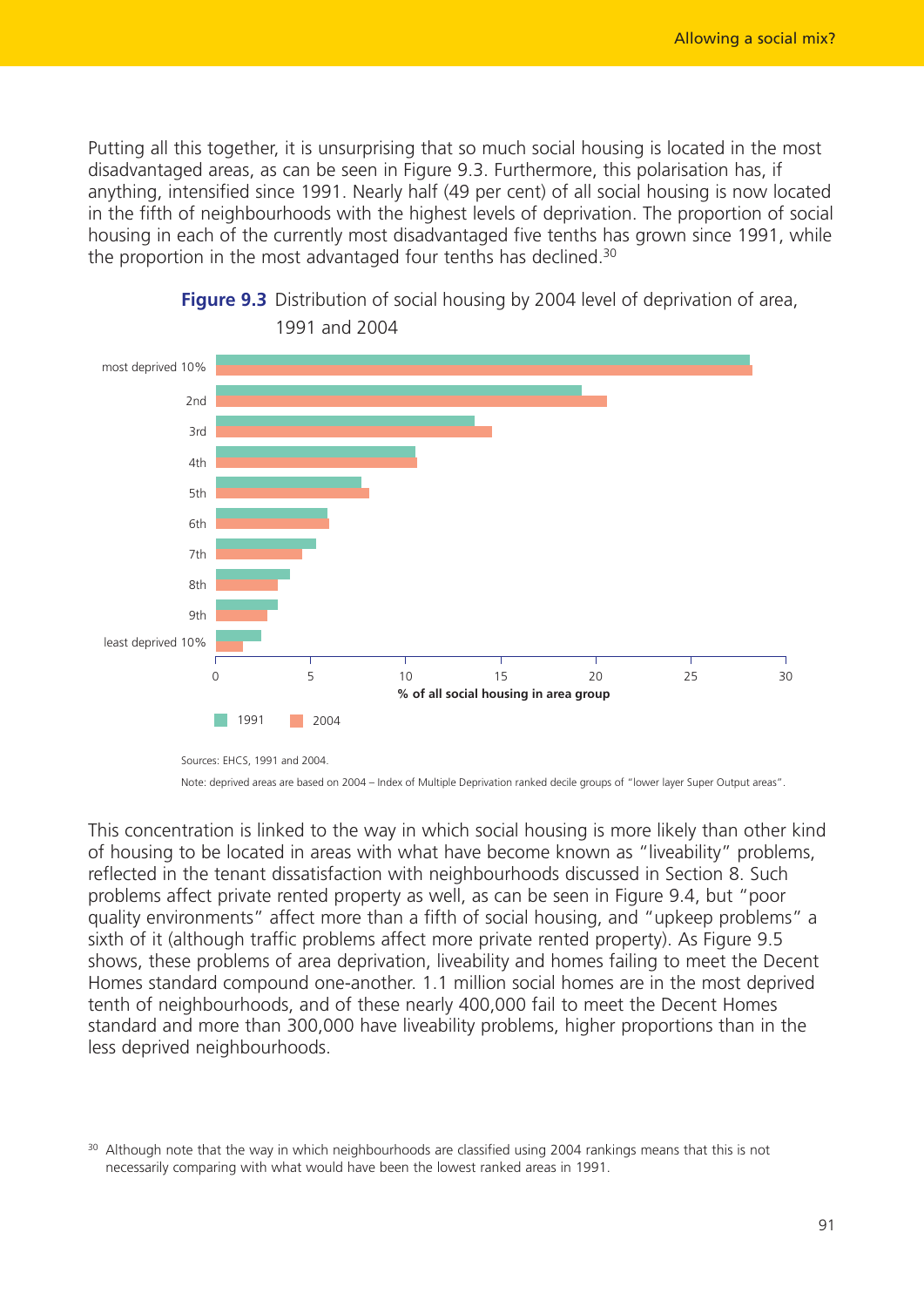Putting all this together, it is unsurprising that so much social housing is located in the most disadvantaged areas, as can be seen in Figure 9.3. Furthermore, this polarisation has, if anything, intensified since 1991. Nearly half (49 per cent) of all social housing is now located in the fifth of neighbourhoods with the highest levels of deprivation. The proportion of social housing in each of the currently most disadvantaged five tenths has grown since 1991, while the proportion in the most advantaged four tenths has declined.[30]

**Figure 9.3** Distribution of social housing by 2004 level of deprivation of area, 1991 and 2004

most deprived 10%
2nd
3rd
4th
5th
6th
7th
8th
9th
least deprived 10%

0 5 10 15 20 25 30

**% of all social housing in area group**

1991 2004

Sources: EHCS, 1991 and 2004.

Note: deprived areas are based on 2004 – Index of Multiple Deprivation ranked decile groups of "lower layer Super Output areas".

This concentration is linked to the way in which social housing is more likely than other kind of housing to be located in areas with what have become known as "liveability" problems, reflected in the tenant dissatisfaction with neighbourhoods discussed in Section 8. Such problems affect private rented property as well, as can be seen in Figure 9.4, but "poor quality environments" affect more than a fifth of social housing, and "upkeep problems" a sixth of it (although traffic problems affect more private rented property). As Figure 9.5 shows, these problems of area deprivation, liveability and homes failing to meet the Decent Homes standard compound one-another. 1.1 million social homes are in the most deprived tenth of neighbourhoods, and of these nearly 400,000 fail to meet the Decent Homes standard and more than 300,000 have liveability problems, higher proportions than in the less deprived neighbourhoods.

[30] Although note that the way in which neighbourhoods are classified using 2004 rankings means that this is not necessarily comparing with what would have been the lowest ranked areas in 1991.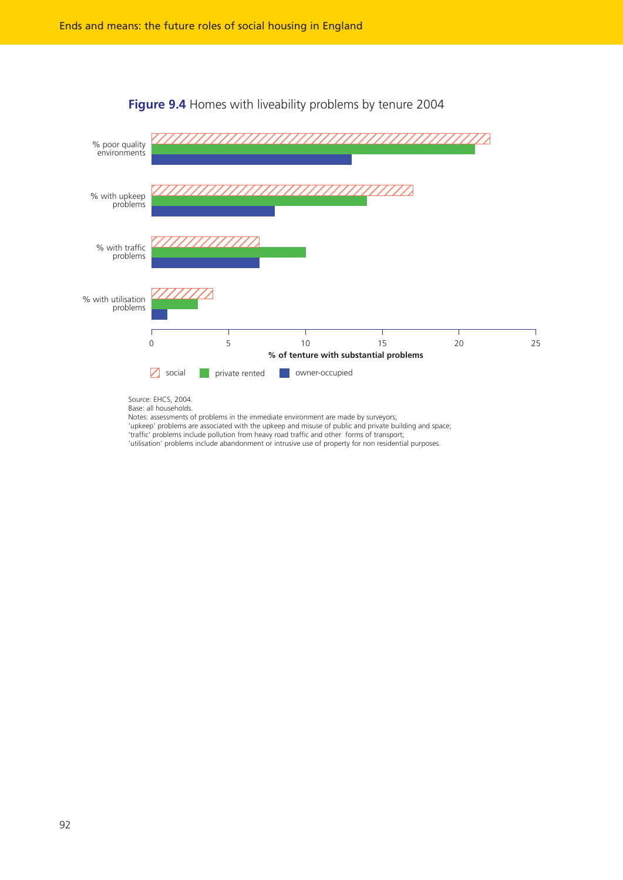**Figure 9.4** Homes with liveability problems by tenure 2004

% poor quality environments

% with upkeep problems

% with traffic problems

% with utilisation problems

0 5 10 15 20 25

% of tenture with substantial problems

social private rented owner-occupied

Source: EHCS, 2004.
Base: all households.
Notes: assessments of problems in the immediate environment are made by surveyors;
'upkeep' problems are associated with the upkeep and misuse of public and private building and space;
'traffic' problems include pollution from heavy road traffic and other forms of transport;
'utilisation' problems include abandonment or intrusive use of property for non residential purposes.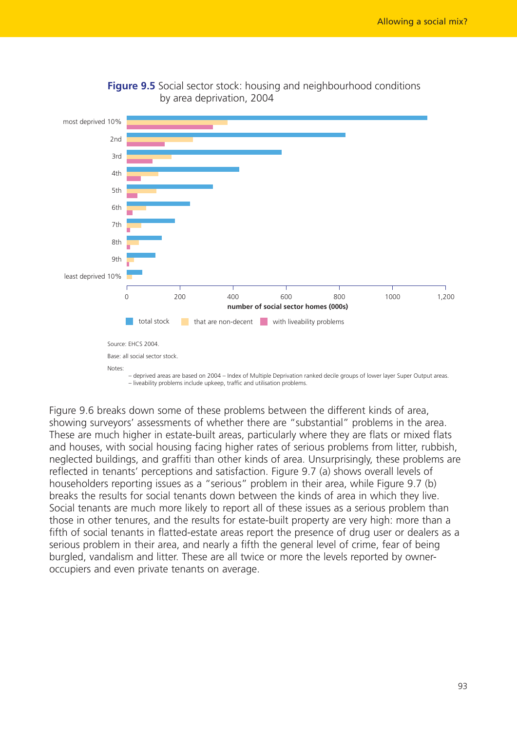**Figure 9.5** Social sector stock: housing and neighbourhood conditions by area deprivation, 2004

most deprived 10%
2nd
3rd
4th
5th
6th
7th
8th
9th
least deprived 10%

0
200
400
600
800
1000
1,200

number of social sector homes (000s)

total stock
that are non-decent
with liveability problems

Source: EHCS 2004.

Base: all social sector stock.

Notes:

– deprived areas are based on 2004 – Index of Multiple Deprivation ranked decile groups of lower layer Super Output areas.
– liveability problems include upkeep, traffic and utilisation problems.

Figure 9.6 breaks down some of these problems between the different kinds of area, showing surveyors' assessments of whether there are "substantial" problems in the area. These are much higher in estate-built areas, particularly where they are flats or mixed flats and houses, with social housing facing higher rates of serious problems from litter, rubbish, neglected buildings, and graffiti than other kinds of area. Unsurprisingly, these problems are reflected in tenants' perceptions and satisfaction. Figure 9.7 (a) shows overall levels of householders reporting issues as a "serious" problem in their area, while Figure 9.7 (b) breaks the results for social tenants down between the kinds of area in which they live. Social tenants are much more likely to report all of these issues as a serious problem than those in other tenures, and the results for estate-built property are very high: more than a fifth of social tenants in flatted-estate areas report the presence of drug user or dealers as a serious problem in their area, and nearly a fifth the general level of crime, fear of being burgled, vandalism and litter. These are all twice or more the levels reported by owner-occupiers and even private tenants on average.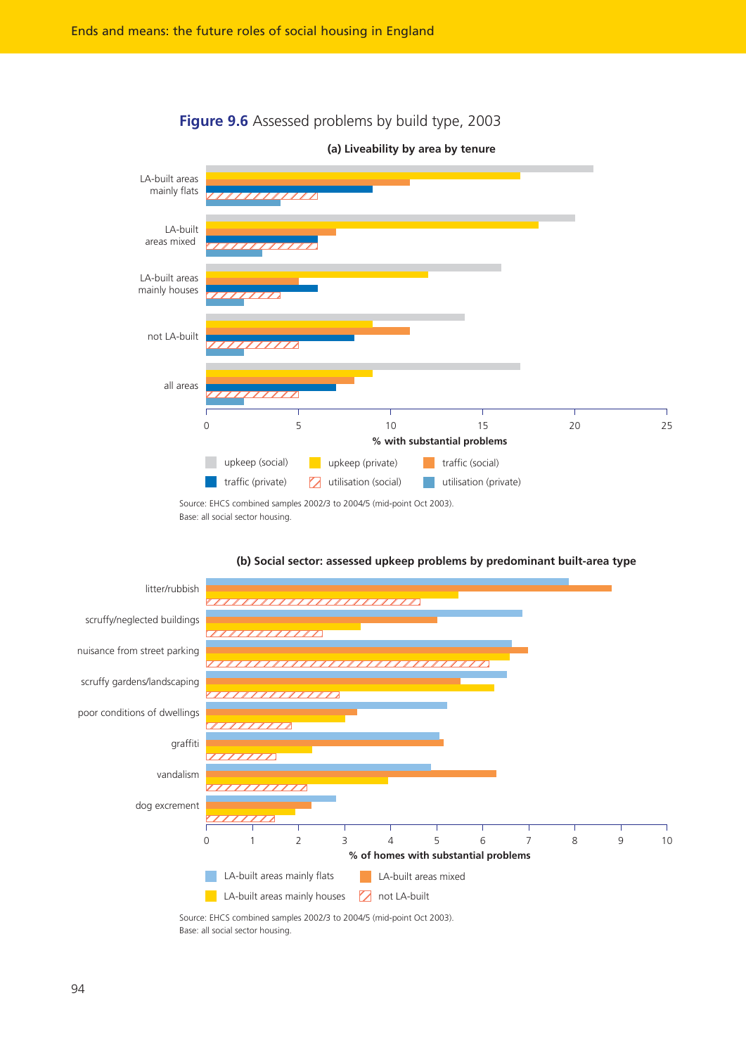**Figure 9.6** Assessed problems by build type, 2003

**(a) Liveability by area by tenure**

LA-built areas mainly flats

LA-built areas mixed

LA-built areas mainly houses

not LA-built

all areas

0 5 10 15 20 25

% with substantial problems

upkeep (social) upkeep (private) traffic (social) traffic (private) utilisation (social) utilisation (private)

Source: EHCS combined samples 2002/3 to 2004/5 (mid-point Oct 2003).
Base: all social sector housing.

**(b) Social sector: assessed upkeep problems by predominant built-area type**

litter/rubbish

scruffy/neglected buildings

nuisance from street parking

scruffy gardens/landscaping

poor conditions of dwellings

graffiti

vandalism

dog excrement

0 1 2 3 4 5 6 7 8 9 10

% of homes with substantial problems

LA-built areas mainly flats LA-built areas mixed LA-built areas mainly houses not LA-built

Source: EHCS combined samples 2002/3 to 2004/5 (mid-point Oct 2003).
Base: all social sector housing.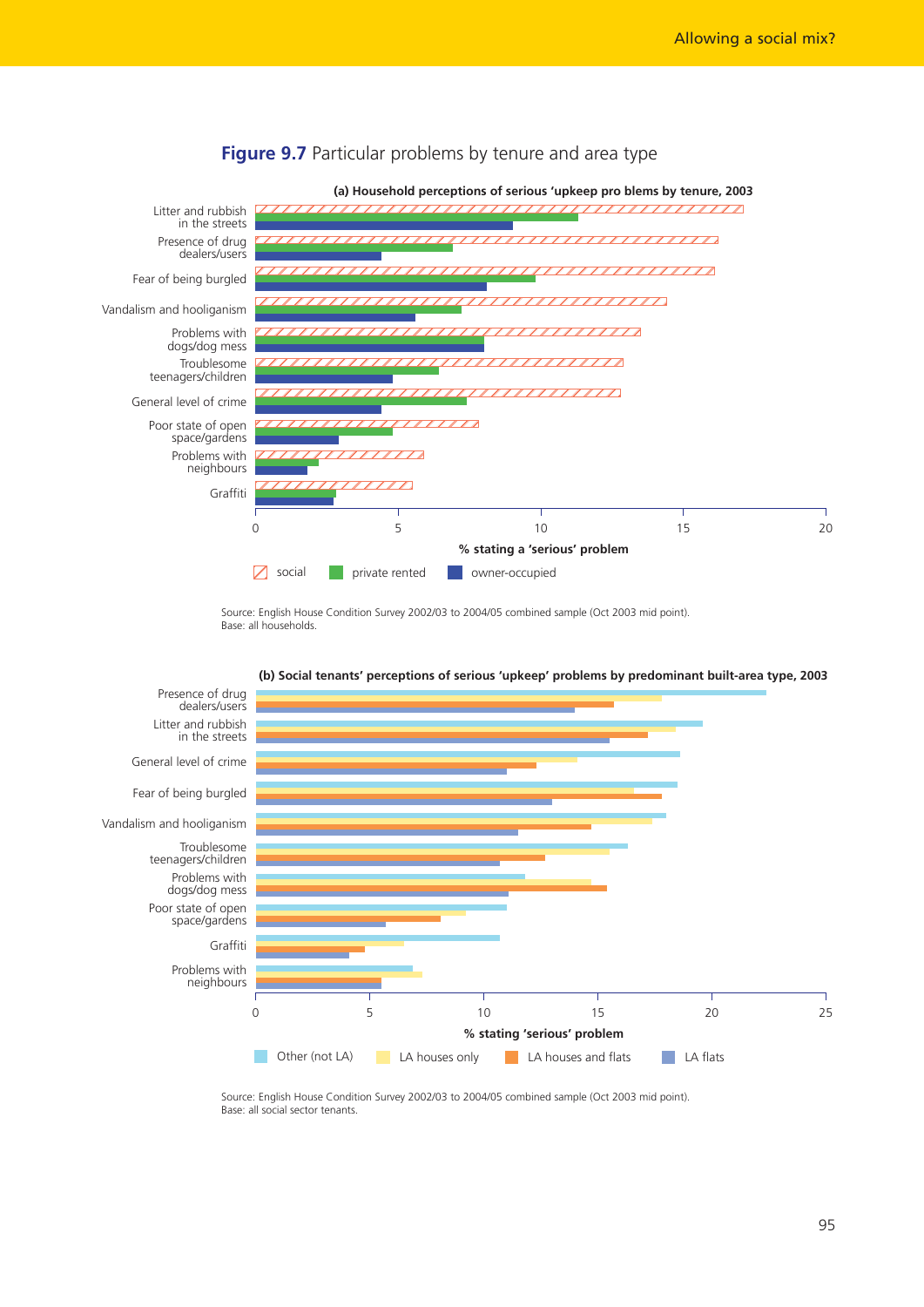**Figure 9.7** Particular problems by tenure and area type

**(a) Household perceptions of serious 'upkeep pro blems by tenure, 2003**

Litter and rubbish in the streets
Presence of drug dealers/users
Fear of being burgled
Vandalism and hooliganism
Problems with dogs/dog mess
Troublesome teenagers/children
General level of crime
Poor state of open space/gardens
Problems with neighbours
Graffiti

0 5 10 15 20

% stating a 'serious' problem

social | private rented | owner-occupied

Source: English House Condition Survey 2002/03 to 2004/05 combined sample (Oct 2003 mid point).
Base: all households.

**(b) Social tenants' perceptions of serious 'upkeep' problems by predominant built-area type, 2003**

Presence of drug dealers/users
Litter and rubbish in the streets
General level of crime
Fear of being burgled
Vandalism and hooliganism
Troublesome teenagers/children
Problems with dogs/dog mess
Poor state of open space/gardens
Graffiti
Problems with neighbours

0 5 10 15 20 25

% stating 'serious' problem

Other (not LA) | LA houses only | LA houses and flats | LA flats

Source: English House Condition Survey 2002/03 to 2004/05 combined sample (Oct 2003 mid point).
Base: all social sector tenants.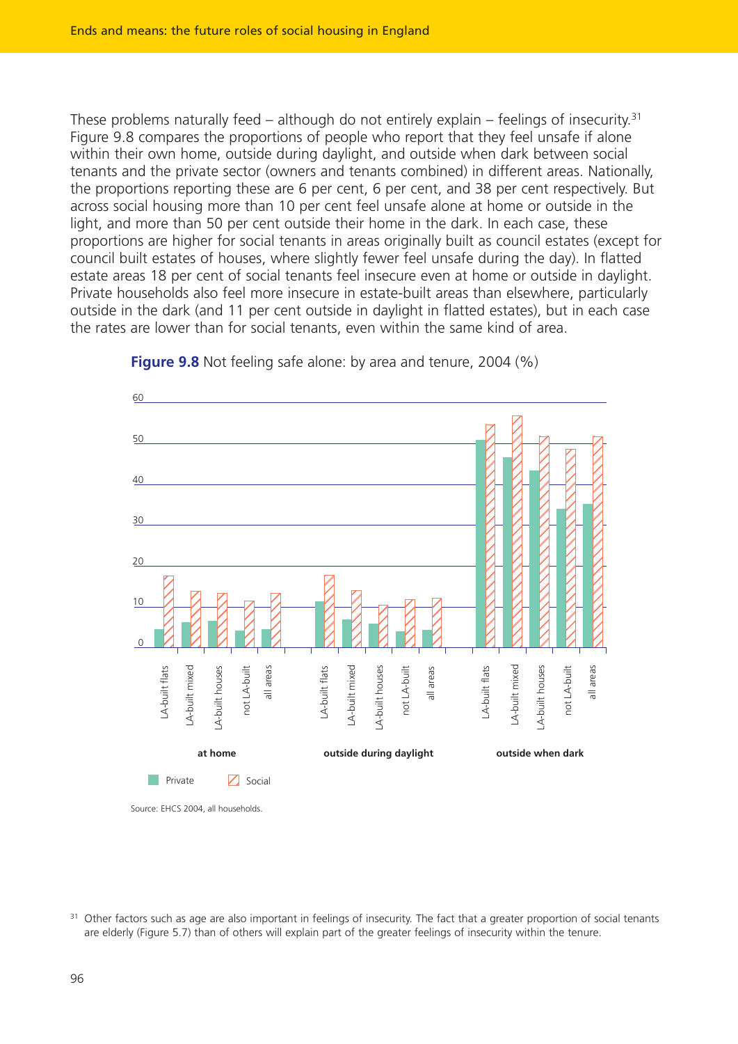These problems naturally feed – although do not entirely explain – feelings of insecurity.[31] Figure 9.8 compares the proportions of people who report that they feel unsafe if alone within their own home, outside during daylight, and outside when dark between social tenants and the private sector (owners and tenants combined) in different areas. Nationally, the proportions reporting these are 6 per cent, 6 per cent, and 38 per cent respectively. But across social housing more than 10 per cent feel unsafe alone at home or outside in the light, and more than 50 per cent outside their home in the dark. In each case, these proportions are higher for social tenants in areas originally built as council estates (except for council built estates of houses, where slightly fewer feel unsafe during the day). In flatted estate areas 18 per cent of social tenants feel insecure even at home or outside in daylight. Private households also feel more insecure in estate-built areas than elsewhere, particularly outside in the dark (and 11 per cent outside in daylight in flatted estates), but in each case the rates are lower than for social tenants, even within the same kind of area.

**Figure 9.8** Not feeling safe alone: by area and tenure, 2004 (%)

60
50
40
30
20
10
0

LA-built flats
LA-built mixed
LA-built houses
not LA-built
all areas

**at home**

**outside during daylight**

**outside when dark**

Private
Social

Source: EHCS 2004, all households.

[31] Other factors such as age are also important in feelings of insecurity. The fact that a greater proportion of social tenants are elderly (Figure 5.7) than of others will explain part of the greater feelings of insecurity within the tenure.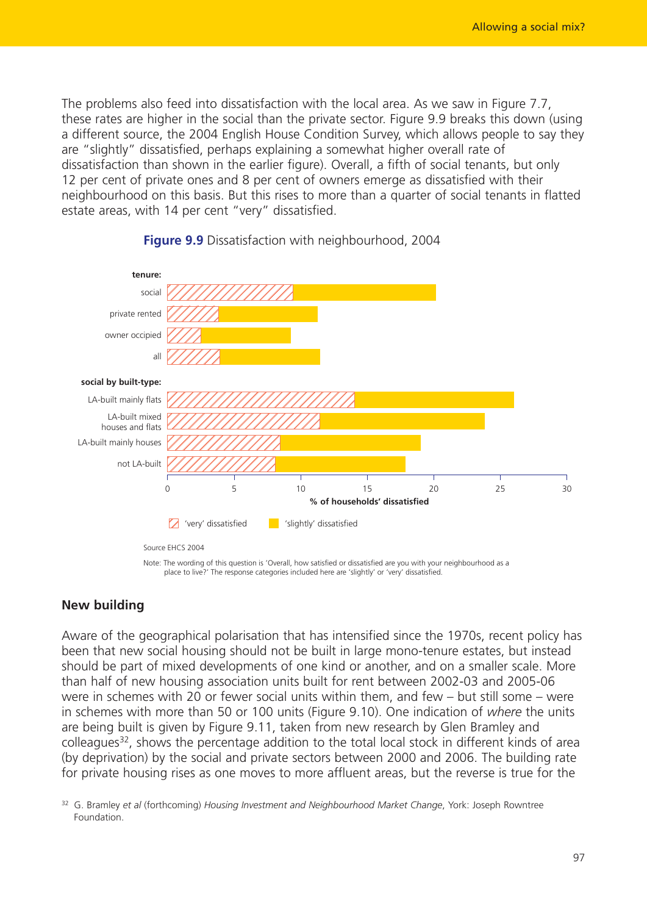The problems also feed into dissatisfaction with the local area. As we saw in Figure 7.7, these rates are higher in the social than the private sector. Figure 9.9 breaks this down (using a different source, the 2004 English House Condition Survey, which allows people to say they are "slightly" dissatisfied, perhaps explaining a somewhat higher overall rate of dissatisfaction than shown in the earlier figure). Overall, a fifth of social tenants, but only 12 per cent of private ones and 8 per cent of owners emerge as dissatisfied with their neighbourhood on this basis. But this rises to more than a quarter of social tenants in flatted estate areas, with 14 per cent "very" dissatisfied.

**Figure 9.9** Dissatisfaction with neighbourhood, 2004

tenure:
social
private rented
owner occipied
all

social by built-type:
LA-built mainly flats
LA-built mixed houses and flats
LA-built mainly houses
not LA-built

0 5 10 15 20 25 30
% of households' dissatisfied

'very' dissatisfied
'slightly' dissatisfied

Source EHCS 2004

Note: The wording of this question is 'Overall, how satisfied or dissatisfied are you with your neighbourhood as a place to live?' The response categories included here are 'slightly' or 'very' dissatisfied.

## New building

Aware of the geographical polarisation that has intensified since the 1970s, recent policy has been that new social housing should not be built in large mono-tenure estates, but instead should be part of mixed developments of one kind or another, and on a smaller scale. More than half of new housing association units built for rent between 2002-03 and 2005-06 were in schemes with 20 or fewer social units within them, and few – but still some – were in schemes with more than 50 or 100 units (Figure 9.10). One indication of *where* the units are being built is given by Figure 9.11, taken from new research by Glen Bramley and colleagues[32], shows the percentage addition to the total local stock in different kinds of area (by deprivation) by the social and private sectors between 2000 and 2006. The building rate for private housing rises as one moves to more affluent areas, but the reverse is true for the

[32] G. Bramley *et al* (forthcoming) *Housing Investment and Neighbourhood Market Change*, York: Joseph Rowntree Foundation.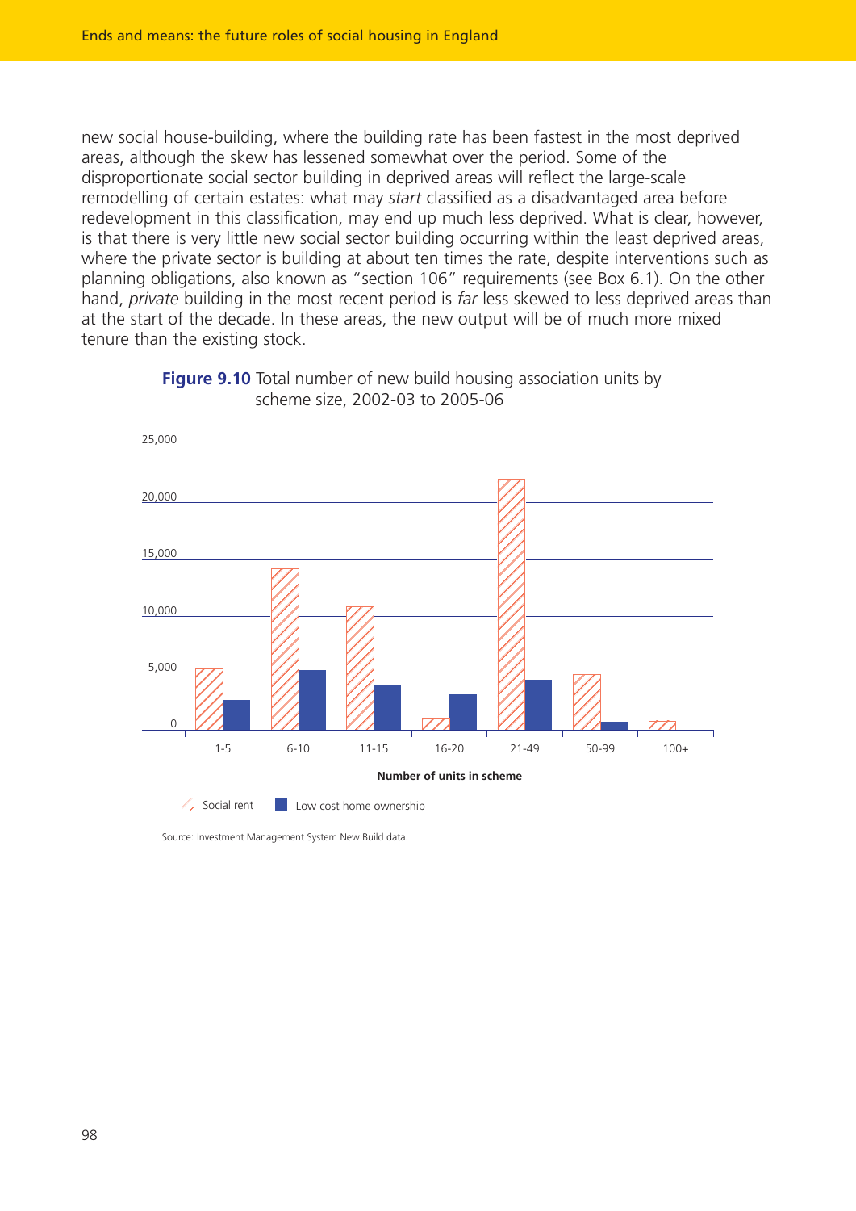new social house-building, where the building rate has been fastest in the most deprived areas, although the skew has lessened somewhat over the period. Some of the disproportionate social sector building in deprived areas will reflect the large-scale remodelling of certain estates: what may *start* classified as a disadvantaged area before redevelopment in this classification, may end up much less deprived. What is clear, however, is that there is very little new social sector building occurring within the least deprived areas, where the private sector is building at about ten times the rate, despite interventions such as planning obligations, also known as "section 106" requirements (see Box 6.1). On the other hand, *private* building in the most recent period is *far* less skewed to less deprived areas than at the start of the decade. In these areas, the new output will be of much more mixed tenure than the existing stock.

**Figure 9.10** Total number of new build housing association units by scheme size, 2002-03 to 2005-06

25,000
20,000
15,000
10,000
5,000
0

1-5
6-10
11-15
16-20
21-49
50-99
100+

Number of units in scheme

Social rent
Low cost home ownership

Source: Investment Management System New Build data.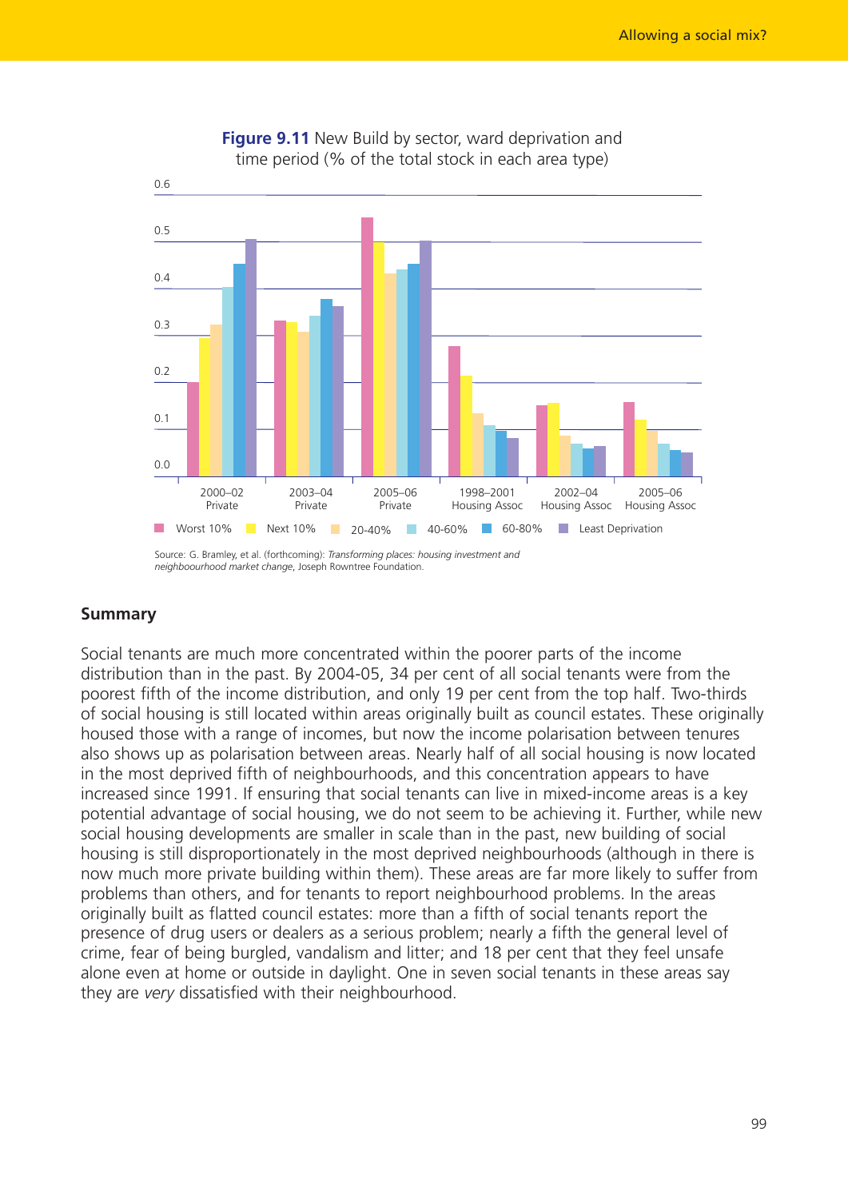**Figure 9.11** New Build by sector, ward deprivation and time period (% of the total stock in each area type)

0.6
0.5
0.4
0.3
0.2
0.1
0.0

2000–02 Private
2003–04 Private
2005–06 Private
1998–2001 Housing Assoc
2002–04 Housing Assoc
2005–06 Housing Assoc

Worst 10%
Next 10%
20-40%
40-60%
60-80%
Least Deprivation

Source: G. Bramley, et al. (forthcoming): *Transforming places: housing investment and neighboourhood market change*, Joseph Rowntree Foundation.

## Summary

Social tenants are much more concentrated within the poorer parts of the income distribution than in the past. By 2004-05, 34 per cent of all social tenants were from the poorest fifth of the income distribution, and only 19 per cent from the top half. Two-thirds of social housing is still located within areas originally built as council estates. These originally housed those with a range of incomes, but now the income polarisation between tenures also shows up as polarisation between areas. Nearly half of all social housing is now located in the most deprived fifth of neighbourhoods, and this concentration appears to have increased since 1991. If ensuring that social tenants can live in mixed-income areas is a key potential advantage of social housing, we do not seem to be achieving it. Further, while new social housing developments are smaller in scale than in the past, new building of social housing is still disproportionately in the most deprived neighbourhoods (although in there is now much more private building within them). These areas are far more likely to suffer from problems than others, and for tenants to report neighbourhood problems. In the areas originally built as flatted council estates: more than a fifth of social tenants report the presence of drug users or dealers as a serious problem; nearly a fifth the general level of crime, fear of being burgled, vandalism and litter; and 18 per cent that they feel unsafe alone even at home or outside in daylight. One in seven social tenants in these areas say they are *very* dissatisfied with their neighbourhood.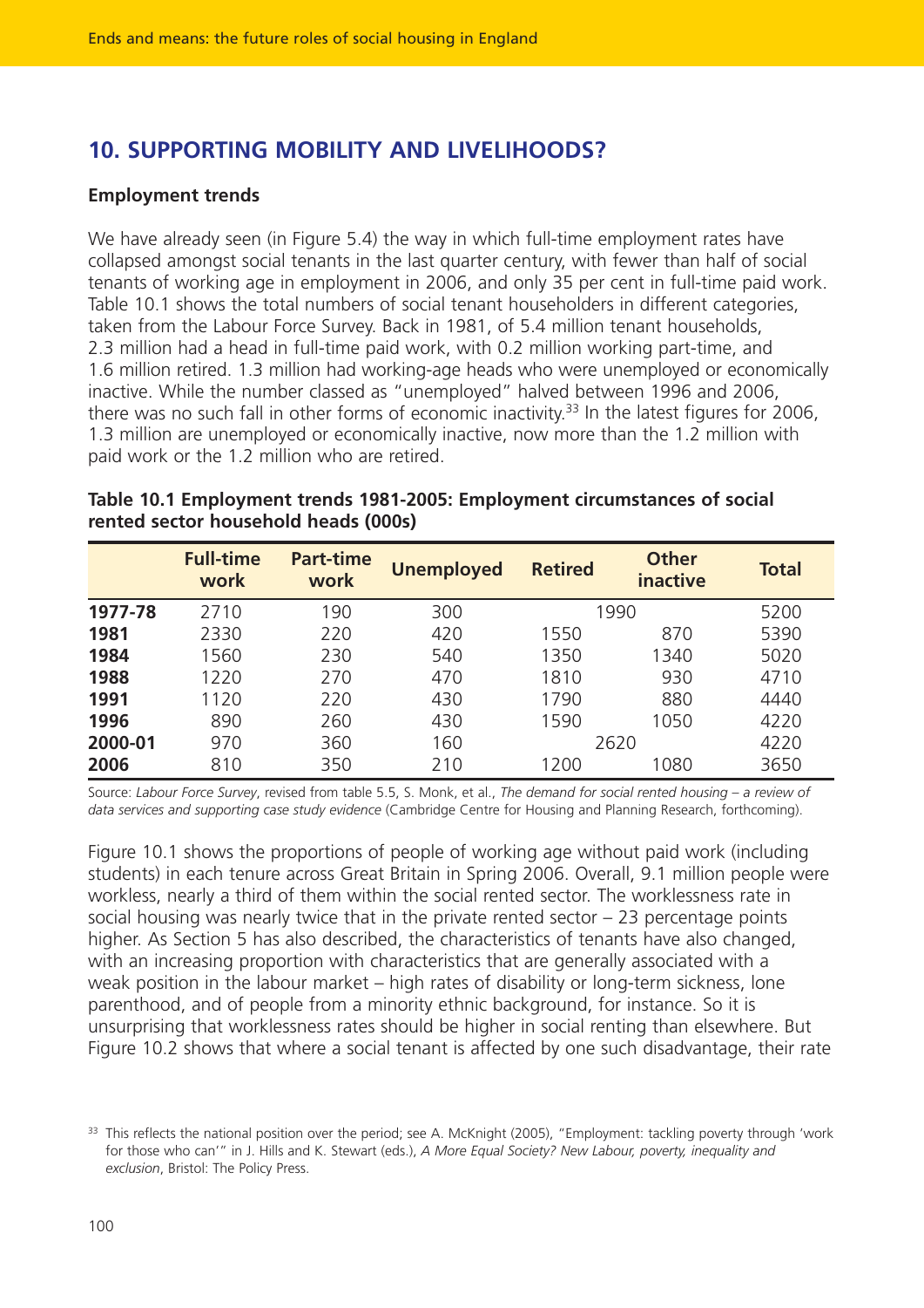## 10. SUPPORTING MOBILITY AND LIVELIHOODS?

### Employment trends

We have already seen (in Figure 5.4) the way in which full-time employment rates have collapsed amongst social tenants in the last quarter century, with fewer than half of social tenants of working age in employment in 2006, and only 35 per cent in full-time paid work. Table 10.1 shows the total numbers of social tenant householders in different categories, taken from the Labour Force Survey. Back in 1981, of 5.4 million tenant households, 2.3 million had a head in full-time paid work, with 0.2 million working part-time, and 1.6 million retired. 1.3 million had working-age heads who were unemployed or economically inactive. While the number classed as "unemployed" halved between 1996 and 2006, there was no such fall in other forms of economic inactivity.[33] In the latest figures for 2006, 1.3 million are unemployed or economically inactive, now more than the 1.2 million with paid work or the 1.2 million who are retired.

**Table 10.1 Employment trends 1981-2005: Employment circumstances of social rented sector household heads (000s)**

| | Full-time work | Part-time work | Unemployed | Retired | Other inactive | Total |
|---|---|---|---|---|---|---|
| **1977-78** | 2710 | 190 | 300 | 1990 | | 5200 |
| **1981** | 2330 | 220 | 420 | 1550 | 870 | 5390 |
| **1984** | 1560 | 230 | 540 | 1350 | 1340 | 5020 |
| **1988** | 1220 | 270 | 470 | 1810 | 930 | 4710 |
| **1991** | 1120 | 220 | 430 | 1790 | 880 | 4440 |
| **1996** | 890 | 260 | 430 | 1590 | 1050 | 4220 |
| **2000-01** | 970 | 360 | 160 | 2620 | | 4220 |
| **2006** | 810 | 350 | 210 | 1200 | 1080 | 3650 |

Source: *Labour Force Survey*, revised from table 5.5, S. Monk, et al., *The demand for social rented housing – a review of data services and supporting case study evidence* (Cambridge Centre for Housing and Planning Research, forthcoming).

Figure 10.1 shows the proportions of people of working age without paid work (including students) in each tenure across Great Britain in Spring 2006. Overall, 9.1 million people were workless, nearly a third of them within the social rented sector. The worklessness rate in social housing was nearly twice that in the private rented sector – 23 percentage points higher. As Section 5 has also described, the characteristics of tenants have also changed, with an increasing proportion with characteristics that are generally associated with a weak position in the labour market – high rates of disability or long-term sickness, lone parenthood, and of people from a minority ethnic background, for instance. So it is unsurprising that worklessness rates should be higher in social renting than elsewhere. But Figure 10.2 shows that where a social tenant is affected by one such disadvantage, their rate

[33] This reflects the national position over the period; see A. McKnight (2005), "Employment: tackling poverty through 'work for those who can'" in J. Hills and K. Stewart (eds.), *A More Equal Society? New Labour, poverty, inequality and exclusion*, Bristol: The Policy Press.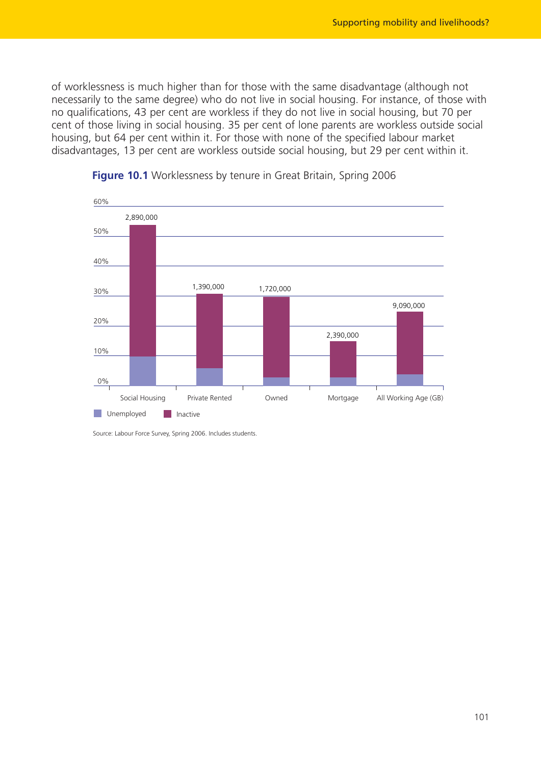of worklessness is much higher than for those with the same disadvantage (although not necessarily to the same degree) who do not live in social housing. For instance, of those with no qualifications, 43 per cent are workless if they do not live in social housing, but 70 per cent of those living in social housing. 35 per cent of lone parents are workless outside social housing, but 64 per cent within it. For those with none of the specified labour market disadvantages, 13 per cent are workless outside social housing, but 29 per cent within it.

**Figure 10.1** Worklessness by tenure in Great Britain, Spring 2006

60%
50%
40%
30%
20%
10%
0%

2,890,000
1,390,000
1,720,000
2,390,000
9,090,000

Social Housing
Private Rented
Owned
Mortgage
All Working Age (GB)

Unemployed
Inactive

Source: Labour Force Survey, Spring 2006. Includes students.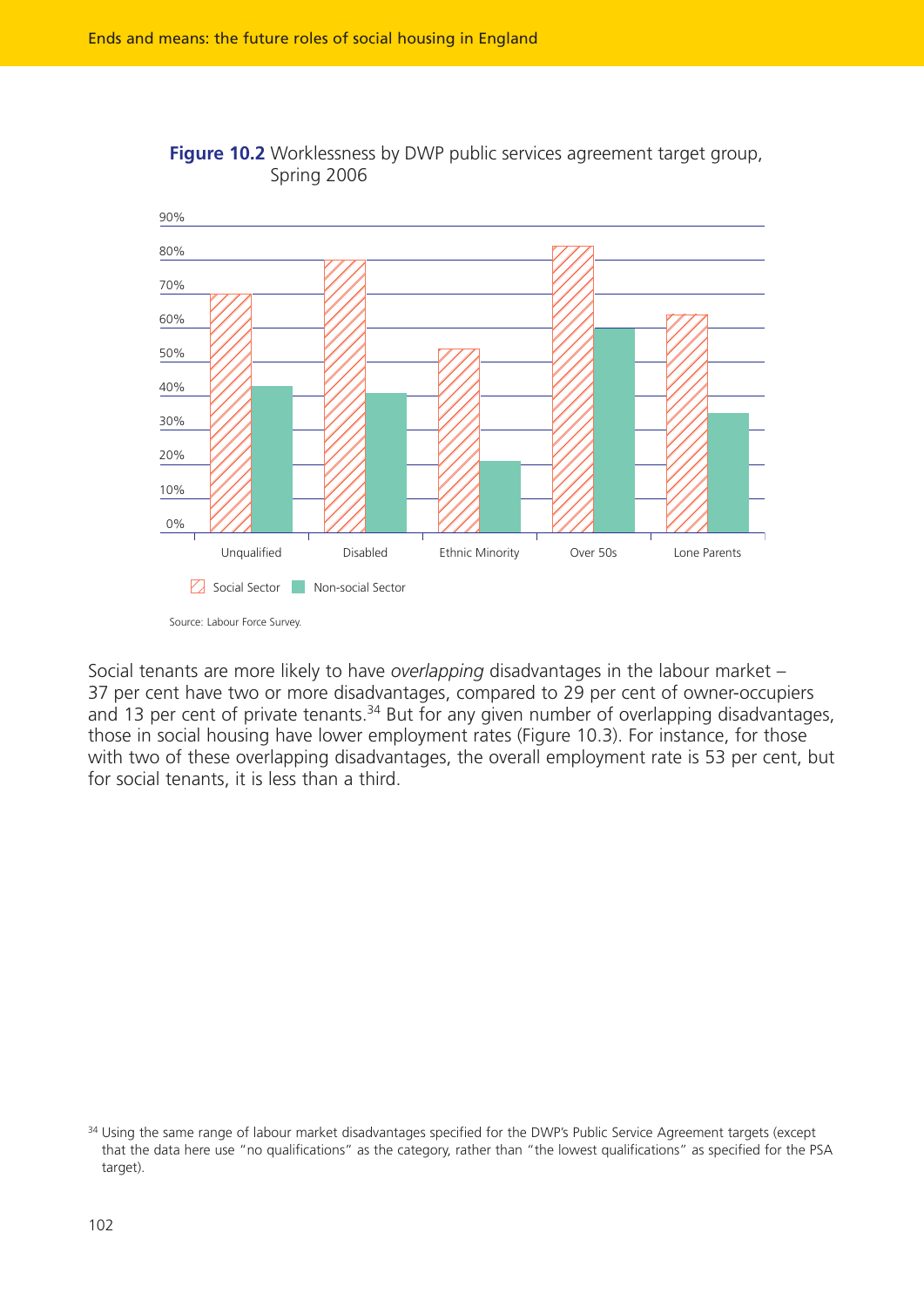**Figure 10.2** Worklessness by DWP public services agreement target group, Spring 2006

90%
80%
70%
60%
50%
40%
30%
20%
10%
0%

Unqualified
Disabled
Ethnic Minority
Over 50s
Lone Parents

Social Sector
Non-social Sector

Source: Labour Force Survey.

Social tenants are more likely to have *overlapping* disadvantages in the labour market – 37 per cent have two or more disadvantages, compared to 29 per cent of owner-occupiers and 13 per cent of private tenants.[34] But for any given number of overlapping disadvantages, those in social housing have lower employment rates (Figure 10.3). For instance, for those with two of these overlapping disadvantages, the overall employment rate is 53 per cent, but for social tenants, it is less than a third.

[34] Using the same range of labour market disadvantages specified for the DWP's Public Service Agreement targets (except that the data here use "no qualifications" as the category, rather than "the lowest qualifications" as specified for the PSA target).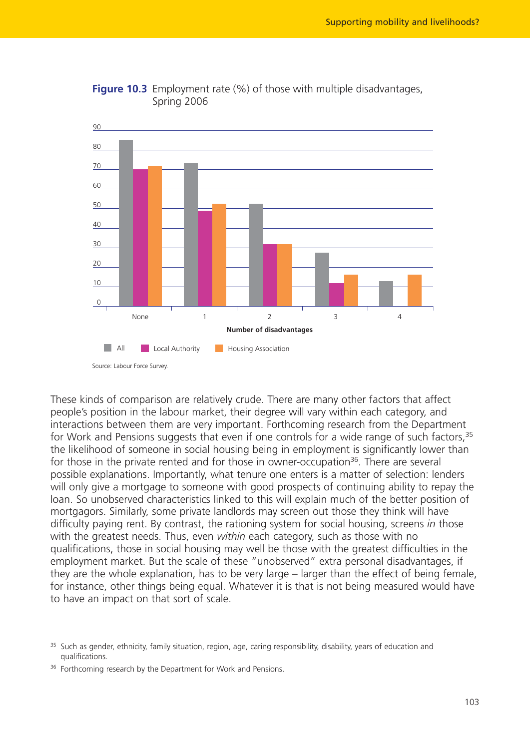**Figure 10.3** Employment rate (%) of those with multiple disadvantages, Spring 2006

90
80
70
60
50
40
30
20
10
0

None
1
2
3
4

**Number of disadvantages**

All
Local Authority
Housing Association

Source: Labour Force Survey.

These kinds of comparison are relatively crude. There are many other factors that affect people's position in the labour market, their degree will vary within each category, and interactions between them are very important. Forthcoming research from the Department for Work and Pensions suggests that even if one controls for a wide range of such factors,[35] the likelihood of someone in social housing being in employment is significantly lower than for those in the private rented and for those in owner-occupation[36]. There are several possible explanations. Importantly, what tenure one enters is a matter of selection: lenders will only give a mortgage to someone with good prospects of continuing ability to repay the loan. So unobserved characteristics linked to this will explain much of the better position of mortgagors. Similarly, some private landlords may screen out those they think will have difficulty paying rent. By contrast, the rationing system for social housing, screens *in* those with the greatest needs. Thus, even *within* each category, such as those with no qualifications, those in social housing may well be those with the greatest difficulties in the employment market. But the scale of these "unobserved" extra personal disadvantages, if they are the whole explanation, has to be very large – larger than the effect of being female, for instance, other things being equal. Whatever it is that is not being measured would have to have an impact on that sort of scale.

[35] Such as gender, ethnicity, family situation, region, age, caring responsibility, disability, years of education and qualifications.

[36] Forthcoming research by the Department for Work and Pensions.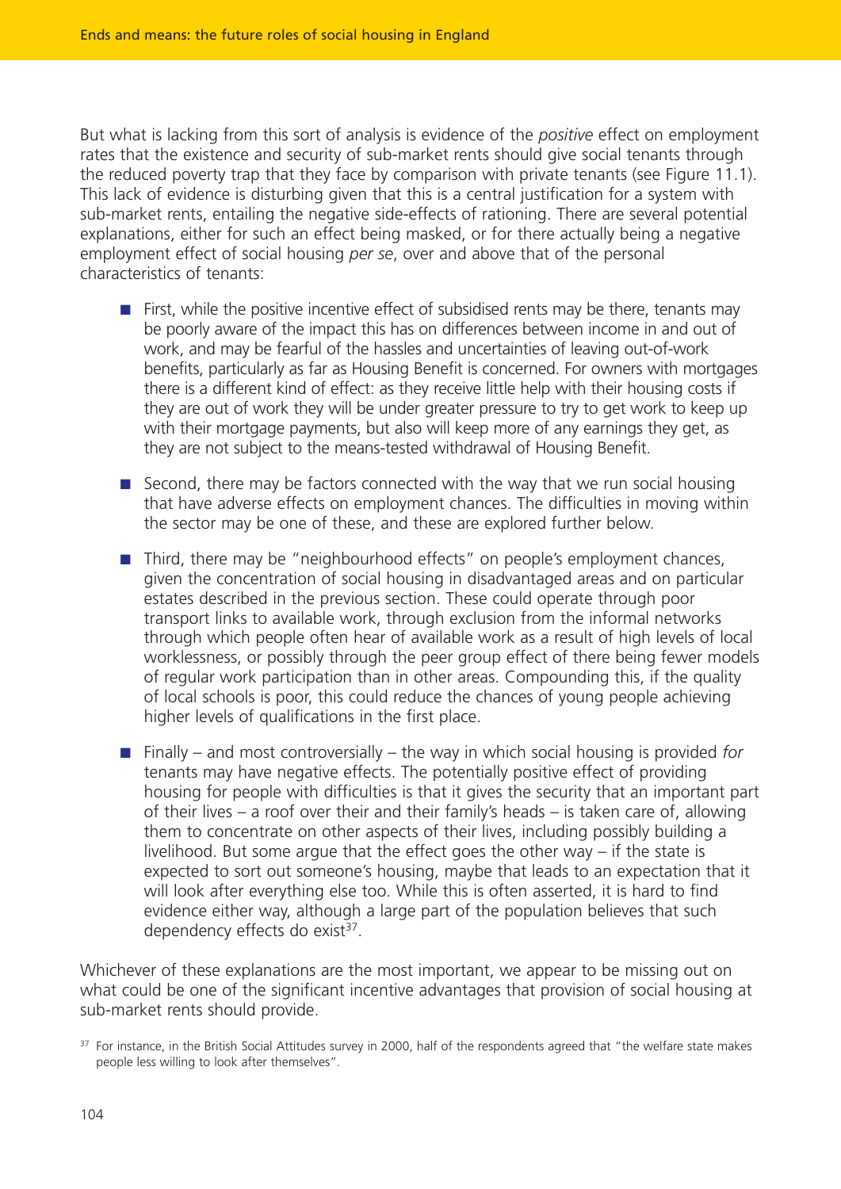But what is lacking from this sort of analysis is evidence of the *positive* effect on employment rates that the existence and security of sub-market rents should give social tenants through the reduced poverty trap that they face by comparison with private tenants (see Figure 11.1). This lack of evidence is disturbing given that this is a central justification for a system with sub-market rents, entailing the negative side-effects of rationing. There are several potential explanations, either for such an effect being masked, or for there actually being a negative employment effect of social housing *per se*, over and above that of the personal characteristics of tenants:

- First, while the positive incentive effect of subsidised rents may be there, tenants may be poorly aware of the impact this has on differences between income in and out of work, and may be fearful of the hassles and uncertainties of leaving out-of-work benefits, particularly as far as Housing Benefit is concerned. For owners with mortgages there is a different kind of effect: as they receive little help with their housing costs if they are out of work they will be under greater pressure to try to get work to keep up with their mortgage payments, but also will keep more of any earnings they get, as they are not subject to the means-tested withdrawal of Housing Benefit.

- Second, there may be factors connected with the way that we run social housing that have adverse effects on employment chances. The difficulties in moving within the sector may be one of these, and these are explored further below.

- Third, there may be "neighbourhood effects" on people's employment chances, given the concentration of social housing in disadvantaged areas and on particular estates described in the previous section. These could operate through poor transport links to available work, through exclusion from the informal networks through which people often hear of available work as a result of high levels of local worklessness, or possibly through the peer group effect of there being fewer models of regular work participation than in other areas. Compounding this, if the quality of local schools is poor, this could reduce the chances of young people achieving higher levels of qualifications in the first place.

- Finally – and most controversially – the way in which social housing is provided *for* tenants may have negative effects. The potentially positive effect of providing housing for people with difficulties is that it gives the security that an important part of their lives – a roof over their and their family's heads – is taken care of, allowing them to concentrate on other aspects of their lives, including possibly building a livelihood. But some argue that the effect goes the other way – if the state is expected to sort out someone's housing, maybe that leads to an expectation that it will look after everything else too. While this is often asserted, it is hard to find evidence either way, although a large part of the population believes that such dependency effects do exist[37].

Whichever of these explanations are the most important, we appear to be missing out on what could be one of the significant incentive advantages that provision of social housing at sub-market rents should provide.

[37] For instance, in the British Social Attitudes survey in 2000, half of the respondents agreed that "the welfare state makes people less willing to look after themselves".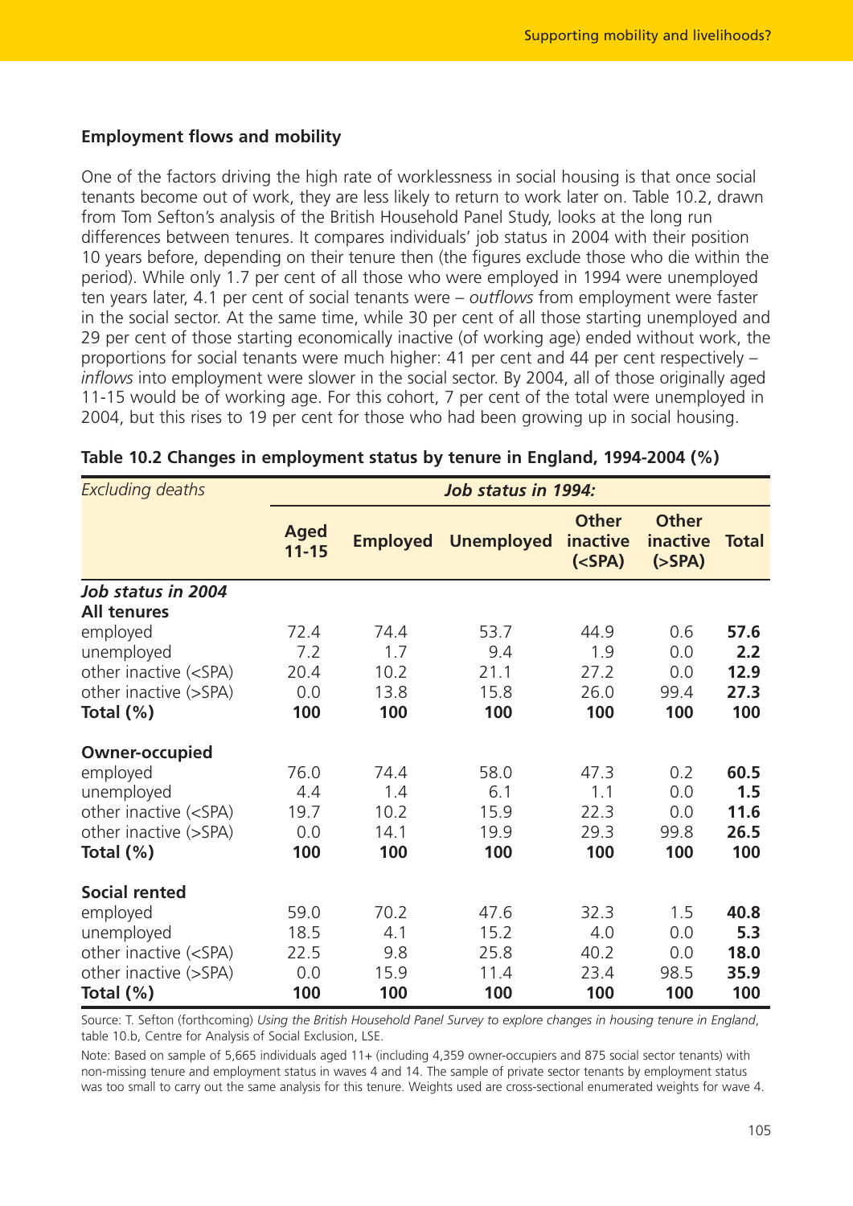### Employment flows and mobility

One of the factors driving the high rate of worklessness in social housing is that once social tenants become out of work, they are less likely to return to work later on. Table 10.2, drawn from Tom Sefton's analysis of the British Household Panel Study, looks at the long run differences between tenures. It compares individuals' job status in 2004 with their position 10 years before, depending on their tenure then (the figures exclude those who die within the period). While only 1.7 per cent of all those who were employed in 1994 were unemployed ten years later, 4.1 per cent of social tenants were – *outflows* from employment were faster in the social sector. At the same time, while 30 per cent of all those starting unemployed and 29 per cent of those starting economically inactive (of working age) ended without work, the proportions for social tenants were much higher: 41 per cent and 44 per cent respectively – *inflows* into employment were slower in the social sector. By 2004, all of those originally aged 11-15 would be of working age. For this cohort, 7 per cent of the total were unemployed in 2004, but this rises to 19 per cent for those who had been growing up in social housing.

**Table 10.2 Changes in employment status by tenure in England, 1994-2004 (%)**

| *Excluding deaths* | *Job status in 1994:* | | | | | |
|---|---|---|---|---|---|---|
| | **Aged 11-15** | **Employed** | **Unemployed** | **Other inactive (<SPA)** | **Other inactive (>SPA)** | **Total** |
| ***Job status in 2004*** | | | | | | |
| **All tenures** | | | | | | |
| employed | 72.4 | 74.4 | 53.7 | 44.9 | 0.6 | **57.6** |
| unemployed | 7.2 | 1.7 | 9.4 | 1.9 | 0.0 | **2.2** |
| other inactive (<SPA) | 20.4 | 10.2 | 21.1 | 27.2 | 0.0 | **12.9** |
| other inactive (>SPA) | 0.0 | 13.8 | 15.8 | 26.0 | 99.4 | **27.3** |
| **Total (%)** | **100** | **100** | **100** | **100** | **100** | **100** |
| **Owner-occupied** | | | | | | |
| employed | 76.0 | 74.4 | 58.0 | 47.3 | 0.2 | **60.5** |
| unemployed | 4.4 | 1.4 | 6.1 | 1.1 | 0.0 | **1.5** |
| other inactive (<SPA) | 19.7 | 10.2 | 15.9 | 22.3 | 0.0 | **11.6** |
| other inactive (>SPA) | 0.0 | 14.1 | 19.9 | 29.3 | 99.8 | **26.5** |
| **Total (%)** | **100** | **100** | **100** | **100** | **100** | **100** |
| **Social rented** | | | | | | |
| employed | 59.0 | 70.2 | 47.6 | 32.3 | 1.5 | **40.8** |
| unemployed | 18.5 | 4.1 | 15.2 | 4.0 | 0.0 | **5.3** |
| other inactive (<SPA) | 22.5 | 9.8 | 25.8 | 40.2 | 0.0 | **18.0** |
| other inactive (>SPA) | 0.0 | 15.9 | 11.4 | 23.4 | 98.5 | **35.9** |
| **Total (%)** | **100** | **100** | **100** | **100** | **100** | **100** |

Source: T. Sefton (forthcoming) *Using the British Household Panel Survey to explore changes in housing tenure in England*, table 10.b, Centre for Analysis of Social Exclusion, LSE.

Note: Based on sample of 5,665 individuals aged 11+ (including 4,359 owner-occupiers and 875 social sector tenants) with non-missing tenure and employment status in waves 4 and 14. The sample of private sector tenants by employment status was too small to carry out the same analysis for this tenure. Weights used are cross-sectional enumerated weights for wave 4.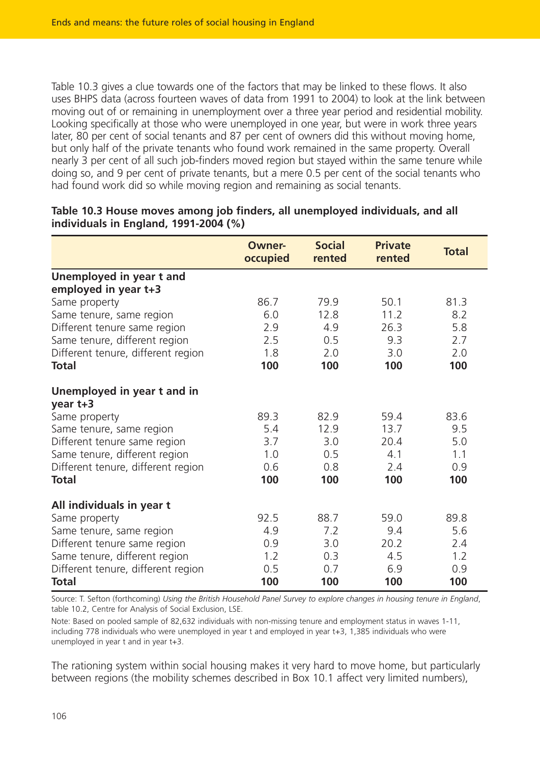Table 10.3 gives a clue towards one of the factors that may be linked to these flows. It also uses BHPS data (across fourteen waves of data from 1991 to 2004) to look at the link between moving out of or remaining in unemployment over a three year period and residential mobility. Looking specifically at those who were unemployed in one year, but were in work three years later, 80 per cent of social tenants and 87 per cent of owners did this without moving home, but only half of the private tenants who found work remained in the same property. Overall nearly 3 per cent of all such job-finders moved region but stayed within the same tenure while doing so, and 9 per cent of private tenants, but a mere 0.5 per cent of the social tenants who had found work did so while moving region and remaining as social tenants.

**Table 10.3 House moves among job finders, all unemployed individuals, and all individuals in England, 1991-2004 (%)**

| | Owner-occupied | Social rented | Private rented | Total |
|---|---|---|---|---|
| **Unemployed in year t and employed in year t+3** | | | | |
| Same property | 86.7 | 79.9 | 50.1 | 81.3 |
| Same tenure, same region | 6.0 | 12.8 | 11.2 | 8.2 |
| Different tenure same region | 2.9 | 4.9 | 26.3 | 5.8 |
| Same tenure, different region | 2.5 | 0.5 | 9.3 | 2.7 |
| Different tenure, different region | 1.8 | 2.0 | 3.0 | 2.0 |
| **Total** | **100** | **100** | **100** | **100** |
| **Unemployed in year t and in year t+3** | | | | |
| Same property | 89.3 | 82.9 | 59.4 | 83.6 |
| Same tenure, same region | 5.4 | 12.9 | 13.7 | 9.5 |
| Different tenure same region | 3.7 | 3.0 | 20.4 | 5.0 |
| Same tenure, different region | 1.0 | 0.5 | 4.1 | 1.1 |
| Different tenure, different region | 0.6 | 0.8 | 2.4 | 0.9 |
| **Total** | **100** | **100** | **100** | **100** |
| **All individuals in year t** | | | | |
| Same property | 92.5 | 88.7 | 59.0 | 89.8 |
| Same tenure, same region | 4.9 | 7.2 | 9.4 | 5.6 |
| Different tenure same region | 0.9 | 3.0 | 20.2 | 2.4 |
| Same tenure, different region | 1.2 | 0.3 | 4.5 | 1.2 |
| Different tenure, different region | 0.5 | 0.7 | 6.9 | 0.9 |
| **Total** | **100** | **100** | **100** | **100** |

Source: T. Sefton (forthcoming) *Using the British Household Panel Survey to explore changes in housing tenure in England*, table 10.2, Centre for Analysis of Social Exclusion, LSE.

Note: Based on pooled sample of 82,632 individuals with non-missing tenure and employment status in waves 1-11, including 778 individuals who were unemployed in year t and employed in year t+3, 1,385 individuals who were unemployed in year t and in year t+3.

The rationing system within social housing makes it very hard to move home, but particularly between regions (the mobility schemes described in Box 10.1 affect very limited numbers),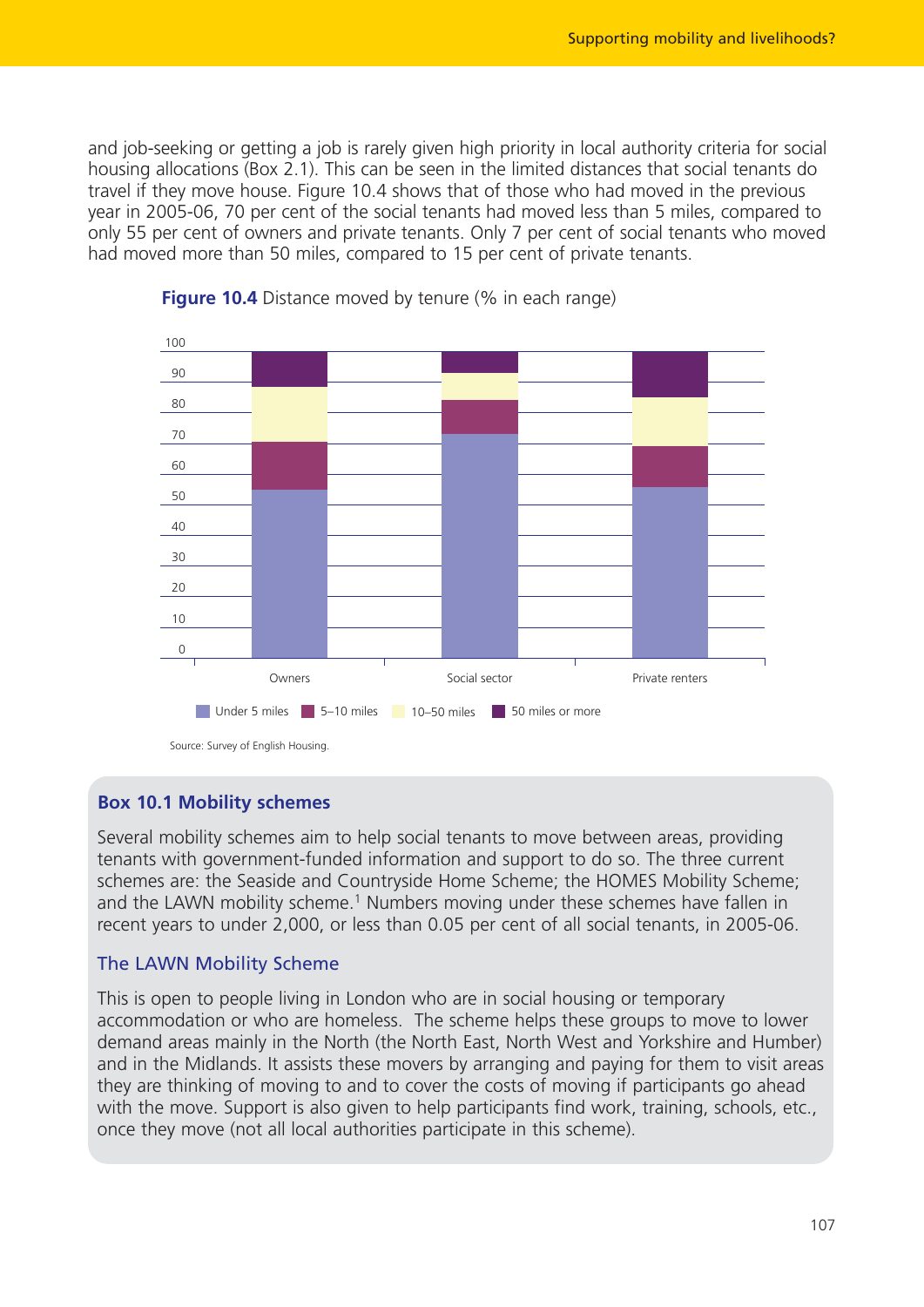and job-seeking or getting a job is rarely given high priority in local authority criteria for social housing allocations (Box 2.1). This can be seen in the limited distances that social tenants do travel if they move house. Figure 10.4 shows that of those who had moved in the previous year in 2005-06, 70 per cent of the social tenants had moved less than 5 miles, compared to only 55 per cent of owners and private tenants. Only 7 per cent of social tenants who moved had moved more than 50 miles, compared to 15 per cent of private tenants.

**Figure 10.4** Distance moved by tenure (% in each range)

100
90
80
70
60
50
40
30
20
10
0

Owners
Social sector
Private renters

Under 5 miles
5–10 miles
10–50 miles
50 miles or more

Source: Survey of English Housing.

## Box 10.1 Mobility schemes

Several mobility schemes aim to help social tenants to move between areas, providing tenants with government-funded information and support to do so. The three current schemes are: the Seaside and Countryside Home Scheme; the HOMES Mobility Scheme; and the LAWN mobility scheme.[1] Numbers moving under these schemes have fallen in recent years to under 2,000, or less than 0.05 per cent of all social tenants, in 2005-06.

### The LAWN Mobility Scheme

This is open to people living in London who are in social housing or temporary accommodation or who are homeless. The scheme helps these groups to move to lower demand areas mainly in the North (the North East, North West and Yorkshire and Humber) and in the Midlands. It assists these movers by arranging and paying for them to visit areas they are thinking of moving to and to cover the costs of moving if participants go ahead with the move. Support is also given to help participants find work, training, schools, etc., once they move (not all local authorities participate in this scheme).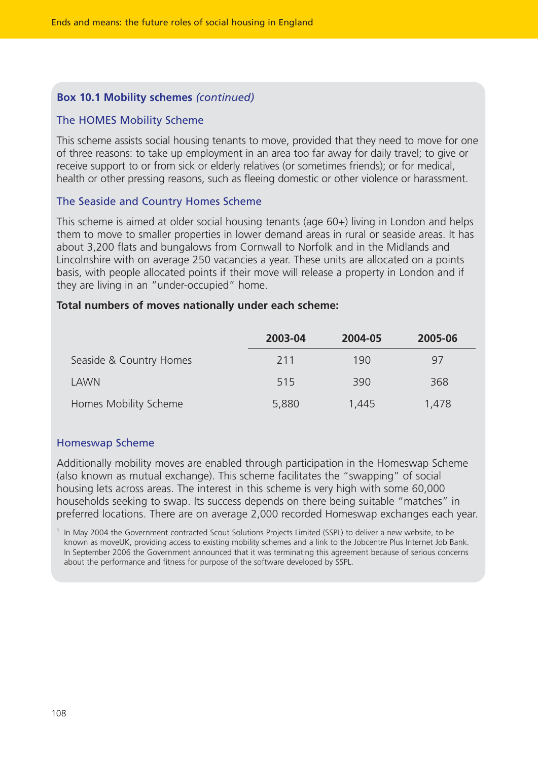### Box 10.1 Mobility schemes *(continued)*

#### The HOMES Mobility Scheme

This scheme assists social housing tenants to move, provided that they need to move for one of three reasons: to take up employment in an area too far away for daily travel; to give or receive support to or from sick or elderly relatives (or sometimes friends); or for medical, health or other pressing reasons, such as fleeing domestic or other violence or harassment.

#### The Seaside and Country Homes Scheme

This scheme is aimed at older social housing tenants (age 60+) living in London and helps them to move to smaller properties in lower demand areas in rural or seaside areas. It has about 3,200 flats and bungalows from Cornwall to Norfolk and in the Midlands and Lincolnshire with on average 250 vacancies a year. These units are allocated on a points basis, with people allocated points if their move will release a property in London and if they are living in an "under-occupied" home.

**Total numbers of moves nationally under each scheme:**

| | 2003-04 | 2004-05 | 2005-06 |
|---|---|---|---|
| Seaside & Country Homes | 211 | 190 | 97 |
| LAWN | 515 | 390 | 368 |
| Homes Mobility Scheme | 5,880 | 1,445 | 1,478 |

#### Homeswap Scheme

Additionally mobility moves are enabled through participation in the Homeswap Scheme (also known as mutual exchange). This scheme facilitates the "swapping" of social housing lets across areas. The interest in this scheme is very high with some 60,000 households seeking to swap. Its success depends on there being suitable "matches" in preferred locations. There are on average 2,000 recorded Homeswap exchanges each year.

[1] In May 2004 the Government contracted Scout Solutions Projects Limited (SSPL) to deliver a new website, to be known as moveUK, providing access to existing mobility schemes and a link to the Jobcentre Plus Internet Job Bank. In September 2006 the Government announced that it was terminating this agreement because of serious concerns about the performance and fitness for purpose of the software developed by SSPL.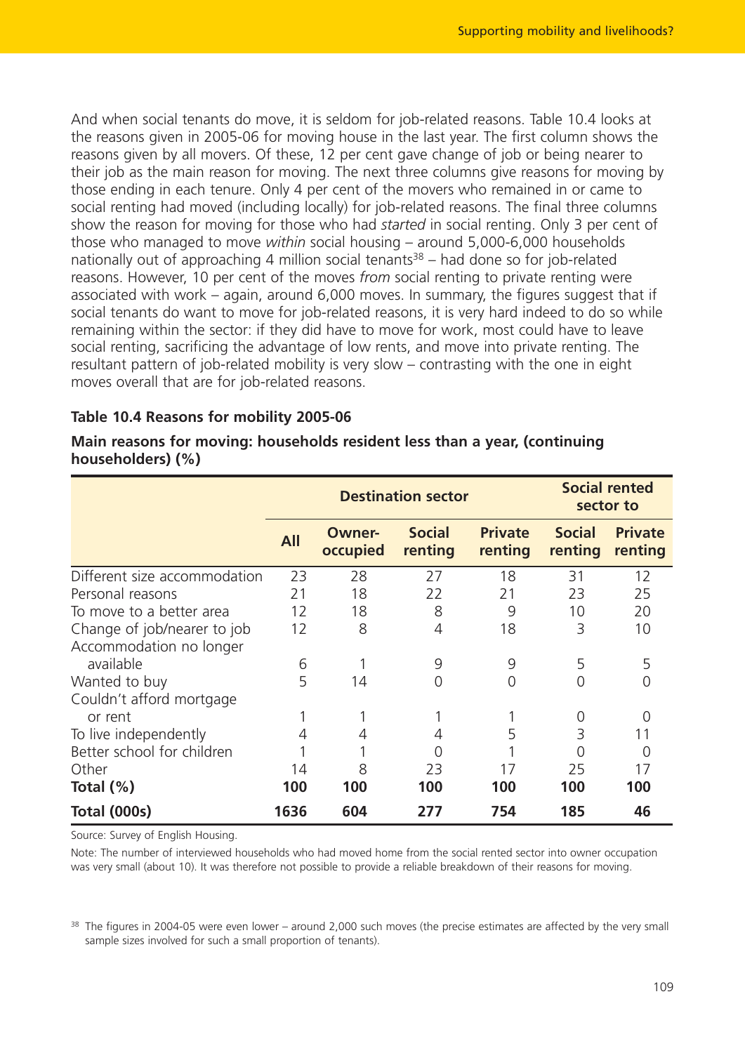And when social tenants do move, it is seldom for job-related reasons. Table 10.4 looks at the reasons given in 2005-06 for moving house in the last year. The first column shows the reasons given by all movers. Of these, 12 per cent gave change of job or being nearer to their job as the main reason for moving. The next three columns give reasons for moving by those ending in each tenure. Only 4 per cent of the movers who remained in or came to social renting had moved (including locally) for job-related reasons. The final three columns show the reason for moving for those who had *started* in social renting. Only 3 per cent of those who managed to move *within* social housing – around 5,000-6,000 households nationally out of approaching 4 million social tenants[38] – had done so for job-related reasons. However, 10 per cent of the moves *from* social renting to private renting were associated with work – again, around 6,000 moves. In summary, the figures suggest that if social tenants do want to move for job-related reasons, it is very hard indeed to do so while remaining within the sector: if they did have to move for work, most could have to leave social renting, sacrificing the advantage of low rents, and move into private renting. The resultant pattern of job-related mobility is very slow – contrasting with the one in eight moves overall that are for job-related reasons.

**Table 10.4 Reasons for mobility 2005-06**

**Main reasons for moving: households resident less than a year, (continuing householders) (%)**

| | Destination sector | | | | Social rented sector to | |
|---|---|---|---|---|---|---|
| | **All** | **Owner-occupied** | **Social renting** | **Private renting** | **Social renting** | **Private renting** |
| Different size accommodation | 23 | 28 | 27 | 18 | 31 | 12 |
| Personal reasons | 21 | 18 | 22 | 21 | 23 | 25 |
| To move to a better area | 12 | 18 | 8 | 9 | 10 | 20 |
| Change of job/nearer to job | 12 | 8 | 4 | 18 | 3 | 10 |
| Accommodation no longer available | 6 | 1 | 9 | 9 | 5 | 5 |
| Wanted to buy | 5 | 14 | 0 | 0 | 0 | 0 |
| Couldn't afford mortgage or rent | 1 | 1 | 1 | 1 | 0 | 0 |
| To live independently | 4 | 4 | 4 | 5 | 3 | 11 |
| Better school for children | 1 | 1 | 0 | 1 | 0 | 0 |
| Other | 14 | 8 | 23 | 17 | 25 | 17 |
| **Total (%)** | **100** | **100** | **100** | **100** | **100** | **100** |
| **Total (000s)** | **1636** | **604** | **277** | **754** | **185** | **46** |

Source: Survey of English Housing.

Note: The number of interviewed households who had moved home from the social rented sector into owner occupation was very small (about 10). It was therefore not possible to provide a reliable breakdown of their reasons for moving.

[38] The figures in 2004-05 were even lower – around 2,000 such moves (the precise estimates are affected by the very small sample sizes involved for such a small proportion of tenants).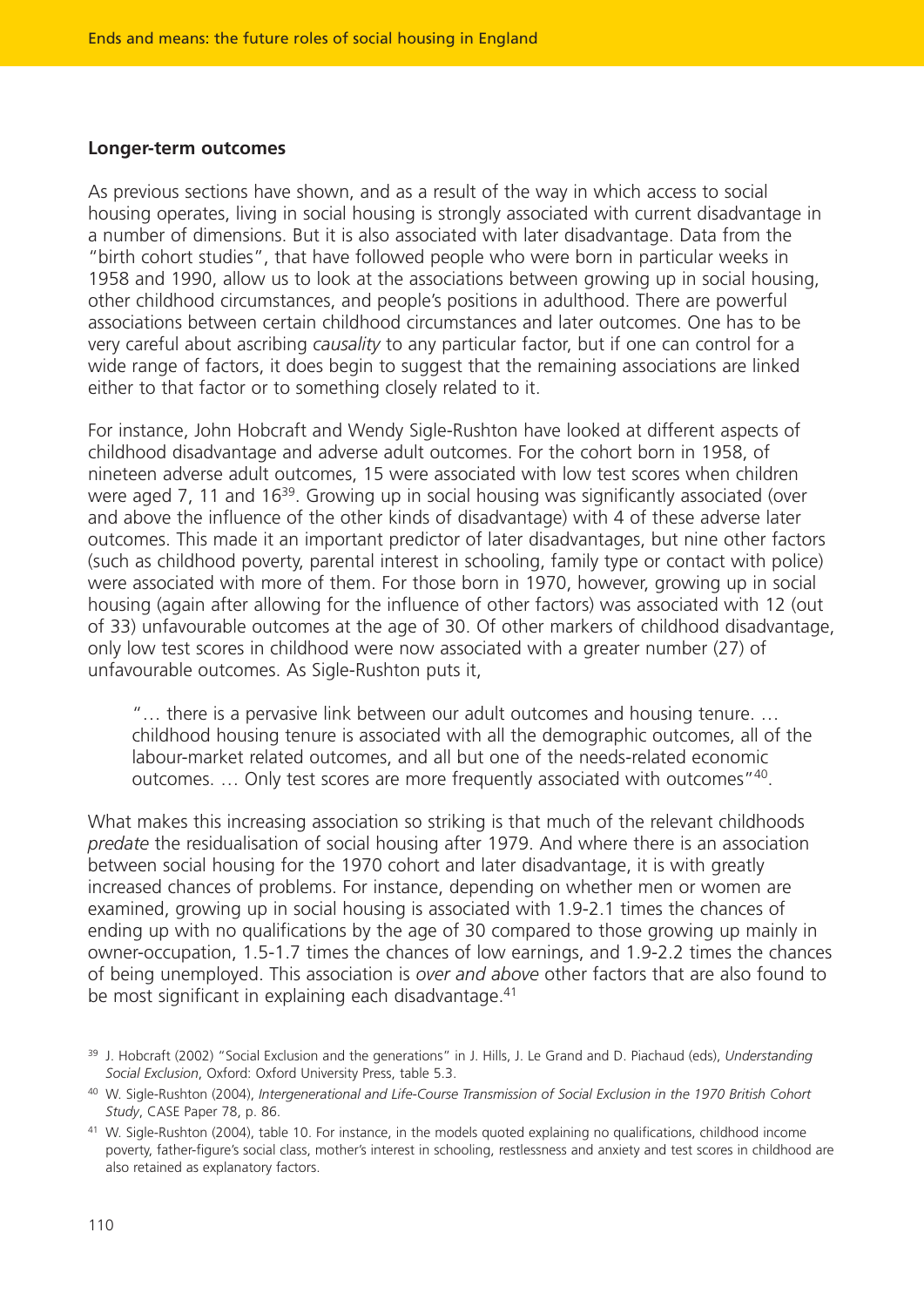**Longer-term outcomes**

As previous sections have shown, and as a result of the way in which access to social housing operates, living in social housing is strongly associated with current disadvantage in a number of dimensions. But it is also associated with later disadvantage. Data from the "birth cohort studies", that have followed people who were born in particular weeks in 1958 and 1990, allow us to look at the associations between growing up in social housing, other childhood circumstances, and people's positions in adulthood. There are powerful associations between certain childhood circumstances and later outcomes. One has to be very careful about ascribing *causality* to any particular factor, but if one can control for a wide range of factors, it does begin to suggest that the remaining associations are linked either to that factor or to something closely related to it.

For instance, John Hobcraft and Wendy Sigle-Rushton have looked at different aspects of childhood disadvantage and adverse adult outcomes. For the cohort born in 1958, of nineteen adverse adult outcomes, 15 were associated with low test scores when children were aged 7, 11 and 16[39]. Growing up in social housing was significantly associated (over and above the influence of the other kinds of disadvantage) with 4 of these adverse later outcomes. This made it an important predictor of later disadvantages, but nine other factors (such as childhood poverty, parental interest in schooling, family type or contact with police) were associated with more of them. For those born in 1970, however, growing up in social housing (again after allowing for the influence of other factors) was associated with 12 (out of 33) unfavourable outcomes at the age of 30. Of other markers of childhood disadvantage, only low test scores in childhood were now associated with a greater number (27) of unfavourable outcomes. As Sigle-Rushton puts it,

> "… there is a pervasive link between our adult outcomes and housing tenure. … childhood housing tenure is associated with all the demographic outcomes, all of the labour-market related outcomes, and all but one of the needs-related economic outcomes. … Only test scores are more frequently associated with outcomes"[40].

What makes this increasing association so striking is that much of the relevant childhoods *predate* the residualisation of social housing after 1979. And where there is an association between social housing for the 1970 cohort and later disadvantage, it is with greatly increased chances of problems. For instance, depending on whether men or women are examined, growing up in social housing is associated with 1.9-2.1 times the chances of ending up with no qualifications by the age of 30 compared to those growing up mainly in owner-occupation, 1.5-1.7 times the chances of low earnings, and 1.9-2.2 times the chances of being unemployed. This association is *over and above* other factors that are also found to be most significant in explaining each disadvantage.[41]

[39] J. Hobcraft (2002) "Social Exclusion and the generations" in J. Hills, J. Le Grand and D. Piachaud (eds), *Understanding Social Exclusion*, Oxford: Oxford University Press, table 5.3.

[40] W. Sigle-Rushton (2004), *Intergenerational and Life-Course Transmission of Social Exclusion in the 1970 British Cohort Study*, CASE Paper 78, p. 86.

[41] W. Sigle-Rushton (2004), table 10. For instance, in the models quoted explaining no qualifications, childhood income poverty, father-figure's social class, mother's interest in schooling, restlessness and anxiety and test scores in childhood are also retained as explanatory factors.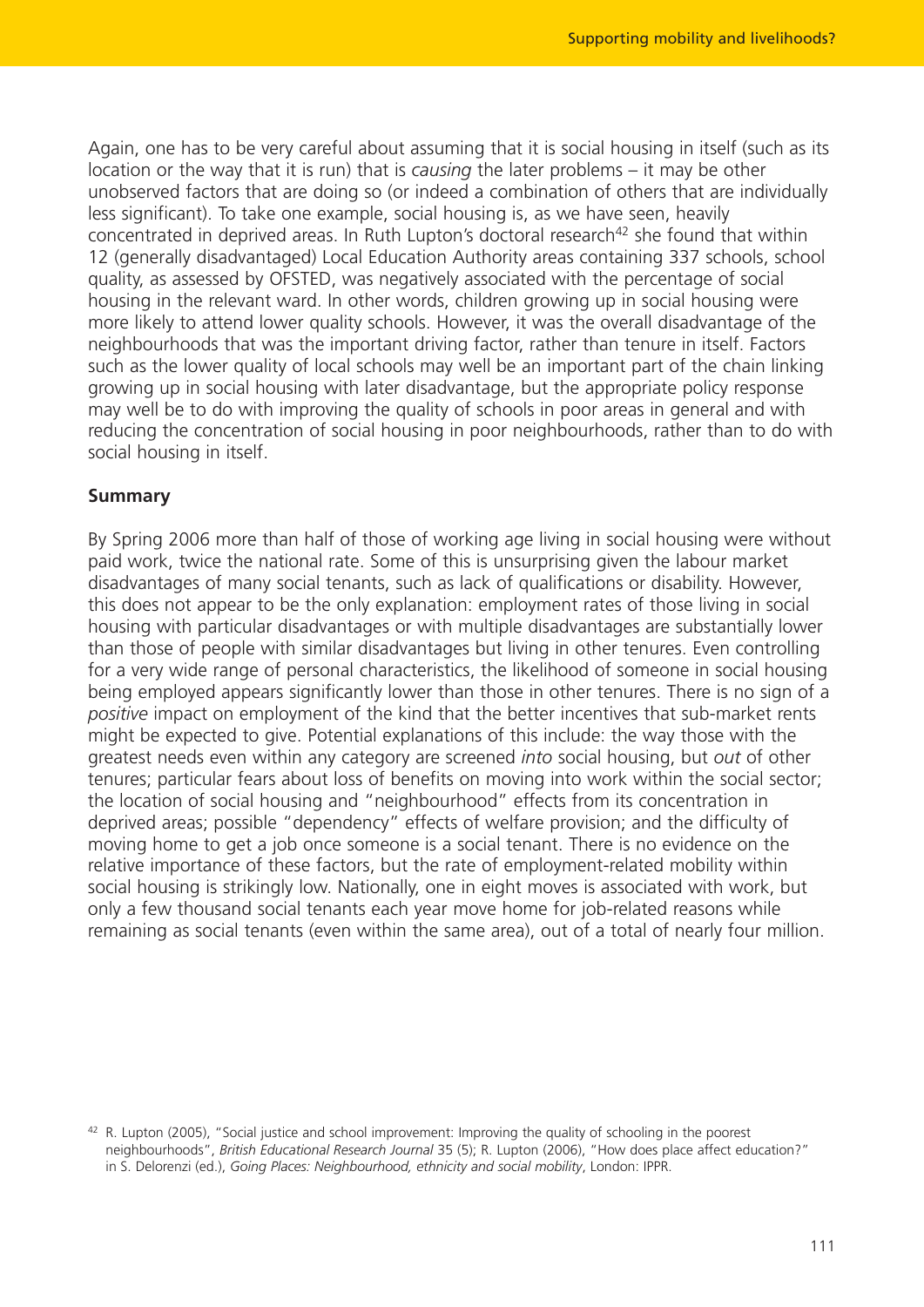Again, one has to be very careful about assuming that it is social housing in itself (such as its location or the way that it is run) that is *causing* the later problems – it may be other unobserved factors that are doing so (or indeed a combination of others that are individually less significant). To take one example, social housing is, as we have seen, heavily concentrated in deprived areas. In Ruth Lupton's doctoral research[42] she found that within 12 (generally disadvantaged) Local Education Authority areas containing 337 schools, school quality, as assessed by OFSTED, was negatively associated with the percentage of social housing in the relevant ward. In other words, children growing up in social housing were more likely to attend lower quality schools. However, it was the overall disadvantage of the neighbourhoods that was the important driving factor, rather than tenure in itself. Factors such as the lower quality of local schools may well be an important part of the chain linking growing up in social housing with later disadvantage, but the appropriate policy response may well be to do with improving the quality of schools in poor areas in general and with reducing the concentration of social housing in poor neighbourhoods, rather than to do with social housing in itself.

**Summary**

By Spring 2006 more than half of those of working age living in social housing were without paid work, twice the national rate. Some of this is unsurprising given the labour market disadvantages of many social tenants, such as lack of qualifications or disability. However, this does not appear to be the only explanation: employment rates of those living in social housing with particular disadvantages or with multiple disadvantages are substantially lower than those of people with similar disadvantages but living in other tenures. Even controlling for a very wide range of personal characteristics, the likelihood of someone in social housing being employed appears significantly lower than those in other tenures. There is no sign of a *positive* impact on employment of the kind that the better incentives that sub-market rents might be expected to give. Potential explanations of this include: the way those with the greatest needs even within any category are screened *into* social housing, but *out* of other tenures; particular fears about loss of benefits on moving into work within the social sector; the location of social housing and "neighbourhood" effects from its concentration in deprived areas; possible "dependency" effects of welfare provision; and the difficulty of moving home to get a job once someone is a social tenant. There is no evidence on the relative importance of these factors, but the rate of employment-related mobility within social housing is strikingly low. Nationally, one in eight moves is associated with work, but only a few thousand social tenants each year move home for job-related reasons while remaining as social tenants (even within the same area), out of a total of nearly four million.

[42] R. Lupton (2005), "Social justice and school improvement: Improving the quality of schooling in the poorest neighbourhoods", *British Educational Research Journal* 35 (5); R. Lupton (2006), "How does place affect education?" in S. Delorenzi (ed.), *Going Places: Neighbourhood, ethnicity and social mobility*, London: IPPR.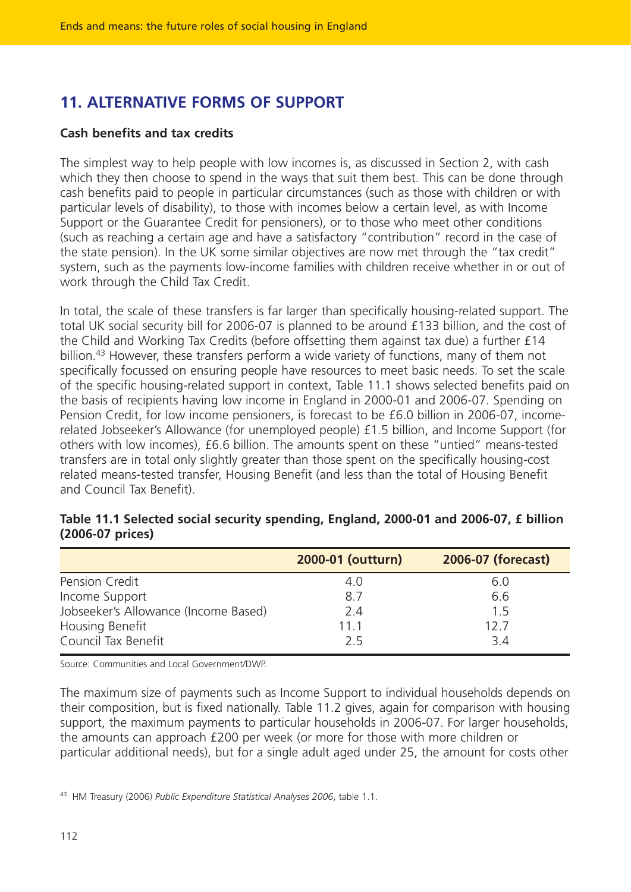## 11. ALTERNATIVE FORMS OF SUPPORT

### Cash benefits and tax credits

The simplest way to help people with low incomes is, as discussed in Section 2, with cash which they then choose to spend in the ways that suit them best. This can be done through cash benefits paid to people in particular circumstances (such as those with children or with particular levels of disability), to those with incomes below a certain level, as with Income Support or the Guarantee Credit for pensioners), or to those who meet other conditions (such as reaching a certain age and have a satisfactory "contribution" record in the case of the state pension). In the UK some similar objectives are now met through the "tax credit" system, such as the payments low-income families with children receive whether in or out of work through the Child Tax Credit.

In total, the scale of these transfers is far larger than specifically housing-related support. The total UK social security bill for 2006-07 is planned to be around £133 billion, and the cost of the Child and Working Tax Credits (before offsetting them against tax due) a further £14 billion.[43] However, these transfers perform a wide variety of functions, many of them not specifically focussed on ensuring people have resources to meet basic needs. To set the scale of the specific housing-related support in context, Table 11.1 shows selected benefits paid on the basis of recipients having low income in England in 2000-01 and 2006-07. Spending on Pension Credit, for low income pensioners, is forecast to be £6.0 billion in 2006-07, income-related Jobseeker's Allowance (for unemployed people) £1.5 billion, and Income Support (for others with low incomes), £6.6 billion. The amounts spent on these "untied" means-tested transfers are in total only slightly greater than those spent on the specifically housing-cost related means-tested transfer, Housing Benefit (and less than the total of Housing Benefit and Council Tax Benefit).

**Table 11.1 Selected social security spending, England, 2000-01 and 2006-07, £ billion (2006-07 prices)**

| | 2000-01 (outturn) | 2006-07 (forecast) |
|---|---|---|
| Pension Credit | 4.0 | 6.0 |
| Income Support | 8.7 | 6.6 |
| Jobseeker's Allowance (Income Based) | 2.4 | 1.5 |
| Housing Benefit | 11.1 | 12.7 |
| Council Tax Benefit | 2.5 | 3.4 |

Source: Communities and Local Government/DWP.

The maximum size of payments such as Income Support to individual households depends on their composition, but is fixed nationally. Table 11.2 gives, again for comparison with housing support, the maximum payments to particular households in 2006-07. For larger households, the amounts can approach £200 per week (or more for those with more children or particular additional needs), but for a single adult aged under 25, the amount for costs other

[43] HM Treasury (2006) *Public Expenditure Statistical Analyses 2006*, table 1.1.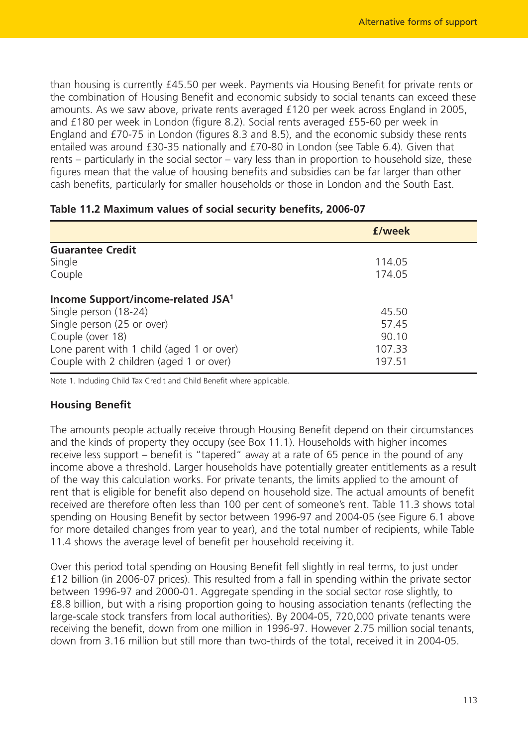than housing is currently £45.50 per week. Payments via Housing Benefit for private rents or the combination of Housing Benefit and economic subsidy to social tenants can exceed these amounts. As we saw above, private rents averaged £120 per week across England in 2005, and £180 per week in London (figure 8.2). Social rents averaged £55-60 per week in England and £70-75 in London (figures 8.3 and 8.5), and the economic subsidy these rents entailed was around £30-35 nationally and £70-80 in London (see Table 6.4). Given that rents – particularly in the social sector – vary less than in proportion to household size, these figures mean that the value of housing benefits and subsidies can be far larger than other cash benefits, particularly for smaller households or those in London and the South East.

**Table 11.2 Maximum values of social security benefits, 2006-07**

| | £/week |
|---|---|
| **Guarantee Credit** | |
| Single | 114.05 |
| Couple | 174.05 |
| **Income Support/income-related JSA[1]** | |
| Single person (18-24) | 45.50 |
| Single person (25 or over) | 57.45 |
| Couple (over 18) | 90.10 |
| Lone parent with 1 child (aged 1 or over) | 107.33 |
| Couple with 2 children (aged 1 or over) | 197.51 |

Note 1. Including Child Tax Credit and Child Benefit where applicable.

### Housing Benefit

The amounts people actually receive through Housing Benefit depend on their circumstances and the kinds of property they occupy (see Box 11.1). Households with higher incomes receive less support – benefit is "tapered" away at a rate of 65 pence in the pound of any income above a threshold. Larger households have potentially greater entitlements as a result of the way this calculation works. For private tenants, the limits applied to the amount of rent that is eligible for benefit also depend on household size. The actual amounts of benefit received are therefore often less than 100 per cent of someone's rent. Table 11.3 shows total spending on Housing Benefit by sector between 1996-97 and 2004-05 (see Figure 6.1 above for more detailed changes from year to year), and the total number of recipients, while Table 11.4 shows the average level of benefit per household receiving it.

Over this period total spending on Housing Benefit fell slightly in real terms, to just under £12 billion (in 2006-07 prices). This resulted from a fall in spending within the private sector between 1996-97 and 2000-01. Aggregate spending in the social sector rose slightly, to £8.8 billion, but with a rising proportion going to housing association tenants (reflecting the large-scale stock transfers from local authorities). By 2004-05, 720,000 private tenants were receiving the benefit, down from one million in 1996-97. However 2.75 million social tenants, down from 3.16 million but still more than two-thirds of the total, received it in 2004-05.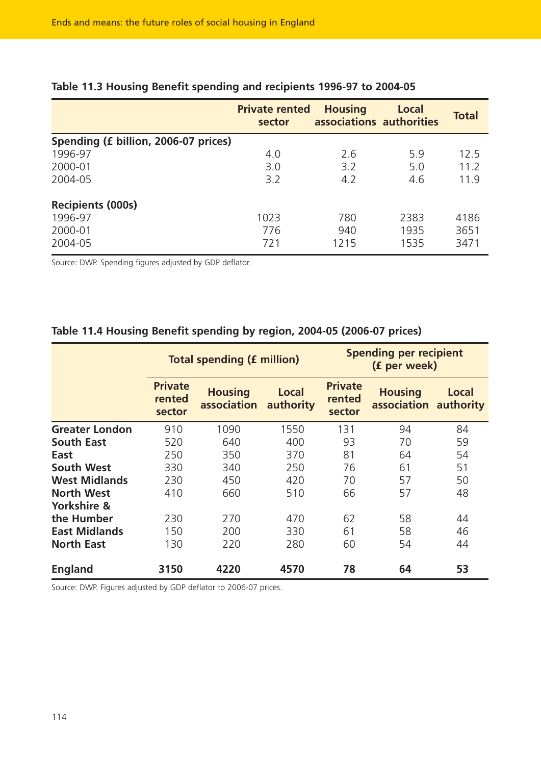### Table 11.3 Housing Benefit spending and recipients 1996-97 to 2004-05

| | Private rented sector | Housing associations | Local authorities | Total |
|---|---|---|---|---|
| **Spending (£ billion, 2006-07 prices)** | | | | |
| 1996-97 | 4.0 | 2.6 | 5.9 | 12.5 |
| 2000-01 | 3.0 | 3.2 | 5.0 | 11.2 |
| 2004-05 | 3.2 | 4.2 | 4.6 | 11.9 |
| **Recipients (000s)** | | | | |
| 1996-97 | 1023 | 780 | 2383 | 4186 |
| 2000-01 | 776 | 940 | 1935 | 3651 |
| 2004-05 | 721 | 1215 | 1535 | 3471 |

Source: DWP. Spending figures adjusted by GDP deflator.

### Table 11.4 Housing Benefit spending by region, 2004-05 (2006-07 prices)

| | Total spending (£ million) | | | Spending per recipient (£ per week) | | |
|---|---|---|---|---|---|---|
| | Private rented sector | Housing association | Local authority | Private rented sector | Housing association | Local authority |
| **Greater London** | 910 | 1090 | 1550 | 131 | 94 | 84 |
| **South East** | 520 | 640 | 400 | 93 | 70 | 59 |
| **East** | 250 | 350 | 370 | 81 | 64 | 54 |
| **South West** | 330 | 340 | 250 | 76 | 61 | 51 |
| **West Midlands** | 230 | 450 | 420 | 70 | 57 | 50 |
| **North West** | 410 | 660 | 510 | 66 | 57 | 48 |
| **Yorkshire & the Humber** | 230 | 270 | 470 | 62 | 58 | 44 |
| **East Midlands** | 150 | 200 | 330 | 61 | 58 | 46 |
| **North East** | 130 | 220 | 280 | 60 | 54 | 44 |
| **England** | **3150** | **4220** | **4570** | **78** | **64** | **53** |

Source: DWP. Figures adjusted by GDP deflator to 2006-07 prices.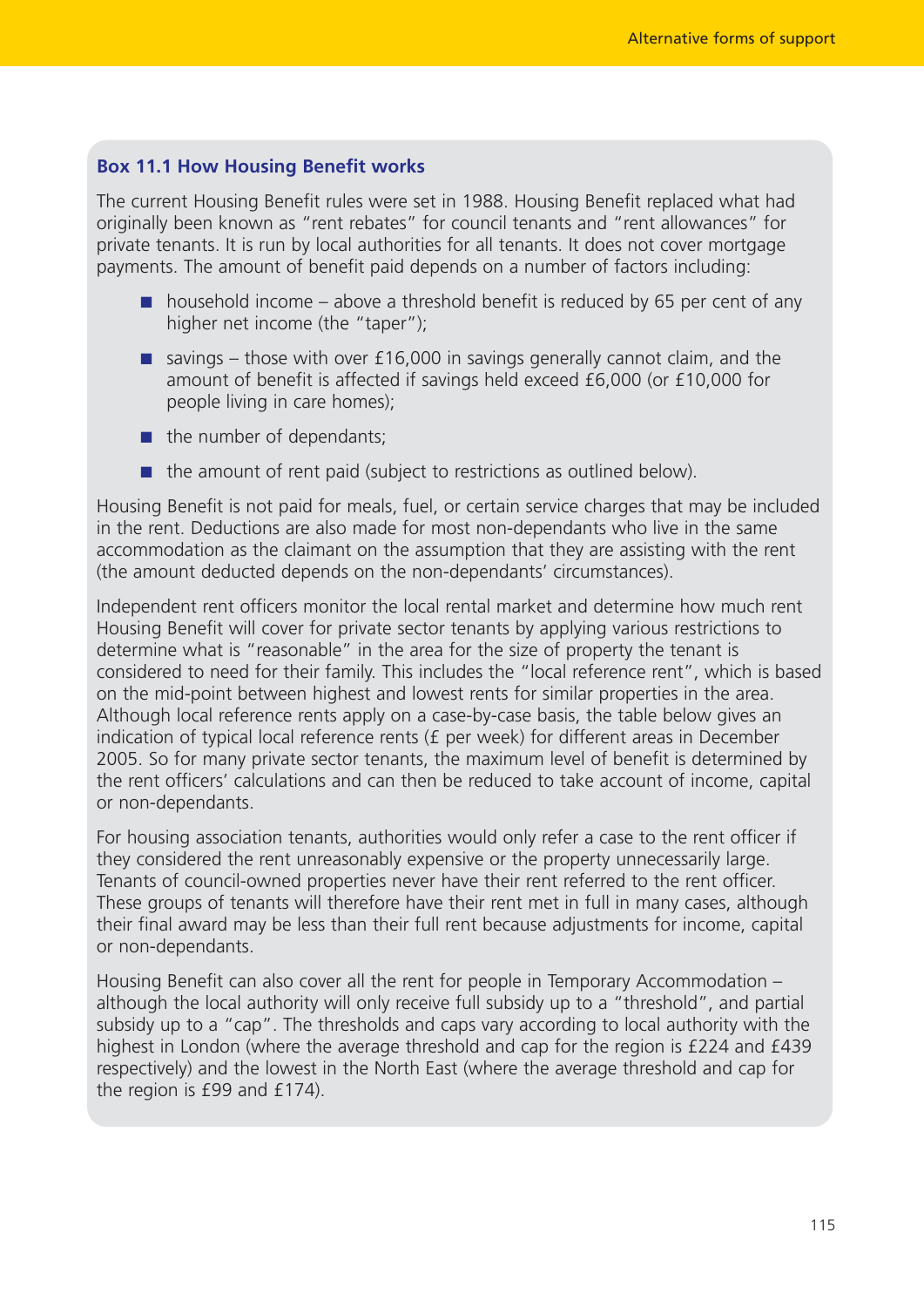**Box 11.1 How Housing Benefit works**

The current Housing Benefit rules were set in 1988. Housing Benefit replaced what had originally been known as "rent rebates" for council tenants and "rent allowances" for private tenants. It is run by local authorities for all tenants. It does not cover mortgage payments. The amount of benefit paid depends on a number of factors including:

- household income – above a threshold benefit is reduced by 65 per cent of any higher net income (the "taper");
- savings – those with over £16,000 in savings generally cannot claim, and the amount of benefit is affected if savings held exceed £6,000 (or £10,000 for people living in care homes);
- the number of dependants;
- the amount of rent paid (subject to restrictions as outlined below).

Housing Benefit is not paid for meals, fuel, or certain service charges that may be included in the rent. Deductions are also made for most non-dependants who live in the same accommodation as the claimant on the assumption that they are assisting with the rent (the amount deducted depends on the non-dependants' circumstances).

Independent rent officers monitor the local rental market and determine how much rent Housing Benefit will cover for private sector tenants by applying various restrictions to determine what is "reasonable" in the area for the size of property the tenant is considered to need for their family. This includes the "local reference rent", which is based on the mid-point between highest and lowest rents for similar properties in the area. Although local reference rents apply on a case-by-case basis, the table below gives an indication of typical local reference rents (£ per week) for different areas in December 2005. So for many private sector tenants, the maximum level of benefit is determined by the rent officers' calculations and can then be reduced to take account of income, capital or non-dependants.

For housing association tenants, authorities would only refer a case to the rent officer if they considered the rent unreasonably expensive or the property unnecessarily large. Tenants of council-owned properties never have their rent referred to the rent officer. These groups of tenants will therefore have their rent met in full in many cases, although their final award may be less than their full rent because adjustments for income, capital or non-dependants.

Housing Benefit can also cover all the rent for people in Temporary Accommodation – although the local authority will only receive full subsidy up to a "threshold", and partial subsidy up to a "cap". The thresholds and caps vary according to local authority with the highest in London (where the average threshold and cap for the region is £224 and £439 respectively) and the lowest in the North East (where the average threshold and cap for the region is £99 and £174).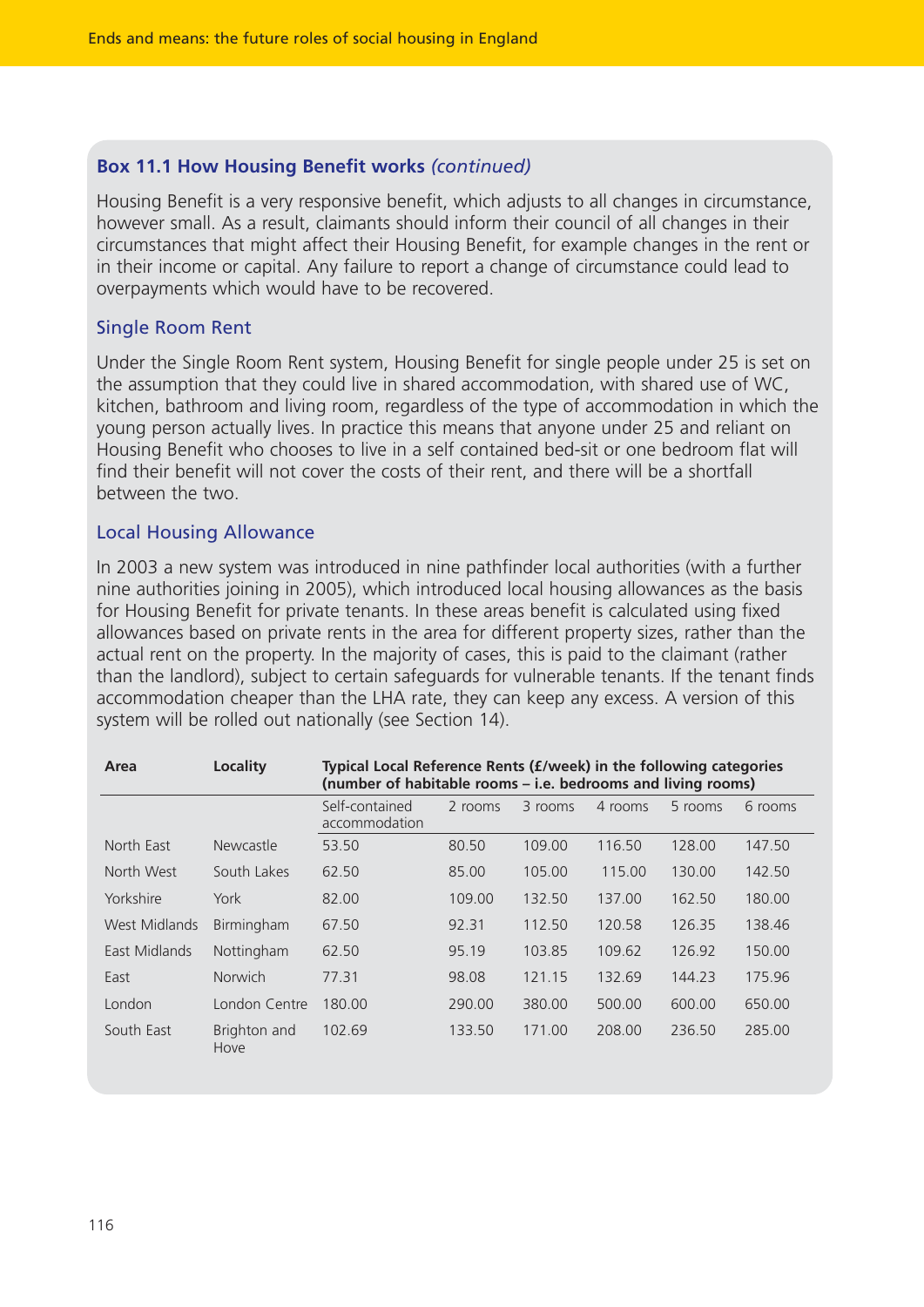## Box 11.1 How Housing Benefit works *(continued)*

Housing Benefit is a very responsive benefit, which adjusts to all changes in circumstance, however small. As a result, claimants should inform their council of all changes in their circumstances that might affect their Housing Benefit, for example changes in the rent or in their income or capital. Any failure to report a change of circumstance could lead to overpayments which would have to be recovered.

### Single Room Rent

Under the Single Room Rent system, Housing Benefit for single people under 25 is set on the assumption that they could live in shared accommodation, with shared use of WC, kitchen, bathroom and living room, regardless of the type of accommodation in which the young person actually lives. In practice this means that anyone under 25 and reliant on Housing Benefit who chooses to live in a self contained bed-sit or one bedroom flat will find their benefit will not cover the costs of their rent, and there will be a shortfall between the two.

### Local Housing Allowance

In 2003 a new system was introduced in nine pathfinder local authorities (with a further nine authorities joining in 2005), which introduced local housing allowances as the basis for Housing Benefit for private tenants. In these areas benefit is calculated using fixed allowances based on private rents in the area for different property sizes, rather than the actual rent on the property. In the majority of cases, this is paid to the claimant (rather than the landlord), subject to certain safeguards for vulnerable tenants. If the tenant finds accommodation cheaper than the LHA rate, they can keep any excess. A version of this system will be rolled out nationally (see Section 14).

| Area | Locality | Typical Local Reference Rents (£/week) in the following categories (number of habitable rooms – i.e. bedrooms and living rooms) | | | | | |
|---|---|---|---|---|---|---|---|
| | | Self-contained accommodation | 2 rooms | 3 rooms | 4 rooms | 5 rooms | 6 rooms |
| North East | Newcastle | 53.50 | 80.50 | 109.00 | 116.50 | 128.00 | 147.50 |
| North West | South Lakes | 62.50 | 85.00 | 105.00 | 115.00 | 130.00 | 142.50 |
| Yorkshire | York | 82.00 | 109.00 | 132.50 | 137.00 | 162.50 | 180.00 |
| West Midlands | Birmingham | 67.50 | 92.31 | 112.50 | 120.58 | 126.35 | 138.46 |
| East Midlands | Nottingham | 62.50 | 95.19 | 103.85 | 109.62 | 126.92 | 150.00 |
| East | Norwich | 77.31 | 98.08 | 121.15 | 132.69 | 144.23 | 175.96 |
| London | London Centre | 180.00 | 290.00 | 380.00 | 500.00 | 600.00 | 650.00 |
| South East | Brighton and Hove | 102.69 | 133.50 | 171.00 | 208.00 | 236.50 | 285.00 |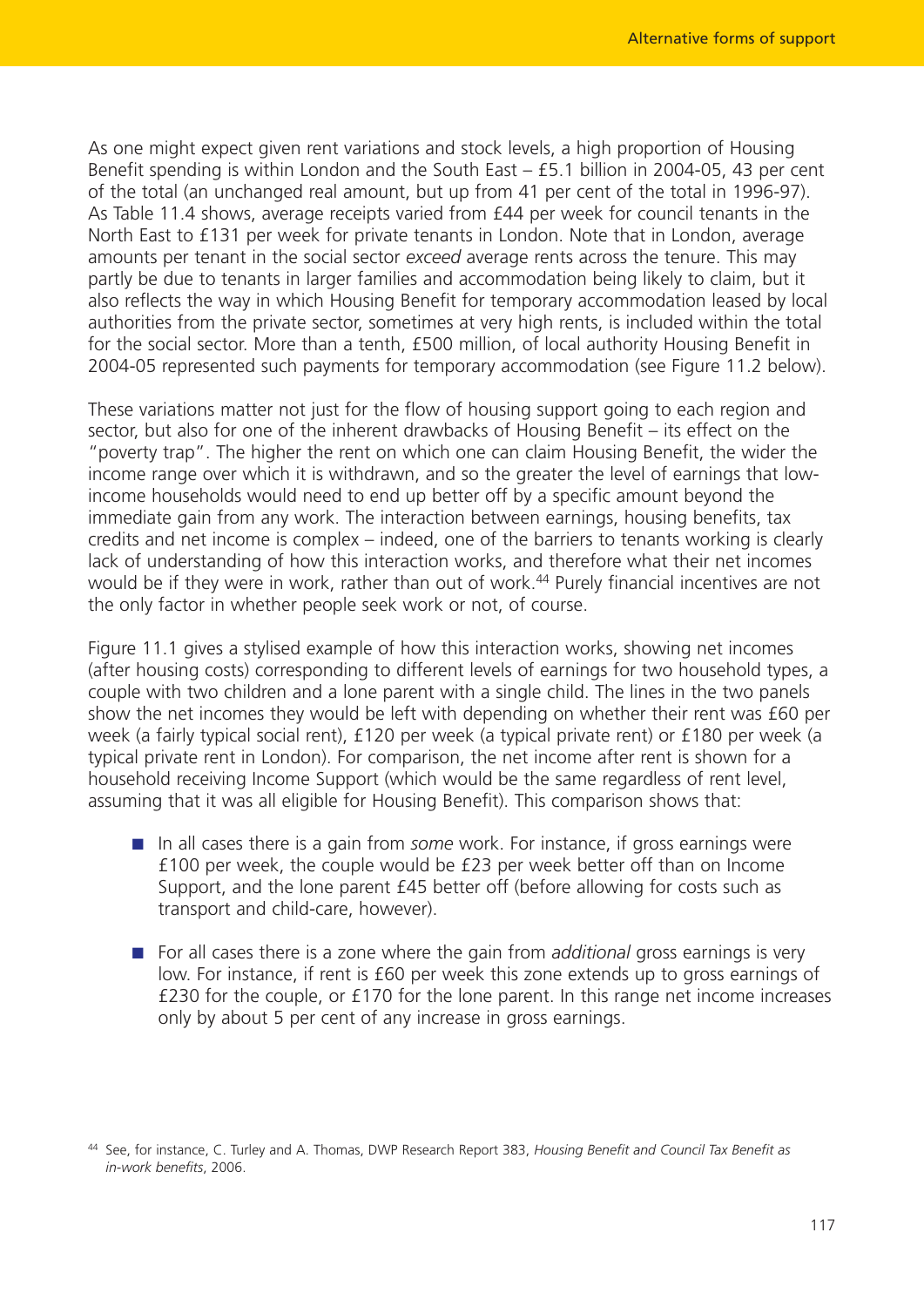As one might expect given rent variations and stock levels, a high proportion of Housing Benefit spending is within London and the South East – £5.1 billion in 2004-05, 43 per cent of the total (an unchanged real amount, but up from 41 per cent of the total in 1996-97). As Table 11.4 shows, average receipts varied from £44 per week for council tenants in the North East to £131 per week for private tenants in London. Note that in London, average amounts per tenant in the social sector *exceed* average rents across the tenure. This may partly be due to tenants in larger families and accommodation being likely to claim, but it also reflects the way in which Housing Benefit for temporary accommodation leased by local authorities from the private sector, sometimes at very high rents, is included within the total for the social sector. More than a tenth, £500 million, of local authority Housing Benefit in 2004-05 represented such payments for temporary accommodation (see Figure 11.2 below).

These variations matter not just for the flow of housing support going to each region and sector, but also for one of the inherent drawbacks of Housing Benefit – its effect on the "poverty trap". The higher the rent on which one can claim Housing Benefit, the wider the income range over which it is withdrawn, and so the greater the level of earnings that low-income households would need to end up better off by a specific amount beyond the immediate gain from any work. The interaction between earnings, housing benefits, tax credits and net income is complex – indeed, one of the barriers to tenants working is clearly lack of understanding of how this interaction works, and therefore what their net incomes would be if they were in work, rather than out of work.[44] Purely financial incentives are not the only factor in whether people seek work or not, of course.

Figure 11.1 gives a stylised example of how this interaction works, showing net incomes (after housing costs) corresponding to different levels of earnings for two household types, a couple with two children and a lone parent with a single child. The lines in the two panels show the net incomes they would be left with depending on whether their rent was £60 per week (a fairly typical social rent), £120 per week (a typical private rent) or £180 per week (a typical private rent in London). For comparison, the net income after rent is shown for a household receiving Income Support (which would be the same regardless of rent level, assuming that it was all eligible for Housing Benefit). This comparison shows that:

- In all cases there is a gain from *some* work. For instance, if gross earnings were £100 per week, the couple would be £23 per week better off than on Income Support, and the lone parent £45 better off (before allowing for costs such as transport and child-care, however).

- For all cases there is a zone where the gain from *additional* gross earnings is very low. For instance, if rent is £60 per week this zone extends up to gross earnings of £230 for the couple, or £170 for the lone parent. In this range net income increases only by about 5 per cent of any increase in gross earnings.

[44] See, for instance, C. Turley and A. Thomas, DWP Research Report 383, *Housing Benefit and Council Tax Benefit as in-work benefits*, 2006.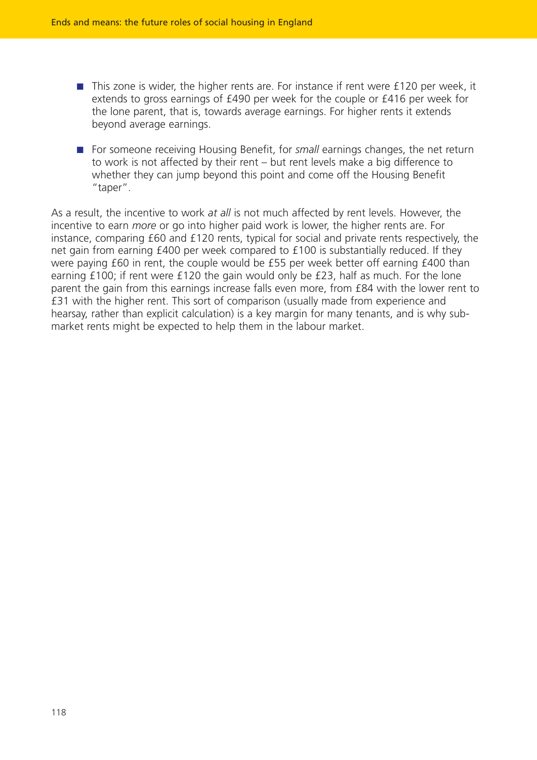- This zone is wider, the higher rents are. For instance if rent were £120 per week, it extends to gross earnings of £490 per week for the couple or £416 per week for the lone parent, that is, towards average earnings. For higher rents it extends beyond average earnings.
- For someone receiving Housing Benefit, for *small* earnings changes, the net return to work is not affected by their rent – but rent levels make a big difference to whether they can jump beyond this point and come off the Housing Benefit "taper".

As a result, the incentive to work *at all* is not much affected by rent levels. However, the incentive to earn *more* or go into higher paid work is lower, the higher rents are. For instance, comparing £60 and £120 rents, typical for social and private rents respectively, the net gain from earning £400 per week compared to £100 is substantially reduced. If they were paying £60 in rent, the couple would be £55 per week better off earning £400 than earning £100; if rent were £120 the gain would only be £23, half as much. For the lone parent the gain from this earnings increase falls even more, from £84 with the lower rent to £31 with the higher rent. This sort of comparison (usually made from experience and hearsay, rather than explicit calculation) is a key margin for many tenants, and is why sub-market rents might be expected to help them in the labour market.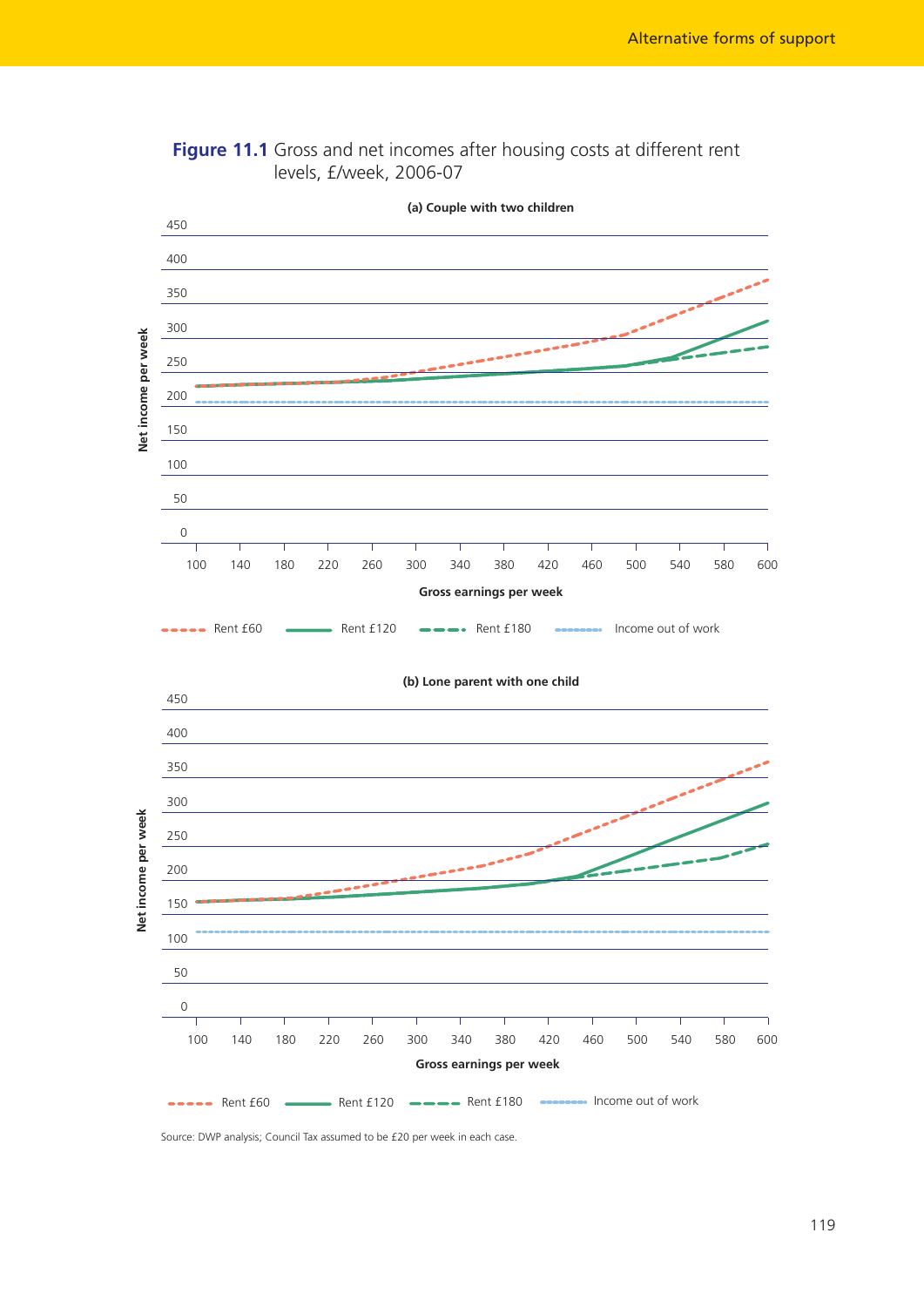**Figure 11.1** Gross and net incomes after housing costs at different rent levels, £/week, 2006-07

(a) Couple with two children

Net income per week

450
400
350
300
250
200
150
100
50
0

100 140 180 220 260 300 340 380 420 460 500 540 580 600

Gross earnings per week

Rent £60 Rent £120 Rent £180 Income out of work

(b) Lone parent with one child

Net income per week

450
400
350
300
250
200
150
100
50
0

100 140 180 220 260 300 340 380 420 460 500 540 580 600

Gross earnings per week

Rent £60 Rent £120 Rent £180 Income out of work

Source: DWP analysis; Council Tax assumed to be £20 per week in each case.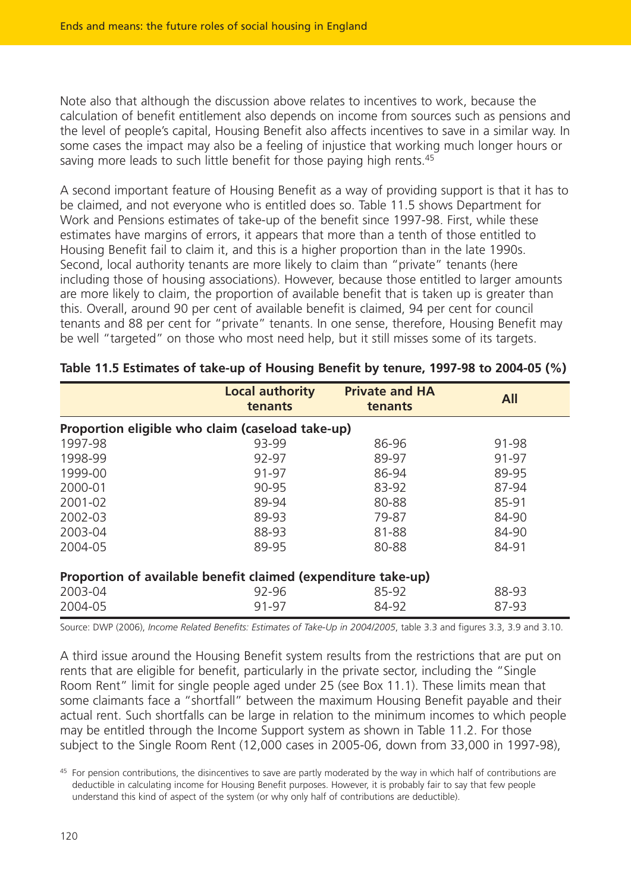Note also that although the discussion above relates to incentives to work, because the calculation of benefit entitlement also depends on income from sources such as pensions and the level of people's capital, Housing Benefit also affects incentives to save in a similar way. In some cases the impact may also be a feeling of injustice that working much longer hours or saving more leads to such little benefit for those paying high rents.[45]

A second important feature of Housing Benefit as a way of providing support is that it has to be claimed, and not everyone who is entitled does so. Table 11.5 shows Department for Work and Pensions estimates of take-up of the benefit since 1997-98. First, while these estimates have margins of errors, it appears that more than a tenth of those entitled to Housing Benefit fail to claim it, and this is a higher proportion than in the late 1990s. Second, local authority tenants are more likely to claim than "private" tenants (here including those of housing associations). However, because those entitled to larger amounts are more likely to claim, the proportion of available benefit that is taken up is greater than this. Overall, around 90 per cent of available benefit is claimed, 94 per cent for council tenants and 88 per cent for "private" tenants. In one sense, therefore, Housing Benefit may be well "targeted" on those who most need help, but it still misses some of its targets.

**Table 11.5 Estimates of take-up of Housing Benefit by tenure, 1997-98 to 2004-05 (%)**

| | Local authority tenants | Private and HA tenants | All |
|---|---|---|---|
| **Proportion eligible who claim (caseload take-up)** | | | |
| 1997-98 | 93-99 | 86-96 | 91-98 |
| 1998-99 | 92-97 | 89-97 | 91-97 |
| 1999-00 | 91-97 | 86-94 | 89-95 |
| 2000-01 | 90-95 | 83-92 | 87-94 |
| 2001-02 | 89-94 | 80-88 | 85-91 |
| 2002-03 | 89-93 | 79-87 | 84-90 |
| 2003-04 | 88-93 | 81-88 | 84-90 |
| 2004-05 | 89-95 | 80-88 | 84-91 |
| **Proportion of available benefit claimed (expenditure take-up)** | | | |
| 2003-04 | 92-96 | 85-92 | 88-93 |
| 2004-05 | 91-97 | 84-92 | 87-93 |

Source: DWP (2006), *Income Related Benefits: Estimates of Take-Up in 2004/2005*, table 3.3 and figures 3.3, 3.9 and 3.10.

A third issue around the Housing Benefit system results from the restrictions that are put on rents that are eligible for benefit, particularly in the private sector, including the "Single Room Rent" limit for single people aged under 25 (see Box 11.1). These limits mean that some claimants face a "shortfall" between the maximum Housing Benefit payable and their actual rent. Such shortfalls can be large in relation to the minimum incomes to which people may be entitled through the Income Support system as shown in Table 11.2. For those subject to the Single Room Rent (12,000 cases in 2005-06, down from 33,000 in 1997-98),

[45] For pension contributions, the disincentives to save are partly moderated by the way in which half of contributions are deductible in calculating income for Housing Benefit purposes. However, it is probably fair to say that few people understand this kind of aspect of the system (or why only half of contributions are deductible).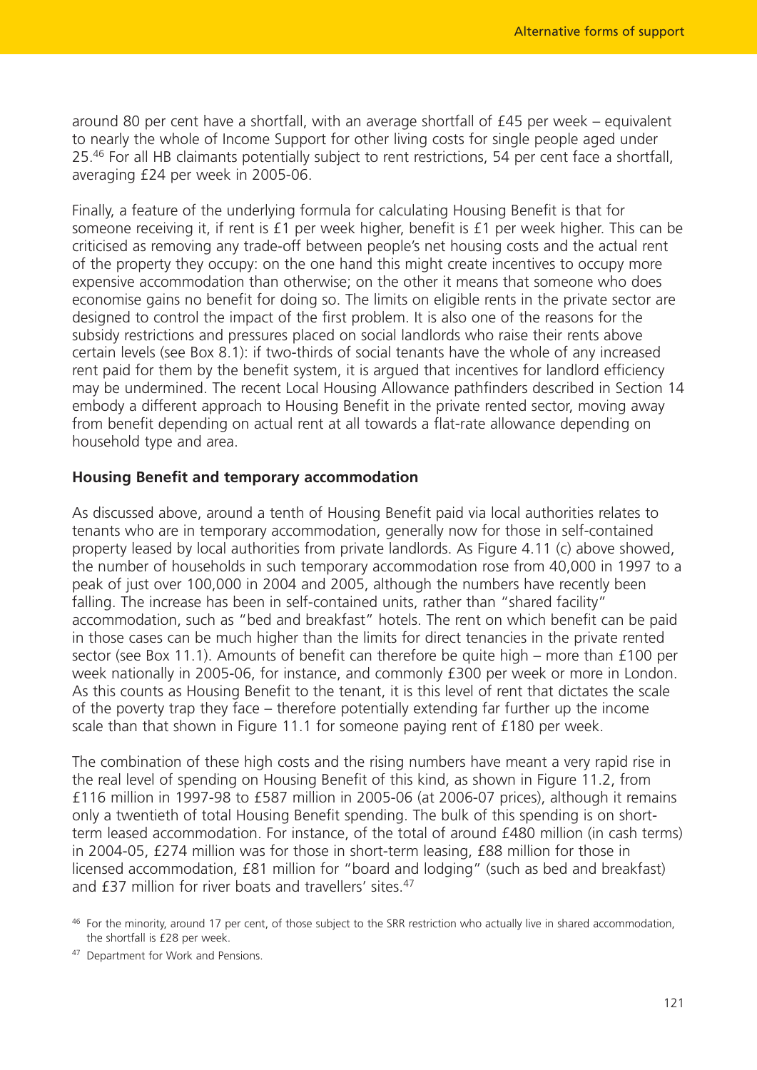around 80 per cent have a shortfall, with an average shortfall of £45 per week – equivalent to nearly the whole of Income Support for other living costs for single people aged under 25.[46] For all HB claimants potentially subject to rent restrictions, 54 per cent face a shortfall, averaging £24 per week in 2005-06.

Finally, a feature of the underlying formula for calculating Housing Benefit is that for someone receiving it, if rent is £1 per week higher, benefit is £1 per week higher. This can be criticised as removing any trade-off between people's net housing costs and the actual rent of the property they occupy: on the one hand this might create incentives to occupy more expensive accommodation than otherwise; on the other it means that someone who does economise gains no benefit for doing so. The limits on eligible rents in the private sector are designed to control the impact of the first problem. It is also one of the reasons for the subsidy restrictions and pressures placed on social landlords who raise their rents above certain levels (see Box 8.1): if two-thirds of social tenants have the whole of any increased rent paid for them by the benefit system, it is argued that incentives for landlord efficiency may be undermined. The recent Local Housing Allowance pathfinders described in Section 14 embody a different approach to Housing Benefit in the private rented sector, moving away from benefit depending on actual rent at all towards a flat-rate allowance depending on household type and area.

**Housing Benefit and temporary accommodation**

As discussed above, around a tenth of Housing Benefit paid via local authorities relates to tenants who are in temporary accommodation, generally now for those in self-contained property leased by local authorities from private landlords. As Figure 4.11 (c) above showed, the number of households in such temporary accommodation rose from 40,000 in 1997 to a peak of just over 100,000 in 2004 and 2005, although the numbers have recently been falling. The increase has been in self-contained units, rather than "shared facility" accommodation, such as "bed and breakfast" hotels. The rent on which benefit can be paid in those cases can be much higher than the limits for direct tenancies in the private rented sector (see Box 11.1). Amounts of benefit can therefore be quite high – more than £100 per week nationally in 2005-06, for instance, and commonly £300 per week or more in London. As this counts as Housing Benefit to the tenant, it is this level of rent that dictates the scale of the poverty trap they face – therefore potentially extending far further up the income scale than that shown in Figure 11.1 for someone paying rent of £180 per week.

The combination of these high costs and the rising numbers have meant a very rapid rise in the real level of spending on Housing Benefit of this kind, as shown in Figure 11.2, from £116 million in 1997-98 to £587 million in 2005-06 (at 2006-07 prices), although it remains only a twentieth of total Housing Benefit spending. The bulk of this spending is on short-term leased accommodation. For instance, of the total of around £480 million (in cash terms) in 2004-05, £274 million was for those in short-term leasing, £88 million for those in licensed accommodation, £81 million for "board and lodging" (such as bed and breakfast) and £37 million for river boats and travellers' sites.[47]

[46] For the minority, around 17 per cent, of those subject to the SRR restriction who actually live in shared accommodation, the shortfall is £28 per week.

[47] Department for Work and Pensions.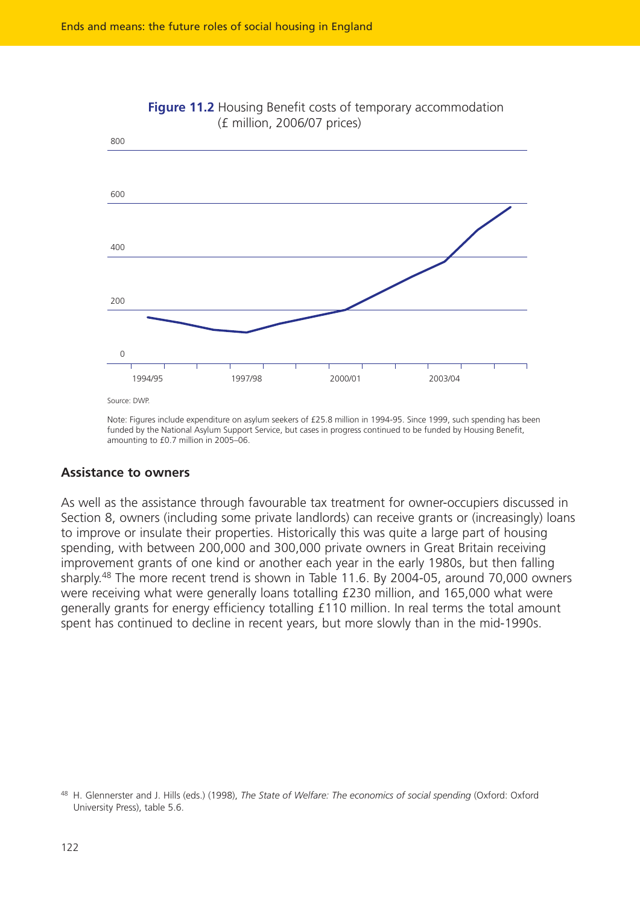**Figure 11.2** Housing Benefit costs of temporary accommodation (£ million, 2006/07 prices)

800

600

400

200

0

1994/95

1997/98

2000/01

2003/04

Source: DWP.

Note: Figures include expenditure on asylum seekers of £25.8 million in 1994-95. Since 1999, such spending has been funded by the National Asylum Support Service, but cases in progress continued to be funded by Housing Benefit, amounting to £0.7 million in 2005–06.

### Assistance to owners

As well as the assistance through favourable tax treatment for owner-occupiers discussed in Section 8, owners (including some private landlords) can receive grants or (increasingly) loans to improve or insulate their properties. Historically this was quite a large part of housing spending, with between 200,000 and 300,000 private owners in Great Britain receiving improvement grants of one kind or another each year in the early 1980s, but then falling sharply.[48] The more recent trend is shown in Table 11.6. By 2004-05, around 70,000 owners were receiving what were generally loans totalling £230 million, and 165,000 what were generally grants for energy efficiency totalling £110 million. In real terms the total amount spent has continued to decline in recent years, but more slowly than in the mid-1990s.

[48] H. Glennerster and J. Hills (eds.) (1998), *The State of Welfare: The economics of social spending* (Oxford: Oxford University Press), table 5.6.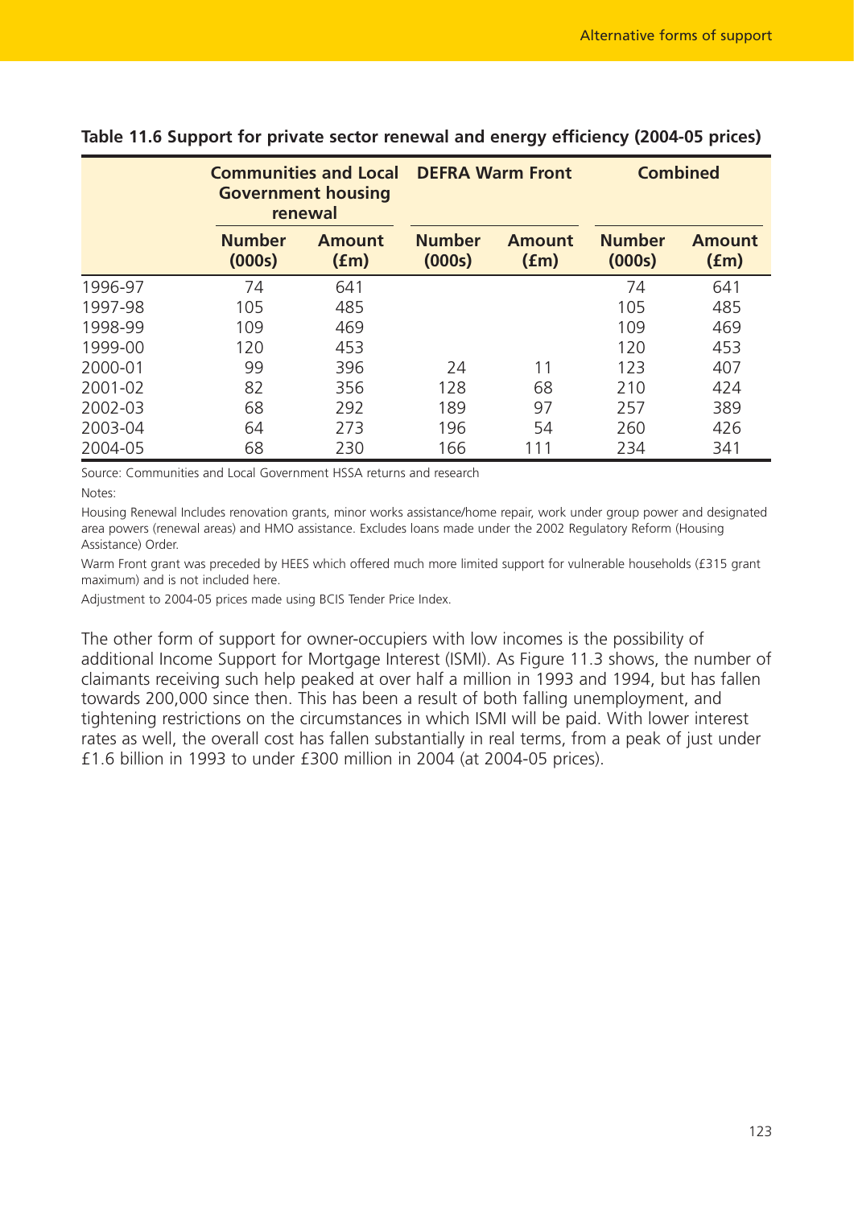**Table 11.6 Support for private sector renewal and energy efficiency (2004-05 prices)**

| | Communities and Local Government housing renewal | | DEFRA Warm Front | | Combined | |
|---|---|---|---|---|---|---|
| | Number (000s) | Amount (£m) | Number (000s) | Amount (£m) | Number (000s) | Amount (£m) |
| 1996-97 | 74 | 641 | | | 74 | 641 |
| 1997-98 | 105 | 485 | | | 105 | 485 |
| 1998-99 | 109 | 469 | | | 109 | 469 |
| 1999-00 | 120 | 453 | | | 120 | 453 |
| 2000-01 | 99 | 396 | 24 | 11 | 123 | 407 |
| 2001-02 | 82 | 356 | 128 | 68 | 210 | 424 |
| 2002-03 | 68 | 292 | 189 | 97 | 257 | 389 |
| 2003-04 | 64 | 273 | 196 | 54 | 260 | 426 |
| 2004-05 | 68 | 230 | 166 | 111 | 234 | 341 |

Source: Communities and Local Government HSSA returns and research

Notes:

Housing Renewal Includes renovation grants, minor works assistance/home repair, work under group power and designated area powers (renewal areas) and HMO assistance. Excludes loans made under the 2002 Regulatory Reform (Housing Assistance) Order.

Warm Front grant was preceded by HEES which offered much more limited support for vulnerable households (£315 grant maximum) and is not included here.

Adjustment to 2004-05 prices made using BCIS Tender Price Index.

The other form of support for owner-occupiers with low incomes is the possibility of additional Income Support for Mortgage Interest (ISMI). As Figure 11.3 shows, the number of claimants receiving such help peaked at over half a million in 1993 and 1994, but has fallen towards 200,000 since then. This has been a result of both falling unemployment, and tightening restrictions on the circumstances in which ISMI will be paid. With lower interest rates as well, the overall cost has fallen substantially in real terms, from a peak of just under £1.6 billion in 1993 to under £300 million in 2004 (at 2004-05 prices).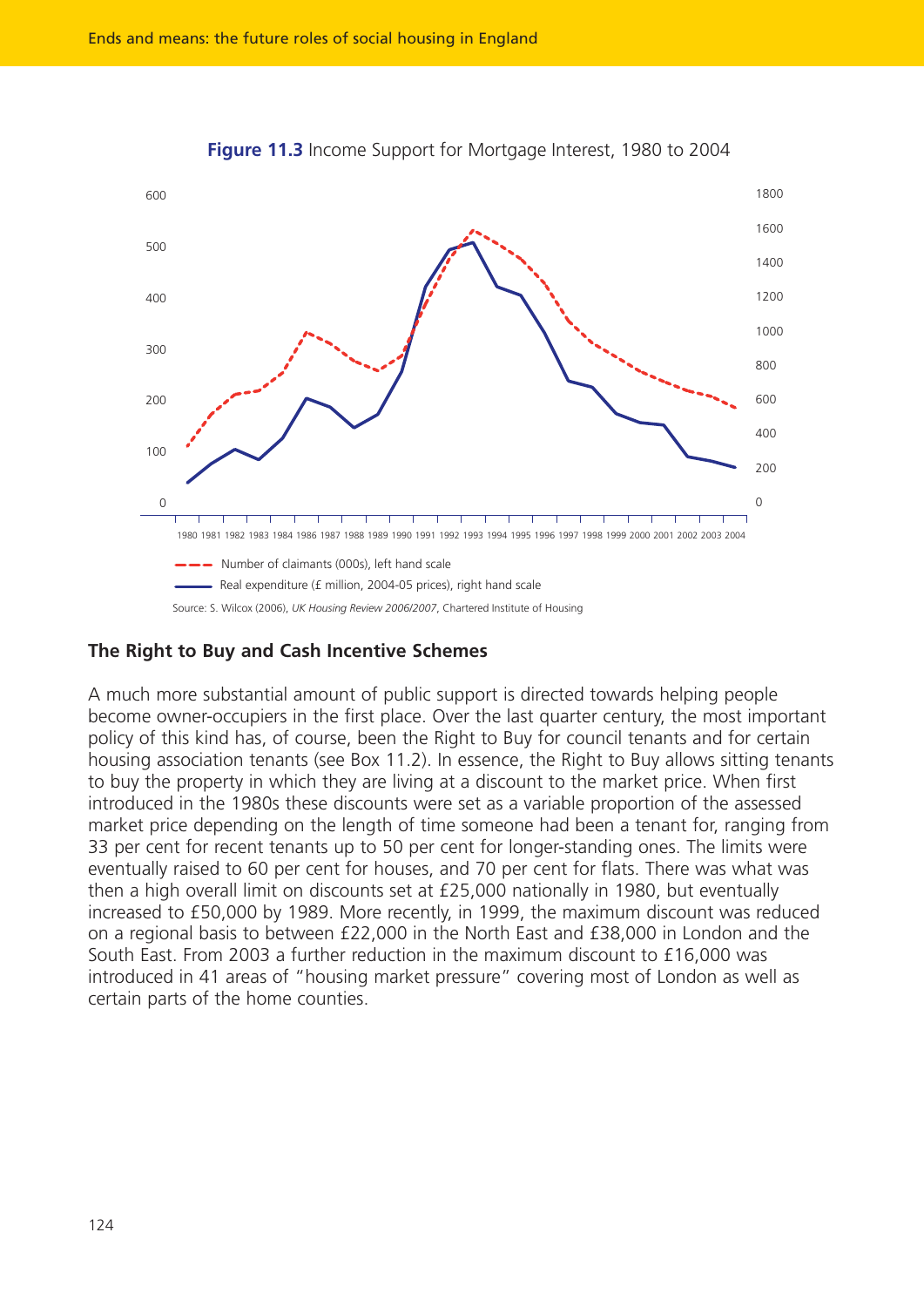**Figure 11.3** Income Support for Mortgage Interest, 1980 to 2004

600
500
400
300
200
100
0

1800
1600
1400
1200
1000
800
600
400
200
0

1980 1981 1982 1983 1984 1986 1987 1988 1989 1990 1991 1992 1993 1994 1995 1996 1997 1998 1999 2000 2001 2002 2003 2004

Number of claimants (000s), left hand scale

Real expenditure (£ million, 2004-05 prices), right hand scale

Source: S. Wilcox (2006), *UK Housing Review 2006/2007*, Chartered Institute of Housing

### The Right to Buy and Cash Incentive Schemes

A much more substantial amount of public support is directed towards helping people become owner-occupiers in the first place. Over the last quarter century, the most important policy of this kind has, of course, been the Right to Buy for council tenants and for certain housing association tenants (see Box 11.2). In essence, the Right to Buy allows sitting tenants to buy the property in which they are living at a discount to the market price. When first introduced in the 1980s these discounts were set as a variable proportion of the assessed market price depending on the length of time someone had been a tenant for, ranging from 33 per cent for recent tenants up to 50 per cent for longer-standing ones. The limits were eventually raised to 60 per cent for houses, and 70 per cent for flats. There was what was then a high overall limit on discounts set at £25,000 nationally in 1980, but eventually increased to £50,000 by 1989. More recently, in 1999, the maximum discount was reduced on a regional basis to between £22,000 in the North East and £38,000 in London and the South East. From 2003 a further reduction in the maximum discount to £16,000 was introduced in 41 areas of "housing market pressure" covering most of London as well as certain parts of the home counties.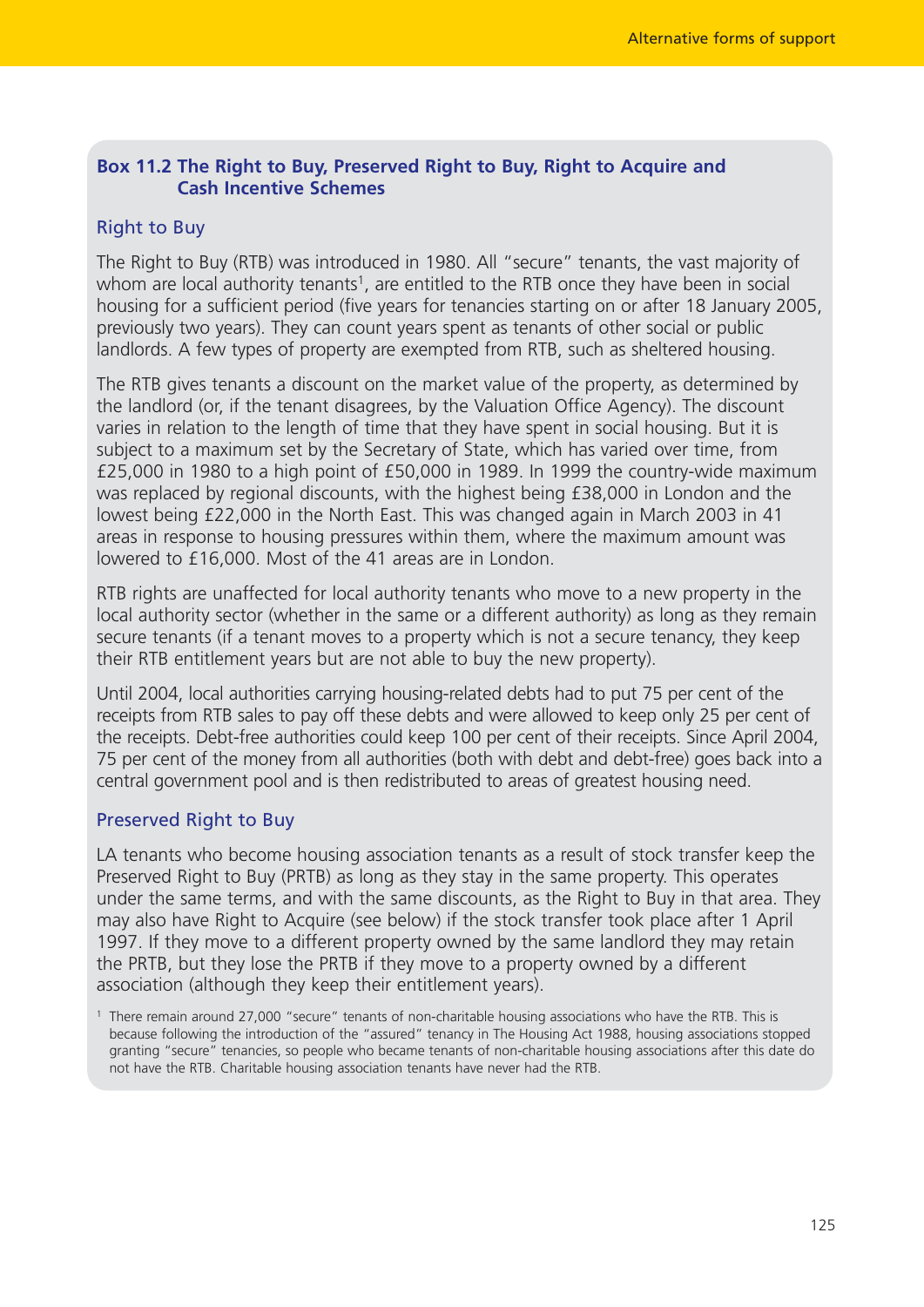### Box 11.2 The Right to Buy, Preserved Right to Buy, Right to Acquire and Cash Incentive Schemes

#### Right to Buy

The Right to Buy (RTB) was introduced in 1980. All "secure" tenants, the vast majority of whom are local authority tenants[1], are entitled to the RTB once they have been in social housing for a sufficient period (five years for tenancies starting on or after 18 January 2005, previously two years). They can count years spent as tenants of other social or public landlords. A few types of property are exempted from RTB, such as sheltered housing.

The RTB gives tenants a discount on the market value of the property, as determined by the landlord (or, if the tenant disagrees, by the Valuation Office Agency). The discount varies in relation to the length of time that they have spent in social housing. But it is subject to a maximum set by the Secretary of State, which has varied over time, from £25,000 in 1980 to a high point of £50,000 in 1989. In 1999 the country-wide maximum was replaced by regional discounts, with the highest being £38,000 in London and the lowest being £22,000 in the North East. This was changed again in March 2003 in 41 areas in response to housing pressures within them, where the maximum amount was lowered to £16,000. Most of the 41 areas are in London.

RTB rights are unaffected for local authority tenants who move to a new property in the local authority sector (whether in the same or a different authority) as long as they remain secure tenants (if a tenant moves to a property which is not a secure tenancy, they keep their RTB entitlement years but are not able to buy the new property).

Until 2004, local authorities carrying housing-related debts had to put 75 per cent of the receipts from RTB sales to pay off these debts and were allowed to keep only 25 per cent of the receipts. Debt-free authorities could keep 100 per cent of their receipts. Since April 2004, 75 per cent of the money from all authorities (both with debt and debt-free) goes back into a central government pool and is then redistributed to areas of greatest housing need.

#### Preserved Right to Buy

LA tenants who become housing association tenants as a result of stock transfer keep the Preserved Right to Buy (PRTB) as long as they stay in the same property. This operates under the same terms, and with the same discounts, as the Right to Buy in that area. They may also have Right to Acquire (see below) if the stock transfer took place after 1 April 1997. If they move to a different property owned by the same landlord they may retain the PRTB, but they lose the PRTB if they move to a property owned by a different association (although they keep their entitlement years).

[1] There remain around 27,000 "secure" tenants of non-charitable housing associations who have the RTB. This is because following the introduction of the "assured" tenancy in The Housing Act 1988, housing associations stopped granting "secure" tenancies, so people who became tenants of non-charitable housing associations after this date do not have the RTB. Charitable housing association tenants have never had the RTB.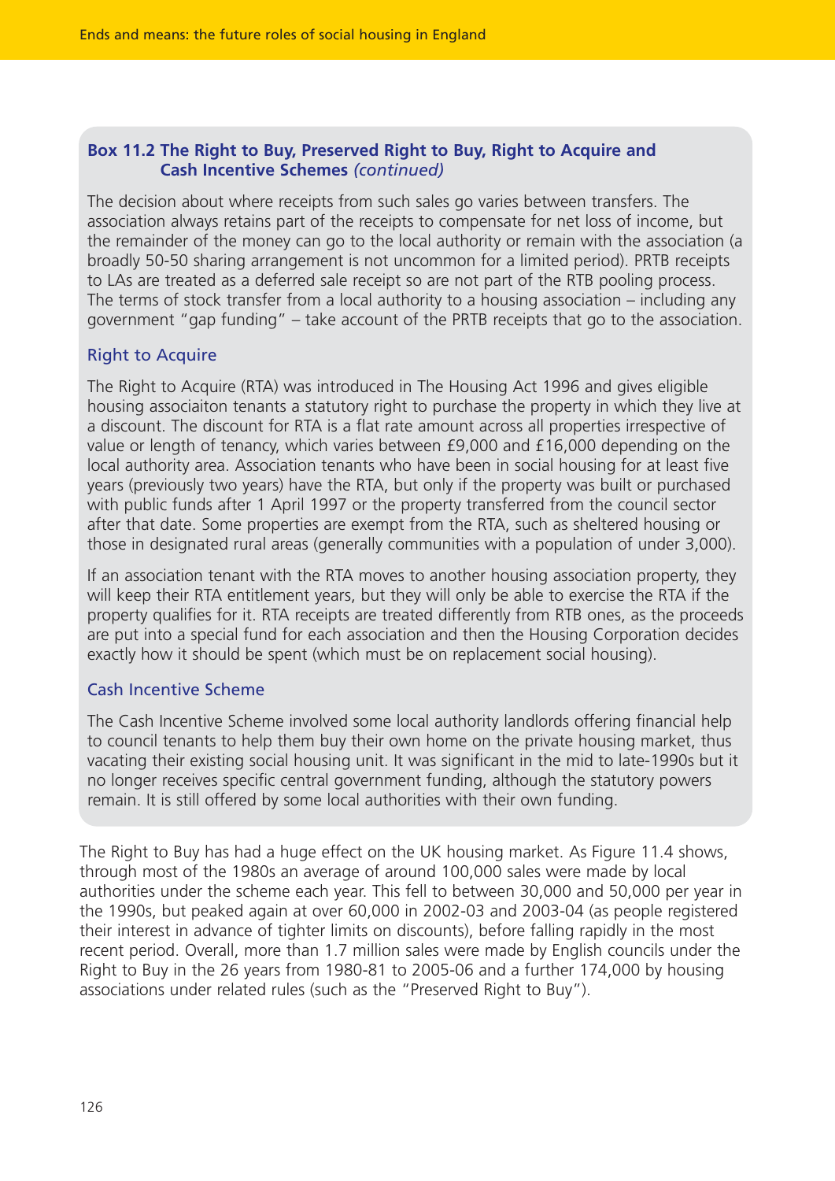### Box 11.2 The Right to Buy, Preserved Right to Buy, Right to Acquire and Cash Incentive Schemes *(continued)*

The decision about where receipts from such sales go varies between transfers. The association always retains part of the receipts to compensate for net loss of income, but the remainder of the money can go to the local authority or remain with the association (a broadly 50-50 sharing arrangement is not uncommon for a limited period). PRTB receipts to LAs are treated as a deferred sale receipt so are not part of the RTB pooling process. The terms of stock transfer from a local authority to a housing association – including any government "gap funding" – take account of the PRTB receipts that go to the association.

#### Right to Acquire

The Right to Acquire (RTA) was introduced in The Housing Act 1996 and gives eligible housing associaiton tenants a statutory right to purchase the property in which they live at a discount. The discount for RTA is a flat rate amount across all properties irrespective of value or length of tenancy, which varies between £9,000 and £16,000 depending on the local authority area. Association tenants who have been in social housing for at least five years (previously two years) have the RTA, but only if the property was built or purchased with public funds after 1 April 1997 or the property transferred from the council sector after that date. Some properties are exempt from the RTA, such as sheltered housing or those in designated rural areas (generally communities with a population of under 3,000).

If an association tenant with the RTA moves to another housing association property, they will keep their RTA entitlement years, but they will only be able to exercise the RTA if the property qualifies for it. RTA receipts are treated differently from RTB ones, as the proceeds are put into a special fund for each association and then the Housing Corporation decides exactly how it should be spent (which must be on replacement social housing).

#### Cash Incentive Scheme

The Cash Incentive Scheme involved some local authority landlords offering financial help to council tenants to help them buy their own home on the private housing market, thus vacating their existing social housing unit. It was significant in the mid to late-1990s but it no longer receives specific central government funding, although the statutory powers remain. It is still offered by some local authorities with their own funding.

The Right to Buy has had a huge effect on the UK housing market. As Figure 11.4 shows, through most of the 1980s an average of around 100,000 sales were made by local authorities under the scheme each year. This fell to between 30,000 and 50,000 per year in the 1990s, but peaked again at over 60,000 in 2002-03 and 2003-04 (as people registered their interest in advance of tighter limits on discounts), before falling rapidly in the most recent period. Overall, more than 1.7 million sales were made by English councils under the Right to Buy in the 26 years from 1980-81 to 2005-06 and a further 174,000 by housing associations under related rules (such as the "Preserved Right to Buy").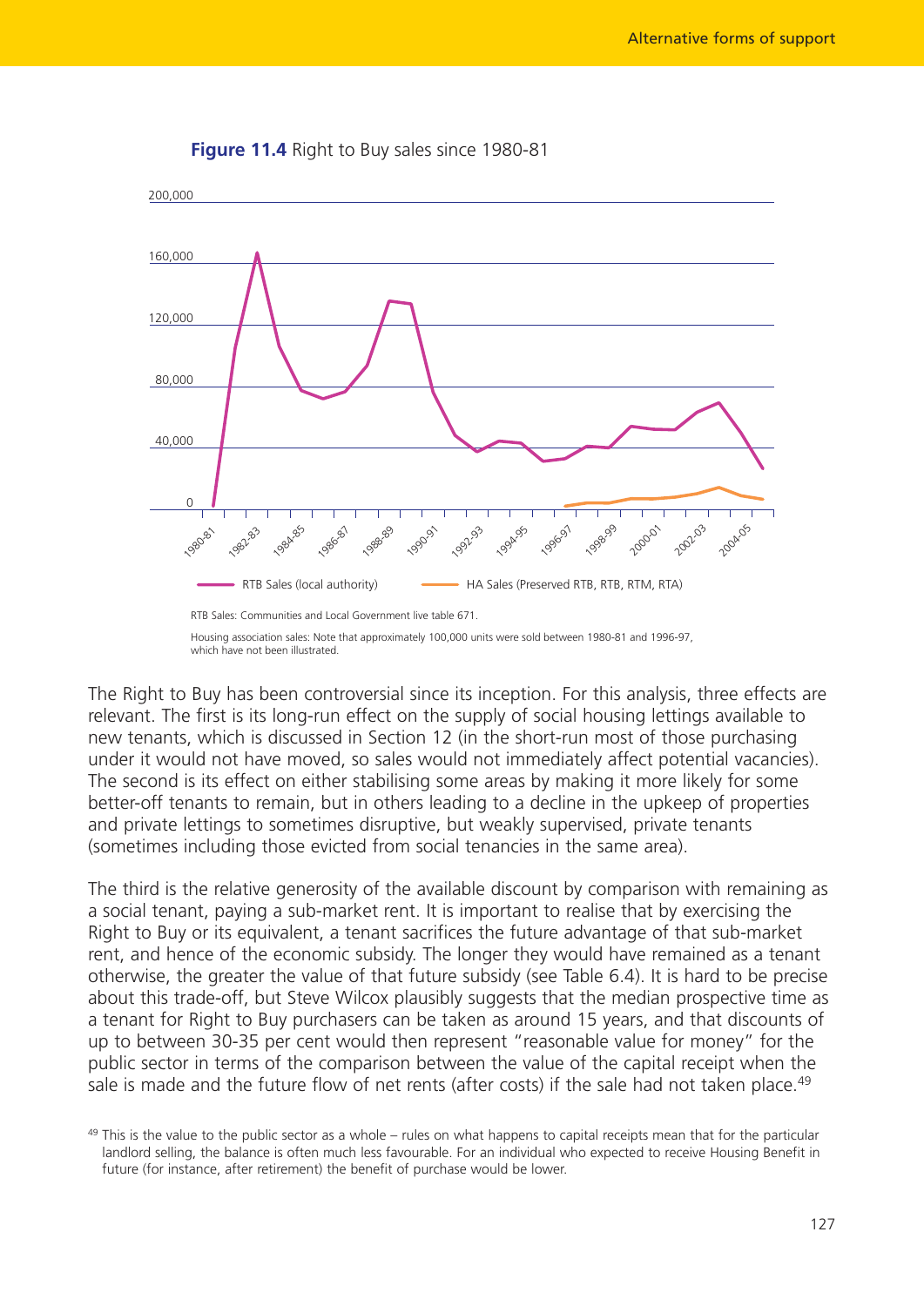**Figure 11.4** Right to Buy sales since 1980-81

200,000
160,000
120,000
80,000
40,000
0

1980-81, 1982-83, 1984-85, 1986-87, 1988-89, 1990-91, 1992-93, 1994-95, 1996-97, 1998-99, 2000-01, 2002-03, 2004-05

RTB Sales (local authority) — HA Sales (Preserved RTB, RTB, RTM, RTA)

RTB Sales: Communities and Local Government live table 671.

Housing association sales: Note that approximately 100,000 units were sold between 1980-81 and 1996-97, which have not been illustrated.

The Right to Buy has been controversial since its inception. For this analysis, three effects are relevant. The first is its long-run effect on the supply of social housing lettings available to new tenants, which is discussed in Section 12 (in the short-run most of those purchasing under it would not have moved, so sales would not immediately affect potential vacancies). The second is its effect on either stabilising some areas by making it more likely for some better-off tenants to remain, but in others leading to a decline in the upkeep of properties and private lettings to sometimes disruptive, but weakly supervised, private tenants (sometimes including those evicted from social tenancies in the same area).

The third is the relative generosity of the available discount by comparison with remaining as a social tenant, paying a sub-market rent. It is important to realise that by exercising the Right to Buy or its equivalent, a tenant sacrifices the future advantage of that sub-market rent, and hence of the economic subsidy. The longer they would have remained as a tenant otherwise, the greater the value of that future subsidy (see Table 6.4). It is hard to be precise about this trade-off, but Steve Wilcox plausibly suggests that the median prospective time as a tenant for Right to Buy purchasers can be taken as around 15 years, and that discounts of up to between 30-35 per cent would then represent "reasonable value for money" for the public sector in terms of the comparison between the value of the capital receipt when the sale is made and the future flow of net rents (after costs) if the sale had not taken place.[49]

[49] This is the value to the public sector as a whole – rules on what happens to capital receipts mean that for the particular landlord selling, the balance is often much less favourable. For an individual who expected to receive Housing Benefit in future (for instance, after retirement) the benefit of purchase would be lower.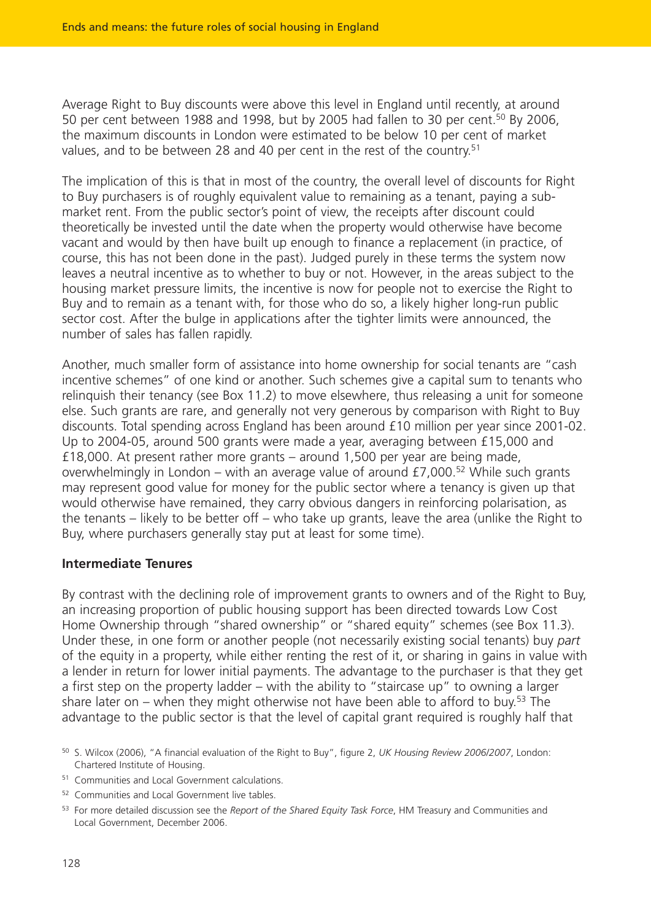Average Right to Buy discounts were above this level in England until recently, at around 50 per cent between 1988 and 1998, but by 2005 had fallen to 30 per cent.[50] By 2006, the maximum discounts in London were estimated to be below 10 per cent of market values, and to be between 28 and 40 per cent in the rest of the country.[51]

The implication of this is that in most of the country, the overall level of discounts for Right to Buy purchasers is of roughly equivalent value to remaining as a tenant, paying a sub-market rent. From the public sector's point of view, the receipts after discount could theoretically be invested until the date when the property would otherwise have become vacant and would by then have built up enough to finance a replacement (in practice, of course, this has not been done in the past). Judged purely in these terms the system now leaves a neutral incentive as to whether to buy or not. However, in the areas subject to the housing market pressure limits, the incentive is now for people not to exercise the Right to Buy and to remain as a tenant with, for those who do so, a likely higher long-run public sector cost. After the bulge in applications after the tighter limits were announced, the number of sales has fallen rapidly.

Another, much smaller form of assistance into home ownership for social tenants are "cash incentive schemes" of one kind or another. Such schemes give a capital sum to tenants who relinquish their tenancy (see Box 11.2) to move elsewhere, thus releasing a unit for someone else. Such grants are rare, and generally not very generous by comparison with Right to Buy discounts. Total spending across England has been around £10 million per year since 2001-02. Up to 2004-05, around 500 grants were made a year, averaging between £15,000 and £18,000. At present rather more grants – around 1,500 per year are being made, overwhelmingly in London – with an average value of around £7,000.[52] While such grants may represent good value for money for the public sector where a tenancy is given up that would otherwise have remained, they carry obvious dangers in reinforcing polarisation, as the tenants – likely to be better off – who take up grants, leave the area (unlike the Right to Buy, where purchasers generally stay put at least for some time).

**Intermediate Tenures**

By contrast with the declining role of improvement grants to owners and of the Right to Buy, an increasing proportion of public housing support has been directed towards Low Cost Home Ownership through "shared ownership" or "shared equity" schemes (see Box 11.3). Under these, in one form or another people (not necessarily existing social tenants) buy *part* of the equity in a property, while either renting the rest of it, or sharing in gains in value with a lender in return for lower initial payments. The advantage to the purchaser is that they get a first step on the property ladder – with the ability to "staircase up" to owning a larger share later on – when they might otherwise not have been able to afford to buy.[53] The advantage to the public sector is that the level of capital grant required is roughly half that

[50] S. Wilcox (2006), "A financial evaluation of the Right to Buy", figure 2, *UK Housing Review 2006/2007*, London: Chartered Institute of Housing.

[51] Communities and Local Government calculations.

[52] Communities and Local Government live tables.

[53] For more detailed discussion see the *Report of the Shared Equity Task Force*, HM Treasury and Communities and Local Government, December 2006.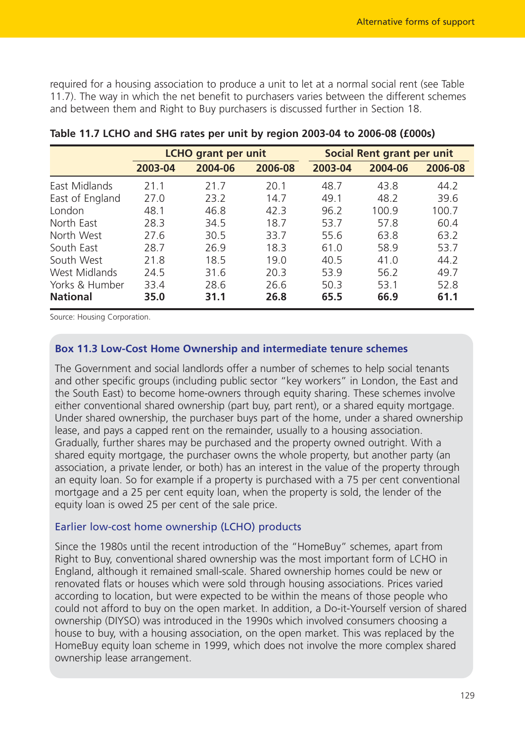required for a housing association to produce a unit to let at a normal social rent (see Table 11.7). The way in which the net benefit to purchasers varies between the different schemes and between them and Right to Buy purchasers is discussed further in Section 18.

**Table 11.7 LCHO and SHG rates per unit by region 2003-04 to 2006-08 (£000s)**

| | LCHO grant per unit | | | Social Rent grant per unit | | |
|---|---|---|---|---|---|---|
| | 2003-04 | 2004-06 | 2006-08 | 2003-04 | 2004-06 | 2006-08 |
| East Midlands | 21.1 | 21.7 | 20.1 | 48.7 | 43.8 | 44.2 |
| East of England | 27.0 | 23.2 | 14.7 | 49.1 | 48.2 | 39.6 |
| London | 48.1 | 46.8 | 42.3 | 96.2 | 100.9 | 100.7 |
| North East | 28.3 | 34.5 | 18.7 | 53.7 | 57.8 | 60.4 |
| North West | 27.6 | 30.5 | 33.7 | 55.6 | 63.8 | 63.2 |
| South East | 28.7 | 26.9 | 18.3 | 61.0 | 58.9 | 53.7 |
| South West | 21.8 | 18.5 | 19.0 | 40.5 | 41.0 | 44.2 |
| West Midlands | 24.5 | 31.6 | 20.3 | 53.9 | 56.2 | 49.7 |
| Yorks & Humber | 33.4 | 28.6 | 26.6 | 50.3 | 53.1 | 52.8 |
| **National** | **35.0** | **31.1** | **26.8** | **65.5** | **66.9** | **61.1** |

Source: Housing Corporation.

### Box 11.3 Low-Cost Home Ownership and intermediate tenure schemes

The Government and social landlords offer a number of schemes to help social tenants and other specific groups (including public sector "key workers" in London, the East and the South East) to become home-owners through equity sharing. These schemes involve either conventional shared ownership (part buy, part rent), or a shared equity mortgage. Under shared ownership, the purchaser buys part of the home, under a shared ownership lease, and pays a capped rent on the remainder, usually to a housing association. Gradually, further shares may be purchased and the property owned outright. With a shared equity mortgage, the purchaser owns the whole property, but another party (an association, a private lender, or both) has an interest in the value of the property through an equity loan. So for example if a property is purchased with a 75 per cent conventional mortgage and a 25 per cent equity loan, when the property is sold, the lender of the equity loan is owed 25 per cent of the sale price.

#### Earlier low-cost home ownership (LCHO) products

Since the 1980s until the recent introduction of the "HomeBuy" schemes, apart from Right to Buy, conventional shared ownership was the most important form of LCHO in England, although it remained small-scale. Shared ownership homes could be new or renovated flats or houses which were sold through housing associations. Prices varied according to location, but were expected to be within the means of those people who could not afford to buy on the open market. In addition, a Do-it-Yourself version of shared ownership (DIYSO) was introduced in the 1990s which involved consumers choosing a house to buy, with a housing association, on the open market. This was replaced by the HomeBuy equity loan scheme in 1999, which does not involve the more complex shared ownership lease arrangement.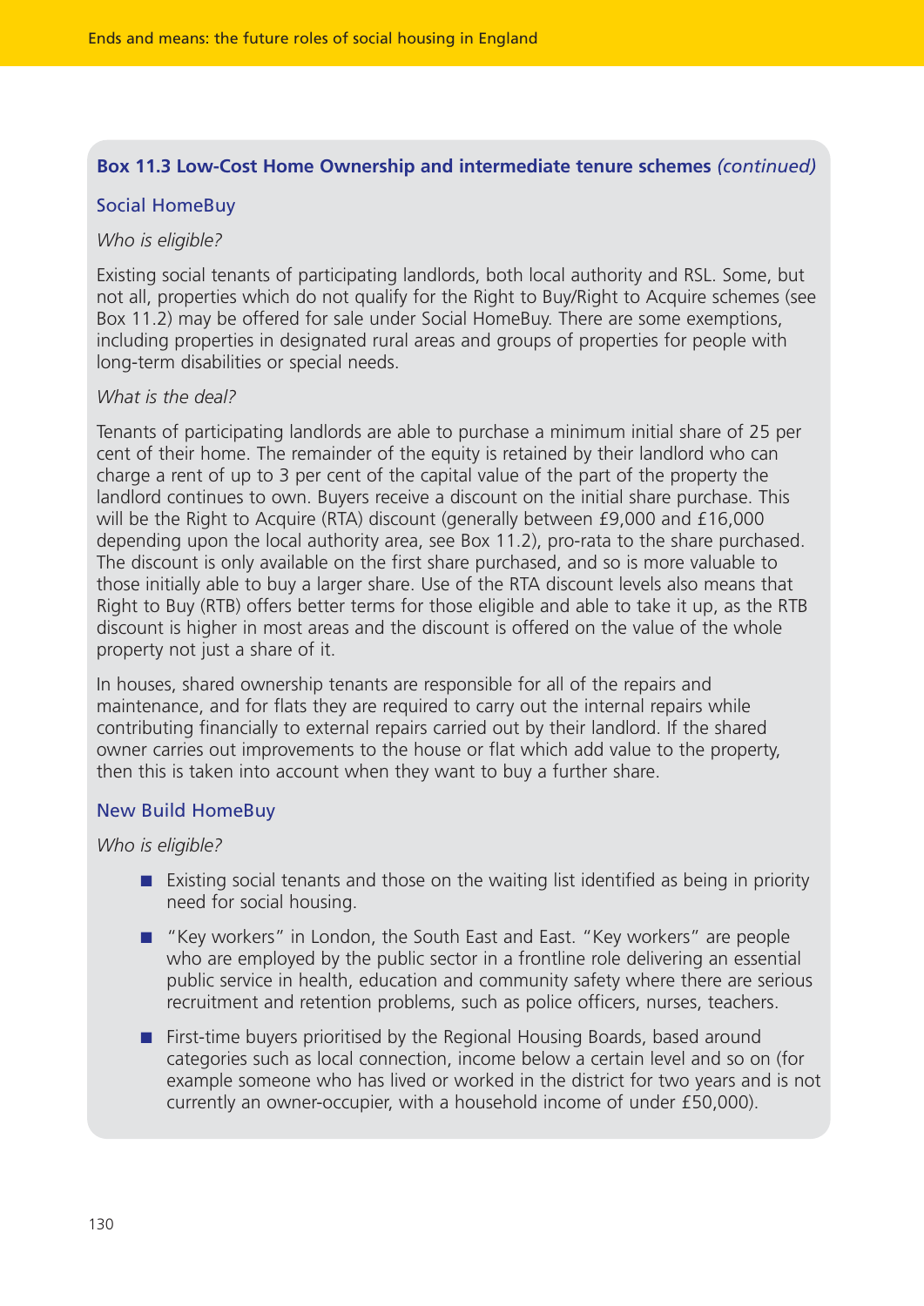### Box 11.3 Low-Cost Home Ownership and intermediate tenure schemes *(continued)*

#### Social HomeBuy

*Who is eligible?*

Existing social tenants of participating landlords, both local authority and RSL. Some, but not all, properties which do not qualify for the Right to Buy/Right to Acquire schemes (see Box 11.2) may be offered for sale under Social HomeBuy. There are some exemptions, including properties in designated rural areas and groups of properties for people with long-term disabilities or special needs.

*What is the deal?*

Tenants of participating landlords are able to purchase a minimum initial share of 25 per cent of their home. The remainder of the equity is retained by their landlord who can charge a rent of up to 3 per cent of the capital value of the part of the property the landlord continues to own. Buyers receive a discount on the initial share purchase. This will be the Right to Acquire (RTA) discount (generally between £9,000 and £16,000 depending upon the local authority area, see Box 11.2), pro-rata to the share purchased. The discount is only available on the first share purchased, and so is more valuable to those initially able to buy a larger share. Use of the RTA discount levels also means that Right to Buy (RTB) offers better terms for those eligible and able to take it up, as the RTB discount is higher in most areas and the discount is offered on the value of the whole property not just a share of it.

In houses, shared ownership tenants are responsible for all of the repairs and maintenance, and for flats they are required to carry out the internal repairs while contributing financially to external repairs carried out by their landlord. If the shared owner carries out improvements to the house or flat which add value to the property, then this is taken into account when they want to buy a further share.

#### New Build HomeBuy

*Who is eligible?*

- Existing social tenants and those on the waiting list identified as being in priority need for social housing.
- "Key workers" in London, the South East and East. "Key workers" are people who are employed by the public sector in a frontline role delivering an essential public service in health, education and community safety where there are serious recruitment and retention problems, such as police officers, nurses, teachers.
- First-time buyers prioritised by the Regional Housing Boards, based around categories such as local connection, income below a certain level and so on (for example someone who has lived or worked in the district for two years and is not currently an owner-occupier, with a household income of under £50,000).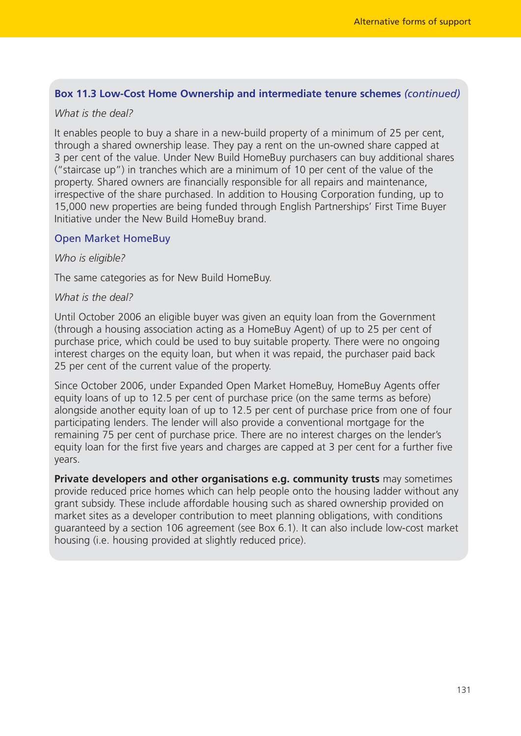### Box 11.3 Low-Cost Home Ownership and intermediate tenure schemes *(continued)*

*What is the deal?*

It enables people to buy a share in a new-build property of a minimum of 25 per cent, through a shared ownership lease. They pay a rent on the un-owned share capped at 3 per cent of the value. Under New Build HomeBuy purchasers can buy additional shares ("staircase up") in tranches which are a minimum of 10 per cent of the value of the property. Shared owners are financially responsible for all repairs and maintenance, irrespective of the share purchased. In addition to Housing Corporation funding, up to 15,000 new properties are being funded through English Partnerships' First Time Buyer Initiative under the New Build HomeBuy brand.

#### Open Market HomeBuy

*Who is eligible?*

The same categories as for New Build HomeBuy.

*What is the deal?*

Until October 2006 an eligible buyer was given an equity loan from the Government (through a housing association acting as a HomeBuy Agent) of up to 25 per cent of purchase price, which could be used to buy suitable property. There were no ongoing interest charges on the equity loan, but when it was repaid, the purchaser paid back 25 per cent of the current value of the property.

Since October 2006, under Expanded Open Market HomeBuy, HomeBuy Agents offer equity loans of up to 12.5 per cent of purchase price (on the same terms as before) alongside another equity loan of up to 12.5 per cent of purchase price from one of four participating lenders. The lender will also provide a conventional mortgage for the remaining 75 per cent of purchase price. There are no interest charges on the lender's equity loan for the first five years and charges are capped at 3 per cent for a further five years.

**Private developers and other organisations e.g. community trusts** may sometimes provide reduced price homes which can help people onto the housing ladder without any grant subsidy. These include affordable housing such as shared ownership provided on market sites as a developer contribution to meet planning obligations, with conditions guaranteed by a section 106 agreement (see Box 6.1). It can also include low-cost market housing (i.e. housing provided at slightly reduced price).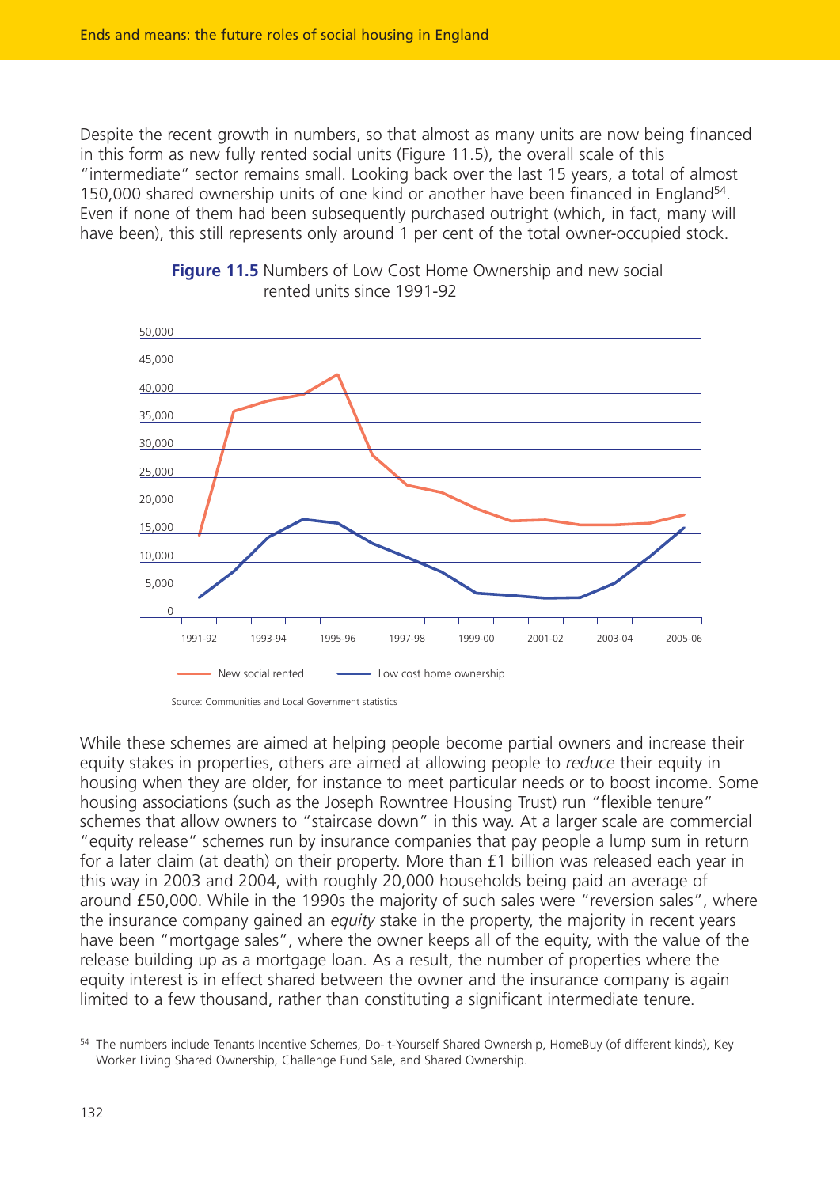Despite the recent growth in numbers, so that almost as many units are now being financed in this form as new fully rented social units (Figure 11.5), the overall scale of this "intermediate" sector remains small. Looking back over the last 15 years, a total of almost 150,000 shared ownership units of one kind or another have been financed in England[54]. Even if none of them had been subsequently purchased outright (which, in fact, many will have been), this still represents only around 1 per cent of the total owner-occupied stock.

**Figure 11.5** Numbers of Low Cost Home Ownership and new social rented units since 1991-92

50,000
45,000
40,000
35,000
30,000
25,000
20,000
15,000
10,000
5,000
0

1991-92 1993-94 1995-96 1997-98 1999-00 2001-02 2003-04 2005-06

New social rented
Low cost home ownership

Source: Communities and Local Government statistics

While these schemes are aimed at helping people become partial owners and increase their equity stakes in properties, others are aimed at allowing people to *reduce* their equity in housing when they are older, for instance to meet particular needs or to boost income. Some housing associations (such as the Joseph Rowntree Housing Trust) run "flexible tenure" schemes that allow owners to "staircase down" in this way. At a larger scale are commercial "equity release" schemes run by insurance companies that pay people a lump sum in return for a later claim (at death) on their property. More than £1 billion was released each year in this way in 2003 and 2004, with roughly 20,000 households being paid an average of around £50,000. While in the 1990s the majority of such sales were "reversion sales", where the insurance company gained an *equity* stake in the property, the majority in recent years have been "mortgage sales", where the owner keeps all of the equity, with the value of the release building up as a mortgage loan. As a result, the number of properties where the equity interest is in effect shared between the owner and the insurance company is again limited to a few thousand, rather than constituting a significant intermediate tenure.

[54] The numbers include Tenants Incentive Schemes, Do-it-Yourself Shared Ownership, HomeBuy (of different kinds), Key Worker Living Shared Ownership, Challenge Fund Sale, and Shared Ownership.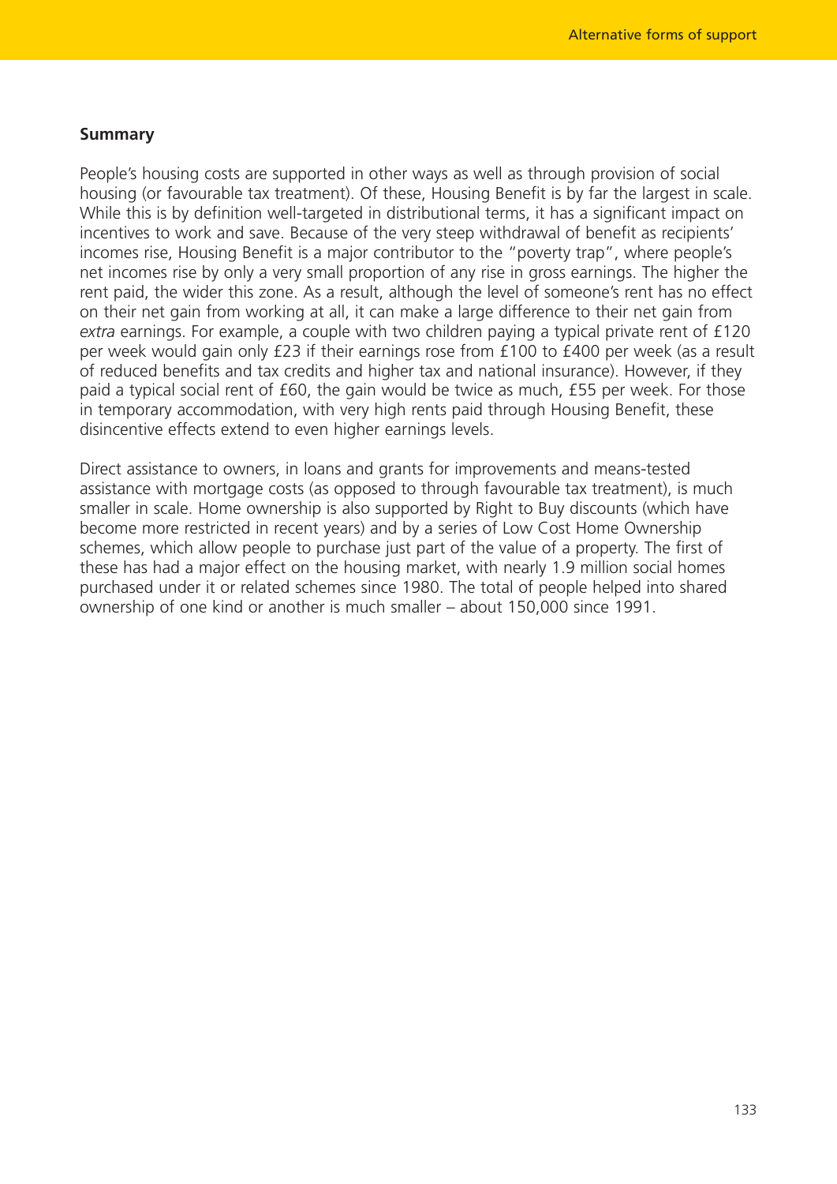### Summary

People's housing costs are supported in other ways as well as through provision of social housing (or favourable tax treatment). Of these, Housing Benefit is by far the largest in scale. While this is by definition well-targeted in distributional terms, it has a significant impact on incentives to work and save. Because of the very steep withdrawal of benefit as recipients' incomes rise, Housing Benefit is a major contributor to the "poverty trap", where people's net incomes rise by only a very small proportion of any rise in gross earnings. The higher the rent paid, the wider this zone. As a result, although the level of someone's rent has no effect on their net gain from working at all, it can make a large difference to their net gain from *extra* earnings. For example, a couple with two children paying a typical private rent of £120 per week would gain only £23 if their earnings rose from £100 to £400 per week (as a result of reduced benefits and tax credits and higher tax and national insurance). However, if they paid a typical social rent of £60, the gain would be twice as much, £55 per week. For those in temporary accommodation, with very high rents paid through Housing Benefit, these disincentive effects extend to even higher earnings levels.

Direct assistance to owners, in loans and grants for improvements and means-tested assistance with mortgage costs (as opposed to through favourable tax treatment), is much smaller in scale. Home ownership is also supported by Right to Buy discounts (which have become more restricted in recent years) and by a series of Low Cost Home Ownership schemes, which allow people to purchase just part of the value of a property. The first of these has had a major effect on the housing market, with nearly 1.9 million social homes purchased under it or related schemes since 1980. The total of people helped into shared ownership of one kind or another is much smaller – about 150,000 since 1991.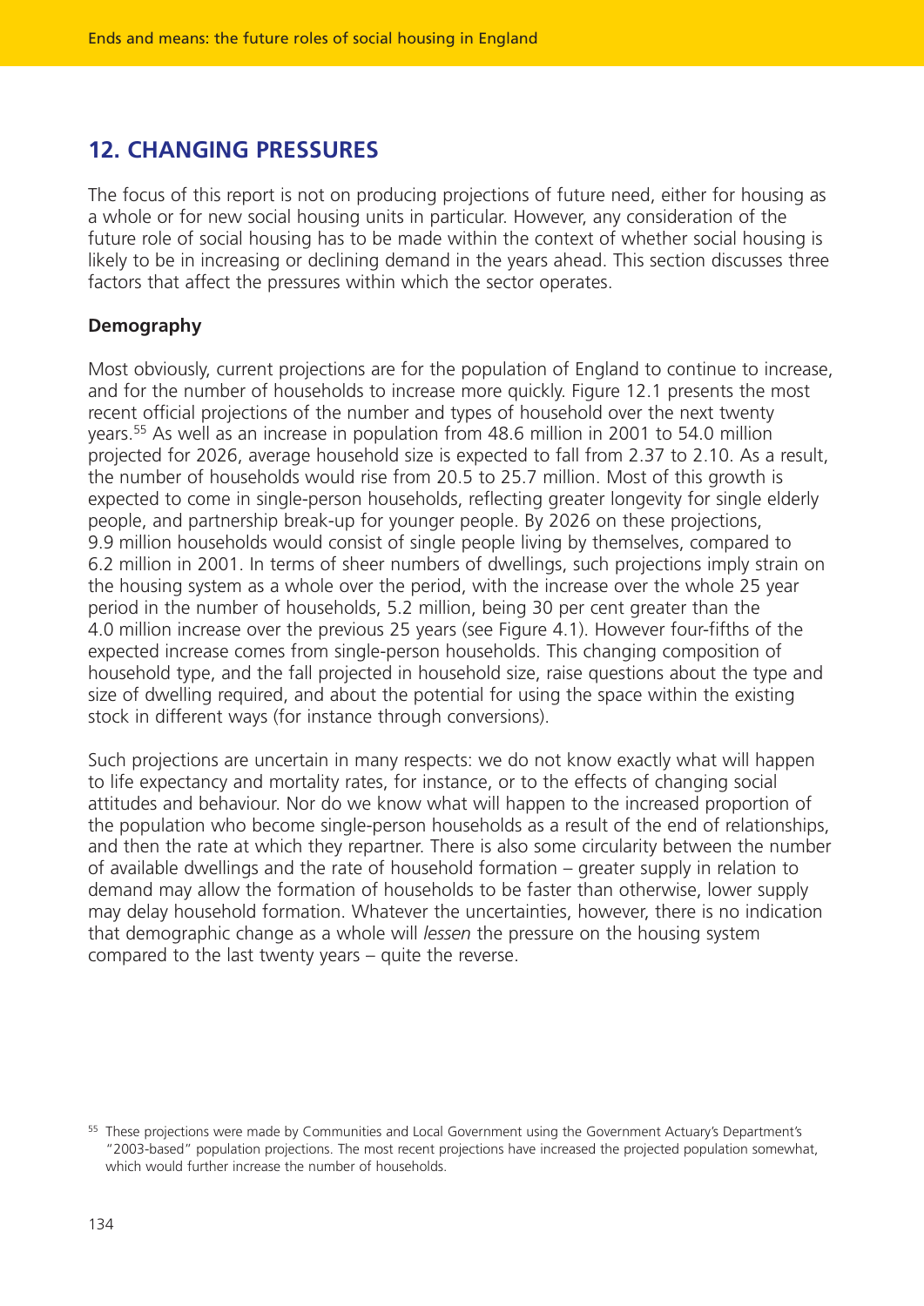## 12. CHANGING PRESSURES

The focus of this report is not on producing projections of future need, either for housing as a whole or for new social housing units in particular. However, any consideration of the future role of social housing has to be made within the context of whether social housing is likely to be in increasing or declining demand in the years ahead. This section discusses three factors that affect the pressures within which the sector operates.

### Demography

Most obviously, current projections are for the population of England to continue to increase, and for the number of households to increase more quickly. Figure 12.1 presents the most recent official projections of the number and types of household over the next twenty years.[55] As well as an increase in population from 48.6 million in 2001 to 54.0 million projected for 2026, average household size is expected to fall from 2.37 to 2.10. As a result, the number of households would rise from 20.5 to 25.7 million. Most of this growth is expected to come in single-person households, reflecting greater longevity for single elderly people, and partnership break-up for younger people. By 2026 on these projections, 9.9 million households would consist of single people living by themselves, compared to 6.2 million in 2001. In terms of sheer numbers of dwellings, such projections imply strain on the housing system as a whole over the period, with the increase over the whole 25 year period in the number of households, 5.2 million, being 30 per cent greater than the 4.0 million increase over the previous 25 years (see Figure 4.1). However four-fifths of the expected increase comes from single-person households. This changing composition of household type, and the fall projected in household size, raise questions about the type and size of dwelling required, and about the potential for using the space within the existing stock in different ways (for instance through conversions).

Such projections are uncertain in many respects: we do not know exactly what will happen to life expectancy and mortality rates, for instance, or to the effects of changing social attitudes and behaviour. Nor do we know what will happen to the increased proportion of the population who become single-person households as a result of the end of relationships, and then the rate at which they repartner. There is also some circularity between the number of available dwellings and the rate of household formation – greater supply in relation to demand may allow the formation of households to be faster than otherwise, lower supply may delay household formation. Whatever the uncertainties, however, there is no indication that demographic change as a whole will *lessen* the pressure on the housing system compared to the last twenty years – quite the reverse.

[55] These projections were made by Communities and Local Government using the Government Actuary's Department's "2003-based" population projections. The most recent projections have increased the projected population somewhat, which would further increase the number of households.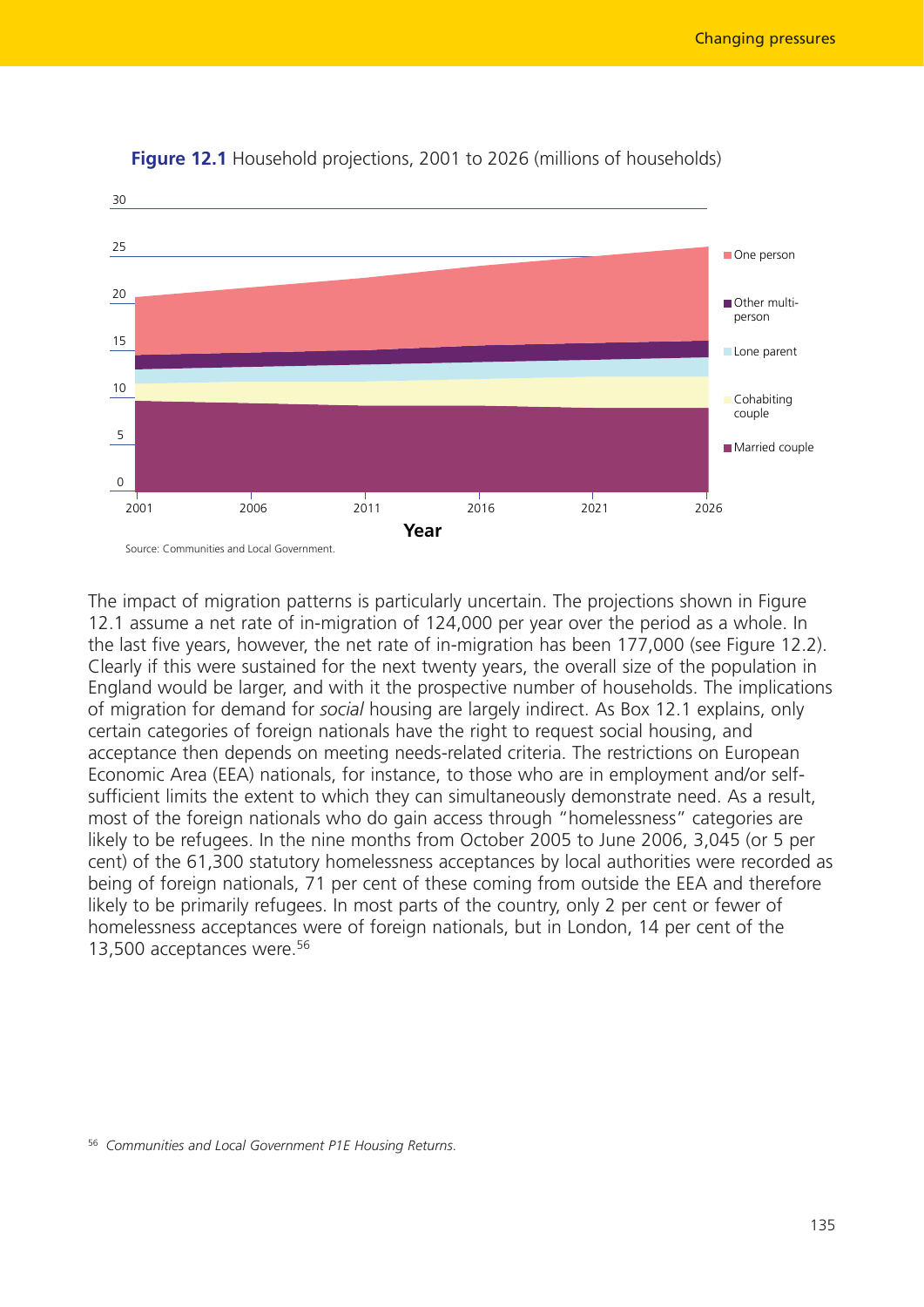**Figure 12.1** Household projections, 2001 to 2026 (millions of households)

30
25
20
15
10
5
0

2001 2006 2011 2016 2021 2026

Year

One person
Other multi-person
Lone parent
Cohabiting couple
Married couple

Source: Communities and Local Government.

The impact of migration patterns is particularly uncertain. The projections shown in Figure 12.1 assume a net rate of in-migration of 124,000 per year over the period as a whole. In the last five years, however, the net rate of in-migration has been 177,000 (see Figure 12.2). Clearly if this were sustained for the next twenty years, the overall size of the population in England would be larger, and with it the prospective number of households. The implications of migration for demand for *social* housing are largely indirect. As Box 12.1 explains, only certain categories of foreign nationals have the right to request social housing, and acceptance then depends on meeting needs-related criteria. The restrictions on European Economic Area (EEA) nationals, for instance, to those who are in employment and/or self-sufficient limits the extent to which they can simultaneously demonstrate need. As a result, most of the foreign nationals who do gain access through "homelessness" categories are likely to be refugees. In the nine months from October 2005 to June 2006, 3,045 (or 5 per cent) of the 61,300 statutory homelessness acceptances by local authorities were recorded as being of foreign nationals, 71 per cent of these coming from outside the EEA and therefore likely to be primarily refugees. In most parts of the country, only 2 per cent or fewer of homelessness acceptances were of foreign nationals, but in London, 14 per cent of the 13,500 acceptances were.[56]

[56] *Communities and Local Government P1E Housing Returns.*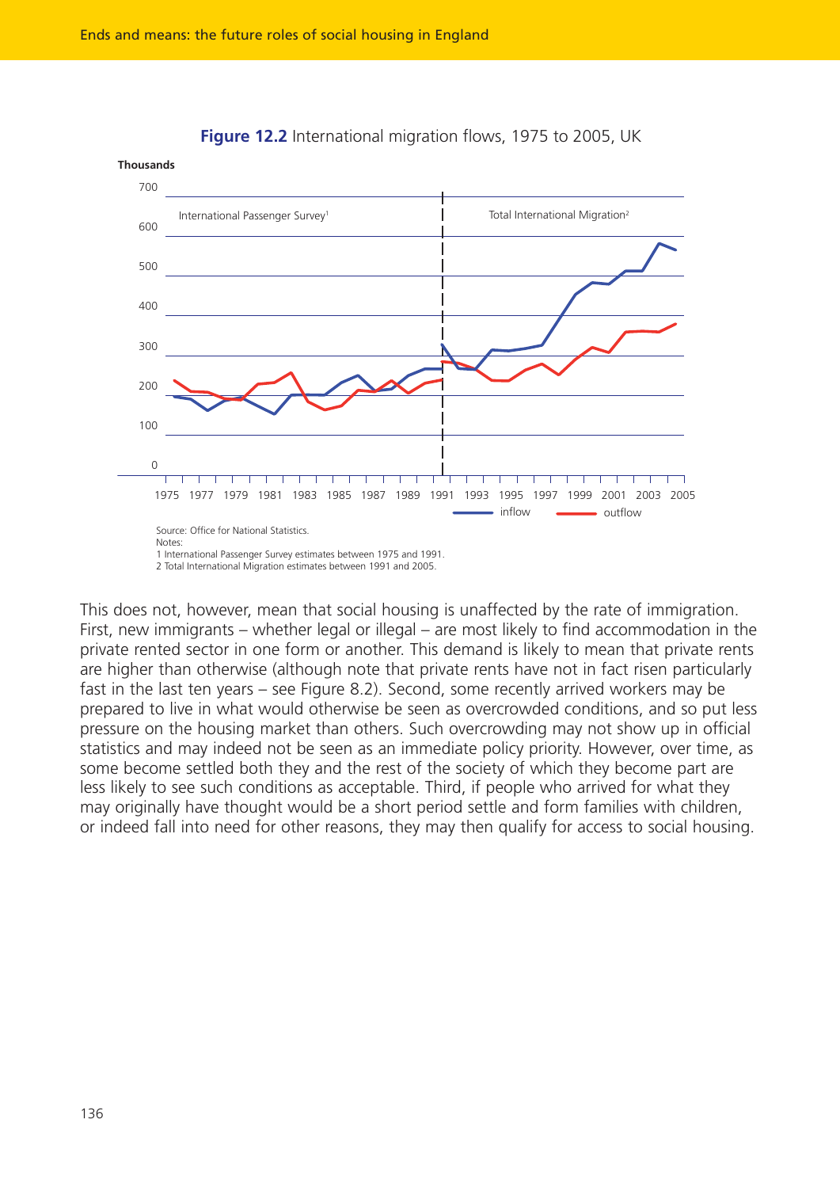**Figure 12.2** International migration flows, 1975 to 2005, UK

Source: Office for National Statistics.
Notes:
1 International Passenger Survey estimates between 1975 and 1991.
2 Total International Migration estimates between 1991 and 2005.

This does not, however, mean that social housing is unaffected by the rate of immigration. First, new immigrants – whether legal or illegal – are most likely to find accommodation in the private rented sector in one form or another. This demand is likely to mean that private rents are higher than otherwise (although note that private rents have not in fact risen particularly fast in the last ten years – see Figure 8.2). Second, some recently arrived workers may be prepared to live in what would otherwise be seen as overcrowded conditions, and so put less pressure on the housing market than others. Such overcrowding may not show up in official statistics and may indeed not be seen as an immediate policy priority. However, over time, as some become settled both they and the rest of the society of which they become part are less likely to see such conditions as acceptable. Third, if people who arrived for what they may originally have thought would be a short period settle and form families with children, or indeed fall into need for other reasons, they may then qualify for access to social housing.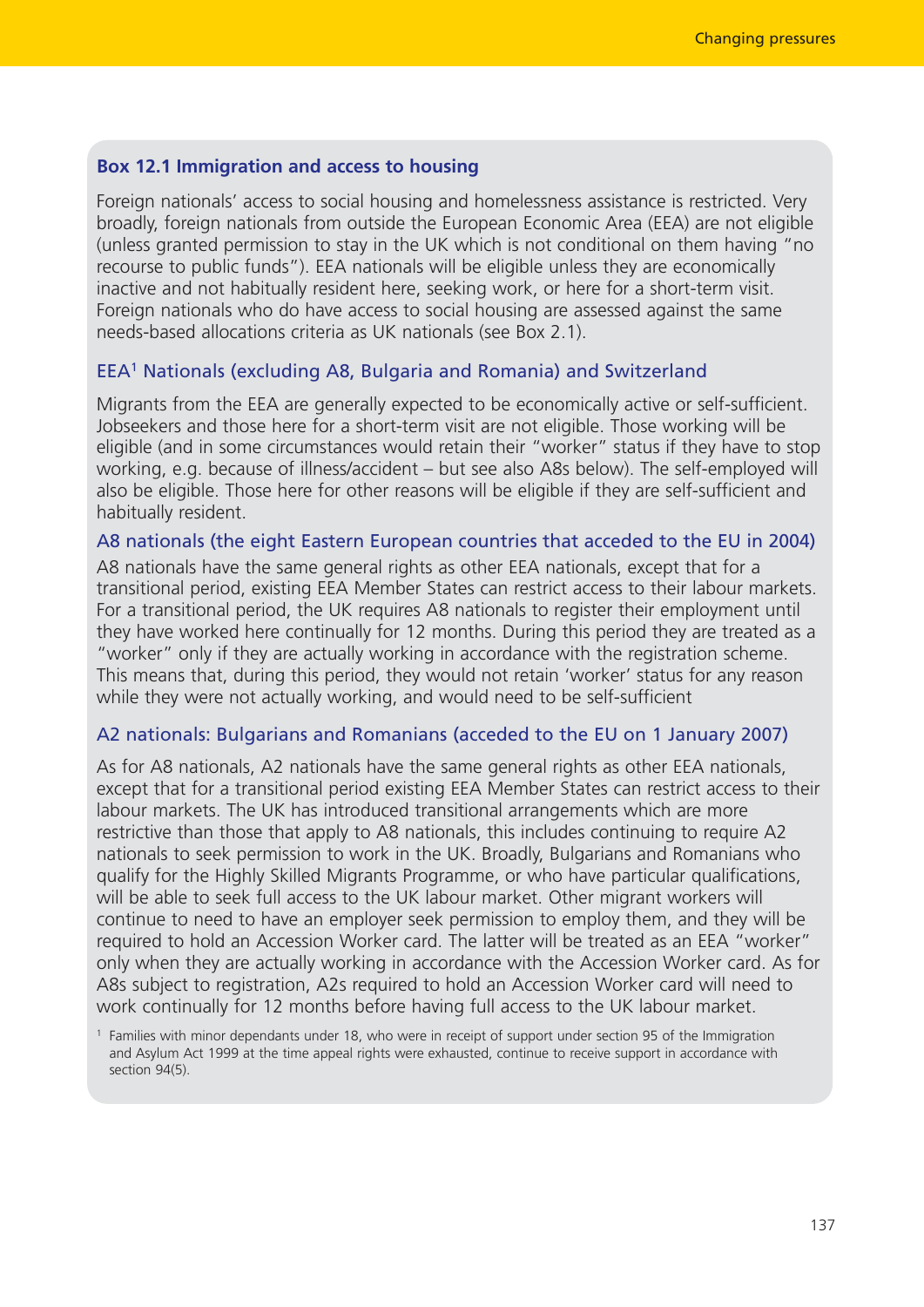### Box 12.1 Immigration and access to housing

Foreign nationals' access to social housing and homelessness assistance is restricted. Very broadly, foreign nationals from outside the European Economic Area (EEA) are not eligible (unless granted permission to stay in the UK which is not conditional on them having "no recourse to public funds"). EEA nationals will be eligible unless they are economically inactive and not habitually resident here, seeking work, or here for a short-term visit. Foreign nationals who do have access to social housing are assessed against the same needs-based allocations criteria as UK nationals (see Box 2.1).

#### EEA[1] Nationals (excluding A8, Bulgaria and Romania) and Switzerland

Migrants from the EEA are generally expected to be economically active or self-sufficient. Jobseekers and those here for a short-term visit are not eligible. Those working will be eligible (and in some circumstances would retain their "worker" status if they have to stop working, e.g. because of illness/accident – but see also A8s below). The self-employed will also be eligible. Those here for other reasons will be eligible if they are self-sufficient and habitually resident.

#### A8 nationals (the eight Eastern European countries that acceded to the EU in 2004)

A8 nationals have the same general rights as other EEA nationals, except that for a transitional period, existing EEA Member States can restrict access to their labour markets. For a transitional period, the UK requires A8 nationals to register their employment until they have worked here continually for 12 months. During this period they are treated as a "worker" only if they are actually working in accordance with the registration scheme. This means that, during this period, they would not retain 'worker' status for any reason while they were not actually working, and would need to be self-sufficient

#### A2 nationals: Bulgarians and Romanians (acceded to the EU on 1 January 2007)

As for A8 nationals, A2 nationals have the same general rights as other EEA nationals, except that for a transitional period existing EEA Member States can restrict access to their labour markets. The UK has introduced transitional arrangements which are more restrictive than those that apply to A8 nationals, this includes continuing to require A2 nationals to seek permission to work in the UK. Broadly, Bulgarians and Romanians who qualify for the Highly Skilled Migrants Programme, or who have particular qualifications, will be able to seek full access to the UK labour market. Other migrant workers will continue to need to have an employer seek permission to employ them, and they will be required to hold an Accession Worker card. The latter will be treated as an EEA "worker" only when they are actually working in accordance with the Accession Worker card. As for A8s subject to registration, A2s required to hold an Accession Worker card will need to work continually for 12 months before having full access to the UK labour market.

[1] Families with minor dependants under 18, who were in receipt of support under section 95 of the Immigration and Asylum Act 1999 at the time appeal rights were exhausted, continue to receive support in accordance with section 94(5).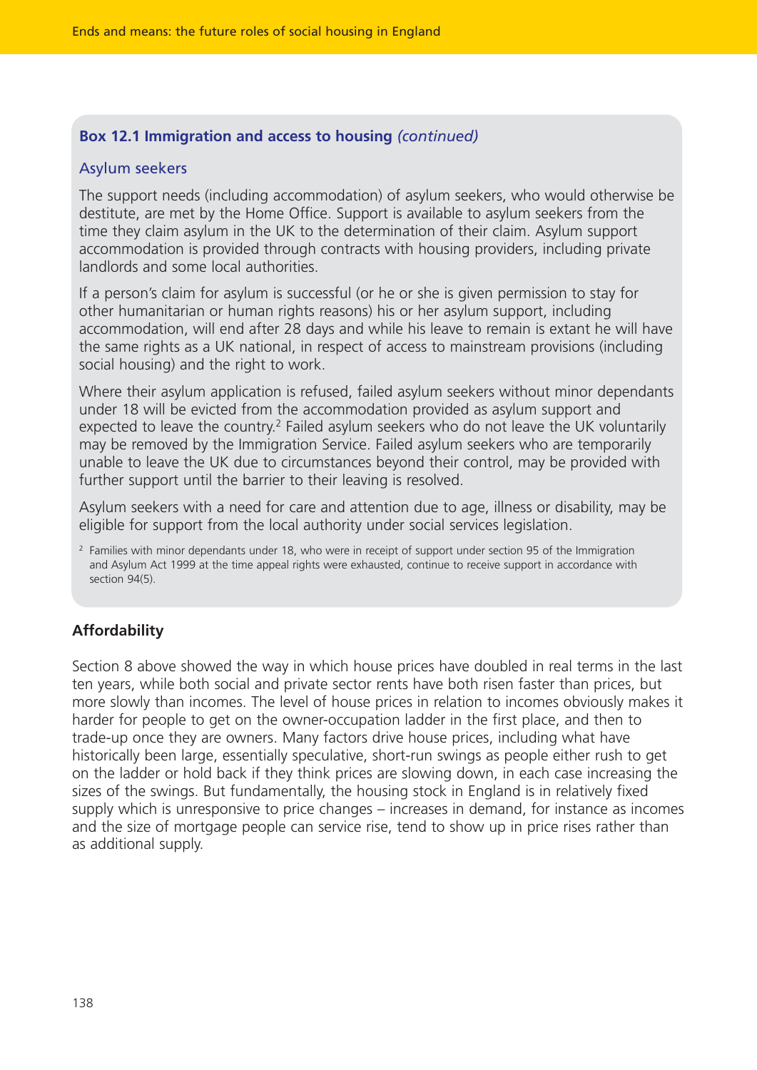### Box 12.1 Immigration and access to housing *(continued)*

#### Asylum seekers

The support needs (including accommodation) of asylum seekers, who would otherwise be destitute, are met by the Home Office. Support is available to asylum seekers from the time they claim asylum in the UK to the determination of their claim. Asylum support accommodation is provided through contracts with housing providers, including private landlords and some local authorities.

If a person's claim for asylum is successful (or he or she is given permission to stay for other humanitarian or human rights reasons) his or her asylum support, including accommodation, will end after 28 days and while his leave to remain is extant he will have the same rights as a UK national, in respect of access to mainstream provisions (including social housing) and the right to work.

Where their asylum application is refused, failed asylum seekers without minor dependants under 18 will be evicted from the accommodation provided as asylum support and expected to leave the country.[2] Failed asylum seekers who do not leave the UK voluntarily may be removed by the Immigration Service. Failed asylum seekers who are temporarily unable to leave the UK due to circumstances beyond their control, may be provided with further support until the barrier to their leaving is resolved.

Asylum seekers with a need for care and attention due to age, illness or disability, may be eligible for support from the local authority under social services legislation.

[2] Families with minor dependants under 18, who were in receipt of support under section 95 of the Immigration and Asylum Act 1999 at the time appeal rights were exhausted, continue to receive support in accordance with section 94(5).

## Affordability

Section 8 above showed the way in which house prices have doubled in real terms in the last ten years, while both social and private sector rents have both risen faster than prices, but more slowly than incomes. The level of house prices in relation to incomes obviously makes it harder for people to get on the owner-occupation ladder in the first place, and then to trade-up once they are owners. Many factors drive house prices, including what have historically been large, essentially speculative, short-run swings as people either rush to get on the ladder or hold back if they think prices are slowing down, in each case increasing the sizes of the swings. But fundamentally, the housing stock in England is in relatively fixed supply which is unresponsive to price changes – increases in demand, for instance as incomes and the size of mortgage people can service rise, tend to show up in price rises rather than as additional supply.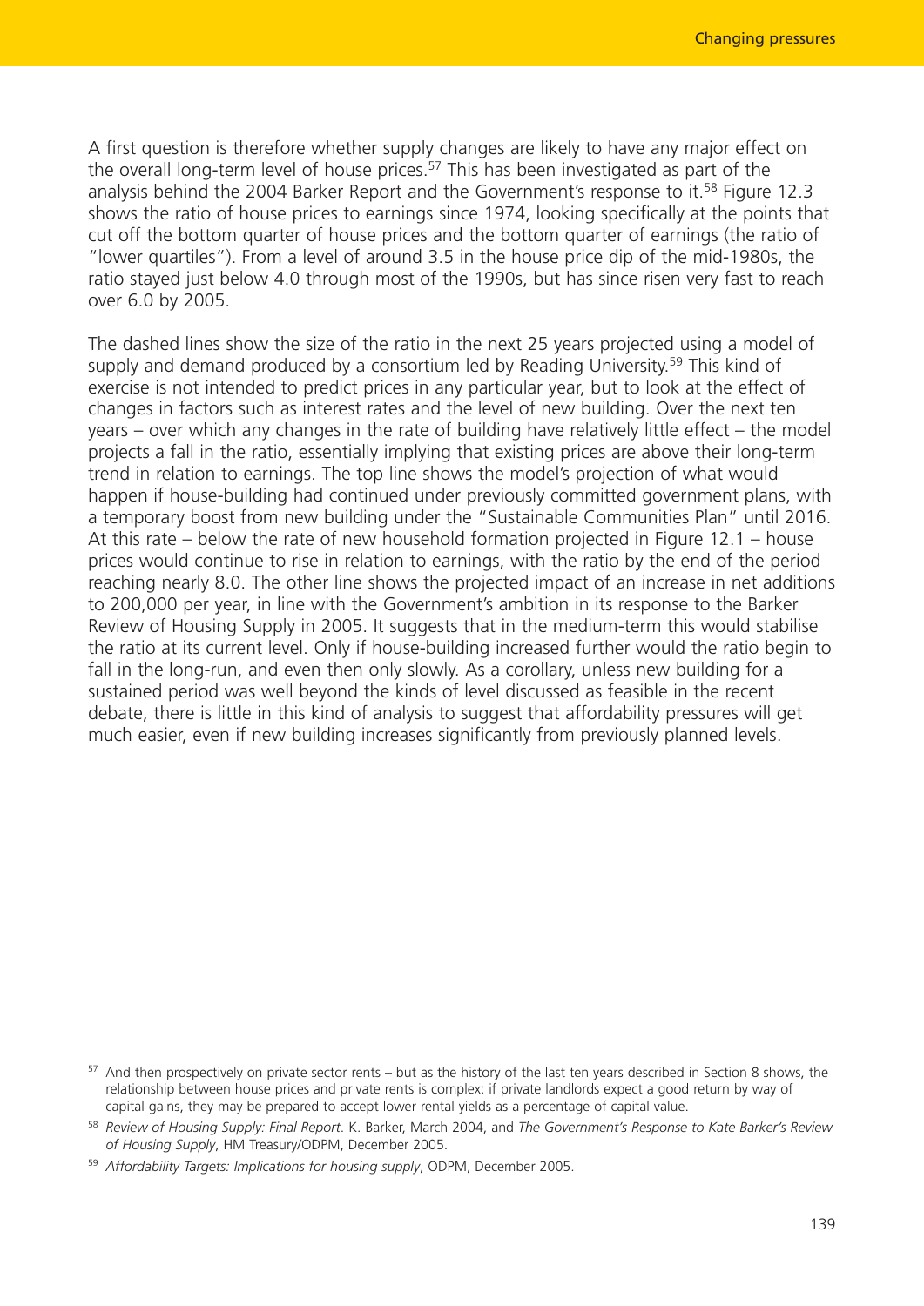A first question is therefore whether supply changes are likely to have any major effect on the overall long-term level of house prices.[57] This has been investigated as part of the analysis behind the 2004 Barker Report and the Government's response to it.[58] Figure 12.3 shows the ratio of house prices to earnings since 1974, looking specifically at the points that cut off the bottom quarter of house prices and the bottom quarter of earnings (the ratio of "lower quartiles"). From a level of around 3.5 in the house price dip of the mid-1980s, the ratio stayed just below 4.0 through most of the 1990s, but has since risen very fast to reach over 6.0 by 2005.

The dashed lines show the size of the ratio in the next 25 years projected using a model of supply and demand produced by a consortium led by Reading University.[59] This kind of exercise is not intended to predict prices in any particular year, but to look at the effect of changes in factors such as interest rates and the level of new building. Over the next ten years – over which any changes in the rate of building have relatively little effect – the model projects a fall in the ratio, essentially implying that existing prices are above their long-term trend in relation to earnings. The top line shows the model's projection of what would happen if house-building had continued under previously committed government plans, with a temporary boost from new building under the "Sustainable Communities Plan" until 2016. At this rate – below the rate of new household formation projected in Figure 12.1 – house prices would continue to rise in relation to earnings, with the ratio by the end of the period reaching nearly 8.0. The other line shows the projected impact of an increase in net additions to 200,000 per year, in line with the Government's ambition in its response to the Barker Review of Housing Supply in 2005. It suggests that in the medium-term this would stabilise the ratio at its current level. Only if house-building increased further would the ratio begin to fall in the long-run, and even then only slowly. As a corollary, unless new building for a sustained period was well beyond the kinds of level discussed as feasible in the recent debate, there is little in this kind of analysis to suggest that affordability pressures will get much easier, even if new building increases significantly from previously planned levels.

[57] And then prospectively on private sector rents – but as the history of the last ten years described in Section 8 shows, the relationship between house prices and private rents is complex: if private landlords expect a good return by way of capital gains, they may be prepared to accept lower rental yields as a percentage of capital value.

[58] *Review of Housing Supply: Final Report*. K. Barker, March 2004, and *The Government's Response to Kate Barker's Review of Housing Supply*, HM Treasury/ODPM, December 2005.

[59] *Affordability Targets: Implications for housing supply*, ODPM, December 2005.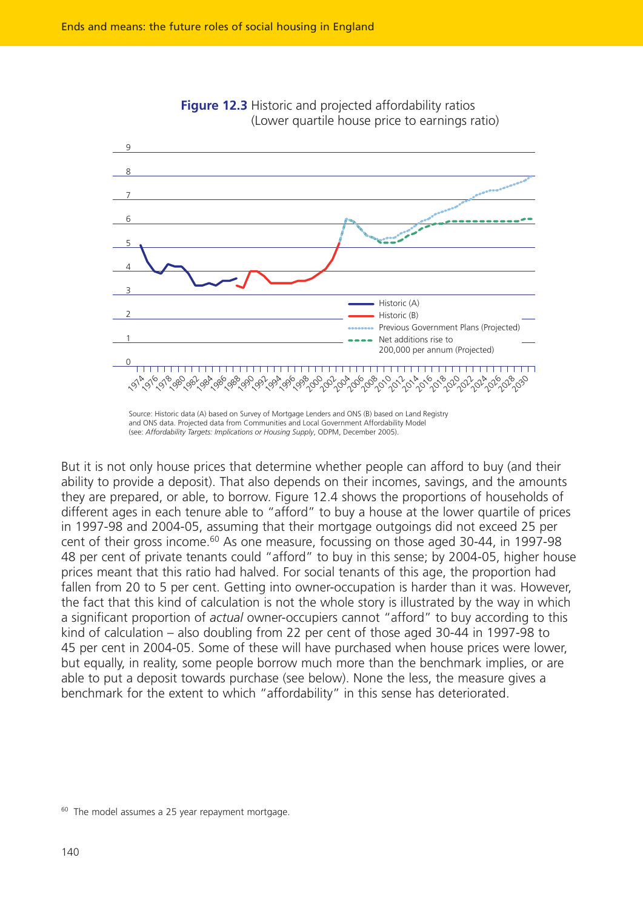**Figure 12.3** Historic and projected affordability ratios (Lower quartile house price to earnings ratio)

9
8
7
6
5
4
3
2
1
0

1974 1976 1978 1980 1982 1984 1986 1988 1990 1992 1994 1996 1998 2000 2002 2004 2006 2008 2010 2012 2014 2016 2018 2020 2022 2024 2026 2028 2030

Historic (A)
Historic (B)
Previous Government Plans (Projected)
Net additions rise to 200,000 per annum (Projected)

Source: Historic data (A) based on Survey of Mortgage Lenders and ONS (B) based on Land Registry and ONS data. Projected data from Communities and Local Government Affordability Model (see: *Affordability Targets: Implications or Housing Supply*, ODPM, December 2005).

But it is not only house prices that determine whether people can afford to buy (and their ability to provide a deposit). That also depends on their incomes, savings, and the amounts they are prepared, or able, to borrow. Figure 12.4 shows the proportions of households of different ages in each tenure able to "afford" to buy a house at the lower quartile of prices in 1997-98 and 2004-05, assuming that their mortgage outgoings did not exceed 25 per cent of their gross income.[60] As one measure, focussing on those aged 30-44, in 1997-98 48 per cent of private tenants could "afford" to buy in this sense; by 2004-05, higher house prices meant that this ratio had halved. For social tenants of this age, the proportion had fallen from 20 to 5 per cent. Getting into owner-occupation is harder than it was. However, the fact that this kind of calculation is not the whole story is illustrated by the way in which a significant proportion of *actual* owner-occupiers cannot "afford" to buy according to this kind of calculation – also doubling from 22 per cent of those aged 30-44 in 1997-98 to 45 per cent in 2004-05. Some of these will have purchased when house prices were lower, but equally, in reality, some people borrow much more than the benchmark implies, or are able to put a deposit towards purchase (see below). None the less, the measure gives a benchmark for the extent to which "affordability" in this sense has deteriorated.

[60] The model assumes a 25 year repayment mortgage.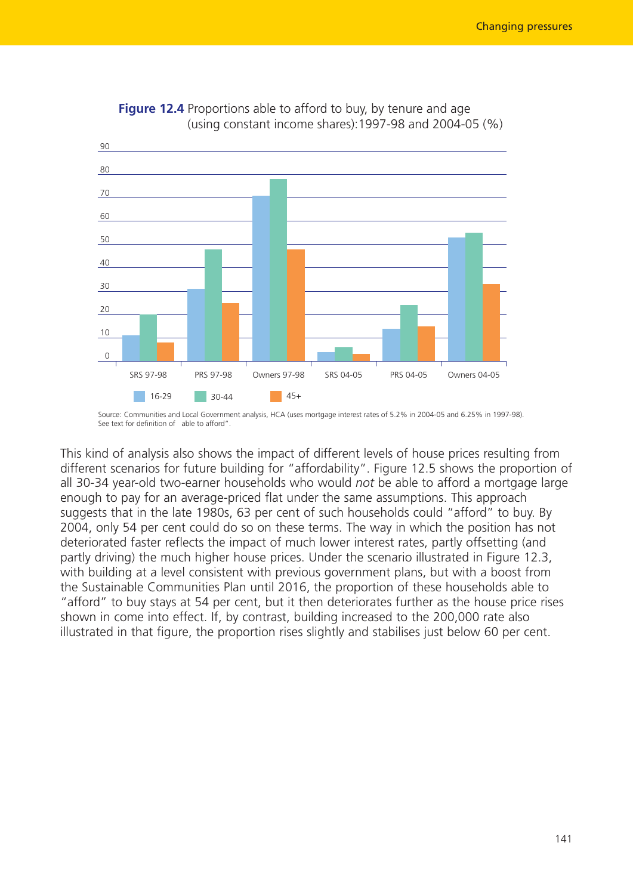**Figure 12.4** Proportions able to afford to buy, by tenure and age (using constant income shares):1997-98 and 2004-05 (%)

90
80
70
60
50
40
30
20
10
0

SRS 97-98
PRS 97-98
Owners 97-98
SRS 04-05
PRS 04-05
Owners 04-05

16-29
30-44
45+

Source: Communities and Local Government analysis, HCA (uses mortgage interest rates of 5.2% in 2004-05 and 6.25% in 1997-98).
See text for definition of able to afford".

This kind of analysis also shows the impact of different levels of house prices resulting from different scenarios for future building for "affordability". Figure 12.5 shows the proportion of all 30-34 year-old two-earner households who would *not* be able to afford a mortgage large enough to pay for an average-priced flat under the same assumptions. This approach suggests that in the late 1980s, 63 per cent of such households could "afford" to buy. By 2004, only 54 per cent could do so on these terms. The way in which the position has not deteriorated faster reflects the impact of much lower interest rates, partly offsetting (and partly driving) the much higher house prices. Under the scenario illustrated in Figure 12.3, with building at a level consistent with previous government plans, but with a boost from the Sustainable Communities Plan until 2016, the proportion of these households able to "afford" to buy stays at 54 per cent, but it then deteriorates further as the house price rises shown in come into effect. If, by contrast, building increased to the 200,000 rate also illustrated in that figure, the proportion rises slightly and stabilises just below 60 per cent.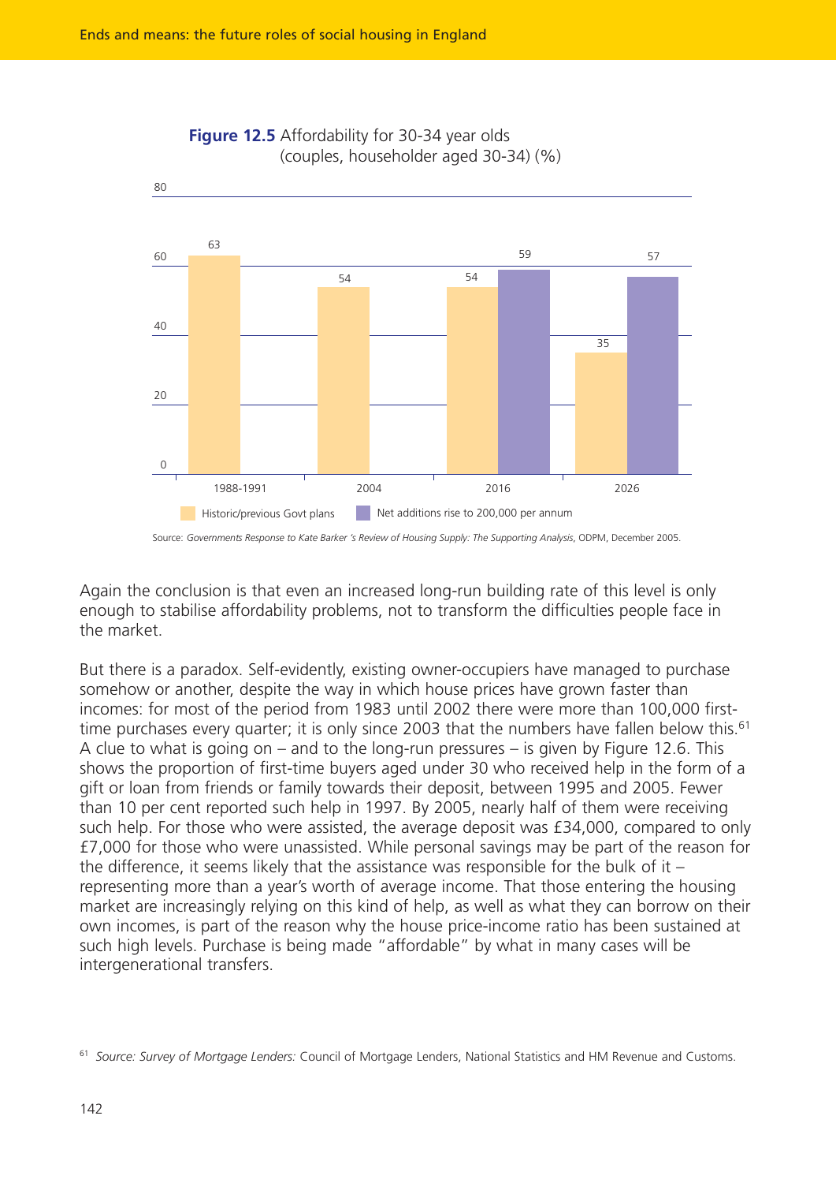**Figure 12.5** Affordability for 30-34 year olds (couples, householder aged 30-34) (%)

80
60
40
20
0

63
54
54
59
35
57

1988-1991
2004
2016
2026

Historic/previous Govt plans
Net additions rise to 200,000 per annum

Source: *Governments Response to Kate Barker 's Review of Housing Supply: The Supporting Analysis*, ODPM, December 2005.

Again the conclusion is that even an increased long-run building rate of this level is only enough to stabilise affordability problems, not to transform the difficulties people face in the market.

But there is a paradox. Self-evidently, existing owner-occupiers have managed to purchase somehow or another, despite the way in which house prices have grown faster than incomes: for most of the period from 1983 until 2002 there were more than 100,000 first-time purchases every quarter; it is only since 2003 that the numbers have fallen below this.[61] A clue to what is going on – and to the long-run pressures – is given by Figure 12.6. This shows the proportion of first-time buyers aged under 30 who received help in the form of a gift or loan from friends or family towards their deposit, between 1995 and 2005. Fewer than 10 per cent reported such help in 1997. By 2005, nearly half of them were receiving such help. For those who were assisted, the average deposit was £34,000, compared to only £7,000 for those who were unassisted. While personal savings may be part of the reason for the difference, it seems likely that the assistance was responsible for the bulk of it – representing more than a year's worth of average income. That those entering the housing market are increasingly relying on this kind of help, as well as what they can borrow on their own incomes, is part of the reason why the house price-income ratio has been sustained at such high levels. Purchase is being made "affordable" by what in many cases will be intergenerational transfers.

[61] *Source: Survey of Mortgage Lenders:* Council of Mortgage Lenders, National Statistics and HM Revenue and Customs.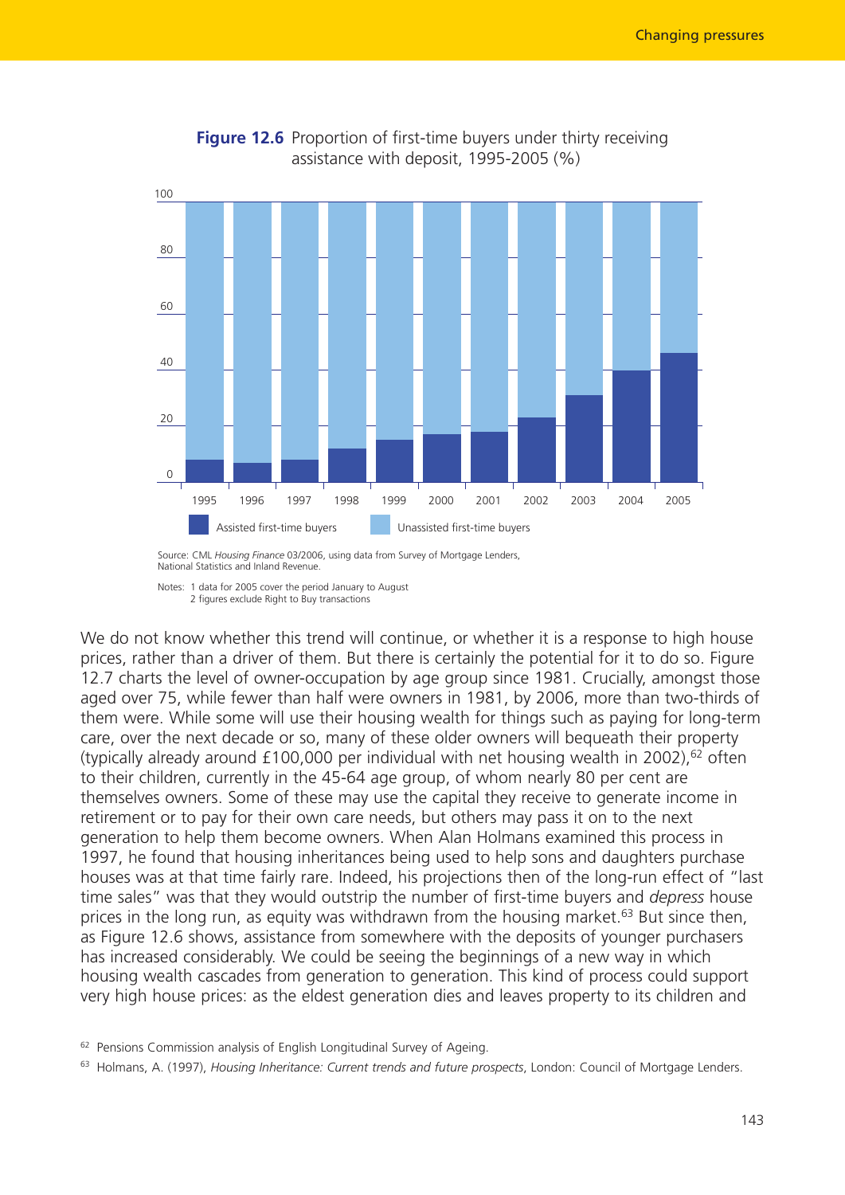**Figure 12.6** Proportion of first-time buyers under thirty receiving assistance with deposit, 1995-2005 (%)

100
80
60
40
20
0

1995 1996 1997 1998 1999 2000 2001 2002 2003 2004 2005

Assisted first-time buyers
Unassisted first-time buyers

Source: CML *Housing Finance* 03/2006, using data from Survey of Mortgage Lenders, National Statistics and Inland Revenue.

Notes: 1 data for 2005 cover the period January to August
2 figures exclude Right to Buy transactions

We do not know whether this trend will continue, or whether it is a response to high house prices, rather than a driver of them. But there is certainly the potential for it to do so. Figure 12.7 charts the level of owner-occupation by age group since 1981. Crucially, amongst those aged over 75, while fewer than half were owners in 1981, by 2006, more than two-thirds of them were. While some will use their housing wealth for things such as paying for long-term care, over the next decade or so, many of these older owners will bequeath their property (typically already around £100,000 per individual with net housing wealth in 2002),[62] often to their children, currently in the 45-64 age group, of whom nearly 80 per cent are themselves owners. Some of these may use the capital they receive to generate income in retirement or to pay for their own care needs, but others may pass it on to the next generation to help them become owners. When Alan Holmans examined this process in 1997, he found that housing inheritances being used to help sons and daughters purchase houses was at that time fairly rare. Indeed, his projections then of the long-run effect of "last time sales" was that they would outstrip the number of first-time buyers and *depress* house prices in the long run, as equity was withdrawn from the housing market.[63] But since then, as Figure 12.6 shows, assistance from somewhere with the deposits of younger purchasers has increased considerably. We could be seeing the beginnings of a new way in which housing wealth cascades from generation to generation. This kind of process could support very high house prices: as the eldest generation dies and leaves property to its children and

[62] Pensions Commission analysis of English Longitudinal Survey of Ageing.

[63] Holmans, A. (1997), *Housing Inheritance: Current trends and future prospects*, London: Council of Mortgage Lenders.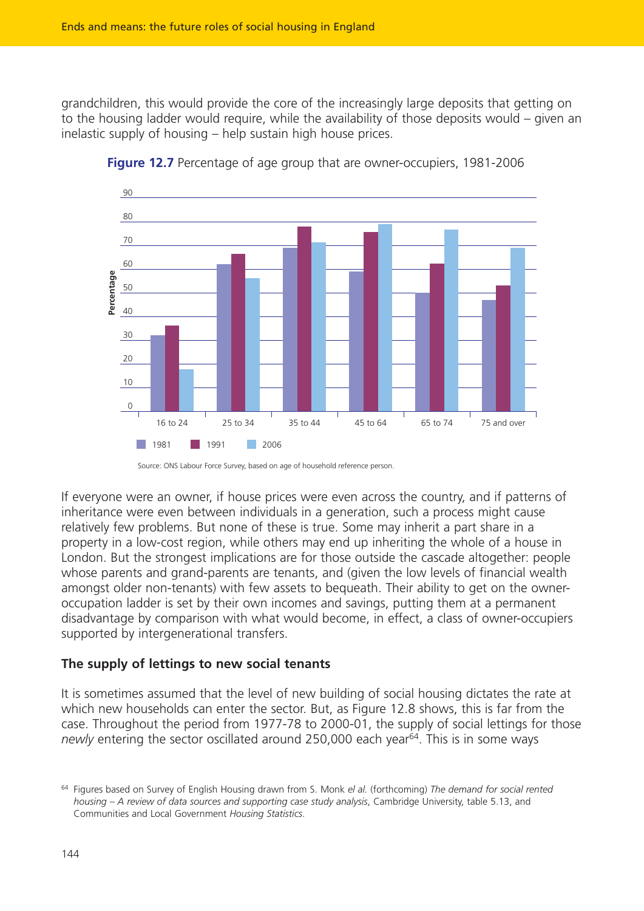grandchildren, this would provide the core of the increasingly large deposits that getting on to the housing ladder would require, while the availability of those deposits would – given an inelastic supply of housing – help sustain high house prices.

**Figure 12.7** Percentage of age group that are owner-occupiers, 1981-2006

Percentage

90
80
70
60
50
40
30
20
10
0

16 to 24
25 to 34
35 to 44
45 to 64
65 to 74
75 and over

1981
1991
2006

Source: ONS Labour Force Survey, based on age of household reference person.

If everyone were an owner, if house prices were even across the country, and if patterns of inheritance were even between individuals in a generation, such a process might cause relatively few problems. But none of these is true. Some may inherit a part share in a property in a low-cost region, while others may end up inheriting the whole of a house in London. But the strongest implications are for those outside the cascade altogether: people whose parents and grand-parents are tenants, and (given the low levels of financial wealth amongst older non-tenants) with few assets to bequeath. Their ability to get on the owner-occupation ladder is set by their own incomes and savings, putting them at a permanent disadvantage by comparison with what would become, in effect, a class of owner-occupiers supported by intergenerational transfers.

### The supply of lettings to new social tenants

It is sometimes assumed that the level of new building of social housing dictates the rate at which new households can enter the sector. But, as Figure 12.8 shows, this is far from the case. Throughout the period from 1977-78 to 2000-01, the supply of social lettings for those *newly* entering the sector oscillated around 250,000 each year[64]. This is in some ways

[64] Figures based on Survey of English Housing drawn from S. Monk *el al.* (forthcoming) *The demand for social rented housing – A review of data sources and supporting case study analysis*, Cambridge University, table 5.13, and Communities and Local Government *Housing Statistics*.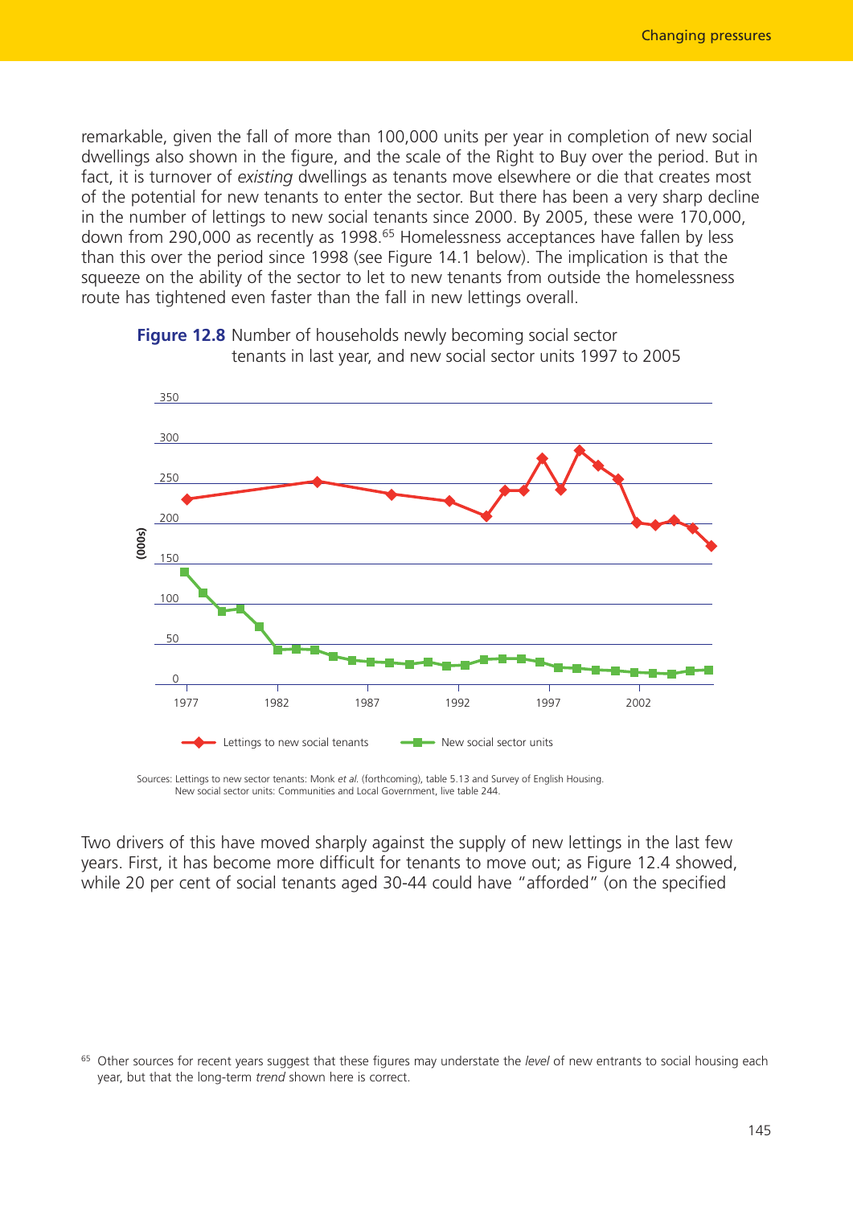remarkable, given the fall of more than 100,000 units per year in completion of new social dwellings also shown in the figure, and the scale of the Right to Buy over the period. But in fact, it is turnover of *existing* dwellings as tenants move elsewhere or die that creates most of the potential for new tenants to enter the sector. But there has been a very sharp decline in the number of lettings to new social tenants since 2000. By 2005, these were 170,000, down from 290,000 as recently as 1998.[65] Homelessness acceptances have fallen by less than this over the period since 1998 (see Figure 14.1 below). The implication is that the squeeze on the ability of the sector to let to new tenants from outside the homelessness route has tightened even faster than the fall in new lettings overall.

**Figure 12.8** Number of households newly becoming social sector tenants in last year, and new social sector units 1997 to 2005

(000s)

350
300
250
200
150
100
50
0

1977 1982 1987 1992 1997 2002

Lettings to new social tenants
New social sector units

Sources: Lettings to new sector tenants: Monk *et al.* (forthcoming), table 5.13 and Survey of English Housing.
New social sector units: Communities and Local Government, live table 244.

Two drivers of this have moved sharply against the supply of new lettings in the last few years. First, it has become more difficult for tenants to move out; as Figure 12.4 showed, while 20 per cent of social tenants aged 30-44 could have "afforded" (on the specified

[65] Other sources for recent years suggest that these figures may understate the *level* of new entrants to social housing each year, but that the long-term *trend* shown here is correct.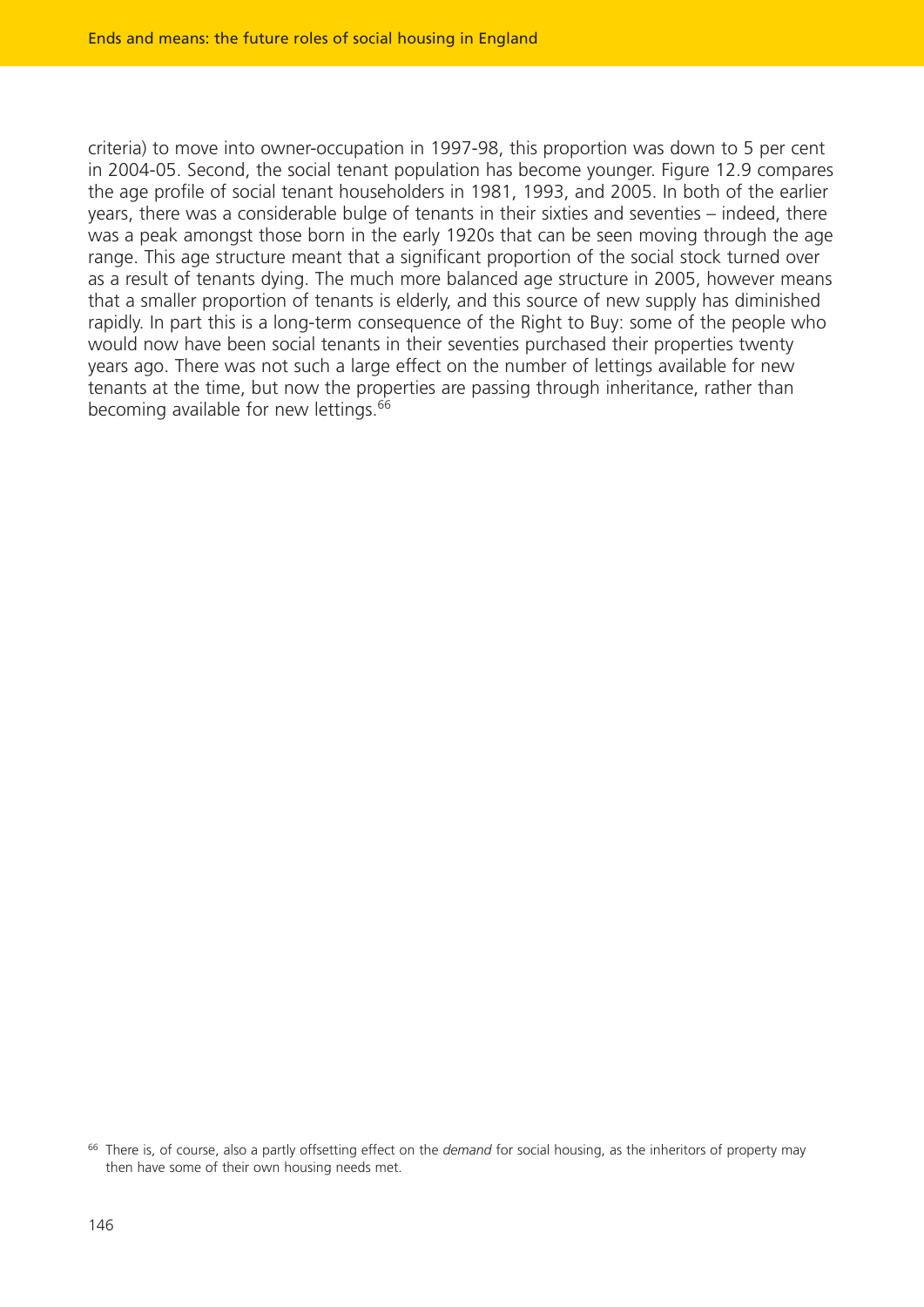criteria) to move into owner-occupation in 1997-98, this proportion was down to 5 per cent in 2004-05. Second, the social tenant population has become younger. Figure 12.9 compares the age profile of social tenant householders in 1981, 1993, and 2005. In both of the earlier years, there was a considerable bulge of tenants in their sixties and seventies – indeed, there was a peak amongst those born in the early 1920s that can be seen moving through the age range. This age structure meant that a significant proportion of the social stock turned over as a result of tenants dying. The much more balanced age structure in 2005, however means that a smaller proportion of tenants is elderly, and this source of new supply has diminished rapidly. In part this is a long-term consequence of the Right to Buy: some of the people who would now have been social tenants in their seventies purchased their properties twenty years ago. There was not such a large effect on the number of lettings available for new tenants at the time, but now the properties are passing through inheritance, rather than becoming available for new lettings.[66]

[66] There is, of course, also a partly offsetting effect on the *demand* for social housing, as the inheritors of property may then have some of their own housing needs met.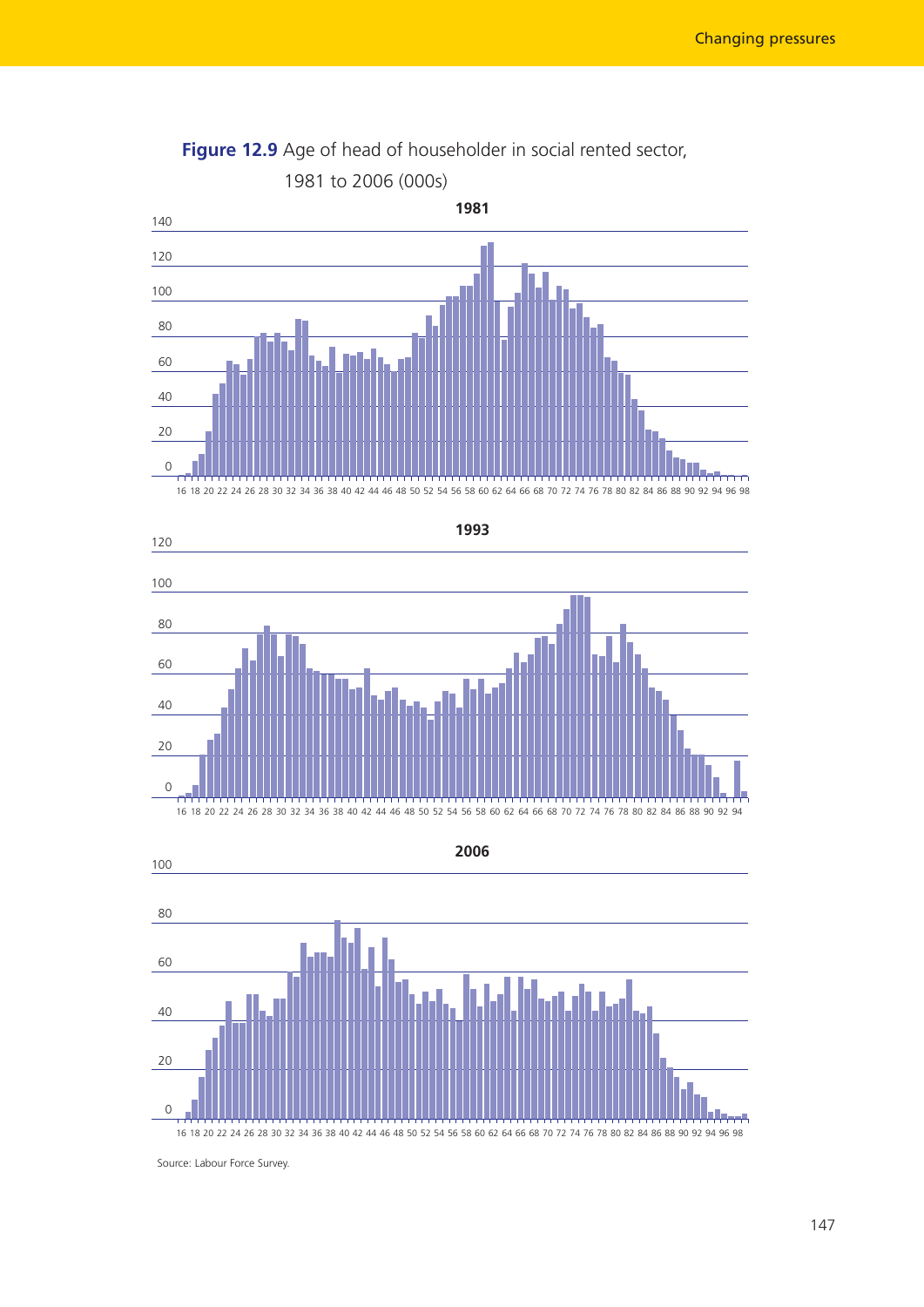**Figure 12.9** Age of head of householder in social rented sector, 1981 to 2006 (000s)

**1981**

140
120
100
80
60
40
20
0

16 18 20 22 24 26 28 30 32 34 36 38 40 42 44 46 48 50 52 54 56 58 60 62 64 66 68 70 72 74 76 78 80 82 84 86 88 90 92 94 96 98

**1993**

120
100
80
60
40
20
0

16 18 20 22 24 26 28 30 32 34 36 38 40 42 44 46 48 50 52 54 56 58 60 62 64 66 68 70 72 74 76 78 80 82 84 86 88 90 92 94

**2006**

100
80
60
40
20
0

16 18 20 22 24 26 28 30 32 34 36 38 40 42 44 46 48 50 52 54 56 58 60 62 64 66 68 70 72 74 76 78 80 82 84 86 88 90 92 94 96 98

Source: Labour Force Survey.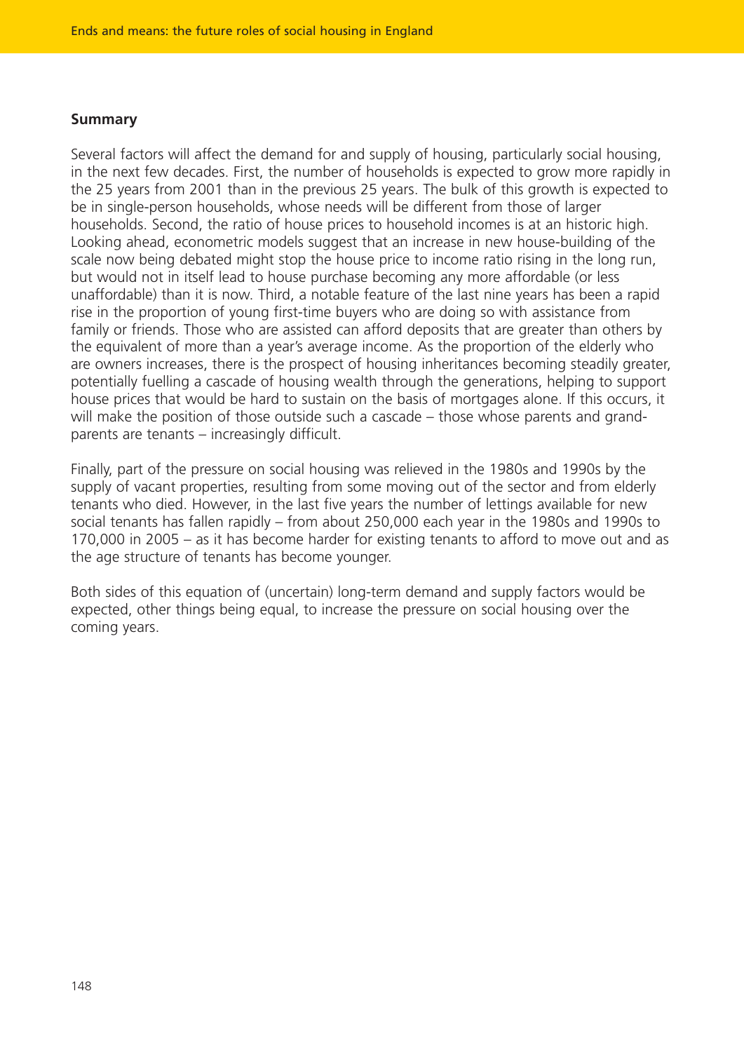## Summary

Several factors will affect the demand for and supply of housing, particularly social housing, in the next few decades. First, the number of households is expected to grow more rapidly in the 25 years from 2001 than in the previous 25 years. The bulk of this growth is expected to be in single-person households, whose needs will be different from those of larger households. Second, the ratio of house prices to household incomes is at an historic high. Looking ahead, econometric models suggest that an increase in new house-building of the scale now being debated might stop the house price to income ratio rising in the long run, but would not in itself lead to house purchase becoming any more affordable (or less unaffordable) than it is now. Third, a notable feature of the last nine years has been a rapid rise in the proportion of young first-time buyers who are doing so with assistance from family or friends. Those who are assisted can afford deposits that are greater than others by the equivalent of more than a year's average income. As the proportion of the elderly who are owners increases, there is the prospect of housing inheritances becoming steadily greater, potentially fuelling a cascade of housing wealth through the generations, helping to support house prices that would be hard to sustain on the basis of mortgages alone. If this occurs, it will make the position of those outside such a cascade – those whose parents and grand-parents are tenants – increasingly difficult.

Finally, part of the pressure on social housing was relieved in the 1980s and 1990s by the supply of vacant properties, resulting from some moving out of the sector and from elderly tenants who died. However, in the last five years the number of lettings available for new social tenants has fallen rapidly – from about 250,000 each year in the 1980s and 1990s to 170,000 in 2005 – as it has become harder for existing tenants to afford to move out and as the age structure of tenants has become younger.

Both sides of this equation of (uncertain) long-term demand and supply factors would be expected, other things being equal, to increase the pressure on social housing over the coming years.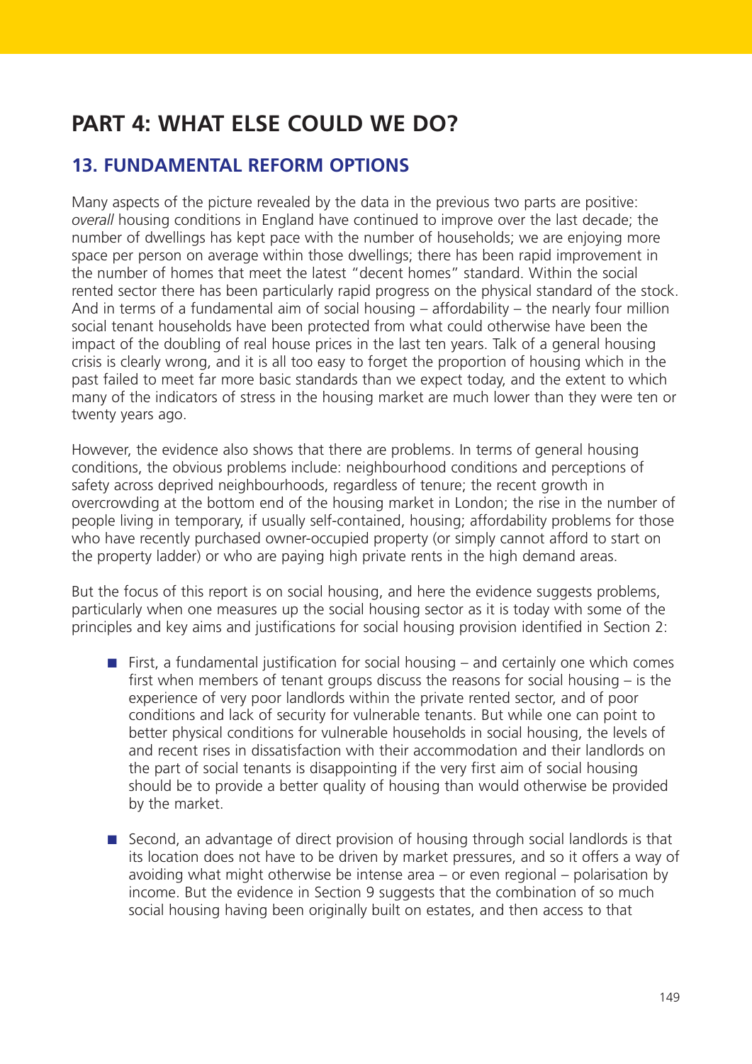# PART 4: WHAT ELSE COULD WE DO?

## 13. FUNDAMENTAL REFORM OPTIONS

Many aspects of the picture revealed by the data in the previous two parts are positive: *overall* housing conditions in England have continued to improve over the last decade; the number of dwellings has kept pace with the number of households; we are enjoying more space per person on average within those dwellings; there has been rapid improvement in the number of homes that meet the latest "decent homes" standard. Within the social rented sector there has been particularly rapid progress on the physical standard of the stock. And in terms of a fundamental aim of social housing – affordability – the nearly four million social tenant households have been protected from what could otherwise have been the impact of the doubling of real house prices in the last ten years. Talk of a general housing crisis is clearly wrong, and it is all too easy to forget the proportion of housing which in the past failed to meet far more basic standards than we expect today, and the extent to which many of the indicators of stress in the housing market are much lower than they were ten or twenty years ago.

However, the evidence also shows that there are problems. In terms of general housing conditions, the obvious problems include: neighbourhood conditions and perceptions of safety across deprived neighbourhoods, regardless of tenure; the recent growth in overcrowding at the bottom end of the housing market in London; the rise in the number of people living in temporary, if usually self-contained, housing; affordability problems for those who have recently purchased owner-occupied property (or simply cannot afford to start on the property ladder) or who are paying high private rents in the high demand areas.

But the focus of this report is on social housing, and here the evidence suggests problems, particularly when one measures up the social housing sector as it is today with some of the principles and key aims and justifications for social housing provision identified in Section 2:

- First, a fundamental justification for social housing – and certainly one which comes first when members of tenant groups discuss the reasons for social housing – is the experience of very poor landlords within the private rented sector, and of poor conditions and lack of security for vulnerable tenants. But while one can point to better physical conditions for vulnerable households in social housing, the levels of and recent rises in dissatisfaction with their accommodation and their landlords on the part of social tenants is disappointing if the very first aim of social housing should be to provide a better quality of housing than would otherwise be provided by the market.
- Second, an advantage of direct provision of housing through social landlords is that its location does not have to be driven by market pressures, and so it offers a way of avoiding what might otherwise be intense area – or even regional – polarisation by income. But the evidence in Section 9 suggests that the combination of so much social housing having been originally built on estates, and then access to that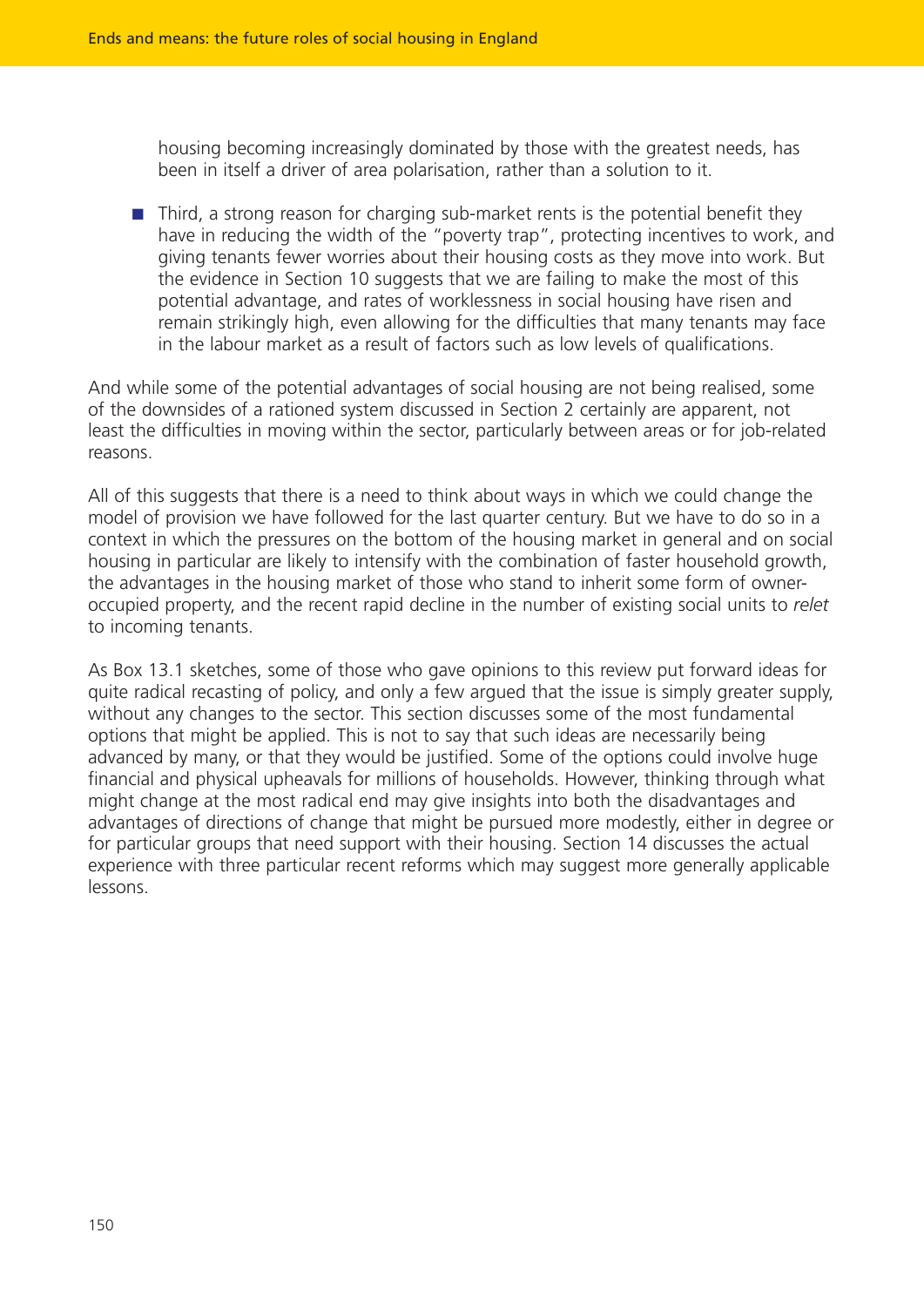housing becoming increasingly dominated by those with the greatest needs, has been in itself a driver of area polarisation, rather than a solution to it.

- Third, a strong reason for charging sub-market rents is the potential benefit they have in reducing the width of the "poverty trap", protecting incentives to work, and giving tenants fewer worries about their housing costs as they move into work. But the evidence in Section 10 suggests that we are failing to make the most of this potential advantage, and rates of worklessness in social housing have risen and remain strikingly high, even allowing for the difficulties that many tenants may face in the labour market as a result of factors such as low levels of qualifications.

And while some of the potential advantages of social housing are not being realised, some of the downsides of a rationed system discussed in Section 2 certainly are apparent, not least the difficulties in moving within the sector, particularly between areas or for job-related reasons.

All of this suggests that there is a need to think about ways in which we could change the model of provision we have followed for the last quarter century. But we have to do so in a context in which the pressures on the bottom of the housing market in general and on social housing in particular are likely to intensify with the combination of faster household growth, the advantages in the housing market of those who stand to inherit some form of owner-occupied property, and the recent rapid decline in the number of existing social units to *relet* to incoming tenants.

As Box 13.1 sketches, some of those who gave opinions to this review put forward ideas for quite radical recasting of policy, and only a few argued that the issue is simply greater supply, without any changes to the sector. This section discusses some of the most fundamental options that might be applied. This is not to say that such ideas are necessarily being advanced by many, or that they would be justified. Some of the options could involve huge financial and physical upheavals for millions of households. However, thinking through what might change at the most radical end may give insights into both the disadvantages and advantages of directions of change that might be pursued more modestly, either in degree or for particular groups that need support with their housing. Section 14 discusses the actual experience with three particular recent reforms which may suggest more generally applicable lessons.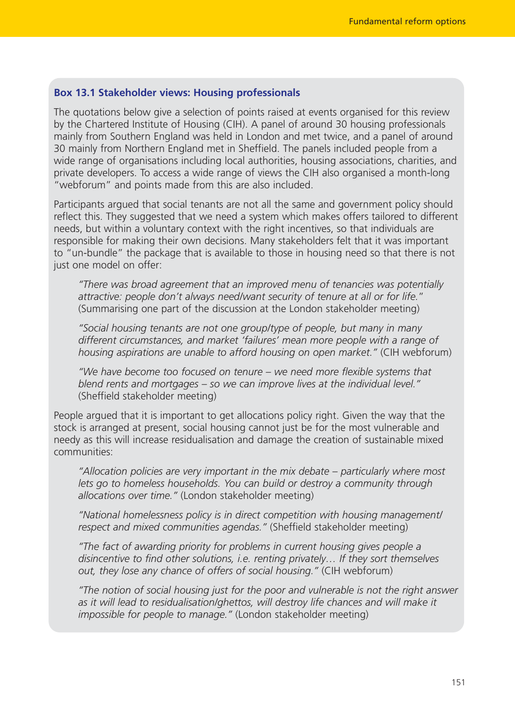### Box 13.1 Stakeholder views: Housing professionals

The quotations below give a selection of points raised at events organised for this review by the Chartered Institute of Housing (CIH). A panel of around 30 housing professionals mainly from Southern England was held in London and met twice, and a panel of around 30 mainly from Northern England met in Sheffield. The panels included people from a wide range of organisations including local authorities, housing associations, charities, and private developers. To access a wide range of views the CIH also organised a month-long "webforum" and points made from this are also included.

Participants argued that social tenants are not all the same and government policy should reflect this. They suggested that we need a system which makes offers tailored to different needs, but within a voluntary context with the right incentives, so that individuals are responsible for making their own decisions. Many stakeholders felt that it was important to "un-bundle" the package that is available to those in housing need so that there is not just one model on offer:

> *"There was broad agreement that an improved menu of tenancies was potentially attractive: people don't always need/want security of tenure at all or for life."* (Summarising one part of the discussion at the London stakeholder meeting)

> *"Social housing tenants are not one group/type of people, but many in many different circumstances, and market 'failures' mean more people with a range of housing aspirations are unable to afford housing on open market."* (CIH webforum)

> *"We have become too focused on tenure – we need more flexible systems that blend rents and mortgages – so we can improve lives at the individual level."* (Sheffield stakeholder meeting)

People argued that it is important to get allocations policy right. Given the way that the stock is arranged at present, social housing cannot just be for the most vulnerable and needy as this will increase residualisation and damage the creation of sustainable mixed communities:

> *"Allocation policies are very important in the mix debate – particularly where most lets go to homeless households. You can build or destroy a community through allocations over time."* (London stakeholder meeting)

> *"National homelessness policy is in direct competition with housing management/respect and mixed communities agendas."* (Sheffield stakeholder meeting)

> *"The fact of awarding priority for problems in current housing gives people a disincentive to find other solutions, i.e. renting privately… If they sort themselves out, they lose any chance of offers of social housing."* (CIH webforum)

> *"The notion of social housing just for the poor and vulnerable is not the right answer as it will lead to residualisation/ghettos, will destroy life chances and will make it impossible for people to manage."* (London stakeholder meeting)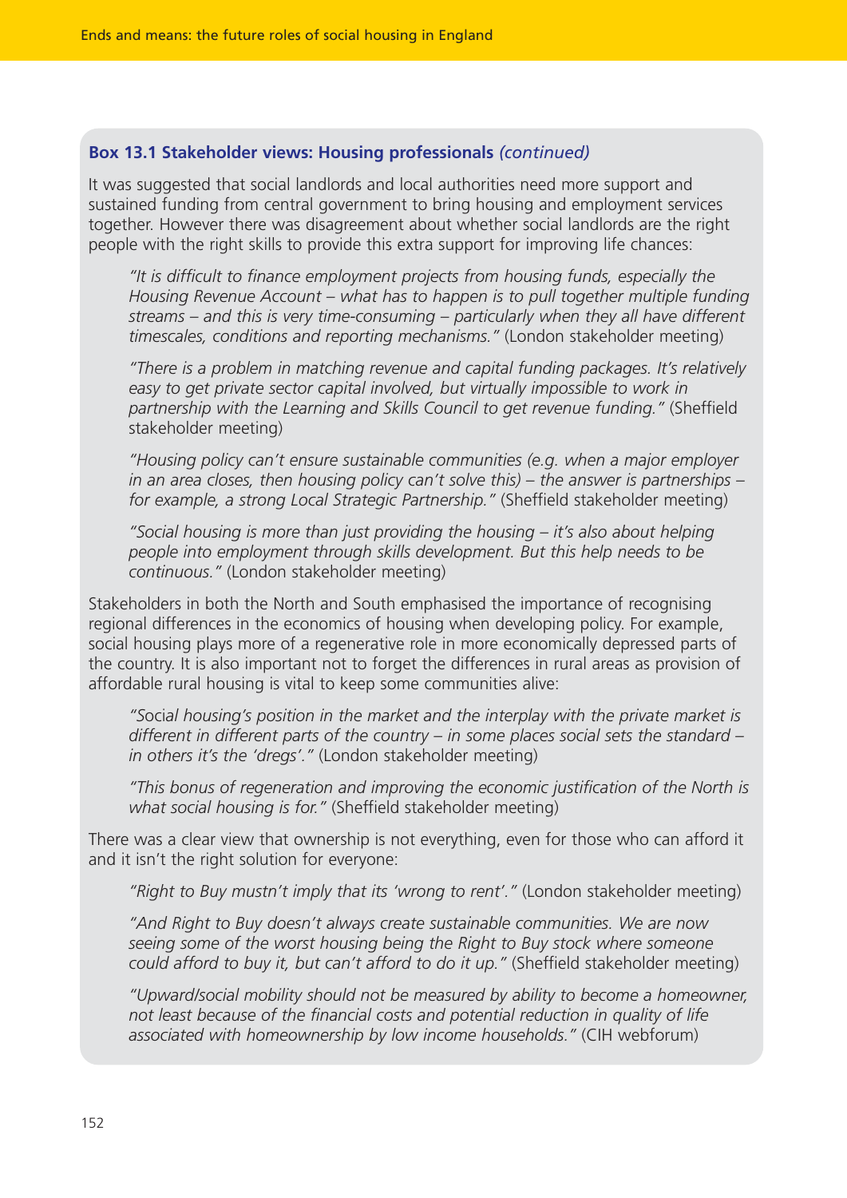### Box 13.1 Stakeholder views: Housing professionals *(continued)*

It was suggested that social landlords and local authorities need more support and sustained funding from central government to bring housing and employment services together. However there was disagreement about whether social landlords are the right people with the right skills to provide this extra support for improving life chances:

> *"It is difficult to finance employment projects from housing funds, especially the Housing Revenue Account – what has to happen is to pull together multiple funding streams – and this is very time-consuming – particularly when they all have different timescales, conditions and reporting mechanisms."* (London stakeholder meeting)

> *"There is a problem in matching revenue and capital funding packages. It's relatively easy to get private sector capital involved, but virtually impossible to work in partnership with the Learning and Skills Council to get revenue funding."* (Sheffield stakeholder meeting)

> *"Housing policy can't ensure sustainable communities (e.g. when a major employer in an area closes, then housing policy can't solve this) – the answer is partnerships – for example, a strong Local Strategic Partnership."* (Sheffield stakeholder meeting)

> *"Social housing is more than just providing the housing – it's also about helping people into employment through skills development. But this help needs to be continuous."* (London stakeholder meeting)

Stakeholders in both the North and South emphasised the importance of recognising regional differences in the economics of housing when developing policy. For example, social housing plays more of a regenerative role in more economically depressed parts of the country. It is also important not to forget the differences in rural areas as provision of affordable rural housing is vital to keep some communities alive:

> *"Social housing's position in the market and the interplay with the private market is different in different parts of the country – in some places social sets the standard – in others it's the 'dregs'."* (London stakeholder meeting)

> *"This bonus of regeneration and improving the economic justification of the North is what social housing is for."* (Sheffield stakeholder meeting)

There was a clear view that ownership is not everything, even for those who can afford it and it isn't the right solution for everyone:

> *"Right to Buy mustn't imply that its 'wrong to rent'."* (London stakeholder meeting)

> *"And Right to Buy doesn't always create sustainable communities. We are now seeing some of the worst housing being the Right to Buy stock where someone could afford to buy it, but can't afford to do it up."* (Sheffield stakeholder meeting)

> *"Upward/social mobility should not be measured by ability to become a homeowner, not least because of the financial costs and potential reduction in quality of life associated with homeownership by low income households."* (CIH webforum)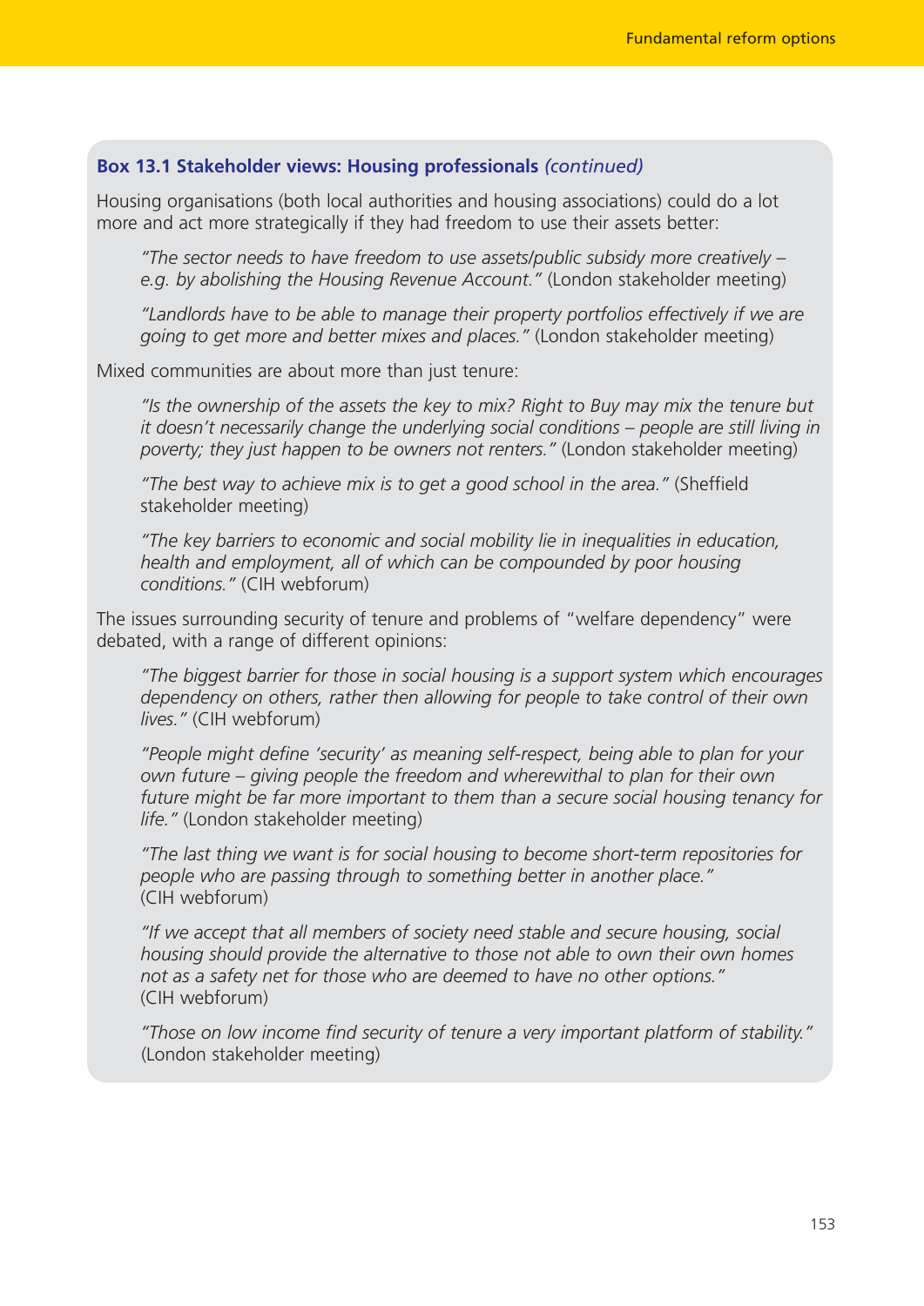### **Box 13.1 Stakeholder views: Housing professionals** *(continued)*

Housing organisations (both local authorities and housing associations) could do a lot more and act more strategically if they had freedom to use their assets better:

> *"The sector needs to have freedom to use assets/public subsidy more creatively – e.g. by abolishing the Housing Revenue Account."* (London stakeholder meeting)
>
> *"Landlords have to be able to manage their property portfolios effectively if we are going to get more and better mixes and places."* (London stakeholder meeting)

Mixed communities are about more than just tenure:

> *"Is the ownership of the assets the key to mix? Right to Buy may mix the tenure but it doesn't necessarily change the underlying social conditions – people are still living in poverty; they just happen to be owners not renters."* (London stakeholder meeting)
>
> *"The best way to achieve mix is to get a good school in the area."* (Sheffield stakeholder meeting)
>
> *"The key barriers to economic and social mobility lie in inequalities in education, health and employment, all of which can be compounded by poor housing conditions."* (CIH webforum)

The issues surrounding security of tenure and problems of "welfare dependency" were debated, with a range of different opinions:

> *"The biggest barrier for those in social housing is a support system which encourages dependency on others, rather then allowing for people to take control of their own lives."* (CIH webforum)
>
> *"People might define 'security' as meaning self-respect, being able to plan for your own future – giving people the freedom and wherewithal to plan for their own future might be far more important to them than a secure social housing tenancy for life."* (London stakeholder meeting)
>
> *"The last thing we want is for social housing to become short-term repositories for people who are passing through to something better in another place."* (CIH webforum)
>
> *"If we accept that all members of society need stable and secure housing, social housing should provide the alternative to those not able to own their own homes not as a safety net for those who are deemed to have no other options."* (CIH webforum)
>
> *"Those on low income find security of tenure a very important platform of stability."* (London stakeholder meeting)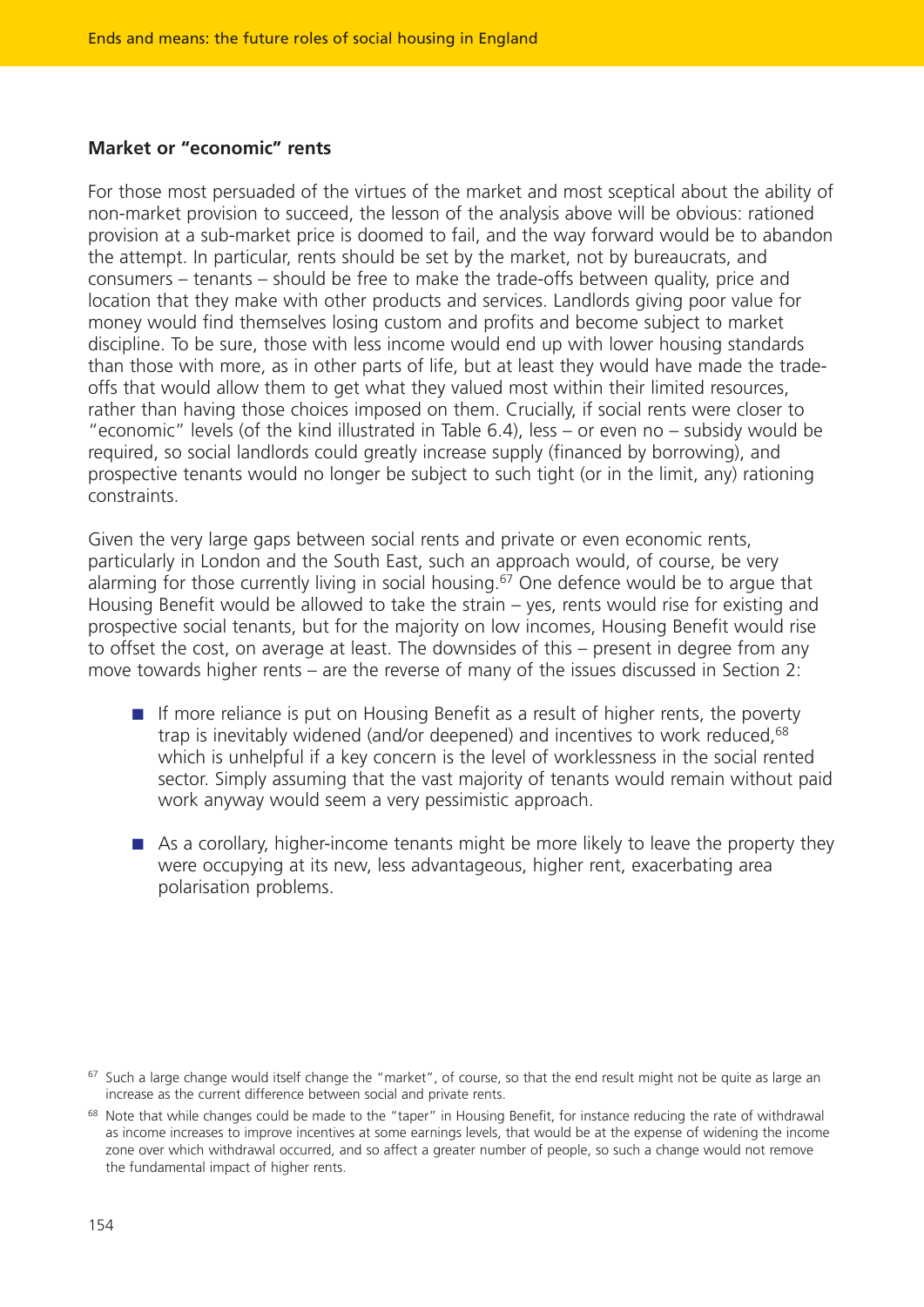### Market or "economic" rents

For those most persuaded of the virtues of the market and most sceptical about the ability of non-market provision to succeed, the lesson of the analysis above will be obvious: rationed provision at a sub-market price is doomed to fail, and the way forward would be to abandon the attempt. In particular, rents should be set by the market, not by bureaucrats, and consumers – tenants – should be free to make the trade-offs between quality, price and location that they make with other products and services. Landlords giving poor value for money would find themselves losing custom and profits and become subject to market discipline. To be sure, those with less income would end up with lower housing standards than those with more, as in other parts of life, but at least they would have made the trade-offs that would allow them to get what they valued most within their limited resources, rather than having those choices imposed on them. Crucially, if social rents were closer to "economic" levels (of the kind illustrated in Table 6.4), less – or even no – subsidy would be required, so social landlords could greatly increase supply (financed by borrowing), and prospective tenants would no longer be subject to such tight (or in the limit, any) rationing constraints.

Given the very large gaps between social rents and private or even economic rents, particularly in London and the South East, such an approach would, of course, be very alarming for those currently living in social housing.[67] One defence would be to argue that Housing Benefit would be allowed to take the strain – yes, rents would rise for existing and prospective social tenants, but for the majority on low incomes, Housing Benefit would rise to offset the cost, on average at least. The downsides of this – present in degree from any move towards higher rents – are the reverse of many of the issues discussed in Section 2:

- If more reliance is put on Housing Benefit as a result of higher rents, the poverty trap is inevitably widened (and/or deepened) and incentives to work reduced,[68] which is unhelpful if a key concern is the level of worklessness in the social rented sector. Simply assuming that the vast majority of tenants would remain without paid work anyway would seem a very pessimistic approach.

- As a corollary, higher-income tenants might be more likely to leave the property they were occupying at its new, less advantageous, higher rent, exacerbating area polarisation problems.

[67] Such a large change would itself change the "market", of course, so that the end result might not be quite as large an increase as the current difference between social and private rents.

[68] Note that while changes could be made to the "taper" in Housing Benefit, for instance reducing the rate of withdrawal as income increases to improve incentives at some earnings levels, that would be at the expense of widening the income zone over which withdrawal occurred, and so affect a greater number of people, so such a change would not remove the fundamental impact of higher rents.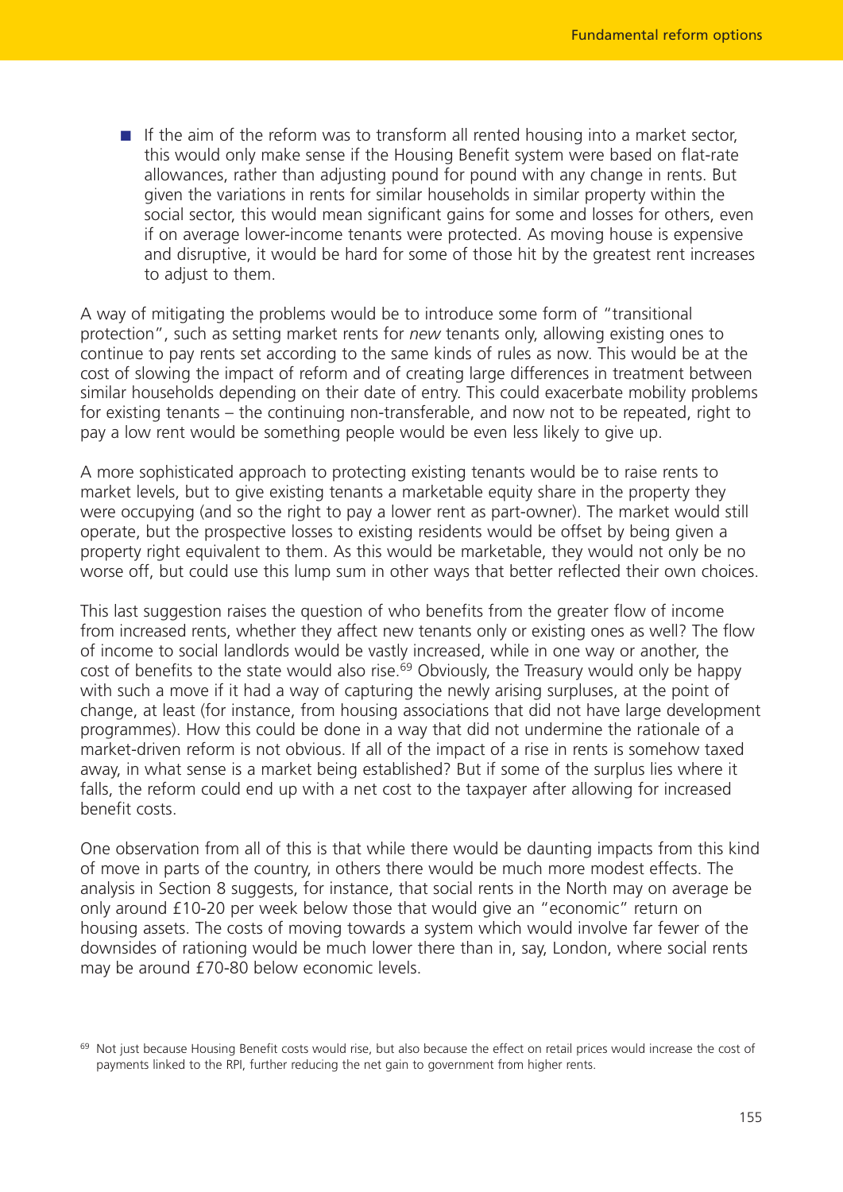- If the aim of the reform was to transform all rented housing into a market sector, this would only make sense if the Housing Benefit system were based on flat-rate allowances, rather than adjusting pound for pound with any change in rents. But given the variations in rents for similar households in similar property within the social sector, this would mean significant gains for some and losses for others, even if on average lower-income tenants were protected. As moving house is expensive and disruptive, it would be hard for some of those hit by the greatest rent increases to adjust to them.

A way of mitigating the problems would be to introduce some form of "transitional protection", such as setting market rents for *new* tenants only, allowing existing ones to continue to pay rents set according to the same kinds of rules as now. This would be at the cost of slowing the impact of reform and of creating large differences in treatment between similar households depending on their date of entry. This could exacerbate mobility problems for existing tenants – the continuing non-transferable, and now not to be repeated, right to pay a low rent would be something people would be even less likely to give up.

A more sophisticated approach to protecting existing tenants would be to raise rents to market levels, but to give existing tenants a marketable equity share in the property they were occupying (and so the right to pay a lower rent as part-owner). The market would still operate, but the prospective losses to existing residents would be offset by being given a property right equivalent to them. As this would be marketable, they would not only be no worse off, but could use this lump sum in other ways that better reflected their own choices.

This last suggestion raises the question of who benefits from the greater flow of income from increased rents, whether they affect new tenants only or existing ones as well? The flow of income to social landlords would be vastly increased, while in one way or another, the cost of benefits to the state would also rise.[69] Obviously, the Treasury would only be happy with such a move if it had a way of capturing the newly arising surpluses, at the point of change, at least (for instance, from housing associations that did not have large development programmes). How this could be done in a way that did not undermine the rationale of a market-driven reform is not obvious. If all of the impact of a rise in rents is somehow taxed away, in what sense is a market being established? But if some of the surplus lies where it falls, the reform could end up with a net cost to the taxpayer after allowing for increased benefit costs.

One observation from all of this is that while there would be daunting impacts from this kind of move in parts of the country, in others there would be much more modest effects. The analysis in Section 8 suggests, for instance, that social rents in the North may on average be only around £10-20 per week below those that would give an "economic" return on housing assets. The costs of moving towards a system which would involve far fewer of the downsides of rationing would be much lower there than in, say, London, where social rents may be around £70-80 below economic levels.

[69] Not just because Housing Benefit costs would rise, but also because the effect on retail prices would increase the cost of payments linked to the RPI, further reducing the net gain to government from higher rents.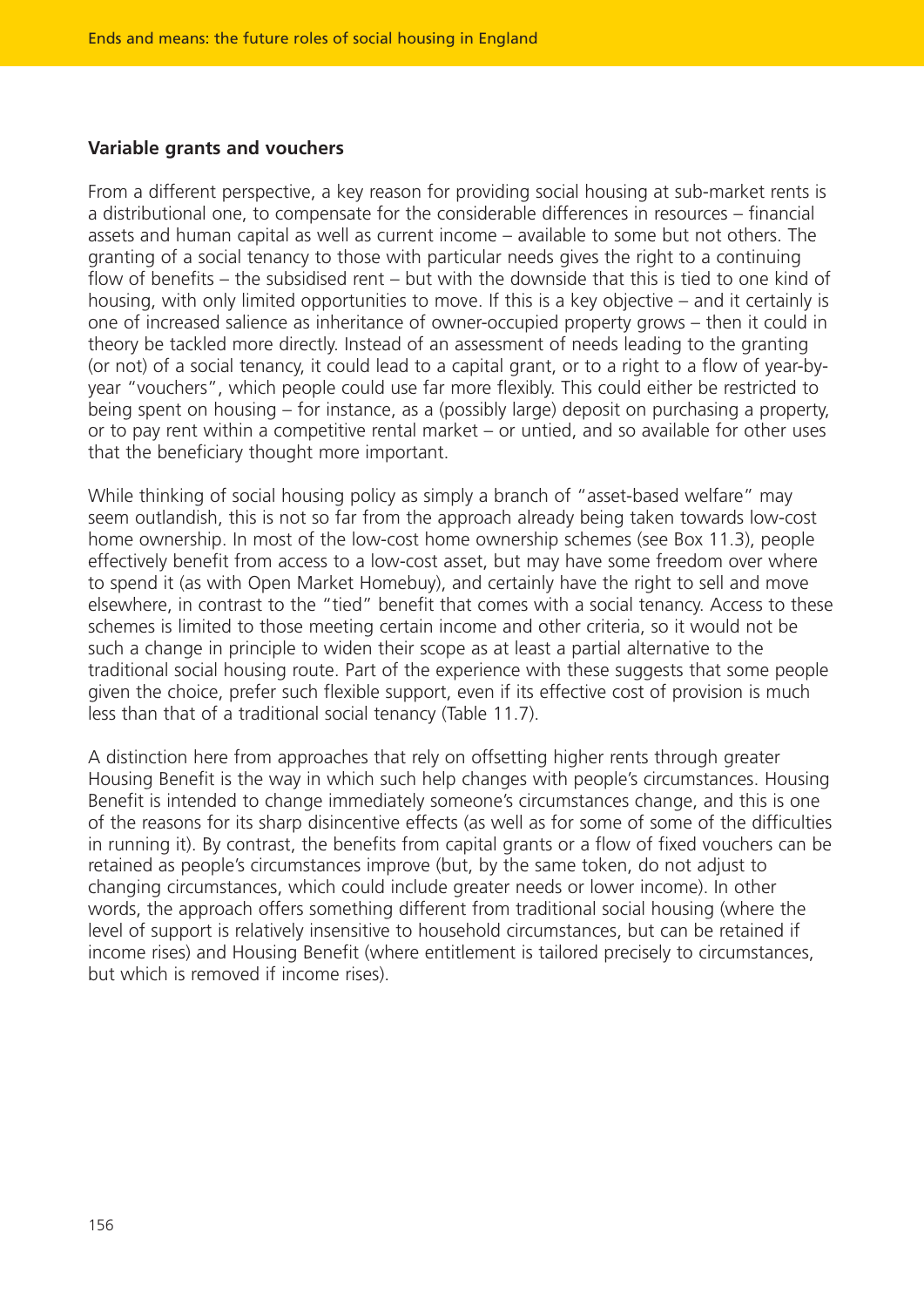**Variable grants and vouchers**

From a different perspective, a key reason for providing social housing at sub-market rents is a distributional one, to compensate for the considerable differences in resources – financial assets and human capital as well as current income – available to some but not others. The granting of a social tenancy to those with particular needs gives the right to a continuing flow of benefits – the subsidised rent – but with the downside that this is tied to one kind of housing, with only limited opportunities to move. If this is a key objective – and it certainly is one of increased salience as inheritance of owner-occupied property grows – then it could in theory be tackled more directly. Instead of an assessment of needs leading to the granting (or not) of a social tenancy, it could lead to a capital grant, or to a right to a flow of year-by-year "vouchers", which people could use far more flexibly. This could either be restricted to being spent on housing – for instance, as a (possibly large) deposit on purchasing a property, or to pay rent within a competitive rental market – or untied, and so available for other uses that the beneficiary thought more important.

While thinking of social housing policy as simply a branch of "asset-based welfare" may seem outlandish, this is not so far from the approach already being taken towards low-cost home ownership. In most of the low-cost home ownership schemes (see Box 11.3), people effectively benefit from access to a low-cost asset, but may have some freedom over where to spend it (as with Open Market Homebuy), and certainly have the right to sell and move elsewhere, in contrast to the "tied" benefit that comes with a social tenancy. Access to these schemes is limited to those meeting certain income and other criteria, so it would not be such a change in principle to widen their scope as at least a partial alternative to the traditional social housing route. Part of the experience with these suggests that some people given the choice, prefer such flexible support, even if its effective cost of provision is much less than that of a traditional social tenancy (Table 11.7).

A distinction here from approaches that rely on offsetting higher rents through greater Housing Benefit is the way in which such help changes with people's circumstances. Housing Benefit is intended to change immediately someone's circumstances change, and this is one of the reasons for its sharp disincentive effects (as well as for some of some of the difficulties in running it). By contrast, the benefits from capital grants or a flow of fixed vouchers can be retained as people's circumstances improve (but, by the same token, do not adjust to changing circumstances, which could include greater needs or lower income). In other words, the approach offers something different from traditional social housing (where the level of support is relatively insensitive to household circumstances, but can be retained if income rises) and Housing Benefit (where entitlement is tailored precisely to circumstances, but which is removed if income rises).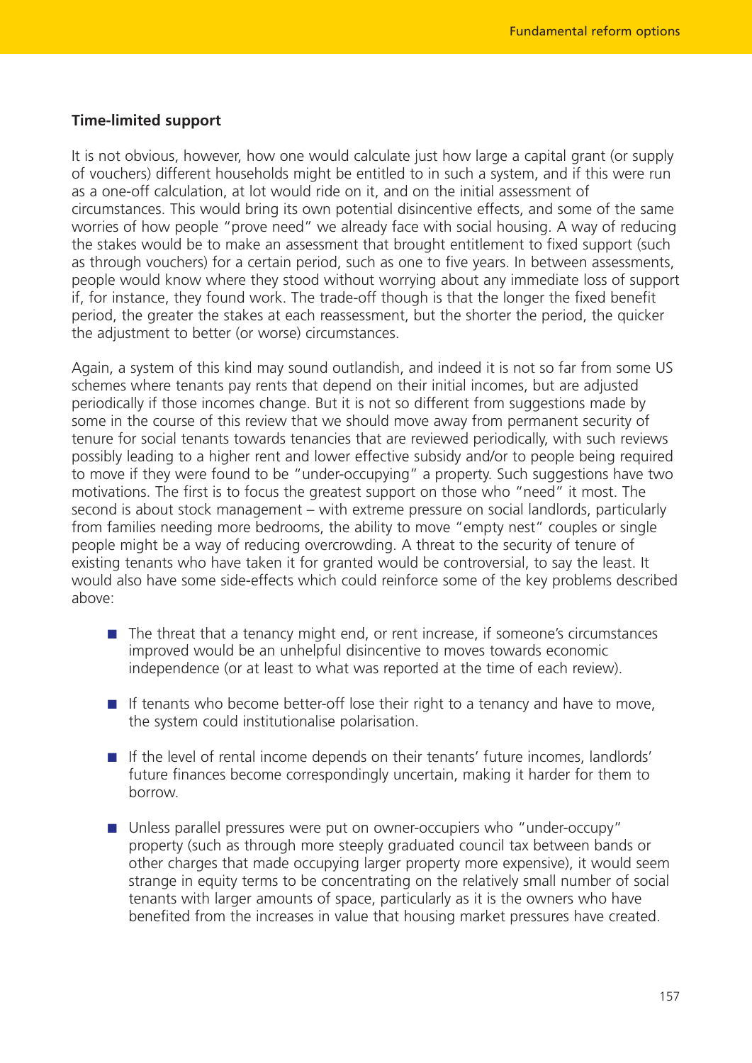**Time-limited support**

It is not obvious, however, how one would calculate just how large a capital grant (or supply of vouchers) different households might be entitled to in such a system, and if this were run as a one-off calculation, at lot would ride on it, and on the initial assessment of circumstances. This would bring its own potential disincentive effects, and some of the same worries of how people "prove need" we already face with social housing. A way of reducing the stakes would be to make an assessment that brought entitlement to fixed support (such as through vouchers) for a certain period, such as one to five years. In between assessments, people would know where they stood without worrying about any immediate loss of support if, for instance, they found work. The trade-off though is that the longer the fixed benefit period, the greater the stakes at each reassessment, but the shorter the period, the quicker the adjustment to better (or worse) circumstances.

Again, a system of this kind may sound outlandish, and indeed it is not so far from some US schemes where tenants pay rents that depend on their initial incomes, but are adjusted periodically if those incomes change. But it is not so different from suggestions made by some in the course of this review that we should move away from permanent security of tenure for social tenants towards tenancies that are reviewed periodically, with such reviews possibly leading to a higher rent and lower effective subsidy and/or to people being required to move if they were found to be "under-occupying" a property. Such suggestions have two motivations. The first is to focus the greatest support on those who "need" it most. The second is about stock management – with extreme pressure on social landlords, particularly from families needing more bedrooms, the ability to move "empty nest" couples or single people might be a way of reducing overcrowding. A threat to the security of tenure of existing tenants who have taken it for granted would be controversial, to say the least. It would also have some side-effects which could reinforce some of the key problems described above:

- The threat that a tenancy might end, or rent increase, if someone's circumstances improved would be an unhelpful disincentive to moves towards economic independence (or at least to what was reported at the time of each review).
- If tenants who become better-off lose their right to a tenancy and have to move, the system could institutionalise polarisation.
- If the level of rental income depends on their tenants' future incomes, landlords' future finances become correspondingly uncertain, making it harder for them to borrow.
- Unless parallel pressures were put on owner-occupiers who "under-occupy" property (such as through more steeply graduated council tax between bands or other charges that made occupying larger property more expensive), it would seem strange in equity terms to be concentrating on the relatively small number of social tenants with larger amounts of space, particularly as it is the owners who have benefited from the increases in value that housing market pressures have created.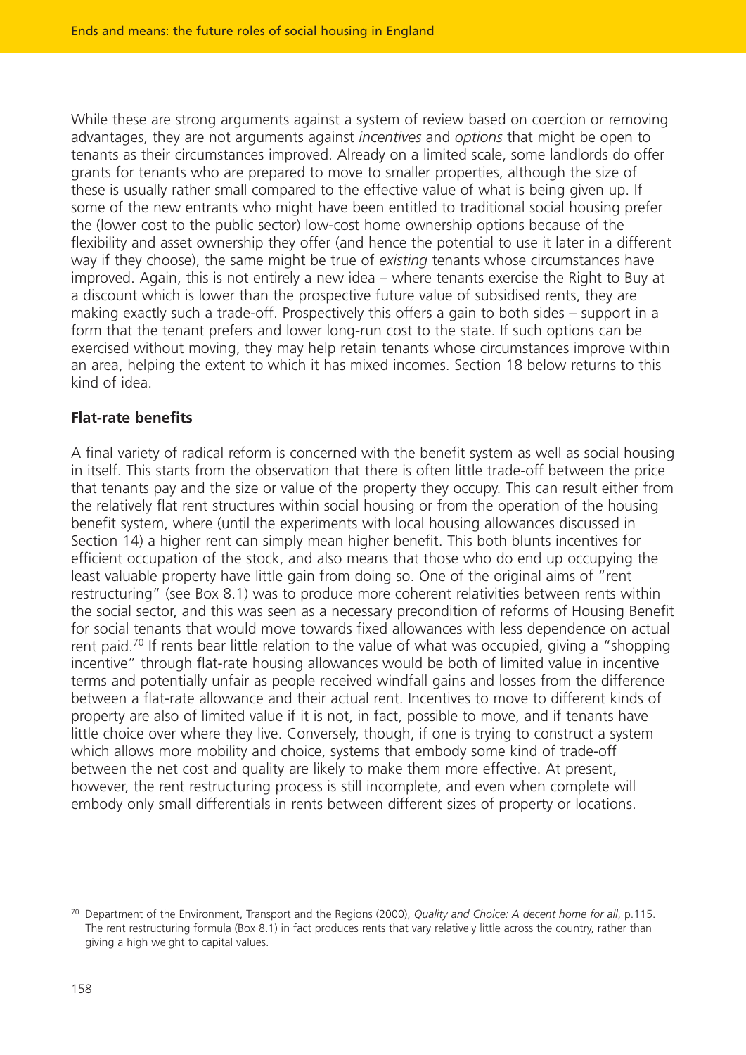While these are strong arguments against a system of review based on coercion or removing advantages, they are not arguments against *incentives* and *options* that might be open to tenants as their circumstances improved. Already on a limited scale, some landlords do offer grants for tenants who are prepared to move to smaller properties, although the size of these is usually rather small compared to the effective value of what is being given up. If some of the new entrants who might have been entitled to traditional social housing prefer the (lower cost to the public sector) low-cost home ownership options because of the flexibility and asset ownership they offer (and hence the potential to use it later in a different way if they choose), the same might be true of *existing* tenants whose circumstances have improved. Again, this is not entirely a new idea – where tenants exercise the Right to Buy at a discount which is lower than the prospective future value of subsidised rents, they are making exactly such a trade-off. Prospectively this offers a gain to both sides – support in a form that the tenant prefers and lower long-run cost to the state. If such options can be exercised without moving, they may help retain tenants whose circumstances improve within an area, helping the extent to which it has mixed incomes. Section 18 below returns to this kind of idea.

**Flat-rate benefits**

A final variety of radical reform is concerned with the benefit system as well as social housing in itself. This starts from the observation that there is often little trade-off between the price that tenants pay and the size or value of the property they occupy. This can result either from the relatively flat rent structures within social housing or from the operation of the housing benefit system, where (until the experiments with local housing allowances discussed in Section 14) a higher rent can simply mean higher benefit. This both blunts incentives for efficient occupation of the stock, and also means that those who do end up occupying the least valuable property have little gain from doing so. One of the original aims of "rent restructuring" (see Box 8.1) was to produce more coherent relativities between rents within the social sector, and this was seen as a necessary precondition of reforms of Housing Benefit for social tenants that would move towards fixed allowances with less dependence on actual rent paid.[70] If rents bear little relation to the value of what was occupied, giving a "shopping incentive" through flat-rate housing allowances would be both of limited value in incentive terms and potentially unfair as people received windfall gains and losses from the difference between a flat-rate allowance and their actual rent. Incentives to move to different kinds of property are also of limited value if it is not, in fact, possible to move, and if tenants have little choice over where they live. Conversely, though, if one is trying to construct a system which allows more mobility and choice, systems that embody some kind of trade-off between the net cost and quality are likely to make them more effective. At present, however, the rent restructuring process is still incomplete, and even when complete will embody only small differentials in rents between different sizes of property or locations.

[70] Department of the Environment, Transport and the Regions (2000), *Quality and Choice: A decent home for all*, p.115. The rent restructuring formula (Box 8.1) in fact produces rents that vary relatively little across the country, rather than giving a high weight to capital values.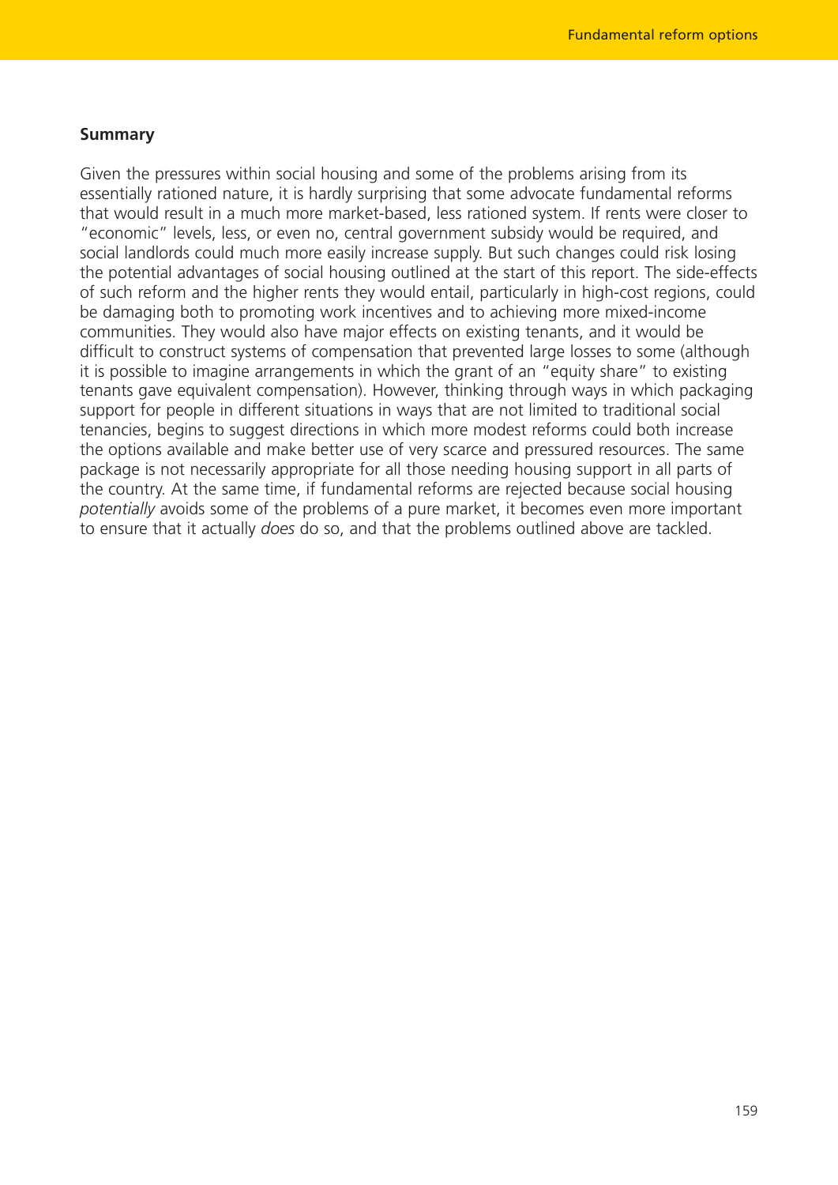### Summary

Given the pressures within social housing and some of the problems arising from its essentially rationed nature, it is hardly surprising that some advocate fundamental reforms that would result in a much more market-based, less rationed system. If rents were closer to "economic" levels, less, or even no, central government subsidy would be required, and social landlords could much more easily increase supply. But such changes could risk losing the potential advantages of social housing outlined at the start of this report. The side-effects of such reform and the higher rents they would entail, particularly in high-cost regions, could be damaging both to promoting work incentives and to achieving more mixed-income communities. They would also have major effects on existing tenants, and it would be difficult to construct systems of compensation that prevented large losses to some (although it is possible to imagine arrangements in which the grant of an "equity share" to existing tenants gave equivalent compensation). However, thinking through ways in which packaging support for people in different situations in ways that are not limited to traditional social tenancies, begins to suggest directions in which more modest reforms could both increase the options available and make better use of very scarce and pressured resources. The same package is not necessarily appropriate for all those needing housing support in all parts of the country. At the same time, if fundamental reforms are rejected because social housing *potentially* avoids some of the problems of a pure market, it becomes even more important to ensure that it actually *does* do so, and that the problems outlined above are tackled.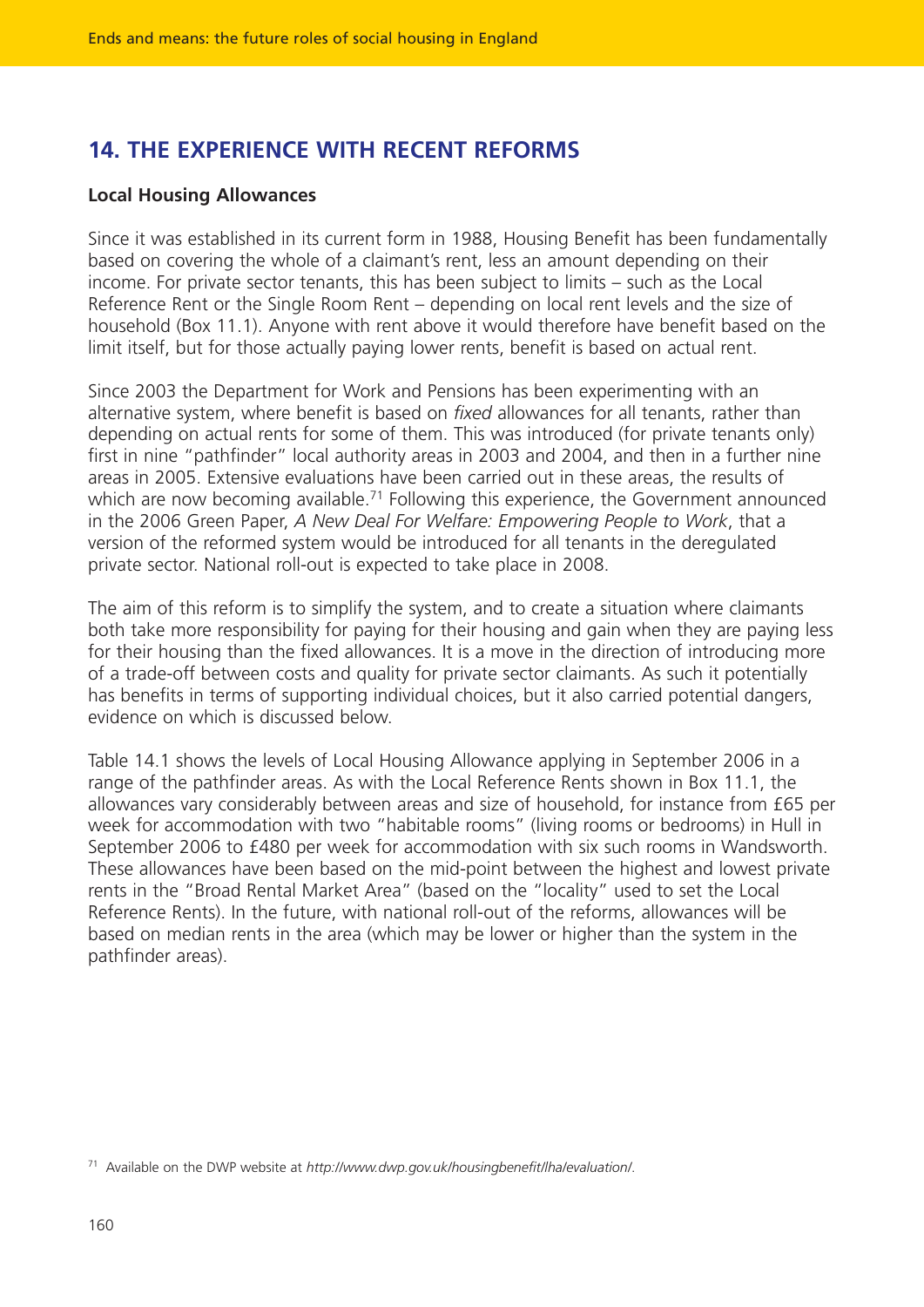## 14. THE EXPERIENCE WITH RECENT REFORMS

### Local Housing Allowances

Since it was established in its current form in 1988, Housing Benefit has been fundamentally based on covering the whole of a claimant's rent, less an amount depending on their income. For private sector tenants, this has been subject to limits – such as the Local Reference Rent or the Single Room Rent – depending on local rent levels and the size of household (Box 11.1). Anyone with rent above it would therefore have benefit based on the limit itself, but for those actually paying lower rents, benefit is based on actual rent.

Since 2003 the Department for Work and Pensions has been experimenting with an alternative system, where benefit is based on *fixed* allowances for all tenants, rather than depending on actual rents for some of them. This was introduced (for private tenants only) first in nine "pathfinder" local authority areas in 2003 and 2004, and then in a further nine areas in 2005. Extensive evaluations have been carried out in these areas, the results of which are now becoming available.[71] Following this experience, the Government announced in the 2006 Green Paper, *A New Deal For Welfare: Empowering People to Work*, that a version of the reformed system would be introduced for all tenants in the deregulated private sector. National roll-out is expected to take place in 2008.

The aim of this reform is to simplify the system, and to create a situation where claimants both take more responsibility for paying for their housing and gain when they are paying less for their housing than the fixed allowances. It is a move in the direction of introducing more of a trade-off between costs and quality for private sector claimants. As such it potentially has benefits in terms of supporting individual choices, but it also carried potential dangers, evidence on which is discussed below.

Table 14.1 shows the levels of Local Housing Allowance applying in September 2006 in a range of the pathfinder areas. As with the Local Reference Rents shown in Box 11.1, the allowances vary considerably between areas and size of household, for instance from £65 per week for accommodation with two "habitable rooms" (living rooms or bedrooms) in Hull in September 2006 to £480 per week for accommodation with six such rooms in Wandsworth. These allowances have been based on the mid-point between the highest and lowest private rents in the "Broad Rental Market Area" (based on the "locality" used to set the Local Reference Rents). In the future, with national roll-out of the reforms, allowances will be based on median rents in the area (which may be lower or higher than the system in the pathfinder areas).

[71] Available on the DWP website at *http://www.dwp.gov.uk/housingbenefit/lha/evaluation/*.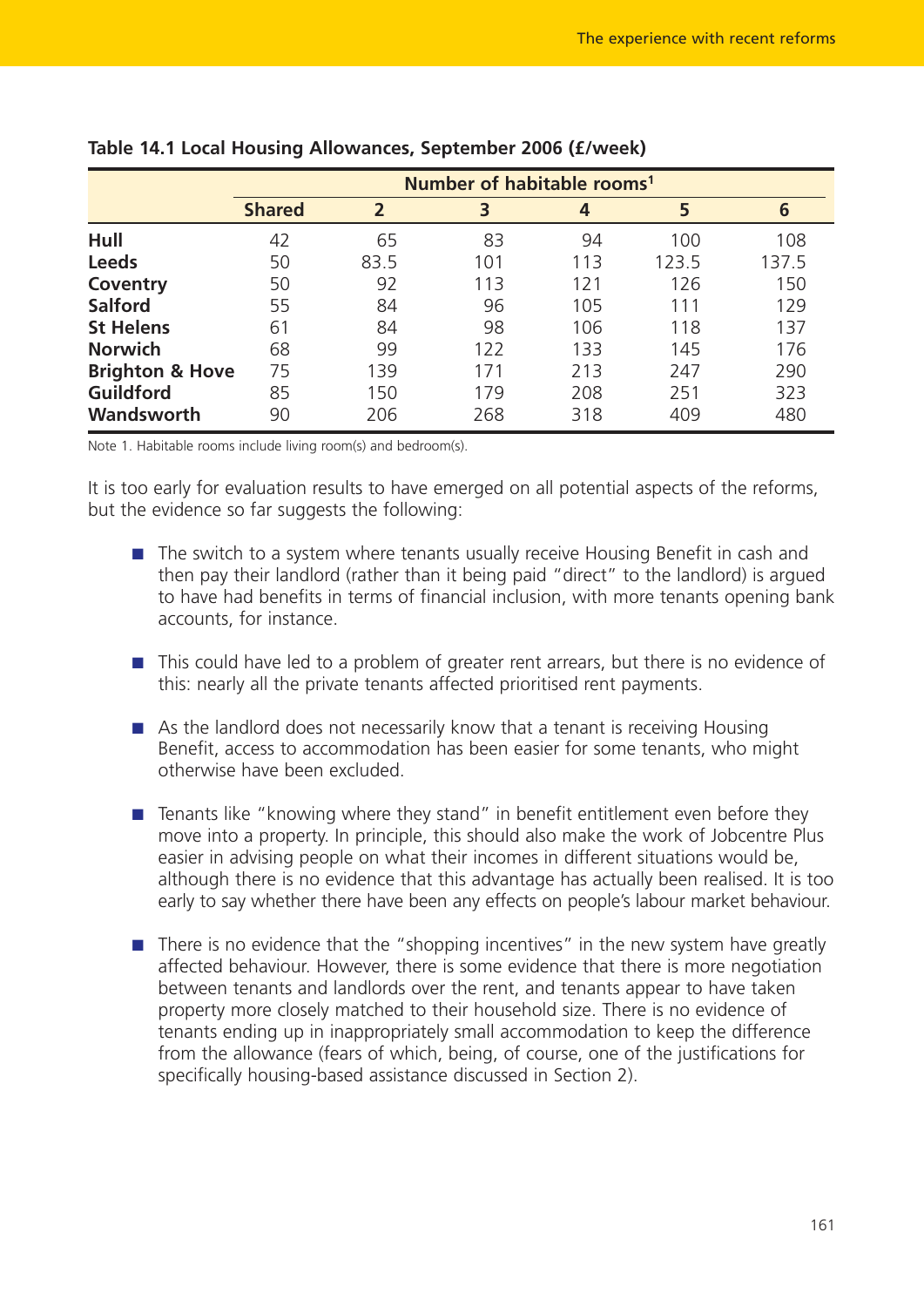**Table 14.1 Local Housing Allowances, September 2006 (£/week)**

| | Number of habitable rooms[1] | | | | | |
|---|---|---|---|---|---|---|
| | **Shared** | **2** | **3** | **4** | **5** | **6** |
| **Hull** | 42 | 65 | 83 | 94 | 100 | 108 |
| **Leeds** | 50 | 83.5 | 101 | 113 | 123.5 | 137.5 |
| **Coventry** | 50 | 92 | 113 | 121 | 126 | 150 |
| **Salford** | 55 | 84 | 96 | 105 | 111 | 129 |
| **St Helens** | 61 | 84 | 98 | 106 | 118 | 137 |
| **Norwich** | 68 | 99 | 122 | 133 | 145 | 176 |
| **Brighton & Hove** | 75 | 139 | 171 | 213 | 247 | 290 |
| **Guildford** | 85 | 150 | 179 | 208 | 251 | 323 |
| **Wandsworth** | 90 | 206 | 268 | 318 | 409 | 480 |

Note 1. Habitable rooms include living room(s) and bedroom(s).

It is too early for evaluation results to have emerged on all potential aspects of the reforms, but the evidence so far suggests the following:

- The switch to a system where tenants usually receive Housing Benefit in cash and then pay their landlord (rather than it being paid "direct" to the landlord) is argued to have had benefits in terms of financial inclusion, with more tenants opening bank accounts, for instance.

- This could have led to a problem of greater rent arrears, but there is no evidence of this: nearly all the private tenants affected prioritised rent payments.

- As the landlord does not necessarily know that a tenant is receiving Housing Benefit, access to accommodation has been easier for some tenants, who might otherwise have been excluded.

- Tenants like "knowing where they stand" in benefit entitlement even before they move into a property. In principle, this should also make the work of Jobcentre Plus easier in advising people on what their incomes in different situations would be, although there is no evidence that this advantage has actually been realised. It is too early to say whether there have been any effects on people's labour market behaviour.

- There is no evidence that the "shopping incentives" in the new system have greatly affected behaviour. However, there is some evidence that there is more negotiation between tenants and landlords over the rent, and tenants appear to have taken property more closely matched to their household size. There is no evidence of tenants ending up in inappropriately small accommodation to keep the difference from the allowance (fears of which, being, of course, one of the justifications for specifically housing-based assistance discussed in Section 2).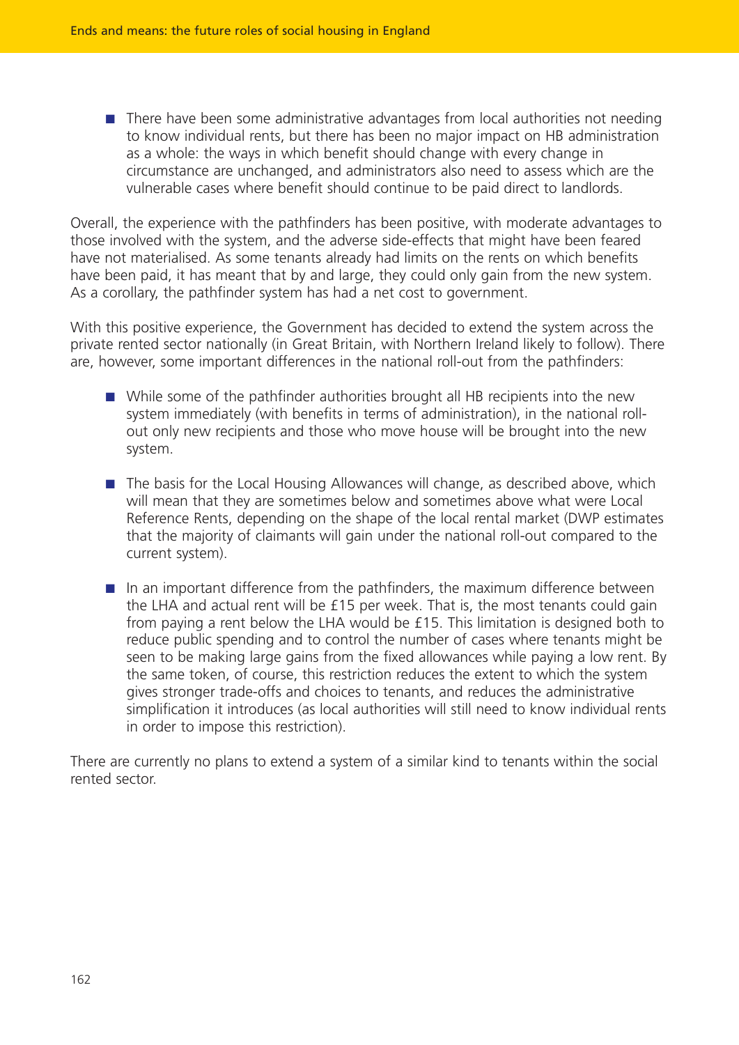- There have been some administrative advantages from local authorities not needing to know individual rents, but there has been no major impact on HB administration as a whole: the ways in which benefit should change with every change in circumstance are unchanged, and administrators also need to assess which are the vulnerable cases where benefit should continue to be paid direct to landlords.

Overall, the experience with the pathfinders has been positive, with moderate advantages to those involved with the system, and the adverse side-effects that might have been feared have not materialised. As some tenants already had limits on the rents on which benefits have been paid, it has meant that by and large, they could only gain from the new system. As a corollary, the pathfinder system has had a net cost to government.

With this positive experience, the Government has decided to extend the system across the private rented sector nationally (in Great Britain, with Northern Ireland likely to follow). There are, however, some important differences in the national roll-out from the pathfinders:

- While some of the pathfinder authorities brought all HB recipients into the new system immediately (with benefits in terms of administration), in the national roll-out only new recipients and those who move house will be brought into the new system.

- The basis for the Local Housing Allowances will change, as described above, which will mean that they are sometimes below and sometimes above what were Local Reference Rents, depending on the shape of the local rental market (DWP estimates that the majority of claimants will gain under the national roll-out compared to the current system).

- In an important difference from the pathfinders, the maximum difference between the LHA and actual rent will be £15 per week. That is, the most tenants could gain from paying a rent below the LHA would be £15. This limitation is designed both to reduce public spending and to control the number of cases where tenants might be seen to be making large gains from the fixed allowances while paying a low rent. By the same token, of course, this restriction reduces the extent to which the system gives stronger trade-offs and choices to tenants, and reduces the administrative simplification it introduces (as local authorities will still need to know individual rents in order to impose this restriction).

There are currently no plans to extend a system of a similar kind to tenants within the social rented sector.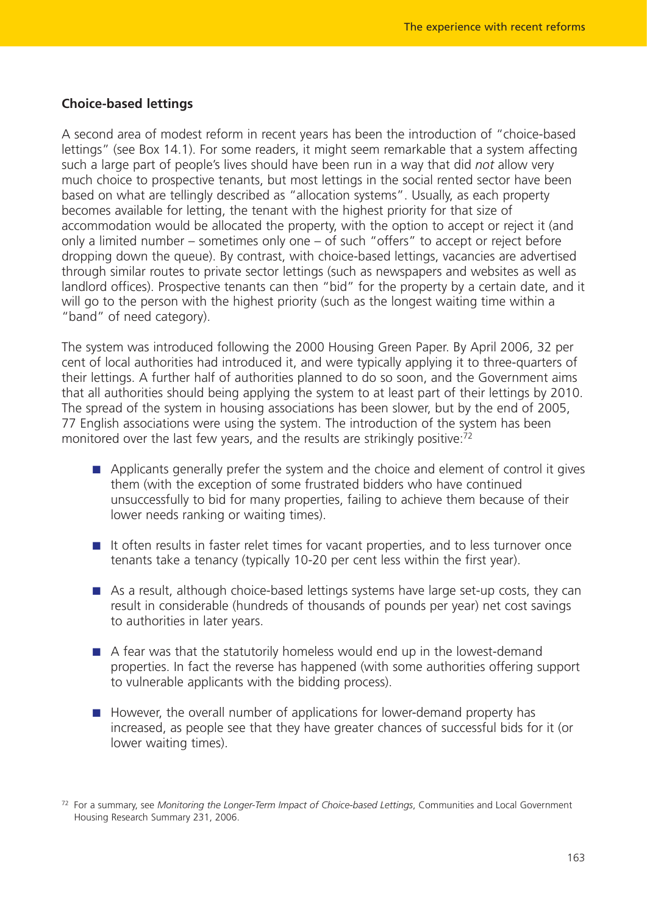### Choice-based lettings

A second area of modest reform in recent years has been the introduction of "choice-based lettings" (see Box 14.1). For some readers, it might seem remarkable that a system affecting such a large part of people's lives should have been run in a way that did *not* allow very much choice to prospective tenants, but most lettings in the social rented sector have been based on what are tellingly described as "allocation systems". Usually, as each property becomes available for letting, the tenant with the highest priority for that size of accommodation would be allocated the property, with the option to accept or reject it (and only a limited number – sometimes only one – of such "offers" to accept or reject before dropping down the queue). By contrast, with choice-based lettings, vacancies are advertised through similar routes to private sector lettings (such as newspapers and websites as well as landlord offices). Prospective tenants can then "bid" for the property by a certain date, and it will go to the person with the highest priority (such as the longest waiting time within a "band" of need category).

The system was introduced following the 2000 Housing Green Paper. By April 2006, 32 per cent of local authorities had introduced it, and were typically applying it to three-quarters of their lettings. A further half of authorities planned to do so soon, and the Government aims that all authorities should being applying the system to at least part of their lettings by 2010. The spread of the system in housing associations has been slower, but by the end of 2005, 77 English associations were using the system. The introduction of the system has been monitored over the last few years, and the results are strikingly positive:[72]

- Applicants generally prefer the system and the choice and element of control it gives them (with the exception of some frustrated bidders who have continued unsuccessfully to bid for many properties, failing to achieve them because of their lower needs ranking or waiting times).
- It often results in faster relet times for vacant properties, and to less turnover once tenants take a tenancy (typically 10-20 per cent less within the first year).
- As a result, although choice-based lettings systems have large set-up costs, they can result in considerable (hundreds of thousands of pounds per year) net cost savings to authorities in later years.
- A fear was that the statutorily homeless would end up in the lowest-demand properties. In fact the reverse has happened (with some authorities offering support to vulnerable applicants with the bidding process).
- However, the overall number of applications for lower-demand property has increased, as people see that they have greater chances of successful bids for it (or lower waiting times).

[72] For a summary, see *Monitoring the Longer-Term Impact of Choice-based Lettings*, Communities and Local Government Housing Research Summary 231, 2006.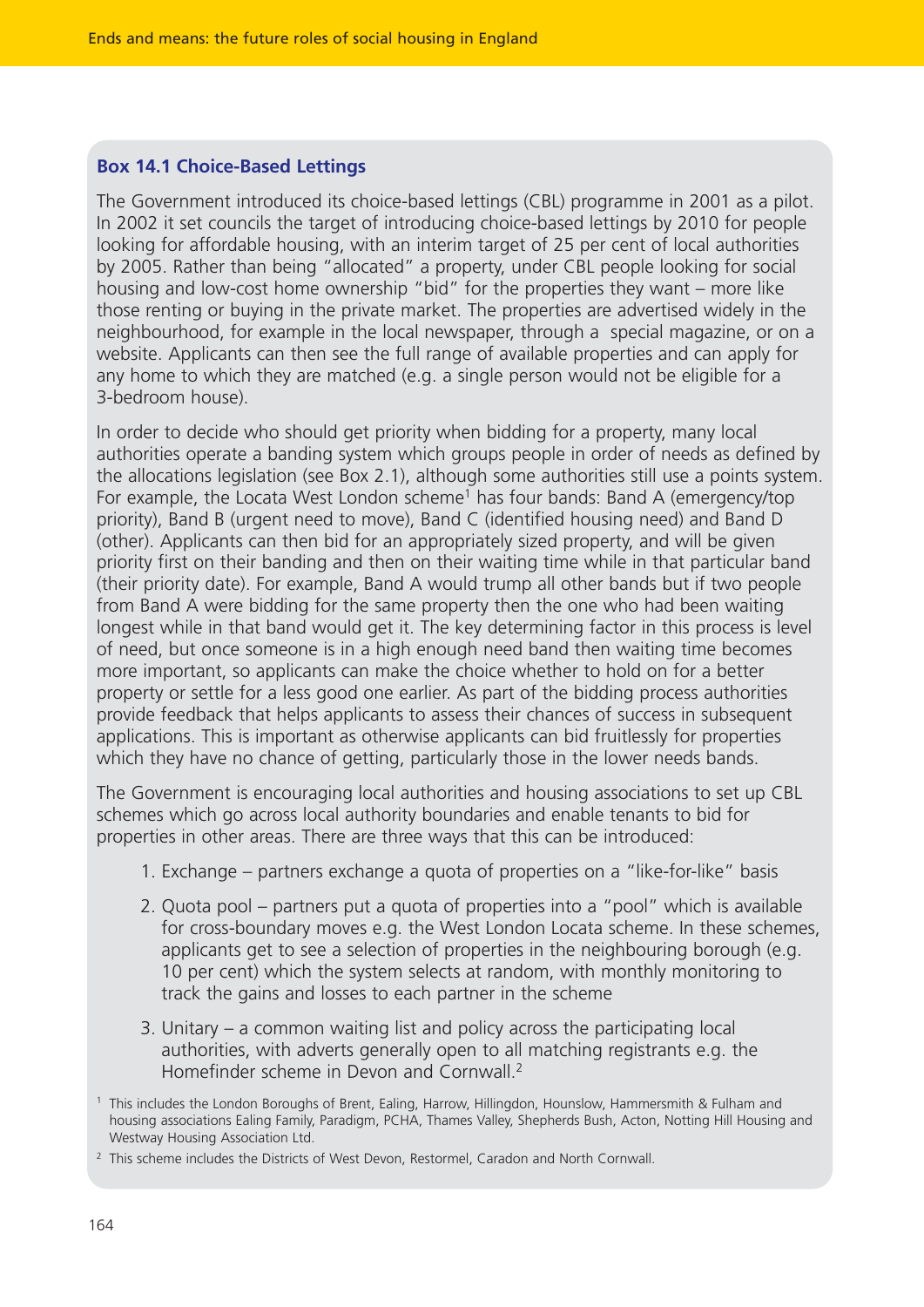### Box 14.1 Choice-Based Lettings

The Government introduced its choice-based lettings (CBL) programme in 2001 as a pilot. In 2002 it set councils the target of introducing choice-based lettings by 2010 for people looking for affordable housing, with an interim target of 25 per cent of local authorities by 2005. Rather than being "allocated" a property, under CBL people looking for social housing and low-cost home ownership "bid" for the properties they want – more like those renting or buying in the private market. The properties are advertised widely in the neighbourhood, for example in the local newspaper, through a special magazine, or on a website. Applicants can then see the full range of available properties and can apply for any home to which they are matched (e.g. a single person would not be eligible for a 3-bedroom house).

In order to decide who should get priority when bidding for a property, many local authorities operate a banding system which groups people in order of needs as defined by the allocations legislation (see Box 2.1), although some authorities still use a points system. For example, the Locata West London scheme[1] has four bands: Band A (emergency/top priority), Band B (urgent need to move), Band C (identified housing need) and Band D (other). Applicants can then bid for an appropriately sized property, and will be given priority first on their banding and then on their waiting time while in that particular band (their priority date). For example, Band A would trump all other bands but if two people from Band A were bidding for the same property then the one who had been waiting longest while in that band would get it. The key determining factor in this process is level of need, but once someone is in a high enough need band then waiting time becomes more important, so applicants can make the choice whether to hold on for a better property or settle for a less good one earlier. As part of the bidding process authorities provide feedback that helps applicants to assess their chances of success in subsequent applications. This is important as otherwise applicants can bid fruitlessly for properties which they have no chance of getting, particularly those in the lower needs bands.

The Government is encouraging local authorities and housing associations to set up CBL schemes which go across local authority boundaries and enable tenants to bid for properties in other areas. There are three ways that this can be introduced:

1. Exchange – partners exchange a quota of properties on a "like-for-like" basis
2. Quota pool – partners put a quota of properties into a "pool" which is available for cross-boundary moves e.g. the West London Locata scheme. In these schemes, applicants get to see a selection of properties in the neighbouring borough (e.g. 10 per cent) which the system selects at random, with monthly monitoring to track the gains and losses to each partner in the scheme
3. Unitary – a common waiting list and policy across the participating local authorities, with adverts generally open to all matching registrants e.g. the Homefinder scheme in Devon and Cornwall.[2]

[1] This includes the London Boroughs of Brent, Ealing, Harrow, Hillingdon, Hounslow, Hammersmith & Fulham and housing associations Ealing Family, Paradigm, PCHA, Thames Valley, Shepherds Bush, Acton, Notting Hill Housing and Westway Housing Association Ltd.

[2] This scheme includes the Districts of West Devon, Restormel, Caradon and North Cornwall.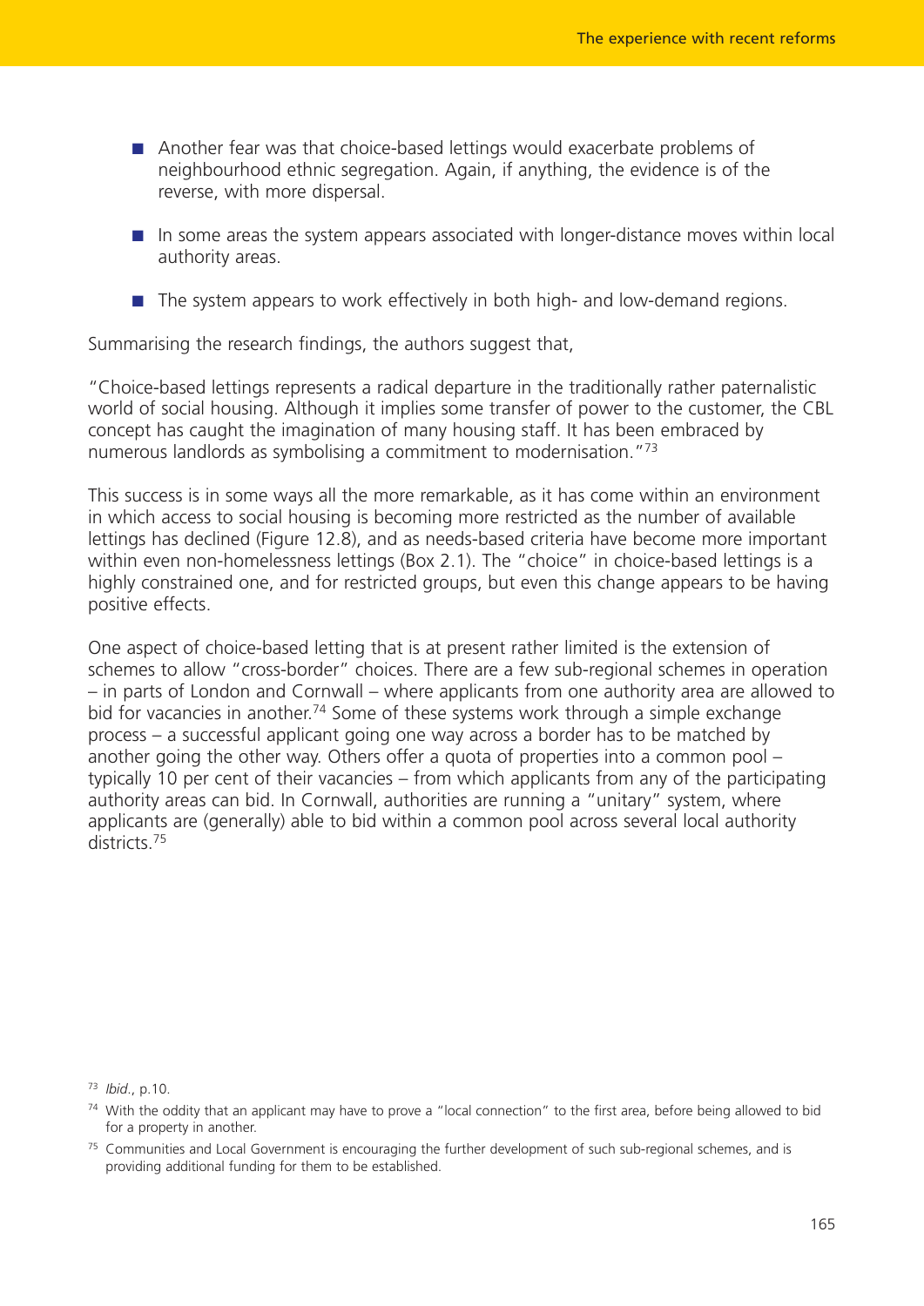- Another fear was that choice-based lettings would exacerbate problems of neighbourhood ethnic segregation. Again, if anything, the evidence is of the reverse, with more dispersal.
- In some areas the system appears associated with longer-distance moves within local authority areas.
- The system appears to work effectively in both high- and low-demand regions.

Summarising the research findings, the authors suggest that,

"Choice-based lettings represents a radical departure in the traditionally rather paternalistic world of social housing. Although it implies some transfer of power to the customer, the CBL concept has caught the imagination of many housing staff. It has been embraced by numerous landlords as symbolising a commitment to modernisation."[73]

This success is in some ways all the more remarkable, as it has come within an environment in which access to social housing is becoming more restricted as the number of available lettings has declined (Figure 12.8), and as needs-based criteria have become more important within even non-homelessness lettings (Box 2.1). The "choice" in choice-based lettings is a highly constrained one, and for restricted groups, but even this change appears to be having positive effects.

One aspect of choice-based letting that is at present rather limited is the extension of schemes to allow "cross-border" choices. There are a few sub-regional schemes in operation – in parts of London and Cornwall – where applicants from one authority area are allowed to bid for vacancies in another.[74] Some of these systems work through a simple exchange process – a successful applicant going one way across a border has to be matched by another going the other way. Others offer a quota of properties into a common pool – typically 10 per cent of their vacancies – from which applicants from any of the participating authority areas can bid. In Cornwall, authorities are running a "unitary" system, where applicants are (generally) able to bid within a common pool across several local authority districts.[75]

[73] *Ibid*., p.10.

[74] With the oddity that an applicant may have to prove a "local connection" to the first area, before being allowed to bid for a property in another.

[75] Communities and Local Government is encouraging the further development of such sub-regional schemes, and is providing additional funding for them to be established.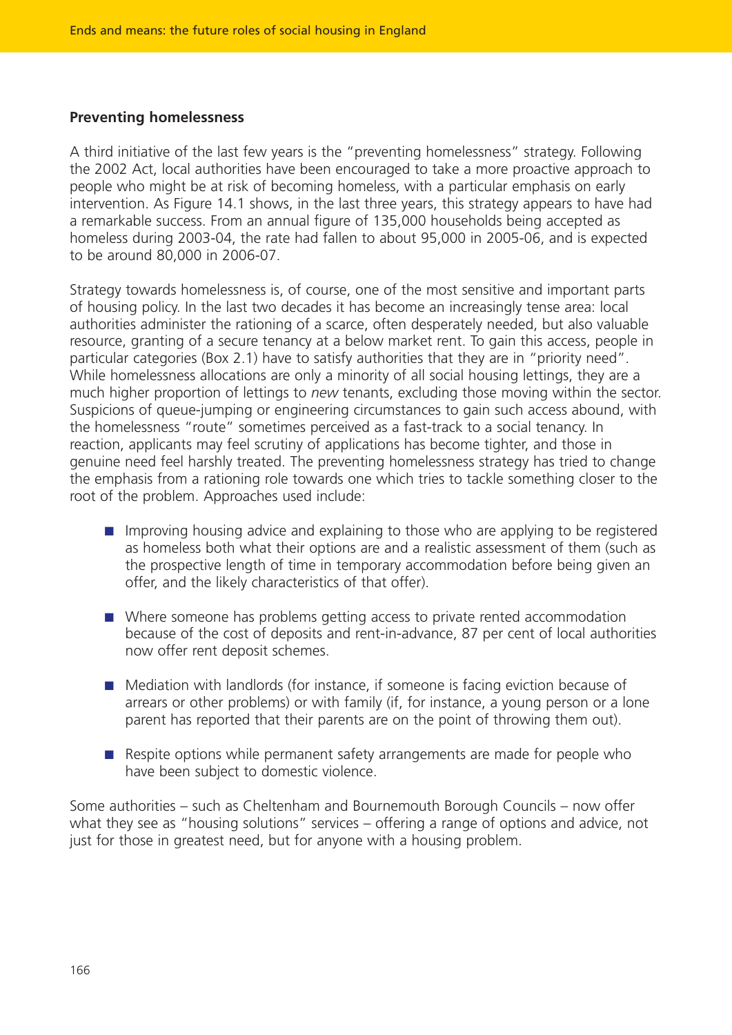### Preventing homelessness

A third initiative of the last few years is the "preventing homelessness" strategy. Following the 2002 Act, local authorities have been encouraged to take a more proactive approach to people who might be at risk of becoming homeless, with a particular emphasis on early intervention. As Figure 14.1 shows, in the last three years, this strategy appears to have had a remarkable success. From an annual figure of 135,000 households being accepted as homeless during 2003-04, the rate had fallen to about 95,000 in 2005-06, and is expected to be around 80,000 in 2006-07.

Strategy towards homelessness is, of course, one of the most sensitive and important parts of housing policy. In the last two decades it has become an increasingly tense area: local authorities administer the rationing of a scarce, often desperately needed, but also valuable resource, granting of a secure tenancy at a below market rent. To gain this access, people in particular categories (Box 2.1) have to satisfy authorities that they are in "priority need". While homelessness allocations are only a minority of all social housing lettings, they are a much higher proportion of lettings to *new* tenants, excluding those moving within the sector. Suspicions of queue-jumping or engineering circumstances to gain such access abound, with the homelessness "route" sometimes perceived as a fast-track to a social tenancy. In reaction, applicants may feel scrutiny of applications has become tighter, and those in genuine need feel harshly treated. The preventing homelessness strategy has tried to change the emphasis from a rationing role towards one which tries to tackle something closer to the root of the problem. Approaches used include:

- Improving housing advice and explaining to those who are applying to be registered as homeless both what their options are and a realistic assessment of them (such as the prospective length of time in temporary accommodation before being given an offer, and the likely characteristics of that offer).

- Where someone has problems getting access to private rented accommodation because of the cost of deposits and rent-in-advance, 87 per cent of local authorities now offer rent deposit schemes.

- Mediation with landlords (for instance, if someone is facing eviction because of arrears or other problems) or with family (if, for instance, a young person or a lone parent has reported that their parents are on the point of throwing them out).

- Respite options while permanent safety arrangements are made for people who have been subject to domestic violence.

Some authorities – such as Cheltenham and Bournemouth Borough Councils – now offer what they see as "housing solutions" services – offering a range of options and advice, not just for those in greatest need, but for anyone with a housing problem.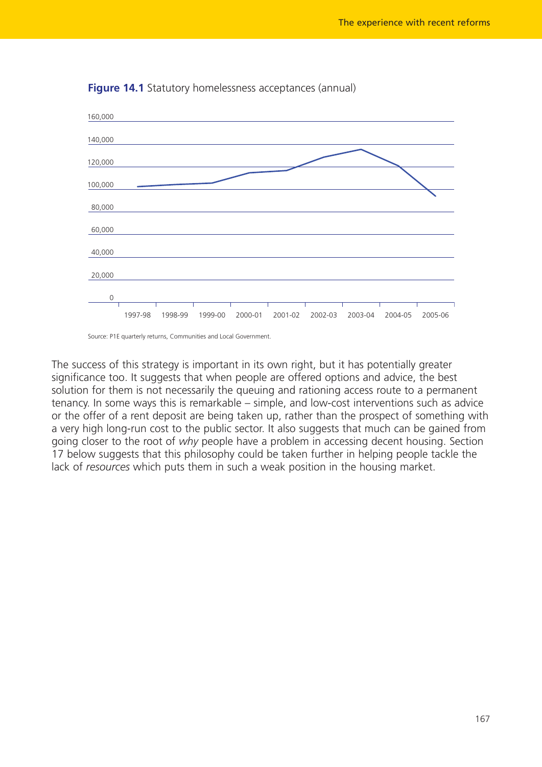**Figure 14.1** Statutory homelessness acceptances (annual)

160,000
140,000
120,000
100,000
80,000
60,000
40,000
20,000
0

1997-98 1998-99 1999-00 2000-01 2001-02 2002-03 2003-04 2004-05 2005-06

Source: P1E quarterly returns, Communities and Local Government.

The success of this strategy is important in its own right, but it has potentially greater significance too. It suggests that when people are offered options and advice, the best solution for them is not necessarily the queuing and rationing access route to a permanent tenancy. In some ways this is remarkable – simple, and low-cost interventions such as advice or the offer of a rent deposit are being taken up, rather than the prospect of something with a very high long-run cost to the public sector. It also suggests that much can be gained from going closer to the root of *why* people have a problem in accessing decent housing. Section 17 below suggests that this philosophy could be taken further in helping people tackle the lack of *resources* which puts them in such a weak position in the housing market.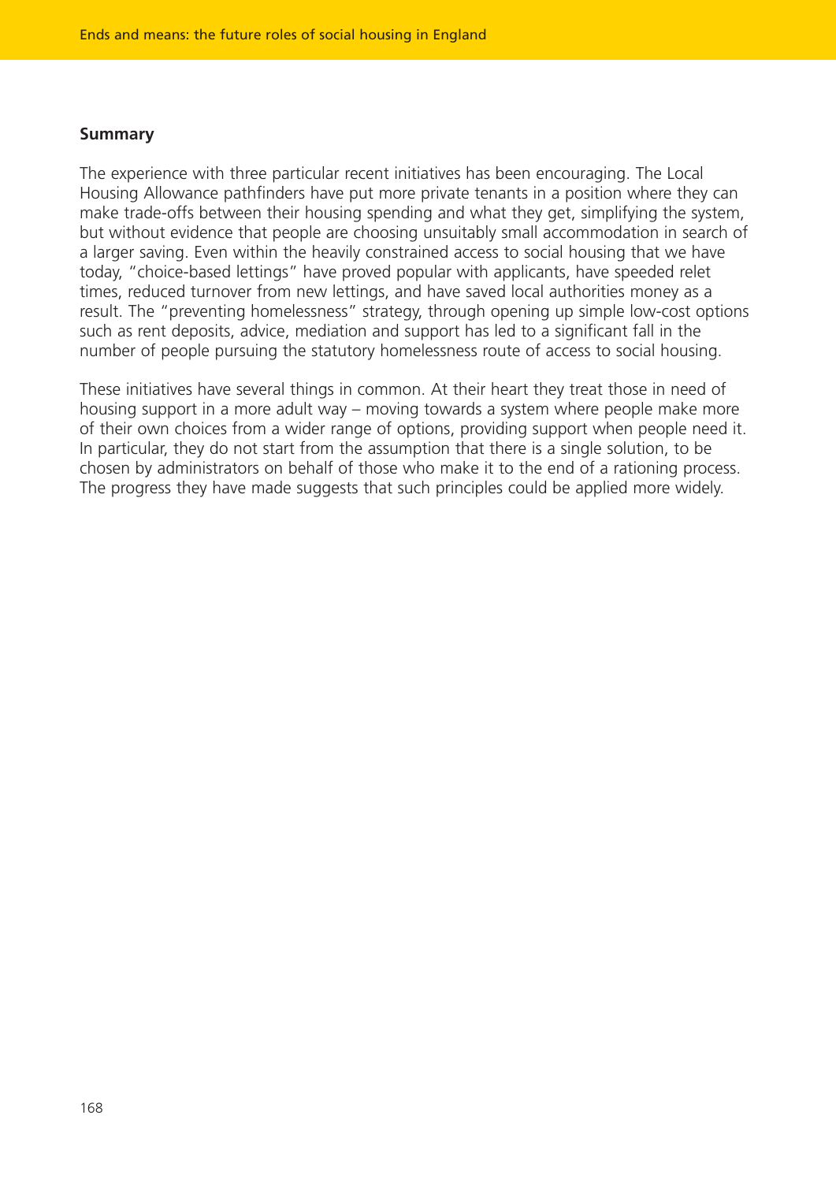### Summary

The experience with three particular recent initiatives has been encouraging. The Local Housing Allowance pathfinders have put more private tenants in a position where they can make trade-offs between their housing spending and what they get, simplifying the system, but without evidence that people are choosing unsuitably small accommodation in search of a larger saving. Even within the heavily constrained access to social housing that we have today, "choice-based lettings" have proved popular with applicants, have speeded relet times, reduced turnover from new lettings, and have saved local authorities money as a result. The "preventing homelessness" strategy, through opening up simple low-cost options such as rent deposits, advice, mediation and support has led to a significant fall in the number of people pursuing the statutory homelessness route of access to social housing.

These initiatives have several things in common. At their heart they treat those in need of housing support in a more adult way – moving towards a system where people make more of their own choices from a wider range of options, providing support when people need it. In particular, they do not start from the assumption that there is a single solution, to be chosen by administrators on behalf of those who make it to the end of a rationing process. The progress they have made suggests that such principles could be applied more widely.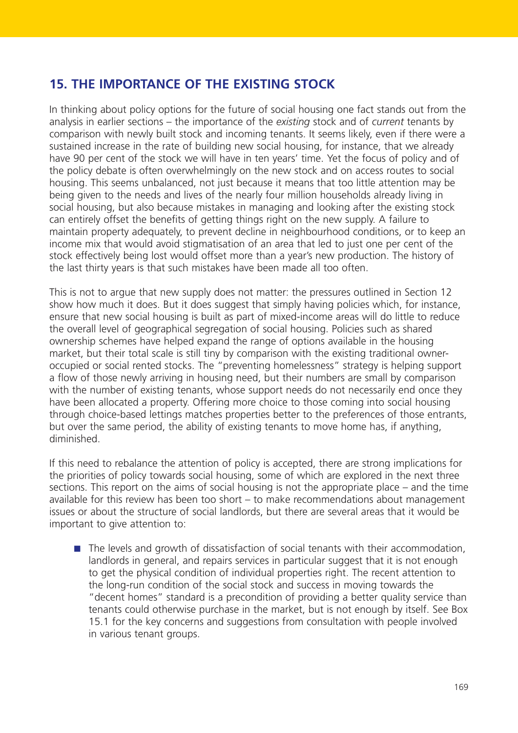## 15. THE IMPORTANCE OF THE EXISTING STOCK

In thinking about policy options for the future of social housing one fact stands out from the analysis in earlier sections – the importance of the *existing* stock and of *current* tenants by comparison with newly built stock and incoming tenants. It seems likely, even if there were a sustained increase in the rate of building new social housing, for instance, that we already have 90 per cent of the stock we will have in ten years' time. Yet the focus of policy and of the policy debate is often overwhelmingly on the new stock and on access routes to social housing. This seems unbalanced, not just because it means that too little attention may be being given to the needs and lives of the nearly four million households already living in social housing, but also because mistakes in managing and looking after the existing stock can entirely offset the benefits of getting things right on the new supply. A failure to maintain property adequately, to prevent decline in neighbourhood conditions, or to keep an income mix that would avoid stigmatisation of an area that led to just one per cent of the stock effectively being lost would offset more than a year's new production. The history of the last thirty years is that such mistakes have been made all too often.

This is not to argue that new supply does not matter: the pressures outlined in Section 12 show how much it does. But it does suggest that simply having policies which, for instance, ensure that new social housing is built as part of mixed-income areas will do little to reduce the overall level of geographical segregation of social housing. Policies such as shared ownership schemes have helped expand the range of options available in the housing market, but their total scale is still tiny by comparison with the existing traditional owner-occupied or social rented stocks. The "preventing homelessness" strategy is helping support a flow of those newly arriving in housing need, but their numbers are small by comparison with the number of existing tenants, whose support needs do not necessarily end once they have been allocated a property. Offering more choice to those coming into social housing through choice-based lettings matches properties better to the preferences of those entrants, but over the same period, the ability of existing tenants to move home has, if anything, diminished.

If this need to rebalance the attention of policy is accepted, there are strong implications for the priorities of policy towards social housing, some of which are explored in the next three sections. This report on the aims of social housing is not the appropriate place – and the time available for this review has been too short – to make recommendations about management issues or about the structure of social landlords, but there are several areas that it would be important to give attention to:

- The levels and growth of dissatisfaction of social tenants with their accommodation, landlords in general, and repairs services in particular suggest that it is not enough to get the physical condition of individual properties right. The recent attention to the long-run condition of the social stock and success in moving towards the "decent homes" standard is a precondition of providing a better quality service than tenants could otherwise purchase in the market, but is not enough by itself. See Box 15.1 for the key concerns and suggestions from consultation with people involved in various tenant groups.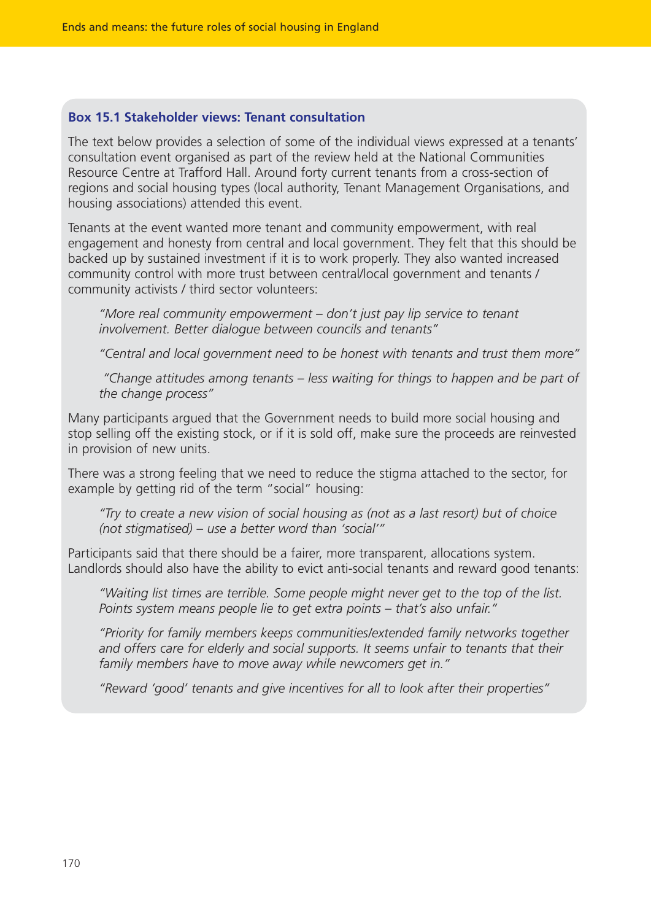### Box 15.1 Stakeholder views: Tenant consultation

The text below provides a selection of some of the individual views expressed at a tenants' consultation event organised as part of the review held at the National Communities Resource Centre at Trafford Hall. Around forty current tenants from a cross-section of regions and social housing types (local authority, Tenant Management Organisations, and housing associations) attended this event.

Tenants at the event wanted more tenant and community empowerment, with real engagement and honesty from central and local government. They felt that this should be backed up by sustained investment if it is to work properly. They also wanted increased community control with more trust between central/local government and tenants / community activists / third sector volunteers:

> *"More real community empowerment – don't just pay lip service to tenant involvement. Better dialogue between councils and tenants"*
>
> *"Central and local government need to be honest with tenants and trust them more"*
>
> *"Change attitudes among tenants – less waiting for things to happen and be part of the change process"*

Many participants argued that the Government needs to build more social housing and stop selling off the existing stock, or if it is sold off, make sure the proceeds are reinvested in provision of new units.

There was a strong feeling that we need to reduce the stigma attached to the sector, for example by getting rid of the term "social" housing:

> *"Try to create a new vision of social housing as (not as a last resort) but of choice (not stigmatised) – use a better word than 'social'"*

Participants said that there should be a fairer, more transparent, allocations system. Landlords should also have the ability to evict anti-social tenants and reward good tenants:

> *"Waiting list times are terrible. Some people might never get to the top of the list. Points system means people lie to get extra points – that's also unfair."*
>
> *"Priority for family members keeps communities/extended family networks together and offers care for elderly and social supports. It seems unfair to tenants that their family members have to move away while newcomers get in."*
>
> *"Reward 'good' tenants and give incentives for all to look after their properties"*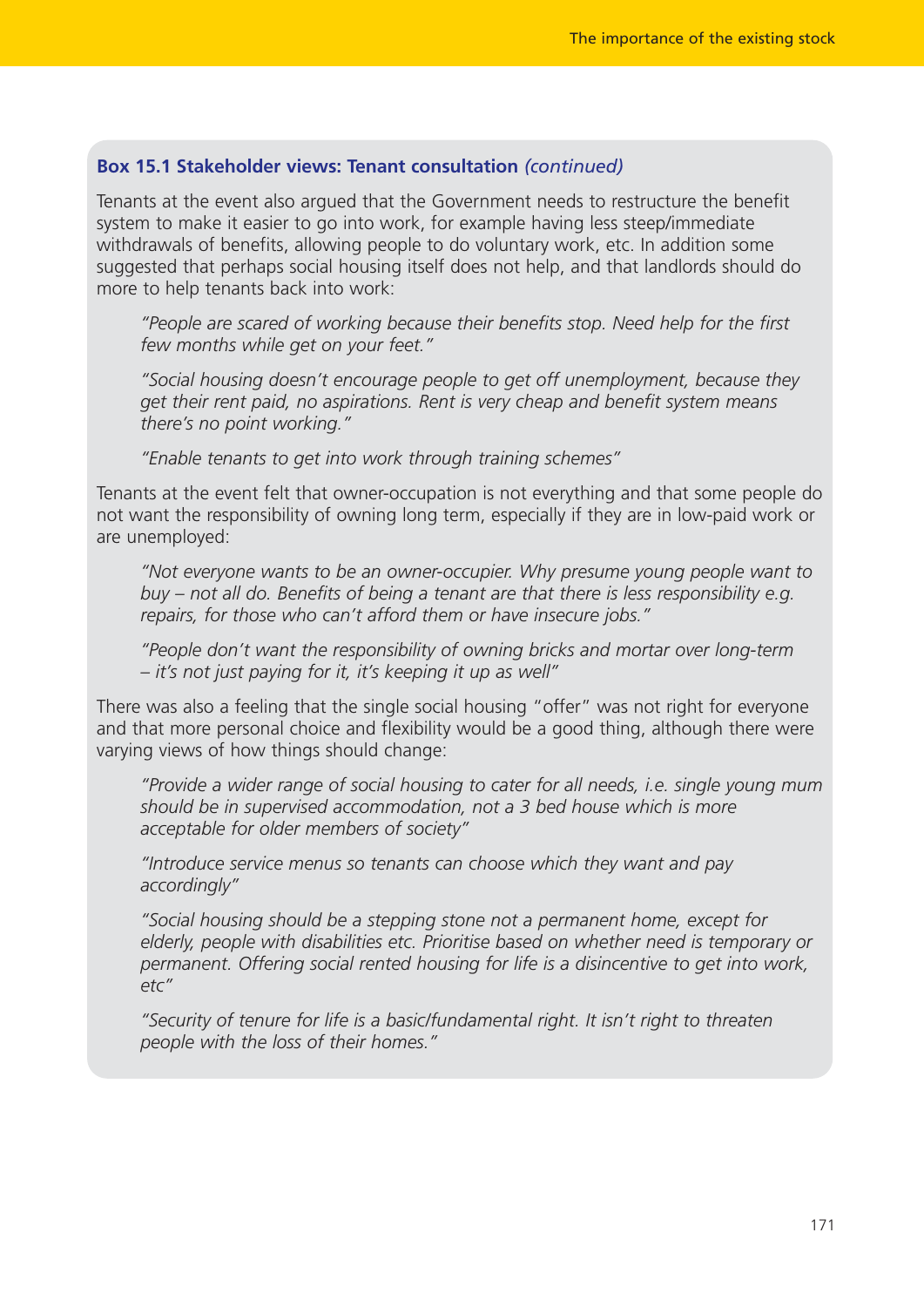### Box 15.1 Stakeholder views: Tenant consultation *(continued)*

Tenants at the event also argued that the Government needs to restructure the benefit system to make it easier to go into work, for example having less steep/immediate withdrawals of benefits, allowing people to do voluntary work, etc. In addition some suggested that perhaps social housing itself does not help, and that landlords should do more to help tenants back into work:

> *"People are scared of working because their benefits stop. Need help for the first few months while get on your feet."*

> *"Social housing doesn't encourage people to get off unemployment, because they get their rent paid, no aspirations. Rent is very cheap and benefit system means there's no point working."*

> *"Enable tenants to get into work through training schemes"*

Tenants at the event felt that owner-occupation is not everything and that some people do not want the responsibility of owning long term, especially if they are in low-paid work or are unemployed:

> *"Not everyone wants to be an owner-occupier. Why presume young people want to buy – not all do. Benefits of being a tenant are that there is less responsibility e.g. repairs, for those who can't afford them or have insecure jobs."*

> *"People don't want the responsibility of owning bricks and mortar over long-term – it's not just paying for it, it's keeping it up as well"*

There was also a feeling that the single social housing "offer" was not right for everyone and that more personal choice and flexibility would be a good thing, although there were varying views of how things should change:

> *"Provide a wider range of social housing to cater for all needs, i.e. single young mum should be in supervised accommodation, not a 3 bed house which is more acceptable for older members of society"*

> *"Introduce service menus so tenants can choose which they want and pay accordingly"*

> *"Social housing should be a stepping stone not a permanent home, except for elderly, people with disabilities etc. Prioritise based on whether need is temporary or permanent. Offering social rented housing for life is a disincentive to get into work, etc"*

> *"Security of tenure for life is a basic/fundamental right. It isn't right to threaten people with the loss of their homes."*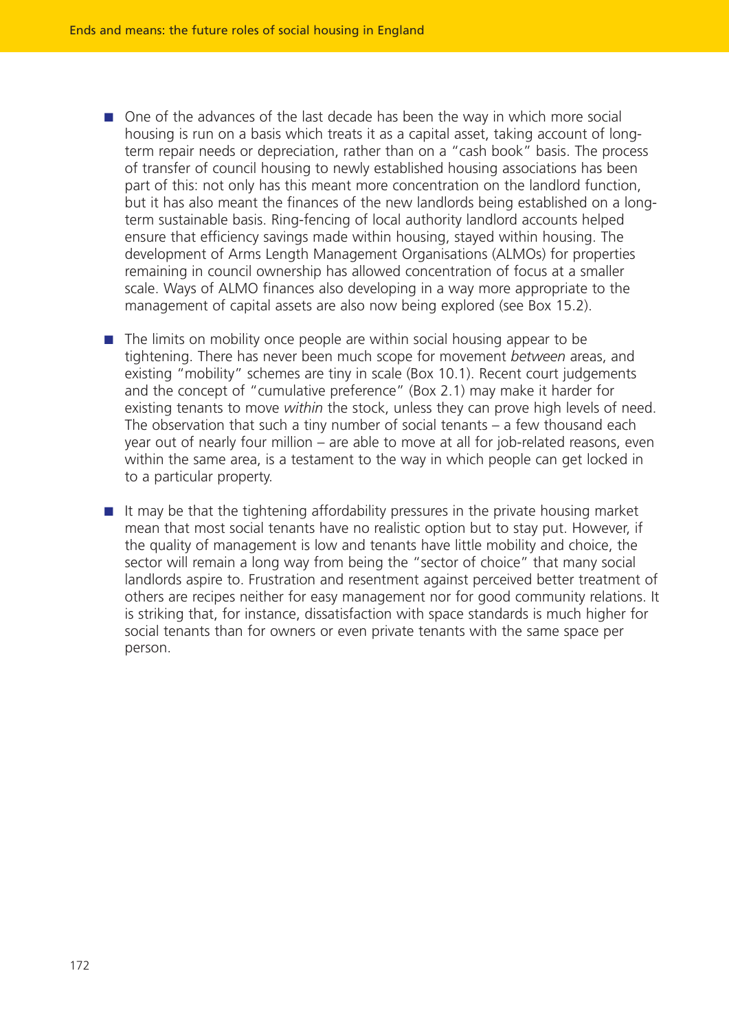- One of the advances of the last decade has been the way in which more social housing is run on a basis which treats it as a capital asset, taking account of long-term repair needs or depreciation, rather than on a "cash book" basis. The process of transfer of council housing to newly established housing associations has been part of this: not only has this meant more concentration on the landlord function, but it has also meant the finances of the new landlords being established on a long-term sustainable basis. Ring-fencing of local authority landlord accounts helped ensure that efficiency savings made within housing, stayed within housing. The development of Arms Length Management Organisations (ALMOs) for properties remaining in council ownership has allowed concentration of focus at a smaller scale. Ways of ALMO finances also developing in a way more appropriate to the management of capital assets are also now being explored (see Box 15.2).

- The limits on mobility once people are within social housing appear to be tightening. There has never been much scope for movement *between* areas, and existing "mobility" schemes are tiny in scale (Box 10.1). Recent court judgements and the concept of "cumulative preference" (Box 2.1) may make it harder for existing tenants to move *within* the stock, unless they can prove high levels of need. The observation that such a tiny number of social tenants – a few thousand each year out of nearly four million – are able to move at all for job-related reasons, even within the same area, is a testament to the way in which people can get locked in to a particular property.

- It may be that the tightening affordability pressures in the private housing market mean that most social tenants have no realistic option but to stay put. However, if the quality of management is low and tenants have little mobility and choice, the sector will remain a long way from being the "sector of choice" that many social landlords aspire to. Frustration and resentment against perceived better treatment of others are recipes neither for easy management nor for good community relations. It is striking that, for instance, dissatisfaction with space standards is much higher for social tenants than for owners or even private tenants with the same space per person.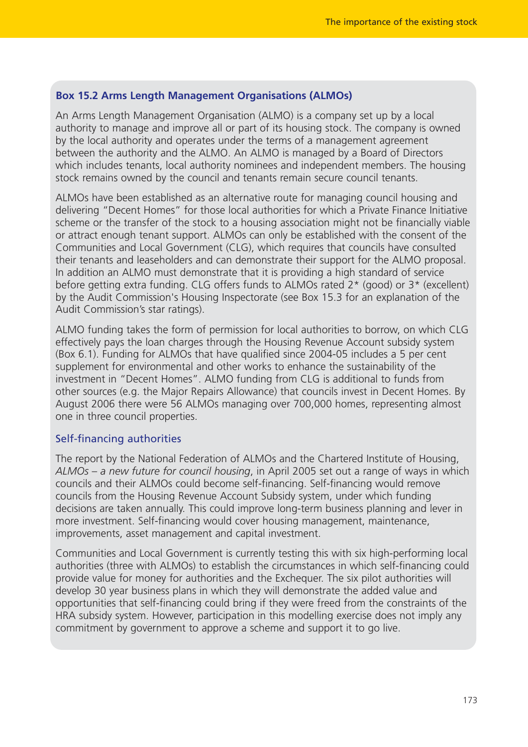### Box 15.2 Arms Length Management Organisations (ALMOs)

An Arms Length Management Organisation (ALMO) is a company set up by a local authority to manage and improve all or part of its housing stock. The company is owned by the local authority and operates under the terms of a management agreement between the authority and the ALMO. An ALMO is managed by a Board of Directors which includes tenants, local authority nominees and independent members. The housing stock remains owned by the council and tenants remain secure council tenants.

ALMOs have been established as an alternative route for managing council housing and delivering "Decent Homes" for those local authorities for which a Private Finance Initiative scheme or the transfer of the stock to a housing association might not be financially viable or attract enough tenant support. ALMOs can only be established with the consent of the Communities and Local Government (CLG), which requires that councils have consulted their tenants and leaseholders and can demonstrate their support for the ALMO proposal. In addition an ALMO must demonstrate that it is providing a high standard of service before getting extra funding. CLG offers funds to ALMOs rated 2* (good) or 3* (excellent) by the Audit Commission's Housing Inspectorate (see Box 15.3 for an explanation of the Audit Commission's star ratings).

ALMO funding takes the form of permission for local authorities to borrow, on which CLG effectively pays the loan charges through the Housing Revenue Account subsidy system (Box 6.1). Funding for ALMOs that have qualified since 2004-05 includes a 5 per cent supplement for environmental and other works to enhance the sustainability of the investment in "Decent Homes". ALMO funding from CLG is additional to funds from other sources (e.g. the Major Repairs Allowance) that councils invest in Decent Homes. By August 2006 there were 56 ALMOs managing over 700,000 homes, representing almost one in three council properties.

#### Self-financing authorities

The report by the National Federation of ALMOs and the Chartered Institute of Housing, *ALMOs – a new future for council housing*, in April 2005 set out a range of ways in which councils and their ALMOs could become self-financing. Self-financing would remove councils from the Housing Revenue Account Subsidy system, under which funding decisions are taken annually. This could improve long-term business planning and lever in more investment. Self-financing would cover housing management, maintenance, improvements, asset management and capital investment.

Communities and Local Government is currently testing this with six high-performing local authorities (three with ALMOs) to establish the circumstances in which self-financing could provide value for money for authorities and the Exchequer. The six pilot authorities will develop 30 year business plans in which they will demonstrate the added value and opportunities that self-financing could bring if they were freed from the constraints of the HRA subsidy system. However, participation in this modelling exercise does not imply any commitment by government to approve a scheme and support it to go live.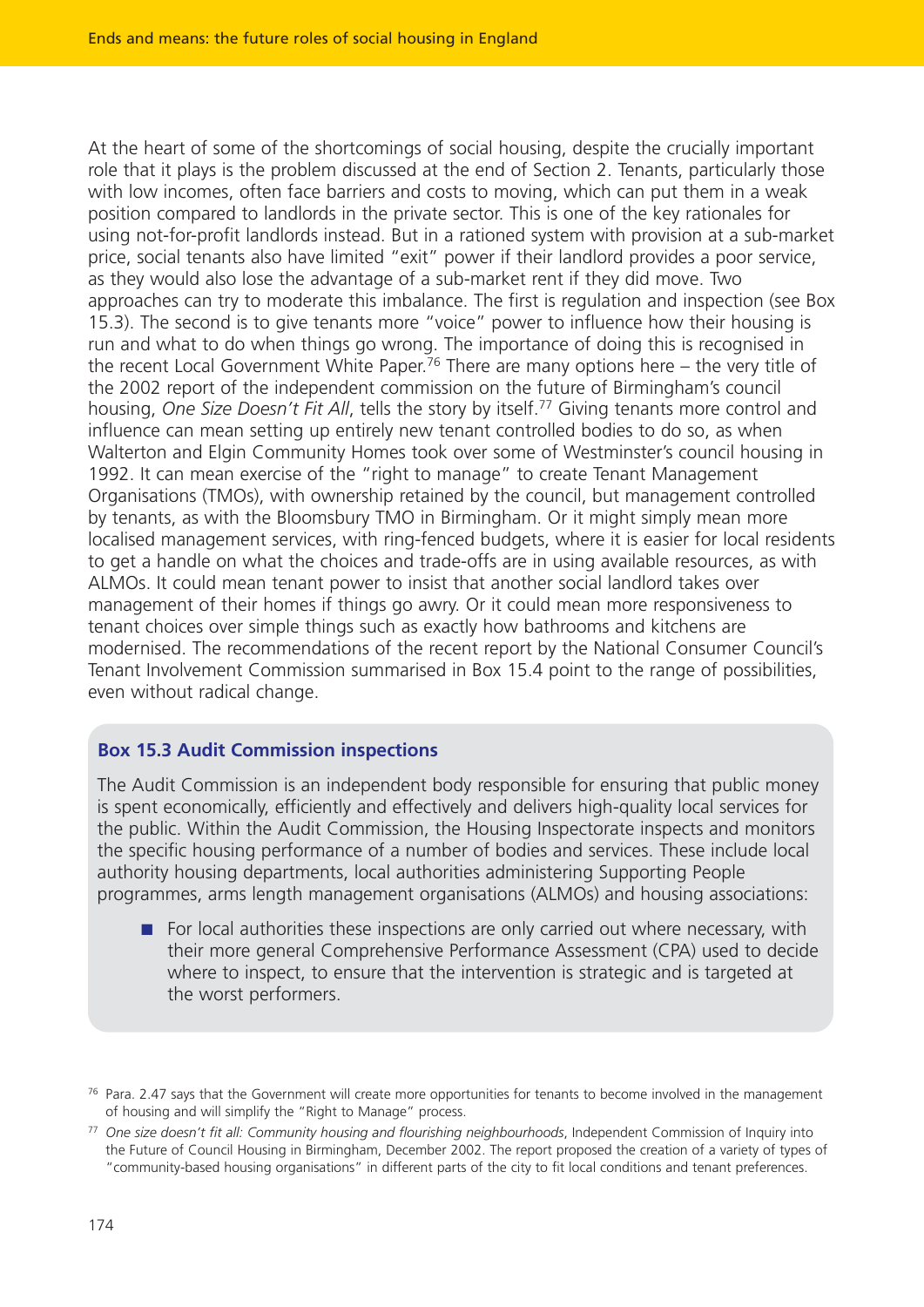At the heart of some of the shortcomings of social housing, despite the crucially important role that it plays is the problem discussed at the end of Section 2. Tenants, particularly those with low incomes, often face barriers and costs to moving, which can put them in a weak position compared to landlords in the private sector. This is one of the key rationales for using not-for-profit landlords instead. But in a rationed system with provision at a sub-market price, social tenants also have limited "exit" power if their landlord provides a poor service, as they would also lose the advantage of a sub-market rent if they did move. Two approaches can try to moderate this imbalance. The first is regulation and inspection (see Box 15.3). The second is to give tenants more "voice" power to influence how their housing is run and what to do when things go wrong. The importance of doing this is recognised in the recent Local Government White Paper.[76] There are many options here – the very title of the 2002 report of the independent commission on the future of Birmingham's council housing, *One Size Doesn't Fit All*, tells the story by itself.[77] Giving tenants more control and influence can mean setting up entirely new tenant controlled bodies to do so, as when Walterton and Elgin Community Homes took over some of Westminster's council housing in 1992. It can mean exercise of the "right to manage" to create Tenant Management Organisations (TMOs), with ownership retained by the council, but management controlled by tenants, as with the Bloomsbury TMO in Birmingham. Or it might simply mean more localised management services, with ring-fenced budgets, where it is easier for local residents to get a handle on what the choices and trade-offs are in using available resources, as with ALMOs. It could mean tenant power to insist that another social landlord takes over management of their homes if things go awry. Or it could mean more responsiveness to tenant choices over simple things such as exactly how bathrooms and kitchens are modernised. The recommendations of the recent report by the National Consumer Council's Tenant Involvement Commission summarised in Box 15.4 point to the range of possibilities, even without radical change.

### Box 15.3 Audit Commission inspections

The Audit Commission is an independent body responsible for ensuring that public money is spent economically, efficiently and effectively and delivers high-quality local services for the public. Within the Audit Commission, the Housing Inspectorate inspects and monitors the specific housing performance of a number of bodies and services. These include local authority housing departments, local authorities administering Supporting People programmes, arms length management organisations (ALMOs) and housing associations:

- For local authorities these inspections are only carried out where necessary, with their more general Comprehensive Performance Assessment (CPA) used to decide where to inspect, to ensure that the intervention is strategic and is targeted at the worst performers.

---

[76] Para. 2.47 says that the Government will create more opportunities for tenants to become involved in the management of housing and will simplify the "Right to Manage" process.

[77] *One size doesn't fit all: Community housing and flourishing neighbourhoods*, Independent Commission of Inquiry into the Future of Council Housing in Birmingham, December 2002. The report proposed the creation of a variety of types of "community-based housing organisations" in different parts of the city to fit local conditions and tenant preferences.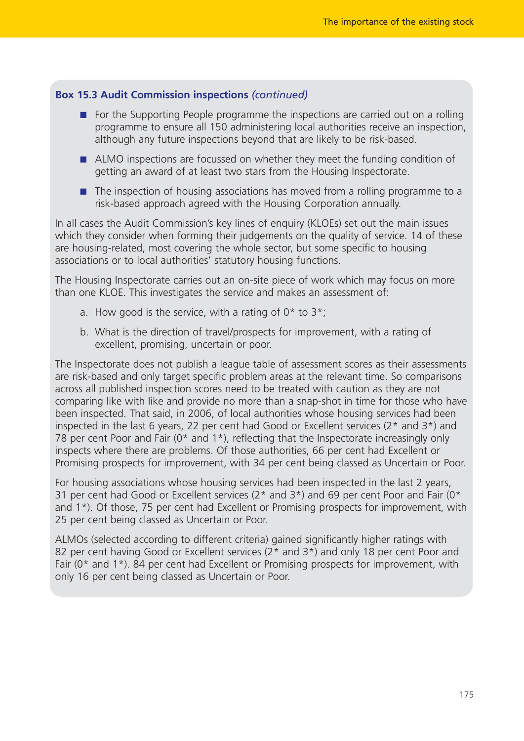### **Box 15.3 Audit Commission inspections** *(continued)*

- For the Supporting People programme the inspections are carried out on a rolling programme to ensure all 150 administering local authorities receive an inspection, although any future inspections beyond that are likely to be risk-based.
- ALMO inspections are focussed on whether they meet the funding condition of getting an award of at least two stars from the Housing Inspectorate.
- The inspection of housing associations has moved from a rolling programme to a risk-based approach agreed with the Housing Corporation annually.

In all cases the Audit Commission's key lines of enquiry (KLOEs) set out the main issues which they consider when forming their judgements on the quality of service. 14 of these are housing-related, most covering the whole sector, but some specific to housing associations or to local authorities' statutory housing functions.

The Housing Inspectorate carries out an on-site piece of work which may focus on more than one KLOE. This investigates the service and makes an assessment of:

a. How good is the service, with a rating of 0* to 3*;

b. What is the direction of travel/prospects for improvement, with a rating of excellent, promising, uncertain or poor.

The Inspectorate does not publish a league table of assessment scores as their assessments are risk-based and only target specific problem areas at the relevant time. So comparisons across all published inspection scores need to be treated with caution as they are not comparing like with like and provide no more than a snap-shot in time for those who have been inspected. That said, in 2006, of local authorities whose housing services had been inspected in the last 6 years, 22 per cent had Good or Excellent services (2* and 3*) and 78 per cent Poor and Fair (0* and 1*), reflecting that the Inspectorate increasingly only inspects where there are problems. Of those authorities, 66 per cent had Excellent or Promising prospects for improvement, with 34 per cent being classed as Uncertain or Poor.

For housing associations whose housing services had been inspected in the last 2 years, 31 per cent had Good or Excellent services (2* and 3*) and 69 per cent Poor and Fair (0* and 1*). Of those, 75 per cent had Excellent or Promising prospects for improvement, with 25 per cent being classed as Uncertain or Poor.

ALMOs (selected according to different criteria) gained significantly higher ratings with 82 per cent having Good or Excellent services (2* and 3*) and only 18 per cent Poor and Fair (0* and 1*). 84 per cent had Excellent or Promising prospects for improvement, with only 16 per cent being classed as Uncertain or Poor.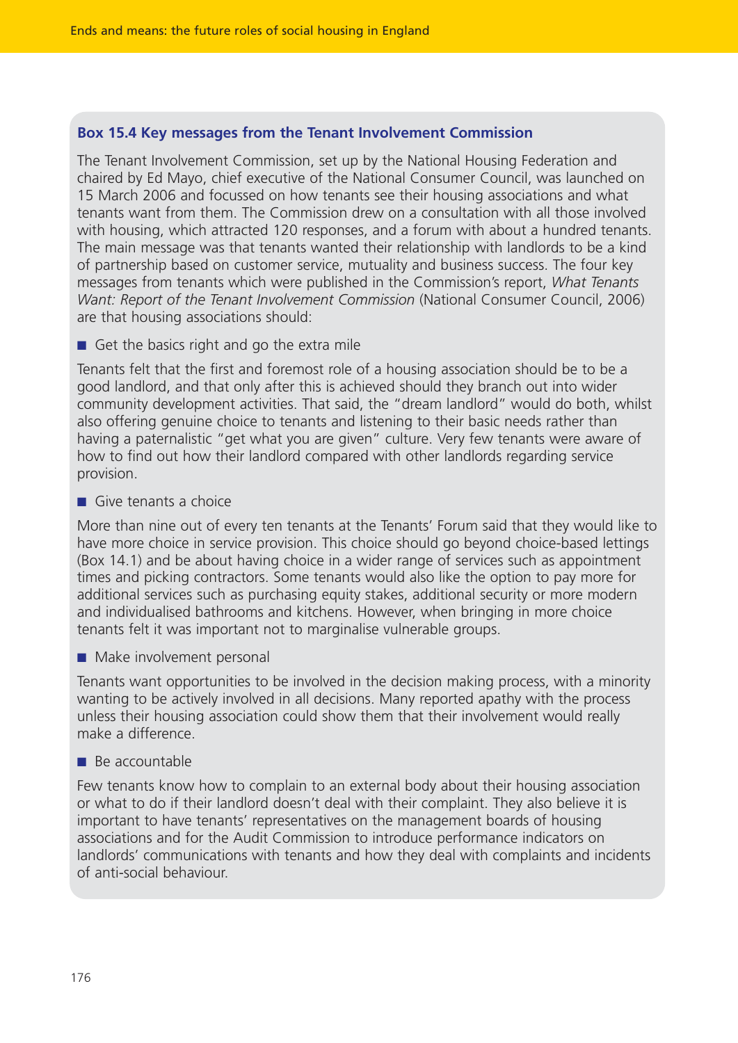### Box 15.4 Key messages from the Tenant Involvement Commission

The Tenant Involvement Commission, set up by the National Housing Federation and chaired by Ed Mayo, chief executive of the National Consumer Council, was launched on 15 March 2006 and focussed on how tenants see their housing associations and what tenants want from them. The Commission drew on a consultation with all those involved with housing, which attracted 120 responses, and a forum with about a hundred tenants. The main message was that tenants wanted their relationship with landlords to be a kind of partnership based on customer service, mutuality and business success. The four key messages from tenants which were published in the Commission's report, *What Tenants Want: Report of the Tenant Involvement Commission* (National Consumer Council, 2006) are that housing associations should:

- Get the basics right and go the extra mile

Tenants felt that the first and foremost role of a housing association should be to be a good landlord, and that only after this is achieved should they branch out into wider community development activities. That said, the "dream landlord" would do both, whilst also offering genuine choice to tenants and listening to their basic needs rather than having a paternalistic "get what you are given" culture. Very few tenants were aware of how to find out how their landlord compared with other landlords regarding service provision.

- Give tenants a choice

More than nine out of every ten tenants at the Tenants' Forum said that they would like to have more choice in service provision. This choice should go beyond choice-based lettings (Box 14.1) and be about having choice in a wider range of services such as appointment times and picking contractors. Some tenants would also like the option to pay more for additional services such as purchasing equity stakes, additional security or more modern and individualised bathrooms and kitchens. However, when bringing in more choice tenants felt it was important not to marginalise vulnerable groups.

- Make involvement personal

Tenants want opportunities to be involved in the decision making process, with a minority wanting to be actively involved in all decisions. Many reported apathy with the process unless their housing association could show them that their involvement would really make a difference.

- Be accountable

Few tenants know how to complain to an external body about their housing association or what to do if their landlord doesn't deal with their complaint. They also believe it is important to have tenants' representatives on the management boards of housing associations and for the Audit Commission to introduce performance indicators on landlords' communications with tenants and how they deal with complaints and incidents of anti-social behaviour.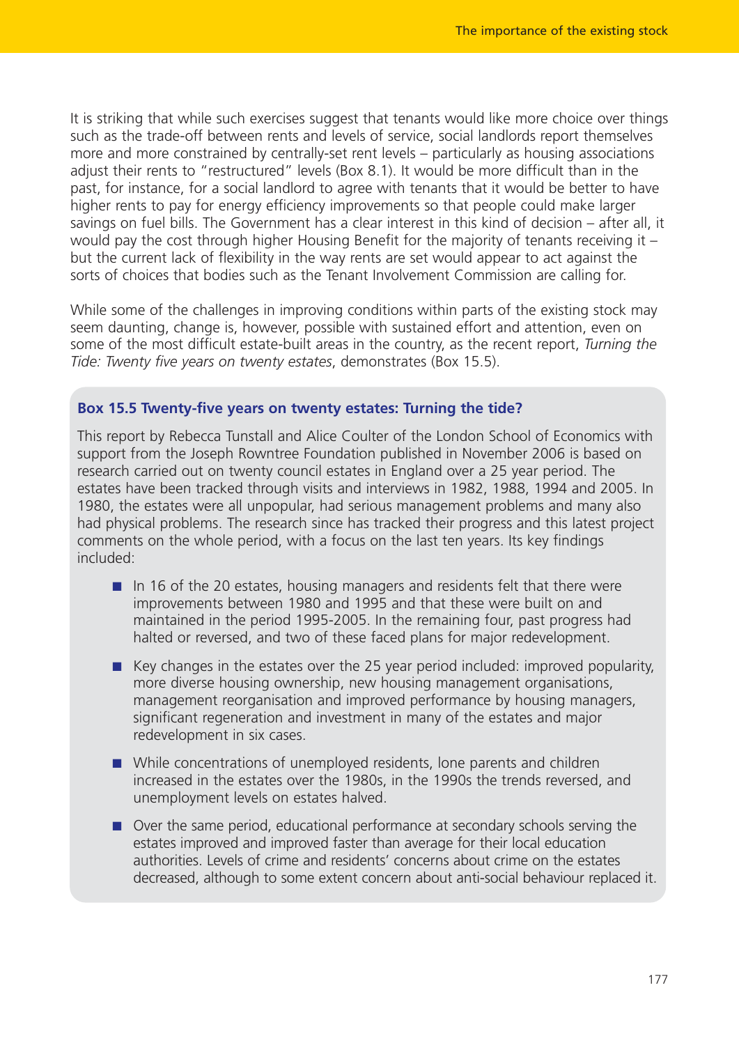It is striking that while such exercises suggest that tenants would like more choice over things such as the trade-off between rents and levels of service, social landlords report themselves more and more constrained by centrally-set rent levels – particularly as housing associations adjust their rents to "restructured" levels (Box 8.1). It would be more difficult than in the past, for instance, for a social landlord to agree with tenants that it would be better to have higher rents to pay for energy efficiency improvements so that people could make larger savings on fuel bills. The Government has a clear interest in this kind of decision – after all, it would pay the cost through higher Housing Benefit for the majority of tenants receiving it – but the current lack of flexibility in the way rents are set would appear to act against the sorts of choices that bodies such as the Tenant Involvement Commission are calling for.

While some of the challenges in improving conditions within parts of the existing stock may seem daunting, change is, however, possible with sustained effort and attention, even on some of the most difficult estate-built areas in the country, as the recent report, *Turning the Tide: Twenty five years on twenty estates*, demonstrates (Box 15.5).

**Box 15.5 Twenty-five years on twenty estates: Turning the tide?**

This report by Rebecca Tunstall and Alice Coulter of the London School of Economics with support from the Joseph Rowntree Foundation published in November 2006 is based on research carried out on twenty council estates in England over a 25 year period. The estates have been tracked through visits and interviews in 1982, 1988, 1994 and 2005. In 1980, the estates were all unpopular, had serious management problems and many also had physical problems. The research since has tracked their progress and this latest project comments on the whole period, with a focus on the last ten years. Its key findings included:

- In 16 of the 20 estates, housing managers and residents felt that there were improvements between 1980 and 1995 and that these were built on and maintained in the period 1995-2005. In the remaining four, past progress had halted or reversed, and two of these faced plans for major redevelopment.
- Key changes in the estates over the 25 year period included: improved popularity, more diverse housing ownership, new housing management organisations, management reorganisation and improved performance by housing managers, significant regeneration and investment in many of the estates and major redevelopment in six cases.
- While concentrations of unemployed residents, lone parents and children increased in the estates over the 1980s, in the 1990s the trends reversed, and unemployment levels on estates halved.
- Over the same period, educational performance at secondary schools serving the estates improved and improved faster than average for their local education authorities. Levels of crime and residents' concerns about crime on the estates decreased, although to some extent concern about anti-social behaviour replaced it.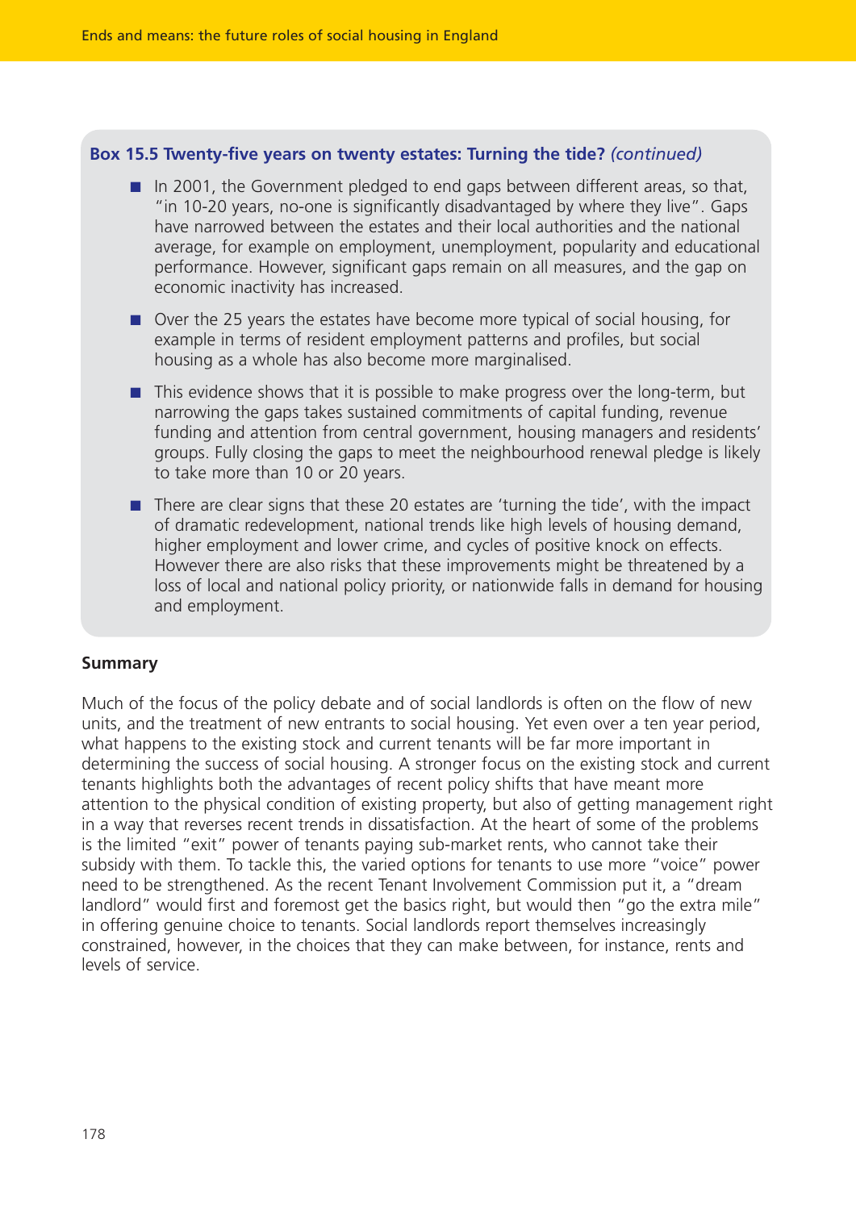**Box 15.5 Twenty-five years on twenty estates: Turning the tide?** *(continued)*

- In 2001, the Government pledged to end gaps between different areas, so that, "in 10-20 years, no-one is significantly disadvantaged by where they live". Gaps have narrowed between the estates and their local authorities and the national average, for example on employment, unemployment, popularity and educational performance. However, significant gaps remain on all measures, and the gap on economic inactivity has increased.
- Over the 25 years the estates have become more typical of social housing, for example in terms of resident employment patterns and profiles, but social housing as a whole has also become more marginalised.
- This evidence shows that it is possible to make progress over the long-term, but narrowing the gaps takes sustained commitments of capital funding, revenue funding and attention from central government, housing managers and residents' groups. Fully closing the gaps to meet the neighbourhood renewal pledge is likely to take more than 10 or 20 years.
- There are clear signs that these 20 estates are 'turning the tide', with the impact of dramatic redevelopment, national trends like high levels of housing demand, higher employment and lower crime, and cycles of positive knock on effects. However there are also risks that these improvements might be threatened by a loss of local and national policy priority, or nationwide falls in demand for housing and employment.

### Summary

Much of the focus of the policy debate and of social landlords is often on the flow of new units, and the treatment of new entrants to social housing. Yet even over a ten year period, what happens to the existing stock and current tenants will be far more important in determining the success of social housing. A stronger focus on the existing stock and current tenants highlights both the advantages of recent policy shifts that have meant more attention to the physical condition of existing property, but also of getting management right in a way that reverses recent trends in dissatisfaction. At the heart of some of the problems is the limited "exit" power of tenants paying sub-market rents, who cannot take their subsidy with them. To tackle this, the varied options for tenants to use more "voice" power need to be strengthened. As the recent Tenant Involvement Commission put it, a "dream landlord" would first and foremost get the basics right, but would then "go the extra mile" in offering genuine choice to tenants. Social landlords report themselves increasingly constrained, however, in the choices that they can make between, for instance, rents and levels of service.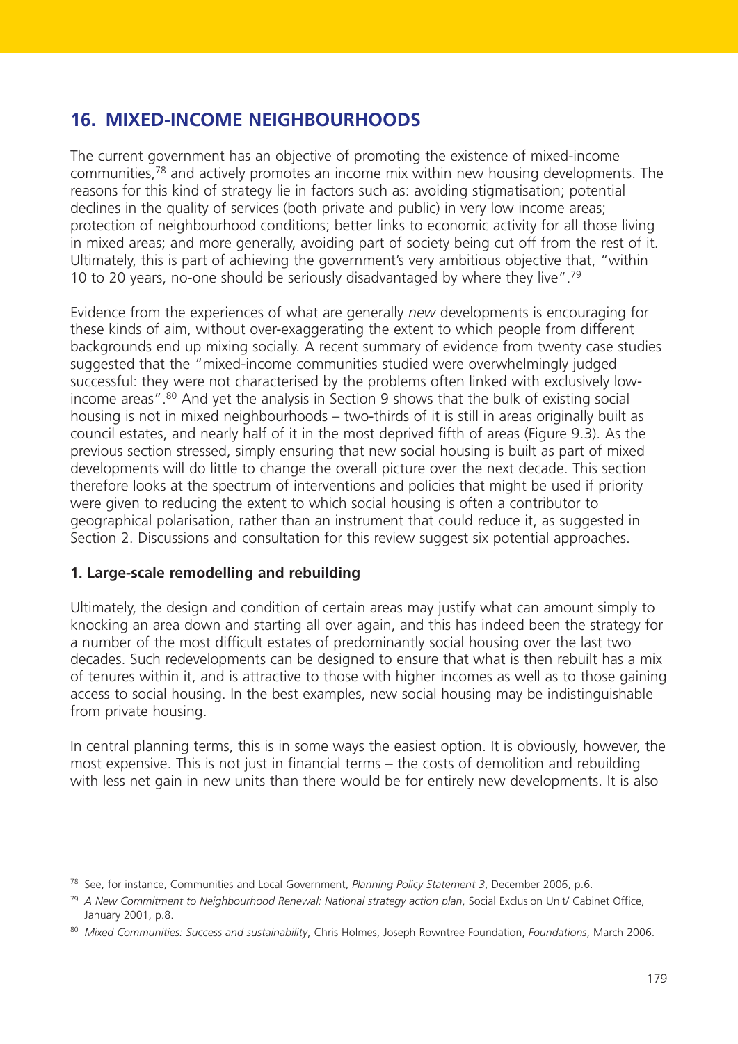## 16. MIXED-INCOME NEIGHBOURHOODS

The current government has an objective of promoting the existence of mixed-income communities,[78] and actively promotes an income mix within new housing developments. The reasons for this kind of strategy lie in factors such as: avoiding stigmatisation; potential declines in the quality of services (both private and public) in very low income areas; protection of neighbourhood conditions; better links to economic activity for all those living in mixed areas; and more generally, avoiding part of society being cut off from the rest of it. Ultimately, this is part of achieving the government's very ambitious objective that, "within 10 to 20 years, no-one should be seriously disadvantaged by where they live".[79]

Evidence from the experiences of what are generally *new* developments is encouraging for these kinds of aim, without over-exaggerating the extent to which people from different backgrounds end up mixing socially. A recent summary of evidence from twenty case studies suggested that the "mixed-income communities studied were overwhelmingly judged successful: they were not characterised by the problems often linked with exclusively low-income areas".[80] And yet the analysis in Section 9 shows that the bulk of existing social housing is not in mixed neighbourhoods – two-thirds of it is still in areas originally built as council estates, and nearly half of it in the most deprived fifth of areas (Figure 9.3). As the previous section stressed, simply ensuring that new social housing is built as part of mixed developments will do little to change the overall picture over the next decade. This section therefore looks at the spectrum of interventions and policies that might be used if priority were given to reducing the extent to which social housing is often a contributor to geographical polarisation, rather than an instrument that could reduce it, as suggested in Section 2. Discussions and consultation for this review suggest six potential approaches.

**1. Large-scale remodelling and rebuilding**

Ultimately, the design and condition of certain areas may justify what can amount simply to knocking an area down and starting all over again, and this has indeed been the strategy for a number of the most difficult estates of predominantly social housing over the last two decades. Such redevelopments can be designed to ensure that what is then rebuilt has a mix of tenures within it, and is attractive to those with higher incomes as well as to those gaining access to social housing. In the best examples, new social housing may be indistinguishable from private housing.

In central planning terms, this is in some ways the easiest option. It is obviously, however, the most expensive. This is not just in financial terms – the costs of demolition and rebuilding with less net gain in new units than there would be for entirely new developments. It is also

[78] See, for instance, Communities and Local Government, *Planning Policy Statement 3*, December 2006, p.6.

[79] *A New Commitment to Neighbourhood Renewal: National strategy action plan*, Social Exclusion Unit/ Cabinet Office, January 2001, p.8.

[80] *Mixed Communities: Success and sustainability*, Chris Holmes, Joseph Rowntree Foundation, *Foundations*, March 2006.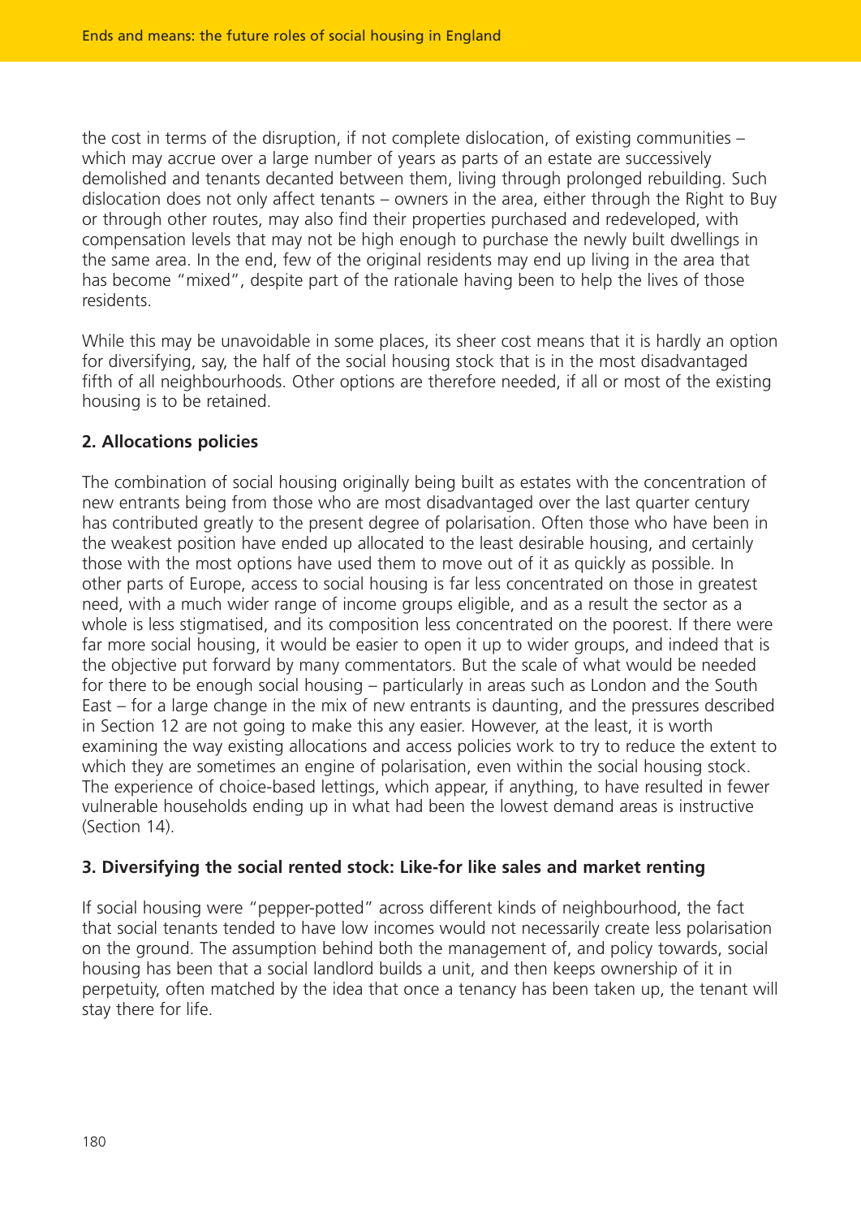the cost in terms of the disruption, if not complete dislocation, of existing communities – which may accrue over a large number of years as parts of an estate are successively demolished and tenants decanted between them, living through prolonged rebuilding. Such dislocation does not only affect tenants – owners in the area, either through the Right to Buy or through other routes, may also find their properties purchased and redeveloped, with compensation levels that may not be high enough to purchase the newly built dwellings in the same area. In the end, few of the original residents may end up living in the area that has become "mixed", despite part of the rationale having been to help the lives of those residents.

While this may be unavoidable in some places, its sheer cost means that it is hardly an option for diversifying, say, the half of the social housing stock that is in the most disadvantaged fifth of all neighbourhoods. Other options are therefore needed, if all or most of the existing housing is to be retained.

**2. Allocations policies**

The combination of social housing originally being built as estates with the concentration of new entrants being from those who are most disadvantaged over the last quarter century has contributed greatly to the present degree of polarisation. Often those who have been in the weakest position have ended up allocated to the least desirable housing, and certainly those with the most options have used them to move out of it as quickly as possible. In other parts of Europe, access to social housing is far less concentrated on those in greatest need, with a much wider range of income groups eligible, and as a result the sector as a whole is less stigmatised, and its composition less concentrated on the poorest. If there were far more social housing, it would be easier to open it up to wider groups, and indeed that is the objective put forward by many commentators. But the scale of what would be needed for there to be enough social housing – particularly in areas such as London and the South East – for a large change in the mix of new entrants is daunting, and the pressures described in Section 12 are not going to make this any easier. However, at the least, it is worth examining the way existing allocations and access policies work to try to reduce the extent to which they are sometimes an engine of polarisation, even within the social housing stock. The experience of choice-based lettings, which appear, if anything, to have resulted in fewer vulnerable households ending up in what had been the lowest demand areas is instructive (Section 14).

**3. Diversifying the social rented stock: Like-for like sales and market renting**

If social housing were "pepper-potted" across different kinds of neighbourhood, the fact that social tenants tended to have low incomes would not necessarily create less polarisation on the ground. The assumption behind both the management of, and policy towards, social housing has been that a social landlord builds a unit, and then keeps ownership of it in perpetuity, often matched by the idea that once a tenancy has been taken up, the tenant will stay there for life.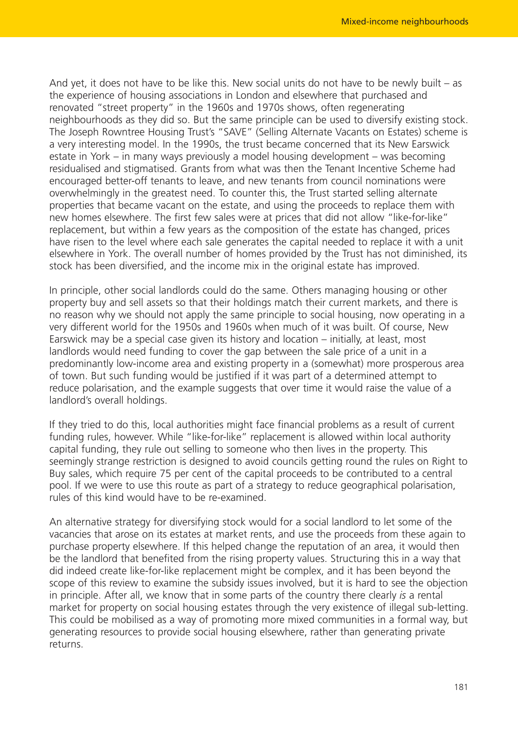And yet, it does not have to be like this. New social units do not have to be newly built – as the experience of housing associations in London and elsewhere that purchased and renovated "street property" in the 1960s and 1970s shows, often regenerating neighbourhoods as they did so. But the same principle can be used to diversify existing stock. The Joseph Rowntree Housing Trust's "SAVE" (Selling Alternate Vacants on Estates) scheme is a very interesting model. In the 1990s, the trust became concerned that its New Earswick estate in York – in many ways previously a model housing development – was becoming residualised and stigmatised. Grants from what was then the Tenant Incentive Scheme had encouraged better-off tenants to leave, and new tenants from council nominations were overwhelmingly in the greatest need. To counter this, the Trust started selling alternate properties that became vacant on the estate, and using the proceeds to replace them with new homes elsewhere. The first few sales were at prices that did not allow "like-for-like" replacement, but within a few years as the composition of the estate has changed, prices have risen to the level where each sale generates the capital needed to replace it with a unit elsewhere in York. The overall number of homes provided by the Trust has not diminished, its stock has been diversified, and the income mix in the original estate has improved.

In principle, other social landlords could do the same. Others managing housing or other property buy and sell assets so that their holdings match their current markets, and there is no reason why we should not apply the same principle to social housing, now operating in a very different world for the 1950s and 1960s when much of it was built. Of course, New Earswick may be a special case given its history and location – initially, at least, most landlords would need funding to cover the gap between the sale price of a unit in a predominantly low-income area and existing property in a (somewhat) more prosperous area of town. But such funding would be justified if it was part of a determined attempt to reduce polarisation, and the example suggests that over time it would raise the value of a landlord's overall holdings.

If they tried to do this, local authorities might face financial problems as a result of current funding rules, however. While "like-for-like" replacement is allowed within local authority capital funding, they rule out selling to someone who then lives in the property. This seemingly strange restriction is designed to avoid councils getting round the rules on Right to Buy sales, which require 75 per cent of the capital proceeds to be contributed to a central pool. If we were to use this route as part of a strategy to reduce geographical polarisation, rules of this kind would have to be re-examined.

An alternative strategy for diversifying stock would for a social landlord to let some of the vacancies that arose on its estates at market rents, and use the proceeds from these again to purchase property elsewhere. If this helped change the reputation of an area, it would then be the landlord that benefited from the rising property values. Structuring this in a way that did indeed create like-for-like replacement might be complex, and it has been beyond the scope of this review to examine the subsidy issues involved, but it is hard to see the objection in principle. After all, we know that in some parts of the country there clearly *is* a rental market for property on social housing estates through the very existence of illegal sub-letting. This could be mobilised as a way of promoting more mixed communities in a formal way, but generating resources to provide social housing elsewhere, rather than generating private returns.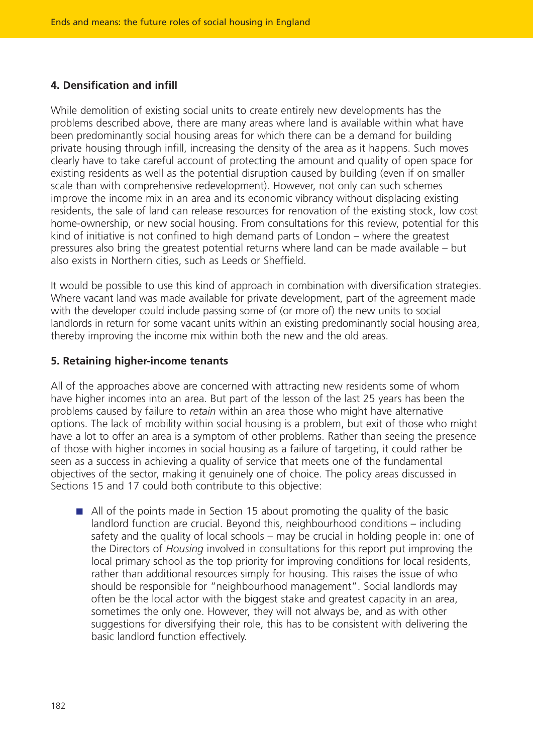#### 4. Densification and infill

While demolition of existing social units to create entirely new developments has the problems described above, there are many areas where land is available within what have been predominantly social housing areas for which there can be a demand for building private housing through infill, increasing the density of the area as it happens. Such moves clearly have to take careful account of protecting the amount and quality of open space for existing residents as well as the potential disruption caused by building (even if on smaller scale than with comprehensive redevelopment). However, not only can such schemes improve the income mix in an area and its economic vibrancy without displacing existing residents, the sale of land can release resources for renovation of the existing stock, low cost home-ownership, or new social housing. From consultations for this review, potential for this kind of initiative is not confined to high demand parts of London – where the greatest pressures also bring the greatest potential returns where land can be made available – but also exists in Northern cities, such as Leeds or Sheffield.

It would be possible to use this kind of approach in combination with diversification strategies. Where vacant land was made available for private development, part of the agreement made with the developer could include passing some of (or more of) the new units to social landlords in return for some vacant units within an existing predominantly social housing area, thereby improving the income mix within both the new and the old areas.

#### 5. Retaining higher-income tenants

All of the approaches above are concerned with attracting new residents some of whom have higher incomes into an area. But part of the lesson of the last 25 years has been the problems caused by failure to *retain* within an area those who might have alternative options. The lack of mobility within social housing is a problem, but exit of those who might have a lot to offer an area is a symptom of other problems. Rather than seeing the presence of those with higher incomes in social housing as a failure of targeting, it could rather be seen as a success in achieving a quality of service that meets one of the fundamental objectives of the sector, making it genuinely one of choice. The policy areas discussed in Sections 15 and 17 could both contribute to this objective:

- All of the points made in Section 15 about promoting the quality of the basic landlord function are crucial. Beyond this, neighbourhood conditions – including safety and the quality of local schools – may be crucial in holding people in: one of the Directors of *Housing* involved in consultations for this report put improving the local primary school as the top priority for improving conditions for local residents, rather than additional resources simply for housing. This raises the issue of who should be responsible for "neighbourhood management". Social landlords may often be the local actor with the biggest stake and greatest capacity in an area, sometimes the only one. However, they will not always be, and as with other suggestions for diversifying their role, this has to be consistent with delivering the basic landlord function effectively.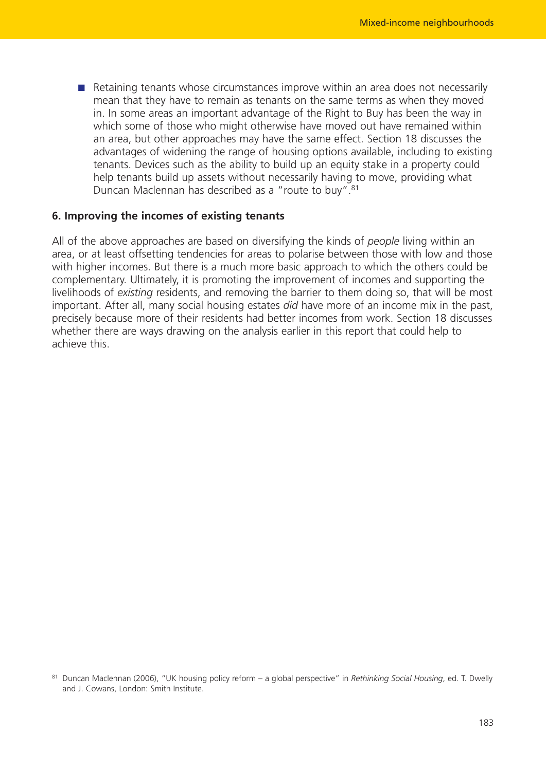- Retaining tenants whose circumstances improve within an area does not necessarily mean that they have to remain as tenants on the same terms as when they moved in. In some areas an important advantage of the Right to Buy has been the way in which some of those who might otherwise have moved out have remained within an area, but other approaches may have the same effect. Section 18 discusses the advantages of widening the range of housing options available, including to existing tenants. Devices such as the ability to build up an equity stake in a property could help tenants build up assets without necessarily having to move, providing what Duncan Maclennan has described as a "route to buy".[81]

**6. Improving the incomes of existing tenants**

All of the above approaches are based on diversifying the kinds of *people* living within an area, or at least offsetting tendencies for areas to polarise between those with low and those with higher incomes. But there is a much more basic approach to which the others could be complementary. Ultimately, it is promoting the improvement of incomes and supporting the livelihoods of *existing* residents, and removing the barrier to them doing so, that will be most important. After all, many social housing estates *did* have more of an income mix in the past, precisely because more of their residents had better incomes from work. Section 18 discusses whether there are ways drawing on the analysis earlier in this report that could help to achieve this.

[81] Duncan Maclennan (2006), "UK housing policy reform – a global perspective" in *Rethinking Social Housing*, ed. T. Dwelly and J. Cowans, London: Smith Institute.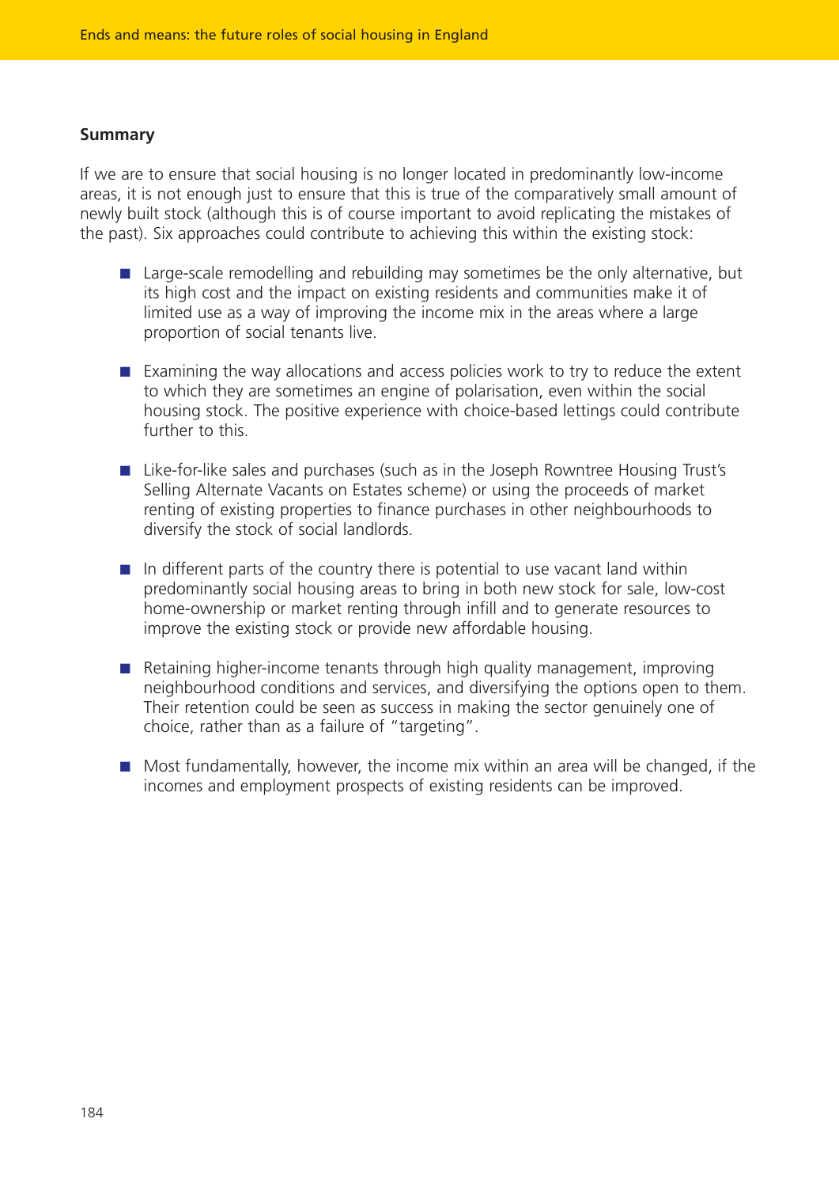**Summary**

If we are to ensure that social housing is no longer located in predominantly low-income areas, it is not enough just to ensure that this is true of the comparatively small amount of newly built stock (although this is of course important to avoid replicating the mistakes of the past). Six approaches could contribute to achieving this within the existing stock:

- Large-scale remodelling and rebuilding may sometimes be the only alternative, but its high cost and the impact on existing residents and communities make it of limited use as a way of improving the income mix in the areas where a large proportion of social tenants live.
- Examining the way allocations and access policies work to try to reduce the extent to which they are sometimes an engine of polarisation, even within the social housing stock. The positive experience with choice-based lettings could contribute further to this.
- Like-for-like sales and purchases (such as in the Joseph Rowntree Housing Trust's Selling Alternate Vacants on Estates scheme) or using the proceeds of market renting of existing properties to finance purchases in other neighbourhoods to diversify the stock of social landlords.
- In different parts of the country there is potential to use vacant land within predominantly social housing areas to bring in both new stock for sale, low-cost home-ownership or market renting through infill and to generate resources to improve the existing stock or provide new affordable housing.
- Retaining higher-income tenants through high quality management, improving neighbourhood conditions and services, and diversifying the options open to them. Their retention could be seen as success in making the sector genuinely one of choice, rather than as a failure of "targeting".
- Most fundamentally, however, the income mix within an area will be changed, if the incomes and employment prospects of existing residents can be improved.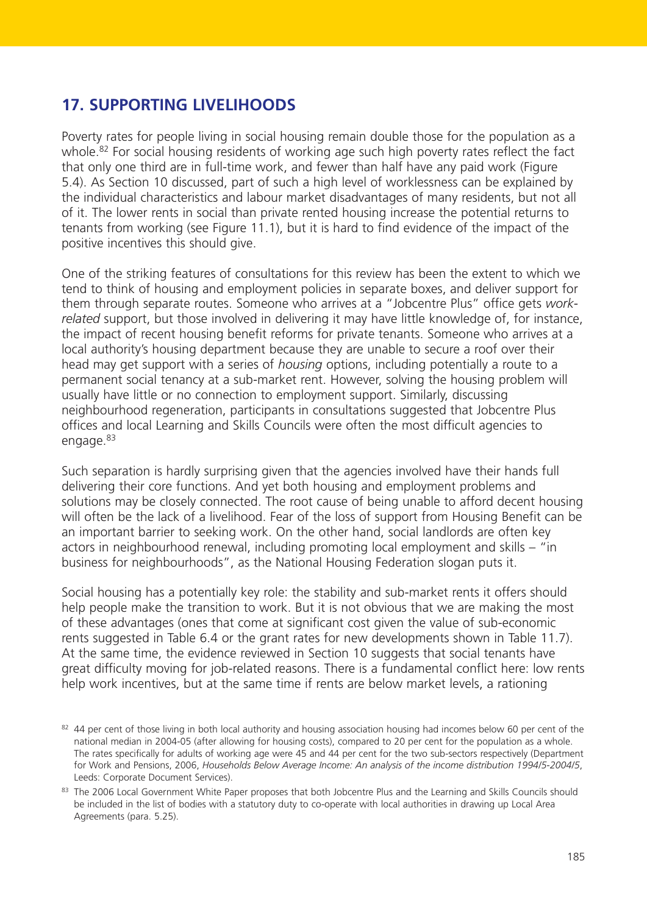## 17. SUPPORTING LIVELIHOODS

Poverty rates for people living in social housing remain double those for the population as a whole.[82] For social housing residents of working age such high poverty rates reflect the fact that only one third are in full-time work, and fewer than half have any paid work (Figure 5.4). As Section 10 discussed, part of such a high level of worklessness can be explained by the individual characteristics and labour market disadvantages of many residents, but not all of it. The lower rents in social than private rented housing increase the potential returns to tenants from working (see Figure 11.1), but it is hard to find evidence of the impact of the positive incentives this should give.

One of the striking features of consultations for this review has been the extent to which we tend to think of housing and employment policies in separate boxes, and deliver support for them through separate routes. Someone who arrives at a "Jobcentre Plus" office gets *work-related* support, but those involved in delivering it may have little knowledge of, for instance, the impact of recent housing benefit reforms for private tenants. Someone who arrives at a local authority's housing department because they are unable to secure a roof over their head may get support with a series of *housing* options, including potentially a route to a permanent social tenancy at a sub-market rent. However, solving the housing problem will usually have little or no connection to employment support. Similarly, discussing neighbourhood regeneration, participants in consultations suggested that Jobcentre Plus offices and local Learning and Skills Councils were often the most difficult agencies to engage.[83]

Such separation is hardly surprising given that the agencies involved have their hands full delivering their core functions. And yet both housing and employment problems and solutions may be closely connected. The root cause of being unable to afford decent housing will often be the lack of a livelihood. Fear of the loss of support from Housing Benefit can be an important barrier to seeking work. On the other hand, social landlords are often key actors in neighbourhood renewal, including promoting local employment and skills – "in business for neighbourhoods", as the National Housing Federation slogan puts it.

Social housing has a potentially key role: the stability and sub-market rents it offers should help people make the transition to work. But it is not obvious that we are making the most of these advantages (ones that come at significant cost given the value of sub-economic rents suggested in Table 6.4 or the grant rates for new developments shown in Table 11.7). At the same time, the evidence reviewed in Section 10 suggests that social tenants have great difficulty moving for job-related reasons. There is a fundamental conflict here: low rents help work incentives, but at the same time if rents are below market levels, a rationing

---

[82] 44 per cent of those living in both local authority and housing association housing had incomes below 60 per cent of the national median in 2004-05 (after allowing for housing costs), compared to 20 per cent for the population as a whole. The rates specifically for adults of working age were 45 and 44 per cent for the two sub-sectors respectively (Department for Work and Pensions, 2006, *Households Below Average Income: An analysis of the income distribution 1994/5-2004/5*, Leeds: Corporate Document Services).

[83] The 2006 Local Government White Paper proposes that both Jobcentre Plus and the Learning and Skills Councils should be included in the list of bodies with a statutory duty to co-operate with local authorities in drawing up Local Area Agreements (para. 5.25).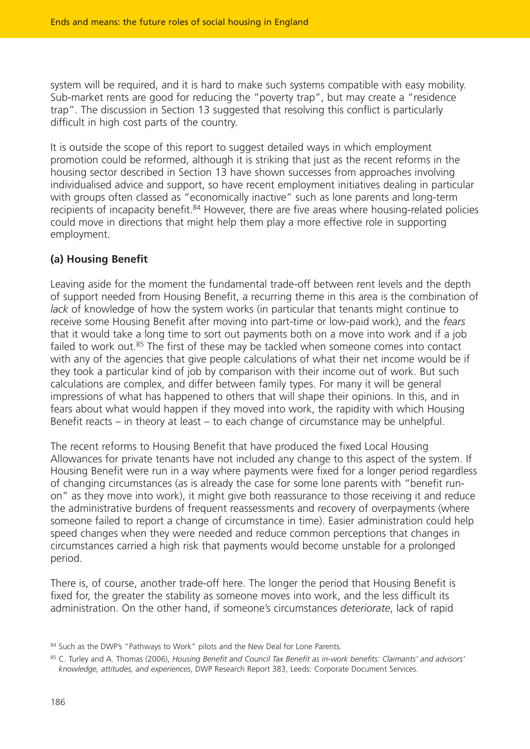system will be required, and it is hard to make such systems compatible with easy mobility. Sub-market rents are good for reducing the "poverty trap", but may create a "residence trap". The discussion in Section 13 suggested that resolving this conflict is particularly difficult in high cost parts of the country.

It is outside the scope of this report to suggest detailed ways in which employment promotion could be reformed, although it is striking that just as the recent reforms in the housing sector described in Section 13 have shown successes from approaches involving individualised advice and support, so have recent employment initiatives dealing in particular with groups often classed as "economically inactive" such as lone parents and long-term recipients of incapacity benefit.[84] However, there are five areas where housing-related policies could move in directions that might help them play a more effective role in supporting employment.

**(a) Housing Benefit**

Leaving aside for the moment the fundamental trade-off between rent levels and the depth of support needed from Housing Benefit, a recurring theme in this area is the combination of *lack* of knowledge of how the system works (in particular that tenants might continue to receive some Housing Benefit after moving into part-time or low-paid work), and the *fears* that it would take a long time to sort out payments both on a move into work and if a job failed to work out.[85] The first of these may be tackled when someone comes into contact with any of the agencies that give people calculations of what their net income would be if they took a particular kind of job by comparison with their income out of work. But such calculations are complex, and differ between family types. For many it will be general impressions of what has happened to others that will shape their opinions. In this, and in fears about what would happen if they moved into work, the rapidity with which Housing Benefit reacts – in theory at least – to each change of circumstance may be unhelpful.

The recent reforms to Housing Benefit that have produced the fixed Local Housing Allowances for private tenants have not included any change to this aspect of the system. If Housing Benefit were run in a way where payments were fixed for a longer period regardless of changing circumstances (as is already the case for some lone parents with "benefit run-on" as they move into work), it might give both reassurance to those receiving it and reduce the administrative burdens of frequent reassessments and recovery of overpayments (where someone failed to report a change of circumstance in time). Easier administration could help speed changes when they were needed and reduce common perceptions that changes in circumstances carried a high risk that payments would become unstable for a prolonged period.

There is, of course, another trade-off here. The longer the period that Housing Benefit is fixed for, the greater the stability as someone moves into work, and the less difficult its administration. On the other hand, if someone's circumstances *deteriorate*, lack of rapid

[84] Such as the DWP's "Pathways to Work" pilots and the New Deal for Lone Parents.

[85] C. Turley and A. Thomas (2006), *Housing Benefit and Council Tax Benefit as in-work benefits: Claimants' and advisors' knowledge, attitudes, and experiences*, DWP Research Report 383, Leeds: Corporate Document Services.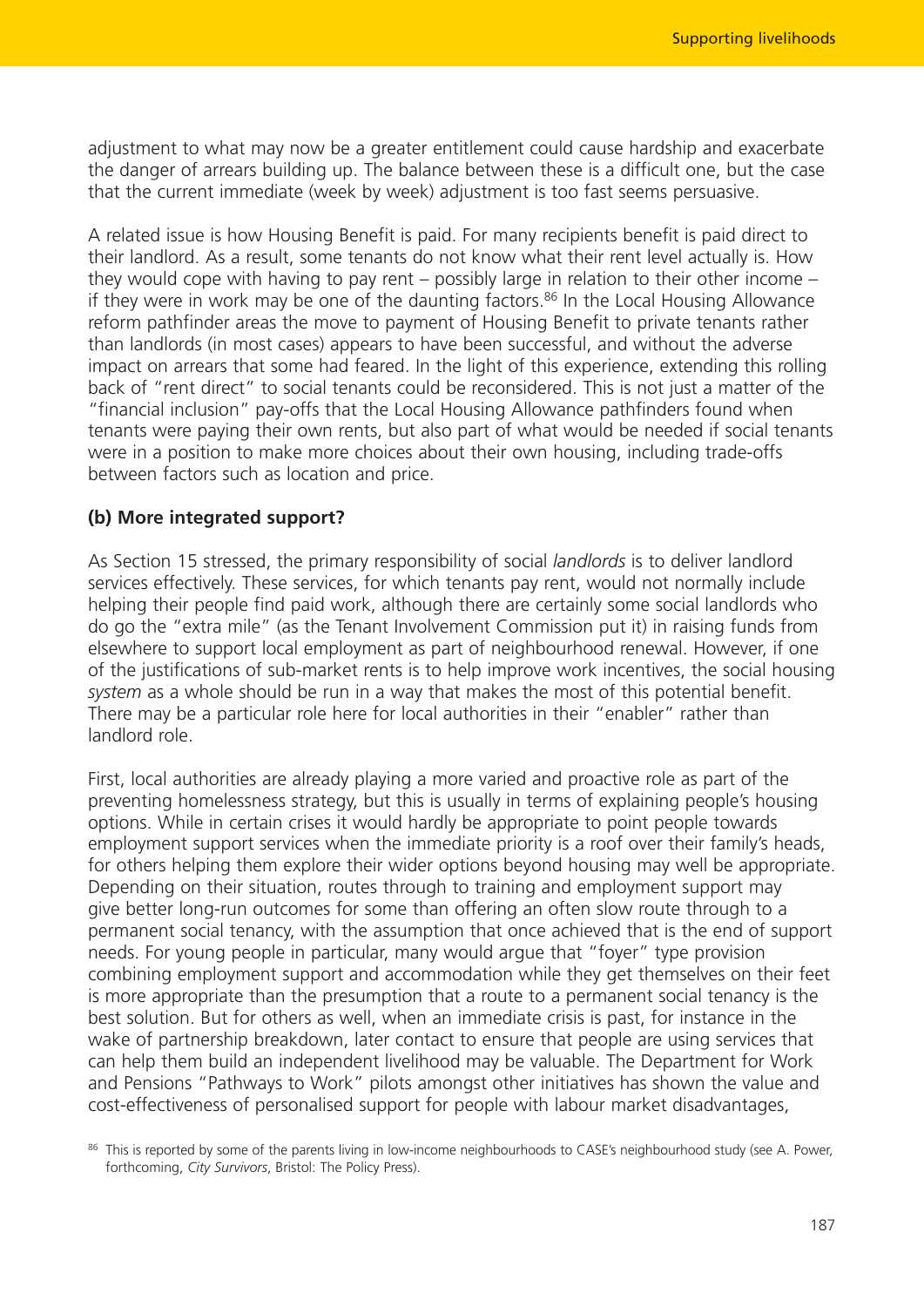adjustment to what may now be a greater entitlement could cause hardship and exacerbate the danger of arrears building up. The balance between these is a difficult one, but the case that the current immediate (week by week) adjustment is too fast seems persuasive.

A related issue is how Housing Benefit is paid. For many recipients benefit is paid direct to their landlord. As a result, some tenants do not know what their rent level actually is. How they would cope with having to pay rent – possibly large in relation to their other income – if they were in work may be one of the daunting factors.[86] In the Local Housing Allowance reform pathfinder areas the move to payment of Housing Benefit to private tenants rather than landlords (in most cases) appears to have been successful, and without the adverse impact on arrears that some had feared. In the light of this experience, extending this rolling back of "rent direct" to social tenants could be reconsidered. This is not just a matter of the "financial inclusion" pay-offs that the Local Housing Allowance pathfinders found when tenants were paying their own rents, but also part of what would be needed if social tenants were in a position to make more choices about their own housing, including trade-offs between factors such as location and price.

### (b) More integrated support?

As Section 15 stressed, the primary responsibility of social *landlords* is to deliver landlord services effectively. These services, for which tenants pay rent, would not normally include helping their people find paid work, although there are certainly some social landlords who do go the "extra mile" (as the Tenant Involvement Commission put it) in raising funds from elsewhere to support local employment as part of neighbourhood renewal. However, if one of the justifications of sub-market rents is to help improve work incentives, the social housing *system* as a whole should be run in a way that makes the most of this potential benefit. There may be a particular role here for local authorities in their "enabler" rather than landlord role.

First, local authorities are already playing a more varied and proactive role as part of the preventing homelessness strategy, but this is usually in terms of explaining people's housing options. While in certain crises it would hardly be appropriate to point people towards employment support services when the immediate priority is a roof over their family's heads, for others helping them explore their wider options beyond housing may well be appropriate. Depending on their situation, routes through to training and employment support may give better long-run outcomes for some than offering an often slow route through to a permanent social tenancy, with the assumption that once achieved that is the end of support needs. For young people in particular, many would argue that "foyer" type provision combining employment support and accommodation while they get themselves on their feet is more appropriate than the presumption that a route to a permanent social tenancy is the best solution. But for others as well, when an immediate crisis is past, for instance in the wake of partnership breakdown, later contact to ensure that people are using services that can help them build an independent livelihood may be valuable. The Department for Work and Pensions "Pathways to Work" pilots amongst other initiatives has shown the value and cost-effectiveness of personalised support for people with labour market disadvantages,

[86] This is reported by some of the parents living in low-income neighbourhoods to CASE's neighbourhood study (see A. Power, forthcoming, *City Survivors*, Bristol: The Policy Press).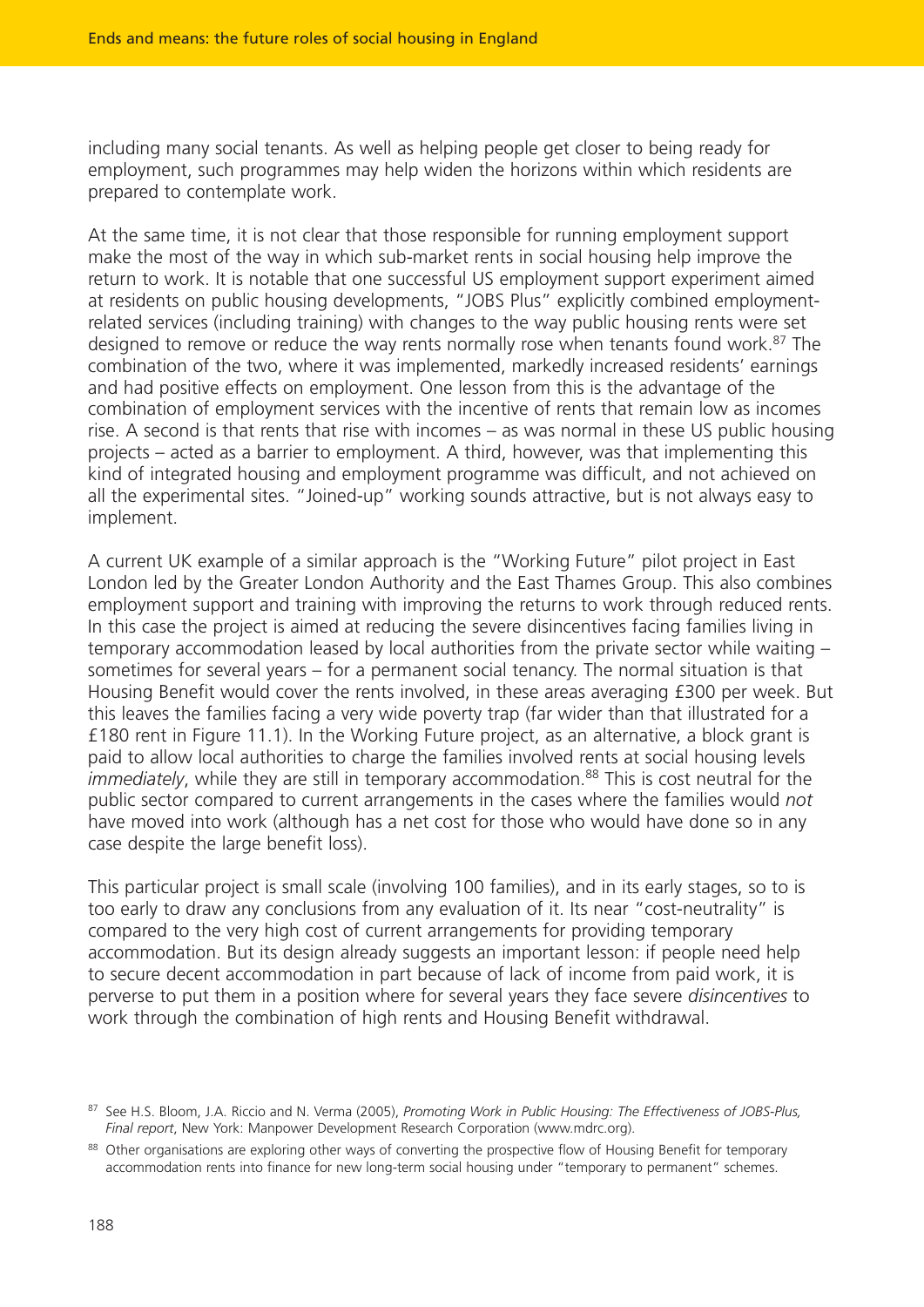including many social tenants. As well as helping people get closer to being ready for employment, such programmes may help widen the horizons within which residents are prepared to contemplate work.

At the same time, it is not clear that those responsible for running employment support make the most of the way in which sub-market rents in social housing help improve the return to work. It is notable that one successful US employment support experiment aimed at residents on public housing developments, "JOBS Plus" explicitly combined employment-related services (including training) with changes to the way public housing rents were set designed to remove or reduce the way rents normally rose when tenants found work.[87] The combination of the two, where it was implemented, markedly increased residents' earnings and had positive effects on employment. One lesson from this is the advantage of the combination of employment services with the incentive of rents that remain low as incomes rise. A second is that rents that rise with incomes – as was normal in these US public housing projects – acted as a barrier to employment. A third, however, was that implementing this kind of integrated housing and employment programme was difficult, and not achieved on all the experimental sites. "Joined-up" working sounds attractive, but is not always easy to implement.

A current UK example of a similar approach is the "Working Future" pilot project in East London led by the Greater London Authority and the East Thames Group. This also combines employment support and training with improving the returns to work through reduced rents. In this case the project is aimed at reducing the severe disincentives facing families living in temporary accommodation leased by local authorities from the private sector while waiting – sometimes for several years – for a permanent social tenancy. The normal situation is that Housing Benefit would cover the rents involved, in these areas averaging £300 per week. But this leaves the families facing a very wide poverty trap (far wider than that illustrated for a £180 rent in Figure 11.1). In the Working Future project, as an alternative, a block grant is paid to allow local authorities to charge the families involved rents at social housing levels *immediately*, while they are still in temporary accommodation.[88] This is cost neutral for the public sector compared to current arrangements in the cases where the families would *not* have moved into work (although has a net cost for those who would have done so in any case despite the large benefit loss).

This particular project is small scale (involving 100 families), and in its early stages, so to is too early to draw any conclusions from any evaluation of it. Its near "cost-neutrality" is compared to the very high cost of current arrangements for providing temporary accommodation. But its design already suggests an important lesson: if people need help to secure decent accommodation in part because of lack of income from paid work, it is perverse to put them in a position where for several years they face severe *disincentives* to work through the combination of high rents and Housing Benefit withdrawal.

[87] See H.S. Bloom, J.A. Riccio and N. Verma (2005), *Promoting Work in Public Housing: The Effectiveness of JOBS-Plus, Final report*, New York: Manpower Development Research Corporation (www.mdrc.org).

[88] Other organisations are exploring other ways of converting the prospective flow of Housing Benefit for temporary accommodation rents into finance for new long-term social housing under "temporary to permanent" schemes.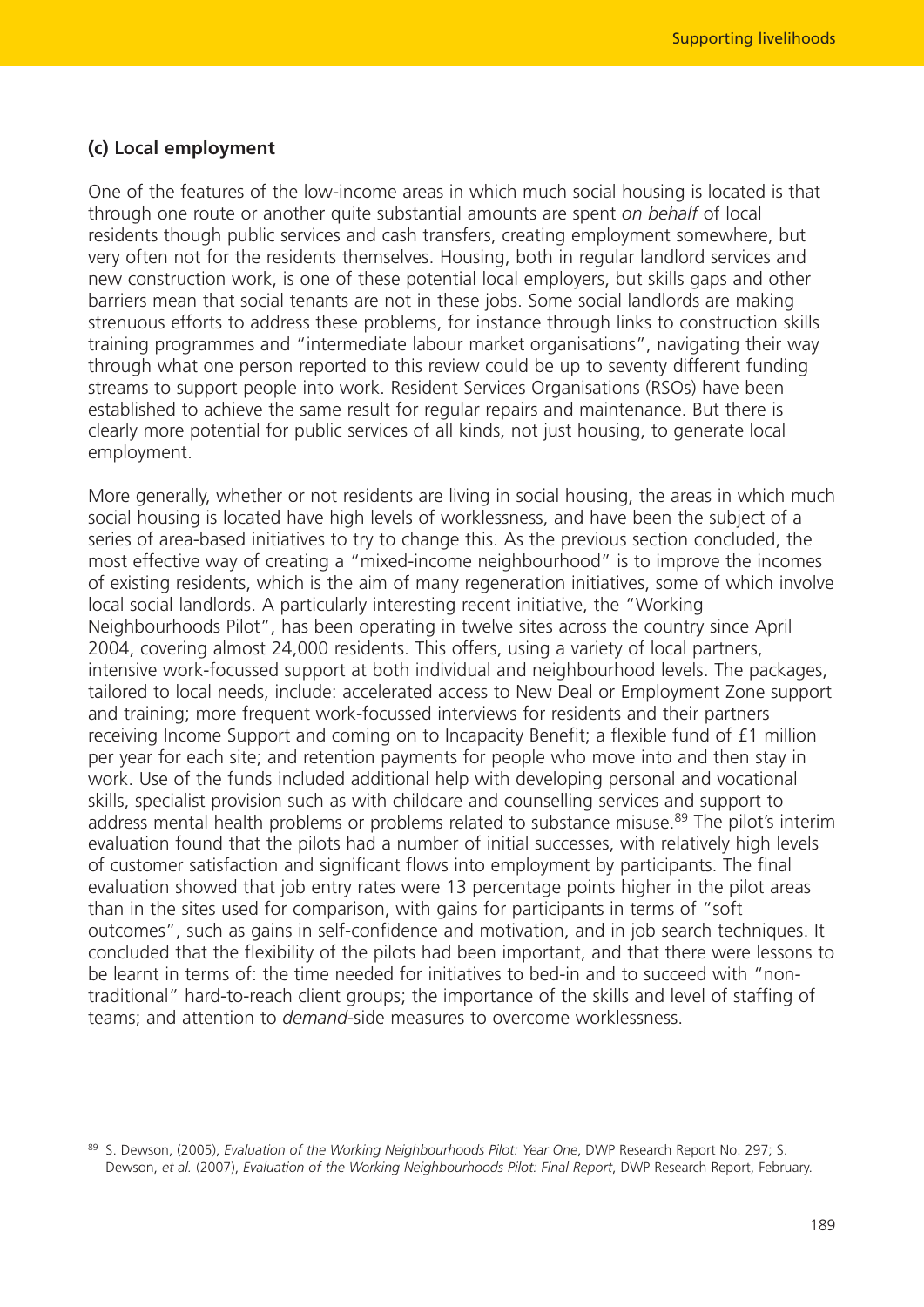### (c) Local employment

One of the features of the low-income areas in which much social housing is located is that through one route or another quite substantial amounts are spent *on behalf* of local residents though public services and cash transfers, creating employment somewhere, but very often not for the residents themselves. Housing, both in regular landlord services and new construction work, is one of these potential local employers, but skills gaps and other barriers mean that social tenants are not in these jobs. Some social landlords are making strenuous efforts to address these problems, for instance through links to construction skills training programmes and "intermediate labour market organisations", navigating their way through what one person reported to this review could be up to seventy different funding streams to support people into work. Resident Services Organisations (RSOs) have been established to achieve the same result for regular repairs and maintenance. But there is clearly more potential for public services of all kinds, not just housing, to generate local employment.

More generally, whether or not residents are living in social housing, the areas in which much social housing is located have high levels of worklessness, and have been the subject of a series of area-based initiatives to try to change this. As the previous section concluded, the most effective way of creating a "mixed-income neighbourhood" is to improve the incomes of existing residents, which is the aim of many regeneration initiatives, some of which involve local social landlords. A particularly interesting recent initiative, the "Working Neighbourhoods Pilot", has been operating in twelve sites across the country since April 2004, covering almost 24,000 residents. This offers, using a variety of local partners, intensive work-focussed support at both individual and neighbourhood levels. The packages, tailored to local needs, include: accelerated access to New Deal or Employment Zone support and training; more frequent work-focussed interviews for residents and their partners receiving Income Support and coming on to Incapacity Benefit; a flexible fund of £1 million per year for each site; and retention payments for people who move into and then stay in work. Use of the funds included additional help with developing personal and vocational skills, specialist provision such as with childcare and counselling services and support to address mental health problems or problems related to substance misuse.[89] The pilot's interim evaluation found that the pilots had a number of initial successes, with relatively high levels of customer satisfaction and significant flows into employment by participants. The final evaluation showed that job entry rates were 13 percentage points higher in the pilot areas than in the sites used for comparison, with gains for participants in terms of "soft outcomes", such as gains in self-confidence and motivation, and in job search techniques. It concluded that the flexibility of the pilots had been important, and that there were lessons to be learnt in terms of: the time needed for initiatives to bed-in and to succeed with "non-traditional" hard-to-reach client groups; the importance of the skills and level of staffing of teams; and attention to *demand*-side measures to overcome worklessness.

[89] S. Dewson, (2005), *Evaluation of the Working Neighbourhoods Pilot: Year One*, DWP Research Report No. 297; S. Dewson, *et al.* (2007), *Evaluation of the Working Neighbourhoods Pilot: Final Report*, DWP Research Report, February.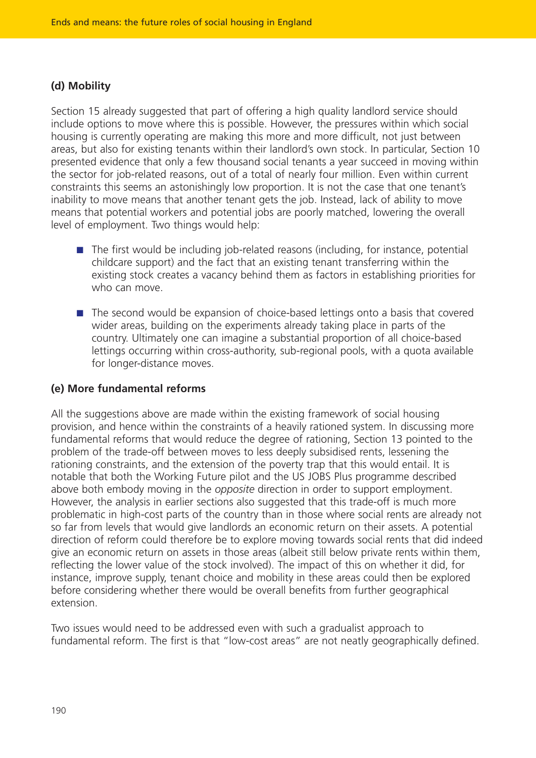### (d) Mobility

Section 15 already suggested that part of offering a high quality landlord service should include options to move where this is possible. However, the pressures within which social housing is currently operating are making this more and more difficult, not just between areas, but also for existing tenants within their landlord's own stock. In particular, Section 10 presented evidence that only a few thousand social tenants a year succeed in moving within the sector for job-related reasons, out of a total of nearly four million. Even within current constraints this seems an astonishingly low proportion. It is not the case that one tenant's inability to move means that another tenant gets the job. Instead, lack of ability to move means that potential workers and potential jobs are poorly matched, lowering the overall level of employment. Two things would help:

- The first would be including job-related reasons (including, for instance, potential childcare support) and the fact that an existing tenant transferring within the existing stock creates a vacancy behind them as factors in establishing priorities for who can move.
- The second would be expansion of choice-based lettings onto a basis that covered wider areas, building on the experiments already taking place in parts of the country. Ultimately one can imagine a substantial proportion of all choice-based lettings occurring within cross-authority, sub-regional pools, with a quota available for longer-distance moves.

### (e) More fundamental reforms

All the suggestions above are made within the existing framework of social housing provision, and hence within the constraints of a heavily rationed system. In discussing more fundamental reforms that would reduce the degree of rationing, Section 13 pointed to the problem of the trade-off between moves to less deeply subsidised rents, lessening the rationing constraints, and the extension of the poverty trap that this would entail. It is notable that both the Working Future pilot and the US JOBS Plus programme described above both embody moving in the *opposite* direction in order to support employment. However, the analysis in earlier sections also suggested that this trade-off is much more problematic in high-cost parts of the country than in those where social rents are already not so far from levels that would give landlords an economic return on their assets. A potential direction of reform could therefore be to explore moving towards social rents that did indeed give an economic return on assets in those areas (albeit still below private rents within them, reflecting the lower value of the stock involved). The impact of this on whether it did, for instance, improve supply, tenant choice and mobility in these areas could then be explored before considering whether there would be overall benefits from further geographical extension.

Two issues would need to be addressed even with such a gradualist approach to fundamental reform. The first is that "low-cost areas" are not neatly geographically defined.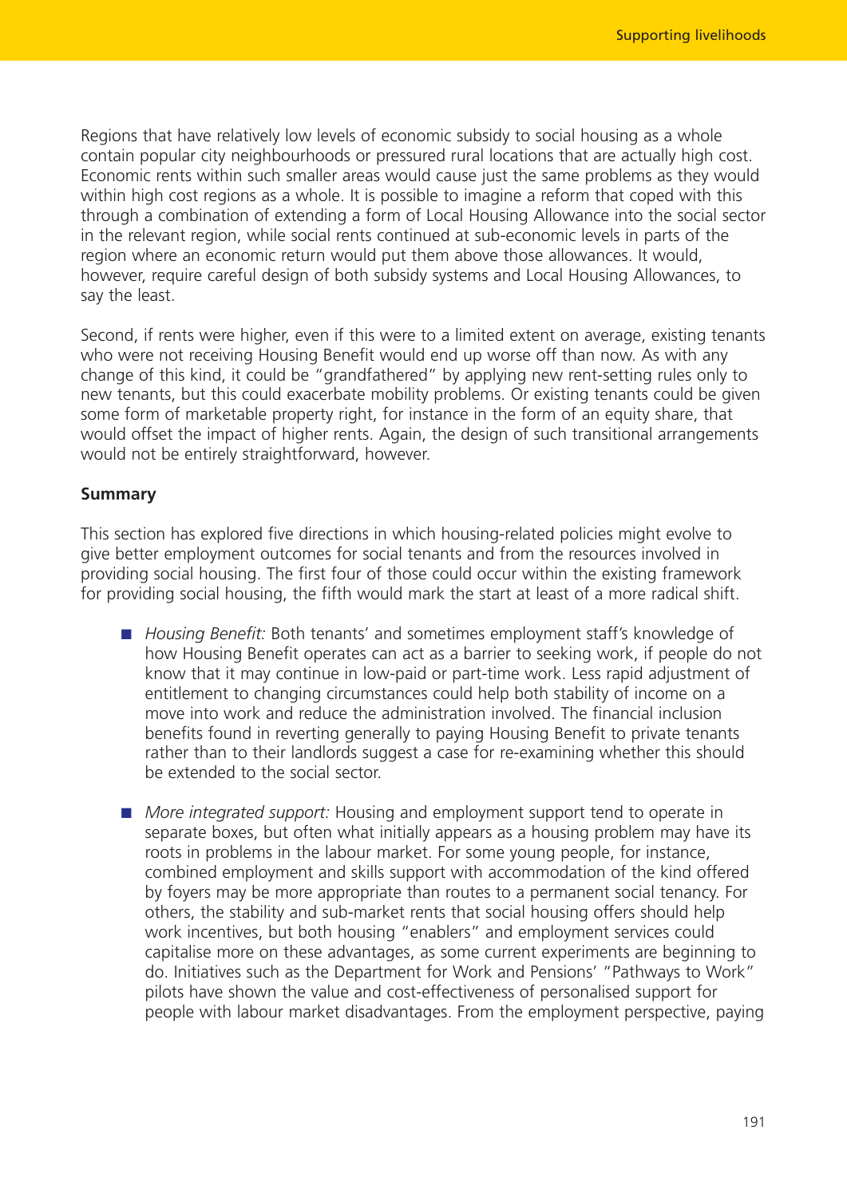Regions that have relatively low levels of economic subsidy to social housing as a whole contain popular city neighbourhoods or pressured rural locations that are actually high cost. Economic rents within such smaller areas would cause just the same problems as they would within high cost regions as a whole. It is possible to imagine a reform that coped with this through a combination of extending a form of Local Housing Allowance into the social sector in the relevant region, while social rents continued at sub-economic levels in parts of the region where an economic return would put them above those allowances. It would, however, require careful design of both subsidy systems and Local Housing Allowances, to say the least.

Second, if rents were higher, even if this were to a limited extent on average, existing tenants who were not receiving Housing Benefit would end up worse off than now. As with any change of this kind, it could be "grandfathered" by applying new rent-setting rules only to new tenants, but this could exacerbate mobility problems. Or existing tenants could be given some form of marketable property right, for instance in the form of an equity share, that would offset the impact of higher rents. Again, the design of such transitional arrangements would not be entirely straightforward, however.

**Summary**

This section has explored five directions in which housing-related policies might evolve to give better employment outcomes for social tenants and from the resources involved in providing social housing. The first four of those could occur within the existing framework for providing social housing, the fifth would mark the start at least of a more radical shift.

- *Housing Benefit:* Both tenants' and sometimes employment staff's knowledge of how Housing Benefit operates can act as a barrier to seeking work, if people do not know that it may continue in low-paid or part-time work. Less rapid adjustment of entitlement to changing circumstances could help both stability of income on a move into work and reduce the administration involved. The financial inclusion benefits found in reverting generally to paying Housing Benefit to private tenants rather than to their landlords suggest a case for re-examining whether this should be extended to the social sector.

- *More integrated support:* Housing and employment support tend to operate in separate boxes, but often what initially appears as a housing problem may have its roots in problems in the labour market. For some young people, for instance, combined employment and skills support with accommodation of the kind offered by foyers may be more appropriate than routes to a permanent social tenancy. For others, the stability and sub-market rents that social housing offers should help work incentives, but both housing "enablers" and employment services could capitalise more on these advantages, as some current experiments are beginning to do. Initiatives such as the Department for Work and Pensions' "Pathways to Work" pilots have shown the value and cost-effectiveness of personalised support for people with labour market disadvantages. From the employment perspective, paying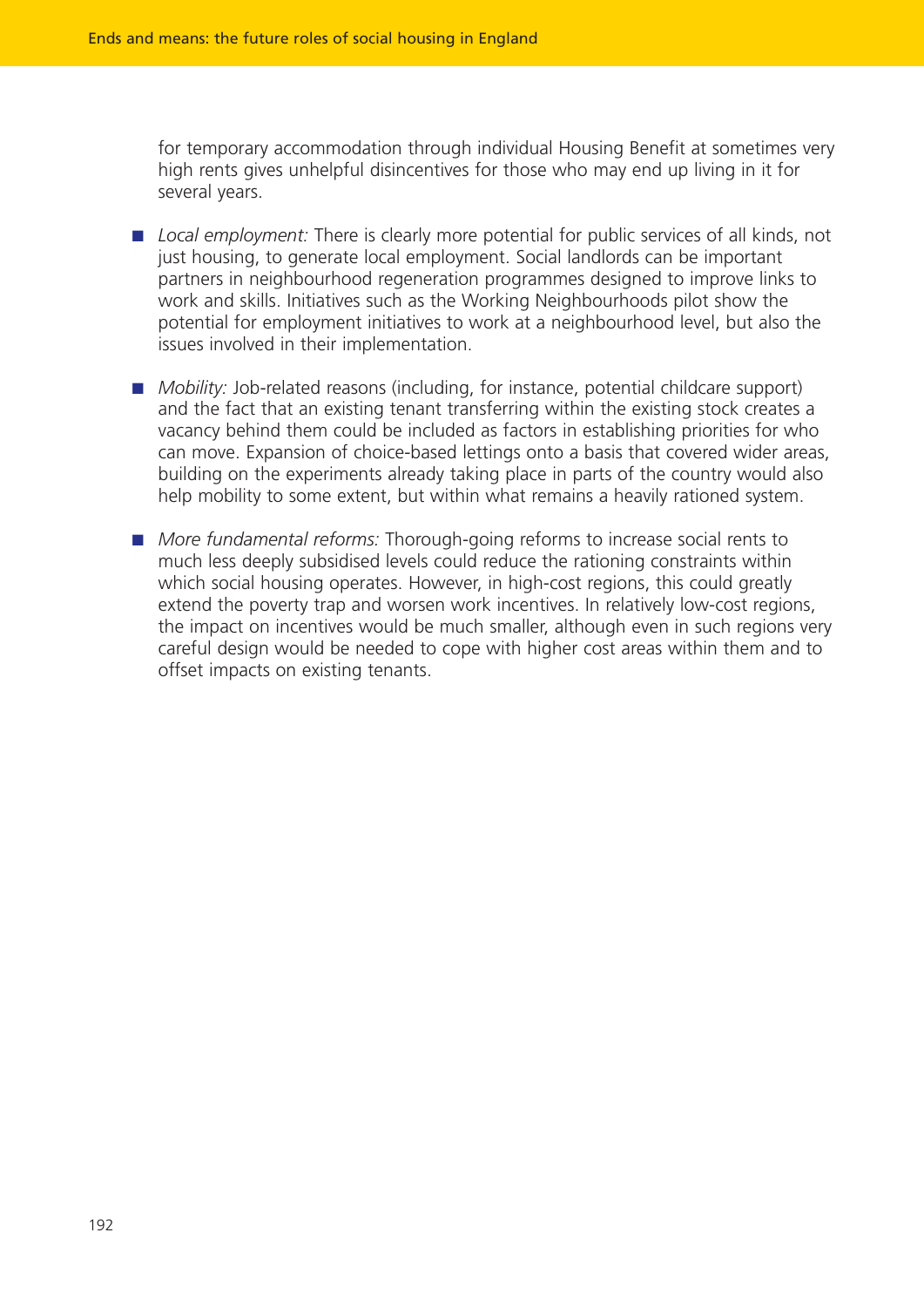for temporary accommodation through individual Housing Benefit at sometimes very high rents gives unhelpful disincentives for those who may end up living in it for several years.

- *Local employment:* There is clearly more potential for public services of all kinds, not just housing, to generate local employment. Social landlords can be important partners in neighbourhood regeneration programmes designed to improve links to work and skills. Initiatives such as the Working Neighbourhoods pilot show the potential for employment initiatives to work at a neighbourhood level, but also the issues involved in their implementation.

- *Mobility:* Job-related reasons (including, for instance, potential childcare support) and the fact that an existing tenant transferring within the existing stock creates a vacancy behind them could be included as factors in establishing priorities for who can move. Expansion of choice-based lettings onto a basis that covered wider areas, building on the experiments already taking place in parts of the country would also help mobility to some extent, but within what remains a heavily rationed system.

- *More fundamental reforms:* Thorough-going reforms to increase social rents to much less deeply subsidised levels could reduce the rationing constraints within which social housing operates. However, in high-cost regions, this could greatly extend the poverty trap and worsen work incentives. In relatively low-cost regions, the impact on incentives would be much smaller, although even in such regions very careful design would be needed to cope with higher cost areas within them and to offset impacts on existing tenants.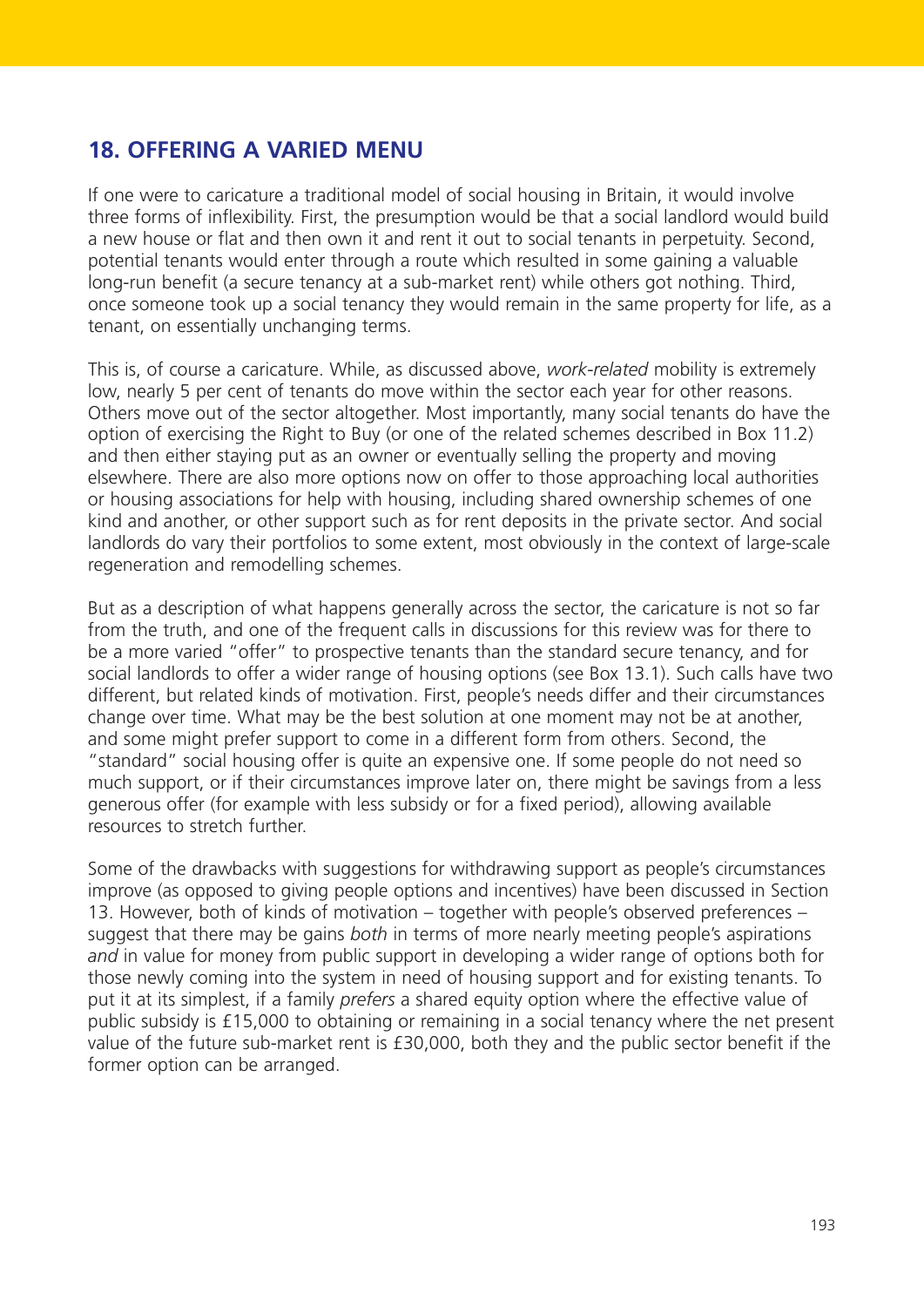## 18. OFFERING A VARIED MENU

If one were to caricature a traditional model of social housing in Britain, it would involve three forms of inflexibility. First, the presumption would be that a social landlord would build a new house or flat and then own it and rent it out to social tenants in perpetuity. Second, potential tenants would enter through a route which resulted in some gaining a valuable long-run benefit (a secure tenancy at a sub-market rent) while others got nothing. Third, once someone took up a social tenancy they would remain in the same property for life, as a tenant, on essentially unchanging terms.

This is, of course a caricature. While, as discussed above, *work-related* mobility is extremely low, nearly 5 per cent of tenants do move within the sector each year for other reasons. Others move out of the sector altogether. Most importantly, many social tenants do have the option of exercising the Right to Buy (or one of the related schemes described in Box 11.2) and then either staying put as an owner or eventually selling the property and moving elsewhere. There are also more options now on offer to those approaching local authorities or housing associations for help with housing, including shared ownership schemes of one kind and another, or other support such as for rent deposits in the private sector. And social landlords do vary their portfolios to some extent, most obviously in the context of large-scale regeneration and remodelling schemes.

But as a description of what happens generally across the sector, the caricature is not so far from the truth, and one of the frequent calls in discussions for this review was for there to be a more varied "offer" to prospective tenants than the standard secure tenancy, and for social landlords to offer a wider range of housing options (see Box 13.1). Such calls have two different, but related kinds of motivation. First, people's needs differ and their circumstances change over time. What may be the best solution at one moment may not be at another, and some might prefer support to come in a different form from others. Second, the "standard" social housing offer is quite an expensive one. If some people do not need so much support, or if their circumstances improve later on, there might be savings from a less generous offer (for example with less subsidy or for a fixed period), allowing available resources to stretch further.

Some of the drawbacks with suggestions for withdrawing support as people's circumstances improve (as opposed to giving people options and incentives) have been discussed in Section 13. However, both of kinds of motivation – together with people's observed preferences – suggest that there may be gains *both* in terms of more nearly meeting people's aspirations *and* in value for money from public support in developing a wider range of options both for those newly coming into the system in need of housing support and for existing tenants. To put it at its simplest, if a family *prefers* a shared equity option where the effective value of public subsidy is £15,000 to obtaining or remaining in a social tenancy where the net present value of the future sub-market rent is £30,000, both they and the public sector benefit if the former option can be arranged.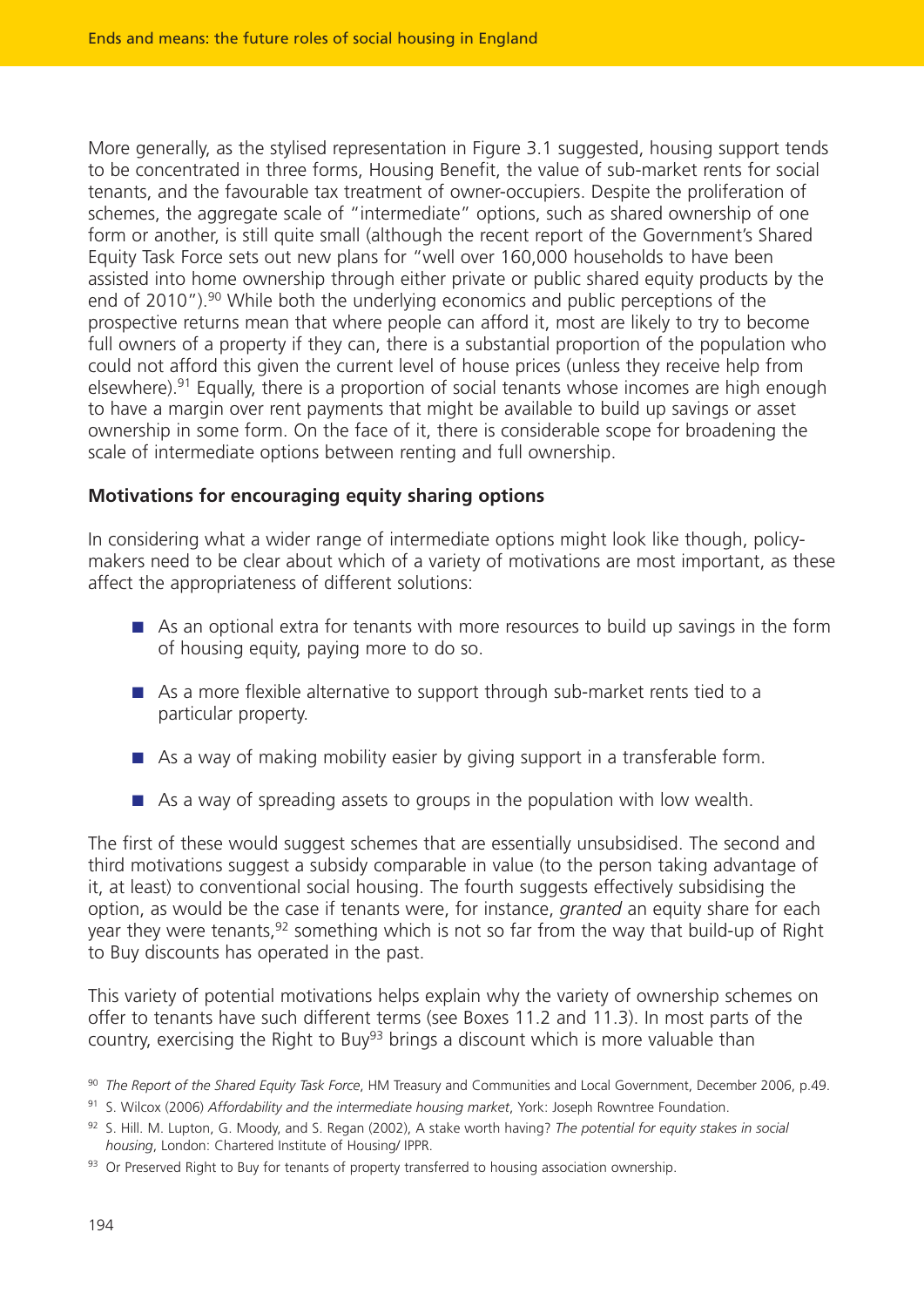More generally, as the stylised representation in Figure 3.1 suggested, housing support tends to be concentrated in three forms, Housing Benefit, the value of sub-market rents for social tenants, and the favourable tax treatment of owner-occupiers. Despite the proliferation of schemes, the aggregate scale of "intermediate" options, such as shared ownership of one form or another, is still quite small (although the recent report of the Government's Shared Equity Task Force sets out new plans for "well over 160,000 households to have been assisted into home ownership through either private or public shared equity products by the end of 2010").[90] While both the underlying economics and public perceptions of the prospective returns mean that where people can afford it, most are likely to try to become full owners of a property if they can, there is a substantial proportion of the population who could not afford this given the current level of house prices (unless they receive help from elsewhere).[91] Equally, there is a proportion of social tenants whose incomes are high enough to have a margin over rent payments that might be available to build up savings or asset ownership in some form. On the face of it, there is considerable scope for broadening the scale of intermediate options between renting and full ownership.

**Motivations for encouraging equity sharing options**

In considering what a wider range of intermediate options might look like though, policy-makers need to be clear about which of a variety of motivations are most important, as these affect the appropriateness of different solutions:

- As an optional extra for tenants with more resources to build up savings in the form of housing equity, paying more to do so.
- As a more flexible alternative to support through sub-market rents tied to a particular property.
- As a way of making mobility easier by giving support in a transferable form.
- As a way of spreading assets to groups in the population with low wealth.

The first of these would suggest schemes that are essentially unsubsidised. The second and third motivations suggest a subsidy comparable in value (to the person taking advantage of it, at least) to conventional social housing. The fourth suggests effectively subsidising the option, as would be the case if tenants were, for instance, *granted* an equity share for each year they were tenants,[92] something which is not so far from the way that build-up of Right to Buy discounts has operated in the past.

This variety of potential motivations helps explain why the variety of ownership schemes on offer to tenants have such different terms (see Boxes 11.2 and 11.3). In most parts of the country, exercising the Right to Buy[93] brings a discount which is more valuable than

[90] *The Report of the Shared Equity Task Force*, HM Treasury and Communities and Local Government, December 2006, p.49.

[91] S. Wilcox (2006) *Affordability and the intermediate housing market*, York: Joseph Rowntree Foundation.

[92] S. Hill. M. Lupton, G. Moody, and S. Regan (2002), A stake worth having? *The potential for equity stakes in social housing*, London: Chartered Institute of Housing/ IPPR.

[93] Or Preserved Right to Buy for tenants of property transferred to housing association ownership.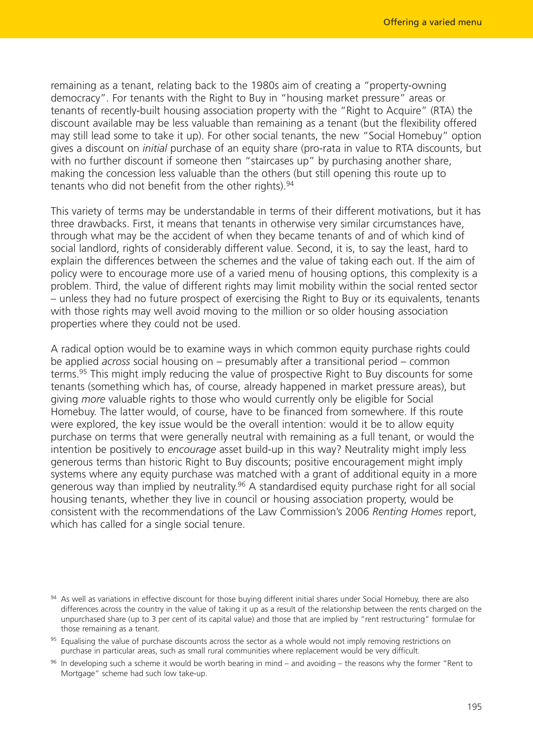remaining as a tenant, relating back to the 1980s aim of creating a "property-owning democracy". For tenants with the Right to Buy in "housing market pressure" areas or tenants of recently-built housing association property with the "Right to Acquire" (RTA) the discount available may be less valuable than remaining as a tenant (but the flexibility offered may still lead some to take it up). For other social tenants, the new "Social Homebuy" option gives a discount on *initial* purchase of an equity share (pro-rata in value to RTA discounts, but with no further discount if someone then "staircases up" by purchasing another share, making the concession less valuable than the others (but still opening this route up to tenants who did not benefit from the other rights).[94]

This variety of terms may be understandable in terms of their different motivations, but it has three drawbacks. First, it means that tenants in otherwise very similar circumstances have, through what may be the accident of when they became tenants of and of which kind of social landlord, rights of considerably different value. Second, it is, to say the least, hard to explain the differences between the schemes and the value of taking each out. If the aim of policy were to encourage more use of a varied menu of housing options, this complexity is a problem. Third, the value of different rights may limit mobility within the social rented sector – unless they had no future prospect of exercising the Right to Buy or its equivalents, tenants with those rights may well avoid moving to the million or so older housing association properties where they could not be used.

A radical option would be to examine ways in which common equity purchase rights could be applied *across* social housing on – presumably after a transitional period – common terms.[95] This might imply reducing the value of prospective Right to Buy discounts for some tenants (something which has, of course, already happened in market pressure areas), but giving *more* valuable rights to those who would currently only be eligible for Social Homebuy. The latter would, of course, have to be financed from somewhere. If this route were explored, the key issue would be the overall intention: would it be to allow equity purchase on terms that were generally neutral with remaining as a full tenant, or would the intention be positively to *encourage* asset build-up in this way? Neutrality might imply less generous terms than historic Right to Buy discounts; positive encouragement might imply systems where any equity purchase was matched with a grant of additional equity in a more generous way than implied by neutrality.[96] A standardised equity purchase right for all social housing tenants, whether they live in council or housing association property, would be consistent with the recommendations of the Law Commission's 2006 *Renting Homes* report, which has called for a single social tenure.

[94] As well as variations in effective discount for those buying different initial shares under Social Homebuy, there are also differences across the country in the value of taking it up as a result of the relationship between the rents charged on the unpurchased share (up to 3 per cent of its capital value) and those that are implied by "rent restructuring" formulae for those remaining as a tenant.

[95] Equalising the value of purchase discounts across the sector as a whole would not imply removing restrictions on purchase in particular areas, such as small rural communities where replacement would be very difficult.

[96] In developing such a scheme it would be worth bearing in mind – and avoiding – the reasons why the former "Rent to Mortgage" scheme had such low take-up.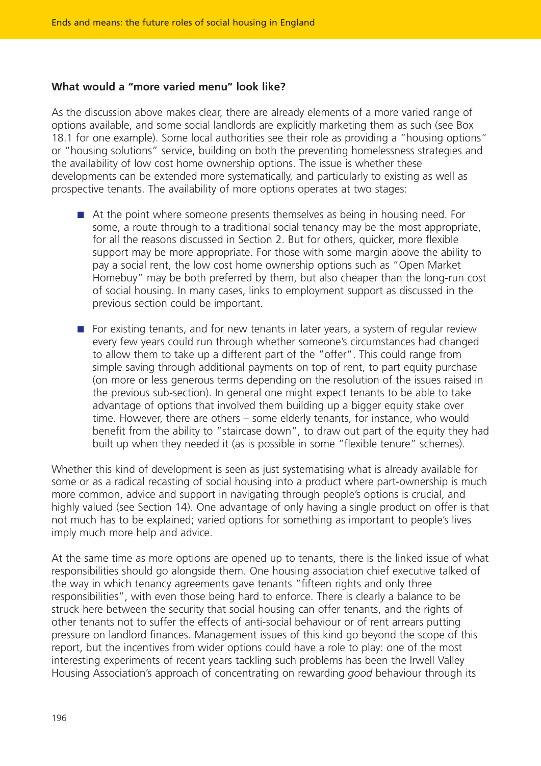**What would a "more varied menu" look like?**

As the discussion above makes clear, there are already elements of a more varied range of options available, and some social landlords are explicitly marketing them as such (see Box 18.1 for one example). Some local authorities see their role as providing a "housing options" or "housing solutions" service, building on both the preventing homelessness strategies and the availability of low cost home ownership options. The issue is whether these developments can be extended more systematically, and particularly to existing as well as prospective tenants. The availability of more options operates at two stages:

- At the point where someone presents themselves as being in housing need. For some, a route through to a traditional social tenancy may be the most appropriate, for all the reasons discussed in Section 2. But for others, quicker, more flexible support may be more appropriate. For those with some margin above the ability to pay a social rent, the low cost home ownership options such as "Open Market Homebuy" may be both preferred by them, but also cheaper than the long-run cost of social housing. In many cases, links to employment support as discussed in the previous section could be important.
- For existing tenants, and for new tenants in later years, a system of regular review every few years could run through whether someone's circumstances had changed to allow them to take up a different part of the "offer". This could range from simple saving through additional payments on top of rent, to part equity purchase (on more or less generous terms depending on the resolution of the issues raised in the previous sub-section). In general one might expect tenants to be able to take advantage of options that involved them building up a bigger equity stake over time. However, there are others – some elderly tenants, for instance, who would benefit from the ability to "staircase down", to draw out part of the equity they had built up when they needed it (as is possible in some "flexible tenure" schemes).

Whether this kind of development is seen as just systematising what is already available for some or as a radical recasting of social housing into a product where part-ownership is much more common, advice and support in navigating through people's options is crucial, and highly valued (see Section 14). One advantage of only having a single product on offer is that not much has to be explained; varied options for something as important to people's lives imply much more help and advice.

At the same time as more options are opened up to tenants, there is the linked issue of what responsibilities should go alongside them. One housing association chief executive talked of the way in which tenancy agreements gave tenants "fifteen rights and only three responsibilities", with even those being hard to enforce. There is clearly a balance to be struck here between the security that social housing can offer tenants, and the rights of other tenants not to suffer the effects of anti-social behaviour or of rent arrears putting pressure on landlord finances. Management issues of this kind go beyond the scope of this report, but the incentives from wider options could have a role to play: one of the most interesting experiments of recent years tackling such problems has been the Irwell Valley Housing Association's approach of concentrating on rewarding *good* behaviour through its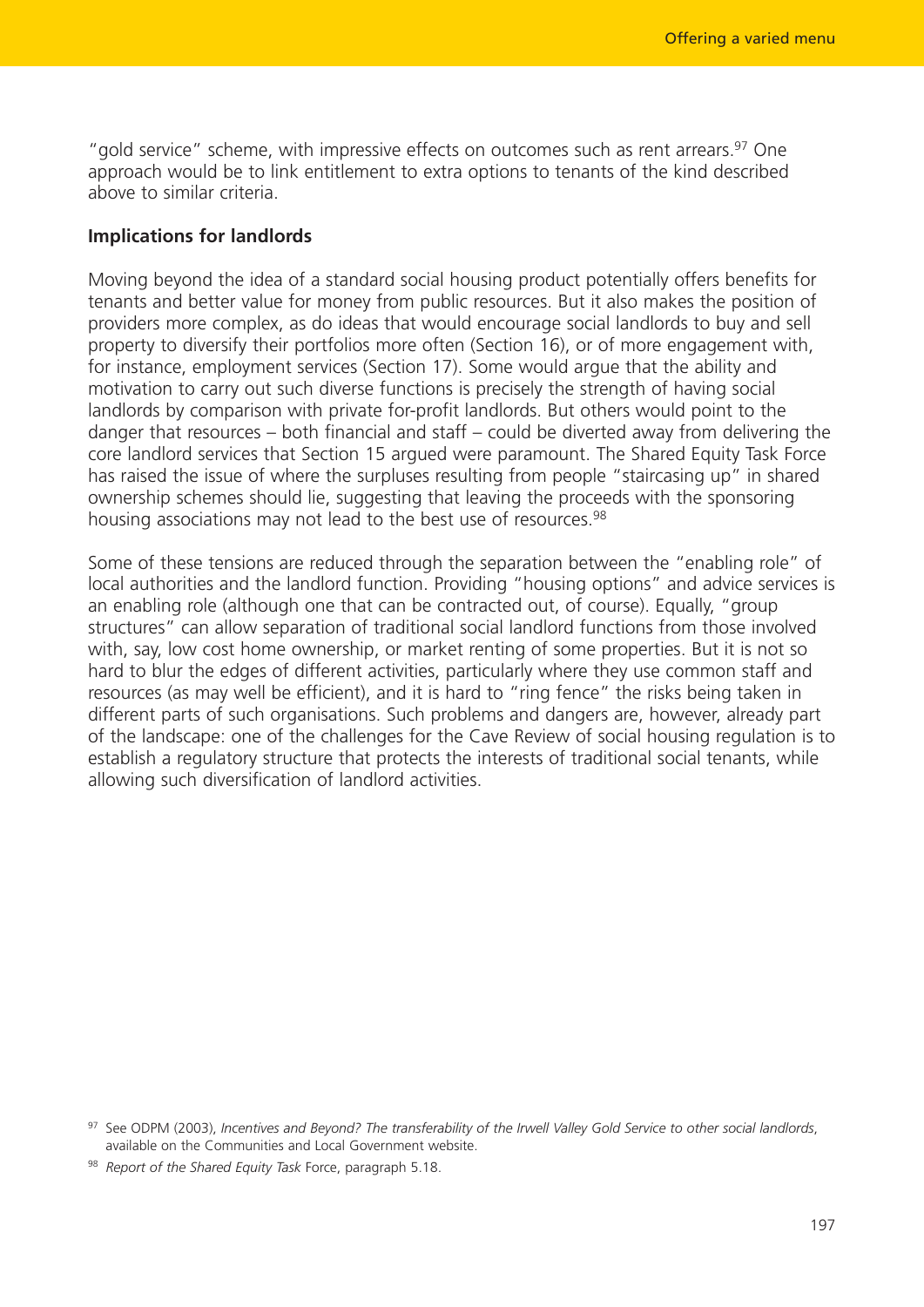"gold service" scheme, with impressive effects on outcomes such as rent arrears.[97] One approach would be to link entitlement to extra options to tenants of the kind described above to similar criteria.

**Implications for landlords**

Moving beyond the idea of a standard social housing product potentially offers benefits for tenants and better value for money from public resources. But it also makes the position of providers more complex, as do ideas that would encourage social landlords to buy and sell property to diversify their portfolios more often (Section 16), or of more engagement with, for instance, employment services (Section 17). Some would argue that the ability and motivation to carry out such diverse functions is precisely the strength of having social landlords by comparison with private for-profit landlords. But others would point to the danger that resources – both financial and staff – could be diverted away from delivering the core landlord services that Section 15 argued were paramount. The Shared Equity Task Force has raised the issue of where the surpluses resulting from people "staircasing up" in shared ownership schemes should lie, suggesting that leaving the proceeds with the sponsoring housing associations may not lead to the best use of resources.[98]

Some of these tensions are reduced through the separation between the "enabling role" of local authorities and the landlord function. Providing "housing options" and advice services is an enabling role (although one that can be contracted out, of course). Equally, "group structures" can allow separation of traditional social landlord functions from those involved with, say, low cost home ownership, or market renting of some properties. But it is not so hard to blur the edges of different activities, particularly where they use common staff and resources (as may well be efficient), and it is hard to "ring fence" the risks being taken in different parts of such organisations. Such problems and dangers are, however, already part of the landscape: one of the challenges for the Cave Review of social housing regulation is to establish a regulatory structure that protects the interests of traditional social tenants, while allowing such diversification of landlord activities.

[97] See ODPM (2003), *Incentives and Beyond? The transferability of the Irwell Valley Gold Service to other social landlords*, available on the Communities and Local Government website.

[98] *Report of the Shared Equity Task* Force, paragraph 5.18.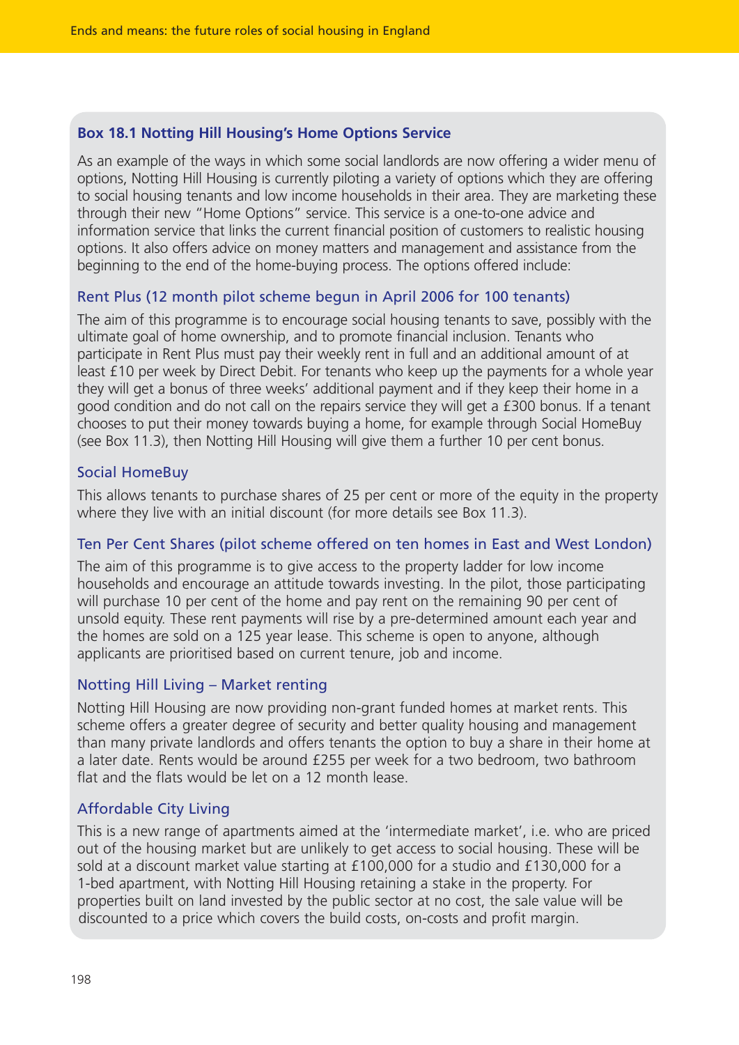### Box 18.1 Notting Hill Housing's Home Options Service

As an example of the ways in which some social landlords are now offering a wider menu of options, Notting Hill Housing is currently piloting a variety of options which they are offering to social housing tenants and low income households in their area. They are marketing these through their new "Home Options" service. This service is a one-to-one advice and information service that links the current financial position of customers to realistic housing options. It also offers advice on money matters and management and assistance from the beginning to the end of the home-buying process. The options offered include:

#### Rent Plus (12 month pilot scheme begun in April 2006 for 100 tenants)

The aim of this programme is to encourage social housing tenants to save, possibly with the ultimate goal of home ownership, and to promote financial inclusion. Tenants who participate in Rent Plus must pay their weekly rent in full and an additional amount of at least £10 per week by Direct Debit. For tenants who keep up the payments for a whole year they will get a bonus of three weeks' additional payment and if they keep their home in a good condition and do not call on the repairs service they will get a £300 bonus. If a tenant chooses to put their money towards buying a home, for example through Social HomeBuy (see Box 11.3), then Notting Hill Housing will give them a further 10 per cent bonus.

#### Social HomeBuy

This allows tenants to purchase shares of 25 per cent or more of the equity in the property where they live with an initial discount (for more details see Box 11.3).

#### Ten Per Cent Shares (pilot scheme offered on ten homes in East and West London)

The aim of this programme is to give access to the property ladder for low income households and encourage an attitude towards investing. In the pilot, those participating will purchase 10 per cent of the home and pay rent on the remaining 90 per cent of unsold equity. These rent payments will rise by a pre-determined amount each year and the homes are sold on a 125 year lease. This scheme is open to anyone, although applicants are prioritised based on current tenure, job and income.

#### Notting Hill Living – Market renting

Notting Hill Housing are now providing non-grant funded homes at market rents. This scheme offers a greater degree of security and better quality housing and management than many private landlords and offers tenants the option to buy a share in their home at a later date. Rents would be around £255 per week for a two bedroom, two bathroom flat and the flats would be let on a 12 month lease.

#### Affordable City Living

This is a new range of apartments aimed at the 'intermediate market', i.e. who are priced out of the housing market but are unlikely to get access to social housing. These will be sold at a discount market value starting at £100,000 for a studio and £130,000 for a 1-bed apartment, with Notting Hill Housing retaining a stake in the property. For properties built on land invested by the public sector at no cost, the sale value will be discounted to a price which covers the build costs, on-costs and profit margin.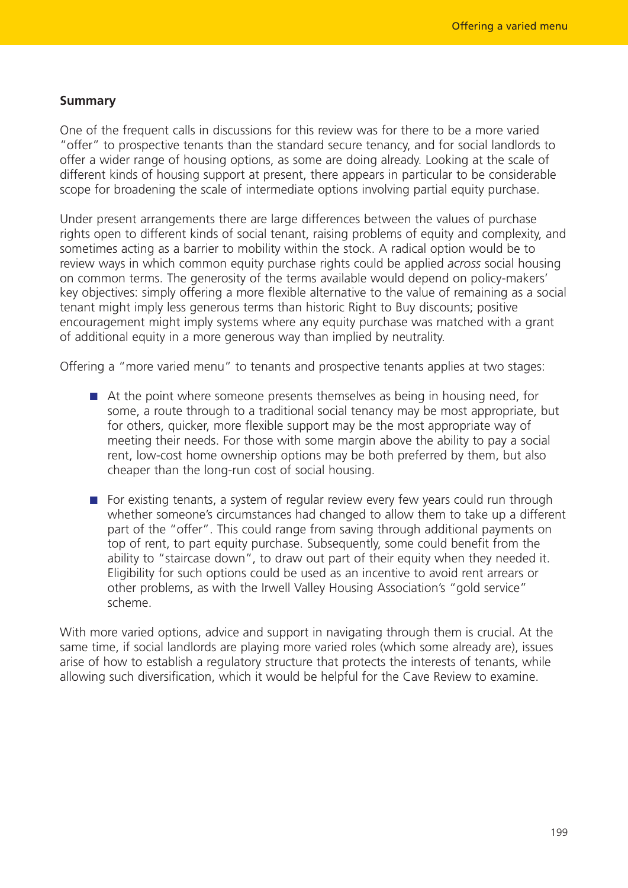**Summary**

One of the frequent calls in discussions for this review was for there to be a more varied "offer" to prospective tenants than the standard secure tenancy, and for social landlords to offer a wider range of housing options, as some are doing already. Looking at the scale of different kinds of housing support at present, there appears in particular to be considerable scope for broadening the scale of intermediate options involving partial equity purchase.

Under present arrangements there are large differences between the values of purchase rights open to different kinds of social tenant, raising problems of equity and complexity, and sometimes acting as a barrier to mobility within the stock. A radical option would be to review ways in which common equity purchase rights could be applied *across* social housing on common terms. The generosity of the terms available would depend on policy-makers' key objectives: simply offering a more flexible alternative to the value of remaining as a social tenant might imply less generous terms than historic Right to Buy discounts; positive encouragement might imply systems where any equity purchase was matched with a grant of additional equity in a more generous way than implied by neutrality.

Offering a "more varied menu" to tenants and prospective tenants applies at two stages:

- At the point where someone presents themselves as being in housing need, for some, a route through to a traditional social tenancy may be most appropriate, but for others, quicker, more flexible support may be the most appropriate way of meeting their needs. For those with some margin above the ability to pay a social rent, low-cost home ownership options may be both preferred by them, but also cheaper than the long-run cost of social housing.

- For existing tenants, a system of regular review every few years could run through whether someone's circumstances had changed to allow them to take up a different part of the "offer". This could range from saving through additional payments on top of rent, to part equity purchase. Subsequently, some could benefit from the ability to "staircase down", to draw out part of their equity when they needed it. Eligibility for such options could be used as an incentive to avoid rent arrears or other problems, as with the Irwell Valley Housing Association's "gold service" scheme.

With more varied options, advice and support in navigating through them is crucial. At the same time, if social landlords are playing more varied roles (which some already are), issues arise of how to establish a regulatory structure that protects the interests of tenants, while allowing such diversification, which it would be helpful for the Cave Review to examine.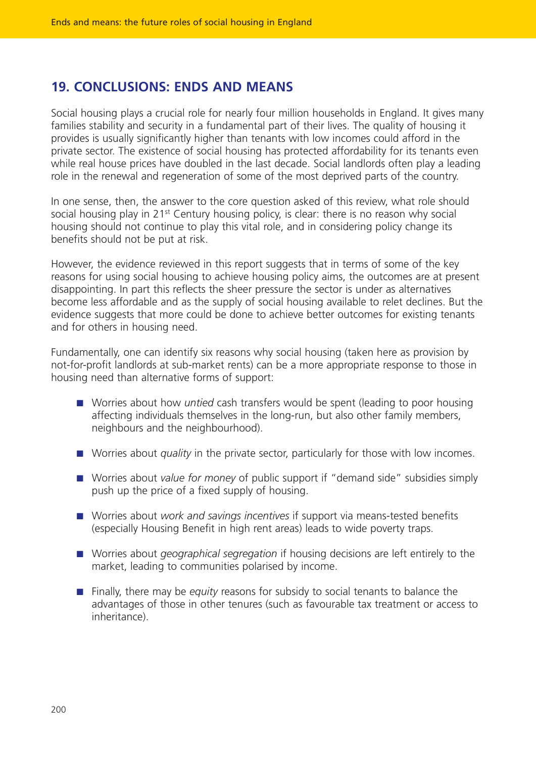## 19. CONCLUSIONS: ENDS AND MEANS

Social housing plays a crucial role for nearly four million households in England. It gives many families stability and security in a fundamental part of their lives. The quality of housing it provides is usually significantly higher than tenants with low incomes could afford in the private sector. The existence of social housing has protected affordability for its tenants even while real house prices have doubled in the last decade. Social landlords often play a leading role in the renewal and regeneration of some of the most deprived parts of the country.

In one sense, then, the answer to the core question asked of this review, what role should social housing play in 21st Century housing policy, is clear: there is no reason why social housing should not continue to play this vital role, and in considering policy change its benefits should not be put at risk.

However, the evidence reviewed in this report suggests that in terms of some of the key reasons for using social housing to achieve housing policy aims, the outcomes are at present disappointing. In part this reflects the sheer pressure the sector is under as alternatives become less affordable and as the supply of social housing available to relet declines. But the evidence suggests that more could be done to achieve better outcomes for existing tenants and for others in housing need.

Fundamentally, one can identify six reasons why social housing (taken here as provision by not-for-profit landlords at sub-market rents) can be a more appropriate response to those in housing need than alternative forms of support:

- Worries about how *untied* cash transfers would be spent (leading to poor housing affecting individuals themselves in the long-run, but also other family members, neighbours and the neighbourhood).
- Worries about *quality* in the private sector, particularly for those with low incomes.
- Worries about *value for money* of public support if "demand side" subsidies simply push up the price of a fixed supply of housing.
- Worries about *work and savings incentives* if support via means-tested benefits (especially Housing Benefit in high rent areas) leads to wide poverty traps.
- Worries about *geographical segregation* if housing decisions are left entirely to the market, leading to communities polarised by income.
- Finally, there may be *equity* reasons for subsidy to social tenants to balance the advantages of those in other tenures (such as favourable tax treatment or access to inheritance).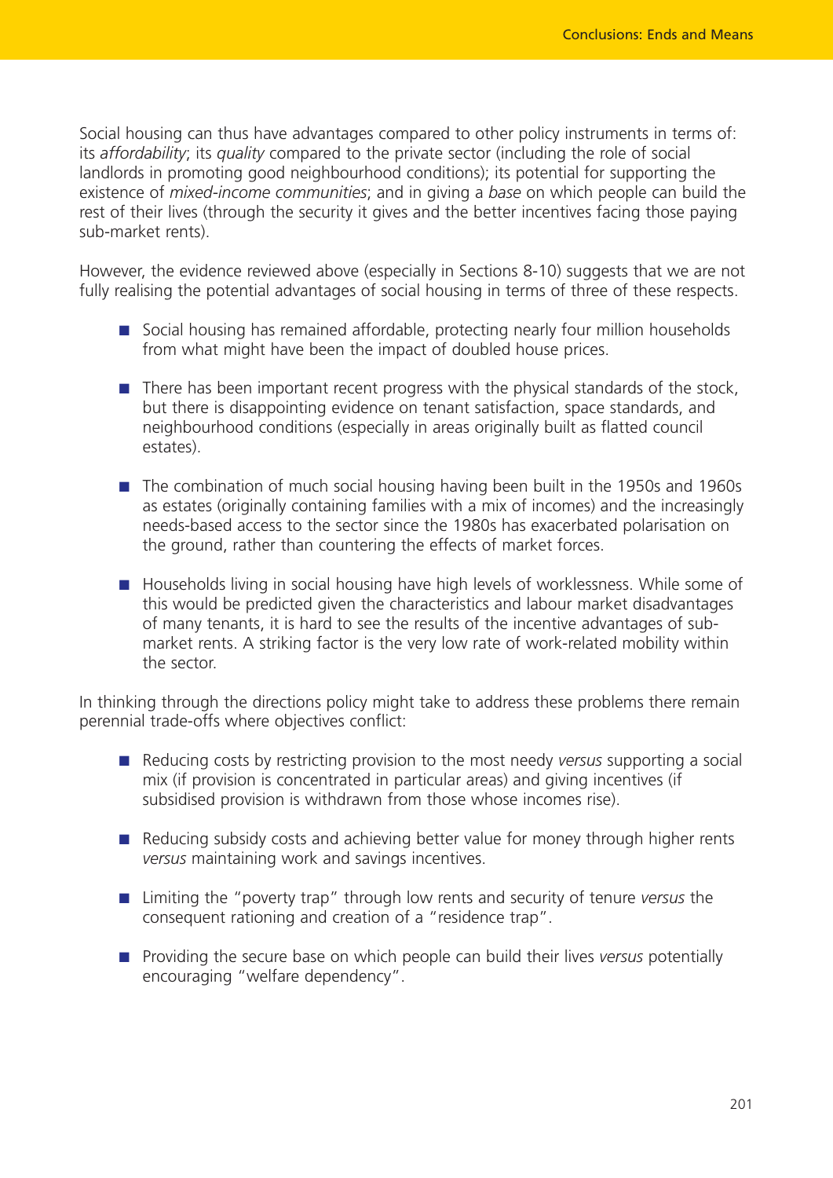Social housing can thus have advantages compared to other policy instruments in terms of: its *affordability*; its *quality* compared to the private sector (including the role of social landlords in promoting good neighbourhood conditions); its potential for supporting the existence of *mixed-income communities*; and in giving a *base* on which people can build the rest of their lives (through the security it gives and the better incentives facing those paying sub-market rents).

However, the evidence reviewed above (especially in Sections 8-10) suggests that we are not fully realising the potential advantages of social housing in terms of three of these respects.

- Social housing has remained affordable, protecting nearly four million households from what might have been the impact of doubled house prices.
- There has been important recent progress with the physical standards of the stock, but there is disappointing evidence on tenant satisfaction, space standards, and neighbourhood conditions (especially in areas originally built as flatted council estates).
- The combination of much social housing having been built in the 1950s and 1960s as estates (originally containing families with a mix of incomes) and the increasingly needs-based access to the sector since the 1980s has exacerbated polarisation on the ground, rather than countering the effects of market forces.
- Households living in social housing have high levels of worklessness. While some of this would be predicted given the characteristics and labour market disadvantages of many tenants, it is hard to see the results of the incentive advantages of sub-market rents. A striking factor is the very low rate of work-related mobility within the sector.

In thinking through the directions policy might take to address these problems there remain perennial trade-offs where objectives conflict:

- Reducing costs by restricting provision to the most needy *versus* supporting a social mix (if provision is concentrated in particular areas) and giving incentives (if subsidised provision is withdrawn from those whose incomes rise).
- Reducing subsidy costs and achieving better value for money through higher rents *versus* maintaining work and savings incentives.
- Limiting the "poverty trap" through low rents and security of tenure *versus* the consequent rationing and creation of a "residence trap".
- Providing the secure base on which people can build their lives *versus* potentially encouraging "welfare dependency".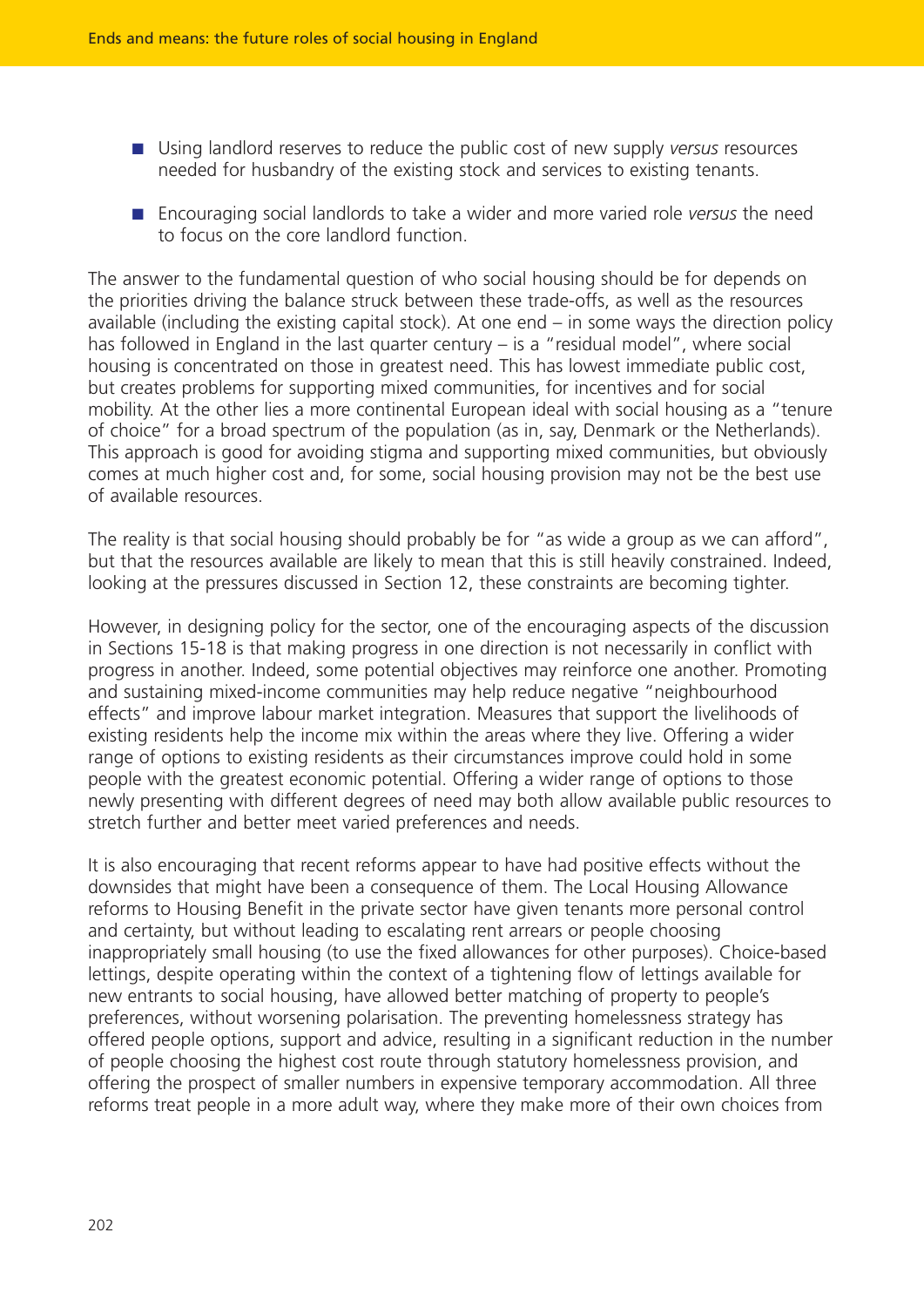- Using landlord reserves to reduce the public cost of new supply *versus* resources needed for husbandry of the existing stock and services to existing tenants.

- Encouraging social landlords to take a wider and more varied role *versus* the need to focus on the core landlord function.

The answer to the fundamental question of who social housing should be for depends on the priorities driving the balance struck between these trade-offs, as well as the resources available (including the existing capital stock). At one end – in some ways the direction policy has followed in England in the last quarter century – is a "residual model", where social housing is concentrated on those in greatest need. This has lowest immediate public cost, but creates problems for supporting mixed communities, for incentives and for social mobility. At the other lies a more continental European ideal with social housing as a "tenure of choice" for a broad spectrum of the population (as in, say, Denmark or the Netherlands). This approach is good for avoiding stigma and supporting mixed communities, but obviously comes at much higher cost and, for some, social housing provision may not be the best use of available resources.

The reality is that social housing should probably be for "as wide a group as we can afford", but that the resources available are likely to mean that this is still heavily constrained. Indeed, looking at the pressures discussed in Section 12, these constraints are becoming tighter.

However, in designing policy for the sector, one of the encouraging aspects of the discussion in Sections 15-18 is that making progress in one direction is not necessarily in conflict with progress in another. Indeed, some potential objectives may reinforce one another. Promoting and sustaining mixed-income communities may help reduce negative "neighbourhood effects" and improve labour market integration. Measures that support the livelihoods of existing residents help the income mix within the areas where they live. Offering a wider range of options to existing residents as their circumstances improve could hold in some people with the greatest economic potential. Offering a wider range of options to those newly presenting with different degrees of need may both allow available public resources to stretch further and better meet varied preferences and needs.

It is also encouraging that recent reforms appear to have had positive effects without the downsides that might have been a consequence of them. The Local Housing Allowance reforms to Housing Benefit in the private sector have given tenants more personal control and certainty, but without leading to escalating rent arrears or people choosing inappropriately small housing (to use the fixed allowances for other purposes). Choice-based lettings, despite operating within the context of a tightening flow of lettings available for new entrants to social housing, have allowed better matching of property to people's preferences, without worsening polarisation. The preventing homelessness strategy has offered people options, support and advice, resulting in a significant reduction in the number of people choosing the highest cost route through statutory homelessness provision, and offering the prospect of smaller numbers in expensive temporary accommodation. All three reforms treat people in a more adult way, where they make more of their own choices from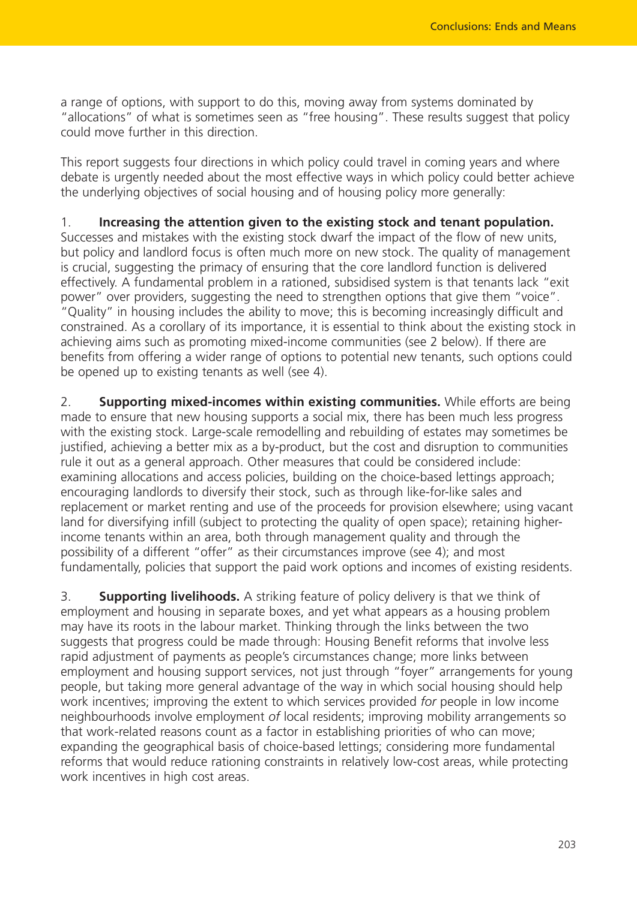a range of options, with support to do this, moving away from systems dominated by "allocations" of what is sometimes seen as "free housing". These results suggest that policy could move further in this direction.

This report suggests four directions in which policy could travel in coming years and where debate is urgently needed about the most effective ways in which policy could better achieve the underlying objectives of social housing and of housing policy more generally:

1. **Increasing the attention given to the existing stock and tenant population.** Successes and mistakes with the existing stock dwarf the impact of the flow of new units, but policy and landlord focus is often much more on new stock. The quality of management is crucial, suggesting the primacy of ensuring that the core landlord function is delivered effectively. A fundamental problem in a rationed, subsidised system is that tenants lack "exit power" over providers, suggesting the need to strengthen options that give them "voice". "Quality" in housing includes the ability to move; this is becoming increasingly difficult and constrained. As a corollary of its importance, it is essential to think about the existing stock in achieving aims such as promoting mixed-income communities (see 2 below). If there are benefits from offering a wider range of options to potential new tenants, such options could be opened up to existing tenants as well (see 4).

2. **Supporting mixed-incomes within existing communities.** While efforts are being made to ensure that new housing supports a social mix, there has been much less progress with the existing stock. Large-scale remodelling and rebuilding of estates may sometimes be justified, achieving a better mix as a by-product, but the cost and disruption to communities rule it out as a general approach. Other measures that could be considered include: examining allocations and access policies, building on the choice-based lettings approach; encouraging landlords to diversify their stock, such as through like-for-like sales and replacement or market renting and use of the proceeds for provision elsewhere; using vacant land for diversifying infill (subject to protecting the quality of open space); retaining higher-income tenants within an area, both through management quality and through the possibility of a different "offer" as their circumstances improve (see 4); and most fundamentally, policies that support the paid work options and incomes of existing residents.

3. **Supporting livelihoods.** A striking feature of policy delivery is that we think of employment and housing in separate boxes, and yet what appears as a housing problem may have its roots in the labour market. Thinking through the links between the two suggests that progress could be made through: Housing Benefit reforms that involve less rapid adjustment of payments as people's circumstances change; more links between employment and housing support services, not just through "foyer" arrangements for young people, but taking more general advantage of the way in which social housing should help work incentives; improving the extent to which services provided *for* people in low income neighbourhoods involve employment *of* local residents; improving mobility arrangements so that work-related reasons count as a factor in establishing priorities of who can move; expanding the geographical basis of choice-based lettings; considering more fundamental reforms that would reduce rationing constraints in relatively low-cost areas, while protecting work incentives in high cost areas.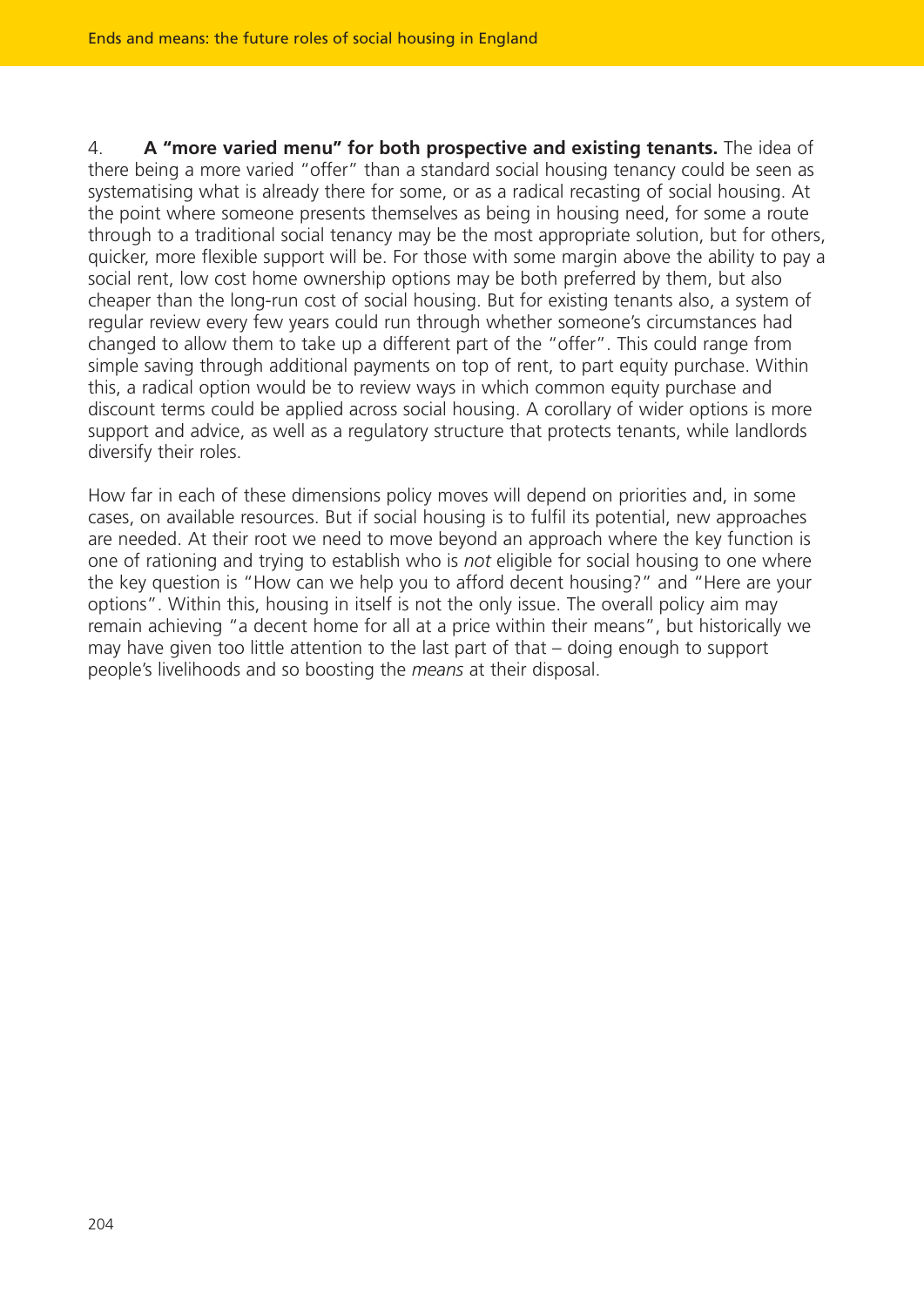4. **A "more varied menu" for both prospective and existing tenants.** The idea of there being a more varied "offer" than a standard social housing tenancy could be seen as systematising what is already there for some, or as a radical recasting of social housing. At the point where someone presents themselves as being in housing need, for some a route through to a traditional social tenancy may be the most appropriate solution, but for others, quicker, more flexible support will be. For those with some margin above the ability to pay a social rent, low cost home ownership options may be both preferred by them, but also cheaper than the long-run cost of social housing. But for existing tenants also, a system of regular review every few years could run through whether someone's circumstances had changed to allow them to take up a different part of the "offer". This could range from simple saving through additional payments on top of rent, to part equity purchase. Within this, a radical option would be to review ways in which common equity purchase and discount terms could be applied across social housing. A corollary of wider options is more support and advice, as well as a regulatory structure that protects tenants, while landlords diversify their roles.

How far in each of these dimensions policy moves will depend on priorities and, in some cases, on available resources. But if social housing is to fulfil its potential, new approaches are needed. At their root we need to move beyond an approach where the key function is one of rationing and trying to establish who is *not* eligible for social housing to one where the key question is "How can we help you to afford decent housing?" and "Here are your options". Within this, housing in itself is not the only issue. The overall policy aim may remain achieving "a decent home for all at a price within their means", but historically we may have given too little attention to the last part of that – doing enough to support people's livelihoods and so boosting the *means* at their disposal.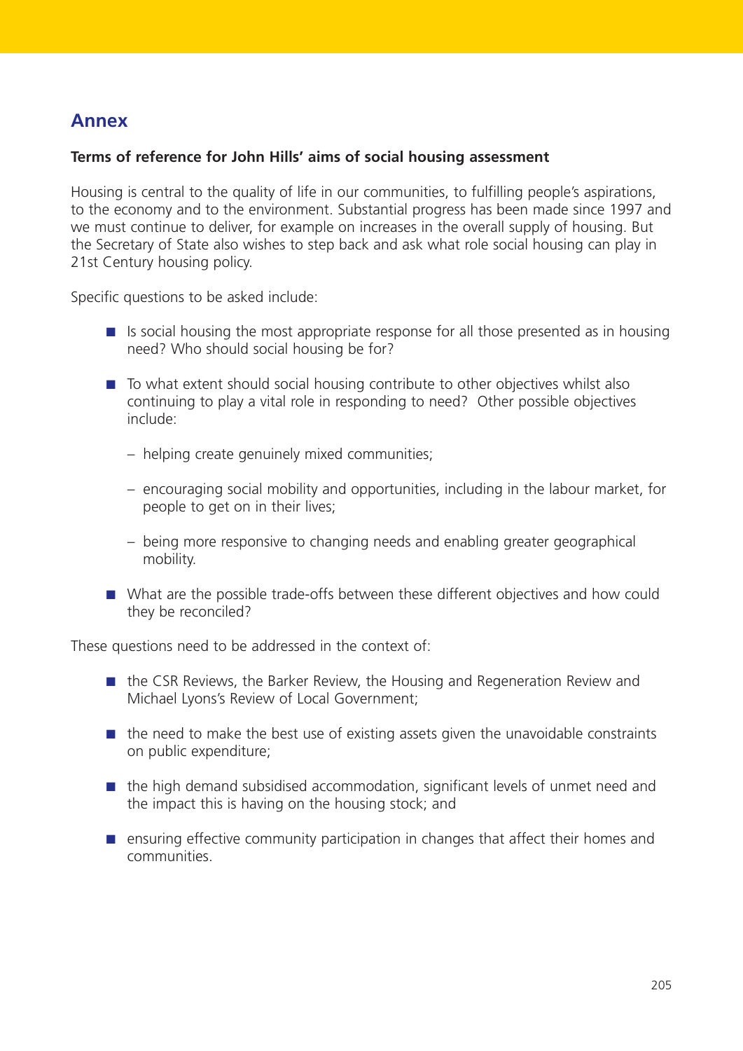# Annex

**Terms of reference for John Hills' aims of social housing assessment**

Housing is central to the quality of life in our communities, to fulfilling people's aspirations, to the economy and to the environment. Substantial progress has been made since 1997 and we must continue to deliver, for example on increases in the overall supply of housing. But the Secretary of State also wishes to step back and ask what role social housing can play in 21st Century housing policy.

Specific questions to be asked include:

- Is social housing the most appropriate response for all those presented as in housing need? Who should social housing be for?
- To what extent should social housing contribute to other objectives whilst also continuing to play a vital role in responding to need? Other possible objectives include:
  - helping create genuinely mixed communities;
  - encouraging social mobility and opportunities, including in the labour market, for people to get on in their lives;
  - being more responsive to changing needs and enabling greater geographical mobility.
- What are the possible trade-offs between these different objectives and how could they be reconciled?

These questions need to be addressed in the context of:

- the CSR Reviews, the Barker Review, the Housing and Regeneration Review and Michael Lyons's Review of Local Government;
- the need to make the best use of existing assets given the unavoidable constraints on public expenditure;
- the high demand subsidised accommodation, significant levels of unmet need and the impact this is having on the housing stock; and
- ensuring effective community participation in changes that affect their homes and communities.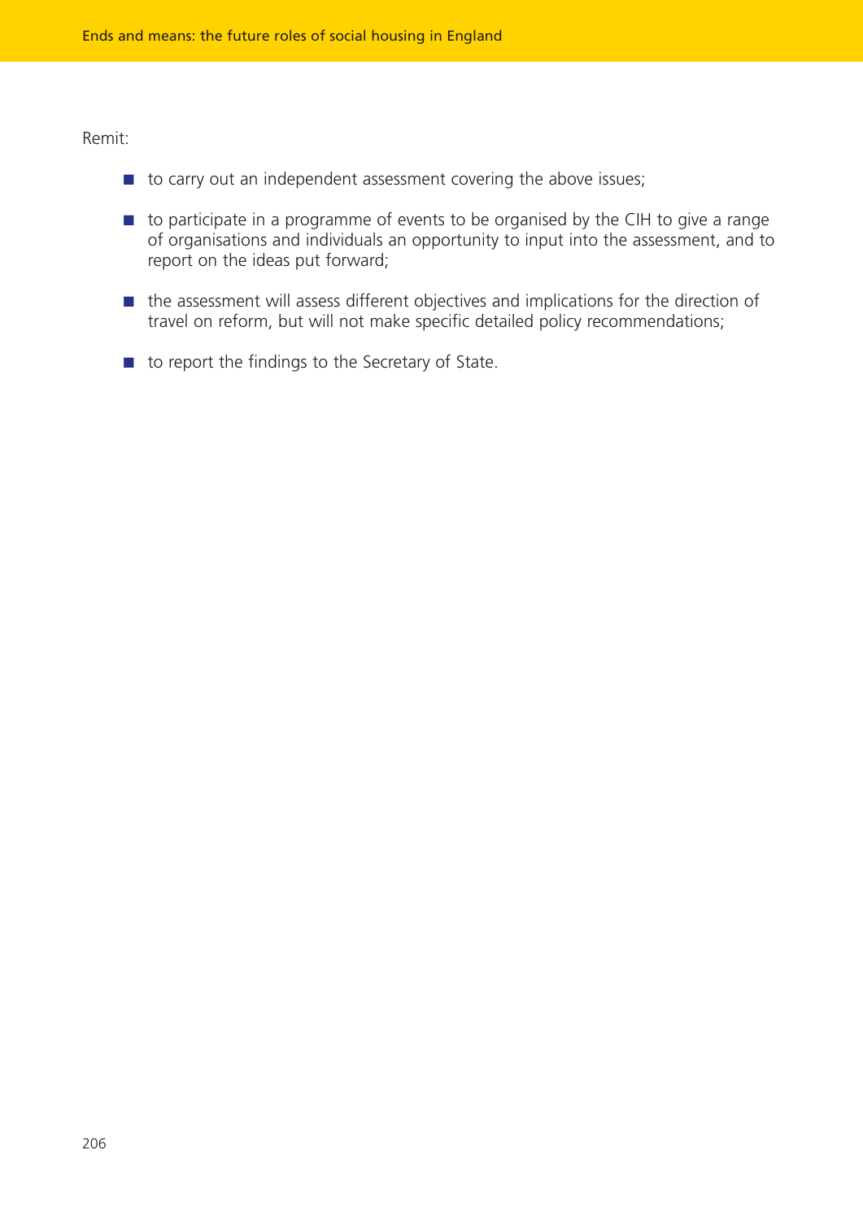Remit:

- to carry out an independent assessment covering the above issues;
- to participate in a programme of events to be organised by the CIH to give a range of organisations and individuals an opportunity to input into the assessment, and to report on the ideas put forward;
- the assessment will assess different objectives and implications for the direction of travel on reform, but will not make specific detailed policy recommendations;
- to report the findings to the Secretary of State.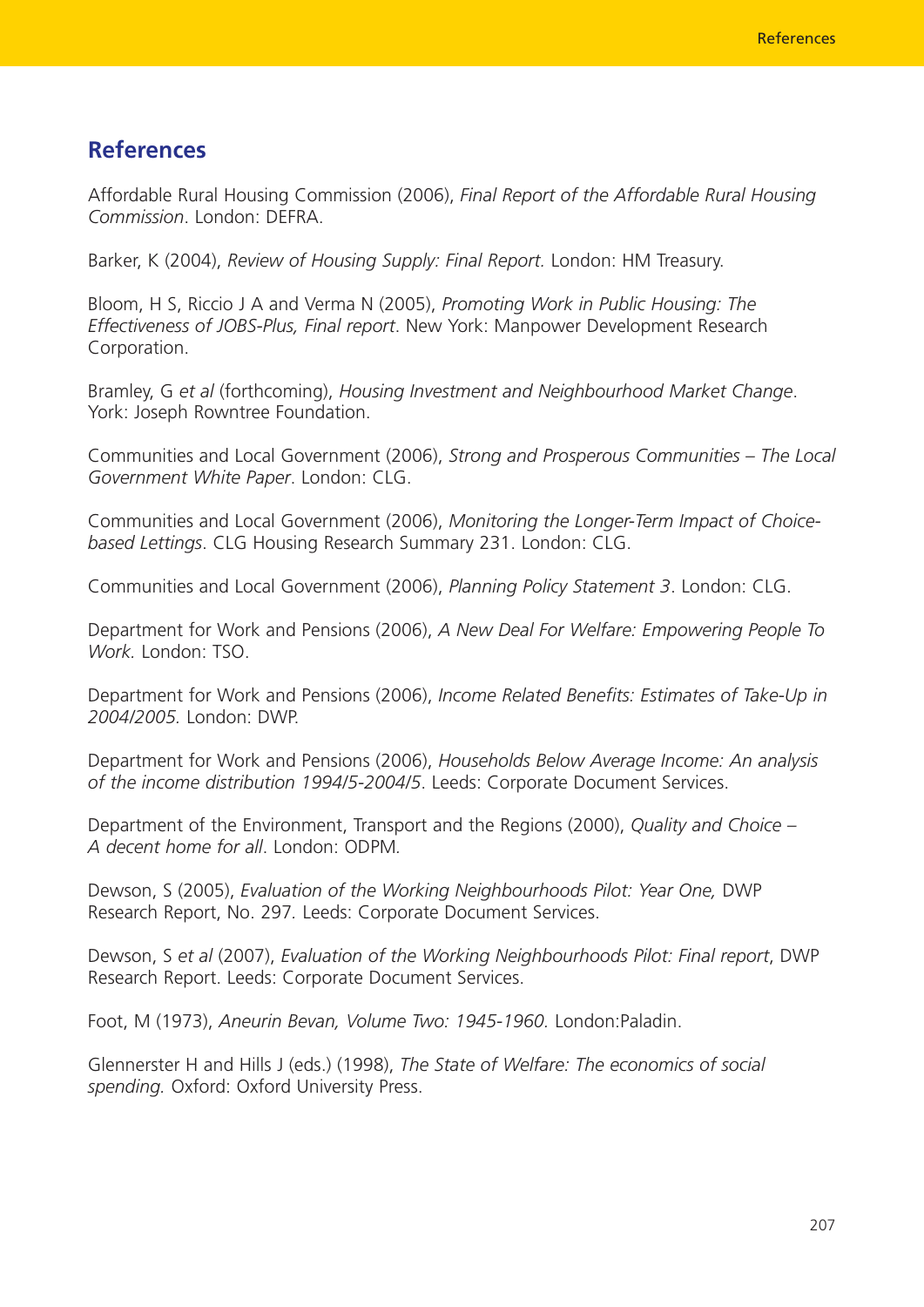## References

Affordable Rural Housing Commission (2006), *Final Report of the Affordable Rural Housing Commission*. London: DEFRA.

Barker, K (2004), *Review of Housing Supply: Final Report.* London: HM Treasury.

Bloom, H S, Riccio J A and Verma N (2005), *Promoting Work in Public Housing: The Effectiveness of JOBS-Plus, Final report*. New York: Manpower Development Research Corporation.

Bramley, G *et al* (forthcoming), *Housing Investment and Neighbourhood Market Change*. York: Joseph Rowntree Foundation.

Communities and Local Government (2006), *Strong and Prosperous Communities – The Local Government White Paper*. London: CLG.

Communities and Local Government (2006), *Monitoring the Longer-Term Impact of Choice-based Lettings*. CLG Housing Research Summary 231. London: CLG.

Communities and Local Government (2006), *Planning Policy Statement 3*. London: CLG.

Department for Work and Pensions (2006), *A New Deal For Welfare: Empowering People To Work.* London: TSO.

Department for Work and Pensions (2006), *Income Related Benefits: Estimates of Take-Up in 2004/2005.* London: DWP.

Department for Work and Pensions (2006), *Households Below Average Income: An analysis of the income distribution 1994/5-2004/5*. Leeds: Corporate Document Services.

Department of the Environment, Transport and the Regions (2000), *Quality and Choice – A decent home for all*. London: ODPM.

Dewson, S (2005), *Evaluation of the Working Neighbourhoods Pilot: Year One,* DWP Research Report, No. 297. Leeds: Corporate Document Services.

Dewson, S *et al* (2007), *Evaluation of the Working Neighbourhoods Pilot: Final report*, DWP Research Report. Leeds: Corporate Document Services.

Foot, M (1973), *Aneurin Bevan, Volume Two: 1945-1960.* London:Paladin.

Glennerster H and Hills J (eds.) (1998), *The State of Welfare: The economics of social spending.* Oxford: Oxford University Press.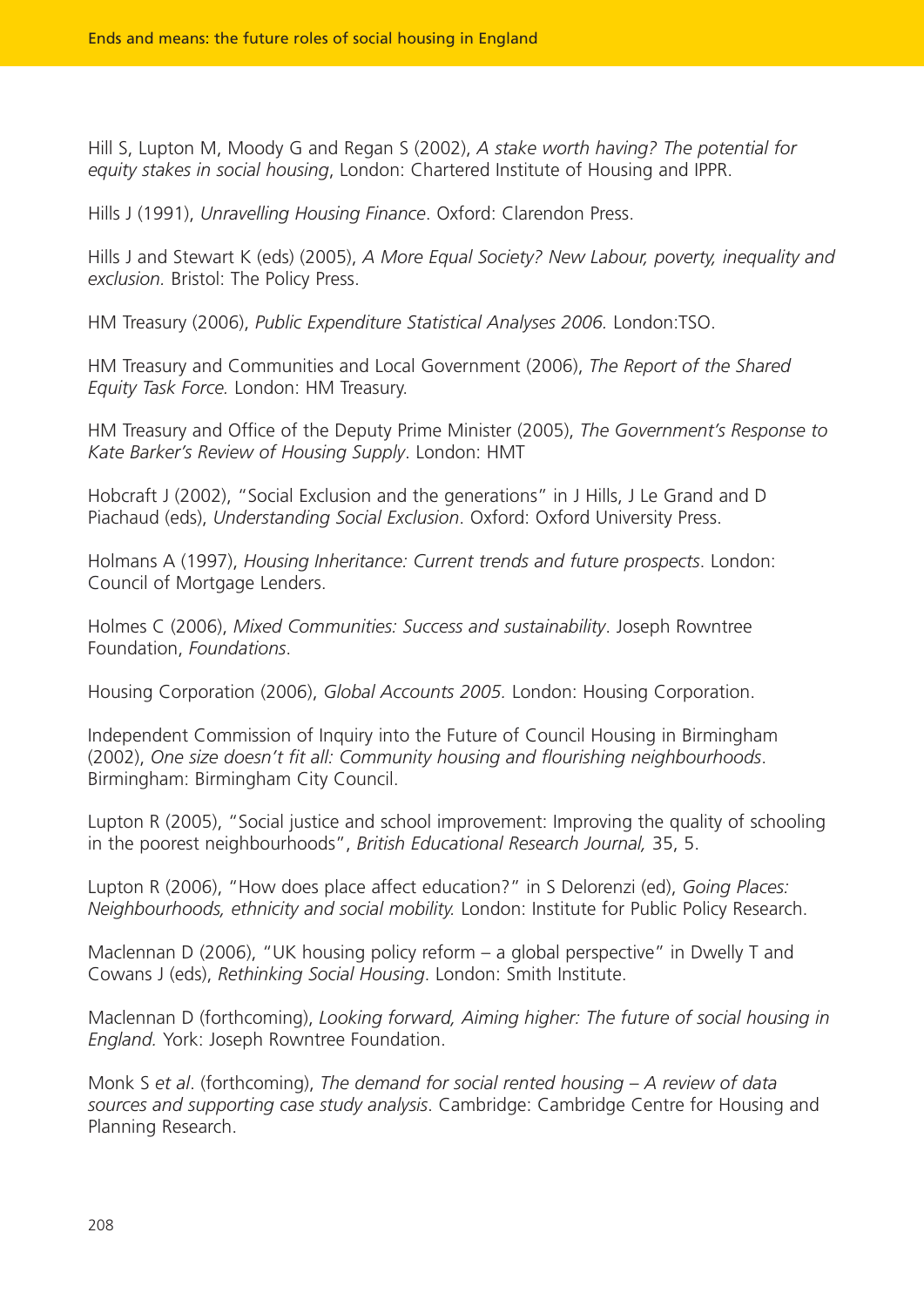Hill S, Lupton M, Moody G and Regan S (2002), *A stake worth having? The potential for equity stakes in social housing*, London: Chartered Institute of Housing and IPPR.

Hills J (1991), *Unravelling Housing Finance*. Oxford: Clarendon Press.

Hills J and Stewart K (eds) (2005), *A More Equal Society? New Labour, poverty, inequality and exclusion.* Bristol: The Policy Press.

HM Treasury (2006), *Public Expenditure Statistical Analyses 2006.* London:TSO.

HM Treasury and Communities and Local Government (2006), *The Report of the Shared Equity Task Force.* London: HM Treasury.

HM Treasury and Office of the Deputy Prime Minister (2005), *The Government's Response to Kate Barker's Review of Housing Supply*. London: HMT

Hobcraft J (2002), "Social Exclusion and the generations" in J Hills, J Le Grand and D Piachaud (eds), *Understanding Social Exclusion*. Oxford: Oxford University Press.

Holmans A (1997), *Housing Inheritance: Current trends and future prospects*. London: Council of Mortgage Lenders.

Holmes C (2006), *Mixed Communities: Success and sustainability*. Joseph Rowntree Foundation, *Foundations.*

Housing Corporation (2006), *Global Accounts 2005.* London: Housing Corporation.

Independent Commission of Inquiry into the Future of Council Housing in Birmingham (2002), *One size doesn't fit all: Community housing and flourishing neighbourhoods*. Birmingham: Birmingham City Council.

Lupton R (2005), "Social justice and school improvement: Improving the quality of schooling in the poorest neighbourhoods", *British Educational Research Journal,* 35, 5.

Lupton R (2006), "How does place affect education?" in S Delorenzi (ed), *Going Places: Neighbourhoods, ethnicity and social mobility.* London: Institute for Public Policy Research.

Maclennan D (2006), "UK housing policy reform – a global perspective" in Dwelly T and Cowans J (eds), *Rethinking Social Housing*. London: Smith Institute.

Maclennan D (forthcoming), *Looking forward, Aiming higher: The future of social housing in England.* York: Joseph Rowntree Foundation.

Monk S *et al*. (forthcoming), *The demand for social rented housing – A review of data sources and supporting case study analysis*. Cambridge: Cambridge Centre for Housing and Planning Research.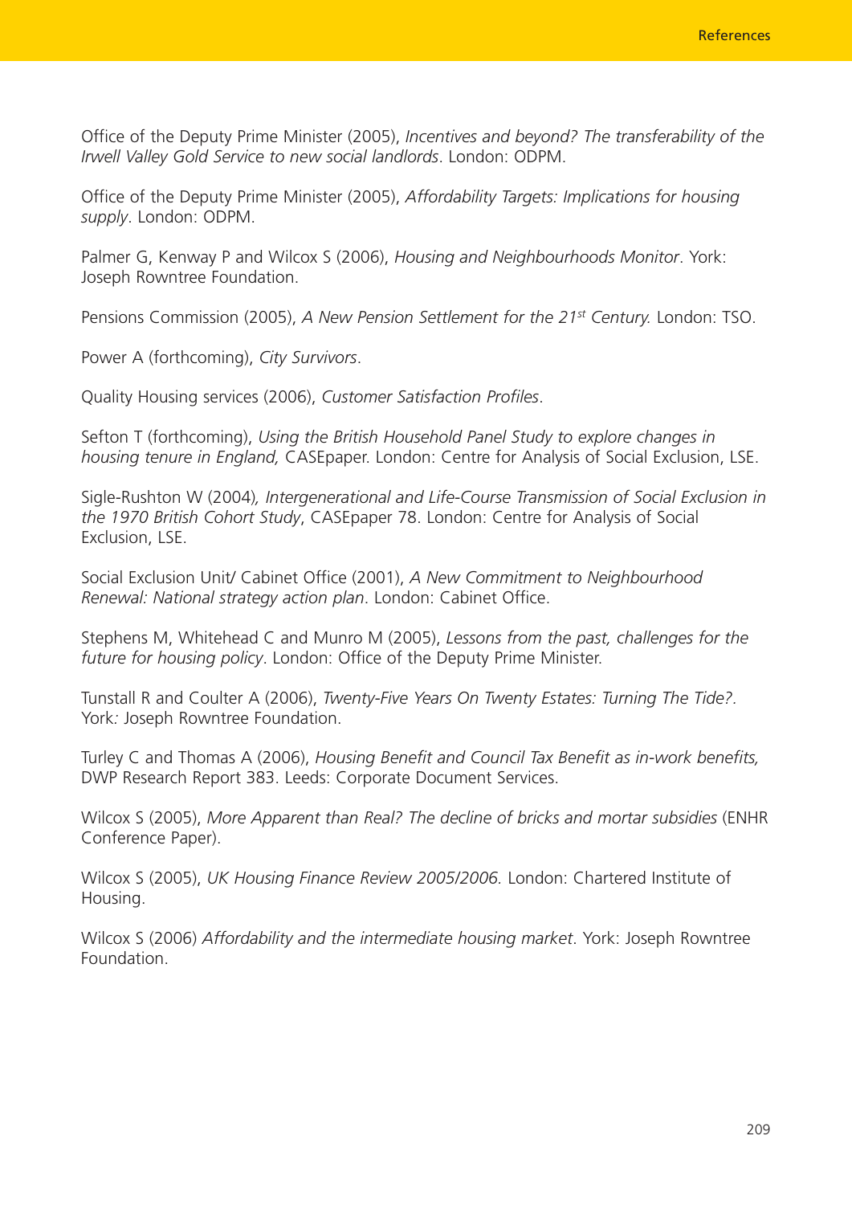Office of the Deputy Prime Minister (2005), *Incentives and beyond? The transferability of the Irwell Valley Gold Service to new social landlords*. London: ODPM.

Office of the Deputy Prime Minister (2005), *Affordability Targets: Implications for housing supply*. London: ODPM.

Palmer G, Kenway P and Wilcox S (2006), *Housing and Neighbourhoods Monitor*. York: Joseph Rowntree Foundation.

Pensions Commission (2005), *A New Pension Settlement for the 21st Century.* London: TSO.

Power A (forthcoming), *City Survivors*.

Quality Housing services (2006), *Customer Satisfaction Profiles*.

Sefton T (forthcoming), *Using the British Household Panel Study to explore changes in housing tenure in England,* CASEpaper. London: Centre for Analysis of Social Exclusion, LSE.

Sigle-Rushton W (2004), *Intergenerational and Life-Course Transmission of Social Exclusion in the 1970 British Cohort Study*, CASEpaper 78. London: Centre for Analysis of Social Exclusion, LSE.

Social Exclusion Unit/ Cabinet Office (2001), *A New Commitment to Neighbourhood Renewal: National strategy action plan*. London: Cabinet Office.

Stephens M, Whitehead C and Munro M (2005), *Lessons from the past, challenges for the future for housing policy*. London: Office of the Deputy Prime Minister.

Tunstall R and Coulter A (2006), *Twenty-Five Years On Twenty Estates: Turning The Tide?.* York: Joseph Rowntree Foundation.

Turley C and Thomas A (2006), *Housing Benefit and Council Tax Benefit as in-work benefits,* DWP Research Report 383. Leeds: Corporate Document Services.

Wilcox S (2005), *More Apparent than Real? The decline of bricks and mortar subsidies* (ENHR Conference Paper).

Wilcox S (2005), *UK Housing Finance Review 2005/2006.* London: Chartered Institute of Housing.

Wilcox S (2006) *Affordability and the intermediate housing market*. York: Joseph Rowntree Foundation.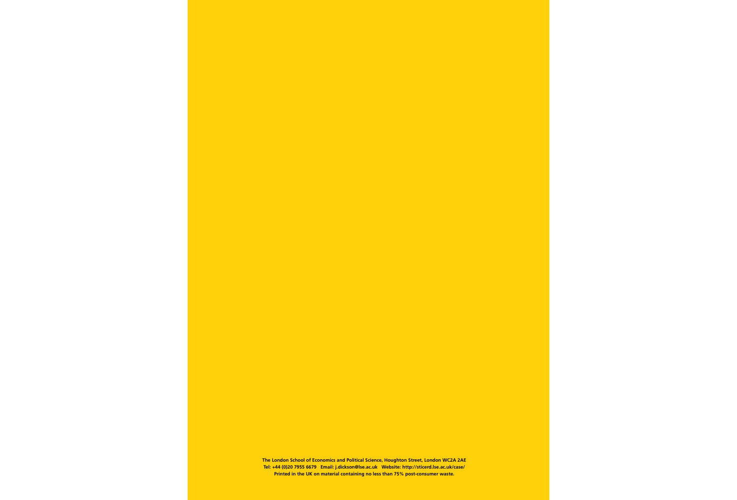**The London School of Economics and Political Science, Houghton Street, London WC2A 2AE**
**Tel: +44 (0)20 7955 6679 Email: j.dickson@lse.ac.uk Website: http://sticerd.lse.ac.uk/case/**
**Printed in the UK on material containing no less than 75% post-consumer waste.**